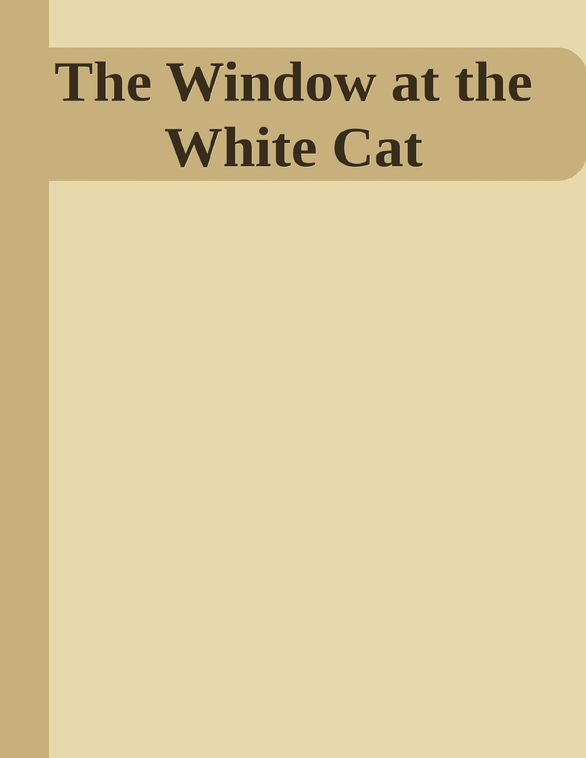# The Window at the White Cat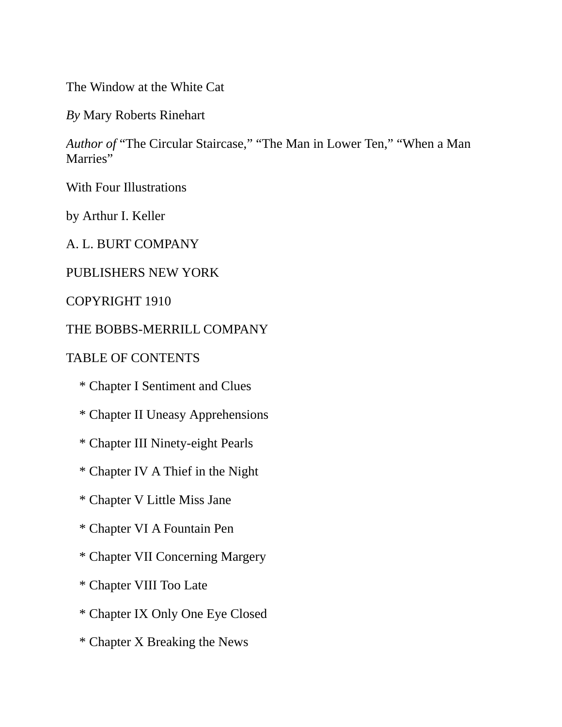# The Window at the White Cat

*By* Mary Roberts Rinehart

*Author of* “The Circular Staircase,” “The Man in Lower Ten,” “When a Man Marries”

With Four Illustrations

by Arthur I. Keller

A. L. BURT COMPANY

PUBLISHERS NEW YORK

COPYRIGHT 1910

THE BOBBS-MERRILL COMPANY

## TABLE OF CONTENTS

* Chapter I Sentiment and Clues
* Chapter II Uneasy Apprehensions
* Chapter III Ninety-eight Pearls
* Chapter IV A Thief in the Night
* Chapter V Little Miss Jane
* Chapter VI A Fountain Pen
* Chapter VII Concerning Margery
* Chapter VIII Too Late
* Chapter IX Only One Eye Closed
* Chapter X Breaking the News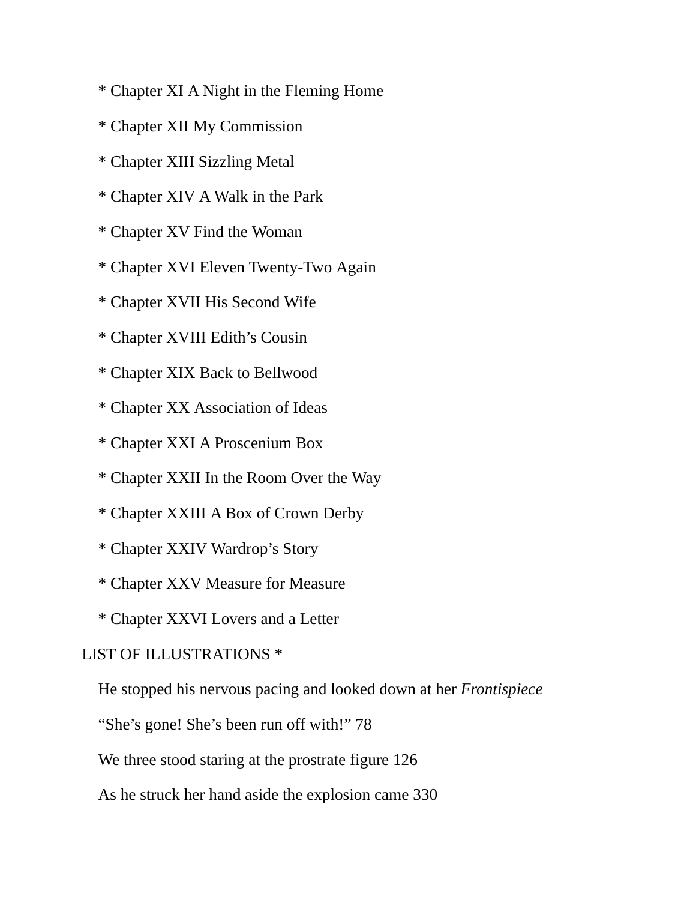* Chapter XI A Night in the Fleming Home
* Chapter XII My Commission
* Chapter XIII Sizzling Metal
* Chapter XIV A Walk in the Park
* Chapter XV Find the Woman
* Chapter XVI Eleven Twenty-Two Again
* Chapter XVII His Second Wife
* Chapter XVIII Edith’s Cousin
* Chapter XIX Back to Bellwood
* Chapter XX Association of Ideas
* Chapter XXI A Proscenium Box
* Chapter XXII In the Room Over the Way
* Chapter XXIII A Box of Crown Derby
* Chapter XXIV Wardrop’s Story
* Chapter XXV Measure for Measure
* Chapter XXVI Lovers and a Letter

LIST OF ILLUSTRATIONS *

He stopped his nervous pacing and looked down at her *Frontispiece*

“She’s gone! She’s been run off with!” 78

We three stood staring at the prostrate figure 126

As he struck her hand aside the explosion came 330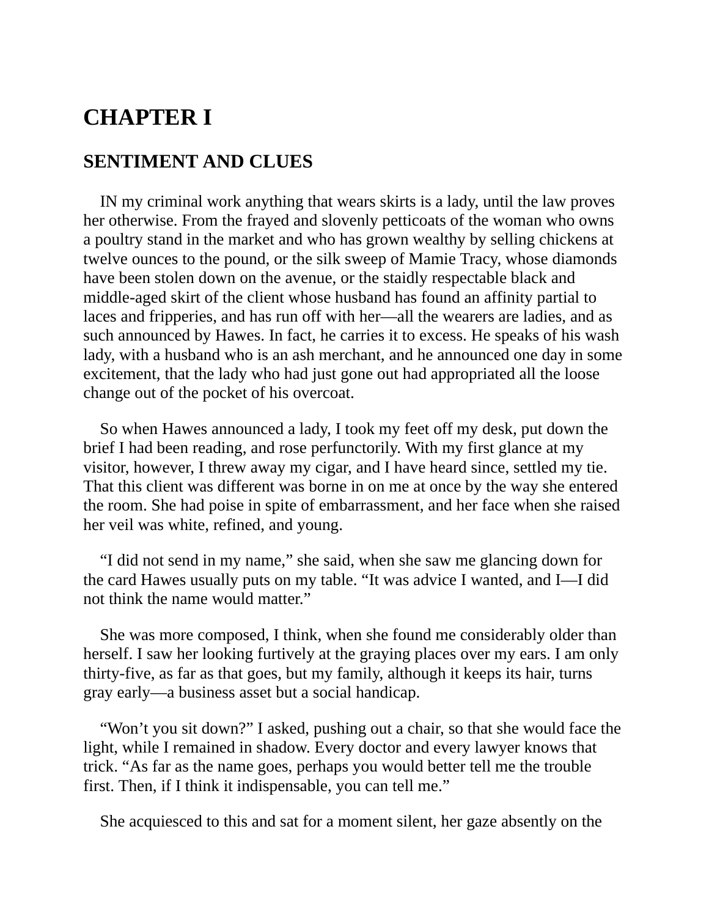# CHAPTER I

## SENTIMENT AND CLUES

IN my criminal work anything that wears skirts is a lady, until the law proves her otherwise. From the frayed and slovenly petticoats of the woman who owns a poultry stand in the market and who has grown wealthy by selling chickens at twelve ounces to the pound, or the silk sweep of Mamie Tracy, whose diamonds have been stolen down on the avenue, or the staidly respectable black and middle-aged skirt of the client whose husband has found an affinity partial to laces and fripperies, and has run off with her—all the wearers are ladies, and as such announced by Hawes. In fact, he carries it to excess. He speaks of his wash lady, with a husband who is an ash merchant, and he announced one day in some excitement, that the lady who had just gone out had appropriated all the loose change out of the pocket of his overcoat.

So when Hawes announced a lady, I took my feet off my desk, put down the brief I had been reading, and rose perfunctorily. With my first glance at my visitor, however, I threw away my cigar, and I have heard since, settled my tie. That this client was different was borne in on me at once by the way she entered the room. She had poise in spite of embarrassment, and her face when she raised her veil was white, refined, and young.

"I did not send in my name," she said, when she saw me glancing down for the card Hawes usually puts on my table. "It was advice I wanted, and I—I did not think the name would matter."

She was more composed, I think, when she found me considerably older than herself. I saw her looking furtively at the graying places over my ears. I am only thirty-five, as far as that goes, but my family, although it keeps its hair, turns gray early—a business asset but a social handicap.

"Won't you sit down?" I asked, pushing out a chair, so that she would face the light, while I remained in shadow. Every doctor and every lawyer knows that trick. "As far as the name goes, perhaps you would better tell me the trouble first. Then, if I think it indispensable, you can tell me."

She acquiesced to this and sat for a moment silent, her gaze absently on the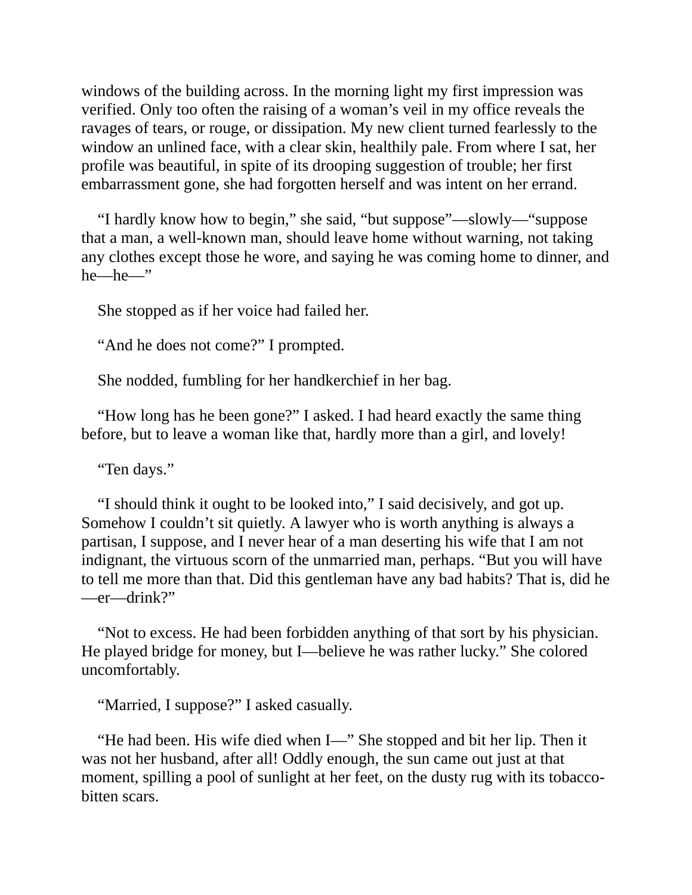windows of the building across. In the morning light my first impression was verified. Only too often the raising of a woman's veil in my office reveals the ravages of tears, or rouge, or dissipation. My new client turned fearlessly to the window an unlined face, with a clear skin, healthily pale. From where I sat, her profile was beautiful, in spite of its drooping suggestion of trouble; her first embarrassment gone, she had forgotten herself and was intent on her errand.

"I hardly know how to begin," she said, "but suppose"—slowly—"suppose that a man, a well-known man, should leave home without warning, not taking any clothes except those he wore, and saying he was coming home to dinner, and he—he—"

She stopped as if her voice had failed her.

"And he does not come?" I prompted.

She nodded, fumbling for her handkerchief in her bag.

"How long has he been gone?" I asked. I had heard exactly the same thing before, but to leave a woman like that, hardly more than a girl, and lovely!

"Ten days."

"I should think it ought to be looked into," I said decisively, and got up. Somehow I couldn't sit quietly. A lawyer who is worth anything is always a partisan, I suppose, and I never hear of a man deserting his wife that I am not indignant, the virtuous scorn of the unmarried man, perhaps. "But you will have to tell me more than that. Did this gentleman have any bad habits? That is, did he—er—drink?"

"Not to excess. He had been forbidden anything of that sort by his physician. He played bridge for money, but I—believe he was rather lucky." She colored uncomfortably.

"Married, I suppose?" I asked casually.

"He had been. His wife died when I—" She stopped and bit her lip. Then it was not her husband, after all! Oddly enough, the sun came out just at that moment, spilling a pool of sunlight at her feet, on the dusty rug with its tobacco-bitten scars.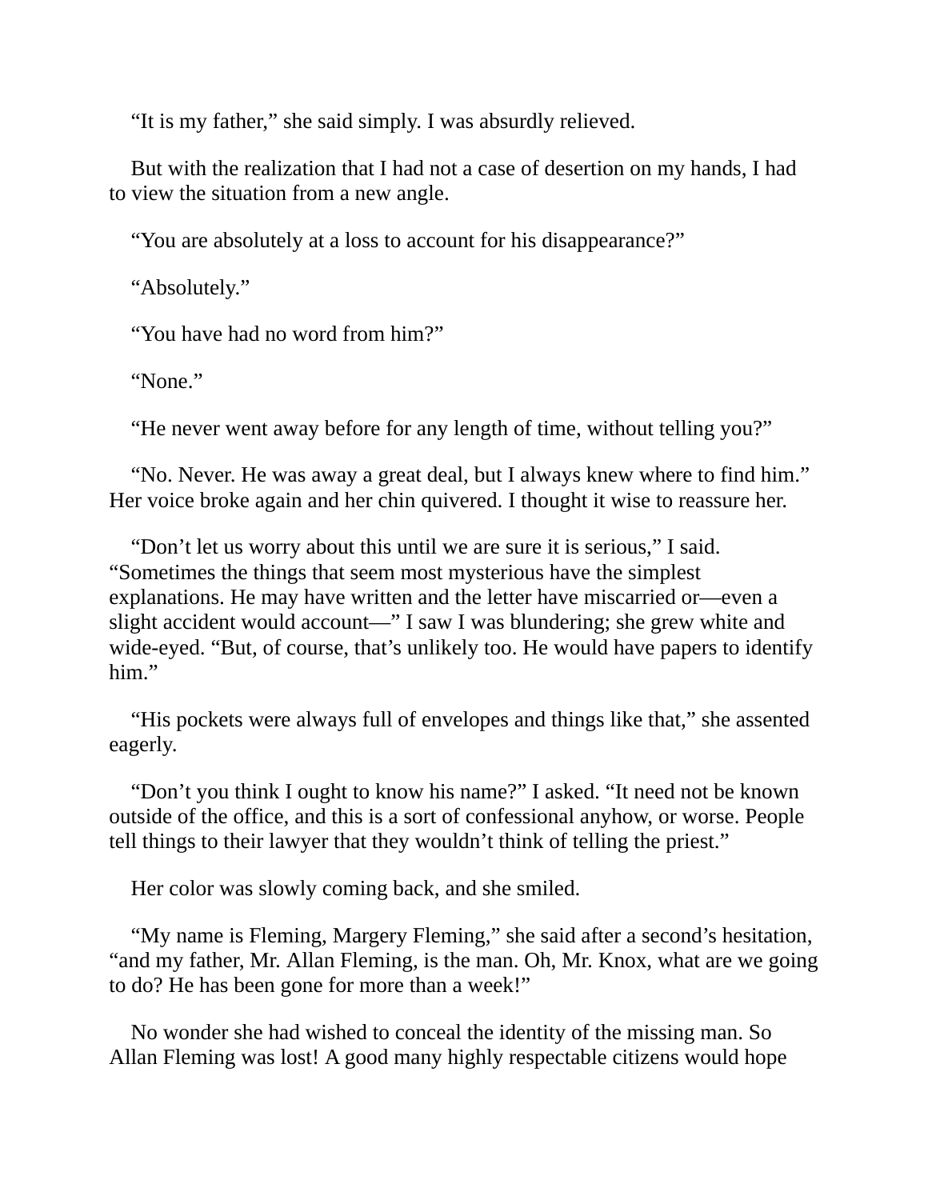“It is my father,” she said simply. I was absurdly relieved.

But with the realization that I had not a case of desertion on my hands, I had to view the situation from a new angle.

“You are absolutely at a loss to account for his disappearance?”

“Absolutely.”

“You have had no word from him?”

“None.”

“He never went away before for any length of time, without telling you?”

“No. Never. He was away a great deal, but I always knew where to find him.” Her voice broke again and her chin quivered. I thought it wise to reassure her.

“Don’t let us worry about this until we are sure it is serious,” I said. “Sometimes the things that seem most mysterious have the simplest explanations. He may have written and the letter have miscarried or—even a slight accident would account—” I saw I was blundering; she grew white and wide-eyed. “But, of course, that’s unlikely too. He would have papers to identify him.”

“His pockets were always full of envelopes and things like that,” she assented eagerly.

“Don’t you think I ought to know his name?” I asked. “It need not be known outside of the office, and this is a sort of confessional anyhow, or worse. People tell things to their lawyer that they wouldn’t think of telling the priest.”

Her color was slowly coming back, and she smiled.

“My name is Fleming, Margery Fleming,” she said after a second’s hesitation, “and my father, Mr. Allan Fleming, is the man. Oh, Mr. Knox, what are we going to do? He has been gone for more than a week!”

No wonder she had wished to conceal the identity of the missing man. So Allan Fleming was lost! A good many highly respectable citizens would hope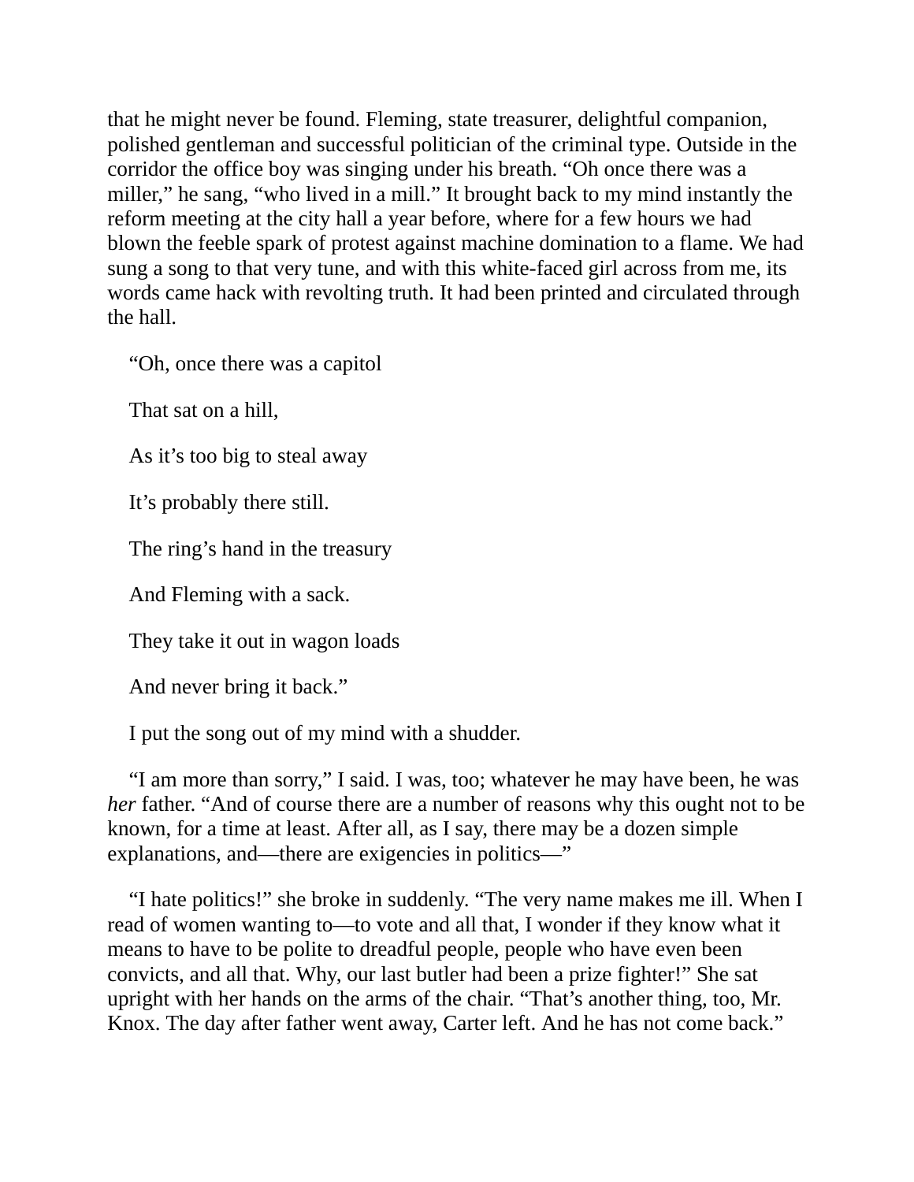that he might never be found. Fleming, state treasurer, delightful companion, polished gentleman and successful politician of the criminal type. Outside in the corridor the office boy was singing under his breath. “Oh once there was a miller,” he sang, “who lived in a mill.” It brought back to my mind instantly the reform meeting at the city hall a year before, where for a few hours we had blown the feeble spark of protest against machine domination to a flame. We had sung a song to that very tune, and with this white-faced girl across from me, its words came hack with revolting truth. It had been printed and circulated through the hall.

“Oh, once there was a capitol

That sat on a hill,

As it’s too big to steal away

It’s probably there still.

The ring’s hand in the treasury

And Fleming with a sack.

They take it out in wagon loads

And never bring it back.”

I put the song out of my mind with a shudder.

“I am more than sorry,” I said. I was, too; whatever he may have been, he was *her* father. “And of course there are a number of reasons why this ought not to be known, for a time at least. After all, as I say, there may be a dozen simple explanations, and—there are exigencies in politics—”

“I hate politics!” she broke in suddenly. “The very name makes me ill. When I read of women wanting to—to vote and all that, I wonder if they know what it means to have to be polite to dreadful people, people who have even been convicts, and all that. Why, our last butler had been a prize fighter!” She sat upright with her hands on the arms of the chair. “That’s another thing, too, Mr. Knox. The day after father went away, Carter left. And he has not come back.”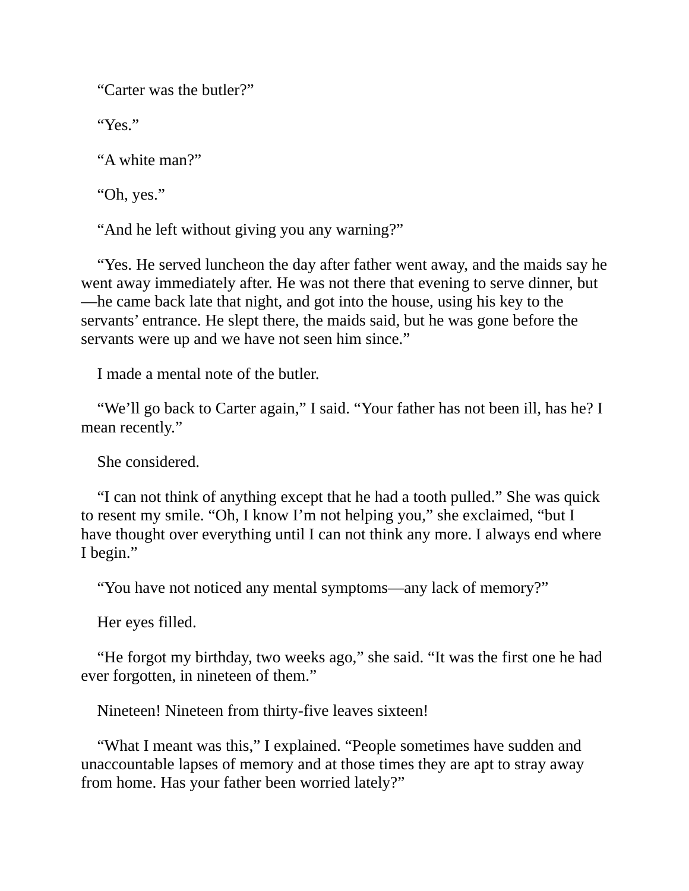"Carter was the butler?"

"Yes."

"A white man?"

"Oh, yes."

"And he left without giving you any warning?"

"Yes. He served luncheon the day after father went away, and the maids say he went away immediately after. He was not there that evening to serve dinner, but—he came back late that night, and got into the house, using his key to the servants' entrance. He slept there, the maids said, but he was gone before the servants were up and we have not seen him since."

I made a mental note of the butler.

"We'll go back to Carter again," I said. "Your father has not been ill, has he? I mean recently."

She considered.

"I can not think of anything except that he had a tooth pulled." She was quick to resent my smile. "Oh, I know I'm not helping you," she exclaimed, "but I have thought over everything until I can not think any more. I always end where I begin."

"You have not noticed any mental symptoms—any lack of memory?"

Her eyes filled.

"He forgot my birthday, two weeks ago," she said. "It was the first one he had ever forgotten, in nineteen of them."

Nineteen! Nineteen from thirty-five leaves sixteen!

"What I meant was this," I explained. "People sometimes have sudden and unaccountable lapses of memory and at those times they are apt to stray away from home. Has your father been worried lately?"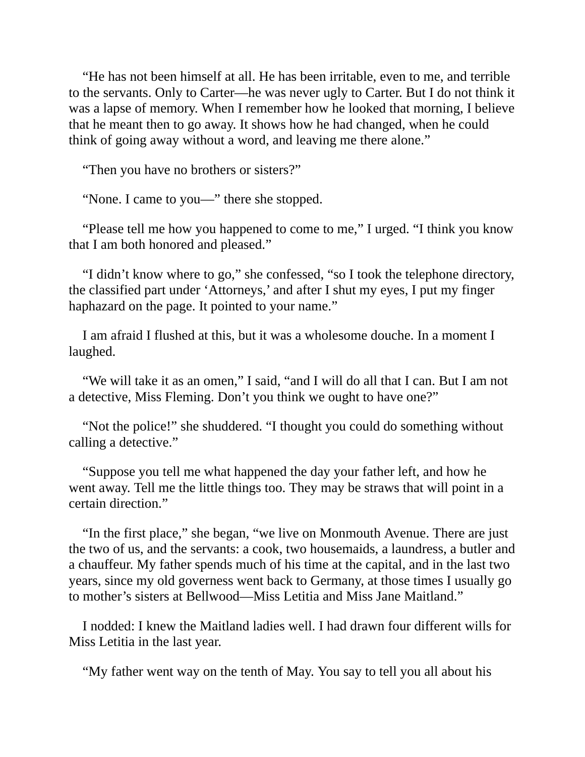“He has not been himself at all. He has been irritable, even to me, and terrible to the servants. Only to Carter—he was never ugly to Carter. But I do not think it was a lapse of memory. When I remember how he looked that morning, I believe that he meant then to go away. It shows how he had changed, when he could think of going away without a word, and leaving me there alone.”

“Then you have no brothers or sisters?”

“None. I came to you—” there she stopped.

“Please tell me how you happened to come to me,” I urged. “I think you know that I am both honored and pleased.”

“I didn’t know where to go,” she confessed, “so I took the telephone directory, the classified part under ‘Attorneys,’ and after I shut my eyes, I put my finger haphazard on the page. It pointed to your name.”

I am afraid I flushed at this, but it was a wholesome douche. In a moment I laughed.

“We will take it as an omen,” I said, “and I will do all that I can. But I am not a detective, Miss Fleming. Don’t you think we ought to have one?”

“Not the police!” she shuddered. “I thought you could do something without calling a detective.”

“Suppose you tell me what happened the day your father left, and how he went away. Tell me the little things too. They may be straws that will point in a certain direction.”

“In the first place,” she began, “we live on Monmouth Avenue. There are just the two of us, and the servants: a cook, two housemaids, a laundress, a butler and a chauffeur. My father spends much of his time at the capital, and in the last two years, since my old governess went back to Germany, at those times I usually go to mother’s sisters at Bellwood—Miss Letitia and Miss Jane Maitland.”

I nodded: I knew the Maitland ladies well. I had drawn four different wills for Miss Letitia in the last year.

“My father went way on the tenth of May. You say to tell you all about his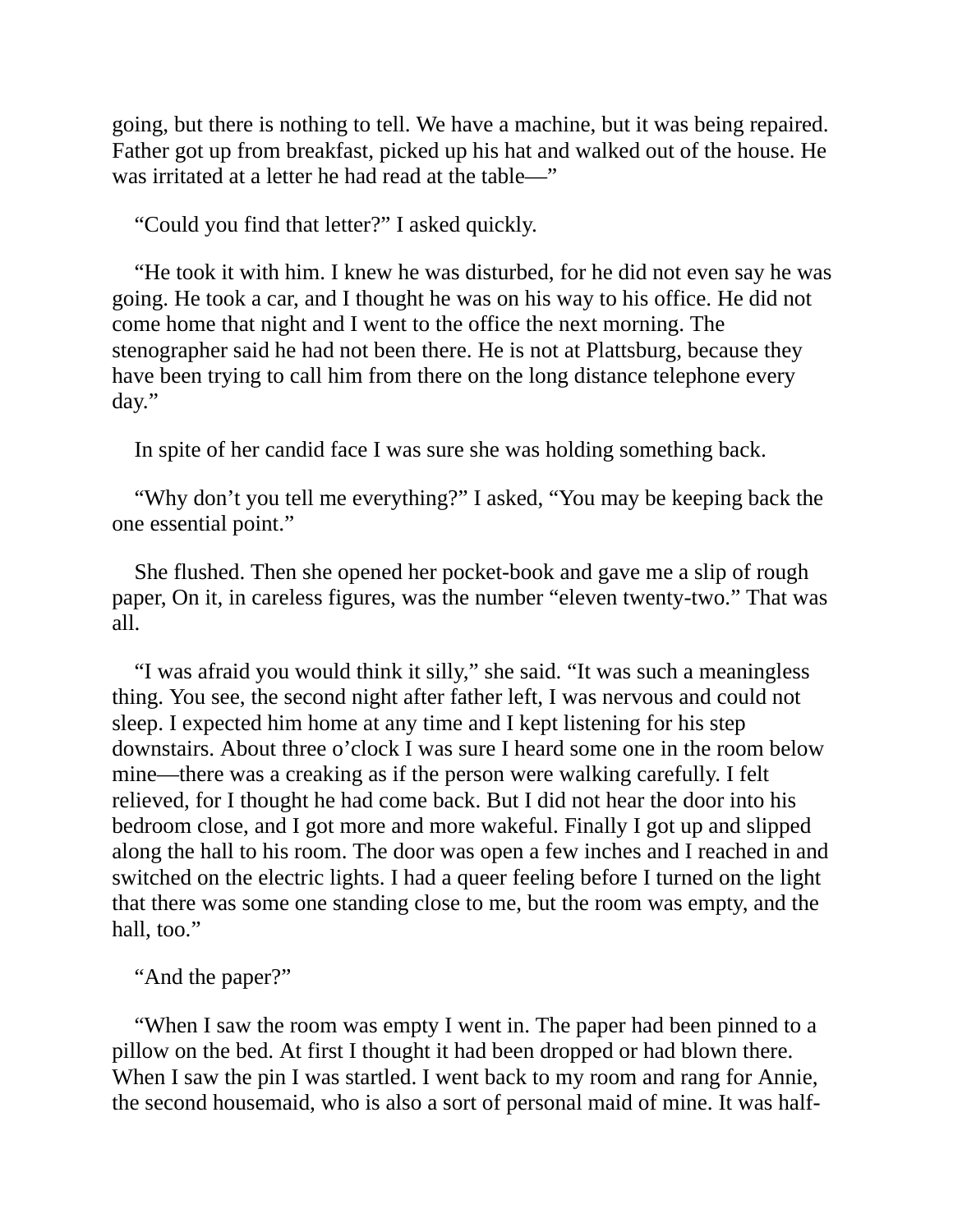going, but there is nothing to tell. We have a machine, but it was being repaired. Father got up from breakfast, picked up his hat and walked out of the house. He was irritated at a letter he had read at the table—"

"Could you find that letter?" I asked quickly.

"He took it with him. I knew he was disturbed, for he did not even say he was going. He took a car, and I thought he was on his way to his office. He did not come home that night and I went to the office the next morning. The stenographer said he had not been there. He is not at Plattsburg, because they have been trying to call him from there on the long distance telephone every day."

In spite of her candid face I was sure she was holding something back.

"Why don't you tell me everything?" I asked, "You may be keeping back the one essential point."

She flushed. Then she opened her pocket-book and gave me a slip of rough paper, On it, in careless figures, was the number "eleven twenty-two." That was all.

"I was afraid you would think it silly," she said. "It was such a meaningless thing. You see, the second night after father left, I was nervous and could not sleep. I expected him home at any time and I kept listening for his step downstairs. About three o'clock I was sure I heard some one in the room below mine—there was a creaking as if the person were walking carefully. I felt relieved, for I thought he had come back. But I did not hear the door into his bedroom close, and I got more and more wakeful. Finally I got up and slipped along the hall to his room. The door was open a few inches and I reached in and switched on the electric lights. I had a queer feeling before I turned on the light that there was some one standing close to me, but the room was empty, and the hall, too."

"And the paper?"

"When I saw the room was empty I went in. The paper had been pinned to a pillow on the bed. At first I thought it had been dropped or had blown there. When I saw the pin I was startled. I went back to my room and rang for Annie, the second housemaid, who is also a sort of personal maid of mine. It was half-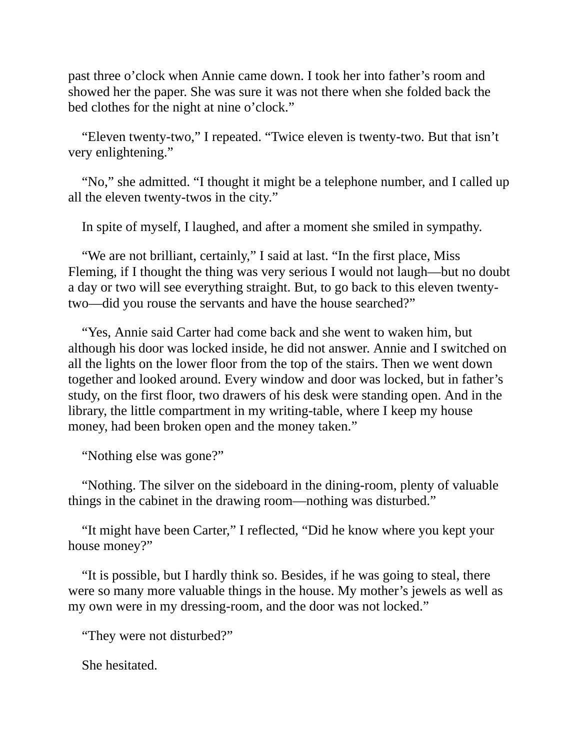past three o'clock when Annie came down. I took her into father's room and showed her the paper. She was sure it was not there when she folded back the bed clothes for the night at nine o'clock."

"Eleven twenty-two," I repeated. "Twice eleven is twenty-two. But that isn't very enlightening."

"No," she admitted. "I thought it might be a telephone number, and I called up all the eleven twenty-twos in the city."

In spite of myself, I laughed, and after a moment she smiled in sympathy.

"We are not brilliant, certainly," I said at last. "In the first place, Miss Fleming, if I thought the thing was very serious I would not laugh—but no doubt a day or two will see everything straight. But, to go back to this eleven twenty-two—did you rouse the servants and have the house searched?"

"Yes, Annie said Carter had come back and she went to waken him, but although his door was locked inside, he did not answer. Annie and I switched on all the lights on the lower floor from the top of the stairs. Then we went down together and looked around. Every window and door was locked, but in father's study, on the first floor, two drawers of his desk were standing open. And in the library, the little compartment in my writing-table, where I keep my house money, had been broken open and the money taken."

"Nothing else was gone?"

"Nothing. The silver on the sideboard in the dining-room, plenty of valuable things in the cabinet in the drawing room—nothing was disturbed."

"It might have been Carter," I reflected, "Did he know where you kept your house money?"

"It is possible, but I hardly think so. Besides, if he was going to steal, there were so many more valuable things in the house. My mother's jewels as well as my own were in my dressing-room, and the door was not locked."

"They were not disturbed?"

She hesitated.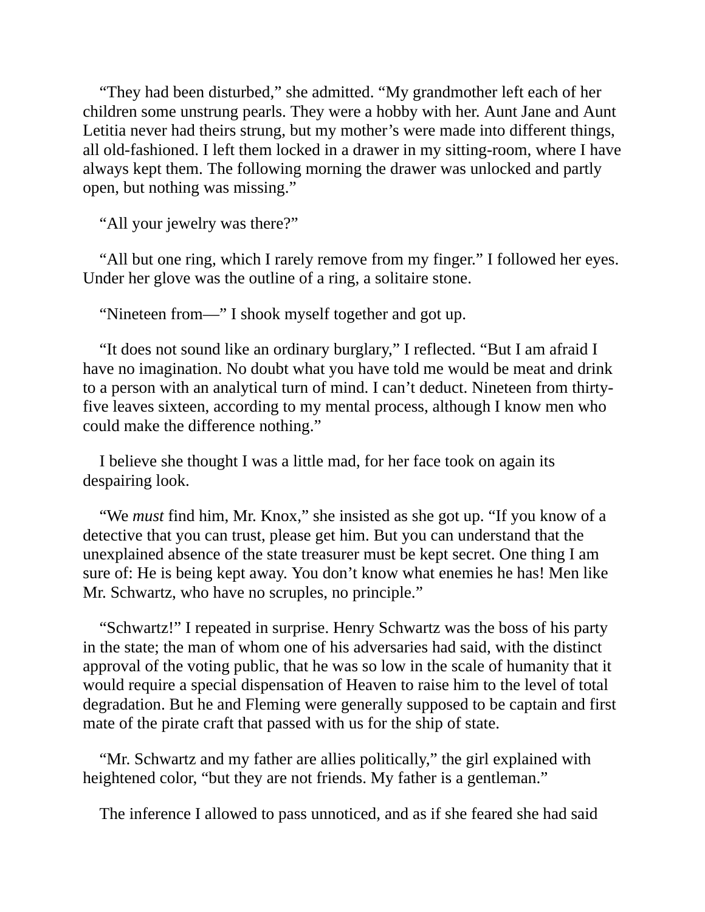“They had been disturbed,” she admitted. “My grandmother left each of her children some unstrung pearls. They were a hobby with her. Aunt Jane and Aunt Letitia never had theirs strung, but my mother’s were made into different things, all old-fashioned. I left them locked in a drawer in my sitting-room, where I have always kept them. The following morning the drawer was unlocked and partly open, but nothing was missing.”

“All your jewelry was there?”

“All but one ring, which I rarely remove from my finger.” I followed her eyes. Under her glove was the outline of a ring, a solitaire stone.

“Nineteen from—” I shook myself together and got up.

“It does not sound like an ordinary burglary,” I reflected. “But I am afraid I have no imagination. No doubt what you have told me would be meat and drink to a person with an analytical turn of mind. I can’t deduct. Nineteen from thirty-five leaves sixteen, according to my mental process, although I know men who could make the difference nothing.”

I believe she thought I was a little mad, for her face took on again its despairing look.

“We *must* find him, Mr. Knox,” she insisted as she got up. “If you know of a detective that you can trust, please get him. But you can understand that the unexplained absence of the state treasurer must be kept secret. One thing I am sure of: He is being kept away. You don’t know what enemies he has! Men like Mr. Schwartz, who have no scruples, no principle.”

“Schwartz!” I repeated in surprise. Henry Schwartz was the boss of his party in the state; the man of whom one of his adversaries had said, with the distinct approval of the voting public, that he was so low in the scale of humanity that it would require a special dispensation of Heaven to raise him to the level of total degradation. But he and Fleming were generally supposed to be captain and first mate of the pirate craft that passed with us for the ship of state.

“Mr. Schwartz and my father are allies politically,” the girl explained with heightened color, “but they are not friends. My father is a gentleman.”

The inference I allowed to pass unnoticed, and as if she feared she had said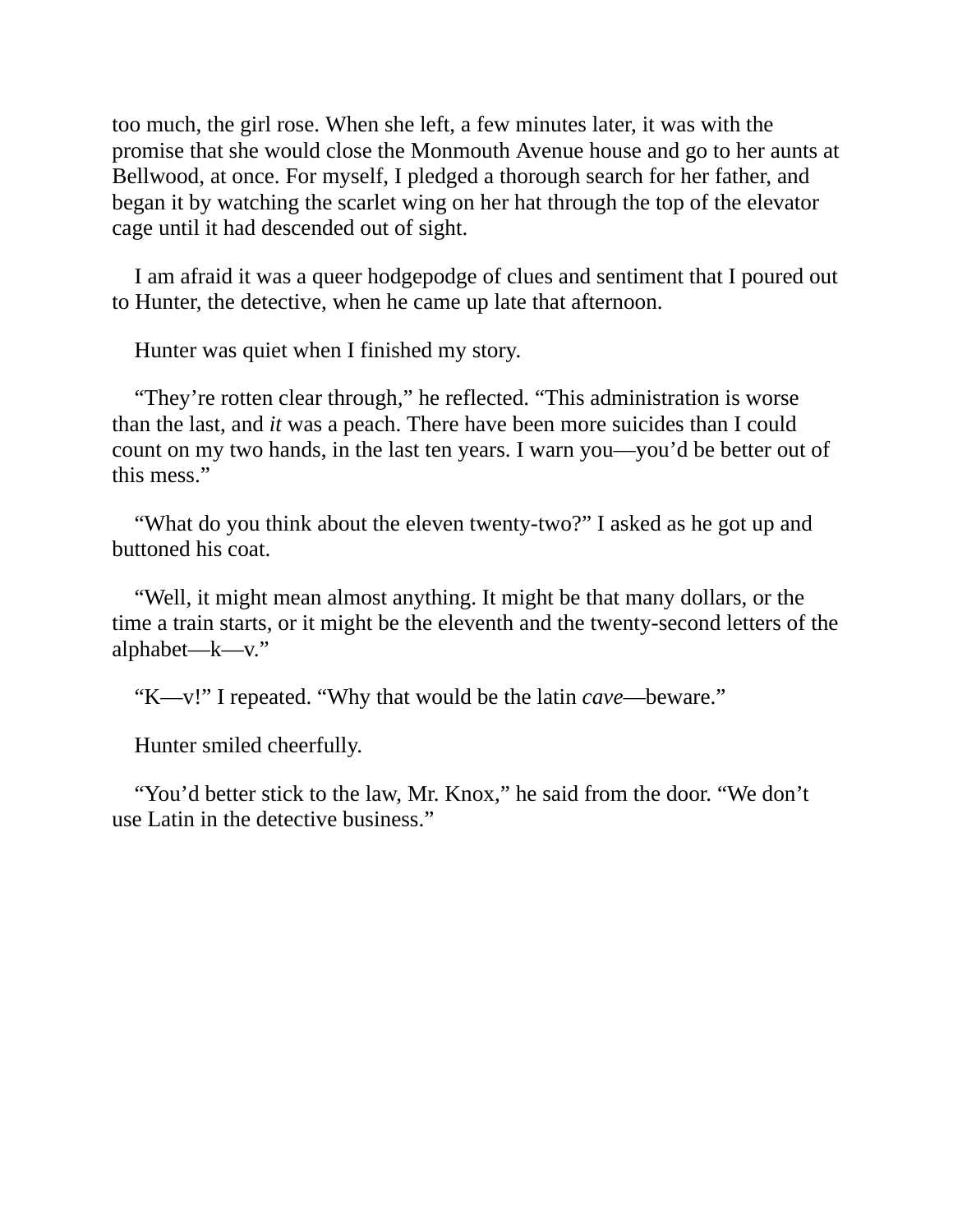too much, the girl rose. When she left, a few minutes later, it was with the promise that she would close the Monmouth Avenue house and go to her aunts at Bellwood, at once. For myself, I pledged a thorough search for her father, and began it by watching the scarlet wing on her hat through the top of the elevator cage until it had descended out of sight.

I am afraid it was a queer hodgepodge of clues and sentiment that I poured out to Hunter, the detective, when he came up late that afternoon.

Hunter was quiet when I finished my story.

"They're rotten clear through," he reflected. "This administration is worse than the last, and *it* was a peach. There have been more suicides than I could count on my two hands, in the last ten years. I warn you—you'd be better out of this mess."

"What do you think about the eleven twenty-two?" I asked as he got up and buttoned his coat.

"Well, it might mean almost anything. It might be that many dollars, or the time a train starts, or it might be the eleventh and the twenty-second letters of the alphabet—k—v."

"K—v!" I repeated. "Why that would be the latin *cave*—beware."

Hunter smiled cheerfully.

"You'd better stick to the law, Mr. Knox," he said from the door. "We don't use Latin in the detective business."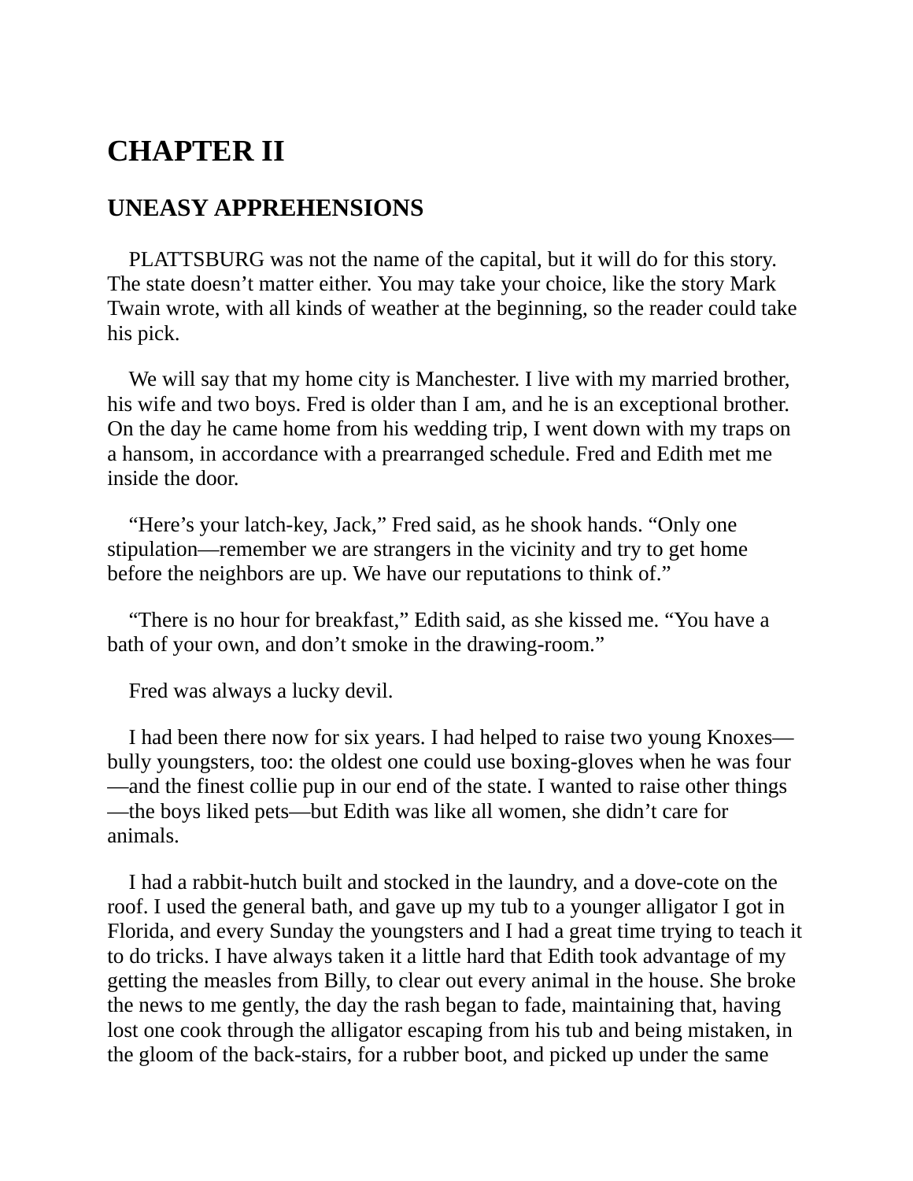# CHAPTER II

## UNEASY APPREHENSIONS

PLATTSBURG was not the name of the capital, but it will do for this story. The state doesn't matter either. You may take your choice, like the story Mark Twain wrote, with all kinds of weather at the beginning, so the reader could take his pick.

We will say that my home city is Manchester. I live with my married brother, his wife and two boys. Fred is older than I am, and he is an exceptional brother. On the day he came home from his wedding trip, I went down with my traps on a hansom, in accordance with a prearranged schedule. Fred and Edith met me inside the door.

"Here's your latch-key, Jack," Fred said, as he shook hands. "Only one stipulation—remember we are strangers in the vicinity and try to get home before the neighbors are up. We have our reputations to think of."

"There is no hour for breakfast," Edith said, as she kissed me. "You have a bath of your own, and don't smoke in the drawing-room."

Fred was always a lucky devil.

I had been there now for six years. I had helped to raise two young Knoxes—bully youngsters, too: the oldest one could use boxing-gloves when he was four—and the finest collie pup in our end of the state. I wanted to raise other things—the boys liked pets—but Edith was like all women, she didn't care for animals.

I had a rabbit-hutch built and stocked in the laundry, and a dove-cote on the roof. I used the general bath, and gave up my tub to a younger alligator I got in Florida, and every Sunday the youngsters and I had a great time trying to teach it to do tricks. I have always taken it a little hard that Edith took advantage of my getting the measles from Billy, to clear out every animal in the house. She broke the news to me gently, the day the rash began to fade, maintaining that, having lost one cook through the alligator escaping from his tub and being mistaken, in the gloom of the back-stairs, for a rubber boot, and picked up under the same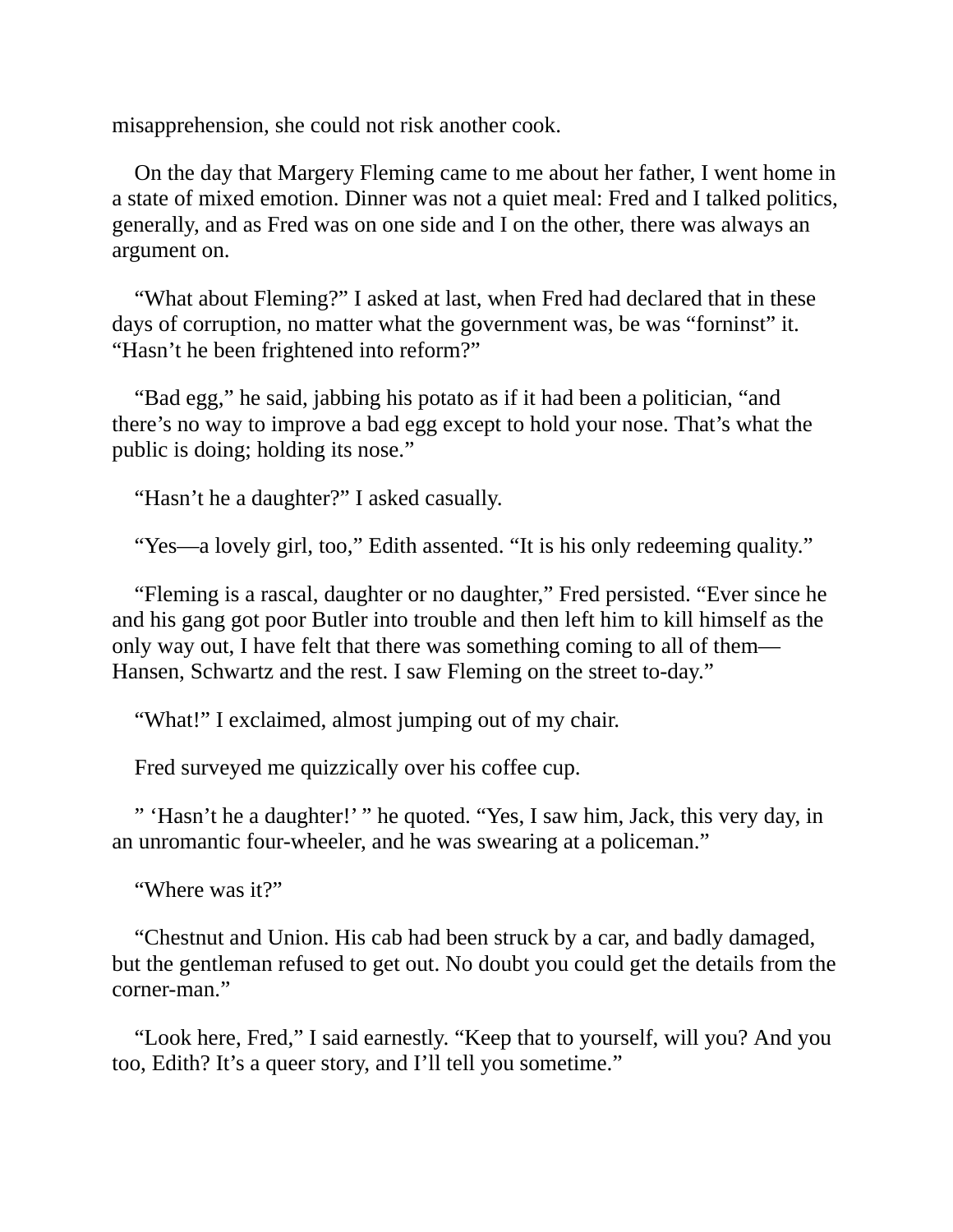misapprehension, she could not risk another cook.

On the day that Margery Fleming came to me about her father, I went home in a state of mixed emotion. Dinner was not a quiet meal: Fred and I talked politics, generally, and as Fred was on one side and I on the other, there was always an argument on.

"What about Fleming?" I asked at last, when Fred had declared that in these days of corruption, no matter what the government was, be was "forninst" it. "Hasn't he been frightened into reform?"

"Bad egg," he said, jabbing his potato as if it had been a politician, "and there's no way to improve a bad egg except to hold your nose. That's what the public is doing; holding its nose."

"Hasn't he a daughter?" I asked casually.

"Yes—a lovely girl, too," Edith assented. "It is his only redeeming quality."

"Fleming is a rascal, daughter or no daughter," Fred persisted. "Ever since he and his gang got poor Butler into trouble and then left him to kill himself as the only way out, I have felt that there was something coming to all of them—Hansen, Schwartz and the rest. I saw Fleming on the street to-day."

"What!" I exclaimed, almost jumping out of my chair.

Fred surveyed me quizzically over his coffee cup.

" 'Hasn't he a daughter!' " he quoted. "Yes, I saw him, Jack, this very day, in an unromantic four-wheeler, and he was swearing at a policeman."

"Where was it?"

"Chestnut and Union. His cab had been struck by a car, and badly damaged, but the gentleman refused to get out. No doubt you could get the details from the corner-man."

"Look here, Fred," I said earnestly. "Keep that to yourself, will you? And you too, Edith? It's a queer story, and I'll tell you sometime."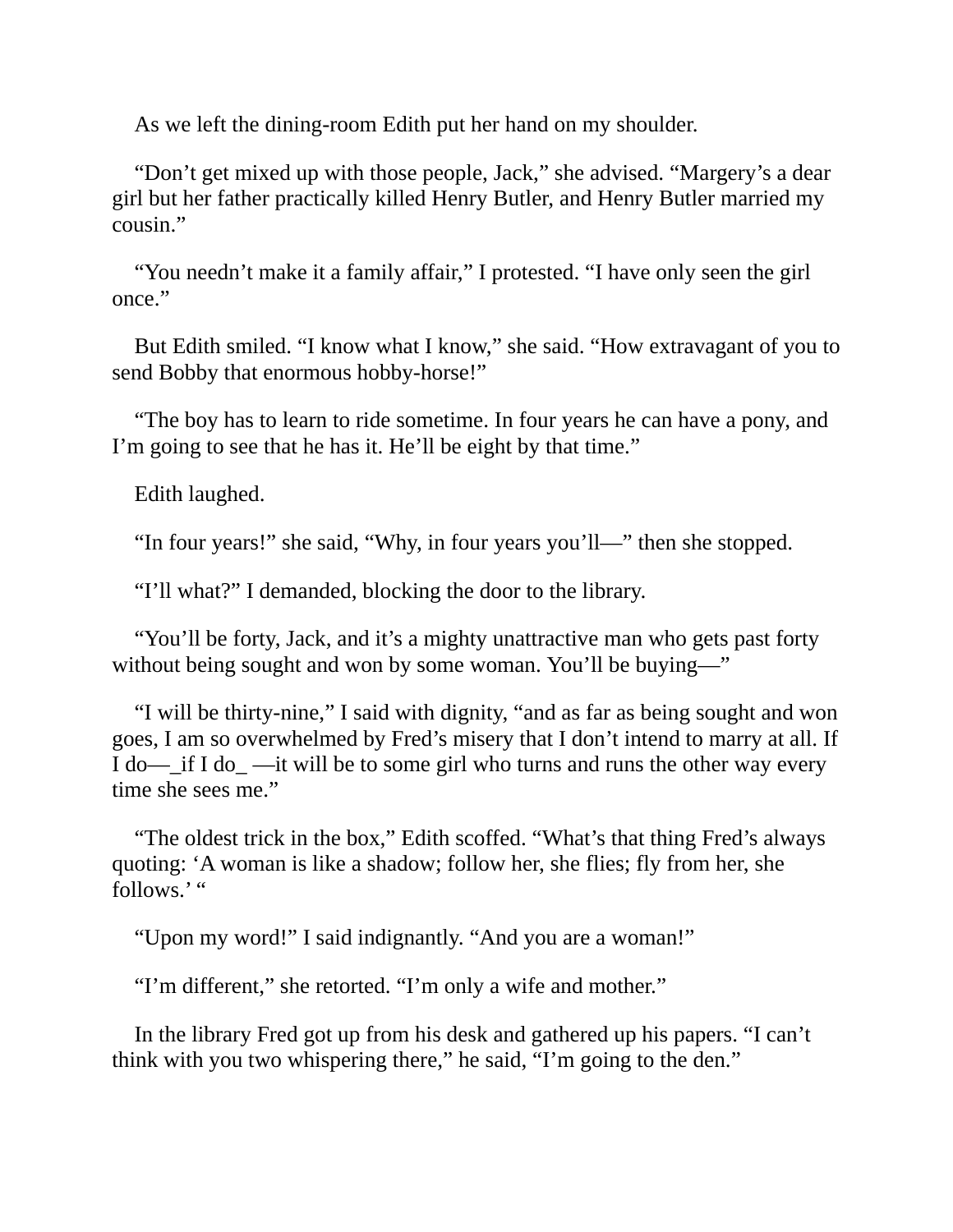As we left the dining-room Edith put her hand on my shoulder.

“Don’t get mixed up with those people, Jack,” she advised. “Margery’s a dear girl but her father practically killed Henry Butler, and Henry Butler married my cousin.”

“You needn’t make it a family affair,” I protested. “I have only seen the girl once.”

But Edith smiled. “I know what I know,” she said. “How extravagant of you to send Bobby that enormous hobby-horse!”

“The boy has to learn to ride sometime. In four years he can have a pony, and I’m going to see that he has it. He’ll be eight by that time.”

Edith laughed.

“In four years!” she said, “Why, in four years you’ll—” then she stopped.

“I’ll what?” I demanded, blocking the door to the library.

“You’ll be forty, Jack, and it’s a mighty unattractive man who gets past forty without being sought and won by some woman. You’ll be buying—”

“I will be thirty-nine,” I said with dignity, “and as far as being sought and won goes, I am so overwhelmed by Fred’s misery that I don’t intend to marry at all. If I do—_if I do_ —it will be to some girl who turns and runs the other way every time she sees me.”

“The oldest trick in the box,” Edith scoffed. “What’s that thing Fred’s always quoting: ‘A woman is like a shadow; follow her, she flies; fly from her, she follows.’ “

“Upon my word!” I said indignantly. “And you are a woman!”

“I’m different,” she retorted. “I’m only a wife and mother.”

In the library Fred got up from his desk and gathered up his papers. “I can’t think with you two whispering there,” he said, “I’m going to the den.”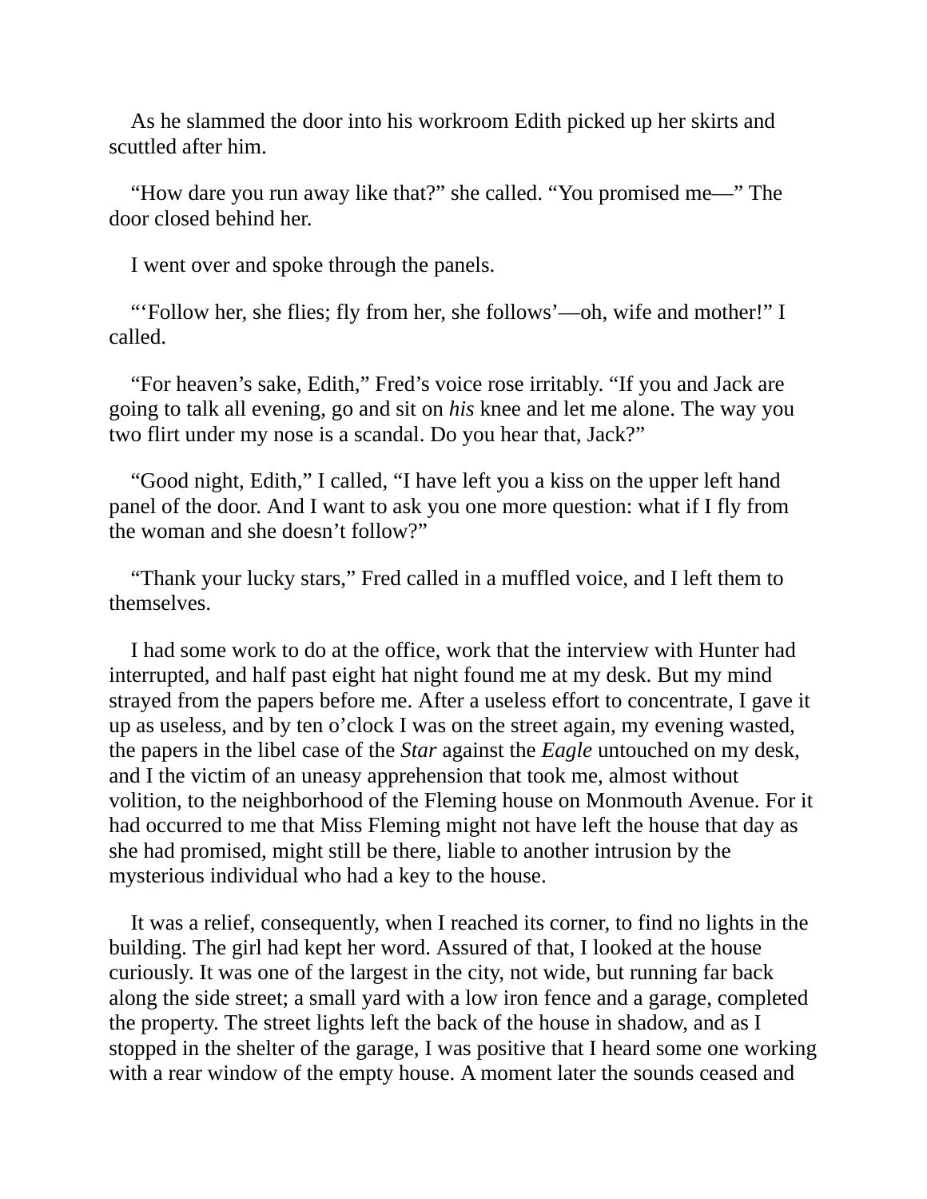As he slammed the door into his workroom Edith picked up her skirts and scuttled after him.

“How dare you run away like that?” she called. “You promised me—” The door closed behind her.

I went over and spoke through the panels.

“‘Follow her, she flies; fly from her, she follows’—oh, wife and mother!” I called.

“For heaven’s sake, Edith,” Fred’s voice rose irritably. “If you and Jack are going to talk all evening, go and sit on *his* knee and let me alone. The way you two flirt under my nose is a scandal. Do you hear that, Jack?”

“Good night, Edith,” I called, “I have left you a kiss on the upper left hand panel of the door. And I want to ask you one more question: what if I fly from the woman and she doesn’t follow?”

“Thank your lucky stars,” Fred called in a muffled voice, and I left them to themselves.

I had some work to do at the office, work that the interview with Hunter had interrupted, and half past eight hat night found me at my desk. But my mind strayed from the papers before me. After a useless effort to concentrate, I gave it up as useless, and by ten o’clock I was on the street again, my evening wasted, the papers in the libel case of the *Star* against the *Eagle* untouched on my desk, and I the victim of an uneasy apprehension that took me, almost without volition, to the neighborhood of the Fleming house on Monmouth Avenue. For it had occurred to me that Miss Fleming might not have left the house that day as she had promised, might still be there, liable to another intrusion by the mysterious individual who had a key to the house.

It was a relief, consequently, when I reached its corner, to find no lights in the building. The girl had kept her word. Assured of that, I looked at the house curiously. It was one of the largest in the city, not wide, but running far back along the side street; a small yard with a low iron fence and a garage, completed the property. The street lights left the back of the house in shadow, and as I stopped in the shelter of the garage, I was positive that I heard some one working with a rear window of the empty house. A moment later the sounds ceased and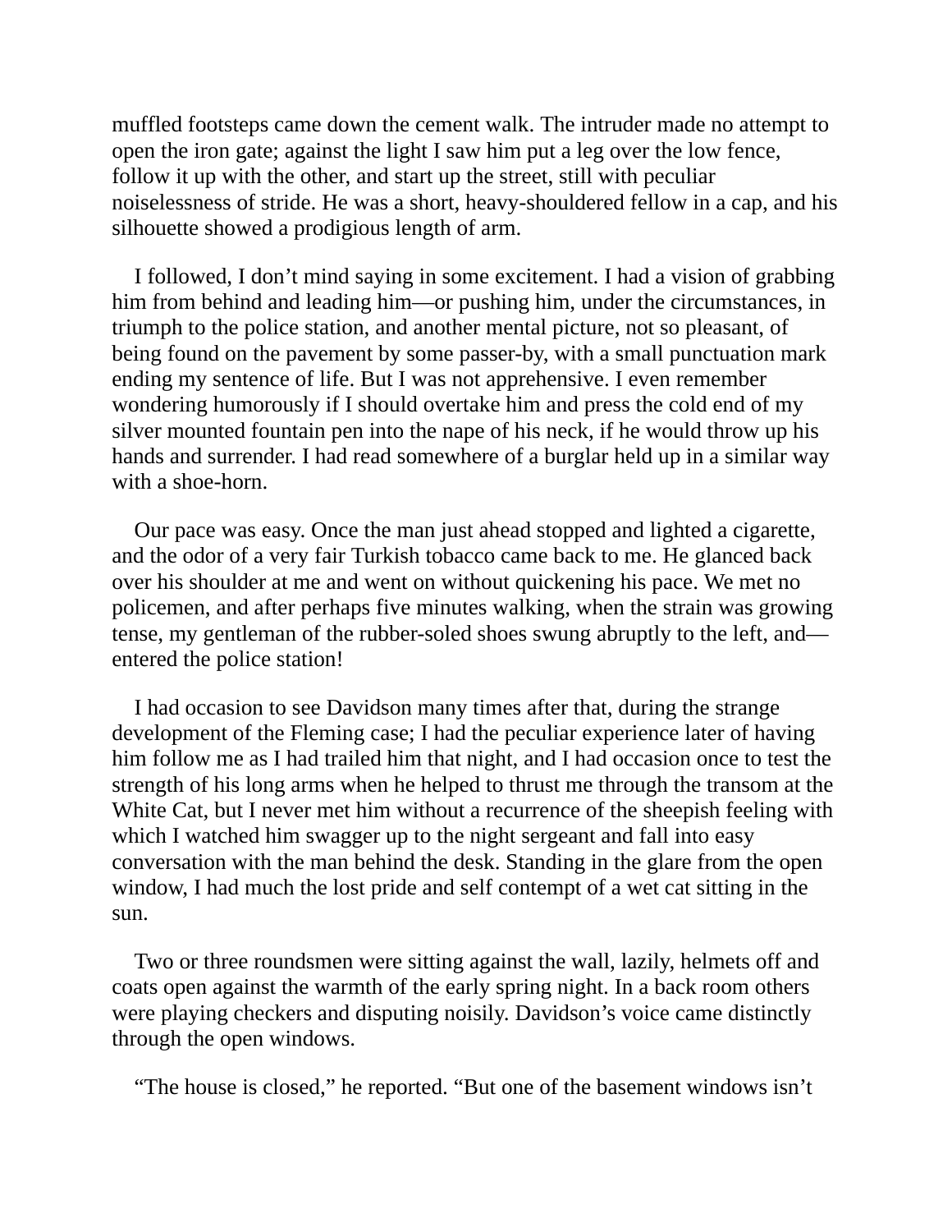muffled footsteps came down the cement walk. The intruder made no attempt to open the iron gate; against the light I saw him put a leg over the low fence, follow it up with the other, and start up the street, still with peculiar noiselessness of stride. He was a short, heavy-shouldered fellow in a cap, and his silhouette showed a prodigious length of arm.

I followed, I don't mind saying in some excitement. I had a vision of grabbing him from behind and leading him—or pushing him, under the circumstances, in triumph to the police station, and another mental picture, not so pleasant, of being found on the pavement by some passer-by, with a small punctuation mark ending my sentence of life. But I was not apprehensive. I even remember wondering humorously if I should overtake him and press the cold end of my silver mounted fountain pen into the nape of his neck, if he would throw up his hands and surrender. I had read somewhere of a burglar held up in a similar way with a shoe-horn.

Our pace was easy. Once the man just ahead stopped and lighted a cigarette, and the odor of a very fair Turkish tobacco came back to me. He glanced back over his shoulder at me and went on without quickening his pace. We met no policemen, and after perhaps five minutes walking, when the strain was growing tense, my gentleman of the rubber-soled shoes swung abruptly to the left, and—entered the police station!

I had occasion to see Davidson many times after that, during the strange development of the Fleming case; I had the peculiar experience later of having him follow me as I had trailed him that night, and I had occasion once to test the strength of his long arms when he helped to thrust me through the transom at the White Cat, but I never met him without a recurrence of the sheepish feeling with which I watched him swagger up to the night sergeant and fall into easy conversation with the man behind the desk. Standing in the glare from the open window, I had much the lost pride and self contempt of a wet cat sitting in the sun.

Two or three roundsmen were sitting against the wall, lazily, helmets off and coats open against the warmth of the early spring night. In a back room others were playing checkers and disputing noisily. Davidson's voice came distinctly through the open windows.

"The house is closed," he reported. "But one of the basement windows isn't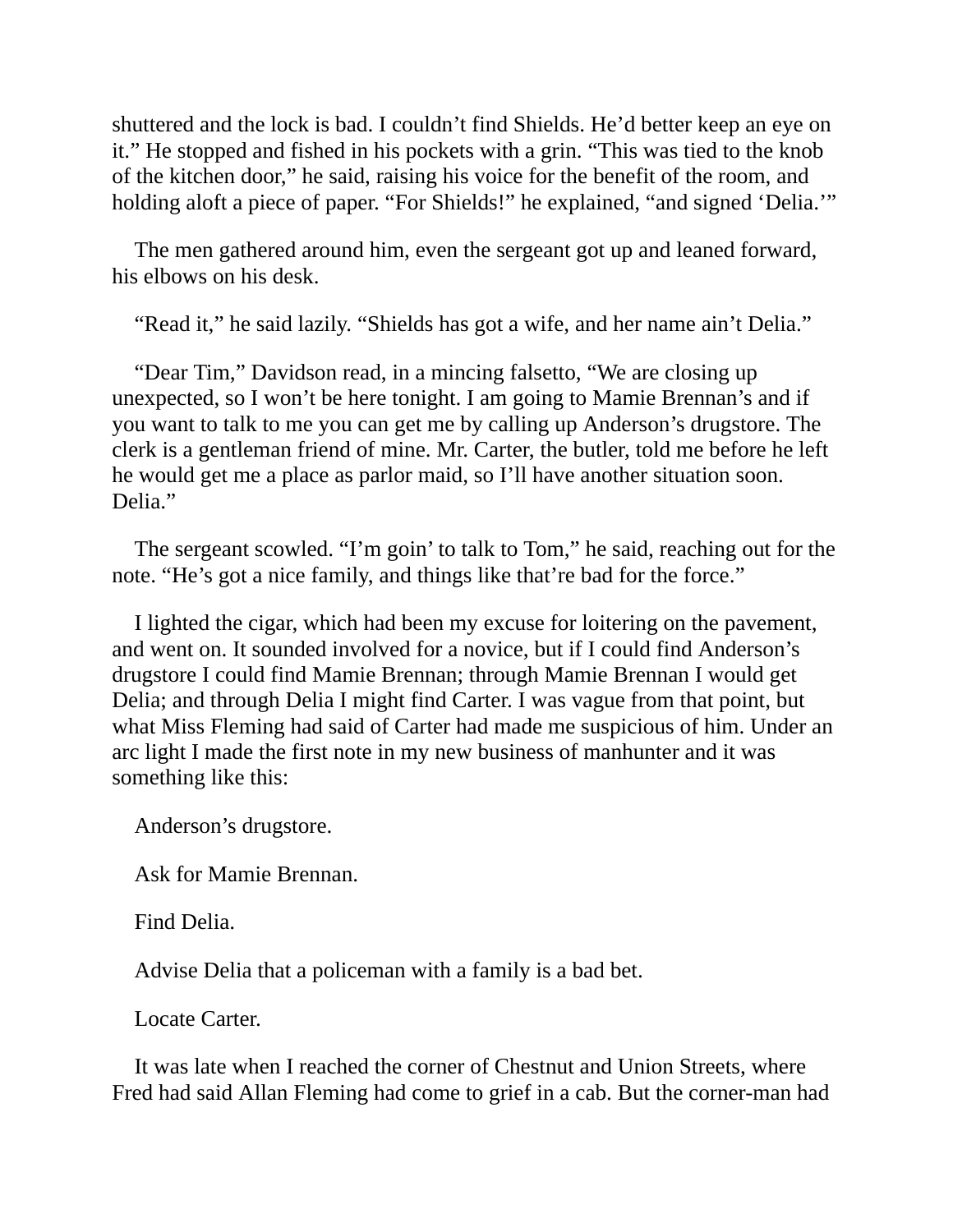shuttered and the lock is bad. I couldn't find Shields. He'd better keep an eye on it." He stopped and fished in his pockets with a grin. "This was tied to the knob of the kitchen door," he said, raising his voice for the benefit of the room, and holding aloft a piece of paper. "For Shields!" he explained, "and signed 'Delia.'"

The men gathered around him, even the sergeant got up and leaned forward, his elbows on his desk.

"Read it," he said lazily. "Shields has got a wife, and her name ain't Delia."

"Dear Tim," Davidson read, in a mincing falsetto, "We are closing up unexpected, so I won't be here tonight. I am going to Mamie Brennan's and if you want to talk to me you can get me by calling up Anderson's drugstore. The clerk is a gentleman friend of mine. Mr. Carter, the butler, told me before he left he would get me a place as parlor maid, so I'll have another situation soon. Delia."

The sergeant scowled. "I'm goin' to talk to Tom," he said, reaching out for the note. "He's got a nice family, and things like that're bad for the force."

I lighted the cigar, which had been my excuse for loitering on the pavement, and went on. It sounded involved for a novice, but if I could find Anderson's drugstore I could find Mamie Brennan; through Mamie Brennan I would get Delia; and through Delia I might find Carter. I was vague from that point, but what Miss Fleming had said of Carter had made me suspicious of him. Under an arc light I made the first note in my new business of manhunter and it was something like this:

Anderson's drugstore.

Ask for Mamie Brennan.

Find Delia.

Advise Delia that a policeman with a family is a bad bet.

Locate Carter.

It was late when I reached the corner of Chestnut and Union Streets, where Fred had said Allan Fleming had come to grief in a cab. But the corner-man had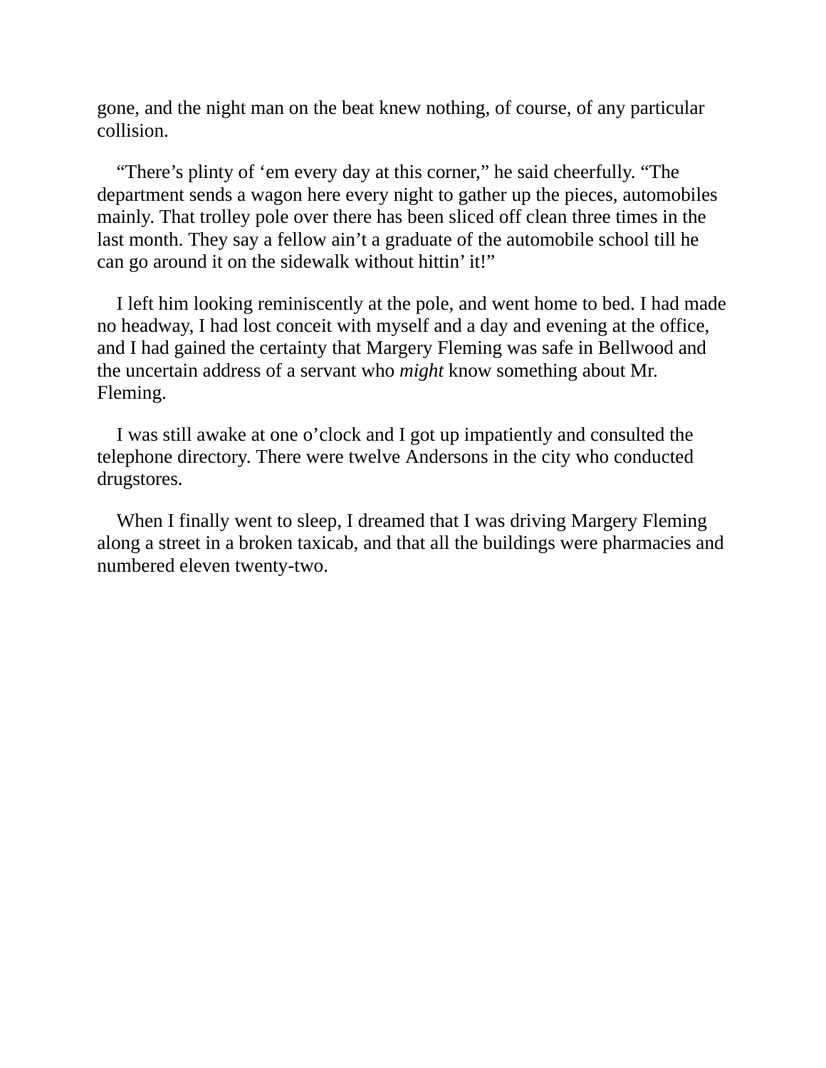gone, and the night man on the beat knew nothing, of course, of any particular collision.

"There's plinty of 'em every day at this corner," he said cheerfully. "The department sends a wagon here every night to gather up the pieces, automobiles mainly. That trolley pole over there has been sliced off clean three times in the last month. They say a fellow ain't a graduate of the automobile school till he can go around it on the sidewalk without hittin' it!"

I left him looking reminiscently at the pole, and went home to bed. I had made no headway, I had lost conceit with myself and a day and evening at the office, and I had gained the certainty that Margery Fleming was safe in Bellwood and the uncertain address of a servant who *might* know something about Mr. Fleming.

I was still awake at one o'clock and I got up impatiently and consulted the telephone directory. There were twelve Andersons in the city who conducted drugstores.

When I finally went to sleep, I dreamed that I was driving Margery Fleming along a street in a broken taxicab, and that all the buildings were pharmacies and numbered eleven twenty-two.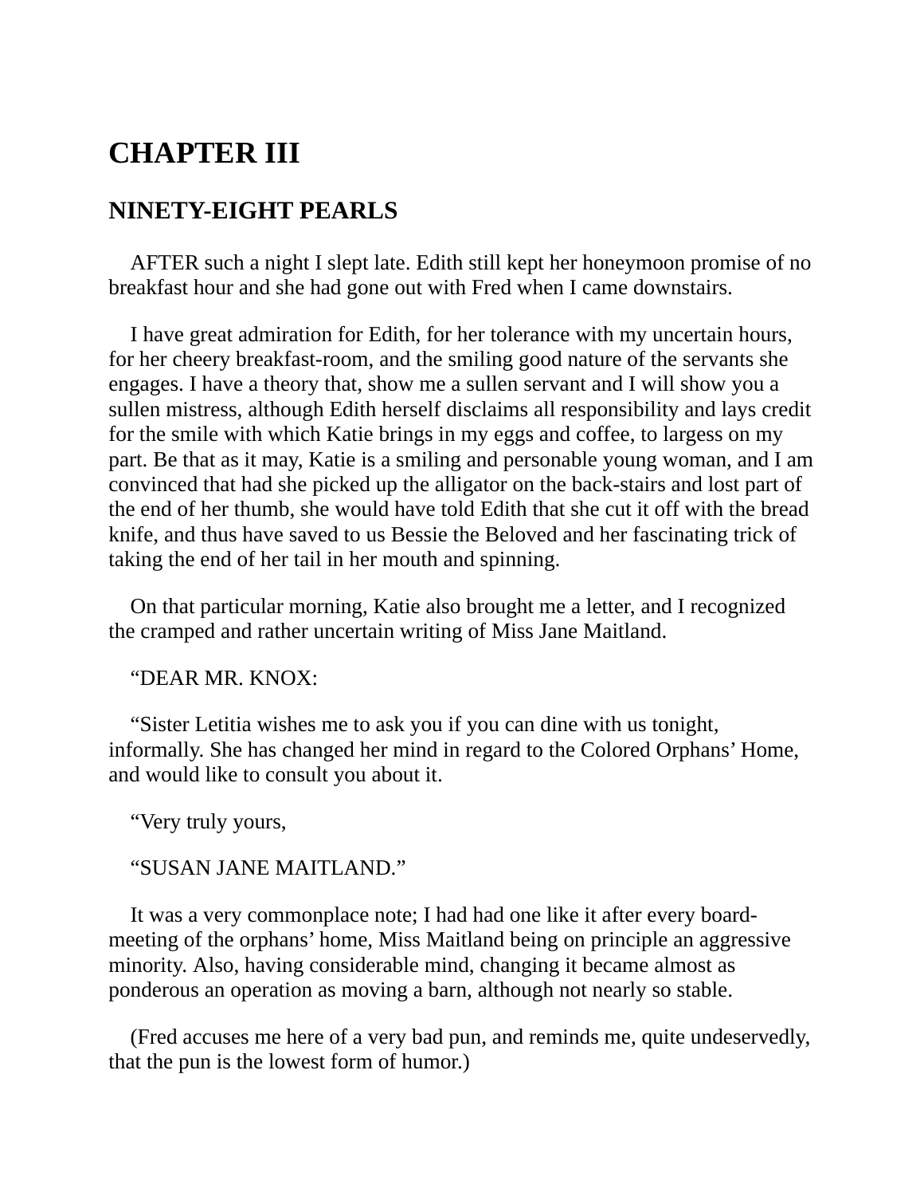# CHAPTER III

## NINETY-EIGHT PEARLS

AFTER such a night I slept late. Edith still kept her honeymoon promise of no breakfast hour and she had gone out with Fred when I came downstairs.

I have great admiration for Edith, for her tolerance with my uncertain hours, for her cheery breakfast-room, and the smiling good nature of the servants she engages. I have a theory that, show me a sullen servant and I will show you a sullen mistress, although Edith herself disclaims all responsibility and lays credit for the smile with which Katie brings in my eggs and coffee, to largess on my part. Be that as it may, Katie is a smiling and personable young woman, and I am convinced that had she picked up the alligator on the back-stairs and lost part of the end of her thumb, she would have told Edith that she cut it off with the bread knife, and thus have saved to us Bessie the Beloved and her fascinating trick of taking the end of her tail in her mouth and spinning.

On that particular morning, Katie also brought me a letter, and I recognized the cramped and rather uncertain writing of Miss Jane Maitland.

“DEAR MR. KNOX:

“Sister Letitia wishes me to ask you if you can dine with us tonight, informally. She has changed her mind in regard to the Colored Orphans’ Home, and would like to consult you about it.

“Very truly yours,

“SUSAN JANE MAITLAND.”

It was a very commonplace note; I had had one like it after every board-meeting of the orphans’ home, Miss Maitland being on principle an aggressive minority. Also, having considerable mind, changing it became almost as ponderous an operation as moving a barn, although not nearly so stable.

(Fred accuses me here of a very bad pun, and reminds me, quite undeservedly, that the pun is the lowest form of humor.)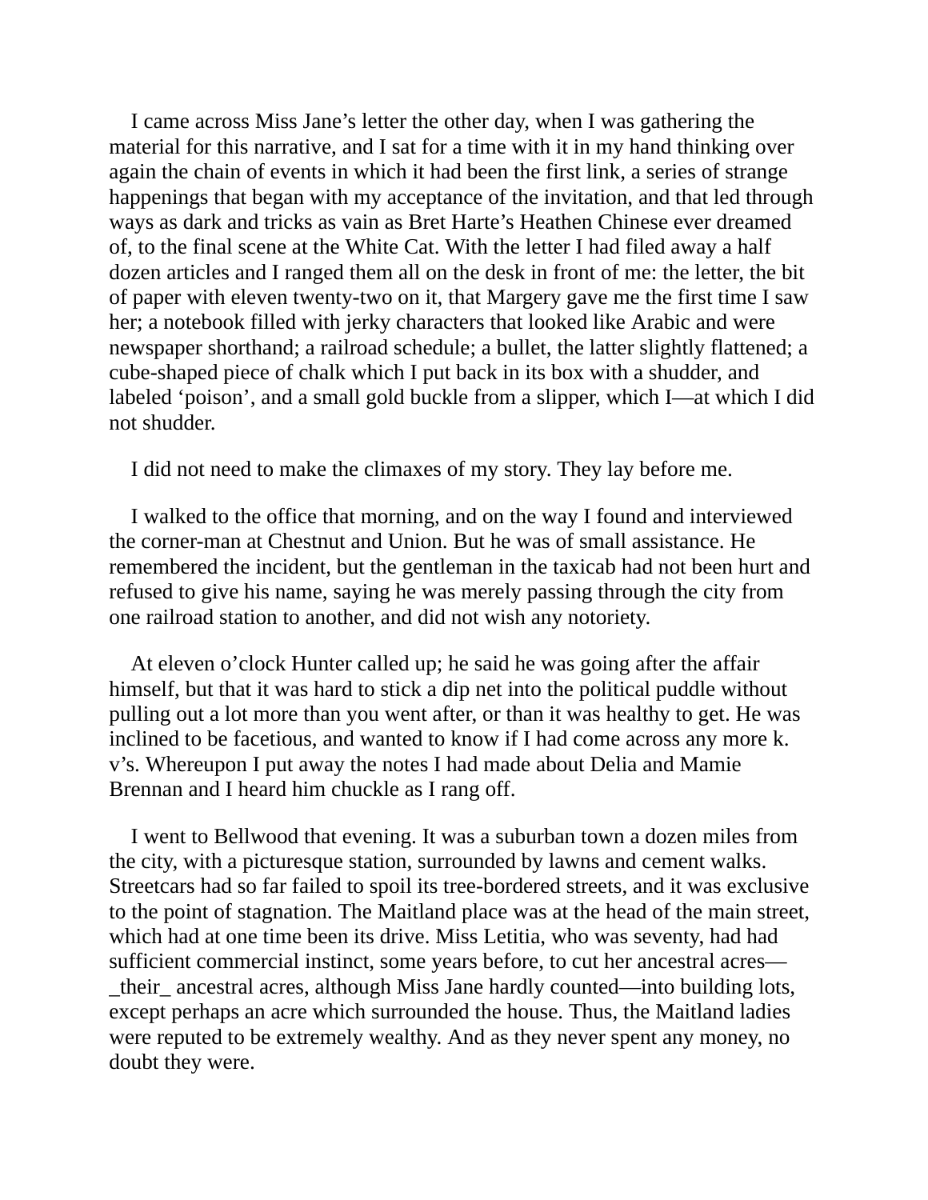I came across Miss Jane’s letter the other day, when I was gathering the material for this narrative, and I sat for a time with it in my hand thinking over again the chain of events in which it had been the first link, a series of strange happenings that began with my acceptance of the invitation, and that led through ways as dark and tricks as vain as Bret Harte’s Heathen Chinese ever dreamed of, to the final scene at the White Cat. With the letter I had filed away a half dozen articles and I ranged them all on the desk in front of me: the letter, the bit of paper with eleven twenty-two on it, that Margery gave me the first time I saw her; a notebook filled with jerky characters that looked like Arabic and were newspaper shorthand; a railroad schedule; a bullet, the latter slightly flattened; a cube-shaped piece of chalk which I put back in its box with a shudder, and labeled ‘poison’, and a small gold buckle from a slipper, which I—at which I did not shudder.

I did not need to make the climaxes of my story. They lay before me.

I walked to the office that morning, and on the way I found and interviewed the corner-man at Chestnut and Union. But he was of small assistance. He remembered the incident, but the gentleman in the taxicab had not been hurt and refused to give his name, saying he was merely passing through the city from one railroad station to another, and did not wish any notoriety.

At eleven o’clock Hunter called up; he said he was going after the affair himself, but that it was hard to stick a dip net into the political puddle without pulling out a lot more than you went after, or than it was healthy to get. He was inclined to be facetious, and wanted to know if I had come across any more k. v’s. Whereupon I put away the notes I had made about Delia and Mamie Brennan and I heard him chuckle as I rang off.

I went to Bellwood that evening. It was a suburban town a dozen miles from the city, with a picturesque station, surrounded by lawns and cement walks. Streetcars had so far failed to spoil its tree-bordered streets, and it was exclusive to the point of stagnation. The Maitland place was at the head of the main street, which had at one time been its drive. Miss Letitia, who was seventy, had had sufficient commercial instinct, some years before, to cut her ancestral acres—_their_ ancestral acres, although Miss Jane hardly counted—into building lots, except perhaps an acre which surrounded the house. Thus, the Maitland ladies were reputed to be extremely wealthy. And as they never spent any money, no doubt they were.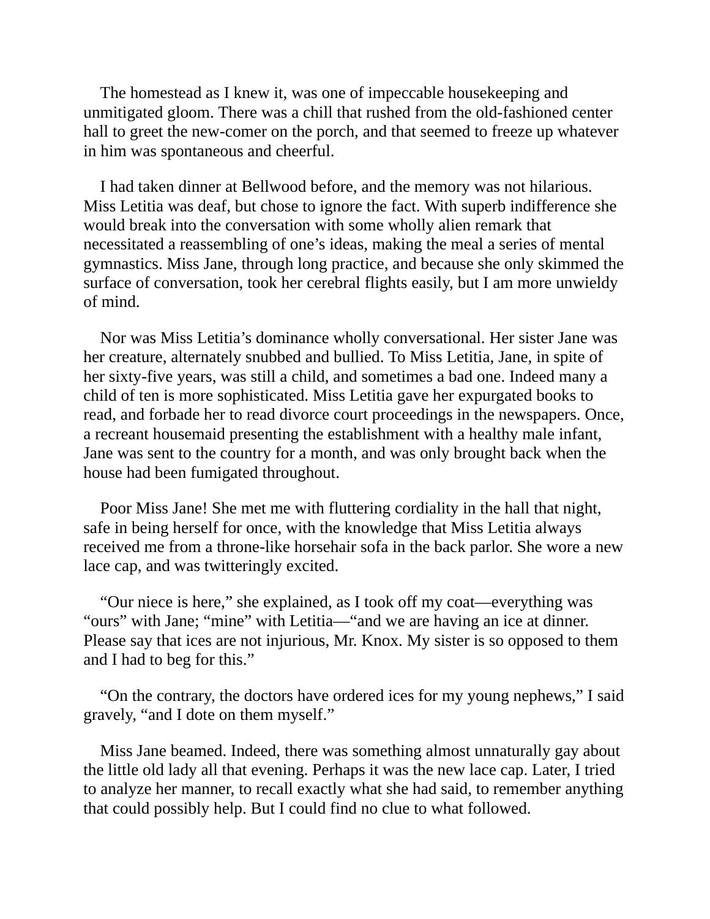The homestead as I knew it, was one of impeccable housekeeping and unmitigated gloom. There was a chill that rushed from the old-fashioned center hall to greet the new-comer on the porch, and that seemed to freeze up whatever in him was spontaneous and cheerful.

I had taken dinner at Bellwood before, and the memory was not hilarious. Miss Letitia was deaf, but chose to ignore the fact. With superb indifference she would break into the conversation with some wholly alien remark that necessitated a reassembling of one's ideas, making the meal a series of mental gymnastics. Miss Jane, through long practice, and because she only skimmed the surface of conversation, took her cerebral flights easily, but I am more unwieldy of mind.

Nor was Miss Letitia's dominance wholly conversational. Her sister Jane was her creature, alternately snubbed and bullied. To Miss Letitia, Jane, in spite of her sixty-five years, was still a child, and sometimes a bad one. Indeed many a child of ten is more sophisticated. Miss Letitia gave her expurgated books to read, and forbade her to read divorce court proceedings in the newspapers. Once, a recreant housemaid presenting the establishment with a healthy male infant, Jane was sent to the country for a month, and was only brought back when the house had been fumigated throughout.

Poor Miss Jane! She met me with fluttering cordiality in the hall that night, safe in being herself for once, with the knowledge that Miss Letitia always received me from a throne-like horsehair sofa in the back parlor. She wore a new lace cap, and was twitteringly excited.

"Our niece is here," she explained, as I took off my coat—everything was "ours" with Jane; "mine" with Letitia—"and we are having an ice at dinner. Please say that ices are not injurious, Mr. Knox. My sister is so opposed to them and I had to beg for this."

"On the contrary, the doctors have ordered ices for my young nephews," I said gravely, "and I dote on them myself."

Miss Jane beamed. Indeed, there was something almost unnaturally gay about the little old lady all that evening. Perhaps it was the new lace cap. Later, I tried to analyze her manner, to recall exactly what she had said, to remember anything that could possibly help. But I could find no clue to what followed.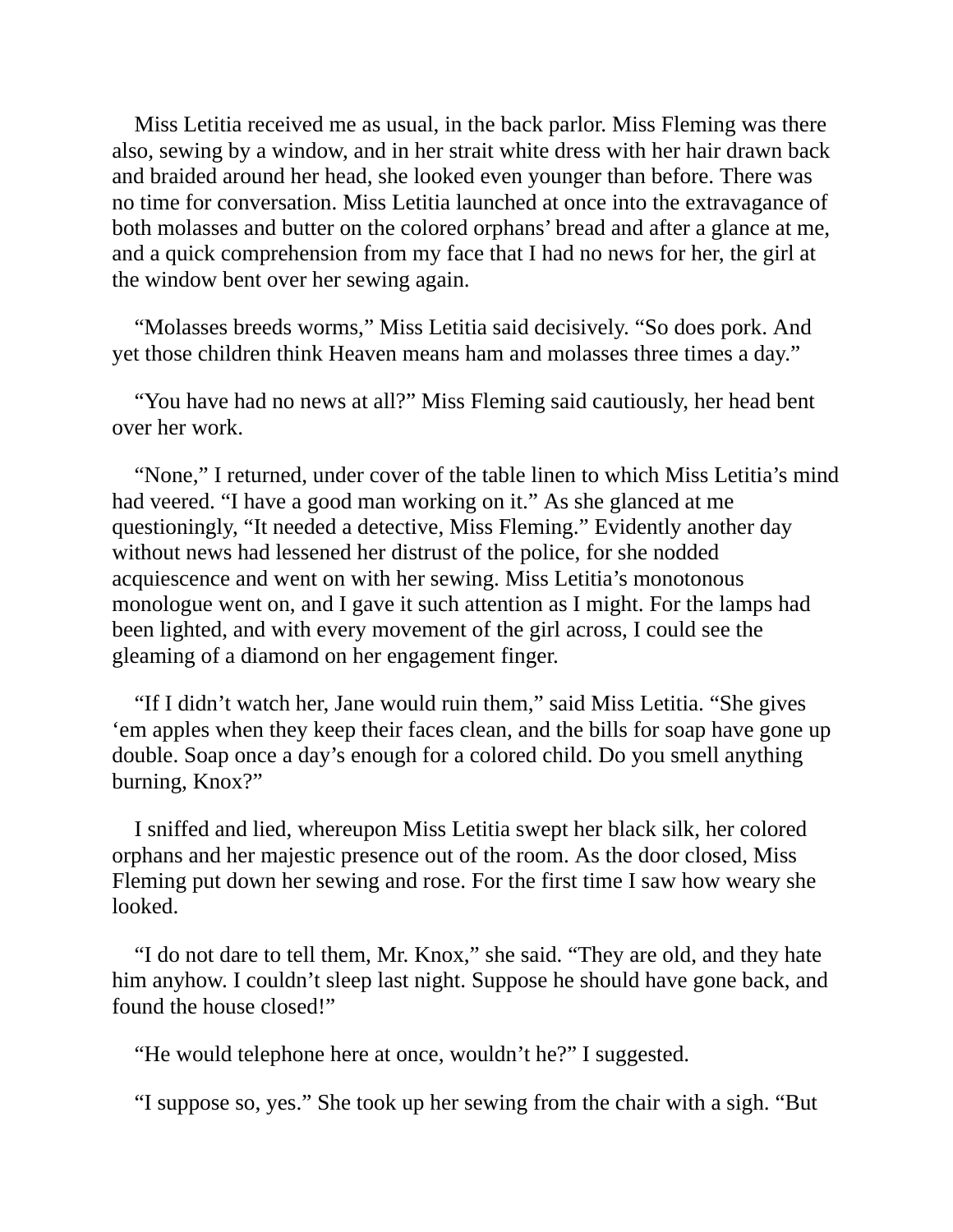Miss Letitia received me as usual, in the back parlor. Miss Fleming was there also, sewing by a window, and in her strait white dress with her hair drawn back and braided around her head, she looked even younger than before. There was no time for conversation. Miss Letitia launched at once into the extravagance of both molasses and butter on the colored orphans' bread and after a glance at me, and a quick comprehension from my face that I had no news for her, the girl at the window bent over her sewing again.

"Molasses breeds worms," Miss Letitia said decisively. "So does pork. And yet those children think Heaven means ham and molasses three times a day."

"You have had no news at all?" Miss Fleming said cautiously, her head bent over her work.

"None," I returned, under cover of the table linen to which Miss Letitia's mind had veered. "I have a good man working on it." As she glanced at me questioningly, "It needed a detective, Miss Fleming." Evidently another day without news had lessened her distrust of the police, for she nodded acquiescence and went on with her sewing. Miss Letitia's monotonous monologue went on, and I gave it such attention as I might. For the lamps had been lighted, and with every movement of the girl across, I could see the gleaming of a diamond on her engagement finger.

"If I didn't watch her, Jane would ruin them," said Miss Letitia. "She gives 'em apples when they keep their faces clean, and the bills for soap have gone up double. Soap once a day's enough for a colored child. Do you smell anything burning, Knox?"

I sniffed and lied, whereupon Miss Letitia swept her black silk, her colored orphans and her majestic presence out of the room. As the door closed, Miss Fleming put down her sewing and rose. For the first time I saw how weary she looked.

"I do not dare to tell them, Mr. Knox," she said. "They are old, and they hate him anyhow. I couldn't sleep last night. Suppose he should have gone back, and found the house closed!"

"He would telephone here at once, wouldn't he?" I suggested.

"I suppose so, yes." She took up her sewing from the chair with a sigh. "But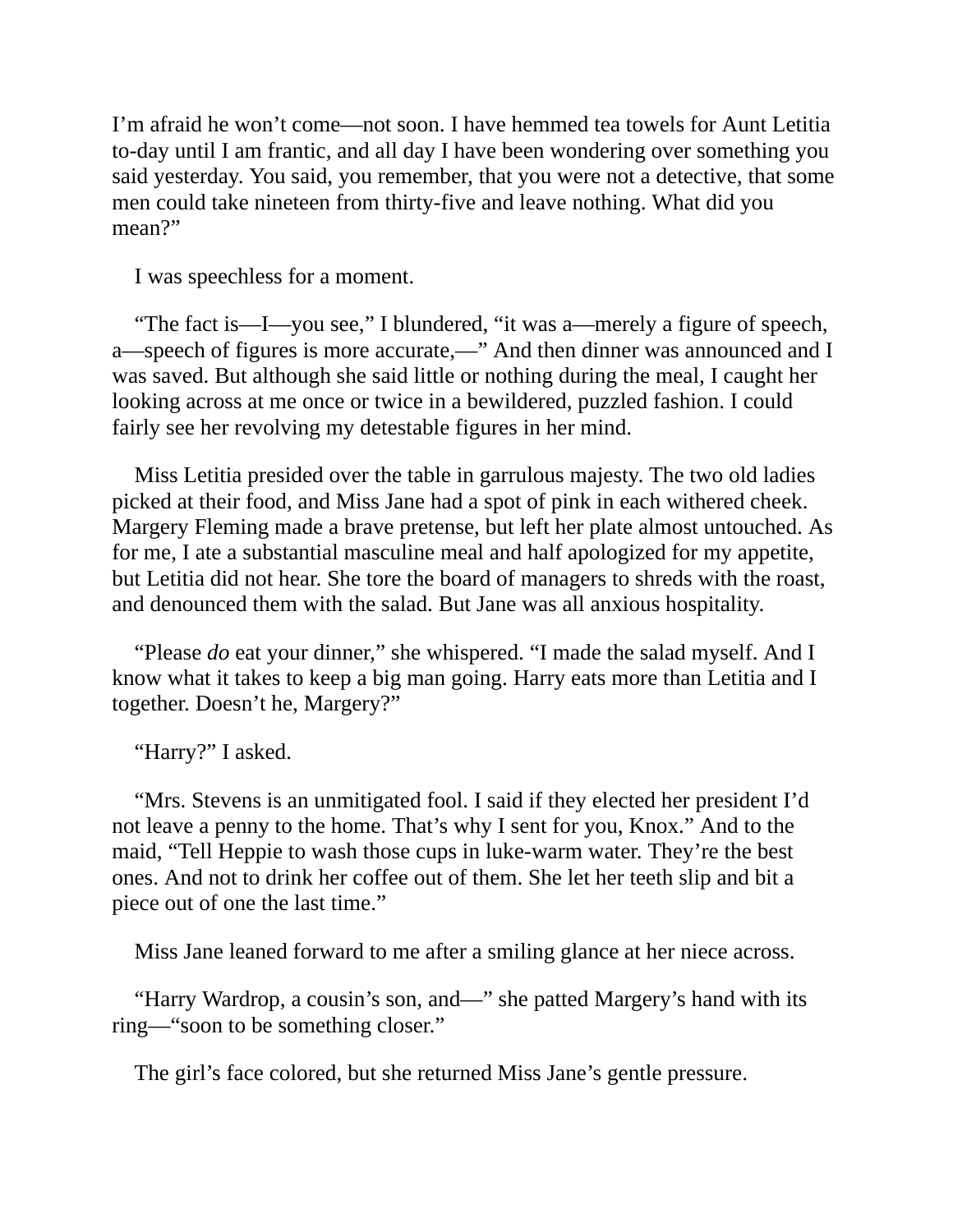I'm afraid he won't come—not soon. I have hemmed tea towels for Aunt Letitia to-day until I am frantic, and all day I have been wondering over something you said yesterday. You said, you remember, that you were not a detective, that some men could take nineteen from thirty-five and leave nothing. What did you mean?"

I was speechless for a moment.

"The fact is—I—you see," I blundered, "it was a—merely a figure of speech, a—speech of figures is more accurate,—" And then dinner was announced and I was saved. But although she said little or nothing during the meal, I caught her looking across at me once or twice in a bewildered, puzzled fashion. I could fairly see her revolving my detestable figures in her mind.

Miss Letitia presided over the table in garrulous majesty. The two old ladies picked at their food, and Miss Jane had a spot of pink in each withered cheek. Margery Fleming made a brave pretense, but left her plate almost untouched. As for me, I ate a substantial masculine meal and half apologized for my appetite, but Letitia did not hear. She tore the board of managers to shreds with the roast, and denounced them with the salad. But Jane was all anxious hospitality.

"Please *do* eat your dinner," she whispered. "I made the salad myself. And I know what it takes to keep a big man going. Harry eats more than Letitia and I together. Doesn't he, Margery?"

"Harry?" I asked.

"Mrs. Stevens is an unmitigated fool. I said if they elected her president I'd not leave a penny to the home. That's why I sent for you, Knox." And to the maid, "Tell Heppie to wash those cups in luke-warm water. They're the best ones. And not to drink her coffee out of them. She let her teeth slip and bit a piece out of one the last time."

Miss Jane leaned forward to me after a smiling glance at her niece across.

"Harry Wardrop, a cousin's son, and—" she patted Margery's hand with its ring—"soon to be something closer."

The girl's face colored, but she returned Miss Jane's gentle pressure.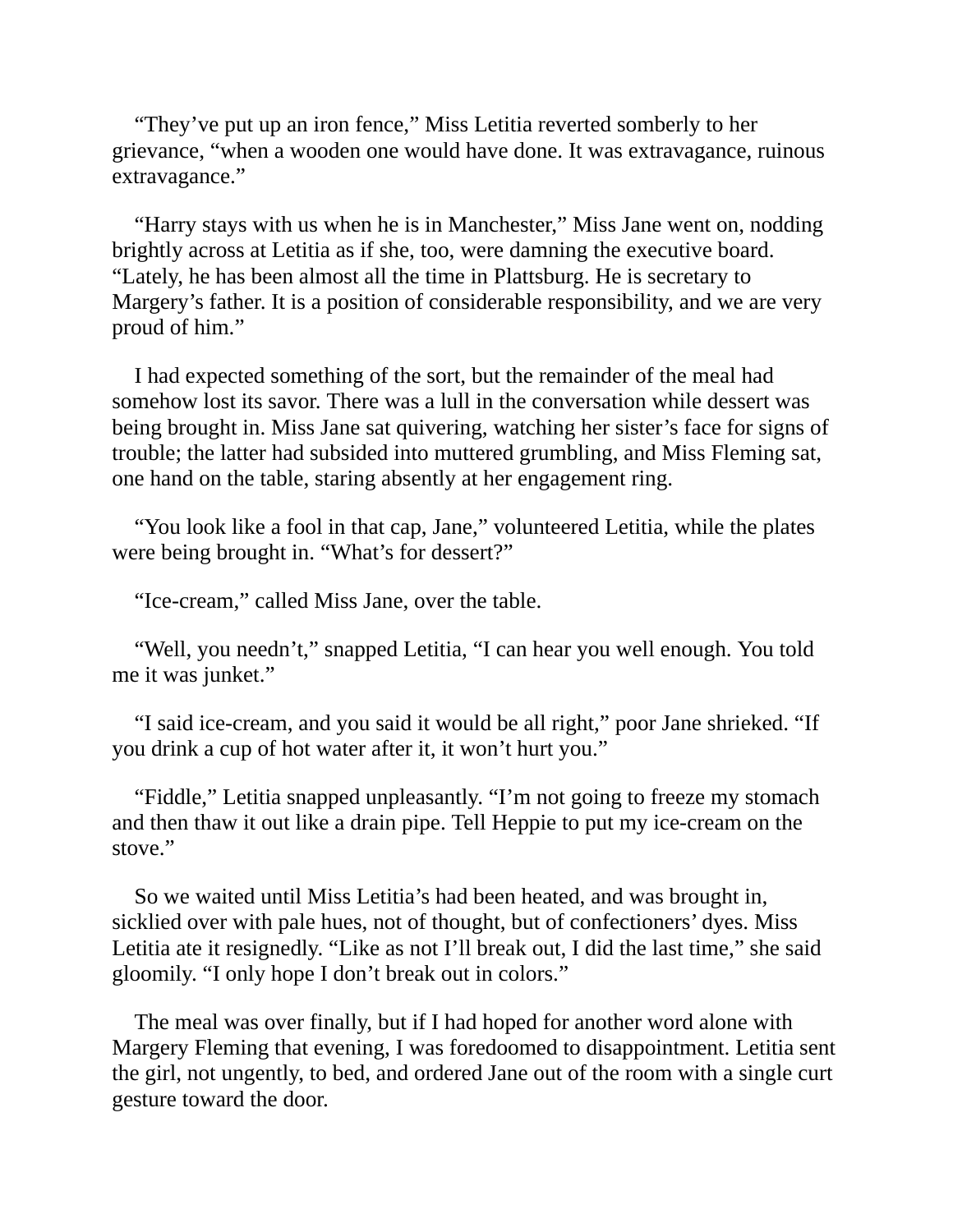"They've put up an iron fence," Miss Letitia reverted somberly to her grievance, "when a wooden one would have done. It was extravagance, ruinous extravagance."

"Harry stays with us when he is in Manchester," Miss Jane went on, nodding brightly across at Letitia as if she, too, were damning the executive board. "Lately, he has been almost all the time in Plattsburg. He is secretary to Margery's father. It is a position of considerable responsibility, and we are very proud of him."

I had expected something of the sort, but the remainder of the meal had somehow lost its savor. There was a lull in the conversation while dessert was being brought in. Miss Jane sat quivering, watching her sister's face for signs of trouble; the latter had subsided into muttered grumbling, and Miss Fleming sat, one hand on the table, staring absently at her engagement ring.

"You look like a fool in that cap, Jane," volunteered Letitia, while the plates were being brought in. "What's for dessert?"

"Ice-cream," called Miss Jane, over the table.

"Well, you needn't," snapped Letitia, "I can hear you well enough. You told me it was junket."

"I said ice-cream, and you said it would be all right," poor Jane shrieked. "If you drink a cup of hot water after it, it won't hurt you."

"Fiddle," Letitia snapped unpleasantly. "I'm not going to freeze my stomach and then thaw it out like a drain pipe. Tell Heppie to put my ice-cream on the stove."

So we waited until Miss Letitia's had been heated, and was brought in, sicklied over with pale hues, not of thought, but of confectioners' dyes. Miss Letitia ate it resignedly. "Like as not I'll break out, I did the last time," she said gloomily. "I only hope I don't break out in colors."

The meal was over finally, but if I had hoped for another word alone with Margery Fleming that evening, I was foredoomed to disappointment. Letitia sent the girl, not ungently, to bed, and ordered Jane out of the room with a single curt gesture toward the door.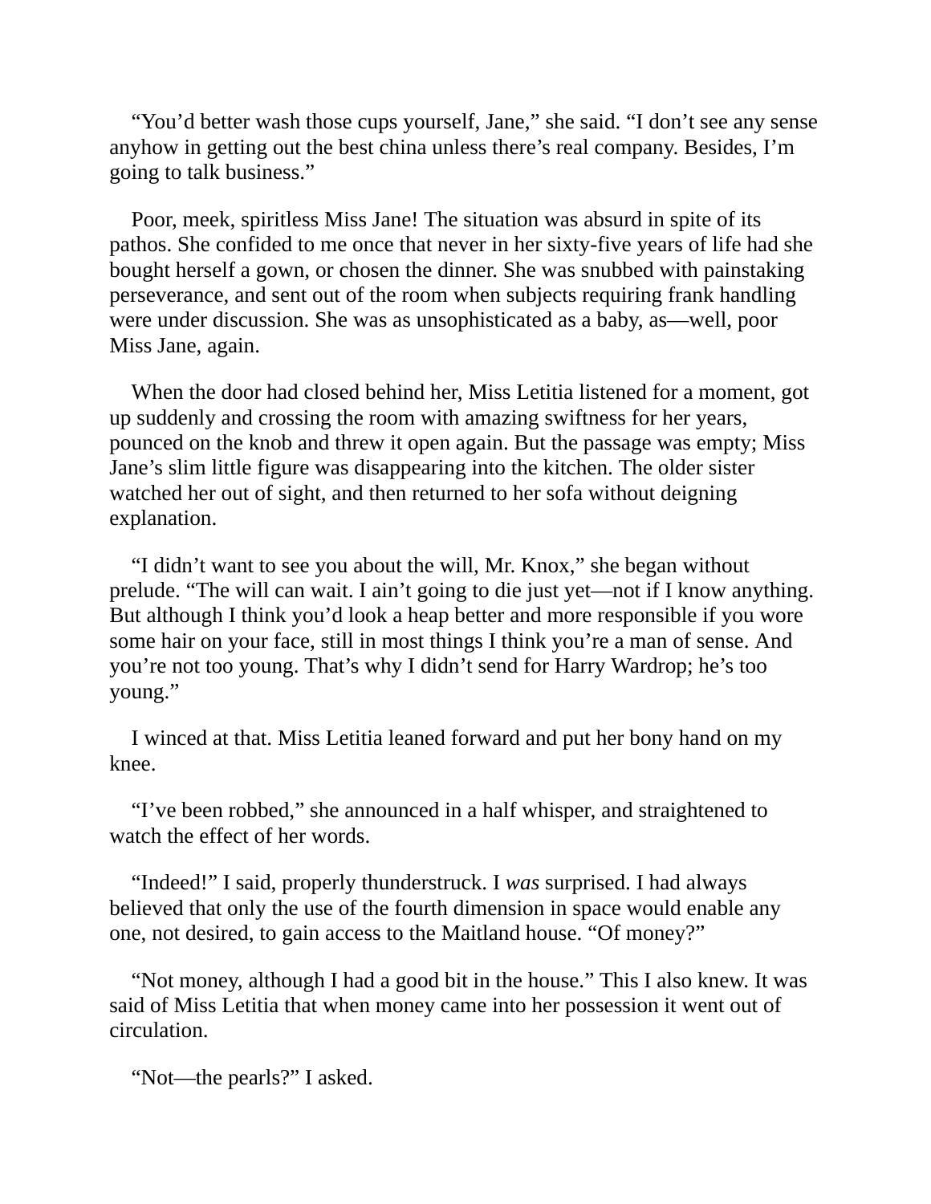"You'd better wash those cups yourself, Jane," she said. "I don't see any sense anyhow in getting out the best china unless there's real company. Besides, I'm going to talk business."

Poor, meek, spiritless Miss Jane! The situation was absurd in spite of its pathos. She confided to me once that never in her sixty-five years of life had she bought herself a gown, or chosen the dinner. She was snubbed with painstaking perseverance, and sent out of the room when subjects requiring frank handling were under discussion. She was as unsophisticated as a baby, as—well, poor Miss Jane, again.

When the door had closed behind her, Miss Letitia listened for a moment, got up suddenly and crossing the room with amazing swiftness for her years, pounced on the knob and threw it open again. But the passage was empty; Miss Jane's slim little figure was disappearing into the kitchen. The older sister watched her out of sight, and then returned to her sofa without deigning explanation.

"I didn't want to see you about the will, Mr. Knox," she began without prelude. "The will can wait. I ain't going to die just yet—not if I know anything. But although I think you'd look a heap better and more responsible if you wore some hair on your face, still in most things I think you're a man of sense. And you're not too young. That's why I didn't send for Harry Wardrop; he's too young."

I winced at that. Miss Letitia leaned forward and put her bony hand on my knee.

"I've been robbed," she announced in a half whisper, and straightened to watch the effect of her words.

"Indeed!" I said, properly thunderstruck. I *was* surprised. I had always believed that only the use of the fourth dimension in space would enable any one, not desired, to gain access to the Maitland house. "Of money?"

"Not money, although I had a good bit in the house." This I also knew. It was said of Miss Letitia that when money came into her possession it went out of circulation.

"Not—the pearls?" I asked.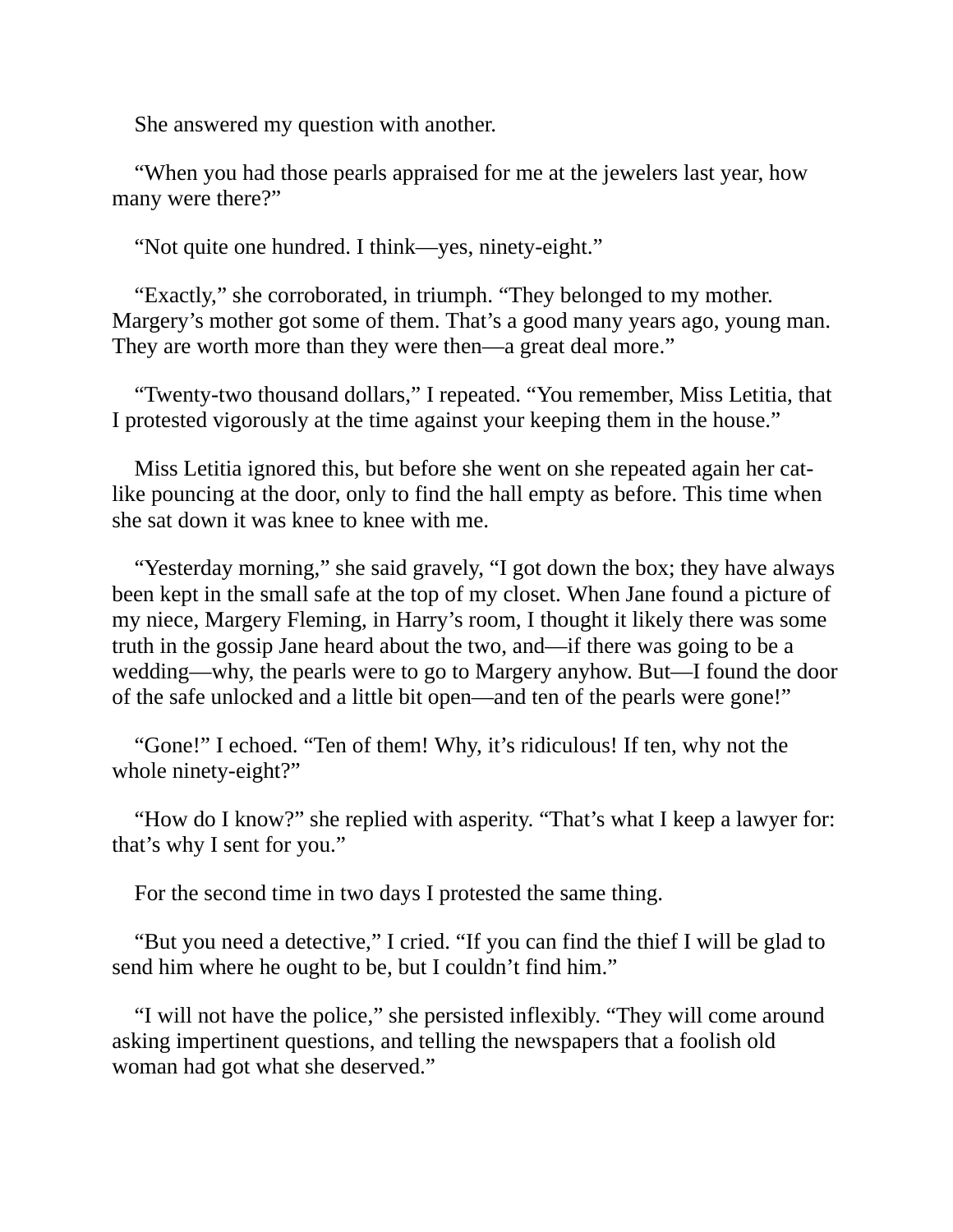She answered my question with another.

"When you had those pearls appraised for me at the jewelers last year, how many were there?"

"Not quite one hundred. I think—yes, ninety-eight."

"Exactly," she corroborated, in triumph. "They belonged to my mother. Margery's mother got some of them. That's a good many years ago, young man. They are worth more than they were then—a great deal more."

"Twenty-two thousand dollars," I repeated. "You remember, Miss Letitia, that I protested vigorously at the time against your keeping them in the house."

Miss Letitia ignored this, but before she went on she repeated again her cat-like pouncing at the door, only to find the hall empty as before. This time when she sat down it was knee to knee with me.

"Yesterday morning," she said gravely, "I got down the box; they have always been kept in the small safe at the top of my closet. When Jane found a picture of my niece, Margery Fleming, in Harry's room, I thought it likely there was some truth in the gossip Jane heard about the two, and—if there was going to be a wedding—why, the pearls were to go to Margery anyhow. But—I found the door of the safe unlocked and a little bit open—and ten of the pearls were gone!"

"Gone!" I echoed. "Ten of them! Why, it's ridiculous! If ten, why not the whole ninety-eight?"

"How do I know?" she replied with asperity. "That's what I keep a lawyer for: that's why I sent for you."

For the second time in two days I protested the same thing.

"But you need a detective," I cried. "If you can find the thief I will be glad to send him where he ought to be, but I couldn't find him."

"I will not have the police," she persisted inflexibly. "They will come around asking impertinent questions, and telling the newspapers that a foolish old woman had got what she deserved."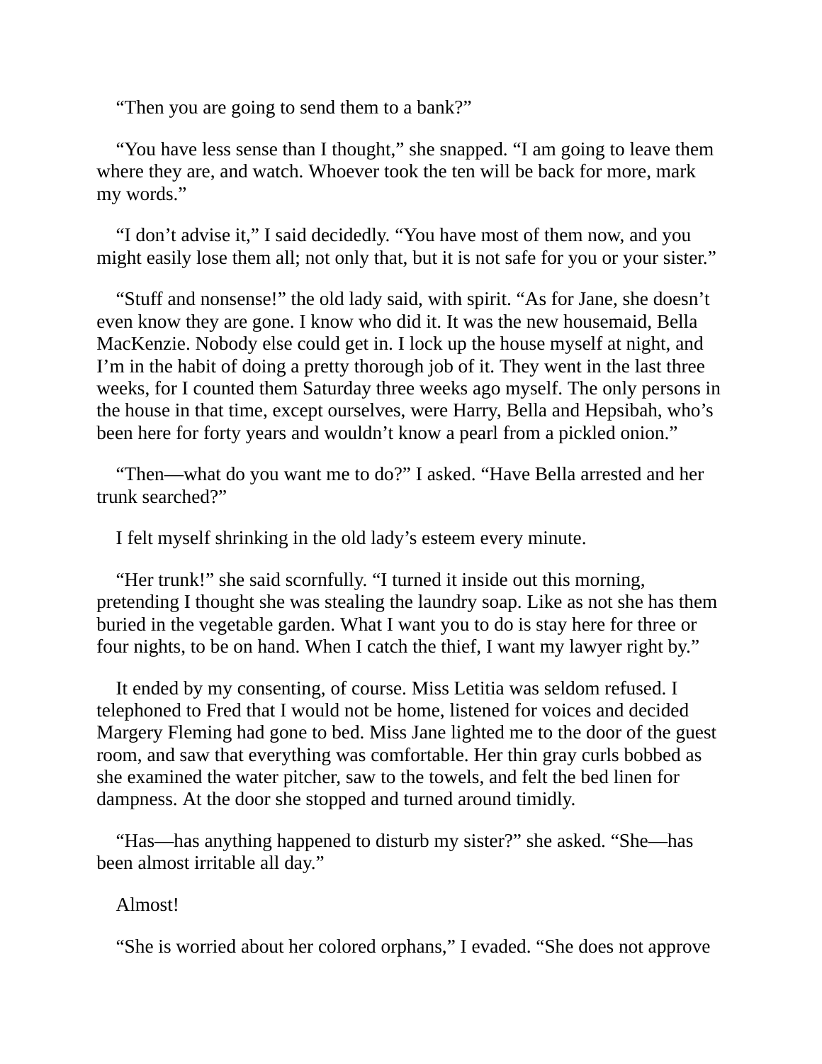"Then you are going to send them to a bank?"

"You have less sense than I thought," she snapped. "I am going to leave them where they are, and watch. Whoever took the ten will be back for more, mark my words."

"I don't advise it," I said decidedly. "You have most of them now, and you might easily lose them all; not only that, but it is not safe for you or your sister."

"Stuff and nonsense!" the old lady said, with spirit. "As for Jane, she doesn't even know they are gone. I know who did it. It was the new housemaid, Bella MacKenzie. Nobody else could get in. I lock up the house myself at night, and I'm in the habit of doing a pretty thorough job of it. They went in the last three weeks, for I counted them Saturday three weeks ago myself. The only persons in the house in that time, except ourselves, were Harry, Bella and Hepsibah, who's been here for forty years and wouldn't know a pearl from a pickled onion."

"Then—what do you want me to do?" I asked. "Have Bella arrested and her trunk searched?"

I felt myself shrinking in the old lady's esteem every minute.

"Her trunk!" she said scornfully. "I turned it inside out this morning, pretending I thought she was stealing the laundry soap. Like as not she has them buried in the vegetable garden. What I want you to do is stay here for three or four nights, to be on hand. When I catch the thief, I want my lawyer right by."

It ended by my consenting, of course. Miss Letitia was seldom refused. I telephoned to Fred that I would not be home, listened for voices and decided Margery Fleming had gone to bed. Miss Jane lighted me to the door of the guest room, and saw that everything was comfortable. Her thin gray curls bobbed as she examined the water pitcher, saw to the towels, and felt the bed linen for dampness. At the door she stopped and turned around timidly.

"Has—has anything happened to disturb my sister?" she asked. "She—has been almost irritable all day."

Almost!

"She is worried about her colored orphans," I evaded. "She does not approve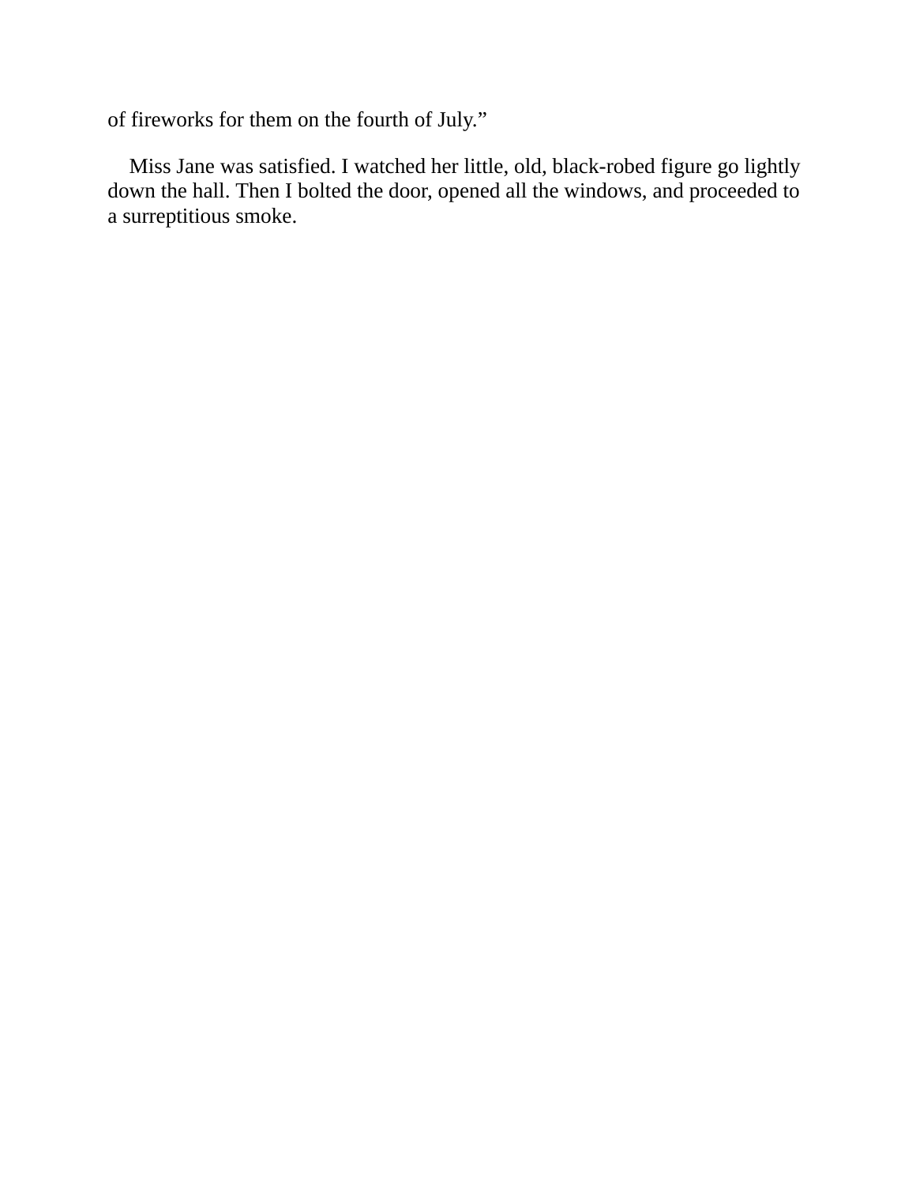of fireworks for them on the fourth of July.”

Miss Jane was satisfied. I watched her little, old, black-robed figure go lightly down the hall. Then I bolted the door, opened all the windows, and proceeded to a surreptitious smoke.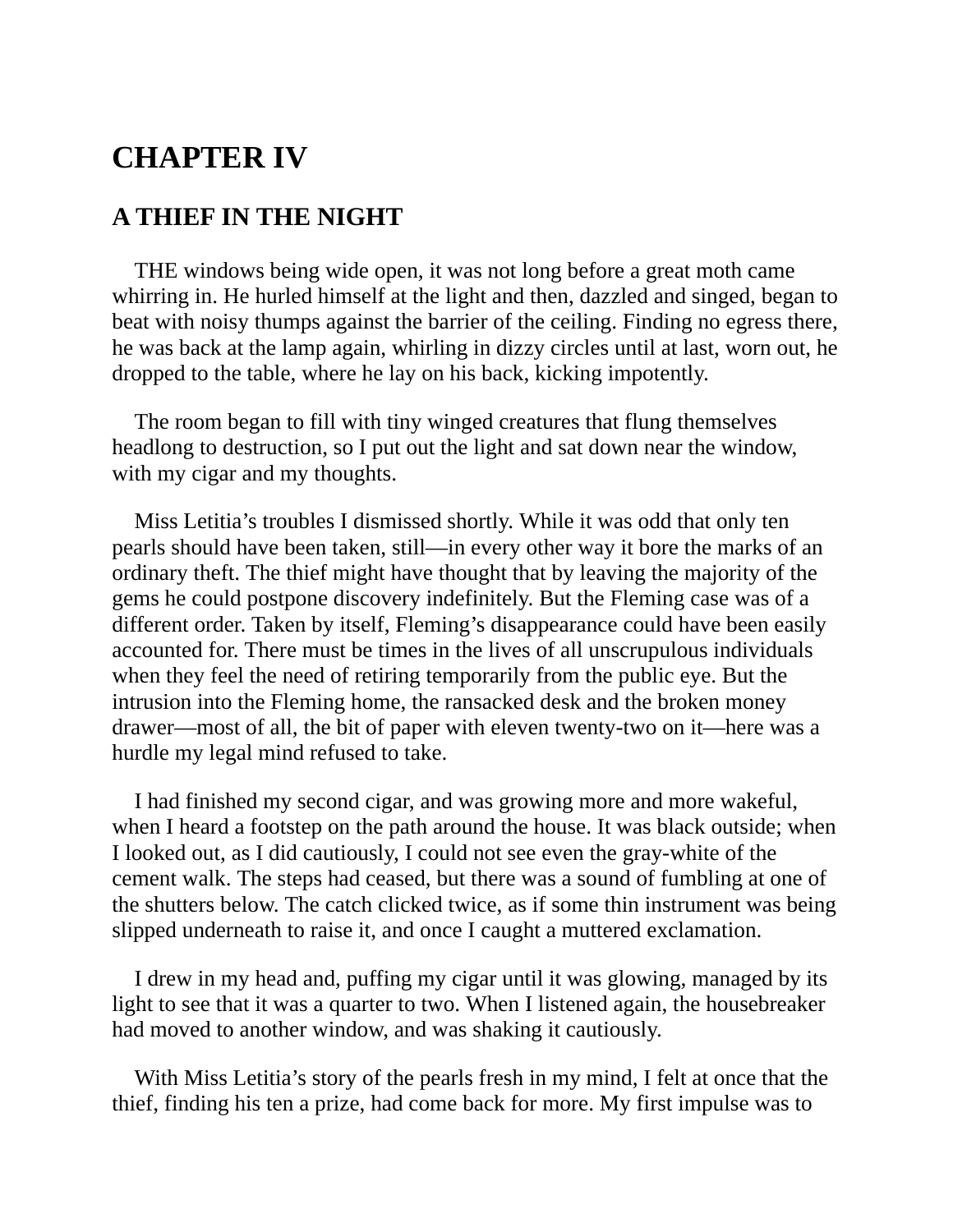# CHAPTER IV

## A THIEF IN THE NIGHT

THE windows being wide open, it was not long before a great moth came whirring in. He hurled himself at the light and then, dazzled and singed, began to beat with noisy thumps against the barrier of the ceiling. Finding no egress there, he was back at the lamp again, whirling in dizzy circles until at last, worn out, he dropped to the table, where he lay on his back, kicking impotently.

The room began to fill with tiny winged creatures that flung themselves headlong to destruction, so I put out the light and sat down near the window, with my cigar and my thoughts.

Miss Letitia's troubles I dismissed shortly. While it was odd that only ten pearls should have been taken, still—in every other way it bore the marks of an ordinary theft. The thief might have thought that by leaving the majority of the gems he could postpone discovery indefinitely. But the Fleming case was of a different order. Taken by itself, Fleming's disappearance could have been easily accounted for. There must be times in the lives of all unscrupulous individuals when they feel the need of retiring temporarily from the public eye. But the intrusion into the Fleming home, the ransacked desk and the broken money drawer—most of all, the bit of paper with eleven twenty-two on it—here was a hurdle my legal mind refused to take.

I had finished my second cigar, and was growing more and more wakeful, when I heard a footstep on the path around the house. It was black outside; when I looked out, as I did cautiously, I could not see even the gray-white of the cement walk. The steps had ceased, but there was a sound of fumbling at one of the shutters below. The catch clicked twice, as if some thin instrument was being slipped underneath to raise it, and once I caught a muttered exclamation.

I drew in my head and, puffing my cigar until it was glowing, managed by its light to see that it was a quarter to two. When I listened again, the housebreaker had moved to another window, and was shaking it cautiously.

With Miss Letitia's story of the pearls fresh in my mind, I felt at once that the thief, finding his ten a prize, had come back for more. My first impulse was to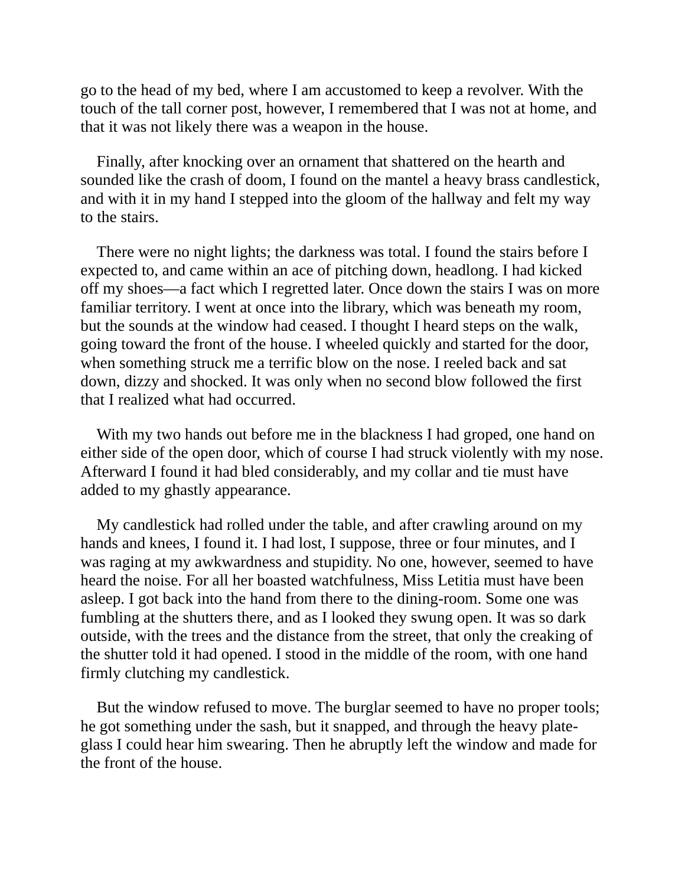go to the head of my bed, where I am accustomed to keep a revolver. With the touch of the tall corner post, however, I remembered that I was not at home, and that it was not likely there was a weapon in the house.

Finally, after knocking over an ornament that shattered on the hearth and sounded like the crash of doom, I found on the mantel a heavy brass candlestick, and with it in my hand I stepped into the gloom of the hallway and felt my way to the stairs.

There were no night lights; the darkness was total. I found the stairs before I expected to, and came within an ace of pitching down, headlong. I had kicked off my shoes—a fact which I regretted later. Once down the stairs I was on more familiar territory. I went at once into the library, which was beneath my room, but the sounds at the window had ceased. I thought I heard steps on the walk, going toward the front of the house. I wheeled quickly and started for the door, when something struck me a terrific blow on the nose. I reeled back and sat down, dizzy and shocked. It was only when no second blow followed the first that I realized what had occurred.

With my two hands out before me in the blackness I had groped, one hand on either side of the open door, which of course I had struck violently with my nose. Afterward I found it had bled considerably, and my collar and tie must have added to my ghastly appearance.

My candlestick had rolled under the table, and after crawling around on my hands and knees, I found it. I had lost, I suppose, three or four minutes, and I was raging at my awkwardness and stupidity. No one, however, seemed to have heard the noise. For all her boasted watchfulness, Miss Letitia must have been asleep. I got back into the hand from there to the dining-room. Some one was fumbling at the shutters there, and as I looked they swung open. It was so dark outside, with the trees and the distance from the street, that only the creaking of the shutter told it had opened. I stood in the middle of the room, with one hand firmly clutching my candlestick.

But the window refused to move. The burglar seemed to have no proper tools; he got something under the sash, but it snapped, and through the heavy plate-glass I could hear him swearing. Then he abruptly left the window and made for the front of the house.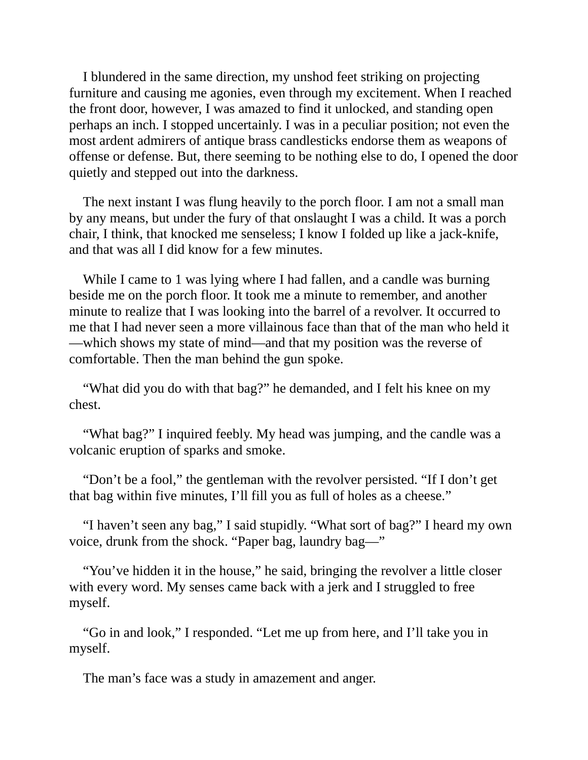I blundered in the same direction, my unshod feet striking on projecting furniture and causing me agonies, even through my excitement. When I reached the front door, however, I was amazed to find it unlocked, and standing open perhaps an inch. I stopped uncertainly. I was in a peculiar position; not even the most ardent admirers of antique brass candlesticks endorse them as weapons of offense or defense. But, there seeming to be nothing else to do, I opened the door quietly and stepped out into the darkness.

The next instant I was flung heavily to the porch floor. I am not a small man by any means, but under the fury of that onslaught I was a child. It was a porch chair, I think, that knocked me senseless; I know I folded up like a jack-knife, and that was all I did know for a few minutes.

While I came to 1 was lying where I had fallen, and a candle was burning beside me on the porch floor. It took me a minute to remember, and another minute to realize that I was looking into the barrel of a revolver. It occurred to me that I had never seen a more villainous face than that of the man who held it —which shows my state of mind—and that my position was the reverse of comfortable. Then the man behind the gun spoke.

"What did you do with that bag?" he demanded, and I felt his knee on my chest.

"What bag?" I inquired feebly. My head was jumping, and the candle was a volcanic eruption of sparks and smoke.

"Don't be a fool," the gentleman with the revolver persisted. "If I don't get that bag within five minutes, I'll fill you as full of holes as a cheese."

"I haven't seen any bag," I said stupidly. "What sort of bag?" I heard my own voice, drunk from the shock. "Paper bag, laundry bag—"

"You've hidden it in the house," he said, bringing the revolver a little closer with every word. My senses came back with a jerk and I struggled to free myself.

"Go in and look," I responded. "Let me up from here, and I'll take you in myself.

The man's face was a study in amazement and anger.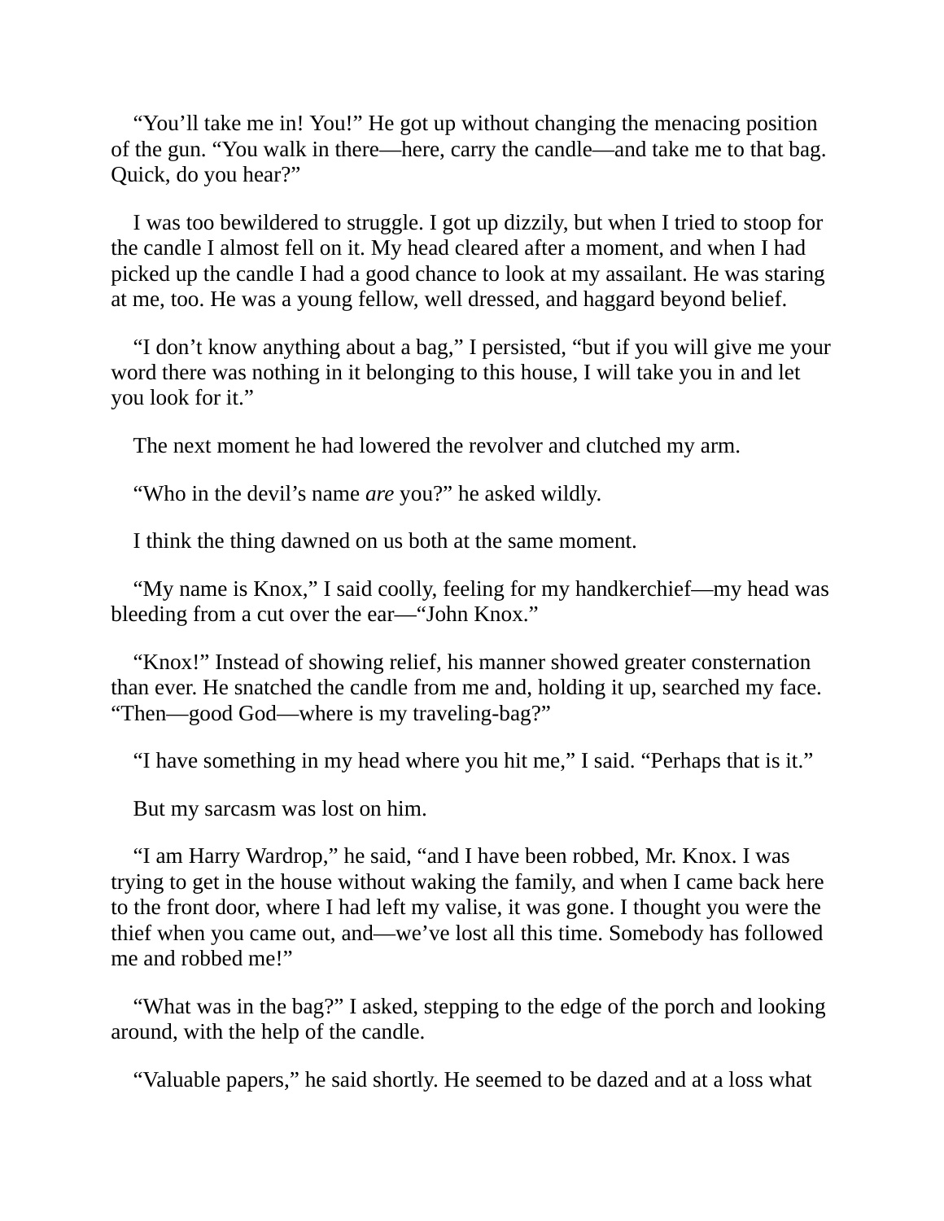“You’ll take me in! You!” He got up without changing the menacing position of the gun. “You walk in there—here, carry the candle—and take me to that bag. Quick, do you hear?”

I was too bewildered to struggle. I got up dizzily, but when I tried to stoop for the candle I almost fell on it. My head cleared after a moment, and when I had picked up the candle I had a good chance to look at my assailant. He was staring at me, too. He was a young fellow, well dressed, and haggard beyond belief.

“I don’t know anything about a bag,” I persisted, “but if you will give me your word there was nothing in it belonging to this house, I will take you in and let you look for it.”

The next moment he had lowered the revolver and clutched my arm.

“Who in the devil’s name *are* you?” he asked wildly.

I think the thing dawned on us both at the same moment.

“My name is Knox,” I said coolly, feeling for my handkerchief—my head was bleeding from a cut over the ear—“John Knox.”

“Knox!” Instead of showing relief, his manner showed greater consternation than ever. He snatched the candle from me and, holding it up, searched my face. “Then—good God—where is my traveling-bag?”

“I have something in my head where you hit me,” I said. “Perhaps that is it.”

But my sarcasm was lost on him.

“I am Harry Wardrop,” he said, “and I have been robbed, Mr. Knox. I was trying to get in the house without waking the family, and when I came back here to the front door, where I had left my valise, it was gone. I thought you were the thief when you came out, and—we’ve lost all this time. Somebody has followed me and robbed me!”

“What was in the bag?” I asked, stepping to the edge of the porch and looking around, with the help of the candle.

“Valuable papers,” he said shortly. He seemed to be dazed and at a loss what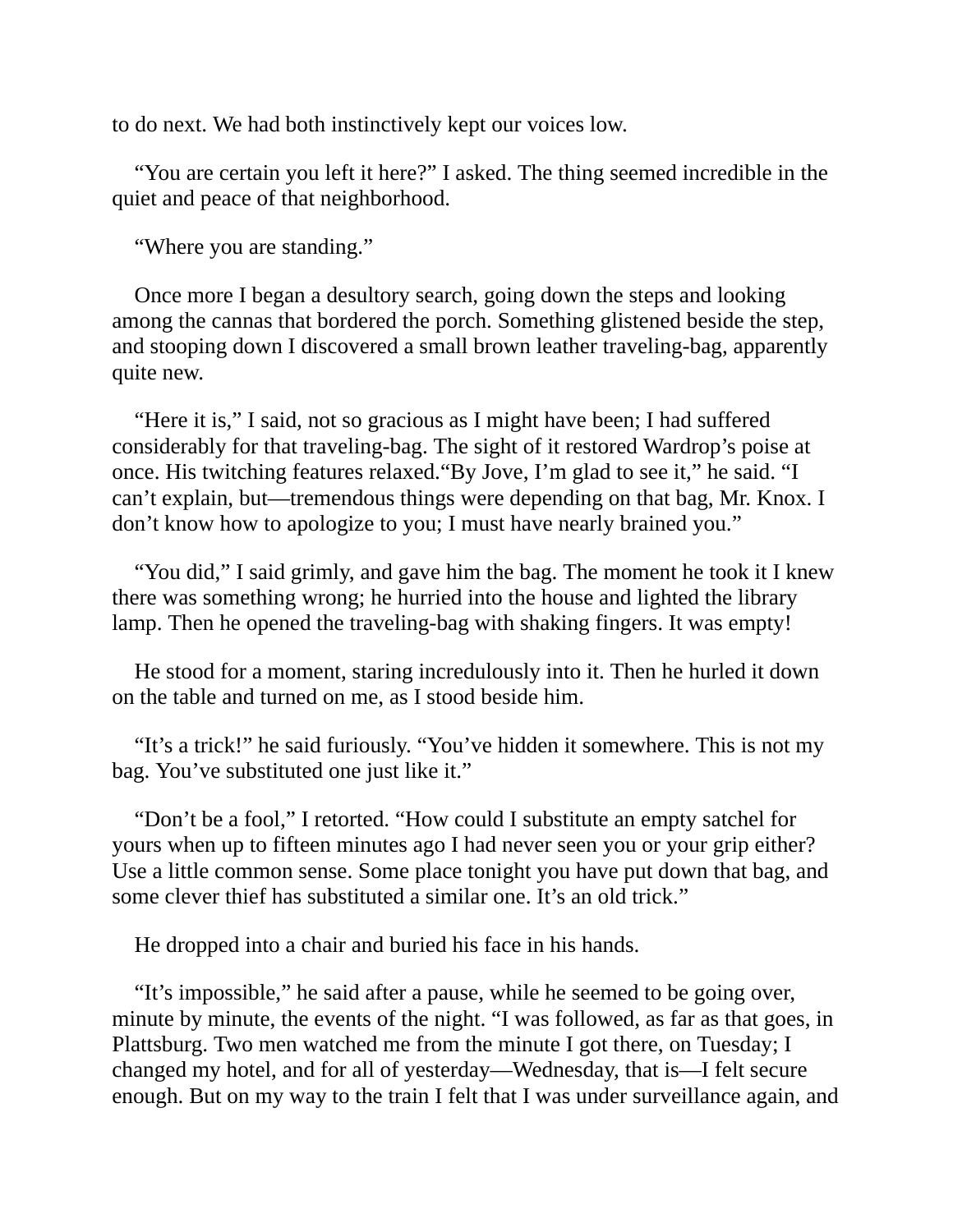to do next. We had both instinctively kept our voices low.

"You are certain you left it here?" I asked. The thing seemed incredible in the quiet and peace of that neighborhood.

"Where you are standing."

Once more I began a desultory search, going down the steps and looking among the cannas that bordered the porch. Something glistened beside the step, and stooping down I discovered a small brown leather traveling-bag, apparently quite new.

"Here it is," I said, not so gracious as I might have been; I had suffered considerably for that traveling-bag. The sight of it restored Wardrop's poise at once. His twitching features relaxed."By Jove, I'm glad to see it," he said. "I can't explain, but—tremendous things were depending on that bag, Mr. Knox. I don't know how to apologize to you; I must have nearly brained you."

"You did," I said grimly, and gave him the bag. The moment he took it I knew there was something wrong; he hurried into the house and lighted the library lamp. Then he opened the traveling-bag with shaking fingers. It was empty!

He stood for a moment, staring incredulously into it. Then he hurled it down on the table and turned on me, as I stood beside him.

"It's a trick!" he said furiously. "You've hidden it somewhere. This is not my bag. You've substituted one just like it."

"Don't be a fool," I retorted. "How could I substitute an empty satchel for yours when up to fifteen minutes ago I had never seen you or your grip either? Use a little common sense. Some place tonight you have put down that bag, and some clever thief has substituted a similar one. It's an old trick."

He dropped into a chair and buried his face in his hands.

"It's impossible," he said after a pause, while he seemed to be going over, minute by minute, the events of the night. "I was followed, as far as that goes, in Plattsburg. Two men watched me from the minute I got there, on Tuesday; I changed my hotel, and for all of yesterday—Wednesday, that is—I felt secure enough. But on my way to the train I felt that I was under surveillance again, and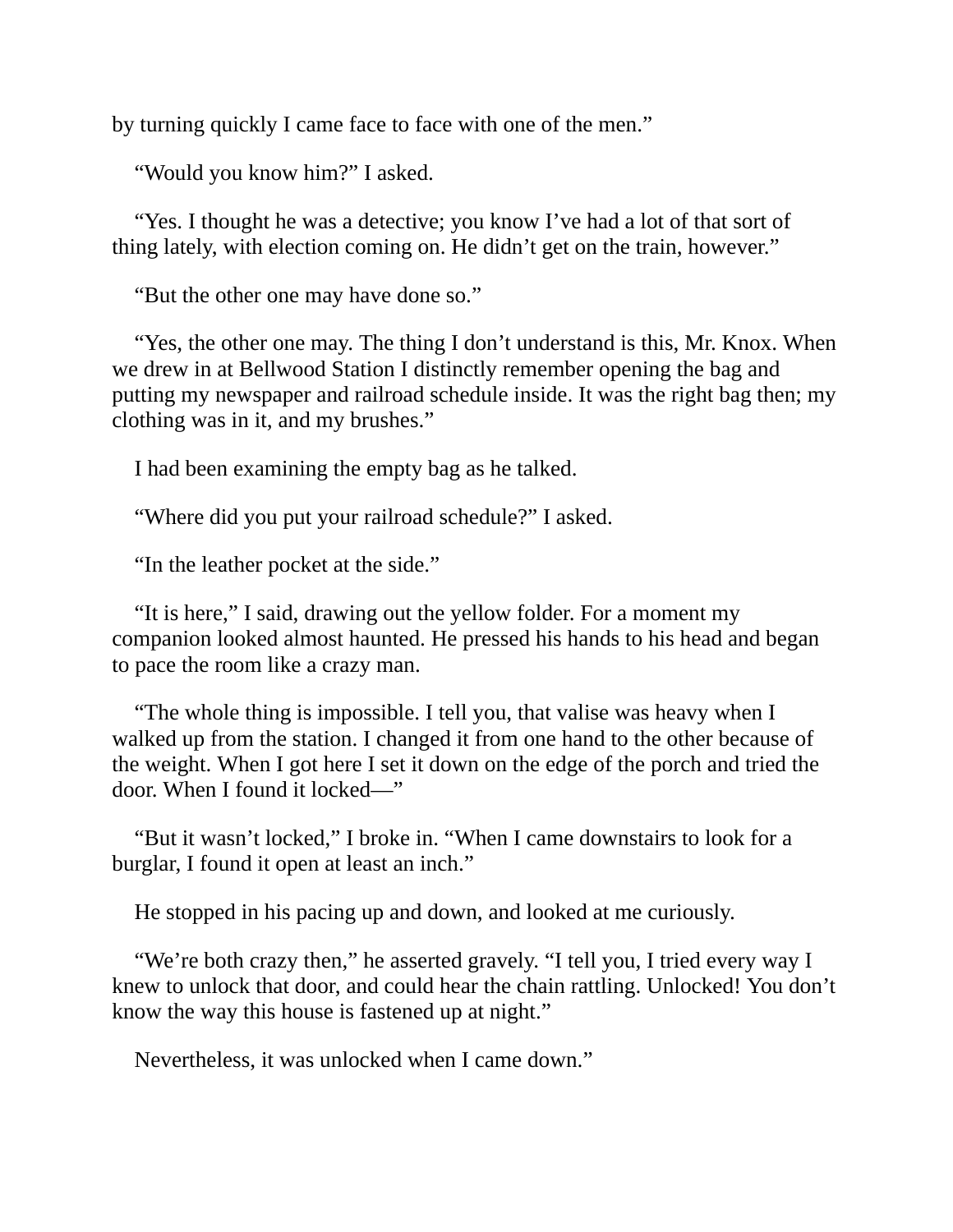by turning quickly I came face to face with one of the men."

"Would you know him?" I asked.

"Yes. I thought he was a detective; you know I've had a lot of that sort of thing lately, with election coming on. He didn't get on the train, however."

"But the other one may have done so."

"Yes, the other one may. The thing I don't understand is this, Mr. Knox. When we drew in at Bellwood Station I distinctly remember opening the bag and putting my newspaper and railroad schedule inside. It was the right bag then; my clothing was in it, and my brushes."

I had been examining the empty bag as he talked.

"Where did you put your railroad schedule?" I asked.

"In the leather pocket at the side."

"It is here," I said, drawing out the yellow folder. For a moment my companion looked almost haunted. He pressed his hands to his head and began to pace the room like a crazy man.

"The whole thing is impossible. I tell you, that valise was heavy when I walked up from the station. I changed it from one hand to the other because of the weight. When I got here I set it down on the edge of the porch and tried the door. When I found it locked—"

"But it wasn't locked," I broke in. "When I came downstairs to look for a burglar, I found it open at least an inch."

He stopped in his pacing up and down, and looked at me curiously.

"We're both crazy then," he asserted gravely. "I tell you, I tried every way I knew to unlock that door, and could hear the chain rattling. Unlocked! You don't know the way this house is fastened up at night."

Nevertheless, it was unlocked when I came down."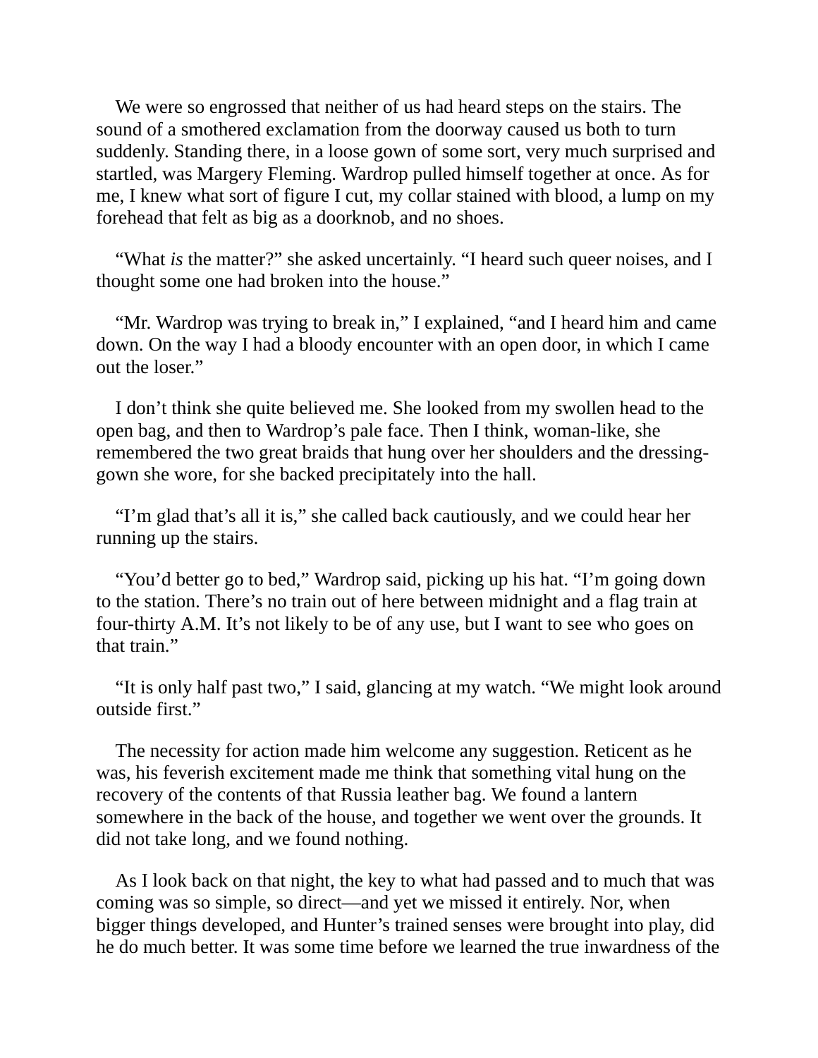We were so engrossed that neither of us had heard steps on the stairs. The sound of a smothered exclamation from the doorway caused us both to turn suddenly. Standing there, in a loose gown of some sort, very much surprised and startled, was Margery Fleming. Wardrop pulled himself together at once. As for me, I knew what sort of figure I cut, my collar stained with blood, a lump on my forehead that felt as big as a doorknob, and no shoes.

“What *is* the matter?” she asked uncertainly. “I heard such queer noises, and I thought some one had broken into the house.”

“Mr. Wardrop was trying to break in,” I explained, “and I heard him and came down. On the way I had a bloody encounter with an open door, in which I came out the loser.”

I don’t think she quite believed me. She looked from my swollen head to the open bag, and then to Wardrop’s pale face. Then I think, woman-like, she remembered the two great braids that hung over her shoulders and the dressing-gown she wore, for she backed precipitately into the hall.

“I’m glad that’s all it is,” she called back cautiously, and we could hear her running up the stairs.

“You’d better go to bed,” Wardrop said, picking up his hat. “I’m going down to the station. There’s no train out of here between midnight and a flag train at four-thirty A.M. It’s not likely to be of any use, but I want to see who goes on that train.”

“It is only half past two,” I said, glancing at my watch. “We might look around outside first.”

The necessity for action made him welcome any suggestion. Reticent as he was, his feverish excitement made me think that something vital hung on the recovery of the contents of that Russia leather bag. We found a lantern somewhere in the back of the house, and together we went over the grounds. It did not take long, and we found nothing.

As I look back on that night, the key to what had passed and to much that was coming was so simple, so direct—and yet we missed it entirely. Nor, when bigger things developed, and Hunter’s trained senses were brought into play, did he do much better. It was some time before we learned the true inwardness of the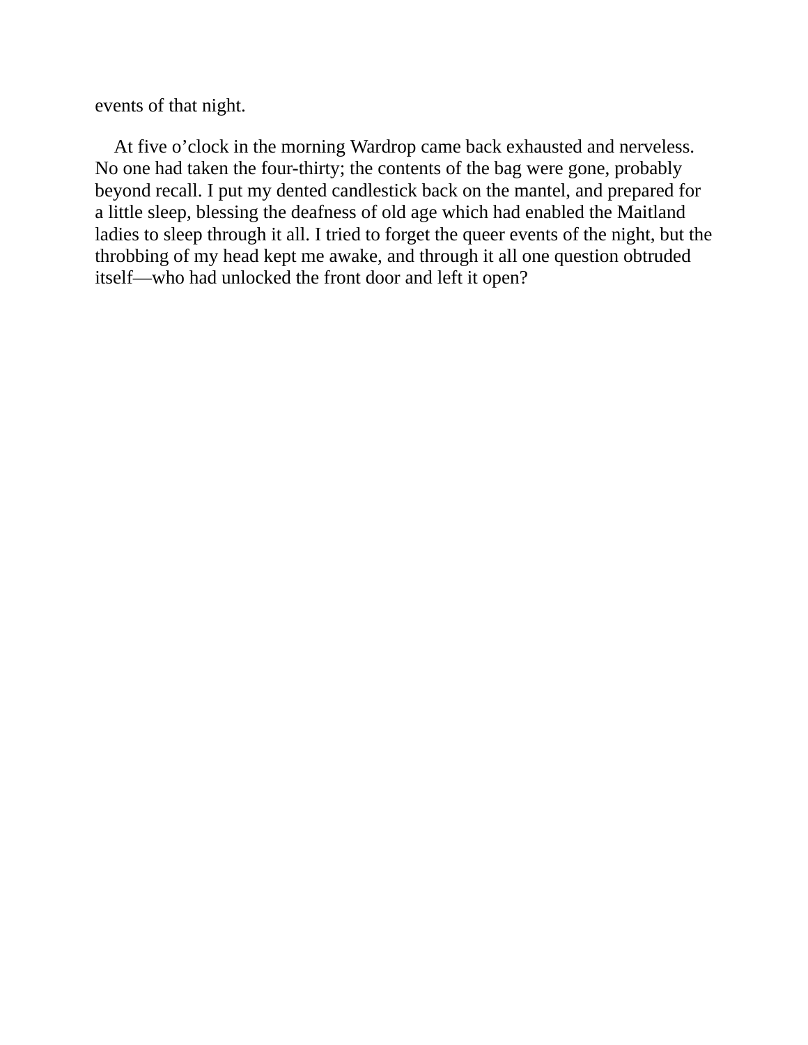events of that night.

At five o’clock in the morning Wardrop came back exhausted and nerveless. No one had taken the four-thirty; the contents of the bag were gone, probably beyond recall. I put my dented candlestick back on the mantel, and prepared for a little sleep, blessing the deafness of old age which had enabled the Maitland ladies to sleep through it all. I tried to forget the queer events of the night, but the throbbing of my head kept me awake, and through it all one question obtruded itself—who had unlocked the front door and left it open?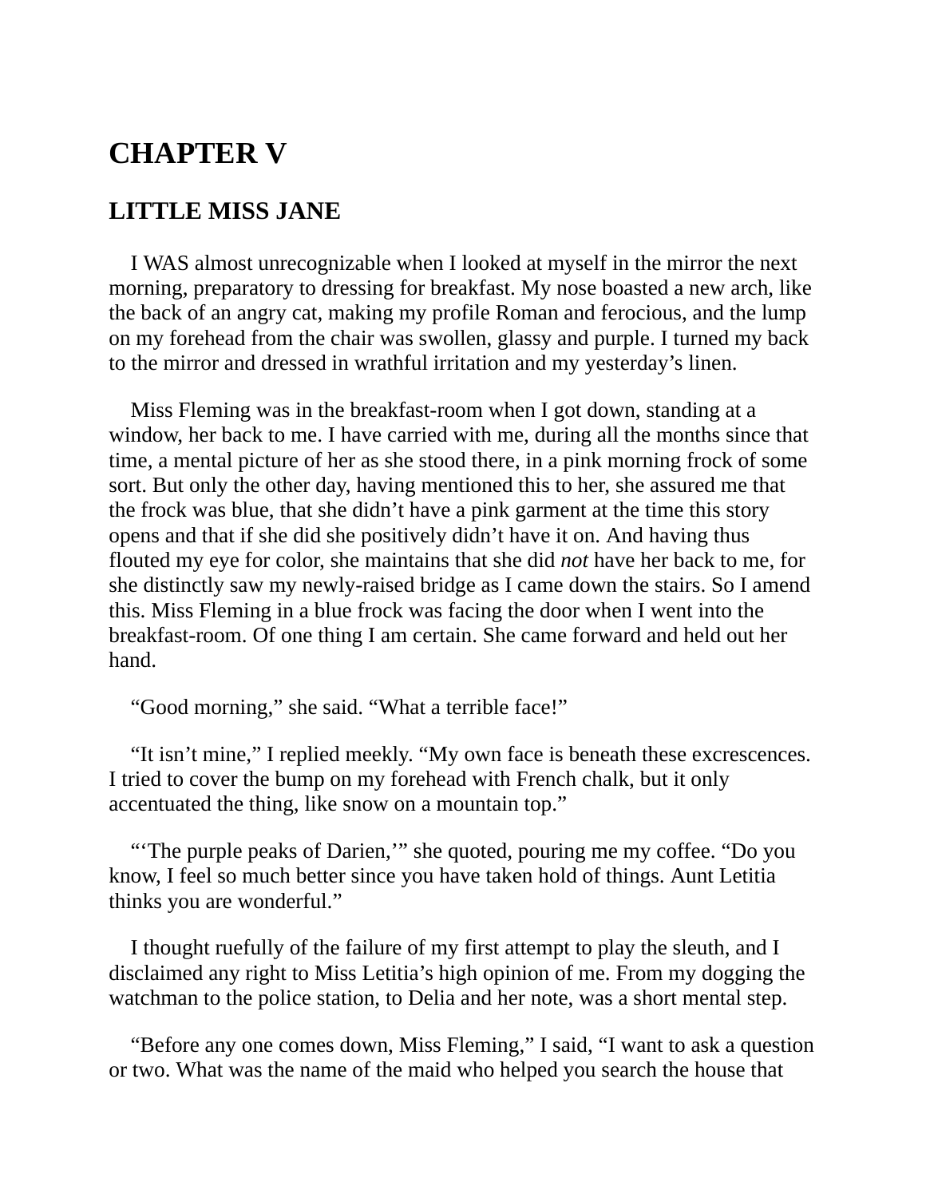# CHAPTER V

## LITTLE MISS JANE

I WAS almost unrecognizable when I looked at myself in the mirror the next morning, preparatory to dressing for breakfast. My nose boasted a new arch, like the back of an angry cat, making my profile Roman and ferocious, and the lump on my forehead from the chair was swollen, glassy and purple. I turned my back to the mirror and dressed in wrathful irritation and my yesterday's linen.

Miss Fleming was in the breakfast-room when I got down, standing at a window, her back to me. I have carried with me, during all the months since that time, a mental picture of her as she stood there, in a pink morning frock of some sort. But only the other day, having mentioned this to her, she assured me that the frock was blue, that she didn't have a pink garment at the time this story opens and that if she did she positively didn't have it on. And having thus flouted my eye for color, she maintains that she did *not* have her back to me, for she distinctly saw my newly-raised bridge as I came down the stairs. So I amend this. Miss Fleming in a blue frock was facing the door when I went into the breakfast-room. Of one thing I am certain. She came forward and held out her hand.

"Good morning," she said. "What a terrible face!"

"It isn't mine," I replied meekly. "My own face is beneath these excrescences. I tried to cover the bump on my forehead with French chalk, but it only accentuated the thing, like snow on a mountain top."

"'The purple peaks of Darien,'" she quoted, pouring me my coffee. "Do you know, I feel so much better since you have taken hold of things. Aunt Letitia thinks you are wonderful."

I thought ruefully of the failure of my first attempt to play the sleuth, and I disclaimed any right to Miss Letitia's high opinion of me. From my dogging the watchman to the police station, to Delia and her note, was a short mental step.

"Before any one comes down, Miss Fleming," I said, "I want to ask a question or two. What was the name of the maid who helped you search the house that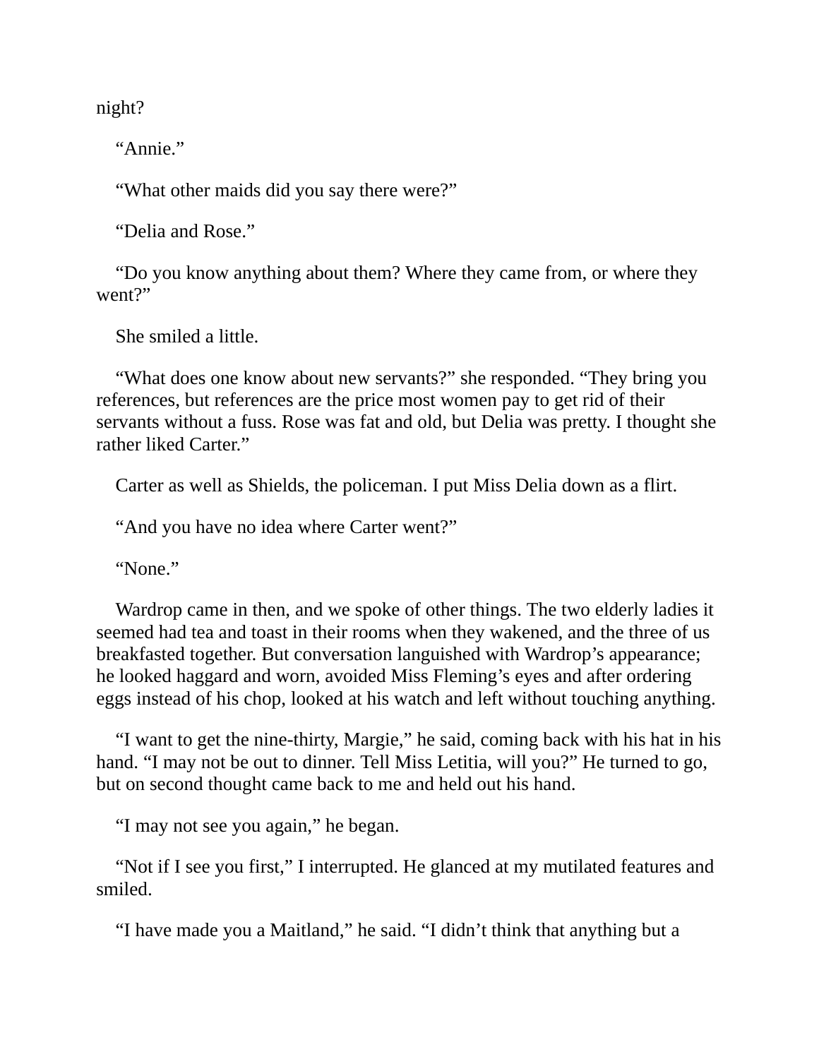night?

“Annie.”

“What other maids did you say there were?”

“Delia and Rose.”

“Do you know anything about them? Where they came from, or where they went?”

She smiled a little.

“What does one know about new servants?” she responded. “They bring you references, but references are the price most women pay to get rid of their servants without a fuss. Rose was fat and old, but Delia was pretty. I thought she rather liked Carter.”

Carter as well as Shields, the policeman. I put Miss Delia down as a flirt.

“And you have no idea where Carter went?”

“None.”

Wardrop came in then, and we spoke of other things. The two elderly ladies it seemed had tea and toast in their rooms when they wakened, and the three of us breakfasted together. But conversation languished with Wardrop’s appearance; he looked haggard and worn, avoided Miss Fleming’s eyes and after ordering eggs instead of his chop, looked at his watch and left without touching anything.

“I want to get the nine-thirty, Margie,” he said, coming back with his hat in his hand. “I may not be out to dinner. Tell Miss Letitia, will you?” He turned to go, but on second thought came back to me and held out his hand.

“I may not see you again,” he began.

“Not if I see you first,” I interrupted. He glanced at my mutilated features and smiled.

“I have made you a Maitland,” he said. “I didn’t think that anything but a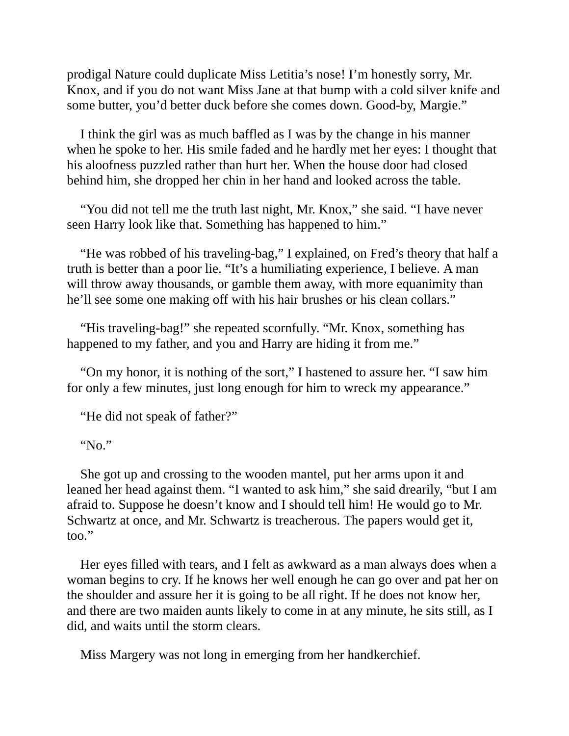prodigal Nature could duplicate Miss Letitia's nose! I'm honestly sorry, Mr. Knox, and if you do not want Miss Jane at that bump with a cold silver knife and some butter, you'd better duck before she comes down. Good-by, Margie."

I think the girl was as much baffled as I was by the change in his manner when he spoke to her. His smile faded and he hardly met her eyes: I thought that his aloofness puzzled rather than hurt her. When the house door had closed behind him, she dropped her chin in her hand and looked across the table.

"You did not tell me the truth last night, Mr. Knox," she said. "I have never seen Harry look like that. Something has happened to him."

"He was robbed of his traveling-bag," I explained, on Fred's theory that half a truth is better than a poor lie. "It's a humiliating experience, I believe. A man will throw away thousands, or gamble them away, with more equanimity than he'll see some one making off with his hair brushes or his clean collars."

"His traveling-bag!" she repeated scornfully. "Mr. Knox, something has happened to my father, and you and Harry are hiding it from me."

"On my honor, it is nothing of the sort," I hastened to assure her. "I saw him for only a few minutes, just long enough for him to wreck my appearance."

"He did not speak of father?"

"No."

She got up and crossing to the wooden mantel, put her arms upon it and leaned her head against them. "I wanted to ask him," she said drearily, "but I am afraid to. Suppose he doesn't know and I should tell him! He would go to Mr. Schwartz at once, and Mr. Schwartz is treacherous. The papers would get it, too."

Her eyes filled with tears, and I felt as awkward as a man always does when a woman begins to cry. If he knows her well enough he can go over and pat her on the shoulder and assure her it is going to be all right. If he does not know her, and there are two maiden aunts likely to come in at any minute, he sits still, as I did, and waits until the storm clears.

Miss Margery was not long in emerging from her handkerchief.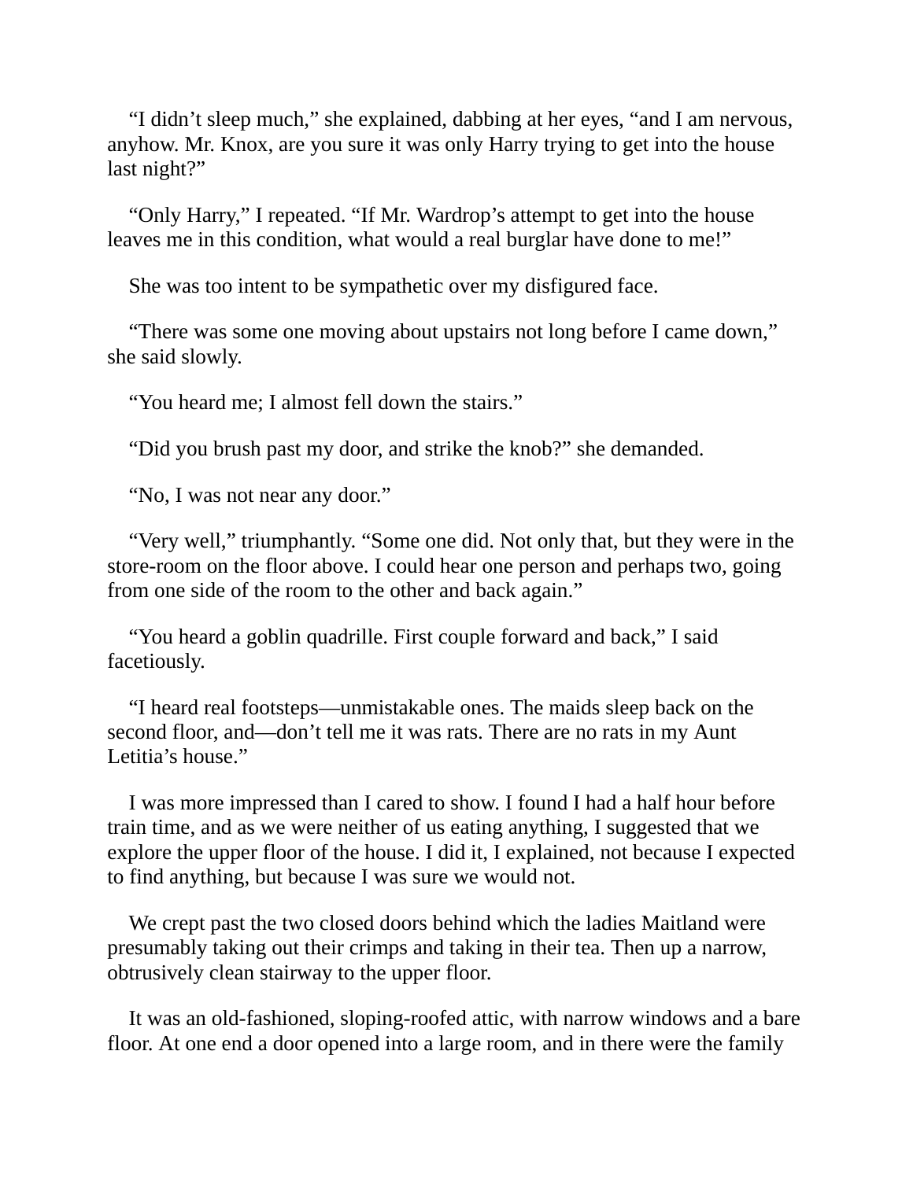“I didn’t sleep much,” she explained, dabbing at her eyes, “and I am nervous, anyhow. Mr. Knox, are you sure it was only Harry trying to get into the house last night?”

“Only Harry,” I repeated. “If Mr. Wardrop’s attempt to get into the house leaves me in this condition, what would a real burglar have done to me!”

She was too intent to be sympathetic over my disfigured face.

“There was some one moving about upstairs not long before I came down,” she said slowly.

“You heard me; I almost fell down the stairs.”

“Did you brush past my door, and strike the knob?” she demanded.

“No, I was not near any door.”

“Very well,” triumphantly. “Some one did. Not only that, but they were in the store-room on the floor above. I could hear one person and perhaps two, going from one side of the room to the other and back again.”

“You heard a goblin quadrille. First couple forward and back,” I said facetiously.

“I heard real footsteps—unmistakable ones. The maids sleep back on the second floor, and—don’t tell me it was rats. There are no rats in my Aunt Letitia’s house.”

I was more impressed than I cared to show. I found I had a half hour before train time, and as we were neither of us eating anything, I suggested that we explore the upper floor of the house. I did it, I explained, not because I expected to find anything, but because I was sure we would not.

We crept past the two closed doors behind which the ladies Maitland were presumably taking out their crimps and taking in their tea. Then up a narrow, obtrusively clean stairway to the upper floor.

It was an old-fashioned, sloping-roofed attic, with narrow windows and a bare floor. At one end a door opened into a large room, and in there were the family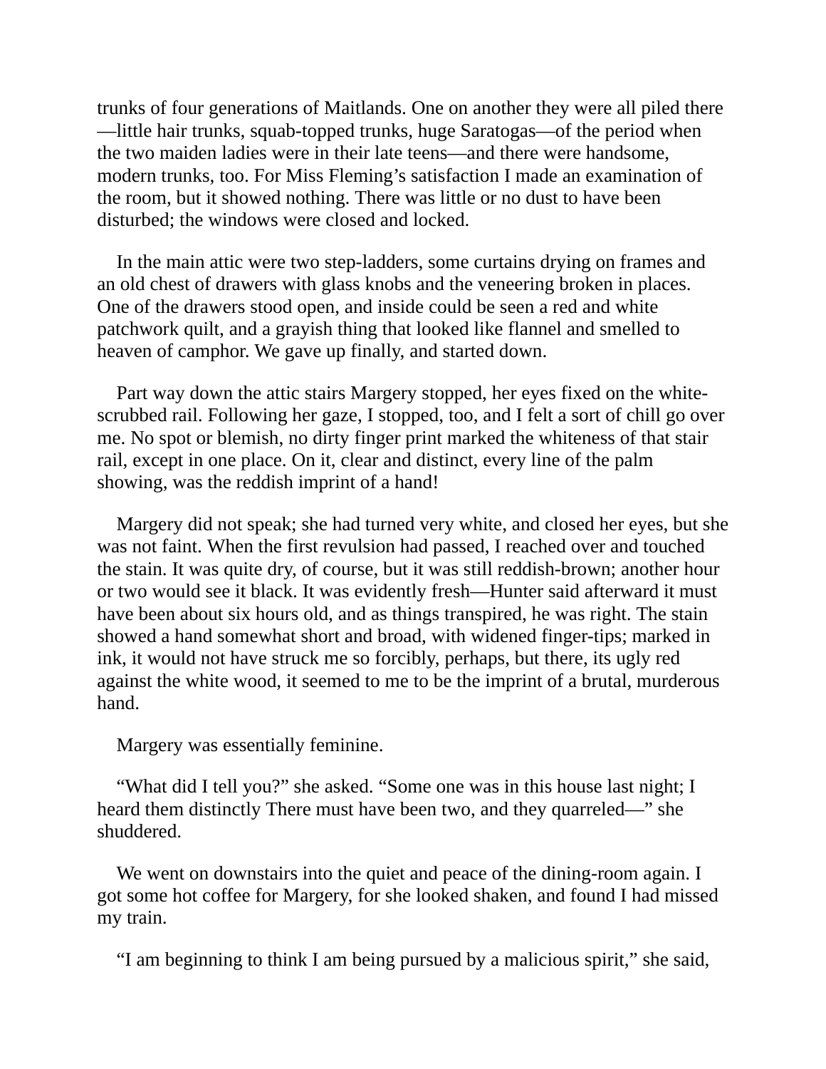trunks of four generations of Maitlands. One on another they were all piled there—little hair trunks, squab-topped trunks, huge Saratogas—of the period when the two maiden ladies were in their late teens—and there were handsome, modern trunks, too. For Miss Fleming's satisfaction I made an examination of the room, but it showed nothing. There was little or no dust to have been disturbed; the windows were closed and locked.

In the main attic were two step-ladders, some curtains drying on frames and an old chest of drawers with glass knobs and the veneering broken in places. One of the drawers stood open, and inside could be seen a red and white patchwork quilt, and a grayish thing that looked like flannel and smelled to heaven of camphor. We gave up finally, and started down.

Part way down the attic stairs Margery stopped, her eyes fixed on the white-scrubbed rail. Following her gaze, I stopped, too, and I felt a sort of chill go over me. No spot or blemish, no dirty finger print marked the whiteness of that stair rail, except in one place. On it, clear and distinct, every line of the palm showing, was the reddish imprint of a hand!

Margery did not speak; she had turned very white, and closed her eyes, but she was not faint. When the first revulsion had passed, I reached over and touched the stain. It was quite dry, of course, but it was still reddish-brown; another hour or two would see it black. It was evidently fresh—Hunter said afterward it must have been about six hours old, and as things transpired, he was right. The stain showed a hand somewhat short and broad, with widened finger-tips; marked in ink, it would not have struck me so forcibly, perhaps, but there, its ugly red against the white wood, it seemed to me to be the imprint of a brutal, murderous hand.

Margery was essentially feminine.

"What did I tell you?" she asked. "Some one was in this house last night; I heard them distinctly There must have been two, and they quarreled—" she shuddered.

We went on downstairs into the quiet and peace of the dining-room again. I got some hot coffee for Margery, for she looked shaken, and found I had missed my train.

"I am beginning to think I am being pursued by a malicious spirit," she said,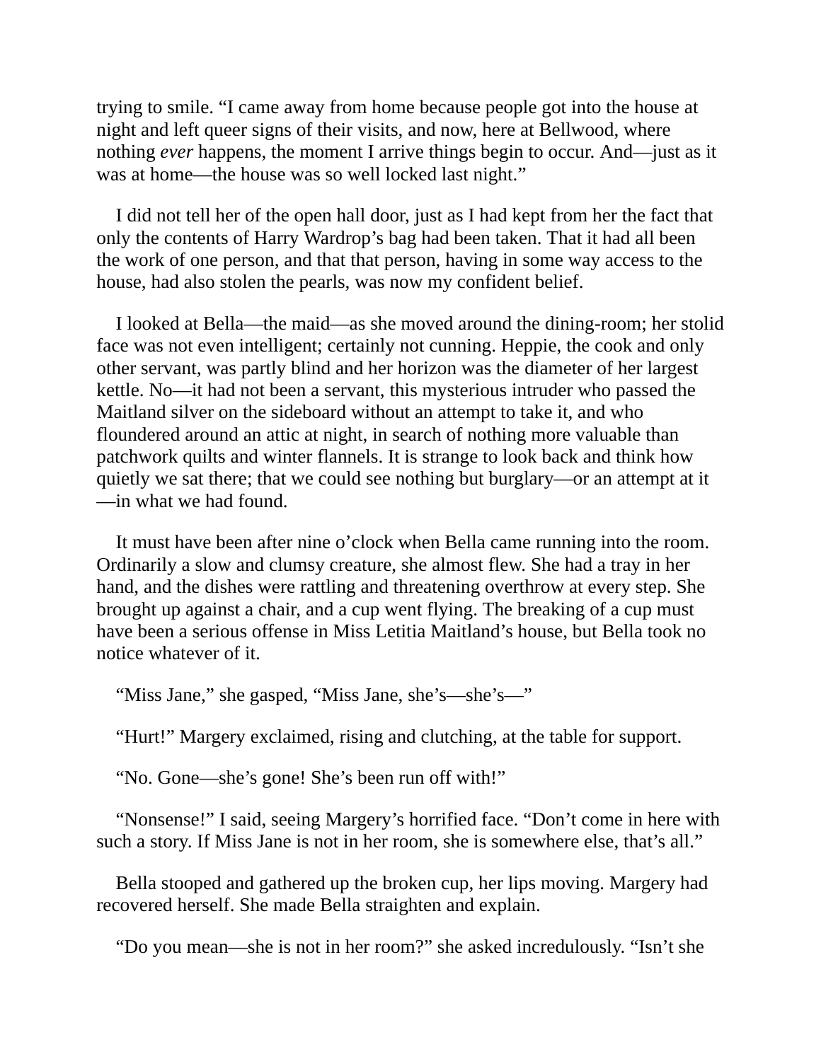trying to smile. "I came away from home because people got into the house at night and left queer signs of their visits, and now, here at Bellwood, where nothing *ever* happens, the moment I arrive things begin to occur. And—just as it was at home—the house was so well locked last night."

I did not tell her of the open hall door, just as I had kept from her the fact that only the contents of Harry Wardrop's bag had been taken. That it had all been the work of one person, and that that person, having in some way access to the house, had also stolen the pearls, was now my confident belief.

I looked at Bella—the maid—as she moved around the dining-room; her stolid face was not even intelligent; certainly not cunning. Heppie, the cook and only other servant, was partly blind and her horizon was the diameter of her largest kettle. No—it had not been a servant, this mysterious intruder who passed the Maitland silver on the sideboard without an attempt to take it, and who floundered around an attic at night, in search of nothing more valuable than patchwork quilts and winter flannels. It is strange to look back and think how quietly we sat there; that we could see nothing but burglary—or an attempt at it—in what we had found.

It must have been after nine o'clock when Bella came running into the room. Ordinarily a slow and clumsy creature, she almost flew. She had a tray in her hand, and the dishes were rattling and threatening overthrow at every step. She brought up against a chair, and a cup went flying. The breaking of a cup must have been a serious offense in Miss Letitia Maitland's house, but Bella took no notice whatever of it.

"Miss Jane," she gasped, "Miss Jane, she's—she's—"

"Hurt!" Margery exclaimed, rising and clutching, at the table for support.

"No. Gone—she's gone! She's been run off with!"

"Nonsense!" I said, seeing Margery's horrified face. "Don't come in here with such a story. If Miss Jane is not in her room, she is somewhere else, that's all."

Bella stooped and gathered up the broken cup, her lips moving. Margery had recovered herself. She made Bella straighten and explain.

"Do you mean—she is not in her room?" she asked incredulously. "Isn't she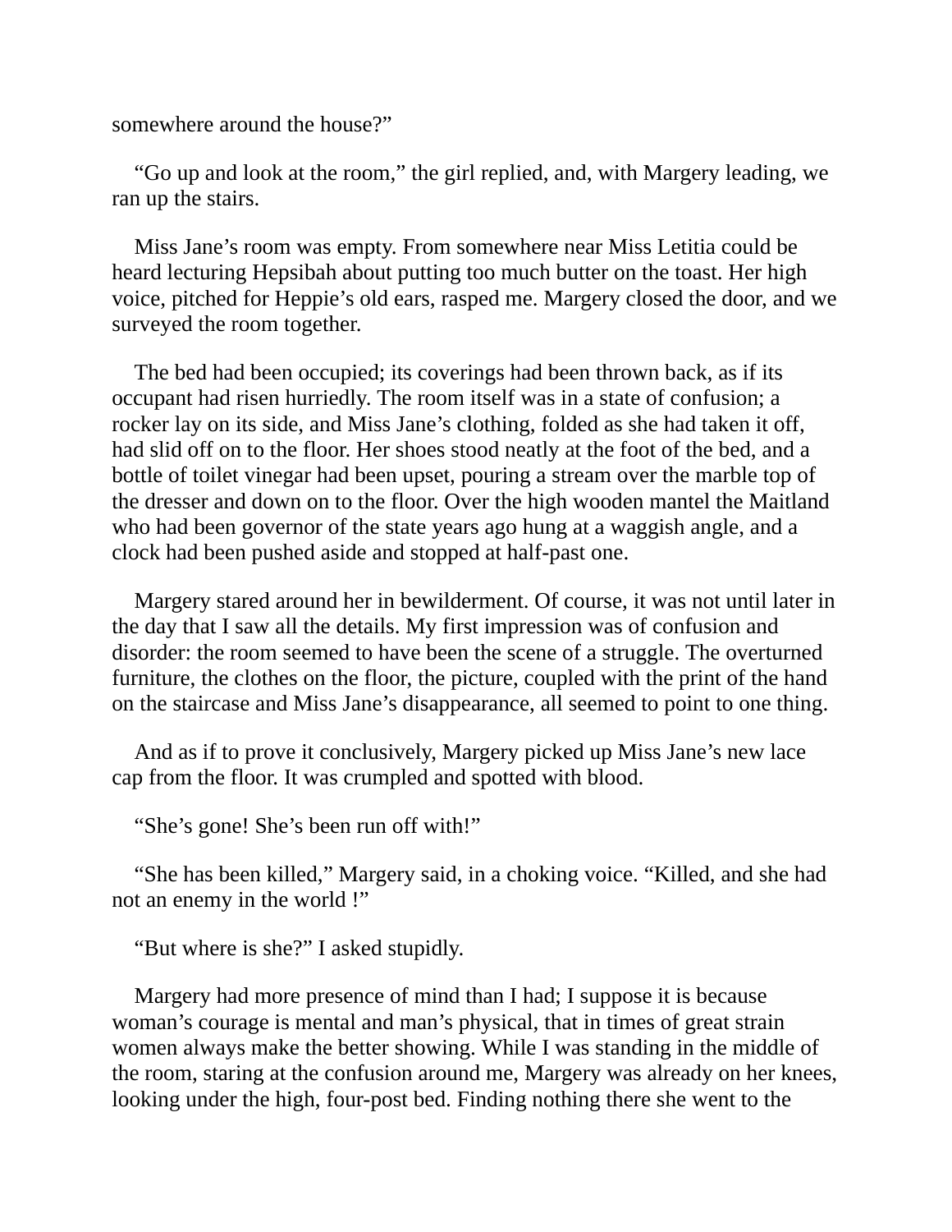somewhere around the house?"

"Go up and look at the room," the girl replied, and, with Margery leading, we ran up the stairs.

Miss Jane's room was empty. From somewhere near Miss Letitia could be heard lecturing Hepsibah about putting too much butter on the toast. Her high voice, pitched for Heppie's old ears, rasped me. Margery closed the door, and we surveyed the room together.

The bed had been occupied; its coverings had been thrown back, as if its occupant had risen hurriedly. The room itself was in a state of confusion; a rocker lay on its side, and Miss Jane's clothing, folded as she had taken it off, had slid off on to the floor. Her shoes stood neatly at the foot of the bed, and a bottle of toilet vinegar had been upset, pouring a stream over the marble top of the dresser and down on to the floor. Over the high wooden mantel the Maitland who had been governor of the state years ago hung at a waggish angle, and a clock had been pushed aside and stopped at half-past one.

Margery stared around her in bewilderment. Of course, it was not until later in the day that I saw all the details. My first impression was of confusion and disorder: the room seemed to have been the scene of a struggle. The overturned furniture, the clothes on the floor, the picture, coupled with the print of the hand on the staircase and Miss Jane's disappearance, all seemed to point to one thing.

And as if to prove it conclusively, Margery picked up Miss Jane's new lace cap from the floor. It was crumpled and spotted with blood.

"She's gone! She's been run off with!"

"She has been killed," Margery said, in a choking voice. "Killed, and she had not an enemy in the world !"

"But where is she?" I asked stupidly.

Margery had more presence of mind than I had; I suppose it is because woman's courage is mental and man's physical, that in times of great strain women always make the better showing. While I was standing in the middle of the room, staring at the confusion around me, Margery was already on her knees, looking under the high, four-post bed. Finding nothing there she went to the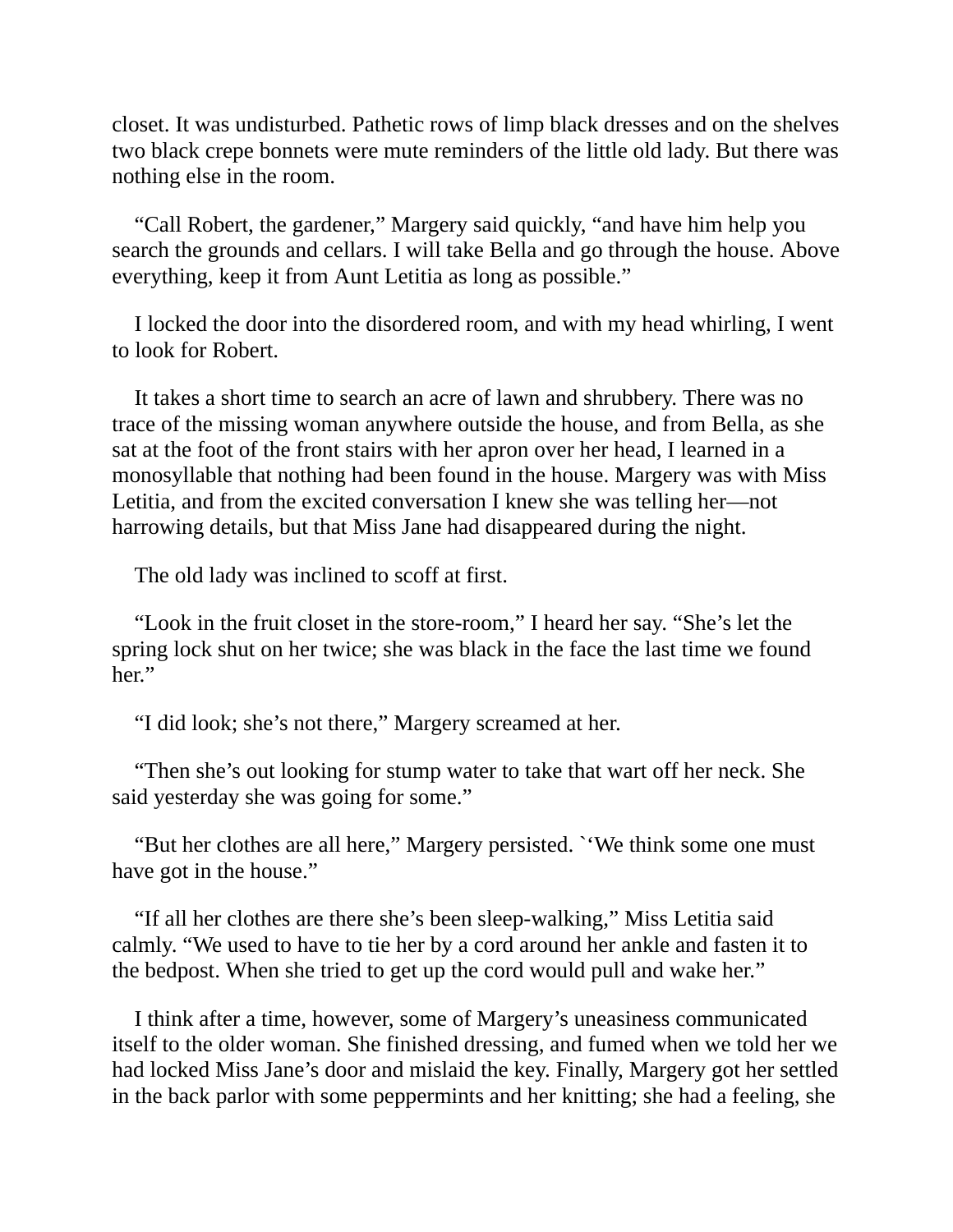closet. It was undisturbed. Pathetic rows of limp black dresses and on the shelves two black crepe bonnets were mute reminders of the little old lady. But there was nothing else in the room.

"Call Robert, the gardener," Margery said quickly, "and have him help you search the grounds and cellars. I will take Bella and go through the house. Above everything, keep it from Aunt Letitia as long as possible."

I locked the door into the disordered room, and with my head whirling, I went to look for Robert.

It takes a short time to search an acre of lawn and shrubbery. There was no trace of the missing woman anywhere outside the house, and from Bella, as she sat at the foot of the front stairs with her apron over her head, I learned in a monosyllable that nothing had been found in the house. Margery was with Miss Letitia, and from the excited conversation I knew she was telling her—not harrowing details, but that Miss Jane had disappeared during the night.

The old lady was inclined to scoff at first.

"Look in the fruit closet in the store-room," I heard her say. "She's let the spring lock shut on her twice; she was black in the face the last time we found her."

"I did look; she's not there," Margery screamed at her.

"Then she's out looking for stump water to take that wart off her neck. She said yesterday she was going for some."

"But her clothes are all here," Margery persisted. `'We think some one must have got in the house."

"If all her clothes are there she's been sleep-walking," Miss Letitia said calmly. "We used to have to tie her by a cord around her ankle and fasten it to the bedpost. When she tried to get up the cord would pull and wake her."

I think after a time, however, some of Margery's uneasiness communicated itself to the older woman. She finished dressing, and fumed when we told her we had locked Miss Jane's door and mislaid the key. Finally, Margery got her settled in the back parlor with some peppermints and her knitting; she had a feeling, she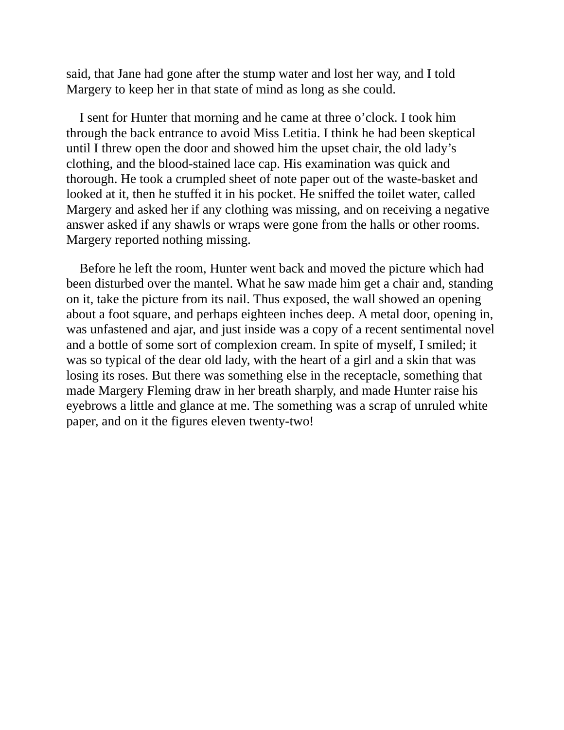said, that Jane had gone after the stump water and lost her way, and I told Margery to keep her in that state of mind as long as she could.

I sent for Hunter that morning and he came at three o’clock. I took him through the back entrance to avoid Miss Letitia. I think he had been skeptical until I threw open the door and showed him the upset chair, the old lady’s clothing, and the blood-stained lace cap. His examination was quick and thorough. He took a crumpled sheet of note paper out of the waste-basket and looked at it, then he stuffed it in his pocket. He sniffed the toilet water, called Margery and asked her if any clothing was missing, and on receiving a negative answer asked if any shawls or wraps were gone from the halls or other rooms. Margery reported nothing missing.

Before he left the room, Hunter went back and moved the picture which had been disturbed over the mantel. What he saw made him get a chair and, standing on it, take the picture from its nail. Thus exposed, the wall showed an opening about a foot square, and perhaps eighteen inches deep. A metal door, opening in, was unfastened and ajar, and just inside was a copy of a recent sentimental novel and a bottle of some sort of complexion cream. In spite of myself, I smiled; it was so typical of the dear old lady, with the heart of a girl and a skin that was losing its roses. But there was something else in the receptacle, something that made Margery Fleming draw in her breath sharply, and made Hunter raise his eyebrows a little and glance at me. The something was a scrap of unruled white paper, and on it the figures eleven twenty-two!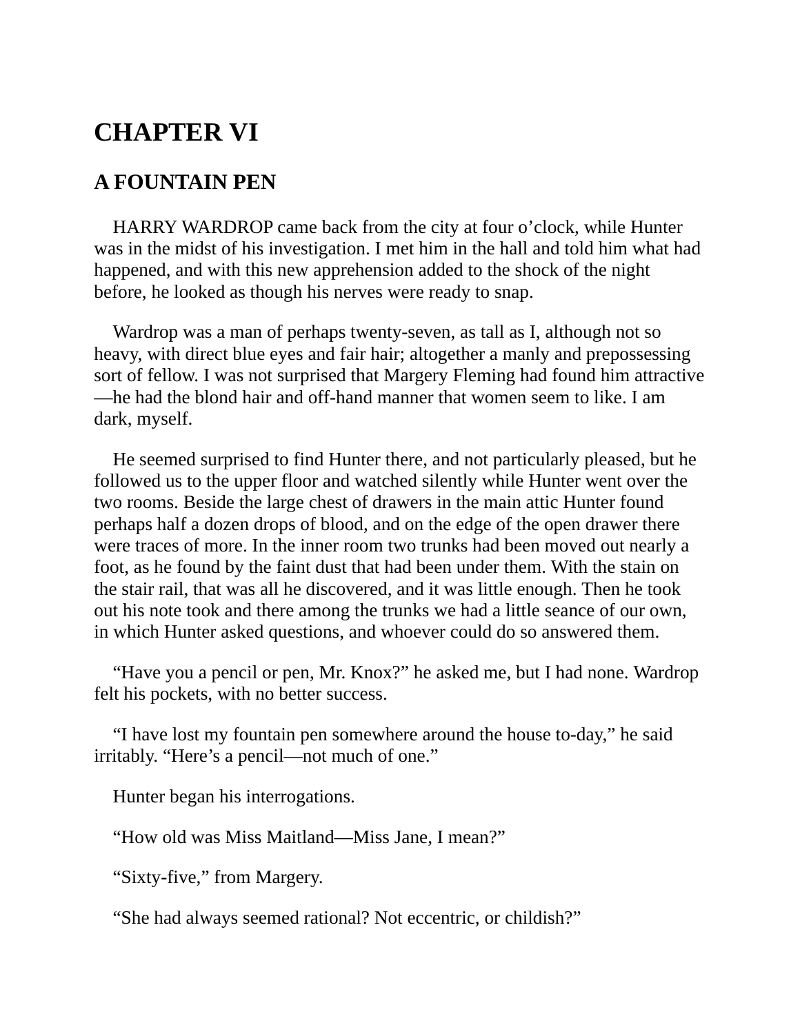# CHAPTER VI

## A FOUNTAIN PEN

HARRY WARDROP came back from the city at four o'clock, while Hunter was in the midst of his investigation. I met him in the hall and told him what had happened, and with this new apprehension added to the shock of the night before, he looked as though his nerves were ready to snap.

Wardrop was a man of perhaps twenty-seven, as tall as I, although not so heavy, with direct blue eyes and fair hair; altogether a manly and prepossessing sort of fellow. I was not surprised that Margery Fleming had found him attractive—he had the blond hair and off-hand manner that women seem to like. I am dark, myself.

He seemed surprised to find Hunter there, and not particularly pleased, but he followed us to the upper floor and watched silently while Hunter went over the two rooms. Beside the large chest of drawers in the main attic Hunter found perhaps half a dozen drops of blood, and on the edge of the open drawer there were traces of more. In the inner room two trunks had been moved out nearly a foot, as he found by the faint dust that had been under them. With the stain on the stair rail, that was all he discovered, and it was little enough. Then he took out his note took and there among the trunks we had a little seance of our own, in which Hunter asked questions, and whoever could do so answered them.

"Have you a pencil or pen, Mr. Knox?" he asked me, but I had none. Wardrop felt his pockets, with no better success.

"I have lost my fountain pen somewhere around the house to-day," he said irritably. "Here's a pencil—not much of one."

Hunter began his interrogations.

"How old was Miss Maitland—Miss Jane, I mean?"

"Sixty-five," from Margery.

"She had always seemed rational? Not eccentric, or childish?"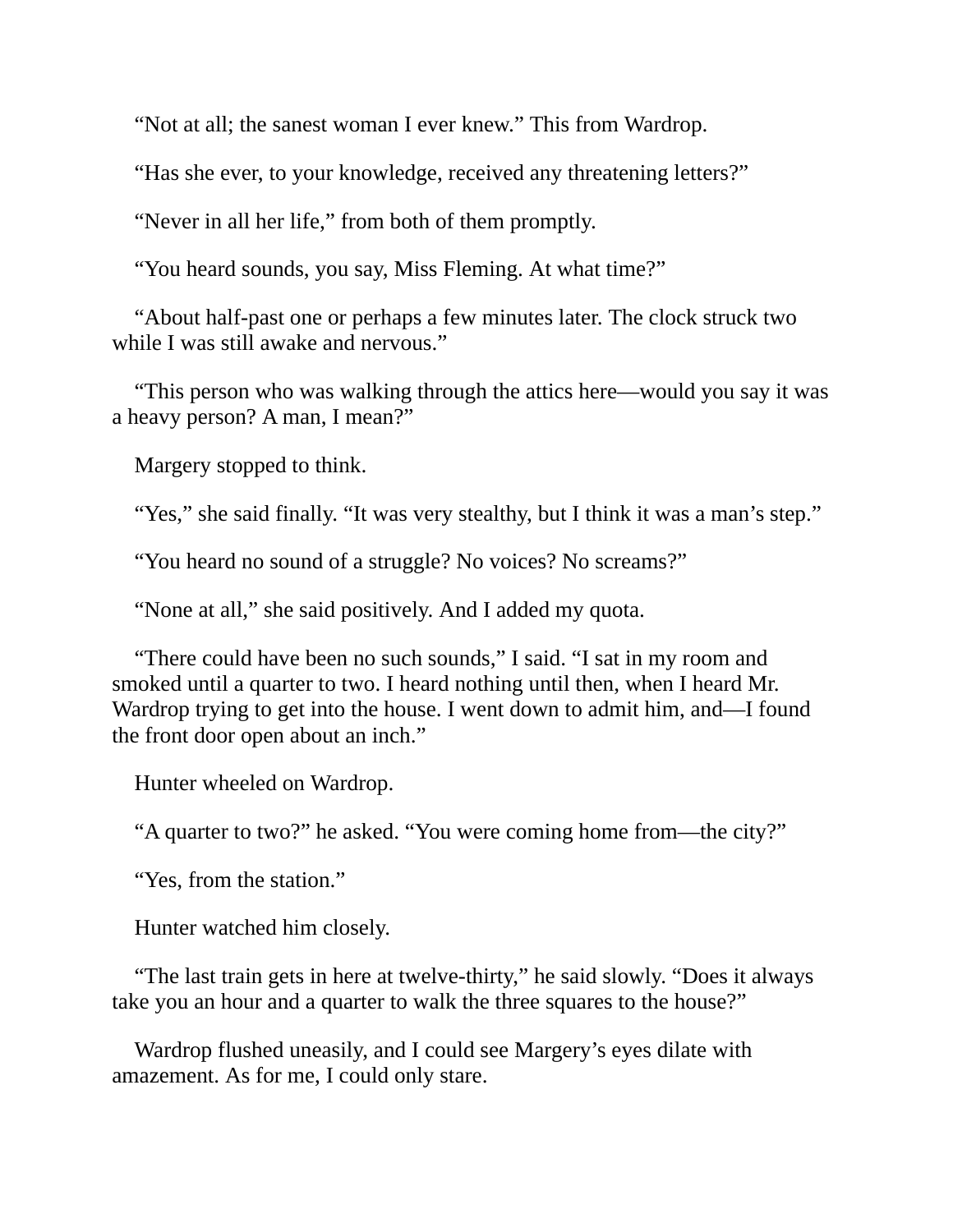“Not at all; the sanest woman I ever knew.” This from Wardrop.

“Has she ever, to your knowledge, received any threatening letters?”

“Never in all her life,” from both of them promptly.

“You heard sounds, you say, Miss Fleming. At what time?”

“About half-past one or perhaps a few minutes later. The clock struck two while I was still awake and nervous.”

“This person who was walking through the attics here—would you say it was a heavy person? A man, I mean?”

Margery stopped to think.

“Yes,” she said finally. “It was very stealthy, but I think it was a man’s step.”

“You heard no sound of a struggle? No voices? No screams?”

“None at all,” she said positively. And I added my quota.

“There could have been no such sounds,” I said. “I sat in my room and smoked until a quarter to two. I heard nothing until then, when I heard Mr. Wardrop trying to get into the house. I went down to admit him, and—I found the front door open about an inch.”

Hunter wheeled on Wardrop.

“A quarter to two?” he asked. “You were coming home from—the city?”

“Yes, from the station.”

Hunter watched him closely.

“The last train gets in here at twelve-thirty,” he said slowly. “Does it always take you an hour and a quarter to walk the three squares to the house?”

Wardrop flushed uneasily, and I could see Margery’s eyes dilate with amazement. As for me, I could only stare.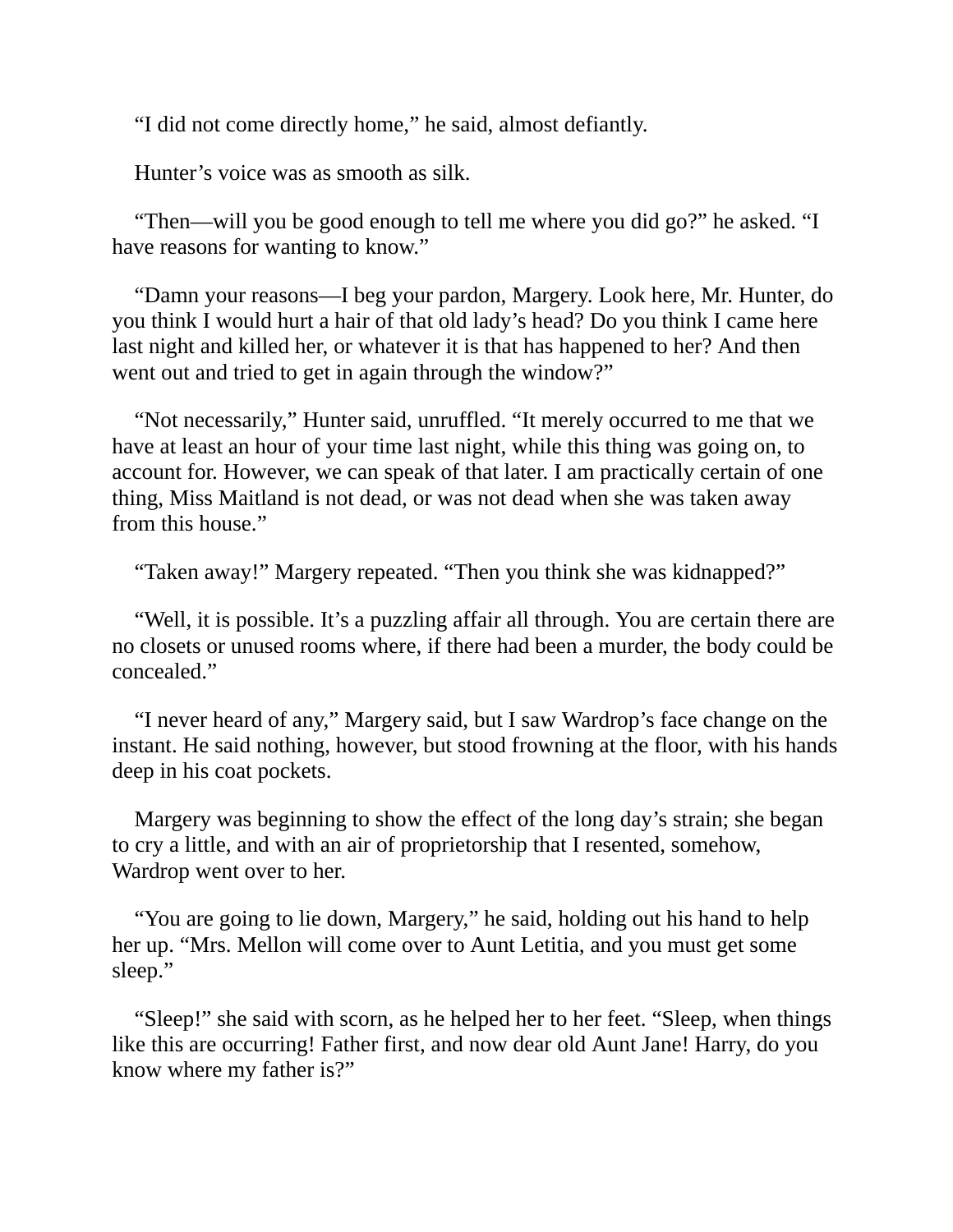“I did not come directly home,” he said, almost defiantly.

Hunter’s voice was as smooth as silk.

“Then—will you be good enough to tell me where you did go?” he asked. “I have reasons for wanting to know.”

“Damn your reasons—I beg your pardon, Margery. Look here, Mr. Hunter, do you think I would hurt a hair of that old lady’s head? Do you think I came here last night and killed her, or whatever it is that has happened to her? And then went out and tried to get in again through the window?”

“Not necessarily,” Hunter said, unruffled. “It merely occurred to me that we have at least an hour of your time last night, while this thing was going on, to account for. However, we can speak of that later. I am practically certain of one thing, Miss Maitland is not dead, or was not dead when she was taken away from this house.”

“Taken away!” Margery repeated. “Then you think she was kidnapped?”

“Well, it is possible. It’s a puzzling affair all through. You are certain there are no closets or unused rooms where, if there had been a murder, the body could be concealed.”

“I never heard of any,” Margery said, but I saw Wardrop’s face change on the instant. He said nothing, however, but stood frowning at the floor, with his hands deep in his coat pockets.

Margery was beginning to show the effect of the long day’s strain; she began to cry a little, and with an air of proprietorship that I resented, somehow, Wardrop went over to her.

“You are going to lie down, Margery,” he said, holding out his hand to help her up. “Mrs. Mellon will come over to Aunt Letitia, and you must get some sleep.”

“Sleep!” she said with scorn, as he helped her to her feet. “Sleep, when things like this are occurring! Father first, and now dear old Aunt Jane! Harry, do you know where my father is?”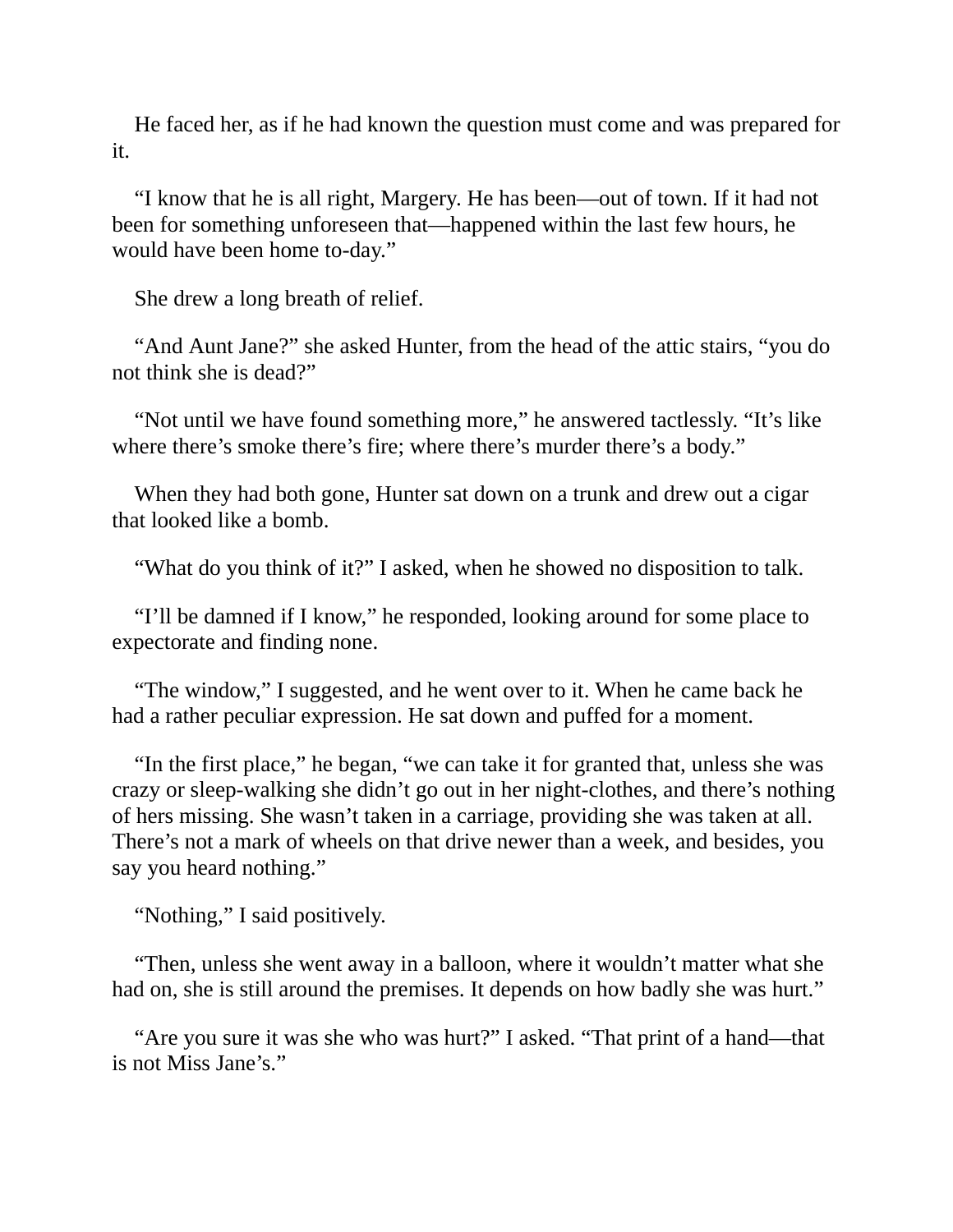He faced her, as if he had known the question must come and was prepared for it.

"I know that he is all right, Margery. He has been—out of town. If it had not been for something unforeseen that—happened within the last few hours, he would have been home to-day."

She drew a long breath of relief.

"And Aunt Jane?" she asked Hunter, from the head of the attic stairs, "you do not think she is dead?"

"Not until we have found something more," he answered tactlessly. "It's like where there's smoke there's fire; where there's murder there's a body."

When they had both gone, Hunter sat down on a trunk and drew out a cigar that looked like a bomb.

"What do you think of it?" I asked, when he showed no disposition to talk.

"I'll be damned if I know," he responded, looking around for some place to expectorate and finding none.

"The window," I suggested, and he went over to it. When he came back he had a rather peculiar expression. He sat down and puffed for a moment.

"In the first place," he began, "we can take it for granted that, unless she was crazy or sleep-walking she didn't go out in her night-clothes, and there's nothing of hers missing. She wasn't taken in a carriage, providing she was taken at all. There's not a mark of wheels on that drive newer than a week, and besides, you say you heard nothing."

"Nothing," I said positively.

"Then, unless she went away in a balloon, where it wouldn't matter what she had on, she is still around the premises. It depends on how badly she was hurt."

"Are you sure it was she who was hurt?" I asked. "That print of a hand—that is not Miss Jane's."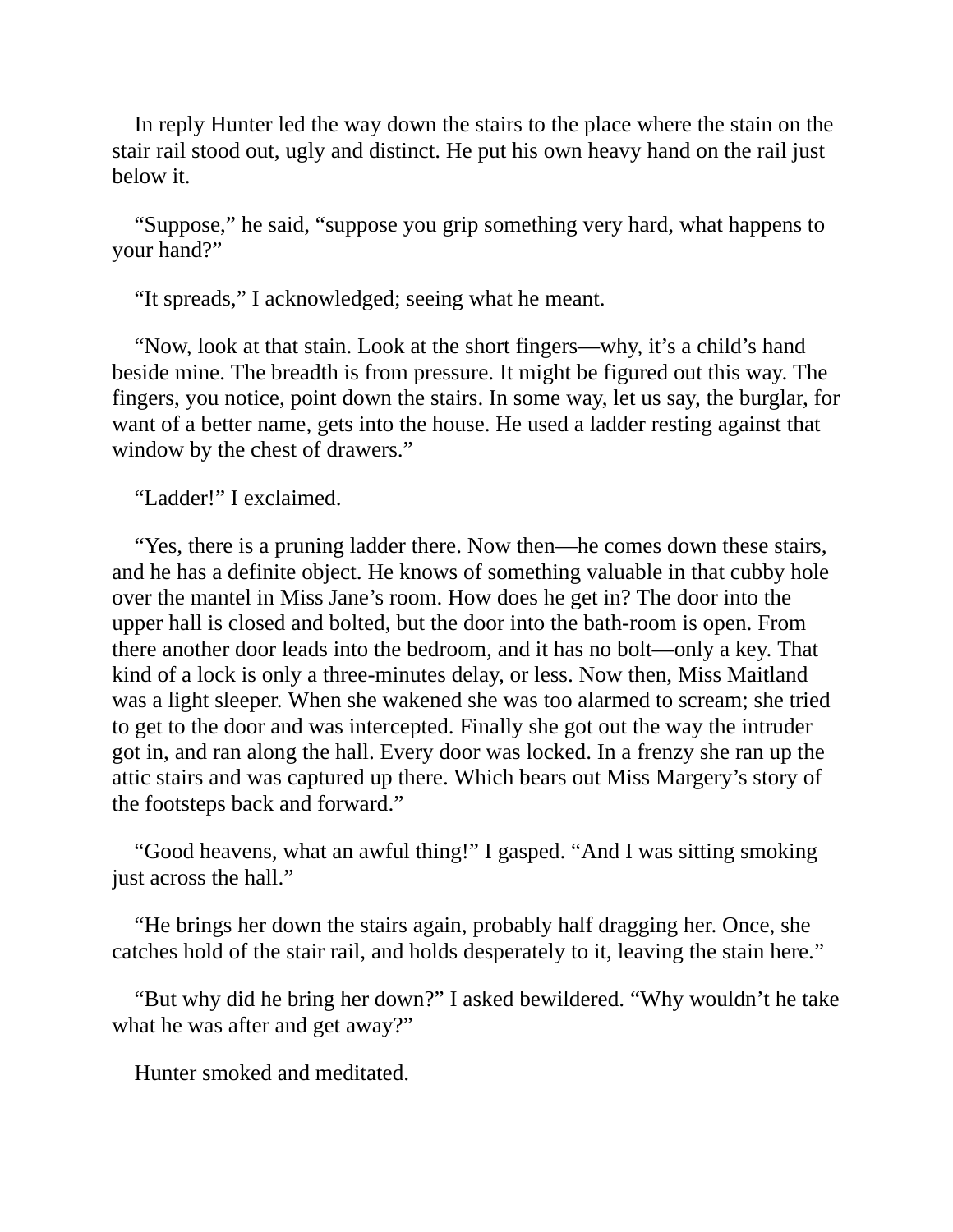In reply Hunter led the way down the stairs to the place where the stain on the stair rail stood out, ugly and distinct. He put his own heavy hand on the rail just below it.

"Suppose," he said, "suppose you grip something very hard, what happens to your hand?"

"It spreads," I acknowledged; seeing what he meant.

"Now, look at that stain. Look at the short fingers—why, it's a child's hand beside mine. The breadth is from pressure. It might be figured out this way. The fingers, you notice, point down the stairs. In some way, let us say, the burglar, for want of a better name, gets into the house. He used a ladder resting against that window by the chest of drawers."

"Ladder!" I exclaimed.

"Yes, there is a pruning ladder there. Now then—he comes down these stairs, and he has a definite object. He knows of something valuable in that cubby hole over the mantel in Miss Jane's room. How does he get in? The door into the upper hall is closed and bolted, but the door into the bath-room is open. From there another door leads into the bedroom, and it has no bolt—only a key. That kind of a lock is only a three-minutes delay, or less. Now then, Miss Maitland was a light sleeper. When she wakened she was too alarmed to scream; she tried to get to the door and was intercepted. Finally she got out the way the intruder got in, and ran along the hall. Every door was locked. In a frenzy she ran up the attic stairs and was captured up there. Which bears out Miss Margery's story of the footsteps back and forward."

"Good heavens, what an awful thing!" I gasped. "And I was sitting smoking just across the hall."

"He brings her down the stairs again, probably half dragging her. Once, she catches hold of the stair rail, and holds desperately to it, leaving the stain here."

"But why did he bring her down?" I asked bewildered. "Why wouldn't he take what he was after and get away?"

Hunter smoked and meditated.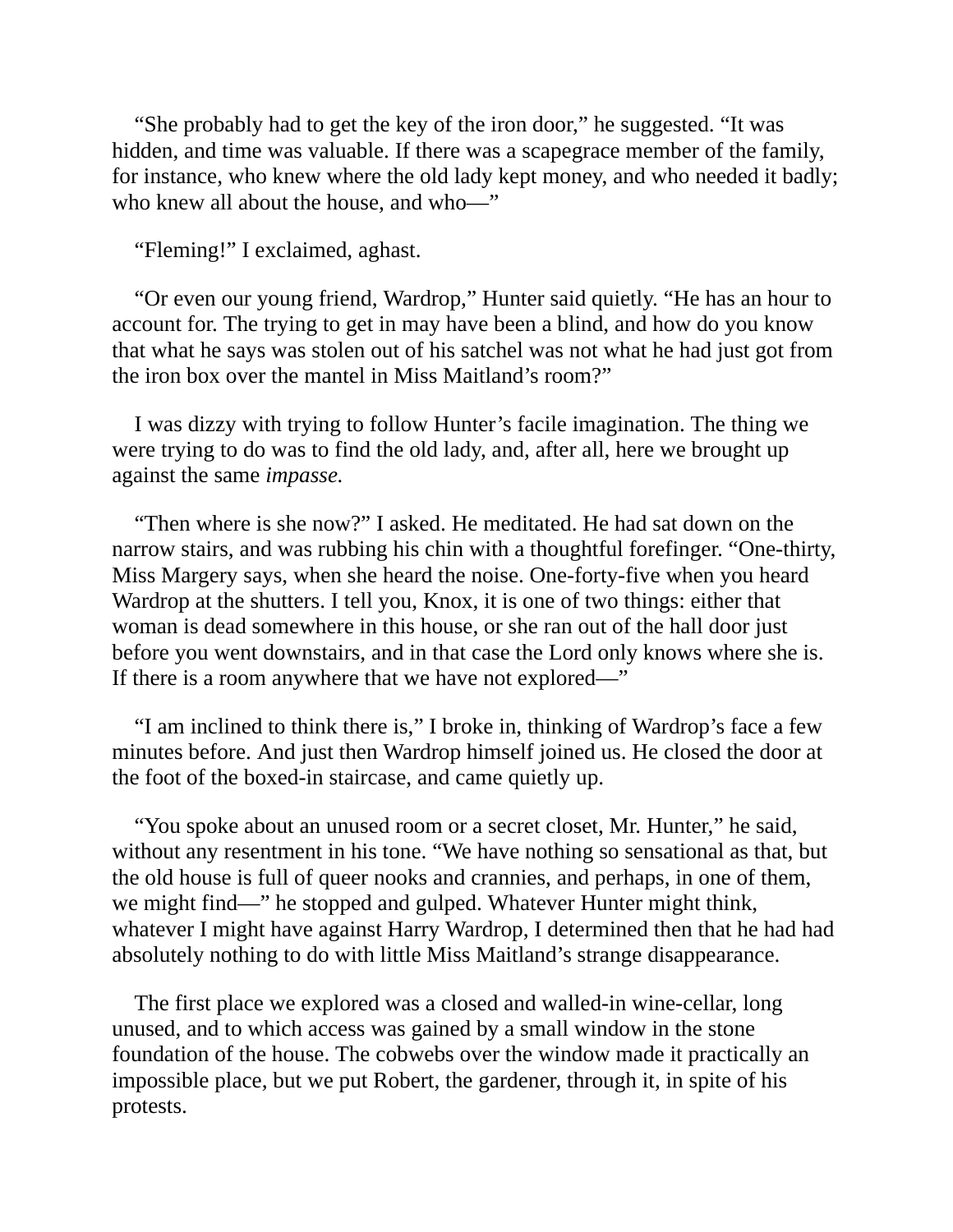“She probably had to get the key of the iron door,” he suggested. “It was hidden, and time was valuable. If there was a scapegrace member of the family, for instance, who knew where the old lady kept money, and who needed it badly; who knew all about the house, and who—”

“Fleming!” I exclaimed, aghast.

“Or even our young friend, Wardrop,” Hunter said quietly. “He has an hour to account for. The trying to get in may have been a blind, and how do you know that what he says was stolen out of his satchel was not what he had just got from the iron box over the mantel in Miss Maitland’s room?”

I was dizzy with trying to follow Hunter’s facile imagination. The thing we were trying to do was to find the old lady, and, after all, here we brought up against the same *impasse.*

“Then where is she now?” I asked. He meditated. He had sat down on the narrow stairs, and was rubbing his chin with a thoughtful forefinger. “One-thirty, Miss Margery says, when she heard the noise. One-forty-five when you heard Wardrop at the shutters. I tell you, Knox, it is one of two things: either that woman is dead somewhere in this house, or she ran out of the hall door just before you went downstairs, and in that case the Lord only knows where she is. If there is a room anywhere that we have not explored—”

“I am inclined to think there is,” I broke in, thinking of Wardrop’s face a few minutes before. And just then Wardrop himself joined us. He closed the door at the foot of the boxed-in staircase, and came quietly up.

“You spoke about an unused room or a secret closet, Mr. Hunter,” he said, without any resentment in his tone. “We have nothing so sensational as that, but the old house is full of queer nooks and crannies, and perhaps, in one of them, we might find—” he stopped and gulped. Whatever Hunter might think, whatever I might have against Harry Wardrop, I determined then that he had had absolutely nothing to do with little Miss Maitland’s strange disappearance.

The first place we explored was a closed and walled-in wine-cellar, long unused, and to which access was gained by a small window in the stone foundation of the house. The cobwebs over the window made it practically an impossible place, but we put Robert, the gardener, through it, in spite of his protests.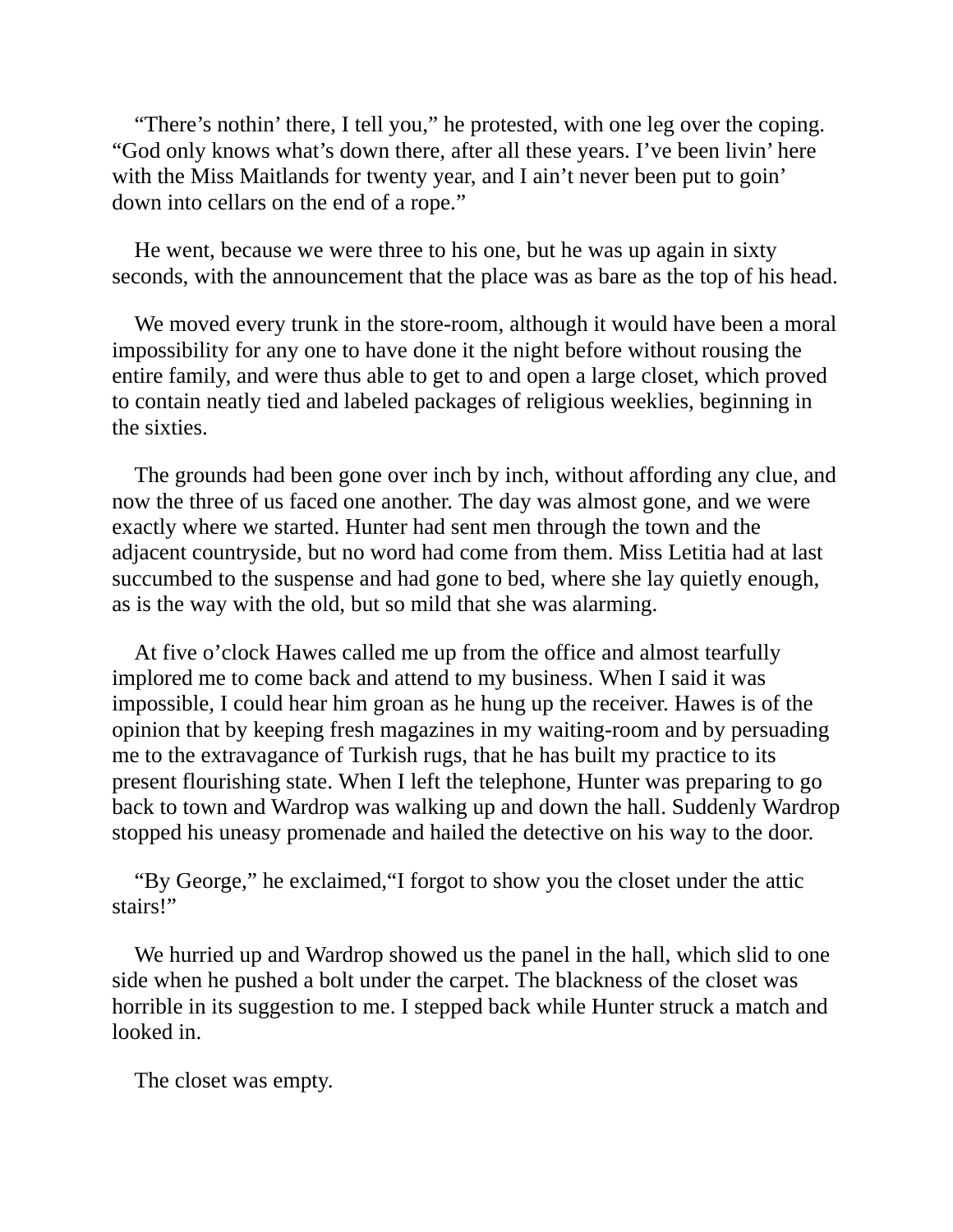"There's nothin' there, I tell you," he protested, with one leg over the coping. "God only knows what's down there, after all these years. I've been livin' here with the Miss Maitlands for twenty year, and I ain't never been put to goin' down into cellars on the end of a rope."

He went, because we were three to his one, but he was up again in sixty seconds, with the announcement that the place was as bare as the top of his head.

We moved every trunk in the store-room, although it would have been a moral impossibility for any one to have done it the night before without rousing the entire family, and were thus able to get to and open a large closet, which proved to contain neatly tied and labeled packages of religious weeklies, beginning in the sixties.

The grounds had been gone over inch by inch, without affording any clue, and now the three of us faced one another. The day was almost gone, and we were exactly where we started. Hunter had sent men through the town and the adjacent countryside, but no word had come from them. Miss Letitia had at last succumbed to the suspense and had gone to bed, where she lay quietly enough, as is the way with the old, but so mild that she was alarming.

At five o'clock Hawes called me up from the office and almost tearfully implored me to come back and attend to my business. When I said it was impossible, I could hear him groan as he hung up the receiver. Hawes is of the opinion that by keeping fresh magazines in my waiting-room and by persuading me to the extravagance of Turkish rugs, that he has built my practice to its present flourishing state. When I left the telephone, Hunter was preparing to go back to town and Wardrop was walking up and down the hall. Suddenly Wardrop stopped his uneasy promenade and hailed the detective on his way to the door.

"By George," he exclaimed,"I forgot to show you the closet under the attic stairs!"

We hurried up and Wardrop showed us the panel in the hall, which slid to one side when he pushed a bolt under the carpet. The blackness of the closet was horrible in its suggestion to me. I stepped back while Hunter struck a match and looked in.

The closet was empty.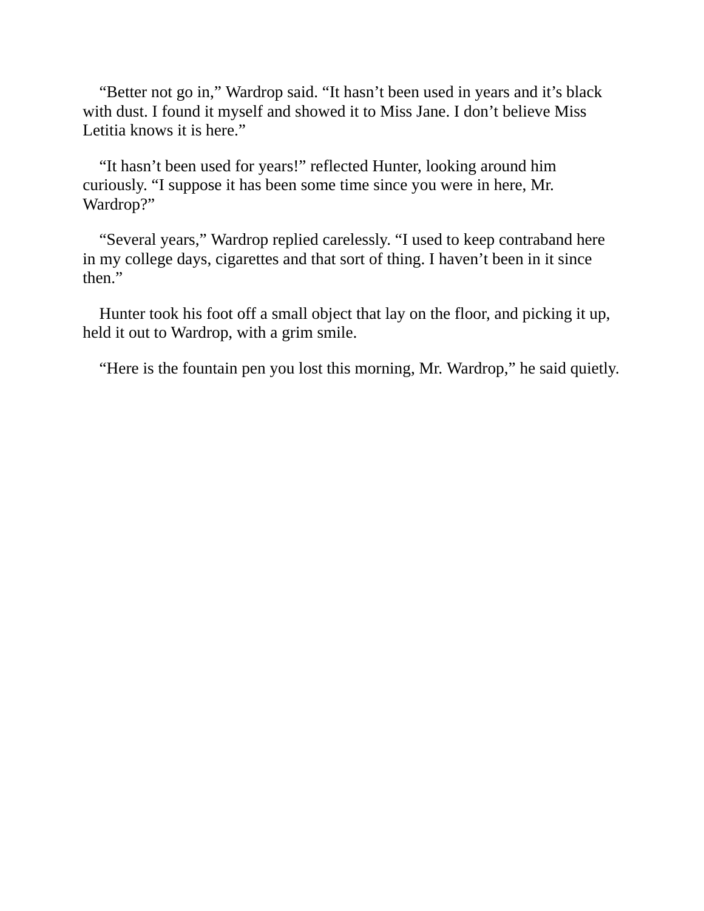"Better not go in," Wardrop said. "It hasn't been used in years and it's black with dust. I found it myself and showed it to Miss Jane. I don't believe Miss Letitia knows it is here."

"It hasn't been used for years!" reflected Hunter, looking around him curiously. "I suppose it has been some time since you were in here, Mr. Wardrop?"

"Several years," Wardrop replied carelessly. "I used to keep contraband here in my college days, cigarettes and that sort of thing. I haven't been in it since then."

Hunter took his foot off a small object that lay on the floor, and picking it up, held it out to Wardrop, with a grim smile.

"Here is the fountain pen you lost this morning, Mr. Wardrop," he said quietly.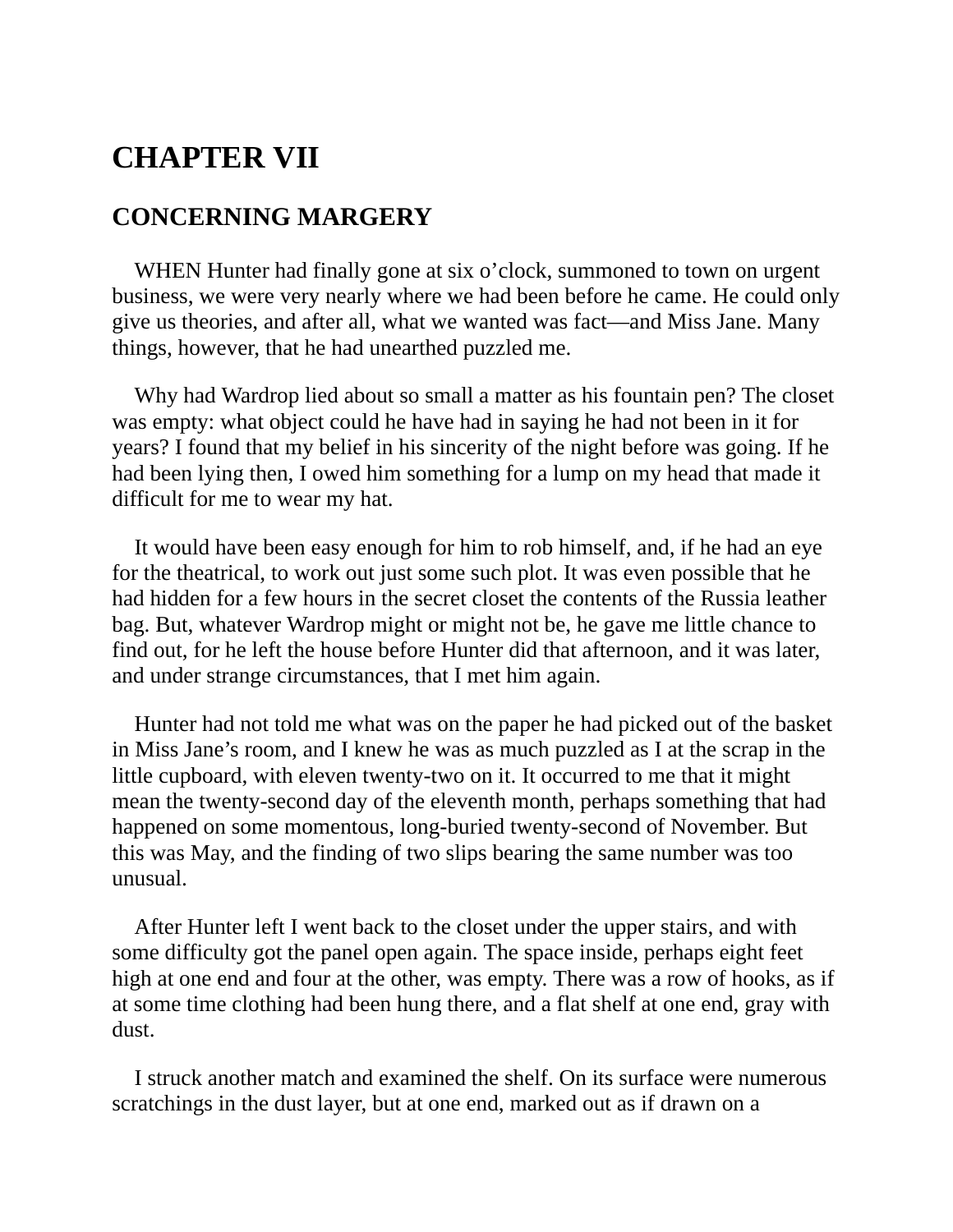# CHAPTER VII

## CONCERNING MARGERY

WHEN Hunter had finally gone at six o’clock, summoned to town on urgent business, we were very nearly where we had been before he came. He could only give us theories, and after all, what we wanted was fact—and Miss Jane. Many things, however, that he had unearthed puzzled me.

Why had Wardrop lied about so small a matter as his fountain pen? The closet was empty: what object could he have had in saying he had not been in it for years? I found that my belief in his sincerity of the night before was going. If he had been lying then, I owed him something for a lump on my head that made it difficult for me to wear my hat.

It would have been easy enough for him to rob himself, and, if he had an eye for the theatrical, to work out just some such plot. It was even possible that he had hidden for a few hours in the secret closet the contents of the Russia leather bag. But, whatever Wardrop might or might not be, he gave me little chance to find out, for he left the house before Hunter did that afternoon, and it was later, and under strange circumstances, that I met him again.

Hunter had not told me what was on the paper he had picked out of the basket in Miss Jane’s room, and I knew he was as much puzzled as I at the scrap in the little cupboard, with eleven twenty-two on it. It occurred to me that it might mean the twenty-second day of the eleventh month, perhaps something that had happened on some momentous, long-buried twenty-second of November. But this was May, and the finding of two slips bearing the same number was too unusual.

After Hunter left I went back to the closet under the upper stairs, and with some difficulty got the panel open again. The space inside, perhaps eight feet high at one end and four at the other, was empty. There was a row of hooks, as if at some time clothing had been hung there, and a flat shelf at one end, gray with dust.

I struck another match and examined the shelf. On its surface were numerous scratchings in the dust layer, but at one end, marked out as if drawn on a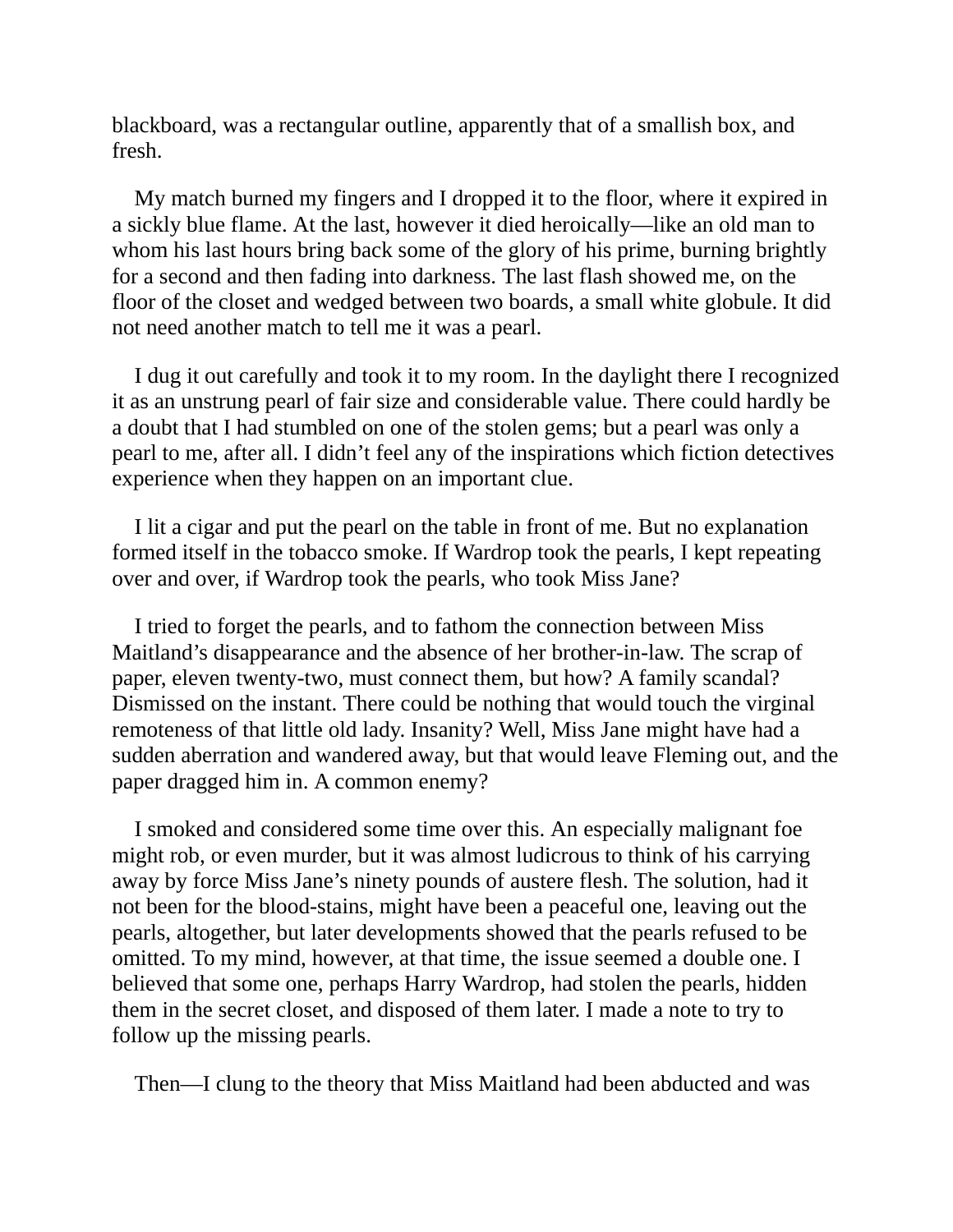blackboard, was a rectangular outline, apparently that of a smallish box, and fresh.

My match burned my fingers and I dropped it to the floor, where it expired in a sickly blue flame. At the last, however it died heroically—like an old man to whom his last hours bring back some of the glory of his prime, burning brightly for a second and then fading into darkness. The last flash showed me, on the floor of the closet and wedged between two boards, a small white globule. It did not need another match to tell me it was a pearl.

I dug it out carefully and took it to my room. In the daylight there I recognized it as an unstrung pearl of fair size and considerable value. There could hardly be a doubt that I had stumbled on one of the stolen gems; but a pearl was only a pearl to me, after all. I didn't feel any of the inspirations which fiction detectives experience when they happen on an important clue.

I lit a cigar and put the pearl on the table in front of me. But no explanation formed itself in the tobacco smoke. If Wardrop took the pearls, I kept repeating over and over, if Wardrop took the pearls, who took Miss Jane?

I tried to forget the pearls, and to fathom the connection between Miss Maitland's disappearance and the absence of her brother-in-law. The scrap of paper, eleven twenty-two, must connect them, but how? A family scandal? Dismissed on the instant. There could be nothing that would touch the virginal remoteness of that little old lady. Insanity? Well, Miss Jane might have had a sudden aberration and wandered away, but that would leave Fleming out, and the paper dragged him in. A common enemy?

I smoked and considered some time over this. An especially malignant foe might rob, or even murder, but it was almost ludicrous to think of his carrying away by force Miss Jane's ninety pounds of austere flesh. The solution, had it not been for the blood-stains, might have been a peaceful one, leaving out the pearls, altogether, but later developments showed that the pearls refused to be omitted. To my mind, however, at that time, the issue seemed a double one. I believed that some one, perhaps Harry Wardrop, had stolen the pearls, hidden them in the secret closet, and disposed of them later. I made a note to try to follow up the missing pearls.

Then—I clung to the theory that Miss Maitland had been abducted and was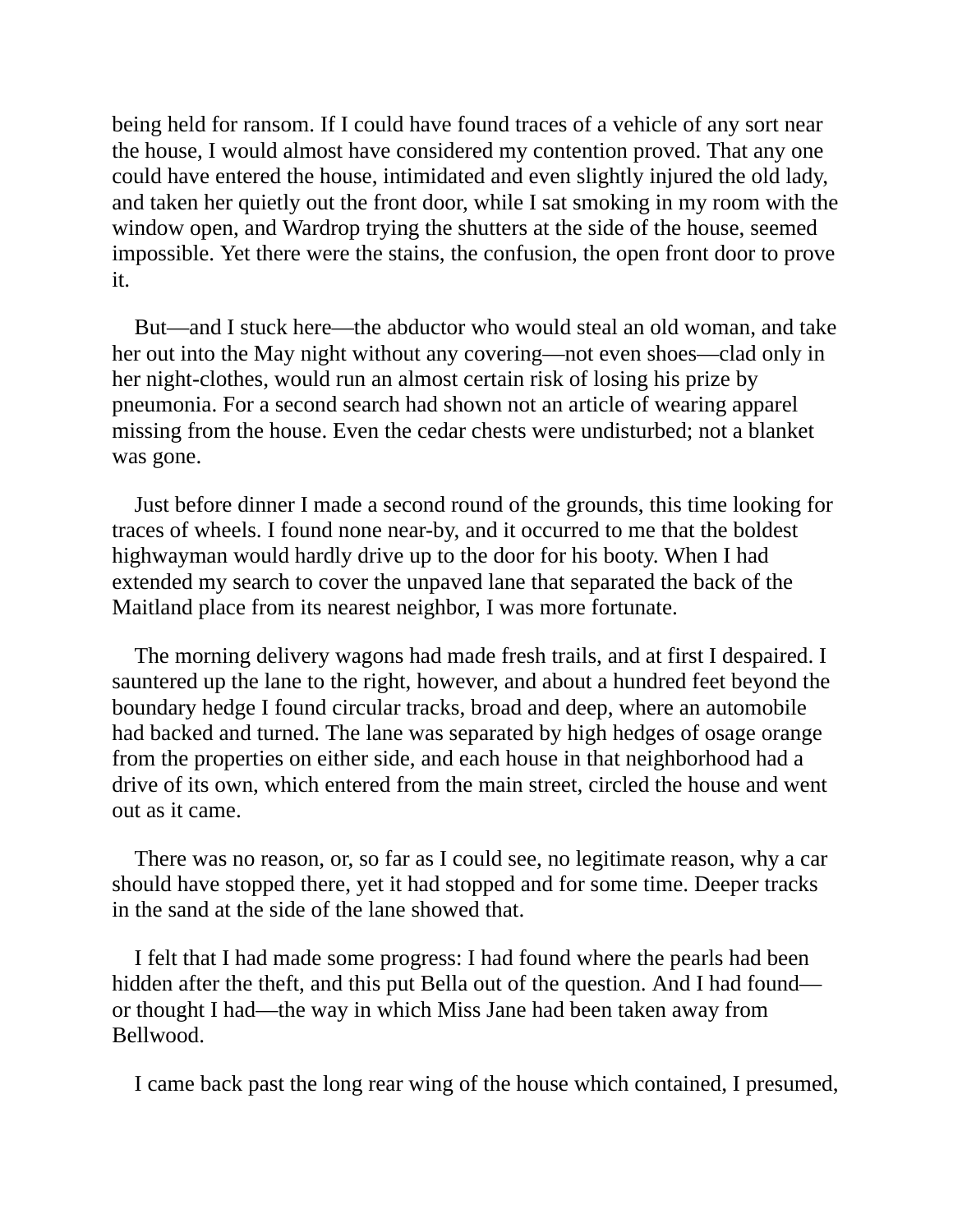being held for ransom. If I could have found traces of a vehicle of any sort near the house, I would almost have considered my contention proved. That any one could have entered the house, intimidated and even slightly injured the old lady, and taken her quietly out the front door, while I sat smoking in my room with the window open, and Wardrop trying the shutters at the side of the house, seemed impossible. Yet there were the stains, the confusion, the open front door to prove it.

But—and I stuck here—the abductor who would steal an old woman, and take her out into the May night without any covering—not even shoes—clad only in her night-clothes, would run an almost certain risk of losing his prize by pneumonia. For a second search had shown not an article of wearing apparel missing from the house. Even the cedar chests were undisturbed; not a blanket was gone.

Just before dinner I made a second round of the grounds, this time looking for traces of wheels. I found none near-by, and it occurred to me that the boldest highwayman would hardly drive up to the door for his booty. When I had extended my search to cover the unpaved lane that separated the back of the Maitland place from its nearest neighbor, I was more fortunate.

The morning delivery wagons had made fresh trails, and at first I despaired. I sauntered up the lane to the right, however, and about a hundred feet beyond the boundary hedge I found circular tracks, broad and deep, where an automobile had backed and turned. The lane was separated by high hedges of osage orange from the properties on either side, and each house in that neighborhood had a drive of its own, which entered from the main street, circled the house and went out as it came.

There was no reason, or, so far as I could see, no legitimate reason, why a car should have stopped there, yet it had stopped and for some time. Deeper tracks in the sand at the side of the lane showed that.

I felt that I had made some progress: I had found where the pearls had been hidden after the theft, and this put Bella out of the question. And I had found—or thought I had—the way in which Miss Jane had been taken away from Bellwood.

I came back past the long rear wing of the house which contained, I presumed,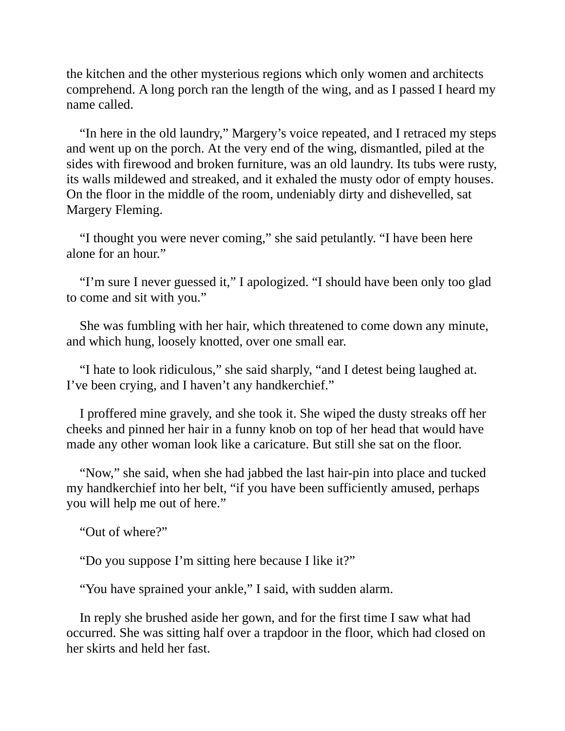the kitchen and the other mysterious regions which only women and architects comprehend. A long porch ran the length of the wing, and as I passed I heard my name called.

"In here in the old laundry," Margery's voice repeated, and I retraced my steps and went up on the porch. At the very end of the wing, dismantled, piled at the sides with firewood and broken furniture, was an old laundry. Its tubs were rusty, its walls mildewed and streaked, and it exhaled the musty odor of empty houses. On the floor in the middle of the room, undeniably dirty and dishevelled, sat Margery Fleming.

"I thought you were never coming," she said petulantly. "I have been here alone for an hour."

"I'm sure I never guessed it," I apologized. "I should have been only too glad to come and sit with you."

She was fumbling with her hair, which threatened to come down any minute, and which hung, loosely knotted, over one small ear.

"I hate to look ridiculous," she said sharply, "and I detest being laughed at. I've been crying, and I haven't any handkerchief."

I proffered mine gravely, and she took it. She wiped the dusty streaks off her cheeks and pinned her hair in a funny knob on top of her head that would have made any other woman look like a caricature. But still she sat on the floor.

"Now," she said, when she had jabbed the last hair-pin into place and tucked my handkerchief into her belt, "if you have been sufficiently amused, perhaps you will help me out of here."

"Out of where?"

"Do you suppose I'm sitting here because I like it?"

"You have sprained your ankle," I said, with sudden alarm.

In reply she brushed aside her gown, and for the first time I saw what had occurred. She was sitting half over a trapdoor in the floor, which had closed on her skirts and held her fast.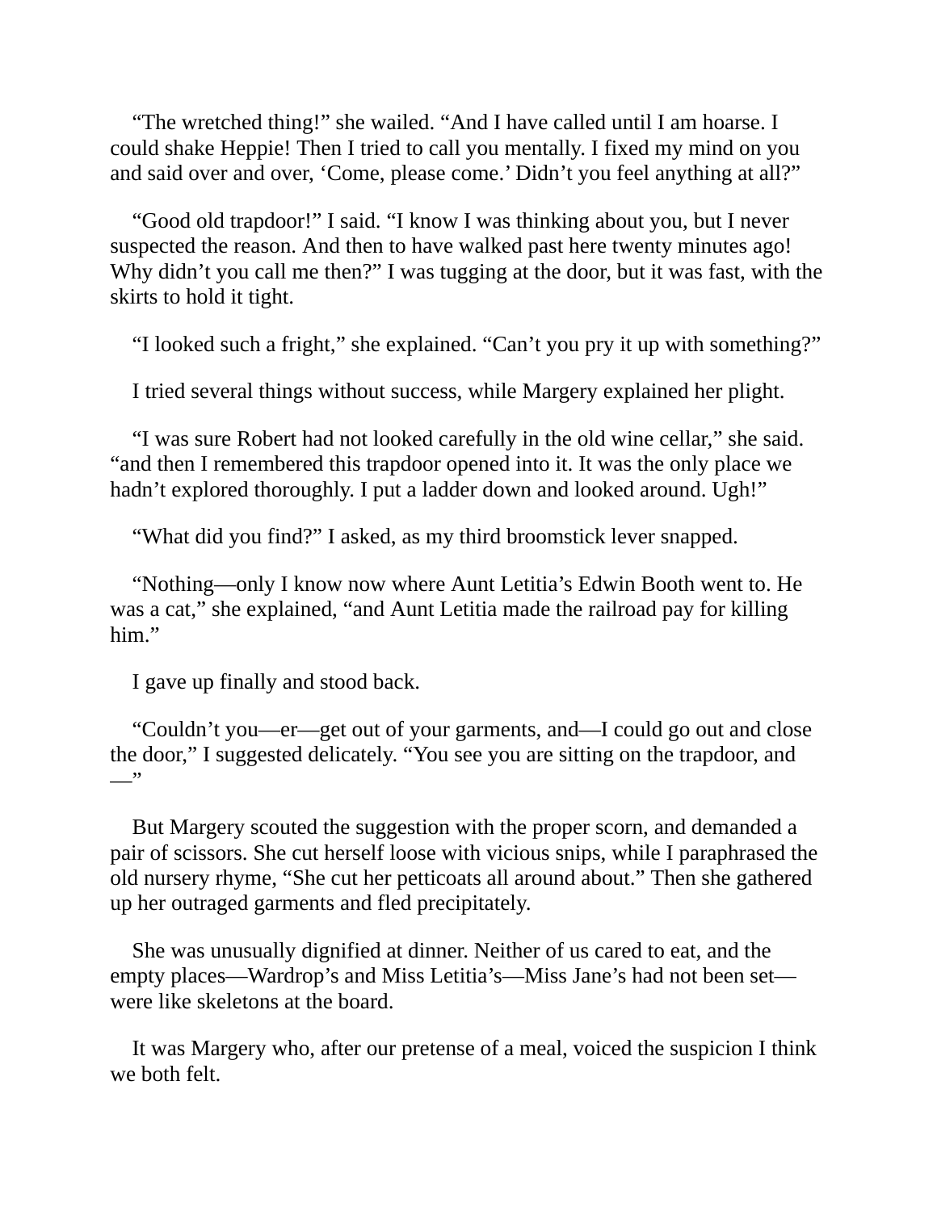“The wretched thing!” she wailed. “And I have called until I am hoarse. I could shake Heppie! Then I tried to call you mentally. I fixed my mind on you and said over and over, ‘Come, please come.’ Didn’t you feel anything at all?”

“Good old trapdoor!” I said. “I know I was thinking about you, but I never suspected the reason. And then to have walked past here twenty minutes ago! Why didn’t you call me then?” I was tugging at the door, but it was fast, with the skirts to hold it tight.

“I looked such a fright,” she explained. “Can’t you pry it up with something?”

I tried several things without success, while Margery explained her plight.

“I was sure Robert had not looked carefully in the old wine cellar,” she said. “and then I remembered this trapdoor opened into it. It was the only place we hadn’t explored thoroughly. I put a ladder down and looked around. Ugh!”

“What did you find?” I asked, as my third broomstick lever snapped.

“Nothing—only I know now where Aunt Letitia’s Edwin Booth went to. He was a cat,” she explained, “and Aunt Letitia made the railroad pay for killing him.”

I gave up finally and stood back.

“Couldn’t you—er—get out of your garments, and—I could go out and close the door,” I suggested delicately. “You see you are sitting on the trapdoor, and —”

But Margery scouted the suggestion with the proper scorn, and demanded a pair of scissors. She cut herself loose with vicious snips, while I paraphrased the old nursery rhyme, “She cut her petticoats all around about.” Then she gathered up her outraged garments and fled precipitately.

She was unusually dignified at dinner. Neither of us cared to eat, and the empty places—Wardrop’s and Miss Letitia’s—Miss Jane’s had not been set—were like skeletons at the board.

It was Margery who, after our pretense of a meal, voiced the suspicion I think we both felt.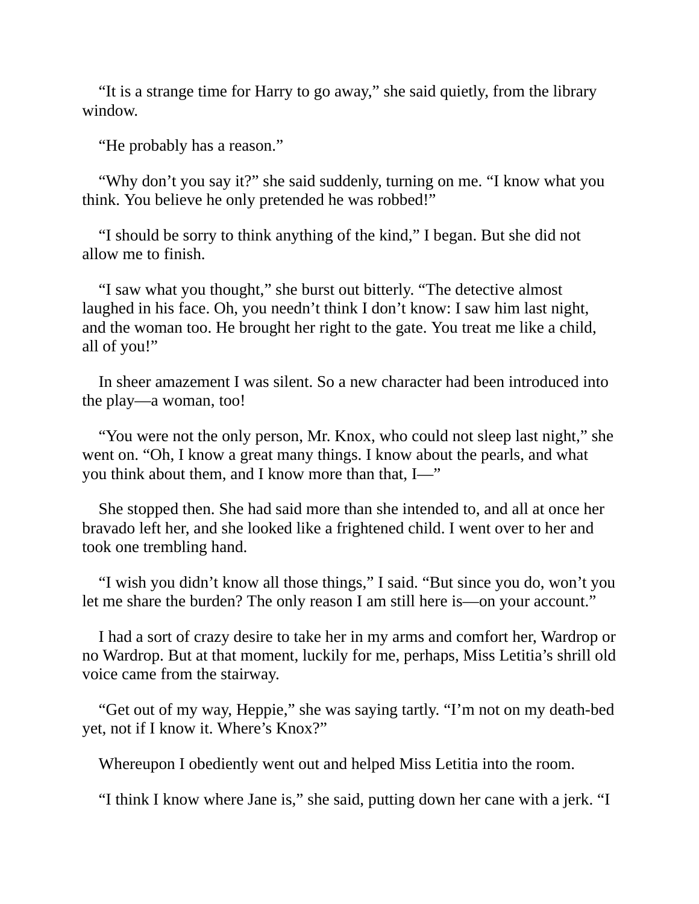“It is a strange time for Harry to go away,” she said quietly, from the library window.

“He probably has a reason.”

“Why don’t you say it?” she said suddenly, turning on me. “I know what you think. You believe he only pretended he was robbed!”

“I should be sorry to think anything of the kind,” I began. But she did not allow me to finish.

“I saw what you thought,” she burst out bitterly. “The detective almost laughed in his face. Oh, you needn’t think I don’t know: I saw him last night, and the woman too. He brought her right to the gate. You treat me like a child, all of you!”

In sheer amazement I was silent. So a new character had been introduced into the play—a woman, too!

“You were not the only person, Mr. Knox, who could not sleep last night,” she went on. “Oh, I know a great many things. I know about the pearls, and what you think about them, and I know more than that, I—”

She stopped then. She had said more than she intended to, and all at once her bravado left her, and she looked like a frightened child. I went over to her and took one trembling hand.

“I wish you didn’t know all those things,” I said. “But since you do, won’t you let me share the burden? The only reason I am still here is—on your account.”

I had a sort of crazy desire to take her in my arms and comfort her, Wardrop or no Wardrop. But at that moment, luckily for me, perhaps, Miss Letitia’s shrill old voice came from the stairway.

“Get out of my way, Heppie,” she was saying tartly. “I’m not on my death-bed yet, not if I know it. Where’s Knox?”

Whereupon I obediently went out and helped Miss Letitia into the room.

“I think I know where Jane is,” she said, putting down her cane with a jerk. “I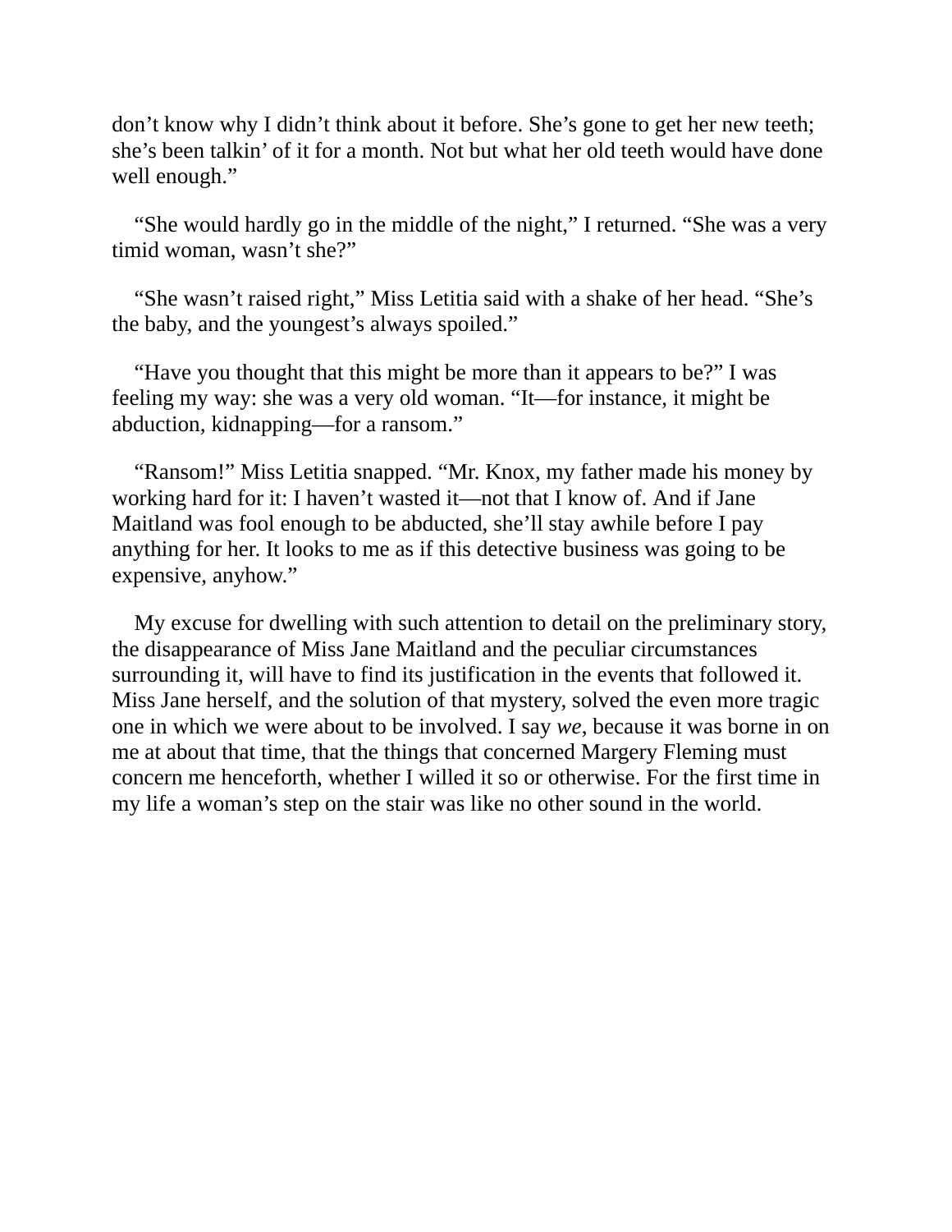don’t know why I didn’t think about it before. She’s gone to get her new teeth; she’s been talkin’ of it for a month. Not but what her old teeth would have done well enough.”

“She would hardly go in the middle of the night,” I returned. “She was a very timid woman, wasn’t she?”

“She wasn’t raised right,” Miss Letitia said with a shake of her head. “She’s the baby, and the youngest’s always spoiled.”

“Have you thought that this might be more than it appears to be?” I was feeling my way: she was a very old woman. “It—for instance, it might be abduction, kidnapping—for a ransom.”

“Ransom!” Miss Letitia snapped. “Mr. Knox, my father made his money by working hard for it: I haven’t wasted it—not that I know of. And if Jane Maitland was fool enough to be abducted, she’ll stay awhile before I pay anything for her. It looks to me as if this detective business was going to be expensive, anyhow.”

My excuse for dwelling with such attention to detail on the preliminary story, the disappearance of Miss Jane Maitland and the peculiar circumstances surrounding it, will have to find its justification in the events that followed it. Miss Jane herself, and the solution of that mystery, solved the even more tragic one in which we were about to be involved. I say *we*, because it was borne in on me at about that time, that the things that concerned Margery Fleming must concern me henceforth, whether I willed it so or otherwise. For the first time in my life a woman’s step on the stair was like no other sound in the world.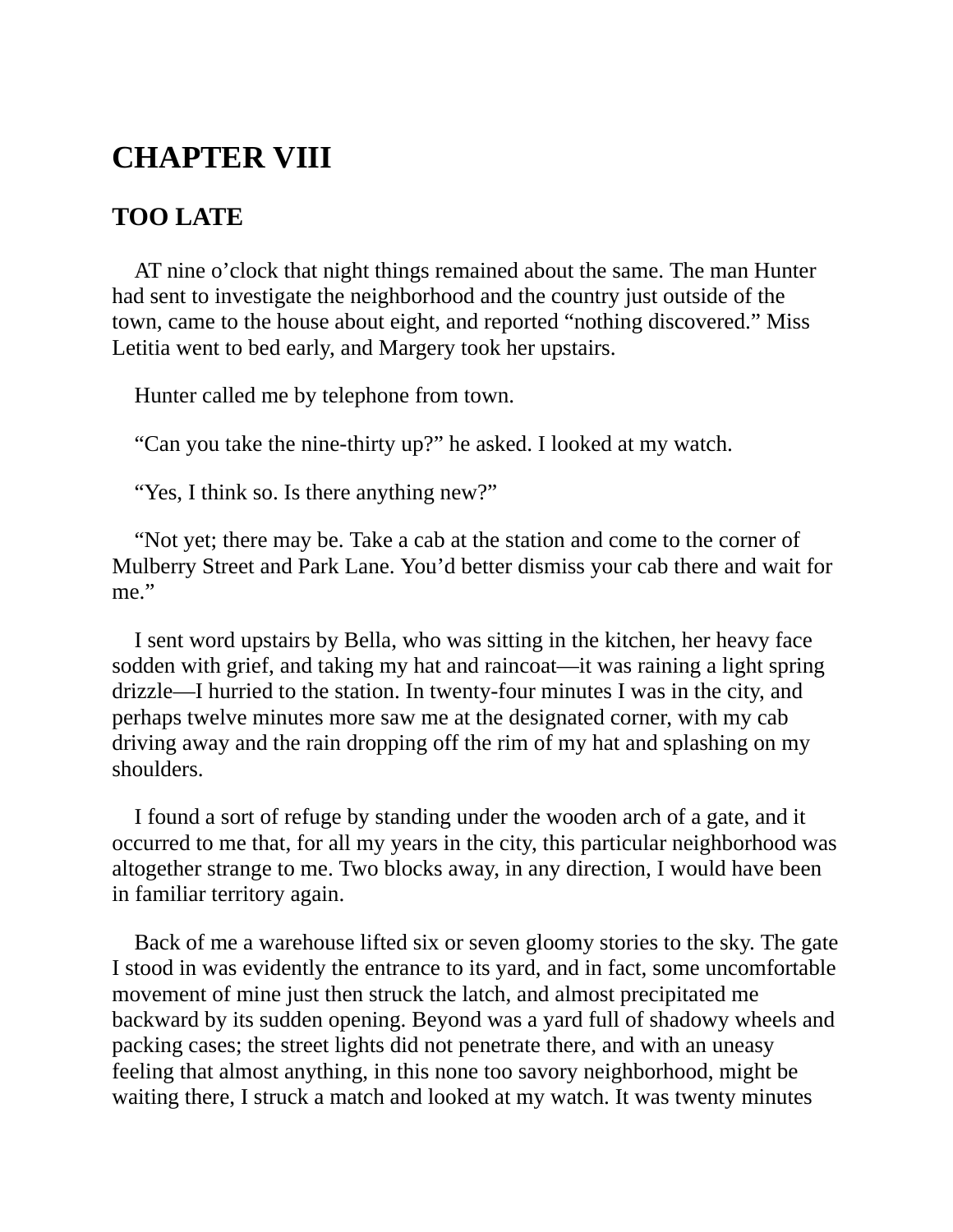# CHAPTER VIII

## TOO LATE

AT nine o'clock that night things remained about the same. The man Hunter had sent to investigate the neighborhood and the country just outside of the town, came to the house about eight, and reported "nothing discovered." Miss Letitia went to bed early, and Margery took her upstairs.

Hunter called me by telephone from town.

"Can you take the nine-thirty up?" he asked. I looked at my watch.

"Yes, I think so. Is there anything new?"

"Not yet; there may be. Take a cab at the station and come to the corner of Mulberry Street and Park Lane. You'd better dismiss your cab there and wait for me."

I sent word upstairs by Bella, who was sitting in the kitchen, her heavy face sodden with grief, and taking my hat and raincoat—it was raining a light spring drizzle—I hurried to the station. In twenty-four minutes I was in the city, and perhaps twelve minutes more saw me at the designated corner, with my cab driving away and the rain dropping off the rim of my hat and splashing on my shoulders.

I found a sort of refuge by standing under the wooden arch of a gate, and it occurred to me that, for all my years in the city, this particular neighborhood was altogether strange to me. Two blocks away, in any direction, I would have been in familiar territory again.

Back of me a warehouse lifted six or seven gloomy stories to the sky. The gate I stood in was evidently the entrance to its yard, and in fact, some uncomfortable movement of mine just then struck the latch, and almost precipitated me backward by its sudden opening. Beyond was a yard full of shadowy wheels and packing cases; the street lights did not penetrate there, and with an uneasy feeling that almost anything, in this none too savory neighborhood, might be waiting there, I struck a match and looked at my watch. It was twenty minutes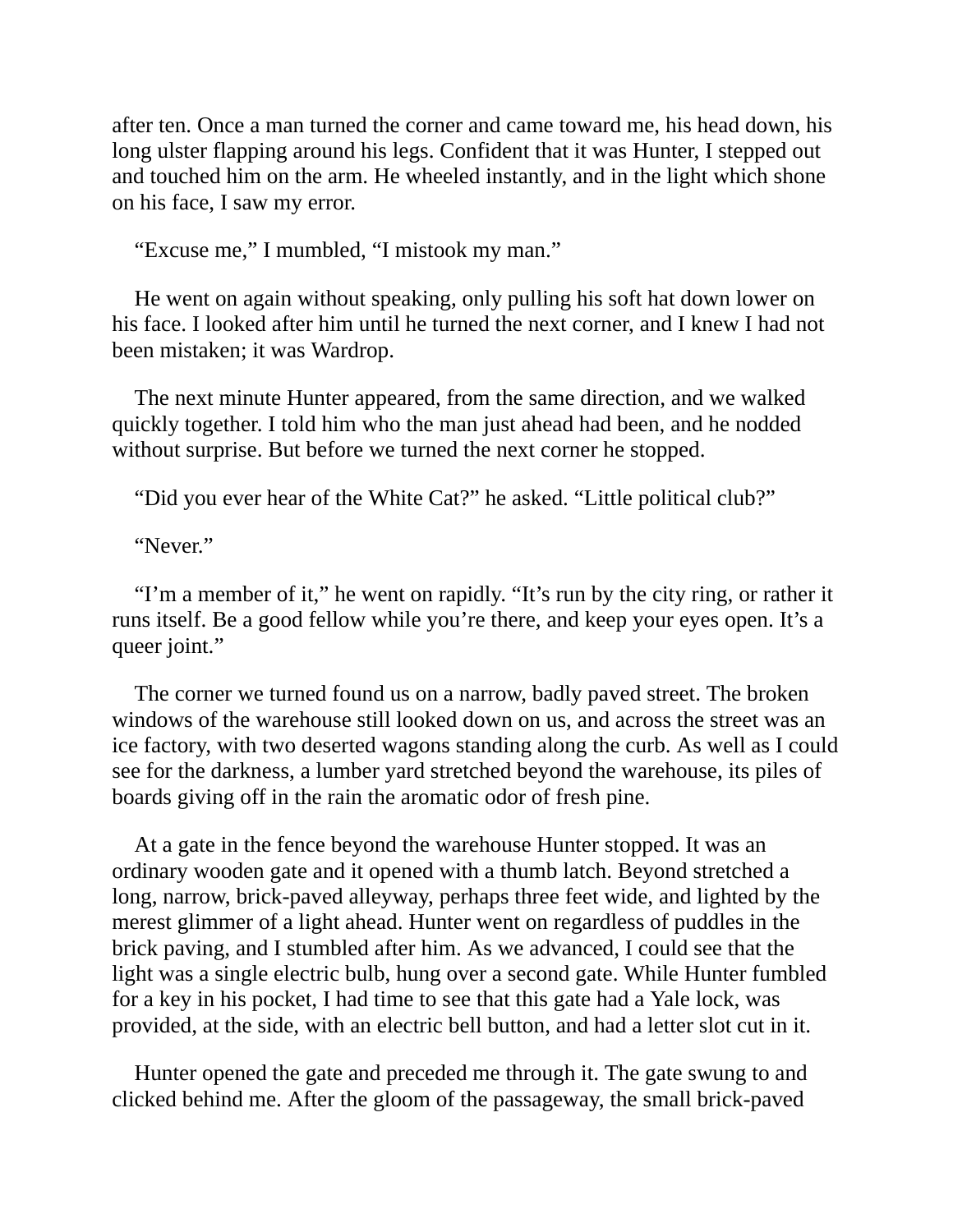after ten. Once a man turned the corner and came toward me, his head down, his long ulster flapping around his legs. Confident that it was Hunter, I stepped out and touched him on the arm. He wheeled instantly, and in the light which shone on his face, I saw my error.

“Excuse me,” I mumbled, “I mistook my man.”

He went on again without speaking, only pulling his soft hat down lower on his face. I looked after him until he turned the next corner, and I knew I had not been mistaken; it was Wardrop.

The next minute Hunter appeared, from the same direction, and we walked quickly together. I told him who the man just ahead had been, and he nodded without surprise. But before we turned the next corner he stopped.

“Did you ever hear of the White Cat?” he asked. “Little political club?”

“Never.”

“I’m a member of it,” he went on rapidly. “It’s run by the city ring, or rather it runs itself. Be a good fellow while you’re there, and keep your eyes open. It’s a queer joint.”

The corner we turned found us on a narrow, badly paved street. The broken windows of the warehouse still looked down on us, and across the street was an ice factory, with two deserted wagons standing along the curb. As well as I could see for the darkness, a lumber yard stretched beyond the warehouse, its piles of boards giving off in the rain the aromatic odor of fresh pine.

At a gate in the fence beyond the warehouse Hunter stopped. It was an ordinary wooden gate and it opened with a thumb latch. Beyond stretched a long, narrow, brick-paved alleyway, perhaps three feet wide, and lighted by the merest glimmer of a light ahead. Hunter went on regardless of puddles in the brick paving, and I stumbled after him. As we advanced, I could see that the light was a single electric bulb, hung over a second gate. While Hunter fumbled for a key in his pocket, I had time to see that this gate had a Yale lock, was provided, at the side, with an electric bell button, and had a letter slot cut in it.

Hunter opened the gate and preceded me through it. The gate swung to and clicked behind me. After the gloom of the passageway, the small brick-paved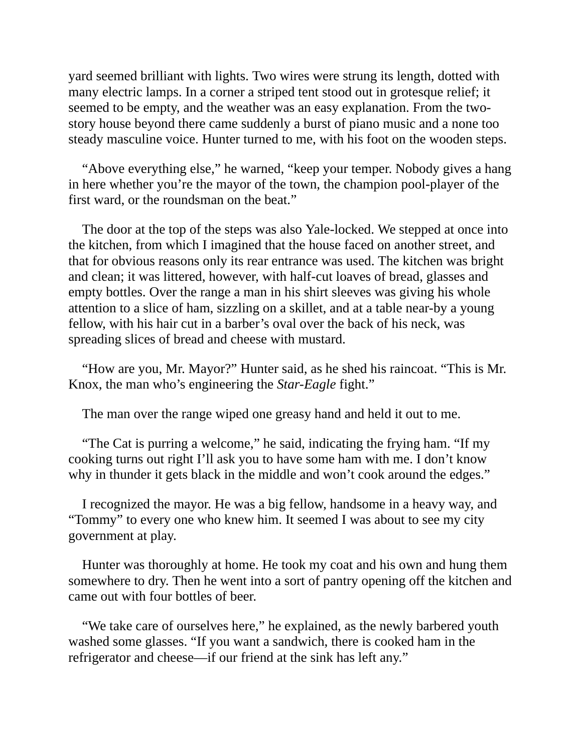yard seemed brilliant with lights. Two wires were strung its length, dotted with many electric lamps. In a corner a striped tent stood out in grotesque relief; it seemed to be empty, and the weather was an easy explanation. From the two-story house beyond there came suddenly a burst of piano music and a none too steady masculine voice. Hunter turned to me, with his foot on the wooden steps.

"Above everything else," he warned, "keep your temper. Nobody gives a hang in here whether you're the mayor of the town, the champion pool-player of the first ward, or the roundsman on the beat."

The door at the top of the steps was also Yale-locked. We stepped at once into the kitchen, from which I imagined that the house faced on another street, and that for obvious reasons only its rear entrance was used. The kitchen was bright and clean; it was littered, however, with half-cut loaves of bread, glasses and empty bottles. Over the range a man in his shirt sleeves was giving his whole attention to a slice of ham, sizzling on a skillet, and at a table near-by a young fellow, with his hair cut in a barber's oval over the back of his neck, was spreading slices of bread and cheese with mustard.

"How are you, Mr. Mayor?" Hunter said, as he shed his raincoat. "This is Mr. Knox, the man who's engineering the *Star-Eagle* fight."

The man over the range wiped one greasy hand and held it out to me.

"The Cat is purring a welcome," he said, indicating the frying ham. "If my cooking turns out right I'll ask you to have some ham with me. I don't know why in thunder it gets black in the middle and won't cook around the edges."

I recognized the mayor. He was a big fellow, handsome in a heavy way, and "Tommy" to every one who knew him. It seemed I was about to see my city government at play.

Hunter was thoroughly at home. He took my coat and his own and hung them somewhere to dry. Then he went into a sort of pantry opening off the kitchen and came out with four bottles of beer.

"We take care of ourselves here," he explained, as the newly barbered youth washed some glasses. "If you want a sandwich, there is cooked ham in the refrigerator and cheese—if our friend at the sink has left any."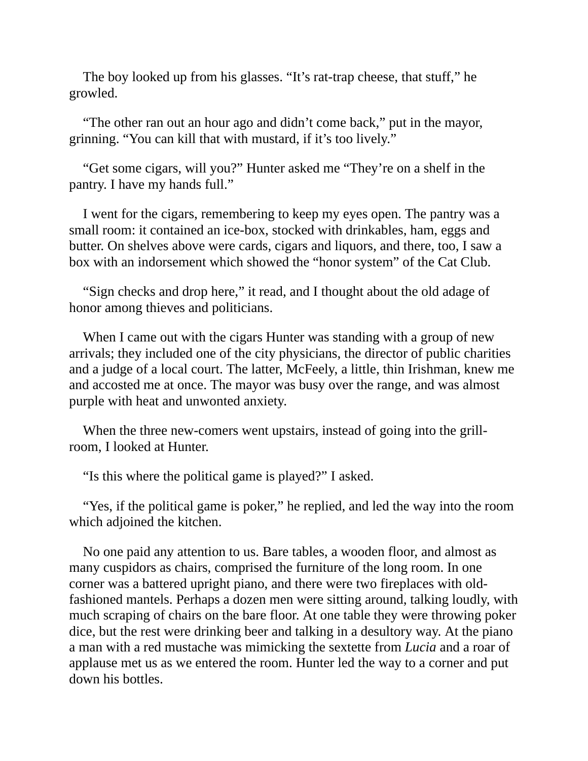The boy looked up from his glasses. “It’s rat-trap cheese, that stuff,” he growled.

“The other ran out an hour ago and didn’t come back,” put in the mayor, grinning. “You can kill that with mustard, if it’s too lively.”

“Get some cigars, will you?” Hunter asked me “They’re on a shelf in the pantry. I have my hands full.”

I went for the cigars, remembering to keep my eyes open. The pantry was a small room: it contained an ice-box, stocked with drinkables, ham, eggs and butter. On shelves above were cards, cigars and liquors, and there, too, I saw a box with an indorsement which showed the “honor system” of the Cat Club.

“Sign checks and drop here,” it read, and I thought about the old adage of honor among thieves and politicians.

When I came out with the cigars Hunter was standing with a group of new arrivals; they included one of the city physicians, the director of public charities and a judge of a local court. The latter, McFeely, a little, thin Irishman, knew me and accosted me at once. The mayor was busy over the range, and was almost purple with heat and unwonted anxiety.

When the three new-comers went upstairs, instead of going into the grill-room, I looked at Hunter.

“Is this where the political game is played?” I asked.

“Yes, if the political game is poker,” he replied, and led the way into the room which adjoined the kitchen.

No one paid any attention to us. Bare tables, a wooden floor, and almost as many cuspidors as chairs, comprised the furniture of the long room. In one corner was a battered upright piano, and there were two fireplaces with old-fashioned mantels. Perhaps a dozen men were sitting around, talking loudly, with much scraping of chairs on the bare floor. At one table they were throwing poker dice, but the rest were drinking beer and talking in a desultory way. At the piano a man with a red mustache was mimicking the sextette from *Lucia* and a roar of applause met us as we entered the room. Hunter led the way to a corner and put down his bottles.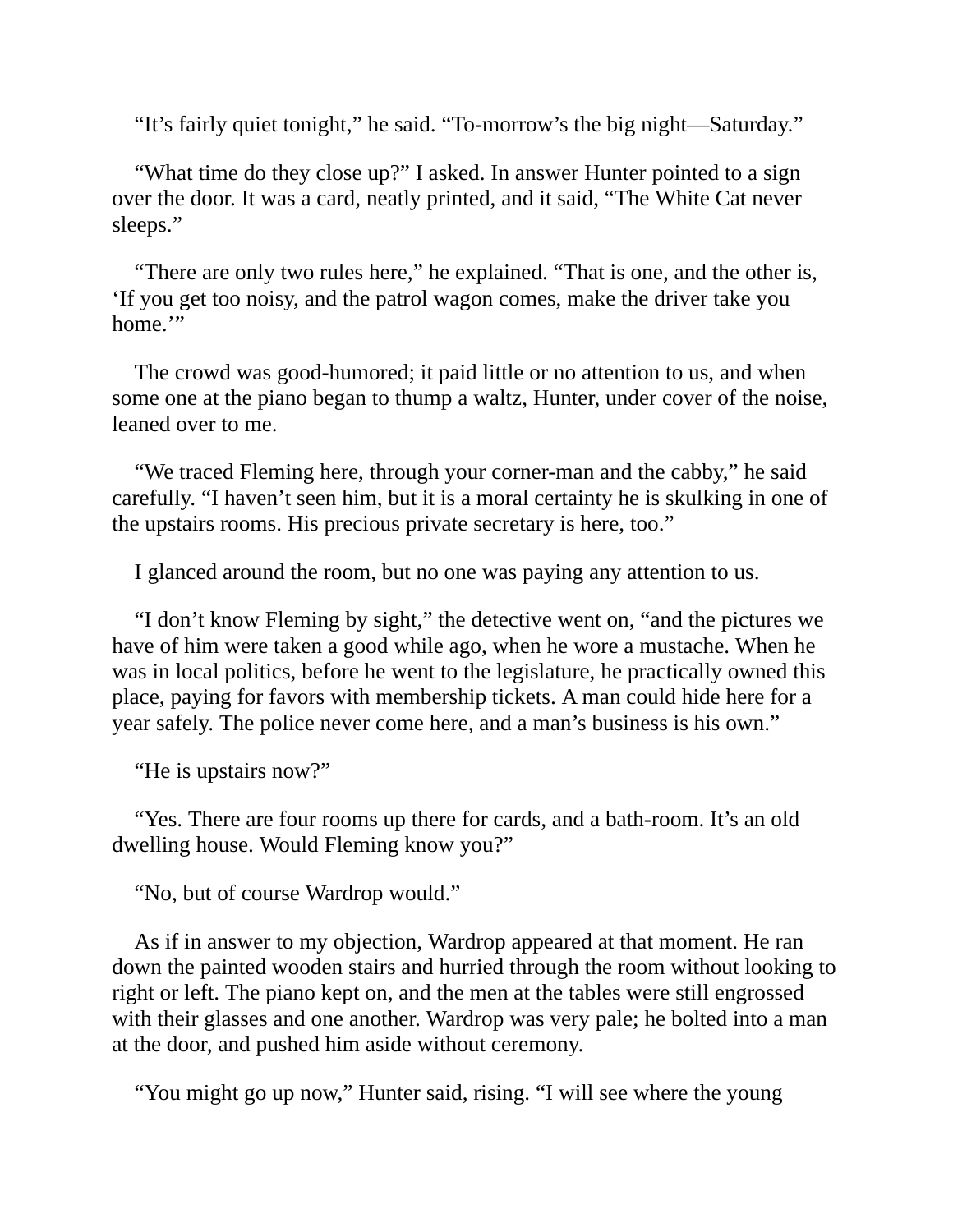"It's fairly quiet tonight," he said. "To-morrow's the big night—Saturday."

"What time do they close up?" I asked. In answer Hunter pointed to a sign over the door. It was a card, neatly printed, and it said, "The White Cat never sleeps."

"There are only two rules here," he explained. "That is one, and the other is, 'If you get too noisy, and the patrol wagon comes, make the driver take you home.'"

The crowd was good-humored; it paid little or no attention to us, and when some one at the piano began to thump a waltz, Hunter, under cover of the noise, leaned over to me.

"We traced Fleming here, through your corner-man and the cabby," he said carefully. "I haven't seen him, but it is a moral certainty he is skulking in one of the upstairs rooms. His precious private secretary is here, too."

I glanced around the room, but no one was paying any attention to us.

"I don't know Fleming by sight," the detective went on, "and the pictures we have of him were taken a good while ago, when he wore a mustache. When he was in local politics, before he went to the legislature, he practically owned this place, paying for favors with membership tickets. A man could hide here for a year safely. The police never come here, and a man's business is his own."

"He is upstairs now?"

"Yes. There are four rooms up there for cards, and a bath-room. It's an old dwelling house. Would Fleming know you?"

"No, but of course Wardrop would."

As if in answer to my objection, Wardrop appeared at that moment. He ran down the painted wooden stairs and hurried through the room without looking to right or left. The piano kept on, and the men at the tables were still engrossed with their glasses and one another. Wardrop was very pale; he bolted into a man at the door, and pushed him aside without ceremony.

"You might go up now," Hunter said, rising. "I will see where the young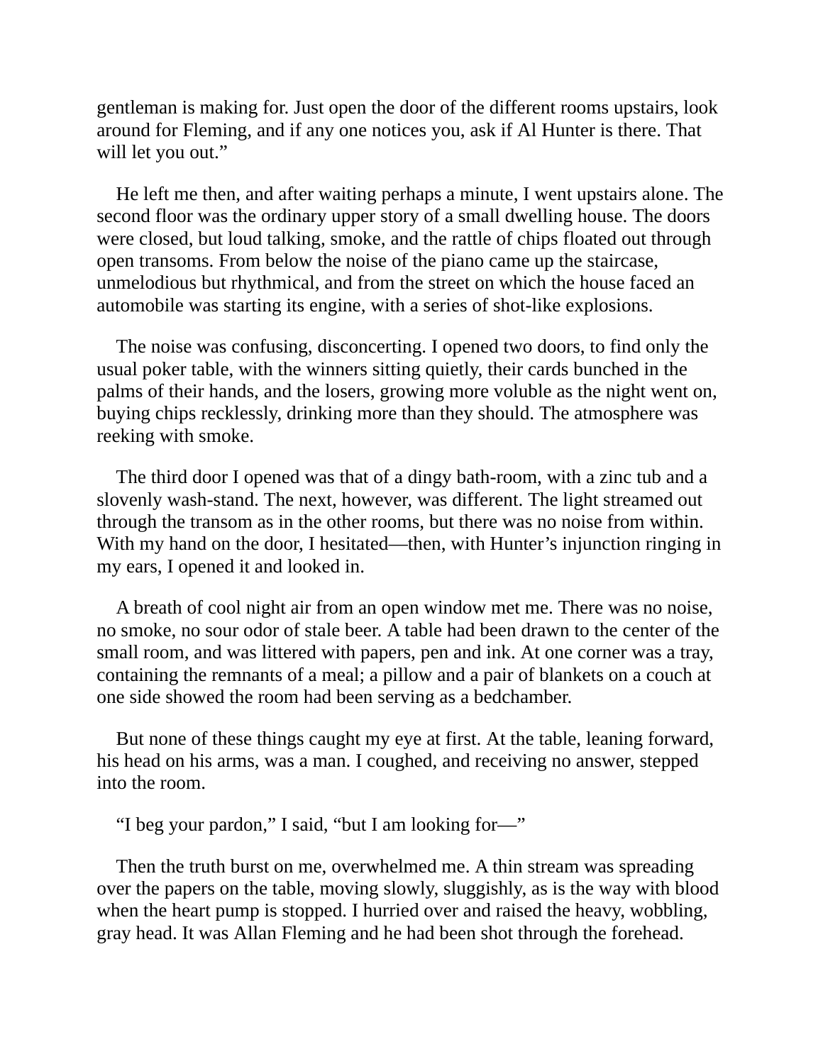gentleman is making for. Just open the door of the different rooms upstairs, look around for Fleming, and if any one notices you, ask if Al Hunter is there. That will let you out."

He left me then, and after waiting perhaps a minute, I went upstairs alone. The second floor was the ordinary upper story of a small dwelling house. The doors were closed, but loud talking, smoke, and the rattle of chips floated out through open transoms. From below the noise of the piano came up the staircase, unmelodious but rhythmical, and from the street on which the house faced an automobile was starting its engine, with a series of shot-like explosions.

The noise was confusing, disconcerting. I opened two doors, to find only the usual poker table, with the winners sitting quietly, their cards bunched in the palms of their hands, and the losers, growing more voluble as the night went on, buying chips recklessly, drinking more than they should. The atmosphere was reeking with smoke.

The third door I opened was that of a dingy bath-room, with a zinc tub and a slovenly wash-stand. The next, however, was different. The light streamed out through the transom as in the other rooms, but there was no noise from within. With my hand on the door, I hesitated—then, with Hunter's injunction ringing in my ears, I opened it and looked in.

A breath of cool night air from an open window met me. There was no noise, no smoke, no sour odor of stale beer. A table had been drawn to the center of the small room, and was littered with papers, pen and ink. At one corner was a tray, containing the remnants of a meal; a pillow and a pair of blankets on a couch at one side showed the room had been serving as a bedchamber.

But none of these things caught my eye at first. At the table, leaning forward, his head on his arms, was a man. I coughed, and receiving no answer, stepped into the room.

"I beg your pardon," I said, "but I am looking for—"

Then the truth burst on me, overwhelmed me. A thin stream was spreading over the papers on the table, moving slowly, sluggishly, as is the way with blood when the heart pump is stopped. I hurried over and raised the heavy, wobbling, gray head. It was Allan Fleming and he had been shot through the forehead.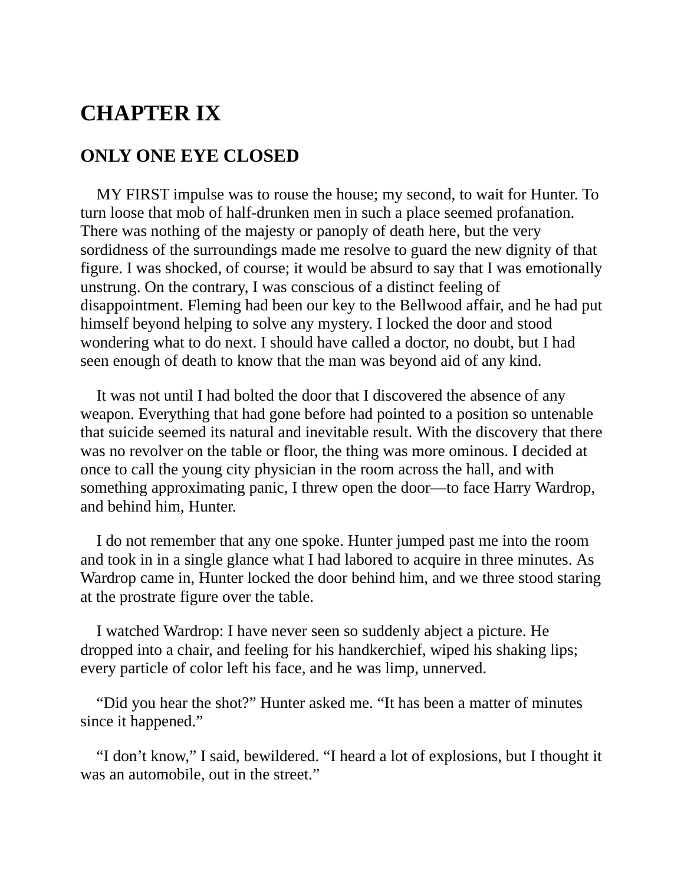# CHAPTER IX

## ONLY ONE EYE CLOSED

MY FIRST impulse was to rouse the house; my second, to wait for Hunter. To turn loose that mob of half-drunken men in such a place seemed profanation. There was nothing of the majesty or panoply of death here, but the very sordidness of the surroundings made me resolve to guard the new dignity of that figure. I was shocked, of course; it would be absurd to say that I was emotionally unstrung. On the contrary, I was conscious of a distinct feeling of disappointment. Fleming had been our key to the Bellwood affair, and he had put himself beyond helping to solve any mystery. I locked the door and stood wondering what to do next. I should have called a doctor, no doubt, but I had seen enough of death to know that the man was beyond aid of any kind.

It was not until I had bolted the door that I discovered the absence of any weapon. Everything that had gone before had pointed to a position so untenable that suicide seemed its natural and inevitable result. With the discovery that there was no revolver on the table or floor, the thing was more ominous. I decided at once to call the young city physician in the room across the hall, and with something approximating panic, I threw open the door—to face Harry Wardrop, and behind him, Hunter.

I do not remember that any one spoke. Hunter jumped past me into the room and took in in a single glance what I had labored to acquire in three minutes. As Wardrop came in, Hunter locked the door behind him, and we three stood staring at the prostrate figure over the table.

I watched Wardrop: I have never seen so suddenly abject a picture. He dropped into a chair, and feeling for his handkerchief, wiped his shaking lips; every particle of color left his face, and he was limp, unnerved.

"Did you hear the shot?" Hunter asked me. "It has been a matter of minutes since it happened."

"I don't know," I said, bewildered. "I heard a lot of explosions, but I thought it was an automobile, out in the street."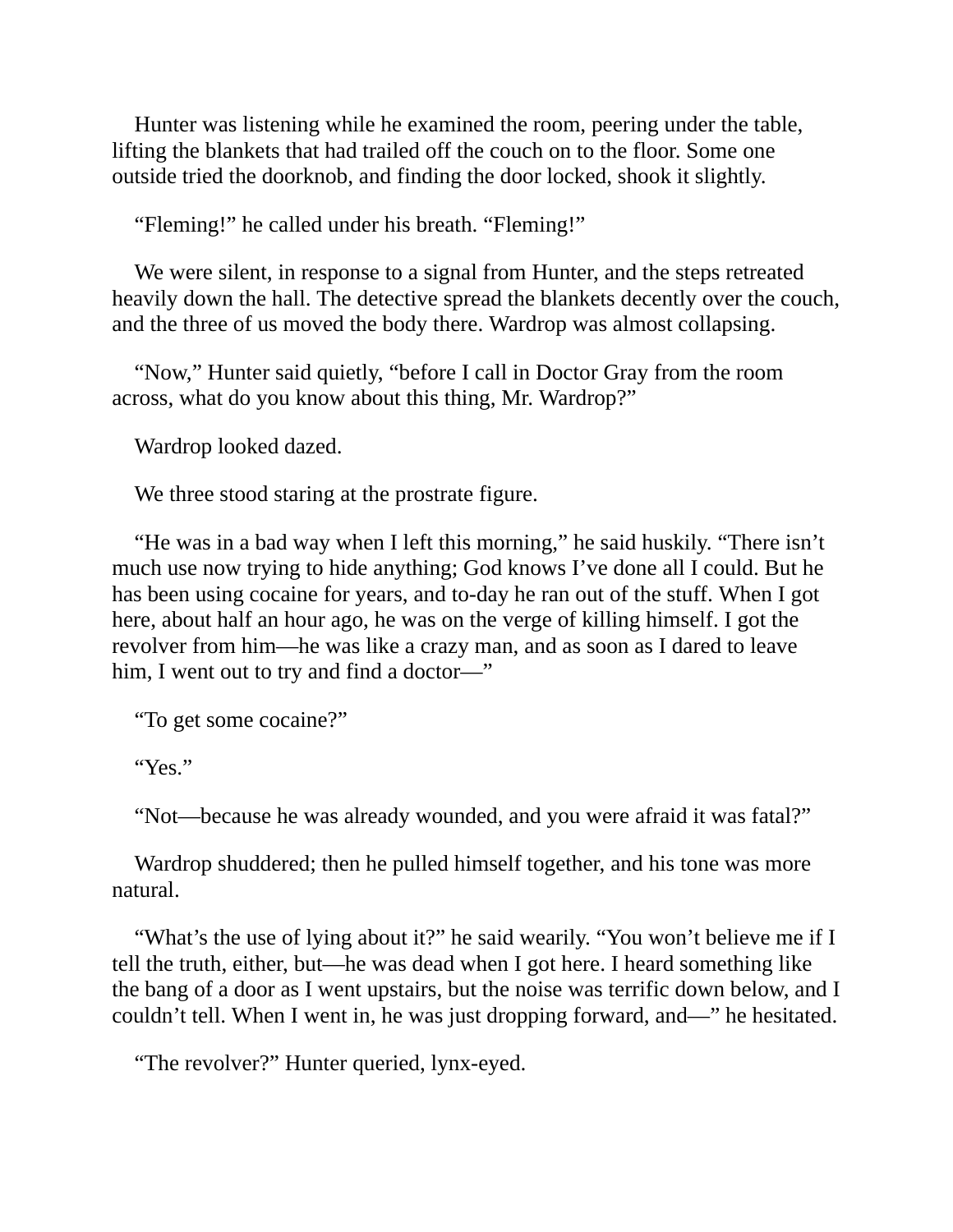Hunter was listening while he examined the room, peering under the table, lifting the blankets that had trailed off the couch on to the floor. Some one outside tried the doorknob, and finding the door locked, shook it slightly.

“Fleming!” he called under his breath. “Fleming!”

We were silent, in response to a signal from Hunter, and the steps retreated heavily down the hall. The detective spread the blankets decently over the couch, and the three of us moved the body there. Wardrop was almost collapsing.

“Now,” Hunter said quietly, “before I call in Doctor Gray from the room across, what do you know about this thing, Mr. Wardrop?”

Wardrop looked dazed.

We three stood staring at the prostrate figure.

“He was in a bad way when I left this morning,” he said huskily. “There isn’t much use now trying to hide anything; God knows I’ve done all I could. But he has been using cocaine for years, and to-day he ran out of the stuff. When I got here, about half an hour ago, he was on the verge of killing himself. I got the revolver from him—he was like a crazy man, and as soon as I dared to leave him, I went out to try and find a doctor—”

“To get some cocaine?”

“Yes.”

“Not—because he was already wounded, and you were afraid it was fatal?”

Wardrop shuddered; then he pulled himself together, and his tone was more natural.

“What’s the use of lying about it?” he said wearily. “You won’t believe me if I tell the truth, either, but—he was dead when I got here. I heard something like the bang of a door as I went upstairs, but the noise was terrific down below, and I couldn’t tell. When I went in, he was just dropping forward, and—” he hesitated.

“The revolver?” Hunter queried, lynx-eyed.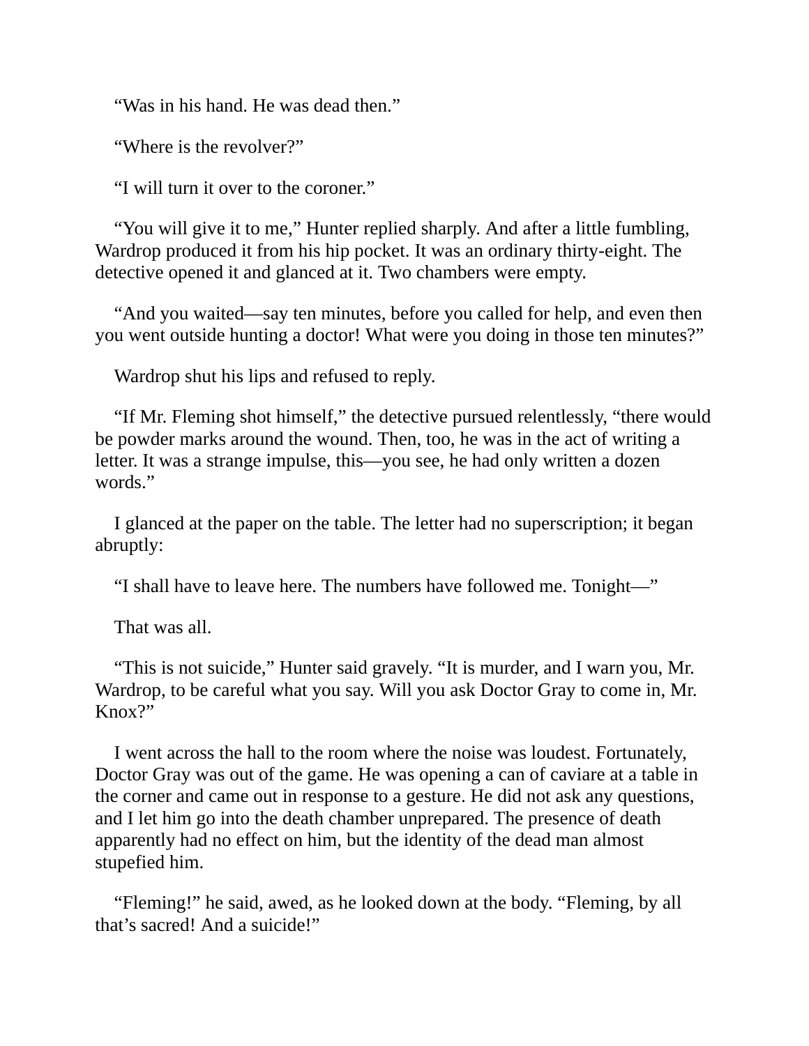“Was in his hand. He was dead then.”

“Where is the revolver?”

“I will turn it over to the coroner.”

“You will give it to me,” Hunter replied sharply. And after a little fumbling, Wardrop produced it from his hip pocket. It was an ordinary thirty-eight. The detective opened it and glanced at it. Two chambers were empty.

“And you waited—say ten minutes, before you called for help, and even then you went outside hunting a doctor! What were you doing in those ten minutes?”

Wardrop shut his lips and refused to reply.

“If Mr. Fleming shot himself,” the detective pursued relentlessly, “there would be powder marks around the wound. Then, too, he was in the act of writing a letter. It was a strange impulse, this—you see, he had only written a dozen words.”

I glanced at the paper on the table. The letter had no superscription; it began abruptly:

“I shall have to leave here. The numbers have followed me. Tonight—”

That was all.

“This is not suicide,” Hunter said gravely. “It is murder, and I warn you, Mr. Wardrop, to be careful what you say. Will you ask Doctor Gray to come in, Mr. Knox?”

I went across the hall to the room where the noise was loudest. Fortunately, Doctor Gray was out of the game. He was opening a can of caviare at a table in the corner and came out in response to a gesture. He did not ask any questions, and I let him go into the death chamber unprepared. The presence of death apparently had no effect on him, but the identity of the dead man almost stupefied him.

“Fleming!” he said, awed, as he looked down at the body. “Fleming, by all that’s sacred! And a suicide!”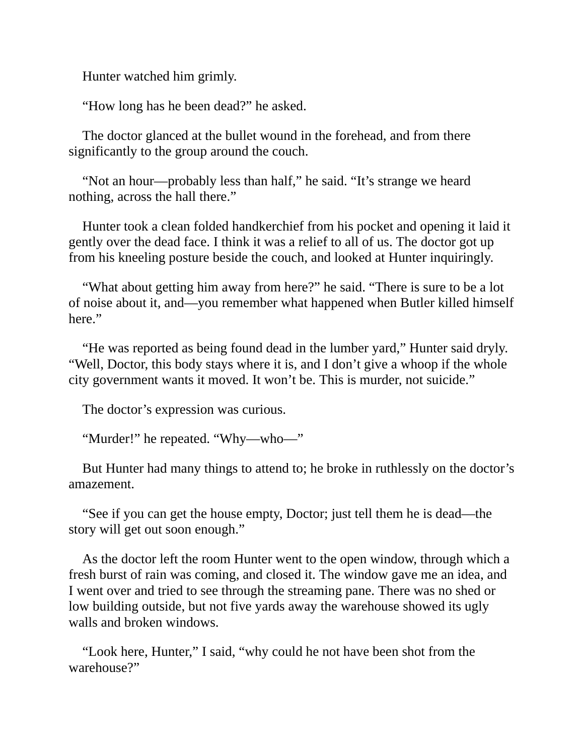Hunter watched him grimly.

“How long has he been dead?” he asked.

The doctor glanced at the bullet wound in the forehead, and from there significantly to the group around the couch.

“Not an hour—probably less than half,” he said. “It’s strange we heard nothing, across the hall there.”

Hunter took a clean folded handkerchief from his pocket and opening it laid it gently over the dead face. I think it was a relief to all of us. The doctor got up from his kneeling posture beside the couch, and looked at Hunter inquiringly.

“What about getting him away from here?” he said. “There is sure to be a lot of noise about it, and—you remember what happened when Butler killed himself here.”

“He was reported as being found dead in the lumber yard,” Hunter said dryly. “Well, Doctor, this body stays where it is, and I don’t give a whoop if the whole city government wants it moved. It won’t be. This is murder, not suicide.”

The doctor’s expression was curious.

“Murder!” he repeated. “Why—who—”

But Hunter had many things to attend to; he broke in ruthlessly on the doctor’s amazement.

“See if you can get the house empty, Doctor; just tell them he is dead—the story will get out soon enough.”

As the doctor left the room Hunter went to the open window, through which a fresh burst of rain was coming, and closed it. The window gave me an idea, and I went over and tried to see through the streaming pane. There was no shed or low building outside, but not five yards away the warehouse showed its ugly walls and broken windows.

“Look here, Hunter,” I said, “why could he not have been shot from the warehouse?”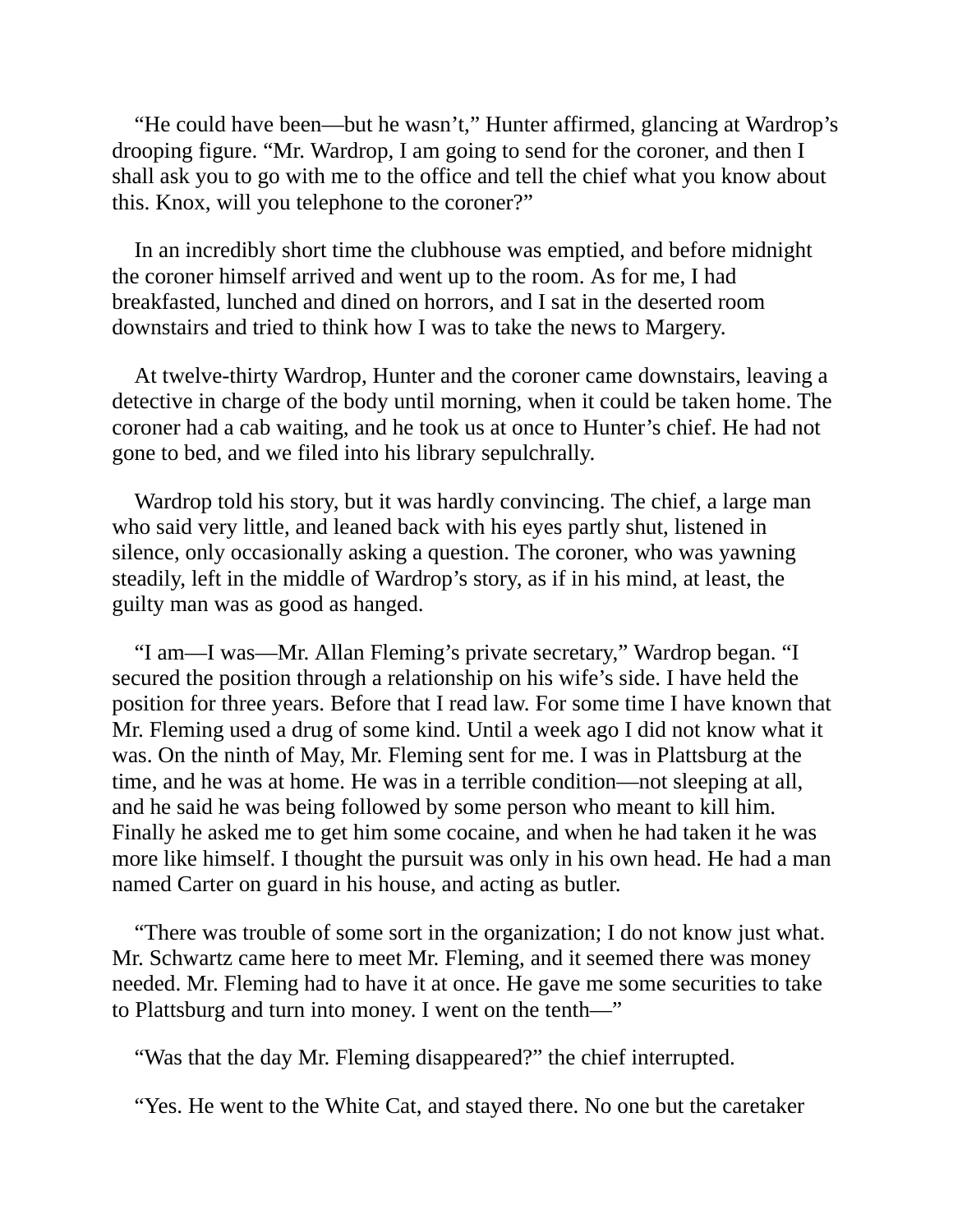"He could have been—but he wasn't," Hunter affirmed, glancing at Wardrop's drooping figure. "Mr. Wardrop, I am going to send for the coroner, and then I shall ask you to go with me to the office and tell the chief what you know about this. Knox, will you telephone to the coroner?"

In an incredibly short time the clubhouse was emptied, and before midnight the coroner himself arrived and went up to the room. As for me, I had breakfasted, lunched and dined on horrors, and I sat in the deserted room downstairs and tried to think how I was to take the news to Margery.

At twelve-thirty Wardrop, Hunter and the coroner came downstairs, leaving a detective in charge of the body until morning, when it could be taken home. The coroner had a cab waiting, and he took us at once to Hunter's chief. He had not gone to bed, and we filed into his library sepulchrally.

Wardrop told his story, but it was hardly convincing. The chief, a large man who said very little, and leaned back with his eyes partly shut, listened in silence, only occasionally asking a question. The coroner, who was yawning steadily, left in the middle of Wardrop's story, as if in his mind, at least, the guilty man was as good as hanged.

"I am—I was—Mr. Allan Fleming's private secretary," Wardrop began. "I secured the position through a relationship on his wife's side. I have held the position for three years. Before that I read law. For some time I have known that Mr. Fleming used a drug of some kind. Until a week ago I did not know what it was. On the ninth of May, Mr. Fleming sent for me. I was in Plattsburg at the time, and he was at home. He was in a terrible condition—not sleeping at all, and he said he was being followed by some person who meant to kill him. Finally he asked me to get him some cocaine, and when he had taken it he was more like himself. I thought the pursuit was only in his own head. He had a man named Carter on guard in his house, and acting as butler.

"There was trouble of some sort in the organization; I do not know just what. Mr. Schwartz came here to meet Mr. Fleming, and it seemed there was money needed. Mr. Fleming had to have it at once. He gave me some securities to take to Plattsburg and turn into money. I went on the tenth—"

"Was that the day Mr. Fleming disappeared?" the chief interrupted.

"Yes. He went to the White Cat, and stayed there. No one but the caretaker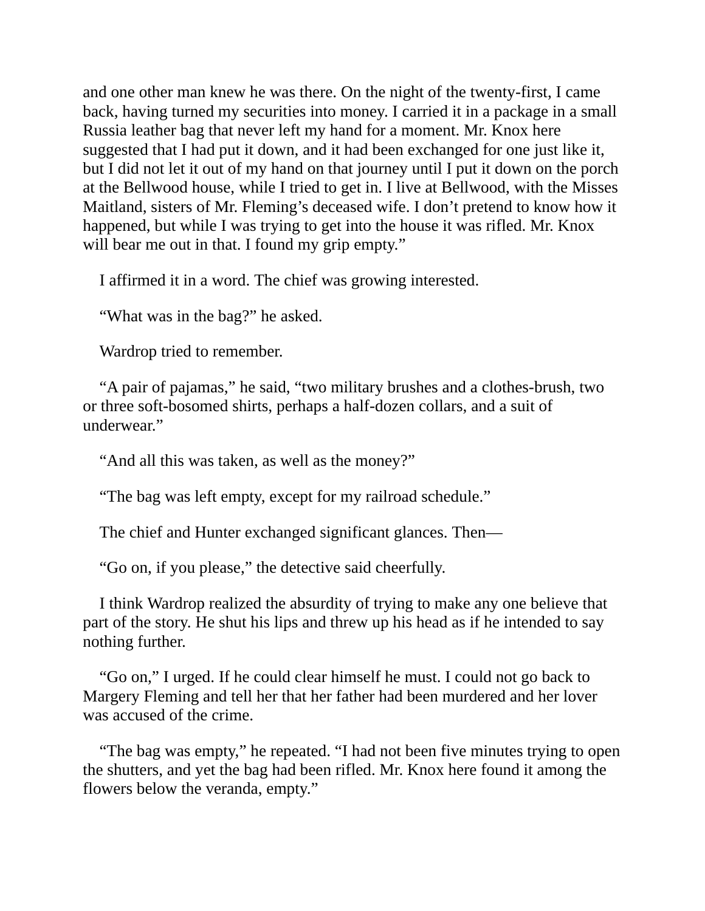and one other man knew he was there. On the night of the twenty-first, I came back, having turned my securities into money. I carried it in a package in a small Russia leather bag that never left my hand for a moment. Mr. Knox here suggested that I had put it down, and it had been exchanged for one just like it, but I did not let it out of my hand on that journey until I put it down on the porch at the Bellwood house, while I tried to get in. I live at Bellwood, with the Misses Maitland, sisters of Mr. Fleming's deceased wife. I don't pretend to know how it happened, but while I was trying to get into the house it was rifled. Mr. Knox will bear me out in that. I found my grip empty."

I affirmed it in a word. The chief was growing interested.

"What was in the bag?" he asked.

Wardrop tried to remember.

"A pair of pajamas," he said, "two military brushes and a clothes-brush, two or three soft-bosomed shirts, perhaps a half-dozen collars, and a suit of underwear."

"And all this was taken, as well as the money?"

"The bag was left empty, except for my railroad schedule."

The chief and Hunter exchanged significant glances. Then—

"Go on, if you please," the detective said cheerfully.

I think Wardrop realized the absurdity of trying to make any one believe that part of the story. He shut his lips and threw up his head as if he intended to say nothing further.

"Go on," I urged. If he could clear himself he must. I could not go back to Margery Fleming and tell her that her father had been murdered and her lover was accused of the crime.

"The bag was empty," he repeated. "I had not been five minutes trying to open the shutters, and yet the bag had been rifled. Mr. Knox here found it among the flowers below the veranda, empty."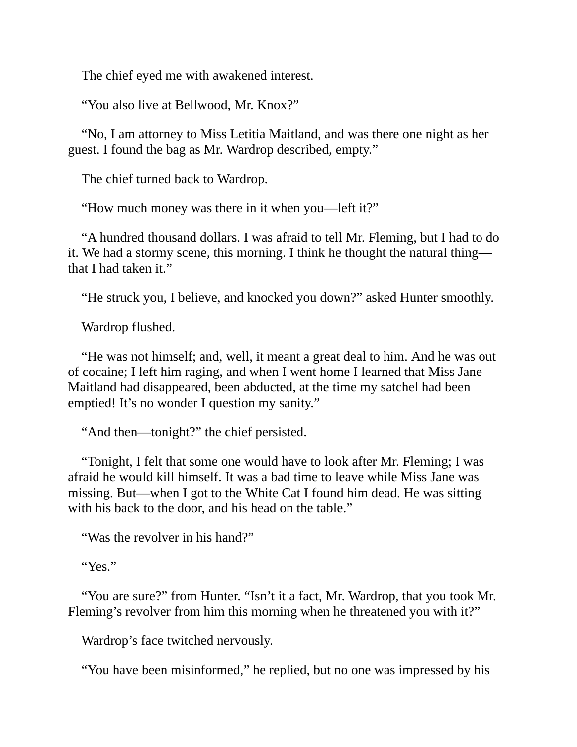The chief eyed me with awakened interest.

“You also live at Bellwood, Mr. Knox?”

“No, I am attorney to Miss Letitia Maitland, and was there one night as her guest. I found the bag as Mr. Wardrop described, empty.”

The chief turned back to Wardrop.

“How much money was there in it when you—left it?”

“A hundred thousand dollars. I was afraid to tell Mr. Fleming, but I had to do it. We had a stormy scene, this morning. I think he thought the natural thing—that I had taken it.”

“He struck you, I believe, and knocked you down?” asked Hunter smoothly.

Wardrop flushed.

“He was not himself; and, well, it meant a great deal to him. And he was out of cocaine; I left him raging, and when I went home I learned that Miss Jane Maitland had disappeared, been abducted, at the time my satchel had been emptied! It’s no wonder I question my sanity.”

“And then—tonight?” the chief persisted.

“Tonight, I felt that some one would have to look after Mr. Fleming; I was afraid he would kill himself. It was a bad time to leave while Miss Jane was missing. But—when I got to the White Cat I found him dead. He was sitting with his back to the door, and his head on the table.”

“Was the revolver in his hand?”

“Yes.”

“You are sure?” from Hunter. “Isn’t it a fact, Mr. Wardrop, that you took Mr. Fleming’s revolver from him this morning when he threatened you with it?”

Wardrop’s face twitched nervously.

“You have been misinformed,” he replied, but no one was impressed by his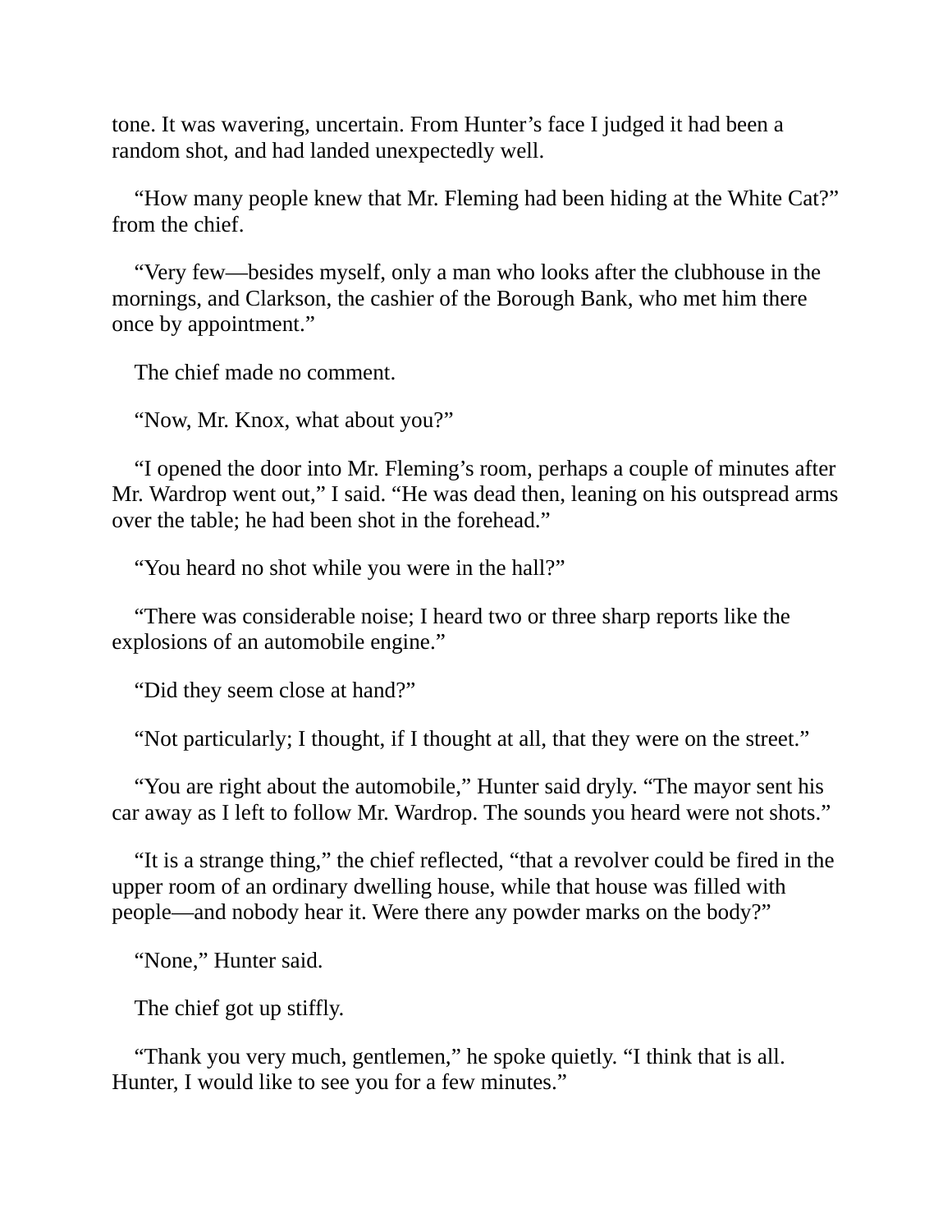tone. It was wavering, uncertain. From Hunter’s face I judged it had been a random shot, and had landed unexpectedly well.

“How many people knew that Mr. Fleming had been hiding at the White Cat?” from the chief.

“Very few—besides myself, only a man who looks after the clubhouse in the mornings, and Clarkson, the cashier of the Borough Bank, who met him there once by appointment.”

The chief made no comment.

“Now, Mr. Knox, what about you?”

“I opened the door into Mr. Fleming’s room, perhaps a couple of minutes after Mr. Wardrop went out,” I said. “He was dead then, leaning on his outspread arms over the table; he had been shot in the forehead.”

“You heard no shot while you were in the hall?”

“There was considerable noise; I heard two or three sharp reports like the explosions of an automobile engine.”

“Did they seem close at hand?”

“Not particularly; I thought, if I thought at all, that they were on the street.”

“You are right about the automobile,” Hunter said dryly. “The mayor sent his car away as I left to follow Mr. Wardrop. The sounds you heard were not shots.”

“It is a strange thing,” the chief reflected, “that a revolver could be fired in the upper room of an ordinary dwelling house, while that house was filled with people—and nobody hear it. Were there any powder marks on the body?”

“None,” Hunter said.

The chief got up stiffly.

“Thank you very much, gentlemen,” he spoke quietly. “I think that is all. Hunter, I would like to see you for a few minutes.”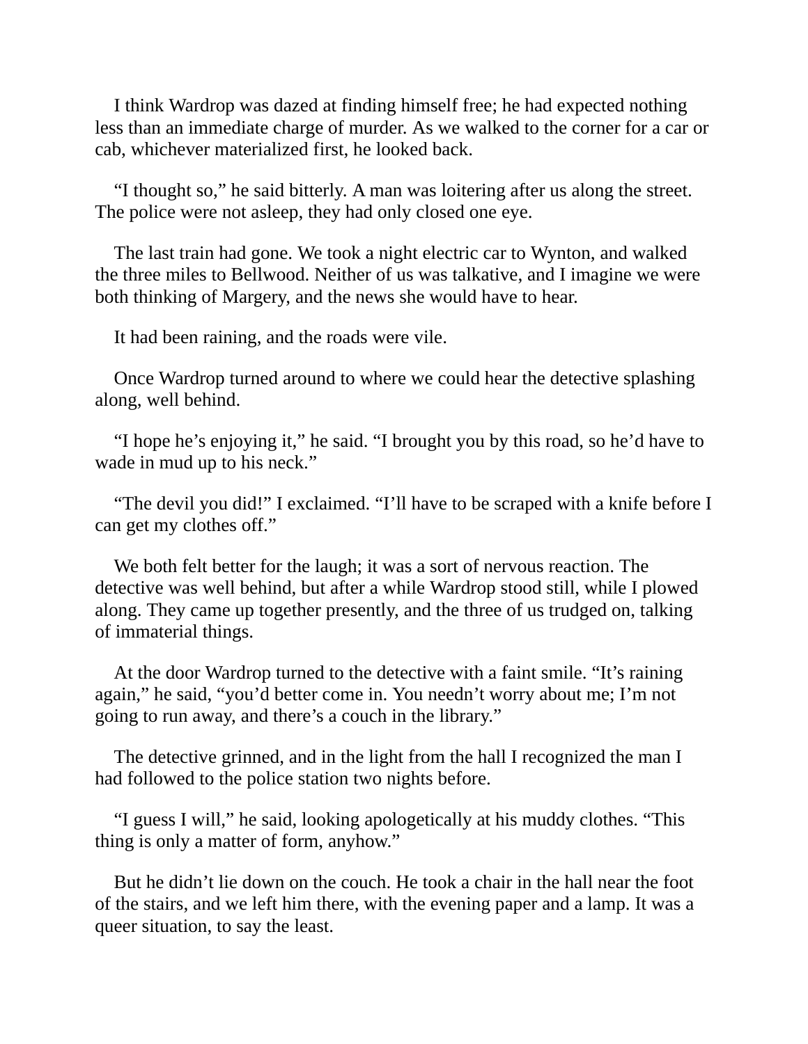I think Wardrop was dazed at finding himself free; he had expected nothing less than an immediate charge of murder. As we walked to the corner for a car or cab, whichever materialized first, he looked back.

"I thought so," he said bitterly. A man was loitering after us along the street. The police were not asleep, they had only closed one eye.

The last train had gone. We took a night electric car to Wynton, and walked the three miles to Bellwood. Neither of us was talkative, and I imagine we were both thinking of Margery, and the news she would have to hear.

It had been raining, and the roads were vile.

Once Wardrop turned around to where we could hear the detective splashing along, well behind.

"I hope he's enjoying it," he said. "I brought you by this road, so he'd have to wade in mud up to his neck."

"The devil you did!" I exclaimed. "I'll have to be scraped with a knife before I can get my clothes off."

We both felt better for the laugh; it was a sort of nervous reaction. The detective was well behind, but after a while Wardrop stood still, while I plowed along. They came up together presently, and the three of us trudged on, talking of immaterial things.

At the door Wardrop turned to the detective with a faint smile. "It's raining again," he said, "you'd better come in. You needn't worry about me; I'm not going to run away, and there's a couch in the library."

The detective grinned, and in the light from the hall I recognized the man I had followed to the police station two nights before.

"I guess I will," he said, looking apologetically at his muddy clothes. "This thing is only a matter of form, anyhow."

But he didn't lie down on the couch. He took a chair in the hall near the foot of the stairs, and we left him there, with the evening paper and a lamp. It was a queer situation, to say the least.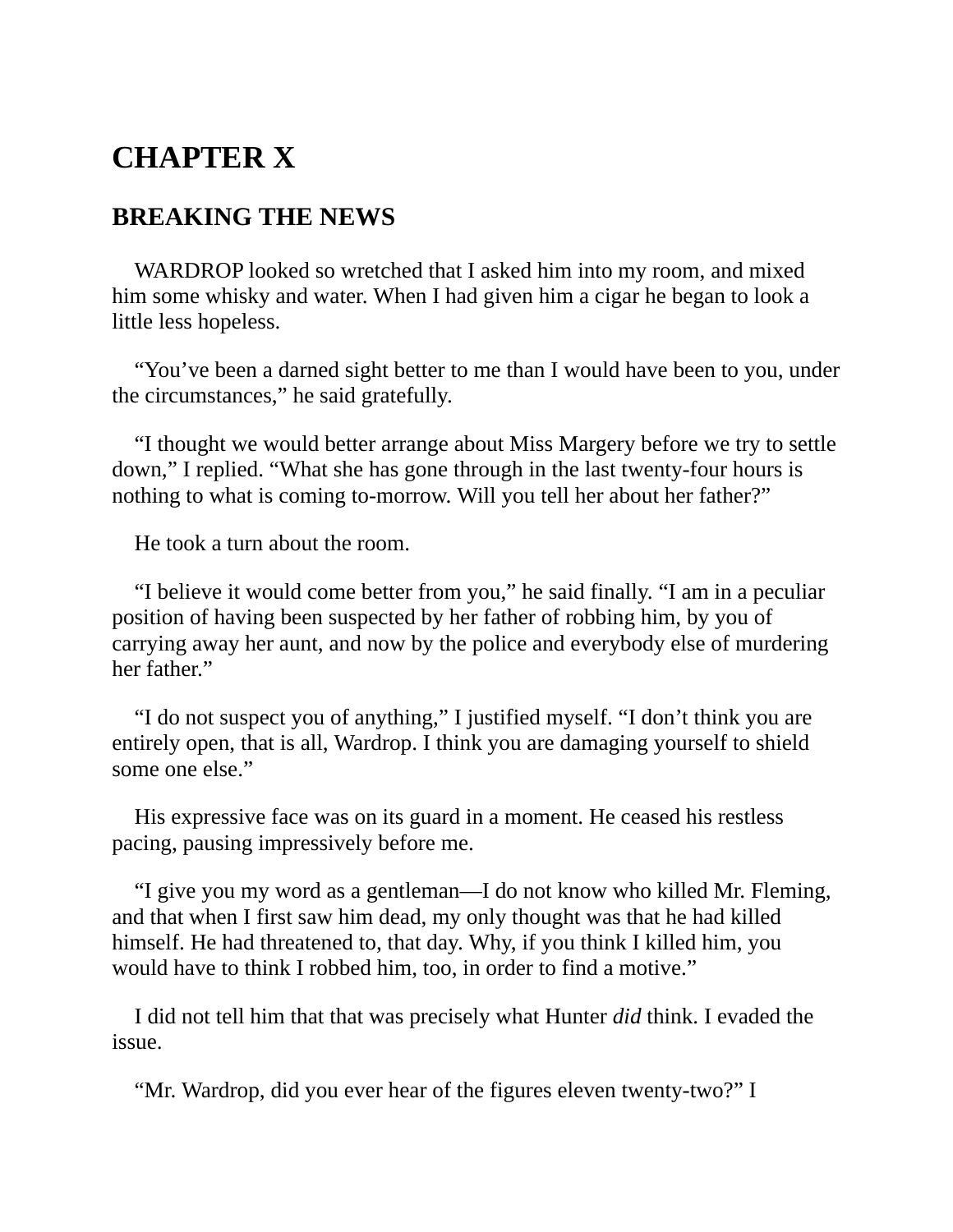# CHAPTER X

## BREAKING THE NEWS

WARDROP looked so wretched that I asked him into my room, and mixed him some whisky and water. When I had given him a cigar he began to look a little less hopeless.

"You've been a darned sight better to me than I would have been to you, under the circumstances," he said gratefully.

"I thought we would better arrange about Miss Margery before we try to settle down," I replied. "What she has gone through in the last twenty-four hours is nothing to what is coming to-morrow. Will you tell her about her father?"

He took a turn about the room.

"I believe it would come better from you," he said finally. "I am in a peculiar position of having been suspected by her father of robbing him, by you of carrying away her aunt, and now by the police and everybody else of murdering her father."

"I do not suspect you of anything," I justified myself. "I don't think you are entirely open, that is all, Wardrop. I think you are damaging yourself to shield some one else."

His expressive face was on its guard in a moment. He ceased his restless pacing, pausing impressively before me.

"I give you my word as a gentleman—I do not know who killed Mr. Fleming, and that when I first saw him dead, my only thought was that he had killed himself. He had threatened to, that day. Why, if you think I killed him, you would have to think I robbed him, too, in order to find a motive."

I did not tell him that that was precisely what Hunter *did* think. I evaded the issue.

"Mr. Wardrop, did you ever hear of the figures eleven twenty-two?" I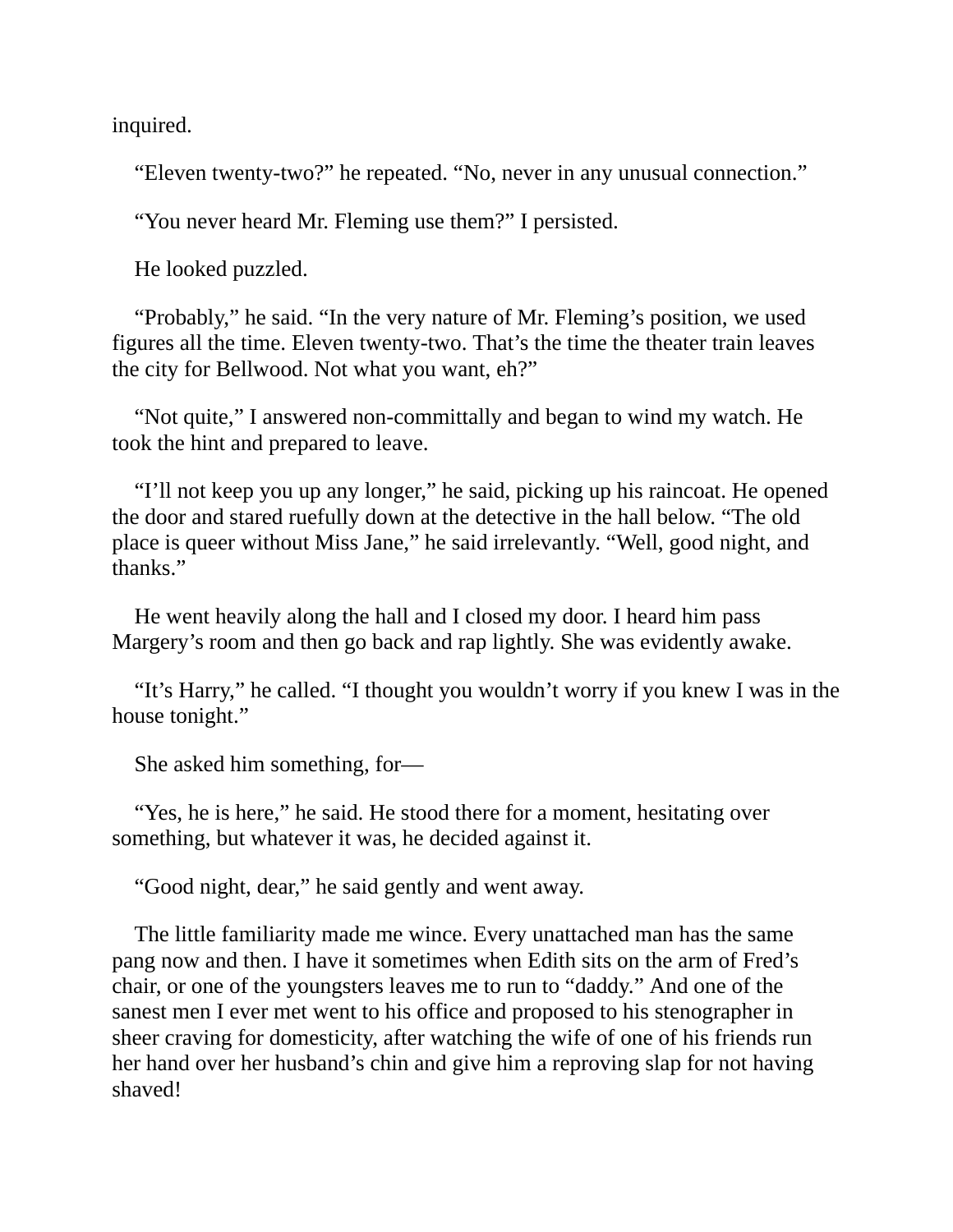inquired.

“Eleven twenty-two?” he repeated. “No, never in any unusual connection.”

“You never heard Mr. Fleming use them?” I persisted.

He looked puzzled.

“Probably,” he said. “In the very nature of Mr. Fleming’s position, we used figures all the time. Eleven twenty-two. That’s the time the theater train leaves the city for Bellwood. Not what you want, eh?”

“Not quite,” I answered non-committally and began to wind my watch. He took the hint and prepared to leave.

“I’ll not keep you up any longer,” he said, picking up his raincoat. He opened the door and stared ruefully down at the detective in the hall below. “The old place is queer without Miss Jane,” he said irrelevantly. “Well, good night, and thanks.”

He went heavily along the hall and I closed my door. I heard him pass Margery’s room and then go back and rap lightly. She was evidently awake.

“It’s Harry,” he called. “I thought you wouldn’t worry if you knew I was in the house tonight.”

She asked him something, for—

“Yes, he is here,” he said. He stood there for a moment, hesitating over something, but whatever it was, he decided against it.

“Good night, dear,” he said gently and went away.

The little familiarity made me wince. Every unattached man has the same pang now and then. I have it sometimes when Edith sits on the arm of Fred’s chair, or one of the youngsters leaves me to run to “daddy.” And one of the sanest men I ever met went to his office and proposed to his stenographer in sheer craving for domesticity, after watching the wife of one of his friends run her hand over her husband’s chin and give him a reproving slap for not having shaved!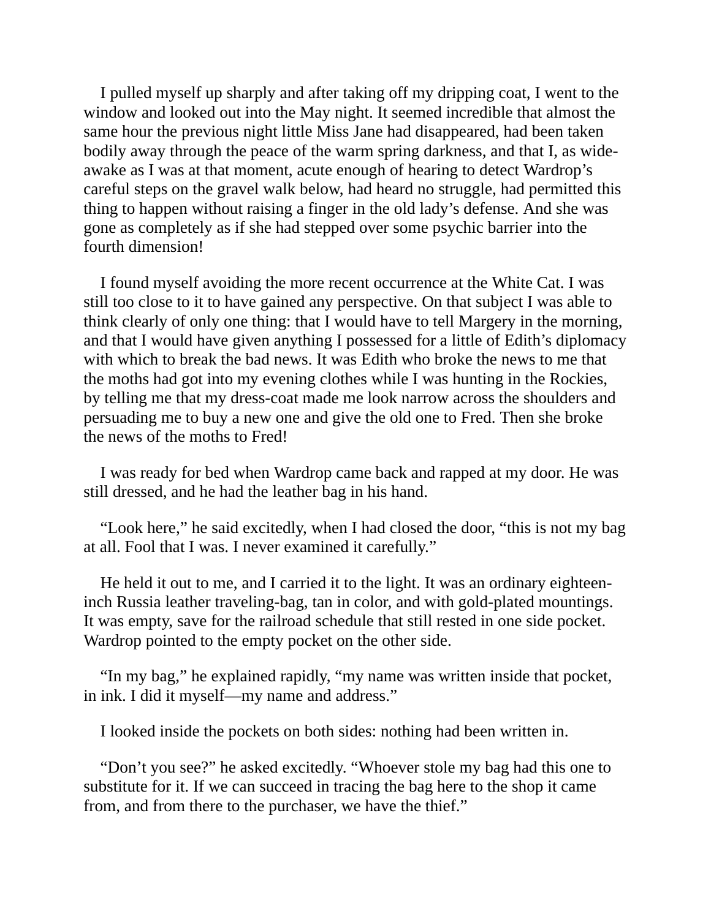I pulled myself up sharply and after taking off my dripping coat, I went to the window and looked out into the May night. It seemed incredible that almost the same hour the previous night little Miss Jane had disappeared, had been taken bodily away through the peace of the warm spring darkness, and that I, as wide-awake as I was at that moment, acute enough of hearing to detect Wardrop's careful steps on the gravel walk below, had heard no struggle, had permitted this thing to happen without raising a finger in the old lady's defense. And she was gone as completely as if she had stepped over some psychic barrier into the fourth dimension!

I found myself avoiding the more recent occurrence at the White Cat. I was still too close to it to have gained any perspective. On that subject I was able to think clearly of only one thing: that I would have to tell Margery in the morning, and that I would have given anything I possessed for a little of Edith's diplomacy with which to break the bad news. It was Edith who broke the news to me that the moths had got into my evening clothes while I was hunting in the Rockies, by telling me that my dress-coat made me look narrow across the shoulders and persuading me to buy a new one and give the old one to Fred. Then she broke the news of the moths to Fred!

I was ready for bed when Wardrop came back and rapped at my door. He was still dressed, and he had the leather bag in his hand.

"Look here," he said excitedly, when I had closed the door, "this is not my bag at all. Fool that I was. I never examined it carefully."

He held it out to me, and I carried it to the light. It was an ordinary eighteen-inch Russia leather traveling-bag, tan in color, and with gold-plated mountings. It was empty, save for the railroad schedule that still rested in one side pocket. Wardrop pointed to the empty pocket on the other side.

"In my bag," he explained rapidly, "my name was written inside that pocket, in ink. I did it myself—my name and address."

I looked inside the pockets on both sides: nothing had been written in.

"Don't you see?" he asked excitedly. "Whoever stole my bag had this one to substitute for it. If we can succeed in tracing the bag here to the shop it came from, and from there to the purchaser, we have the thief."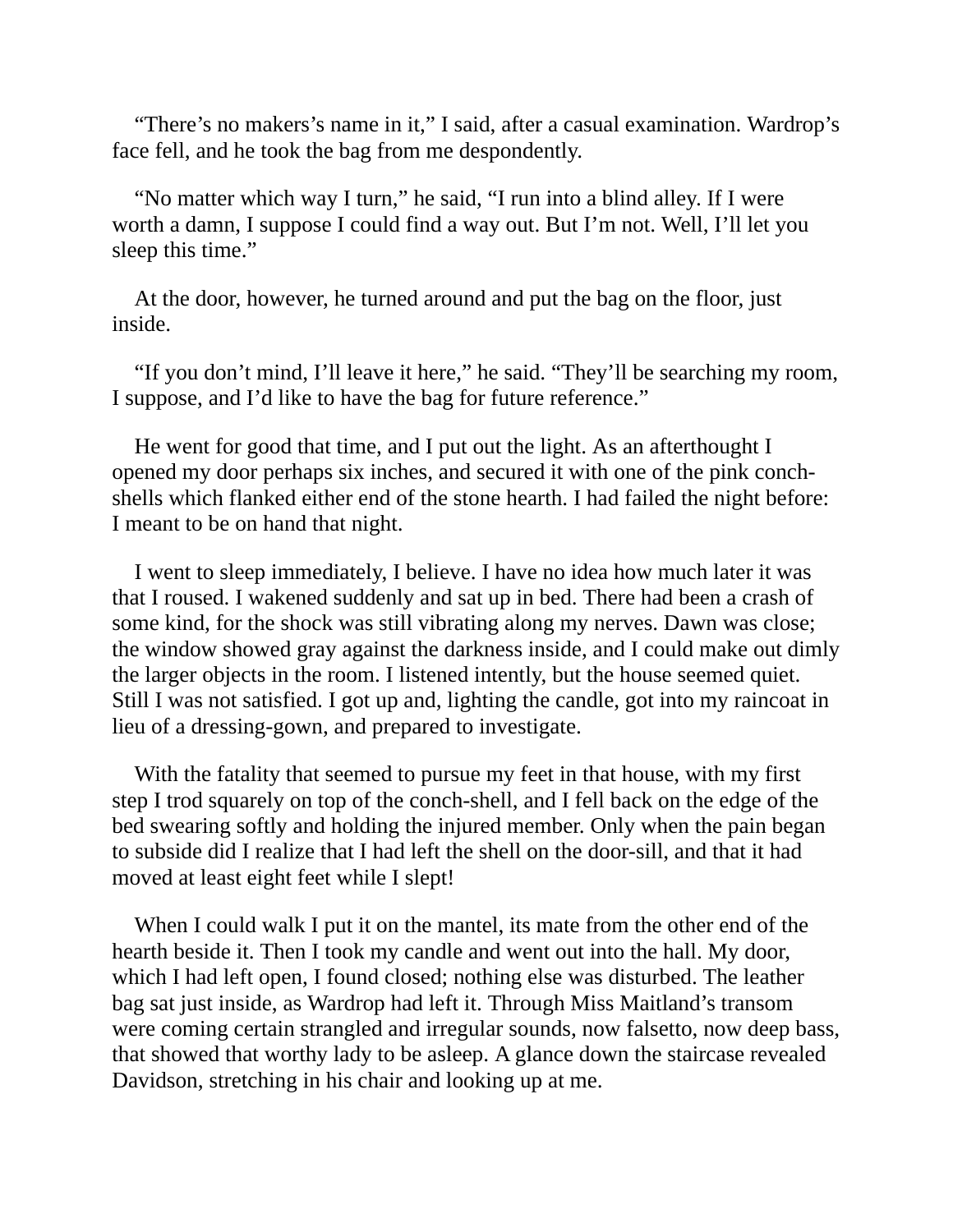“There’s no makers’s name in it,” I said, after a casual examination. Wardrop’s face fell, and he took the bag from me despondently.

“No matter which way I turn,” he said, “I run into a blind alley. If I were worth a damn, I suppose I could find a way out. But I’m not. Well, I’ll let you sleep this time.”

At the door, however, he turned around and put the bag on the floor, just inside.

“If you don’t mind, I’ll leave it here,” he said. “They’ll be searching my room, I suppose, and I’d like to have the bag for future reference.”

He went for good that time, and I put out the light. As an afterthought I opened my door perhaps six inches, and secured it with one of the pink conch-shells which flanked either end of the stone hearth. I had failed the night before: I meant to be on hand that night.

I went to sleep immediately, I believe. I have no idea how much later it was that I roused. I wakened suddenly and sat up in bed. There had been a crash of some kind, for the shock was still vibrating along my nerves. Dawn was close; the window showed gray against the darkness inside, and I could make out dimly the larger objects in the room. I listened intently, but the house seemed quiet. Still I was not satisfied. I got up and, lighting the candle, got into my raincoat in lieu of a dressing-gown, and prepared to investigate.

With the fatality that seemed to pursue my feet in that house, with my first step I trod squarely on top of the conch-shell, and I fell back on the edge of the bed swearing softly and holding the injured member. Only when the pain began to subside did I realize that I had left the shell on the door-sill, and that it had moved at least eight feet while I slept!

When I could walk I put it on the mantel, its mate from the other end of the hearth beside it. Then I took my candle and went out into the hall. My door, which I had left open, I found closed; nothing else was disturbed. The leather bag sat just inside, as Wardrop had left it. Through Miss Maitland’s transom were coming certain strangled and irregular sounds, now falsetto, now deep bass, that showed that worthy lady to be asleep. A glance down the staircase revealed Davidson, stretching in his chair and looking up at me.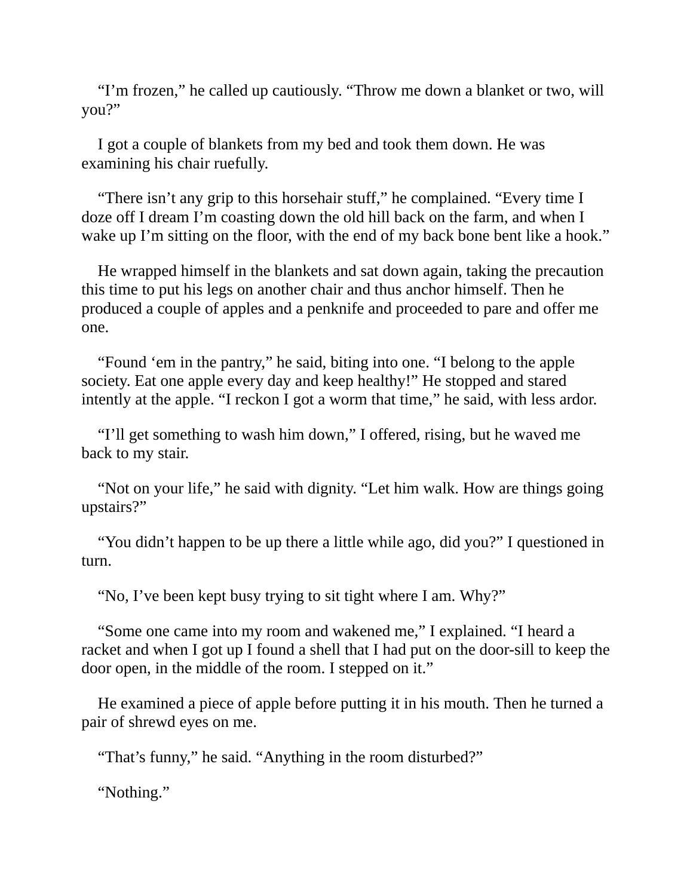"I'm frozen," he called up cautiously. "Throw me down a blanket or two, will you?"

I got a couple of blankets from my bed and took them down. He was examining his chair ruefully.

"There isn't any grip to this horsehair stuff," he complained. "Every time I doze off I dream I'm coasting down the old hill back on the farm, and when I wake up I'm sitting on the floor, with the end of my back bone bent like a hook."

He wrapped himself in the blankets and sat down again, taking the precaution this time to put his legs on another chair and thus anchor himself. Then he produced a couple of apples and a penknife and proceeded to pare and offer me one.

"Found 'em in the pantry," he said, biting into one. "I belong to the apple society. Eat one apple every day and keep healthy!" He stopped and stared intently at the apple. "I reckon I got a worm that time," he said, with less ardor.

"I'll get something to wash him down," I offered, rising, but he waved me back to my stair.

"Not on your life," he said with dignity. "Let him walk. How are things going upstairs?"

"You didn't happen to be up there a little while ago, did you?" I questioned in turn.

"No, I've been kept busy trying to sit tight where I am. Why?"

"Some one came into my room and wakened me," I explained. "I heard a racket and when I got up I found a shell that I had put on the door-sill to keep the door open, in the middle of the room. I stepped on it."

He examined a piece of apple before putting it in his mouth. Then he turned a pair of shrewd eyes on me.

"That's funny," he said. "Anything in the room disturbed?"

"Nothing."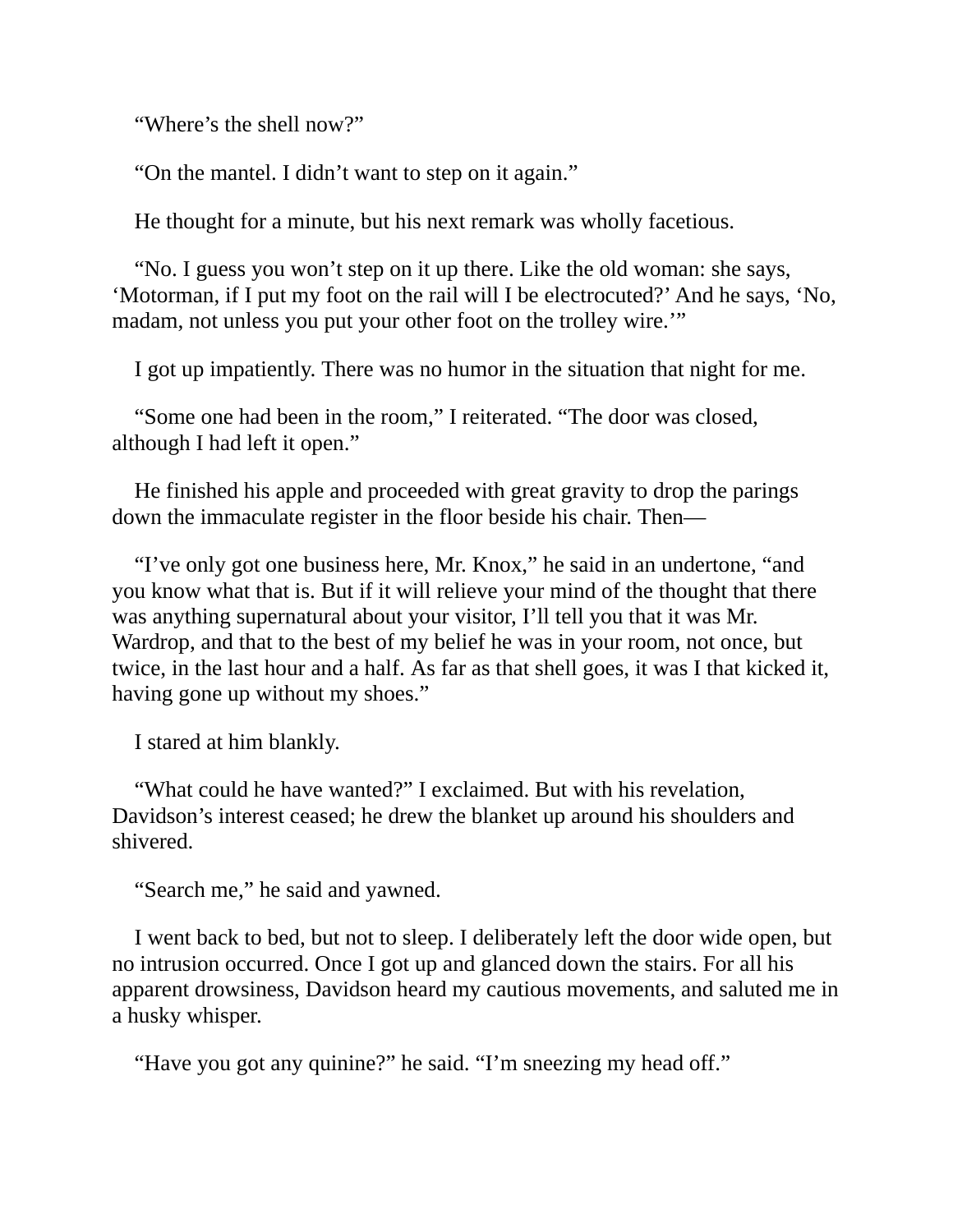"Where's the shell now?"

"On the mantel. I didn't want to step on it again."

He thought for a minute, but his next remark was wholly facetious.

"No. I guess you won't step on it up there. Like the old woman: she says, 'Motorman, if I put my foot on the rail will I be electrocuted?' And he says, 'No, madam, not unless you put your other foot on the trolley wire.'"

I got up impatiently. There was no humor in the situation that night for me.

"Some one had been in the room," I reiterated. "The door was closed, although I had left it open."

He finished his apple and proceeded with great gravity to drop the parings down the immaculate register in the floor beside his chair. Then—

"I've only got one business here, Mr. Knox," he said in an undertone, "and you know what that is. But if it will relieve your mind of the thought that there was anything supernatural about your visitor, I'll tell you that it was Mr. Wardrop, and that to the best of my belief he was in your room, not once, but twice, in the last hour and a half. As far as that shell goes, it was I that kicked it, having gone up without my shoes."

I stared at him blankly.

"What could he have wanted?" I exclaimed. But with his revelation, Davidson's interest ceased; he drew the blanket up around his shoulders and shivered.

"Search me," he said and yawned.

I went back to bed, but not to sleep. I deliberately left the door wide open, but no intrusion occurred. Once I got up and glanced down the stairs. For all his apparent drowsiness, Davidson heard my cautious movements, and saluted me in a husky whisper.

"Have you got any quinine?" he said. "I'm sneezing my head off."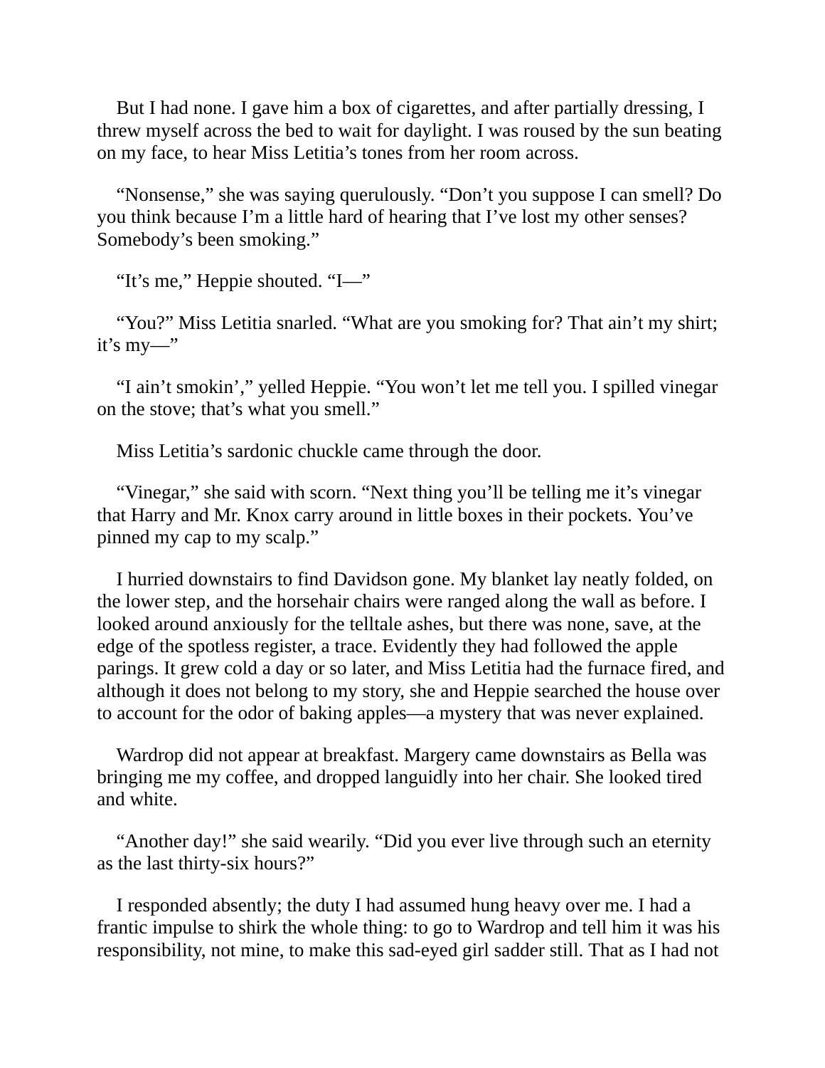But I had none. I gave him a box of cigarettes, and after partially dressing, I threw myself across the bed to wait for daylight. I was roused by the sun beating on my face, to hear Miss Letitia's tones from her room across.

"Nonsense," she was saying querulously. "Don't you suppose I can smell? Do you think because I'm a little hard of hearing that I've lost my other senses? Somebody's been smoking."

"It's me," Heppie shouted. "I—"

"You?" Miss Letitia snarled. "What are you smoking for? That ain't my shirt; it's my—"

"I ain't smokin'," yelled Heppie. "You won't let me tell you. I spilled vinegar on the stove; that's what you smell."

Miss Letitia's sardonic chuckle came through the door.

"Vinegar," she said with scorn. "Next thing you'll be telling me it's vinegar that Harry and Mr. Knox carry around in little boxes in their pockets. You've pinned my cap to my scalp."

I hurried downstairs to find Davidson gone. My blanket lay neatly folded, on the lower step, and the horsehair chairs were ranged along the wall as before. I looked around anxiously for the telltale ashes, but there was none, save, at the edge of the spotless register, a trace. Evidently they had followed the apple parings. It grew cold a day or so later, and Miss Letitia had the furnace fired, and although it does not belong to my story, she and Heppie searched the house over to account for the odor of baking apples—a mystery that was never explained.

Wardrop did not appear at breakfast. Margery came downstairs as Bella was bringing me my coffee, and dropped languidly into her chair. She looked tired and white.

"Another day!" she said wearily. "Did you ever live through such an eternity as the last thirty-six hours?"

I responded absently; the duty I had assumed hung heavy over me. I had a frantic impulse to shirk the whole thing: to go to Wardrop and tell him it was his responsibility, not mine, to make this sad-eyed girl sadder still. That as I had not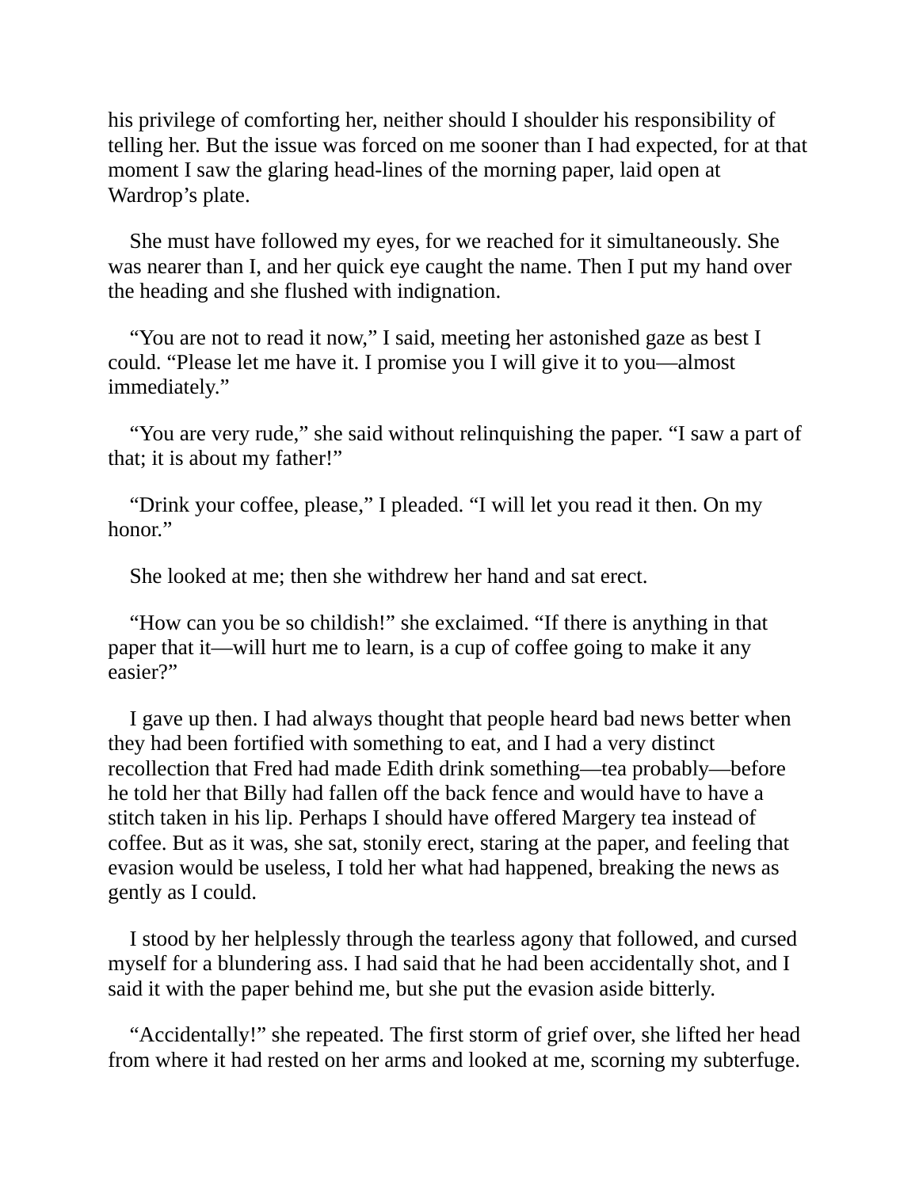his privilege of comforting her, neither should I shoulder his responsibility of telling her. But the issue was forced on me sooner than I had expected, for at that moment I saw the glaring head-lines of the morning paper, laid open at Wardrop's plate.

She must have followed my eyes, for we reached for it simultaneously. She was nearer than I, and her quick eye caught the name. Then I put my hand over the heading and she flushed with indignation.

"You are not to read it now," I said, meeting her astonished gaze as best I could. "Please let me have it. I promise you I will give it to you—almost immediately."

"You are very rude," she said without relinquishing the paper. "I saw a part of that; it is about my father!"

"Drink your coffee, please," I pleaded. "I will let you read it then. On my honor."

She looked at me; then she withdrew her hand and sat erect.

"How can you be so childish!" she exclaimed. "If there is anything in that paper that it—will hurt me to learn, is a cup of coffee going to make it any easier?"

I gave up then. I had always thought that people heard bad news better when they had been fortified with something to eat, and I had a very distinct recollection that Fred had made Edith drink something—tea probably—before he told her that Billy had fallen off the back fence and would have to have a stitch taken in his lip. Perhaps I should have offered Margery tea instead of coffee. But as it was, she sat, stonily erect, staring at the paper, and feeling that evasion would be useless, I told her what had happened, breaking the news as gently as I could.

I stood by her helplessly through the tearless agony that followed, and cursed myself for a blundering ass. I had said that he had been accidentally shot, and I said it with the paper behind me, but she put the evasion aside bitterly.

"Accidentally!" she repeated. The first storm of grief over, she lifted her head from where it had rested on her arms and looked at me, scorning my subterfuge.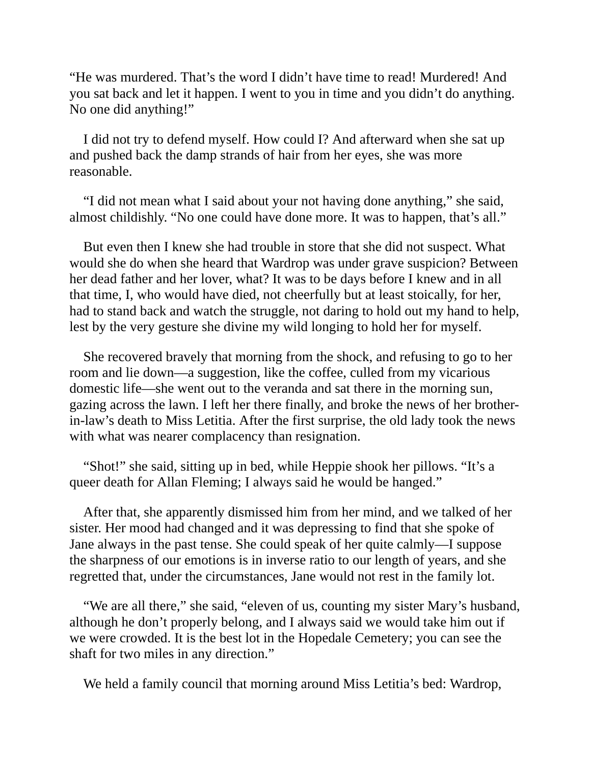"He was murdered. That's the word I didn't have time to read! Murdered! And you sat back and let it happen. I went to you in time and you didn't do anything. No one did anything!"

I did not try to defend myself. How could I? And afterward when she sat up and pushed back the damp strands of hair from her eyes, she was more reasonable.

"I did not mean what I said about your not having done anything," she said, almost childishly. "No one could have done more. It was to happen, that's all."

But even then I knew she had trouble in store that she did not suspect. What would she do when she heard that Wardrop was under grave suspicion? Between her dead father and her lover, what? It was to be days before I knew and in all that time, I, who would have died, not cheerfully but at least stoically, for her, had to stand back and watch the struggle, not daring to hold out my hand to help, lest by the very gesture she divine my wild longing to hold her for myself.

She recovered bravely that morning from the shock, and refusing to go to her room and lie down—a suggestion, like the coffee, culled from my vicarious domestic life—she went out to the veranda and sat there in the morning sun, gazing across the lawn. I left her there finally, and broke the news of her brother-in-law's death to Miss Letitia. After the first surprise, the old lady took the news with what was nearer complacency than resignation.

"Shot!" she said, sitting up in bed, while Heppie shook her pillows. "It's a queer death for Allan Fleming; I always said he would be hanged."

After that, she apparently dismissed him from her mind, and we talked of her sister. Her mood had changed and it was depressing to find that she spoke of Jane always in the past tense. She could speak of her quite calmly—I suppose the sharpness of our emotions is in inverse ratio to our length of years, and she regretted that, under the circumstances, Jane would not rest in the family lot.

"We are all there," she said, "eleven of us, counting my sister Mary's husband, although he don't properly belong, and I always said we would take him out if we were crowded. It is the best lot in the Hopedale Cemetery; you can see the shaft for two miles in any direction."

We held a family council that morning around Miss Letitia's bed: Wardrop,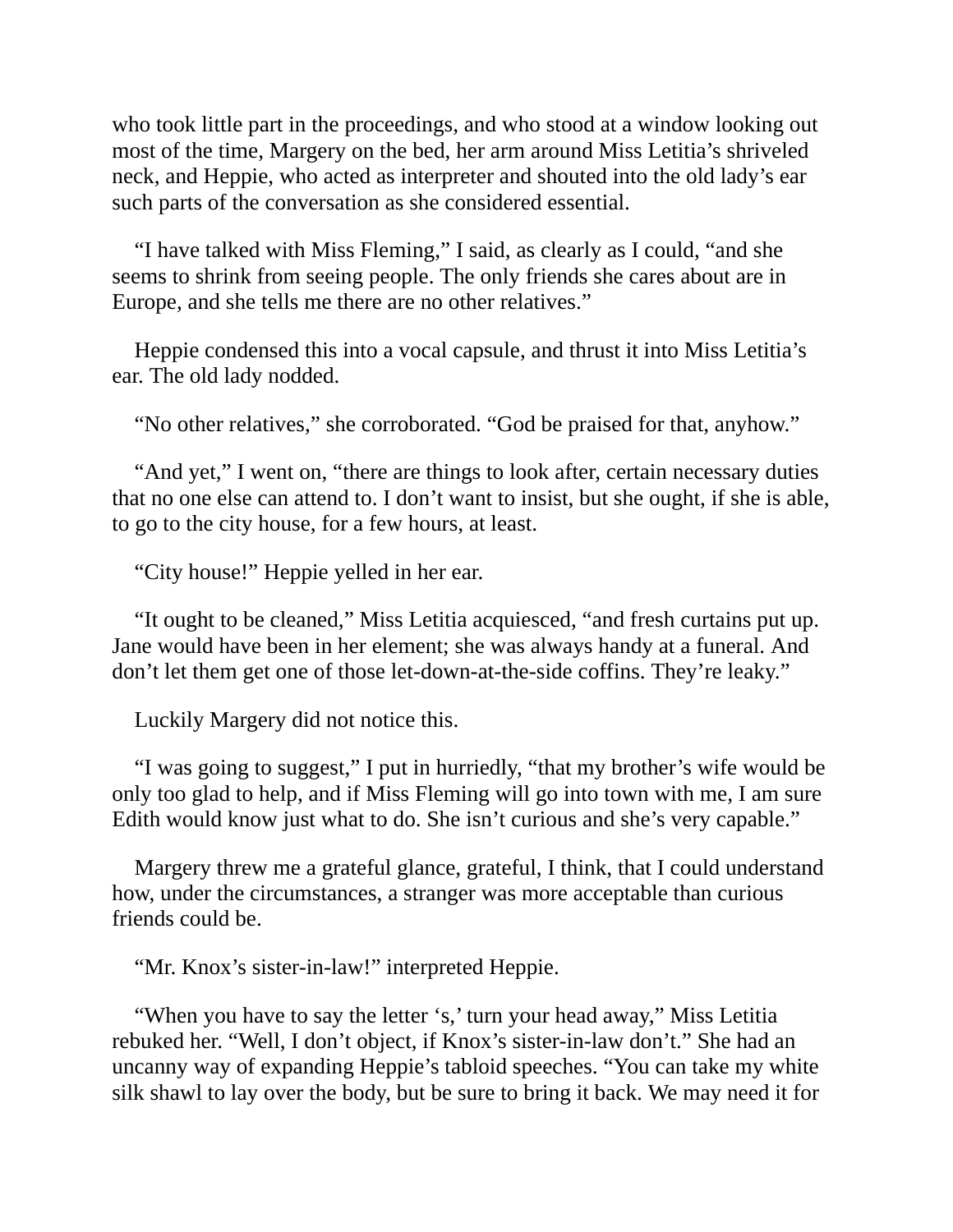who took little part in the proceedings, and who stood at a window looking out most of the time, Margery on the bed, her arm around Miss Letitia's shriveled neck, and Heppie, who acted as interpreter and shouted into the old lady's ear such parts of the conversation as she considered essential.

"I have talked with Miss Fleming," I said, as clearly as I could, "and she seems to shrink from seeing people. The only friends she cares about are in Europe, and she tells me there are no other relatives."

Heppie condensed this into a vocal capsule, and thrust it into Miss Letitia's ear. The old lady nodded.

"No other relatives," she corroborated. "God be praised for that, anyhow."

"And yet," I went on, "there are things to look after, certain necessary duties that no one else can attend to. I don't want to insist, but she ought, if she is able, to go to the city house, for a few hours, at least.

"City house!" Heppie yelled in her ear.

"It ought to be cleaned," Miss Letitia acquiesced, "and fresh curtains put up. Jane would have been in her element; she was always handy at a funeral. And don't let them get one of those let-down-at-the-side coffins. They're leaky."

Luckily Margery did not notice this.

"I was going to suggest," I put in hurriedly, "that my brother's wife would be only too glad to help, and if Miss Fleming will go into town with me, I am sure Edith would know just what to do. She isn't curious and she's very capable."

Margery threw me a grateful glance, grateful, I think, that I could understand how, under the circumstances, a stranger was more acceptable than curious friends could be.

"Mr. Knox's sister-in-law!" interpreted Heppie.

"When you have to say the letter 's,' turn your head away," Miss Letitia rebuked her. "Well, I don't object, if Knox's sister-in-law don't." She had an uncanny way of expanding Heppie's tabloid speeches. "You can take my white silk shawl to lay over the body, but be sure to bring it back. We may need it for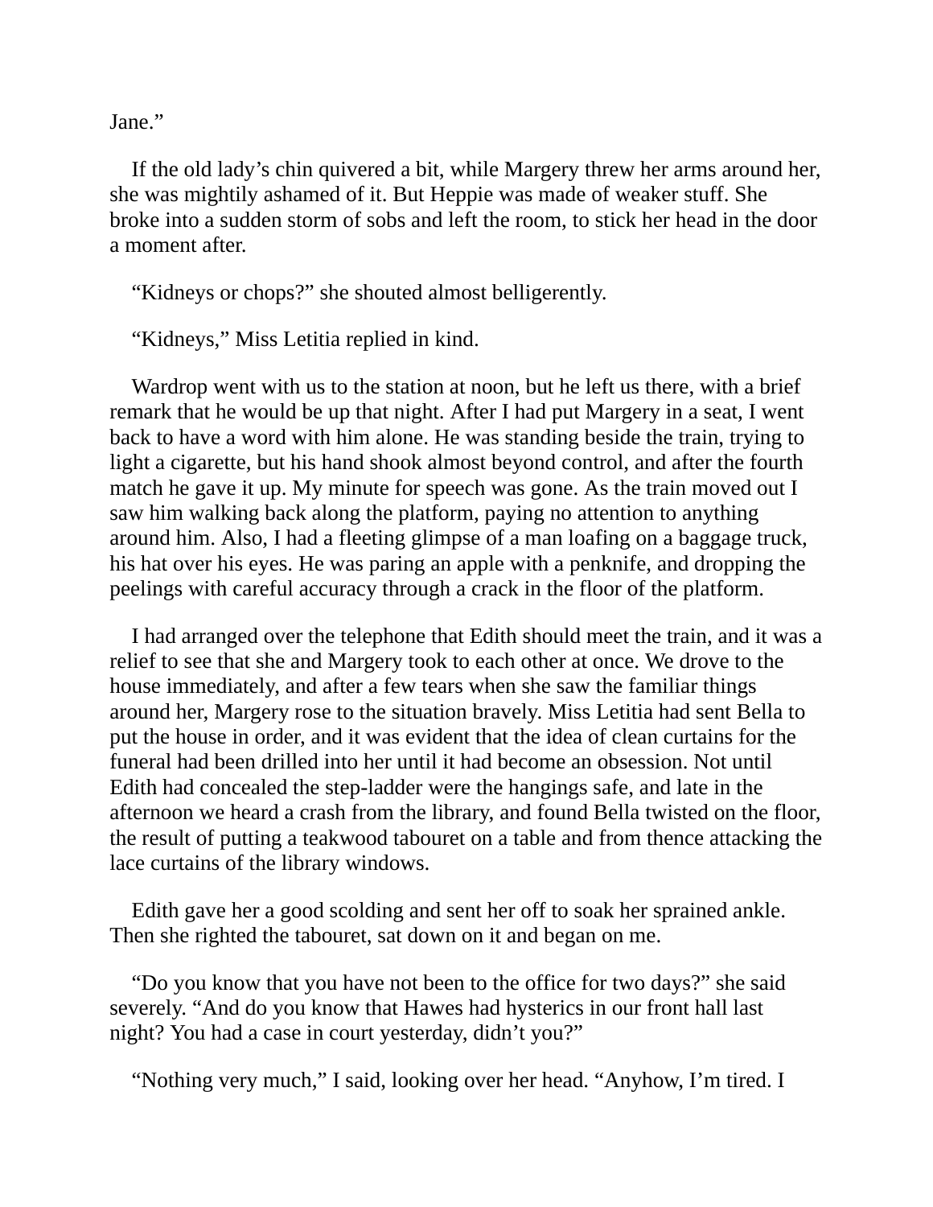Jane."

If the old lady's chin quivered a bit, while Margery threw her arms around her, she was mightily ashamed of it. But Heppie was made of weaker stuff. She broke into a sudden storm of sobs and left the room, to stick her head in the door a moment after.

"Kidneys or chops?" she shouted almost belligerently.

"Kidneys," Miss Letitia replied in kind.

Wardrop went with us to the station at noon, but he left us there, with a brief remark that he would be up that night. After I had put Margery in a seat, I went back to have a word with him alone. He was standing beside the train, trying to light a cigarette, but his hand shook almost beyond control, and after the fourth match he gave it up. My minute for speech was gone. As the train moved out I saw him walking back along the platform, paying no attention to anything around him. Also, I had a fleeting glimpse of a man loafing on a baggage truck, his hat over his eyes. He was paring an apple with a penknife, and dropping the peelings with careful accuracy through a crack in the floor of the platform.

I had arranged over the telephone that Edith should meet the train, and it was a relief to see that she and Margery took to each other at once. We drove to the house immediately, and after a few tears when she saw the familiar things around her, Margery rose to the situation bravely. Miss Letitia had sent Bella to put the house in order, and it was evident that the idea of clean curtains for the funeral had been drilled into her until it had become an obsession. Not until Edith had concealed the step-ladder were the hangings safe, and late in the afternoon we heard a crash from the library, and found Bella twisted on the floor, the result of putting a teakwood tabouret on a table and from thence attacking the lace curtains of the library windows.

Edith gave her a good scolding and sent her off to soak her sprained ankle. Then she righted the tabouret, sat down on it and began on me.

"Do you know that you have not been to the office for two days?" she said severely. "And do you know that Hawes had hysterics in our front hall last night? You had a case in court yesterday, didn't you?"

"Nothing very much," I said, looking over her head. "Anyhow, I'm tired. I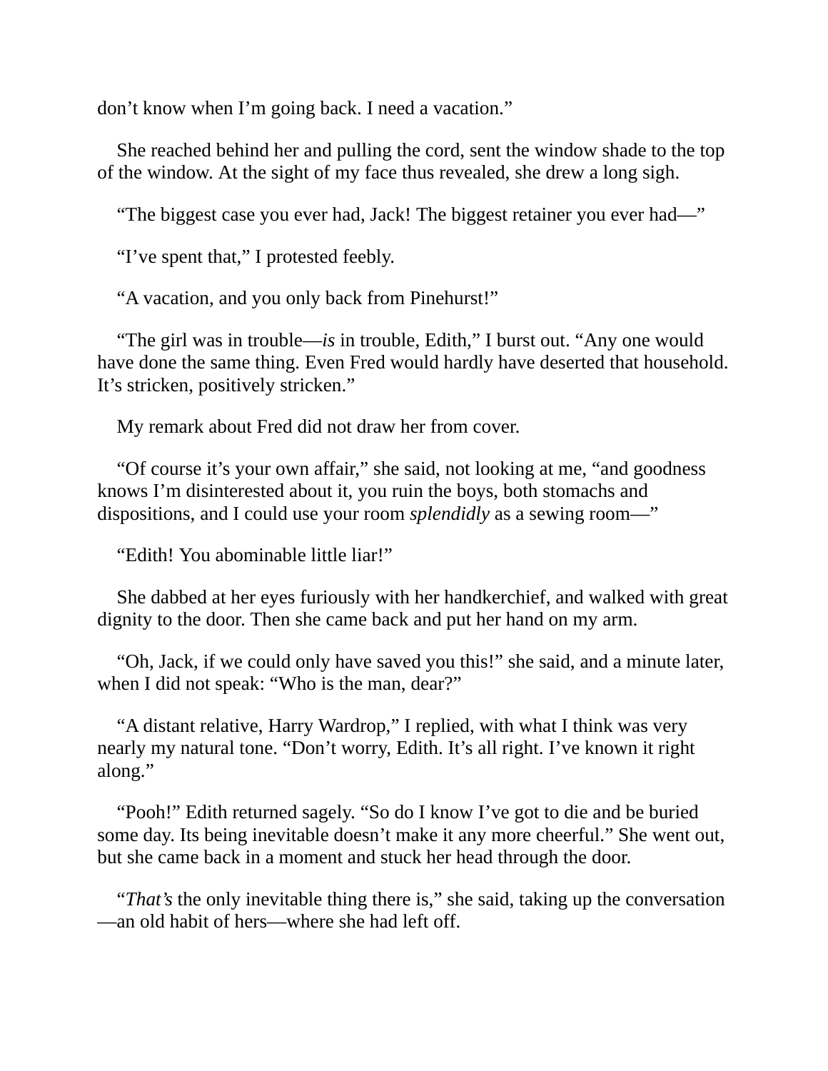don’t know when I’m going back. I need a vacation.”

She reached behind her and pulling the cord, sent the window shade to the top of the window. At the sight of my face thus revealed, she drew a long sigh.

“The biggest case you ever had, Jack! The biggest retainer you ever had—”

“I’ve spent that,” I protested feebly.

“A vacation, and you only back from Pinehurst!”

“The girl was in trouble—*is* in trouble, Edith,” I burst out. “Any one would have done the same thing. Even Fred would hardly have deserted that household. It’s stricken, positively stricken.”

My remark about Fred did not draw her from cover.

“Of course it’s your own affair,” she said, not looking at me, “and goodness knows I’m disinterested about it, you ruin the boys, both stomachs and dispositions, and I could use your room *splendidly* as a sewing room—”

“Edith! You abominable little liar!”

She dabbed at her eyes furiously with her handkerchief, and walked with great dignity to the door. Then she came back and put her hand on my arm.

“Oh, Jack, if we could only have saved you this!” she said, and a minute later, when I did not speak: “Who is the man, dear?”

“A distant relative, Harry Wardrop,” I replied, with what I think was very nearly my natural tone. “Don’t worry, Edith. It’s all right. I’ve known it right along.”

“Pooh!” Edith returned sagely. “So do I know I’ve got to die and be buried some day. Its being inevitable doesn’t make it any more cheerful.” She went out, but she came back in a moment and stuck her head through the door.

“*That’s* the only inevitable thing there is,” she said, taking up the conversation—an old habit of hers—where she had left off.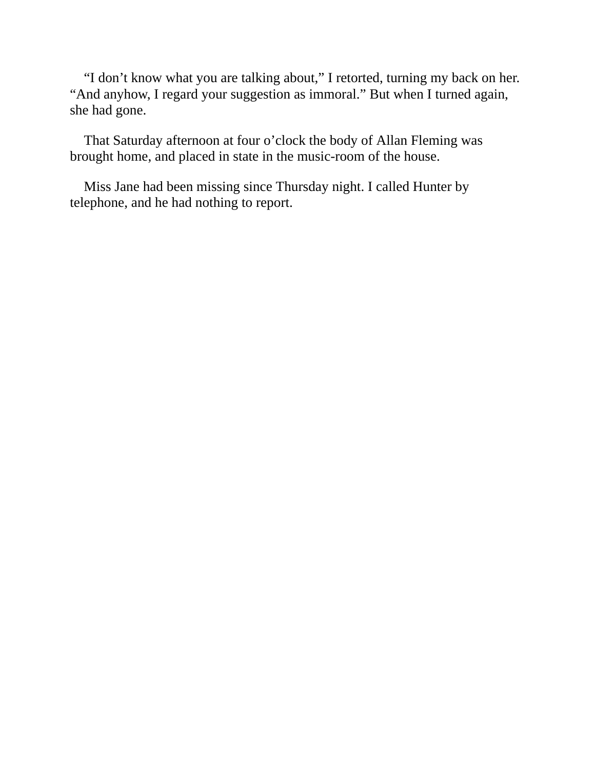“I don’t know what you are talking about,” I retorted, turning my back on her. “And anyhow, I regard your suggestion as immoral.” But when I turned again, she had gone.

That Saturday afternoon at four o’clock the body of Allan Fleming was brought home, and placed in state in the music-room of the house.

Miss Jane had been missing since Thursday night. I called Hunter by telephone, and he had nothing to report.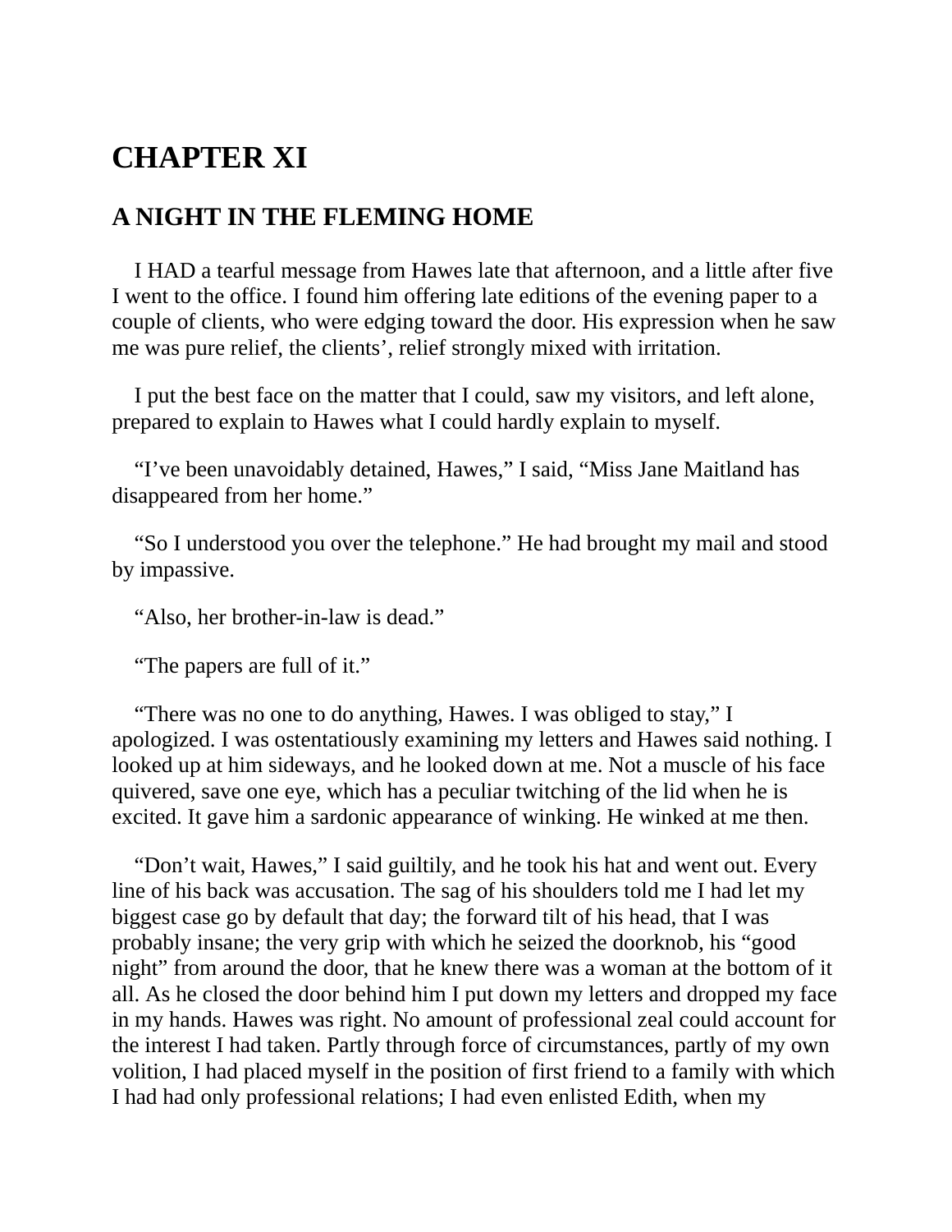# CHAPTER XI

## A NIGHT IN THE FLEMING HOME

I HAD a tearful message from Hawes late that afternoon, and a little after five I went to the office. I found him offering late editions of the evening paper to a couple of clients, who were edging toward the door. His expression when he saw me was pure relief, the clients', relief strongly mixed with irritation.

I put the best face on the matter that I could, saw my visitors, and left alone, prepared to explain to Hawes what I could hardly explain to myself.

"I've been unavoidably detained, Hawes," I said, "Miss Jane Maitland has disappeared from her home."

"So I understood you over the telephone." He had brought my mail and stood by impassive.

"Also, her brother-in-law is dead."

"The papers are full of it."

"There was no one to do anything, Hawes. I was obliged to stay," I apologized. I was ostentatiously examining my letters and Hawes said nothing. I looked up at him sideways, and he looked down at me. Not a muscle of his face quivered, save one eye, which has a peculiar twitching of the lid when he is excited. It gave him a sardonic appearance of winking. He winked at me then.

"Don't wait, Hawes," I said guiltily, and he took his hat and went out. Every line of his back was accusation. The sag of his shoulders told me I had let my biggest case go by default that day; the forward tilt of his head, that I was probably insane; the very grip with which he seized the doorknob, his "good night" from around the door, that he knew there was a woman at the bottom of it all. As he closed the door behind him I put down my letters and dropped my face in my hands. Hawes was right. No amount of professional zeal could account for the interest I had taken. Partly through force of circumstances, partly of my own volition, I had placed myself in the position of first friend to a family with which I had had only professional relations; I had even enlisted Edith, when my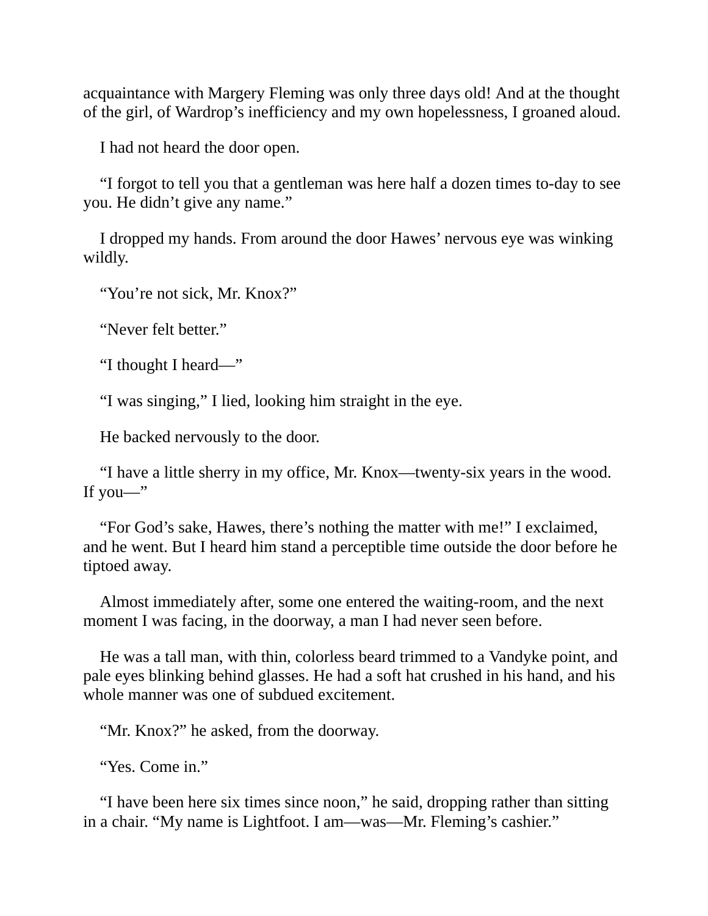acquaintance with Margery Fleming was only three days old! And at the thought of the girl, of Wardrop's inefficiency and my own hopelessness, I groaned aloud.

I had not heard the door open.

"I forgot to tell you that a gentleman was here half a dozen times to-day to see you. He didn't give any name."

I dropped my hands. From around the door Hawes' nervous eye was winking wildly.

"You're not sick, Mr. Knox?"

"Never felt better."

"I thought I heard—"

"I was singing," I lied, looking him straight in the eye.

He backed nervously to the door.

"I have a little sherry in my office, Mr. Knox—twenty-six years in the wood. If you—"

"For God's sake, Hawes, there's nothing the matter with me!" I exclaimed, and he went. But I heard him stand a perceptible time outside the door before he tiptoed away.

Almost immediately after, some one entered the waiting-room, and the next moment I was facing, in the doorway, a man I had never seen before.

He was a tall man, with thin, colorless beard trimmed to a Vandyke point, and pale eyes blinking behind glasses. He had a soft hat crushed in his hand, and his whole manner was one of subdued excitement.

"Mr. Knox?" he asked, from the doorway.

"Yes. Come in."

"I have been here six times since noon," he said, dropping rather than sitting in a chair. "My name is Lightfoot. I am—was—Mr. Fleming's cashier."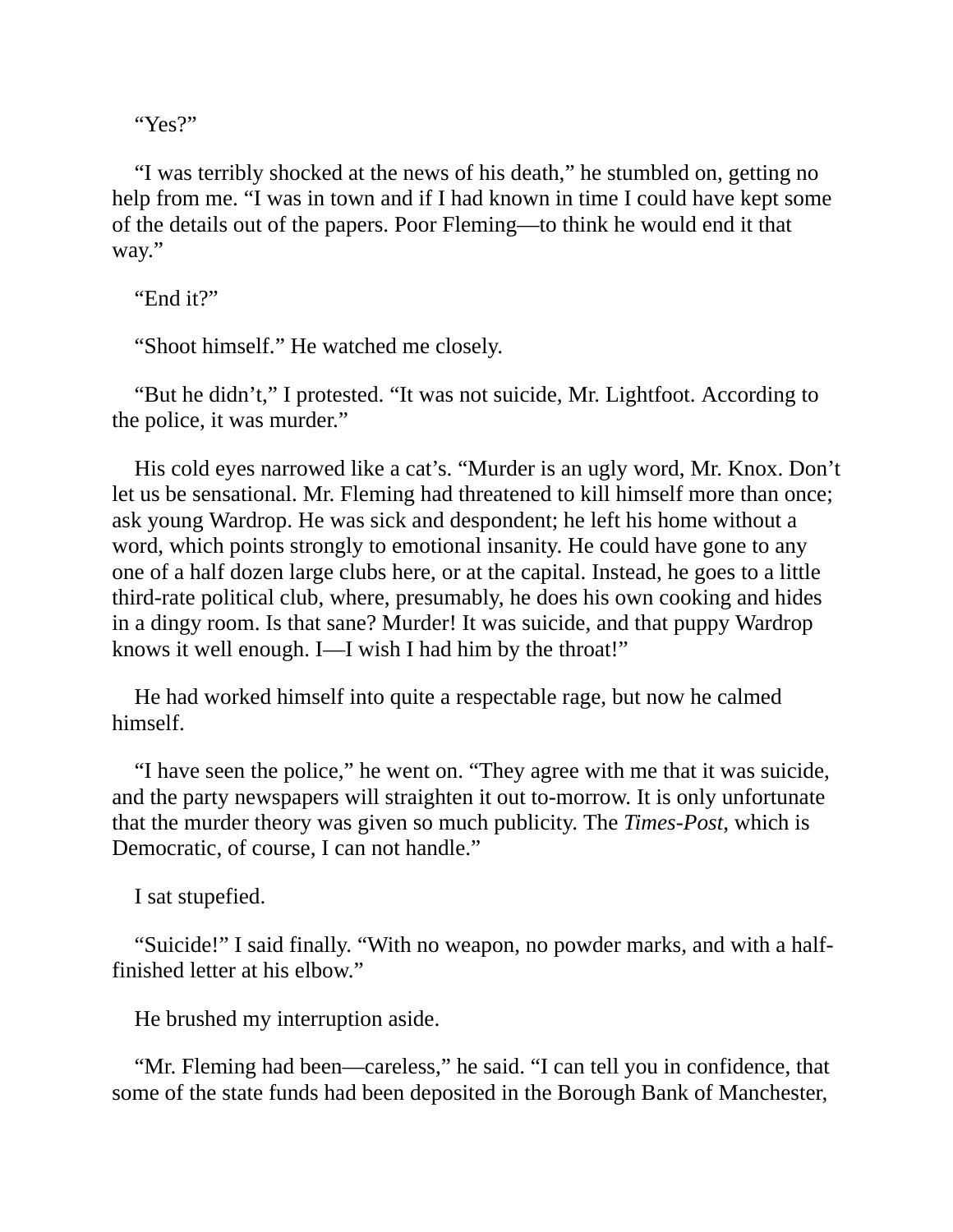“Yes?”

“I was terribly shocked at the news of his death,” he stumbled on, getting no help from me. “I was in town and if I had known in time I could have kept some of the details out of the papers. Poor Fleming—to think he would end it that way.”

“End it?”

“Shoot himself.” He watched me closely.

“But he didn’t,” I protested. “It was not suicide, Mr. Lightfoot. According to the police, it was murder.”

His cold eyes narrowed like a cat’s. “Murder is an ugly word, Mr. Knox. Don’t let us be sensational. Mr. Fleming had threatened to kill himself more than once; ask young Wardrop. He was sick and despondent; he left his home without a word, which points strongly to emotional insanity. He could have gone to any one of a half dozen large clubs here, or at the capital. Instead, he goes to a little third-rate political club, where, presumably, he does his own cooking and hides in a dingy room. Is that sane? Murder! It was suicide, and that puppy Wardrop knows it well enough. I—I wish I had him by the throat!”

He had worked himself into quite a respectable rage, but now he calmed himself.

“I have seen the police,” he went on. “They agree with me that it was suicide, and the party newspapers will straighten it out to-morrow. It is only unfortunate that the murder theory was given so much publicity. The *Times-Post*, which is Democratic, of course, I can not handle.”

I sat stupefied.

“Suicide!” I said finally. “With no weapon, no powder marks, and with a half-finished letter at his elbow.”

He brushed my interruption aside.

“Mr. Fleming had been—careless,” he said. “I can tell you in confidence, that some of the state funds had been deposited in the Borough Bank of Manchester,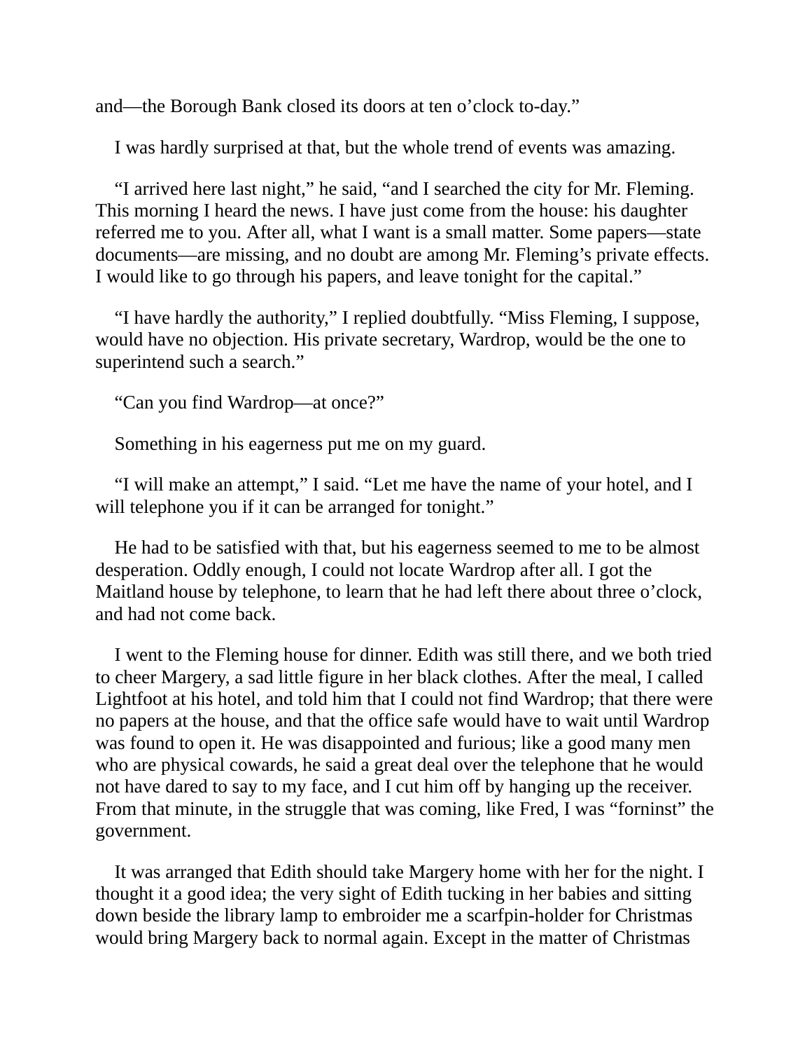and—the Borough Bank closed its doors at ten o’clock to-day.”

I was hardly surprised at that, but the whole trend of events was amazing.

“I arrived here last night,” he said, “and I searched the city for Mr. Fleming. This morning I heard the news. I have just come from the house: his daughter referred me to you. After all, what I want is a small matter. Some papers—state documents—are missing, and no doubt are among Mr. Fleming’s private effects. I would like to go through his papers, and leave tonight for the capital.”

“I have hardly the authority,” I replied doubtfully. “Miss Fleming, I suppose, would have no objection. His private secretary, Wardrop, would be the one to superintend such a search.”

“Can you find Wardrop—at once?”

Something in his eagerness put me on my guard.

“I will make an attempt,” I said. “Let me have the name of your hotel, and I will telephone you if it can be arranged for tonight.”

He had to be satisfied with that, but his eagerness seemed to me to be almost desperation. Oddly enough, I could not locate Wardrop after all. I got the Maitland house by telephone, to learn that he had left there about three o’clock, and had not come back.

I went to the Fleming house for dinner. Edith was still there, and we both tried to cheer Margery, a sad little figure in her black clothes. After the meal, I called Lightfoot at his hotel, and told him that I could not find Wardrop; that there were no papers at the house, and that the office safe would have to wait until Wardrop was found to open it. He was disappointed and furious; like a good many men who are physical cowards, he said a great deal over the telephone that he would not have dared to say to my face, and I cut him off by hanging up the receiver. From that minute, in the struggle that was coming, like Fred, I was “forninst” the government.

It was arranged that Edith should take Margery home with her for the night. I thought it a good idea; the very sight of Edith tucking in her babies and sitting down beside the library lamp to embroider me a scarfpin-holder for Christmas would bring Margery back to normal again. Except in the matter of Christmas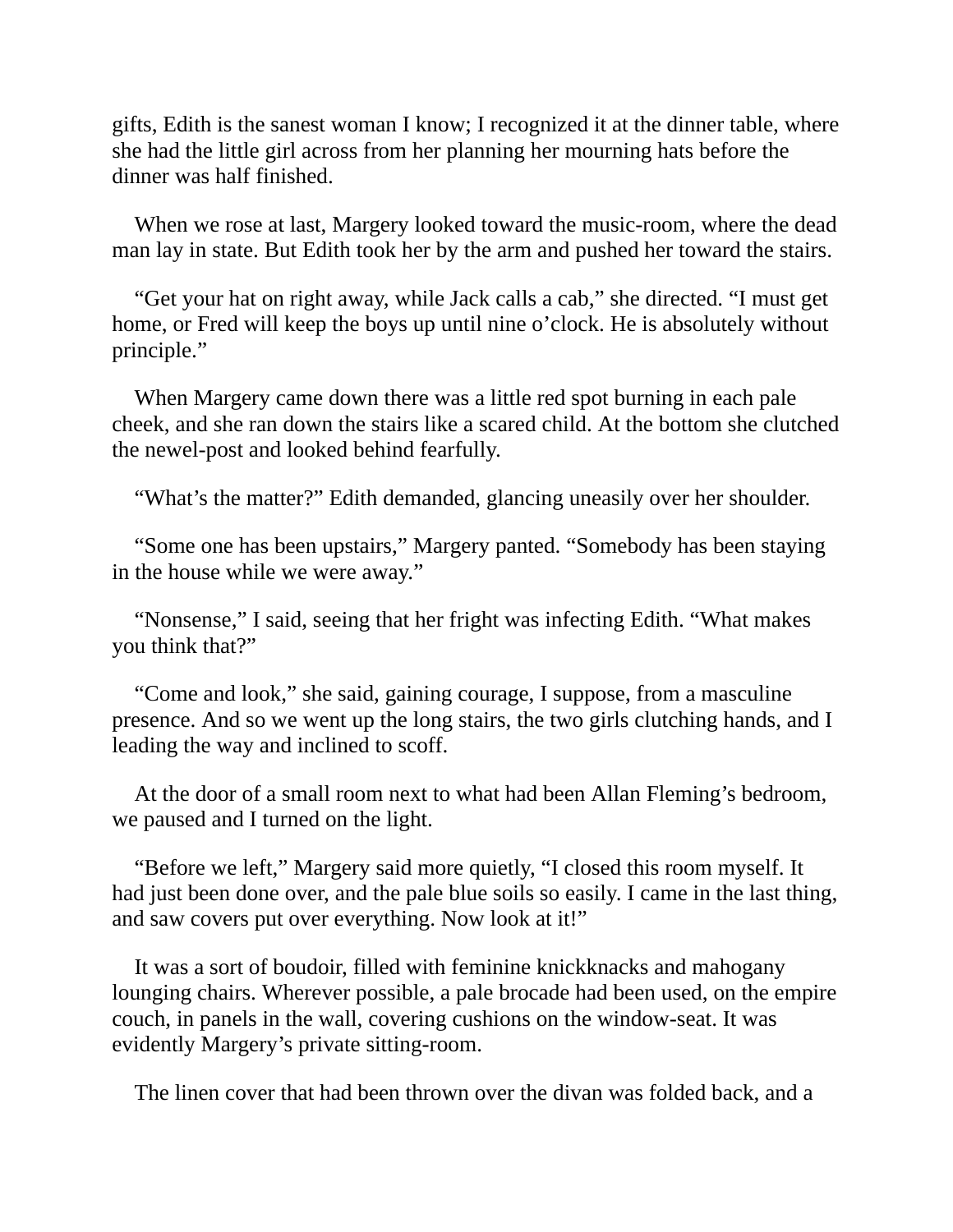gifts, Edith is the sanest woman I know; I recognized it at the dinner table, where she had the little girl across from her planning her mourning hats before the dinner was half finished.

When we rose at last, Margery looked toward the music-room, where the dead man lay in state. But Edith took her by the arm and pushed her toward the stairs.

“Get your hat on right away, while Jack calls a cab,” she directed. “I must get home, or Fred will keep the boys up until nine o’clock. He is absolutely without principle.”

When Margery came down there was a little red spot burning in each pale cheek, and she ran down the stairs like a scared child. At the bottom she clutched the newel-post and looked behind fearfully.

“What’s the matter?” Edith demanded, glancing uneasily over her shoulder.

“Some one has been upstairs,” Margery panted. “Somebody has been staying in the house while we were away.”

“Nonsense,” I said, seeing that her fright was infecting Edith. “What makes you think that?”

“Come and look,” she said, gaining courage, I suppose, from a masculine presence. And so we went up the long stairs, the two girls clutching hands, and I leading the way and inclined to scoff.

At the door of a small room next to what had been Allan Fleming’s bedroom, we paused and I turned on the light.

“Before we left,” Margery said more quietly, “I closed this room myself. It had just been done over, and the pale blue soils so easily. I came in the last thing, and saw covers put over everything. Now look at it!”

It was a sort of boudoir, filled with feminine knickknacks and mahogany lounging chairs. Wherever possible, a pale brocade had been used, on the empire couch, in panels in the wall, covering cushions on the window-seat. It was evidently Margery’s private sitting-room.

The linen cover that had been thrown over the divan was folded back, and a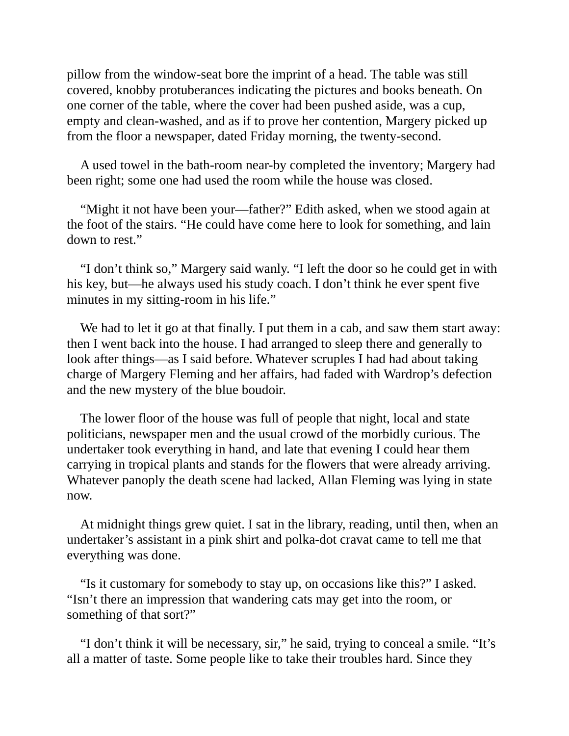pillow from the window-seat bore the imprint of a head. The table was still covered, knobby protuberances indicating the pictures and books beneath. On one corner of the table, where the cover had been pushed aside, was a cup, empty and clean-washed, and as if to prove her contention, Margery picked up from the floor a newspaper, dated Friday morning, the twenty-second.

A used towel in the bath-room near-by completed the inventory; Margery had been right; some one had used the room while the house was closed.

"Might it not have been your—father?" Edith asked, when we stood again at the foot of the stairs. "He could have come here to look for something, and lain down to rest."

"I don't think so," Margery said wanly. "I left the door so he could get in with his key, but—he always used his study coach. I don't think he ever spent five minutes in my sitting-room in his life."

We had to let it go at that finally. I put them in a cab, and saw them start away: then I went back into the house. I had arranged to sleep there and generally to look after things—as I said before. Whatever scruples I had had about taking charge of Margery Fleming and her affairs, had faded with Wardrop's defection and the new mystery of the blue boudoir.

The lower floor of the house was full of people that night, local and state politicians, newspaper men and the usual crowd of the morbidly curious. The undertaker took everything in hand, and late that evening I could hear them carrying in tropical plants and stands for the flowers that were already arriving. Whatever panoply the death scene had lacked, Allan Fleming was lying in state now.

At midnight things grew quiet. I sat in the library, reading, until then, when an undertaker's assistant in a pink shirt and polka-dot cravat came to tell me that everything was done.

"Is it customary for somebody to stay up, on occasions like this?" I asked. "Isn't there an impression that wandering cats may get into the room, or something of that sort?"

"I don't think it will be necessary, sir," he said, trying to conceal a smile. "It's all a matter of taste. Some people like to take their troubles hard. Since they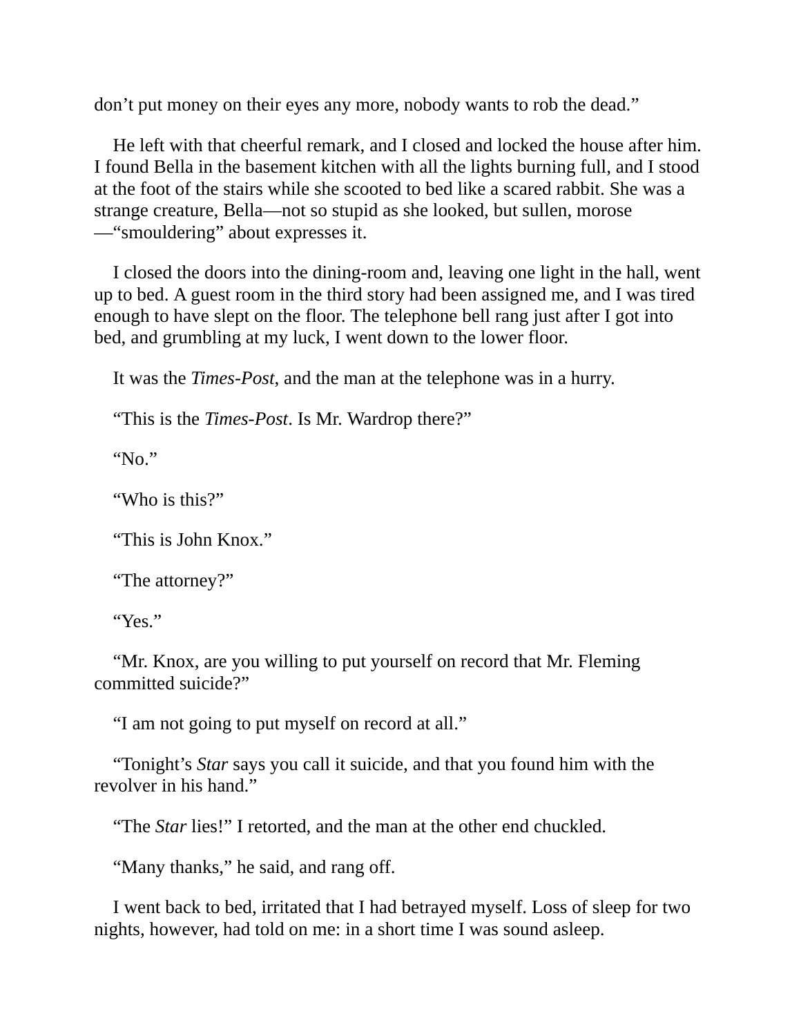don’t put money on their eyes any more, nobody wants to rob the dead.”

He left with that cheerful remark, and I closed and locked the house after him. I found Bella in the basement kitchen with all the lights burning full, and I stood at the foot of the stairs while she scooted to bed like a scared rabbit. She was a strange creature, Bella—not so stupid as she looked, but sullen, morose—“smouldering” about expresses it.

I closed the doors into the dining-room and, leaving one light in the hall, went up to bed. A guest room in the third story had been assigned me, and I was tired enough to have slept on the floor. The telephone bell rang just after I got into bed, and grumbling at my luck, I went down to the lower floor.

It was the *Times-Post*, and the man at the telephone was in a hurry.

“This is the *Times-Post*. Is Mr. Wardrop there?”

“No.”

“Who is this?”

“This is John Knox.”

“The attorney?”

“Yes.”

“Mr. Knox, are you willing to put yourself on record that Mr. Fleming committed suicide?”

“I am not going to put myself on record at all.”

“Tonight’s *Star* says you call it suicide, and that you found him with the revolver in his hand.”

“The *Star* lies!” I retorted, and the man at the other end chuckled.

“Many thanks,” he said, and rang off.

I went back to bed, irritated that I had betrayed myself. Loss of sleep for two nights, however, had told on me: in a short time I was sound asleep.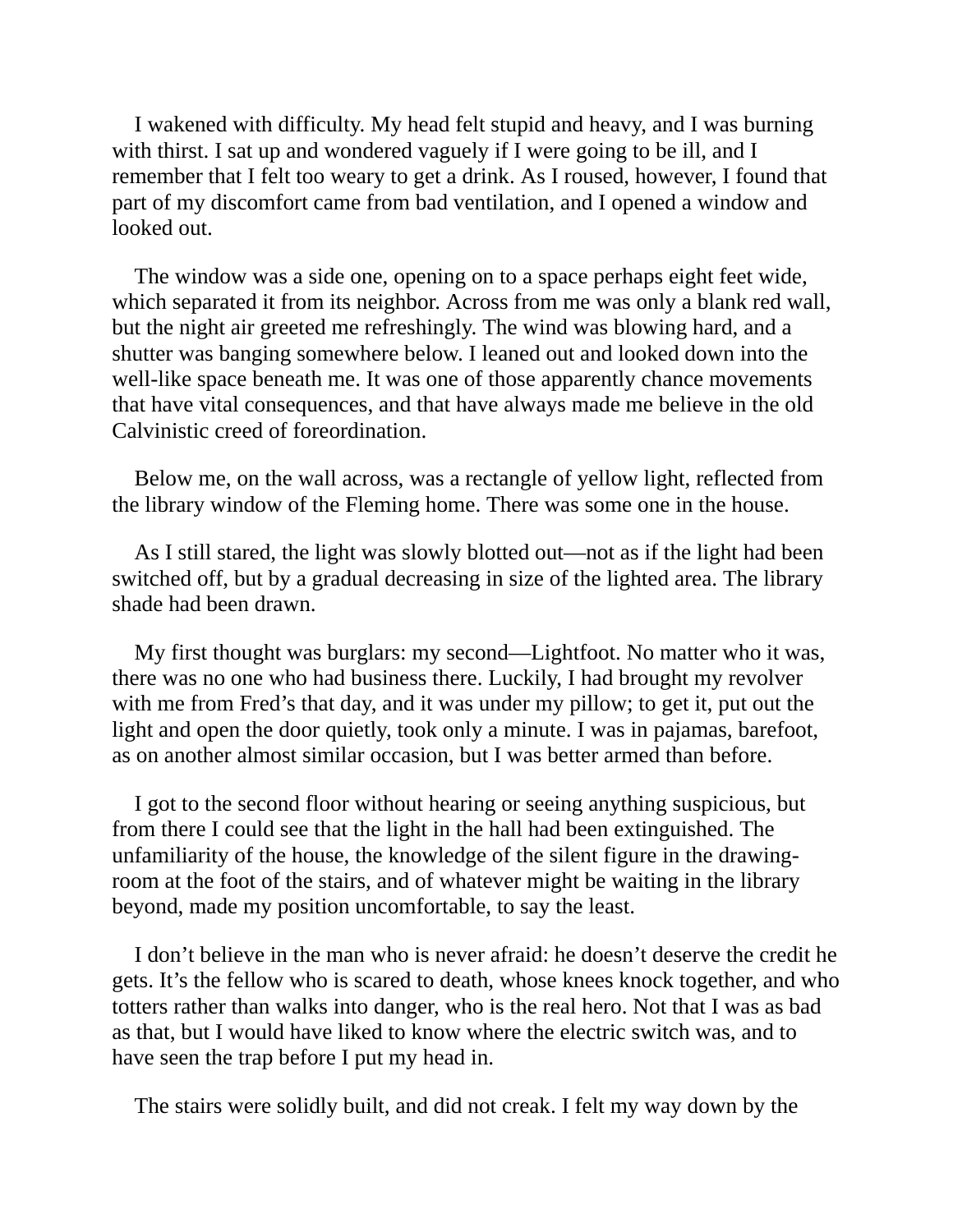I wakened with difficulty. My head felt stupid and heavy, and I was burning with thirst. I sat up and wondered vaguely if I were going to be ill, and I remember that I felt too weary to get a drink. As I roused, however, I found that part of my discomfort came from bad ventilation, and I opened a window and looked out.

The window was a side one, opening on to a space perhaps eight feet wide, which separated it from its neighbor. Across from me was only a blank red wall, but the night air greeted me refreshingly. The wind was blowing hard, and a shutter was banging somewhere below. I leaned out and looked down into the well-like space beneath me. It was one of those apparently chance movements that have vital consequences, and that have always made me believe in the old Calvinistic creed of foreordination.

Below me, on the wall across, was a rectangle of yellow light, reflected from the library window of the Fleming home. There was some one in the house.

As I still stared, the light was slowly blotted out—not as if the light had been switched off, but by a gradual decreasing in size of the lighted area. The library shade had been drawn.

My first thought was burglars: my second—Lightfoot. No matter who it was, there was no one who had business there. Luckily, I had brought my revolver with me from Fred's that day, and it was under my pillow; to get it, put out the light and open the door quietly, took only a minute. I was in pajamas, barefoot, as on another almost similar occasion, but I was better armed than before.

I got to the second floor without hearing or seeing anything suspicious, but from there I could see that the light in the hall had been extinguished. The unfamiliarity of the house, the knowledge of the silent figure in the drawing-room at the foot of the stairs, and of whatever might be waiting in the library beyond, made my position uncomfortable, to say the least.

I don't believe in the man who is never afraid: he doesn't deserve the credit he gets. It's the fellow who is scared to death, whose knees knock together, and who totters rather than walks into danger, who is the real hero. Not that I was as bad as that, but I would have liked to know where the electric switch was, and to have seen the trap before I put my head in.

The stairs were solidly built, and did not creak. I felt my way down by the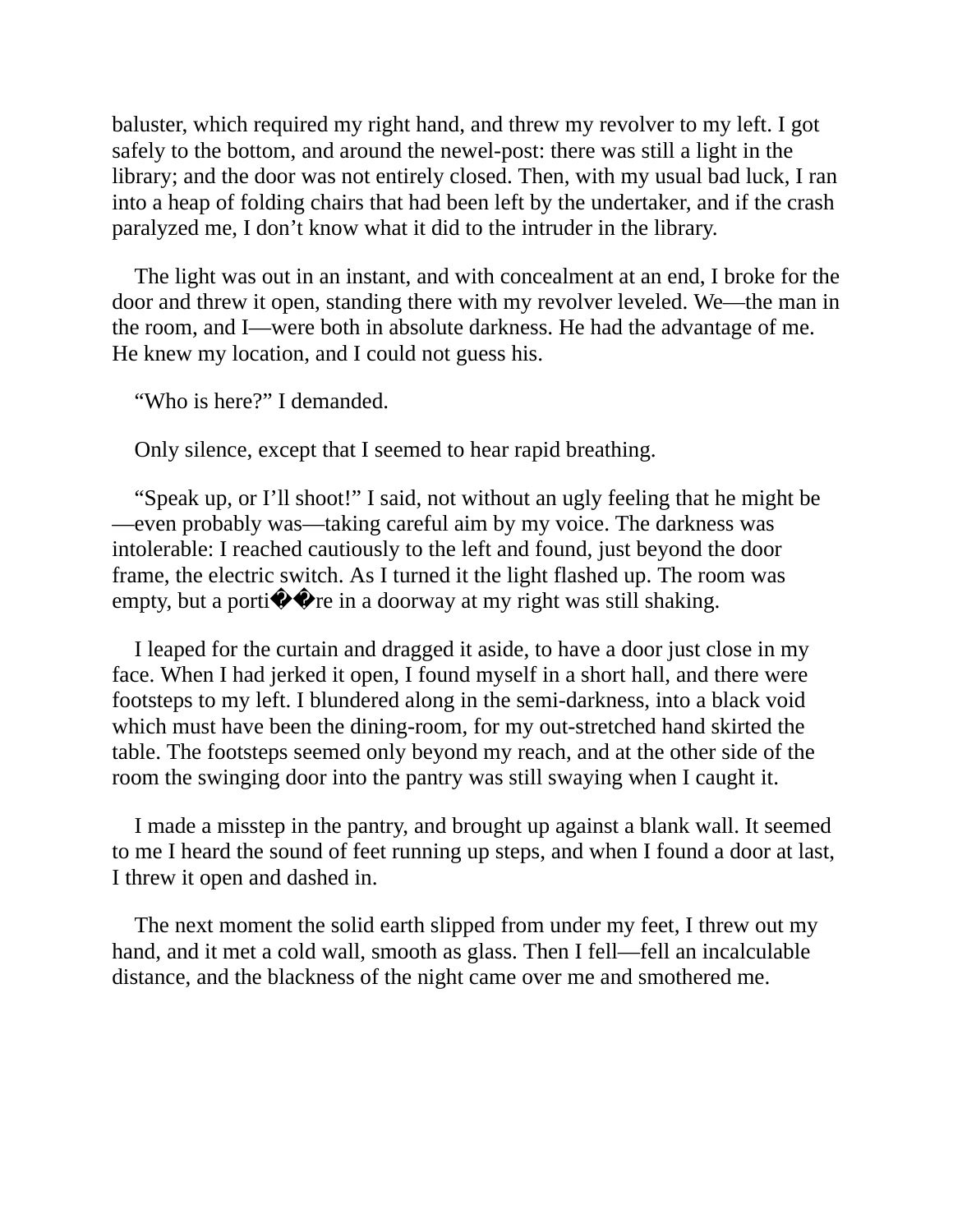baluster, which required my right hand, and threw my revolver to my left. I got safely to the bottom, and around the newel-post: there was still a light in the library; and the door was not entirely closed. Then, with my usual bad luck, I ran into a heap of folding chairs that had been left by the undertaker, and if the crash paralyzed me, I don't know what it did to the intruder in the library.

The light was out in an instant, and with concealment at an end, I broke for the door and threw it open, standing there with my revolver leveled. We—the man in the room, and I—were both in absolute darkness. He had the advantage of me. He knew my location, and I could not guess his.

"Who is here?" I demanded.

Only silence, except that I seemed to hear rapid breathing.

"Speak up, or I'll shoot!" I said, not without an ugly feeling that he might be—even probably was—taking careful aim by my voice. The darkness was intolerable: I reached cautiously to the left and found, just beyond the door frame, the electric switch. As I turned it the light flashed up. The room was empty, but a porti��re in a doorway at my right was still shaking.

I leaped for the curtain and dragged it aside, to have a door just close in my face. When I had jerked it open, I found myself in a short hall, and there were footsteps to my left. I blundered along in the semi-darkness, into a black void which must have been the dining-room, for my out-stretched hand skirted the table. The footsteps seemed only beyond my reach, and at the other side of the room the swinging door into the pantry was still swaying when I caught it.

I made a misstep in the pantry, and brought up against a blank wall. It seemed to me I heard the sound of feet running up steps, and when I found a door at last, I threw it open and dashed in.

The next moment the solid earth slipped from under my feet, I threw out my hand, and it met a cold wall, smooth as glass. Then I fell—fell an incalculable distance, and the blackness of the night came over me and smothered me.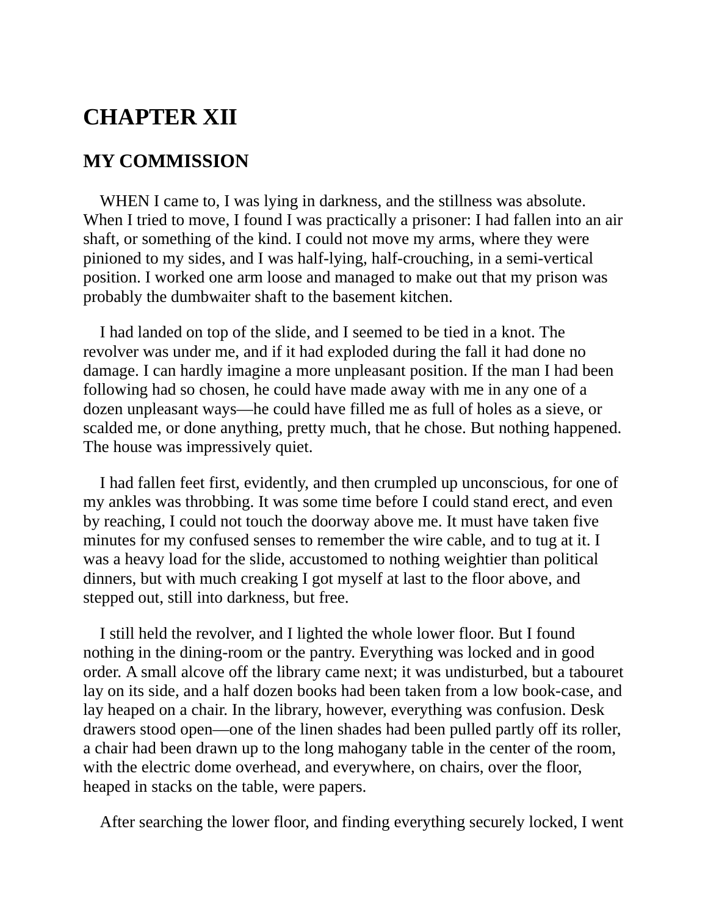# CHAPTER XII

## MY COMMISSION

WHEN I came to, I was lying in darkness, and the stillness was absolute. When I tried to move, I found I was practically a prisoner: I had fallen into an air shaft, or something of the kind. I could not move my arms, where they were pinioned to my sides, and I was half-lying, half-crouching, in a semi-vertical position. I worked one arm loose and managed to make out that my prison was probably the dumbwaiter shaft to the basement kitchen.

I had landed on top of the slide, and I seemed to be tied in a knot. The revolver was under me, and if it had exploded during the fall it had done no damage. I can hardly imagine a more unpleasant position. If the man I had been following had so chosen, he could have made away with me in any one of a dozen unpleasant ways—he could have filled me as full of holes as a sieve, or scalded me, or done anything, pretty much, that he chose. But nothing happened. The house was impressively quiet.

I had fallen feet first, evidently, and then crumpled up unconscious, for one of my ankles was throbbing. It was some time before I could stand erect, and even by reaching, I could not touch the doorway above me. It must have taken five minutes for my confused senses to remember the wire cable, and to tug at it. I was a heavy load for the slide, accustomed to nothing weightier than political dinners, but with much creaking I got myself at last to the floor above, and stepped out, still into darkness, but free.

I still held the revolver, and I lighted the whole lower floor. But I found nothing in the dining-room or the pantry. Everything was locked and in good order. A small alcove off the library came next; it was undisturbed, but a tabouret lay on its side, and a half dozen books had been taken from a low book-case, and lay heaped on a chair. In the library, however, everything was confusion. Desk drawers stood open—one of the linen shades had been pulled partly off its roller, a chair had been drawn up to the long mahogany table in the center of the room, with the electric dome overhead, and everywhere, on chairs, over the floor, heaped in stacks on the table, were papers.

After searching the lower floor, and finding everything securely locked, I went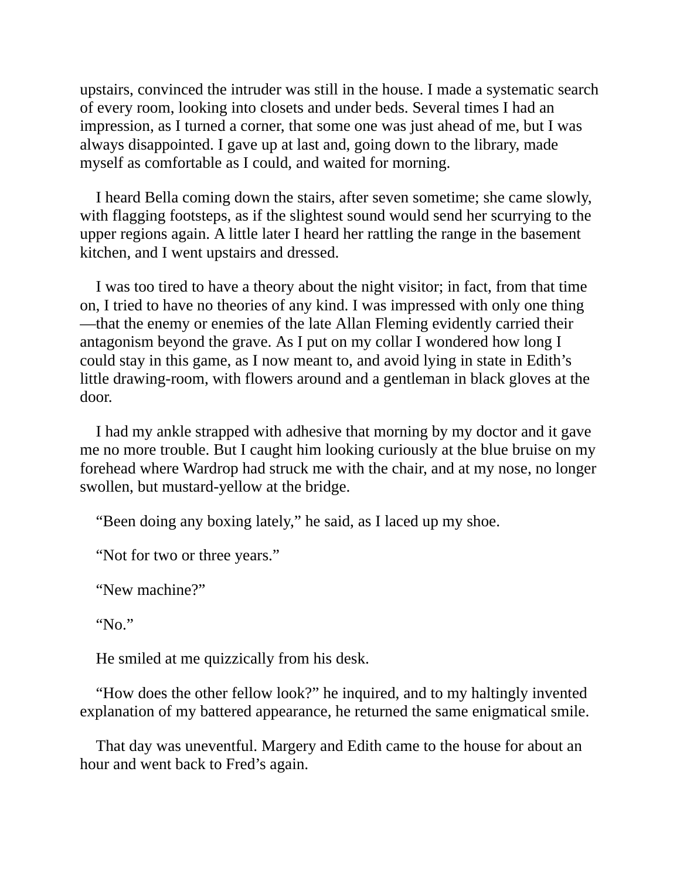upstairs, convinced the intruder was still in the house. I made a systematic search of every room, looking into closets and under beds. Several times I had an impression, as I turned a corner, that some one was just ahead of me, but I was always disappointed. I gave up at last and, going down to the library, made myself as comfortable as I could, and waited for morning.

I heard Bella coming down the stairs, after seven sometime; she came slowly, with flagging footsteps, as if the slightest sound would send her scurrying to the upper regions again. A little later I heard her rattling the range in the basement kitchen, and I went upstairs and dressed.

I was too tired to have a theory about the night visitor; in fact, from that time on, I tried to have no theories of any kind. I was impressed with only one thing—that the enemy or enemies of the late Allan Fleming evidently carried their antagonism beyond the grave. As I put on my collar I wondered how long I could stay in this game, as I now meant to, and avoid lying in state in Edith's little drawing-room, with flowers around and a gentleman in black gloves at the door.

I had my ankle strapped with adhesive that morning by my doctor and it gave me no more trouble. But I caught him looking curiously at the blue bruise on my forehead where Wardrop had struck me with the chair, and at my nose, no longer swollen, but mustard-yellow at the bridge.

"Been doing any boxing lately," he said, as I laced up my shoe.

"Not for two or three years."

"New machine?"

"No."

He smiled at me quizzically from his desk.

"How does the other fellow look?" he inquired, and to my haltingly invented explanation of my battered appearance, he returned the same enigmatical smile.

That day was uneventful. Margery and Edith came to the house for about an hour and went back to Fred's again.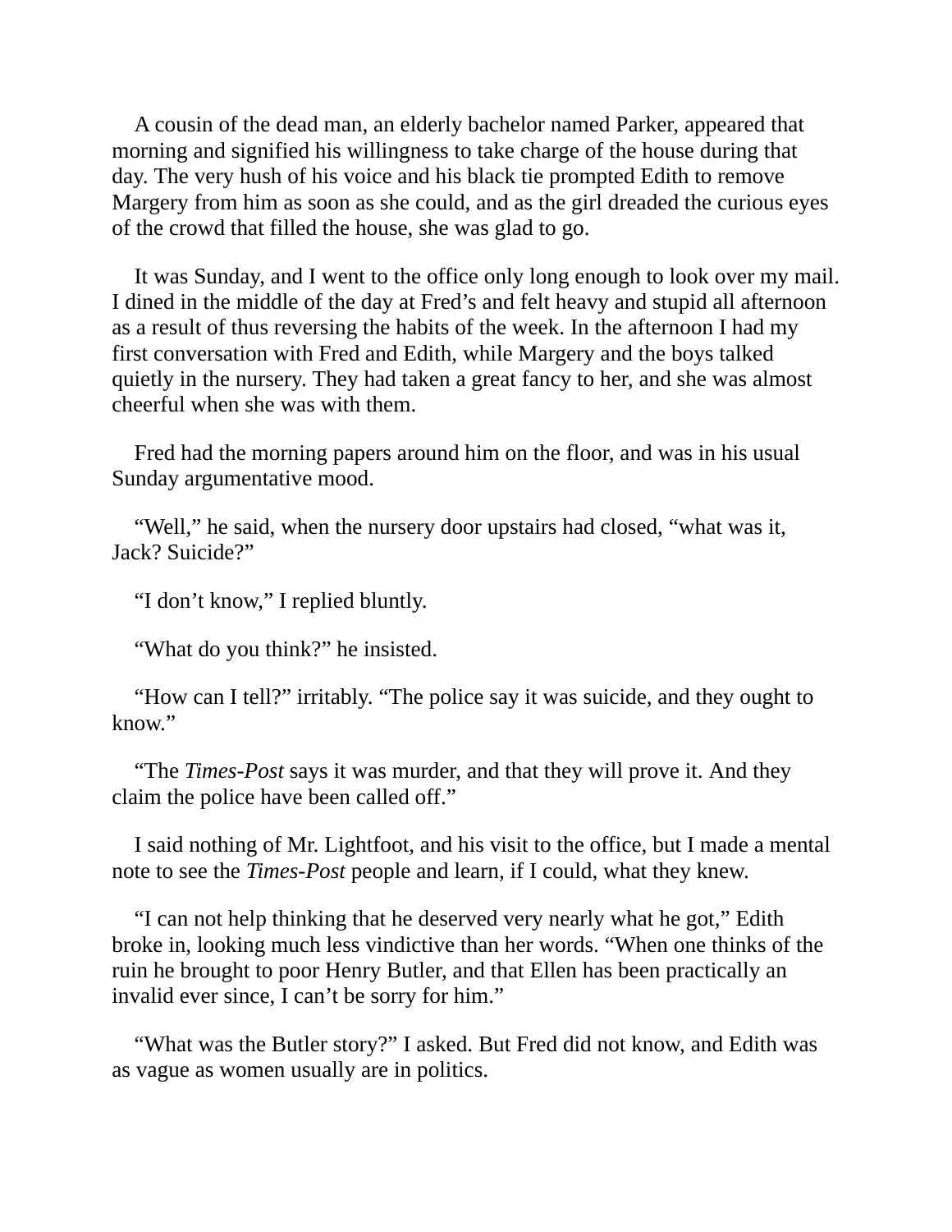A cousin of the dead man, an elderly bachelor named Parker, appeared that morning and signified his willingness to take charge of the house during that day. The very hush of his voice and his black tie prompted Edith to remove Margery from him as soon as she could, and as the girl dreaded the curious eyes of the crowd that filled the house, she was glad to go.

It was Sunday, and I went to the office only long enough to look over my mail. I dined in the middle of the day at Fred's and felt heavy and stupid all afternoon as a result of thus reversing the habits of the week. In the afternoon I had my first conversation with Fred and Edith, while Margery and the boys talked quietly in the nursery. They had taken a great fancy to her, and she was almost cheerful when she was with them.

Fred had the morning papers around him on the floor, and was in his usual Sunday argumentative mood.

"Well," he said, when the nursery door upstairs had closed, "what was it, Jack? Suicide?"

"I don't know," I replied bluntly.

"What do you think?" he insisted.

"How can I tell?" irritably. "The police say it was suicide, and they ought to know."

"The *Times-Post* says it was murder, and that they will prove it. And they claim the police have been called off."

I said nothing of Mr. Lightfoot, and his visit to the office, but I made a mental note to see the *Times-Post* people and learn, if I could, what they knew.

"I can not help thinking that he deserved very nearly what he got," Edith broke in, looking much less vindictive than her words. "When one thinks of the ruin he brought to poor Henry Butler, and that Ellen has been practically an invalid ever since, I can't be sorry for him."

"What was the Butler story?" I asked. But Fred did not know, and Edith was as vague as women usually are in politics.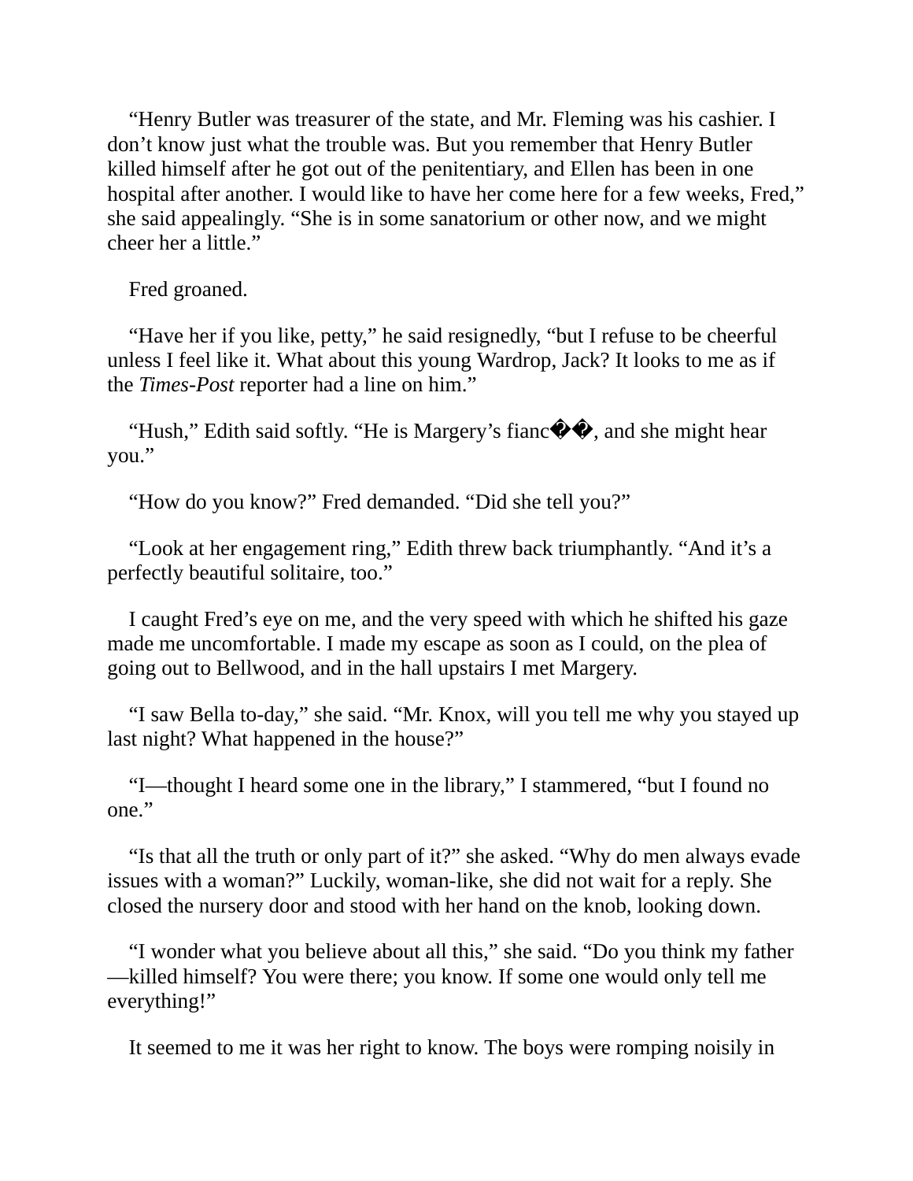“Henry Butler was treasurer of the state, and Mr. Fleming was his cashier. I don’t know just what the trouble was. But you remember that Henry Butler killed himself after he got out of the penitentiary, and Ellen has been in one hospital after another. I would like to have her come here for a few weeks, Fred,” she said appealingly. “She is in some sanatorium or other now, and we might cheer her a little.”

Fred groaned.

“Have her if you like, petty,” he said resignedly, “but I refuse to be cheerful unless I feel like it. What about this young Wardrop, Jack? It looks to me as if the *Times-Post* reporter had a line on him.”

“Hush,” Edith said softly. “He is Margery’s fianc��, and she might hear you.”

“How do you know?” Fred demanded. “Did she tell you?”

“Look at her engagement ring,” Edith threw back triumphantly. “And it’s a perfectly beautiful solitaire, too.”

I caught Fred’s eye on me, and the very speed with which he shifted his gaze made me uncomfortable. I made my escape as soon as I could, on the plea of going out to Bellwood, and in the hall upstairs I met Margery.

“I saw Bella to-day,” she said. “Mr. Knox, will you tell me why you stayed up last night? What happened in the house?”

“I—thought I heard some one in the library,” I stammered, “but I found no one.”

“Is that all the truth or only part of it?” she asked. “Why do men always evade issues with a woman?” Luckily, woman-like, she did not wait for a reply. She closed the nursery door and stood with her hand on the knob, looking down.

“I wonder what you believe about all this,” she said. “Do you think my father—killed himself? You were there; you know. If some one would only tell me everything!”

It seemed to me it was her right to know. The boys were romping noisily in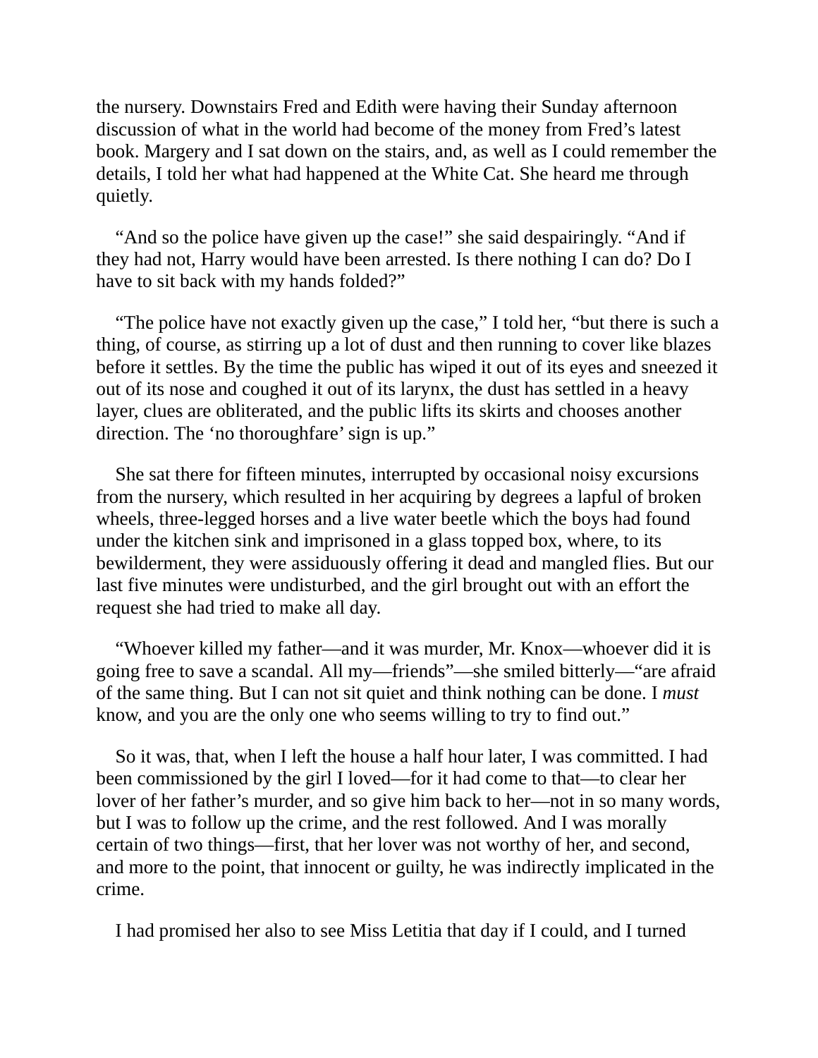the nursery. Downstairs Fred and Edith were having their Sunday afternoon discussion of what in the world had become of the money from Fred's latest book. Margery and I sat down on the stairs, and, as well as I could remember the details, I told her what had happened at the White Cat. She heard me through quietly.

"And so the police have given up the case!" she said despairingly. "And if they had not, Harry would have been arrested. Is there nothing I can do? Do I have to sit back with my hands folded?"

"The police have not exactly given up the case," I told her, "but there is such a thing, of course, as stirring up a lot of dust and then running to cover like blazes before it settles. By the time the public has wiped it out of its eyes and sneezed it out of its nose and coughed it out of its larynx, the dust has settled in a heavy layer, clues are obliterated, and the public lifts its skirts and chooses another direction. The 'no thoroughfare' sign is up."

She sat there for fifteen minutes, interrupted by occasional noisy excursions from the nursery, which resulted in her acquiring by degrees a lapful of broken wheels, three-legged horses and a live water beetle which the boys had found under the kitchen sink and imprisoned in a glass topped box, where, to its bewilderment, they were assiduously offering it dead and mangled flies. But our last five minutes were undisturbed, and the girl brought out with an effort the request she had tried to make all day.

"Whoever killed my father—and it was murder, Mr. Knox—whoever did it is going free to save a scandal. All my—friends"—she smiled bitterly—"are afraid of the same thing. But I can not sit quiet and think nothing can be done. I *must* know, and you are the only one who seems willing to try to find out."

So it was, that, when I left the house a half hour later, I was committed. I had been commissioned by the girl I loved—for it had come to that—to clear her lover of her father's murder, and so give him back to her—not in so many words, but I was to follow up the crime, and the rest followed. And I was morally certain of two things—first, that her lover was not worthy of her, and second, and more to the point, that innocent or guilty, he was indirectly implicated in the crime.

I had promised her also to see Miss Letitia that day if I could, and I turned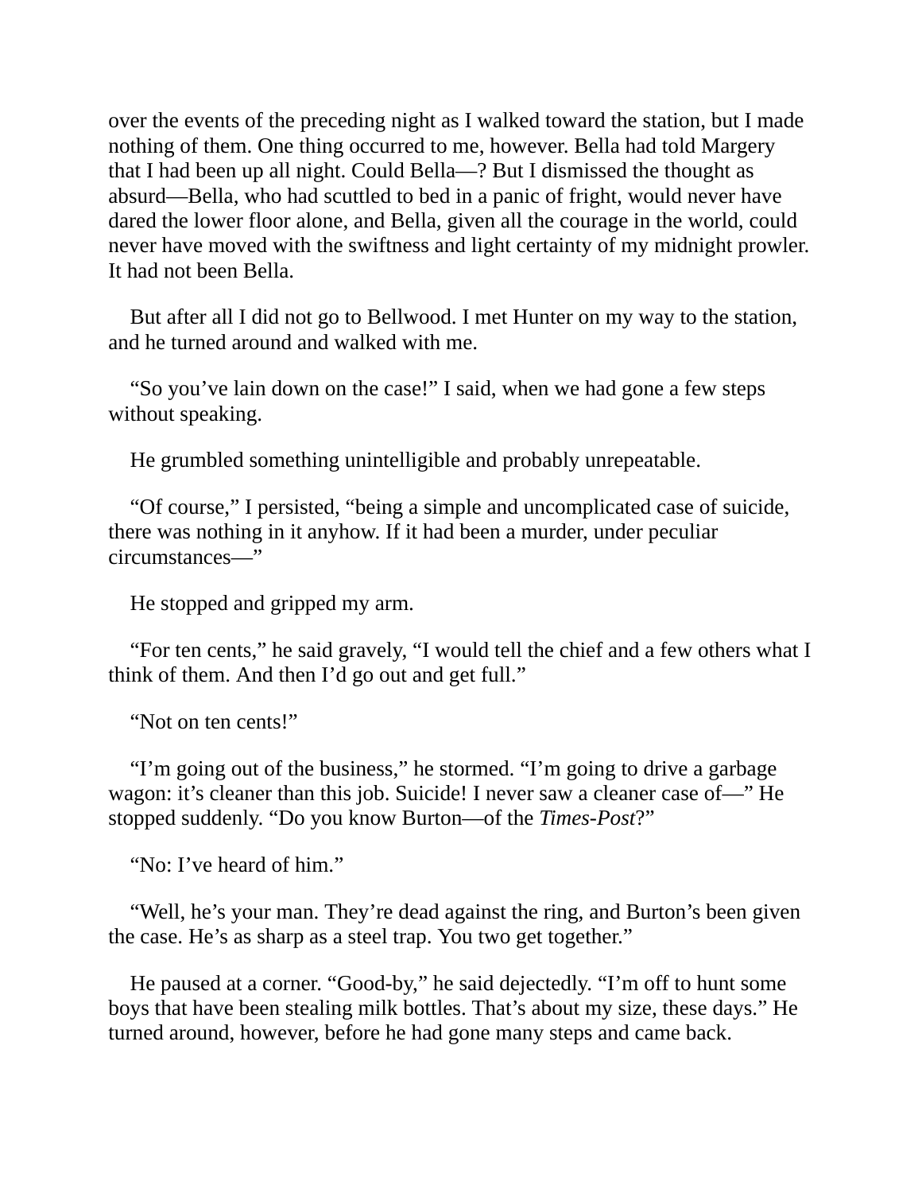over the events of the preceding night as I walked toward the station, but I made nothing of them. One thing occurred to me, however. Bella had told Margery that I had been up all night. Could Bella—? But I dismissed the thought as absurd—Bella, who had scuttled to bed in a panic of fright, would never have dared the lower floor alone, and Bella, given all the courage in the world, could never have moved with the swiftness and light certainty of my midnight prowler. It had not been Bella.

But after all I did not go to Bellwood. I met Hunter on my way to the station, and he turned around and walked with me.

“So you’ve lain down on the case!” I said, when we had gone a few steps without speaking.

He grumbled something unintelligible and probably unrepeatable.

“Of course,” I persisted, “being a simple and uncomplicated case of suicide, there was nothing in it anyhow. If it had been a murder, under peculiar circumstances—”

He stopped and gripped my arm.

“For ten cents,” he said gravely, “I would tell the chief and a few others what I think of them. And then I’d go out and get full.”

“Not on ten cents!”

“I’m going out of the business,” he stormed. “I’m going to drive a garbage wagon: it’s cleaner than this job. Suicide! I never saw a cleaner case of—” He stopped suddenly. “Do you know Burton—of the *Times-Post*?”

“No: I’ve heard of him.”

“Well, he’s your man. They’re dead against the ring, and Burton’s been given the case. He’s as sharp as a steel trap. You two get together.”

He paused at a corner. “Good-by,” he said dejectedly. “I’m off to hunt some boys that have been stealing milk bottles. That’s about my size, these days.” He turned around, however, before he had gone many steps and came back.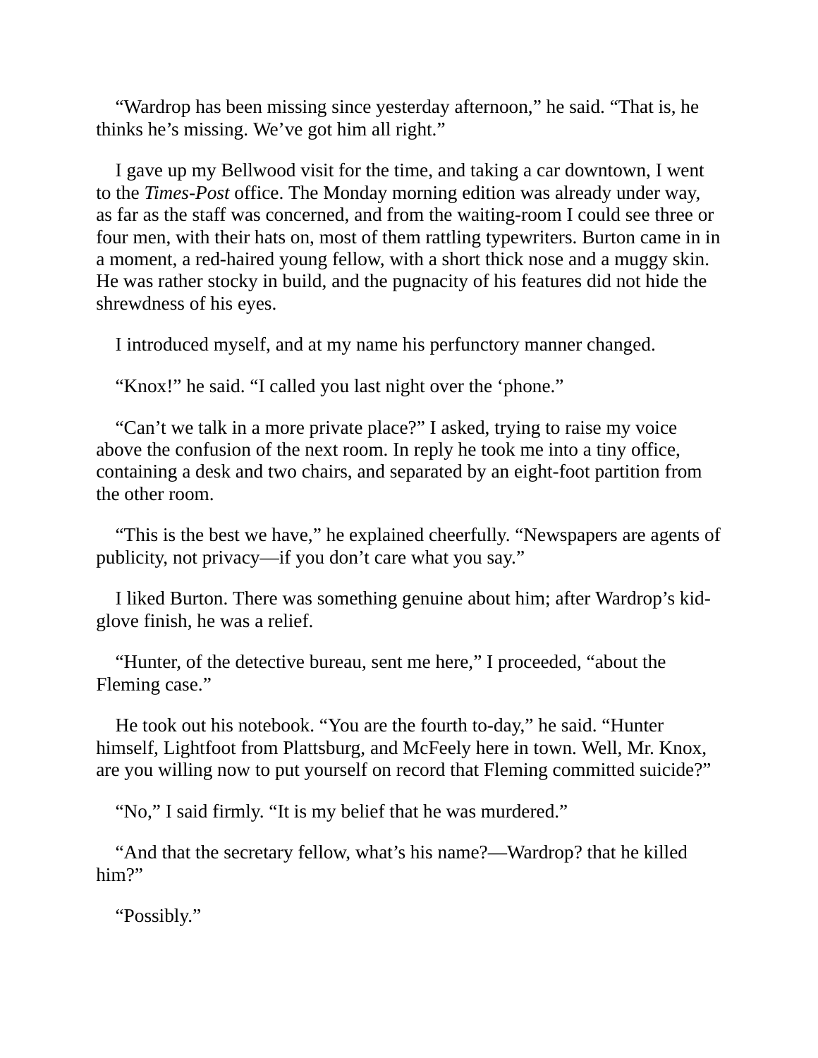"Wardrop has been missing since yesterday afternoon," he said. "That is, he thinks he's missing. We've got him all right."

I gave up my Bellwood visit for the time, and taking a car downtown, I went to the *Times-Post* office. The Monday morning edition was already under way, as far as the staff was concerned, and from the waiting-room I could see three or four men, with their hats on, most of them rattling typewriters. Burton came in in a moment, a red-haired young fellow, with a short thick nose and a muggy skin. He was rather stocky in build, and the pugnacity of his features did not hide the shrewdness of his eyes.

I introduced myself, and at my name his perfunctory manner changed.

"Knox!" he said. "I called you last night over the 'phone."

"Can't we talk in a more private place?" I asked, trying to raise my voice above the confusion of the next room. In reply he took me into a tiny office, containing a desk and two chairs, and separated by an eight-foot partition from the other room.

"This is the best we have," he explained cheerfully. "Newspapers are agents of publicity, not privacy—if you don't care what you say."

I liked Burton. There was something genuine about him; after Wardrop's kid-glove finish, he was a relief.

"Hunter, of the detective bureau, sent me here," I proceeded, "about the Fleming case."

He took out his notebook. "You are the fourth to-day," he said. "Hunter himself, Lightfoot from Plattsburg, and McFeely here in town. Well, Mr. Knox, are you willing now to put yourself on record that Fleming committed suicide?"

"No," I said firmly. "It is my belief that he was murdered."

"And that the secretary fellow, what's his name?—Wardrop? that he killed him?"

"Possibly."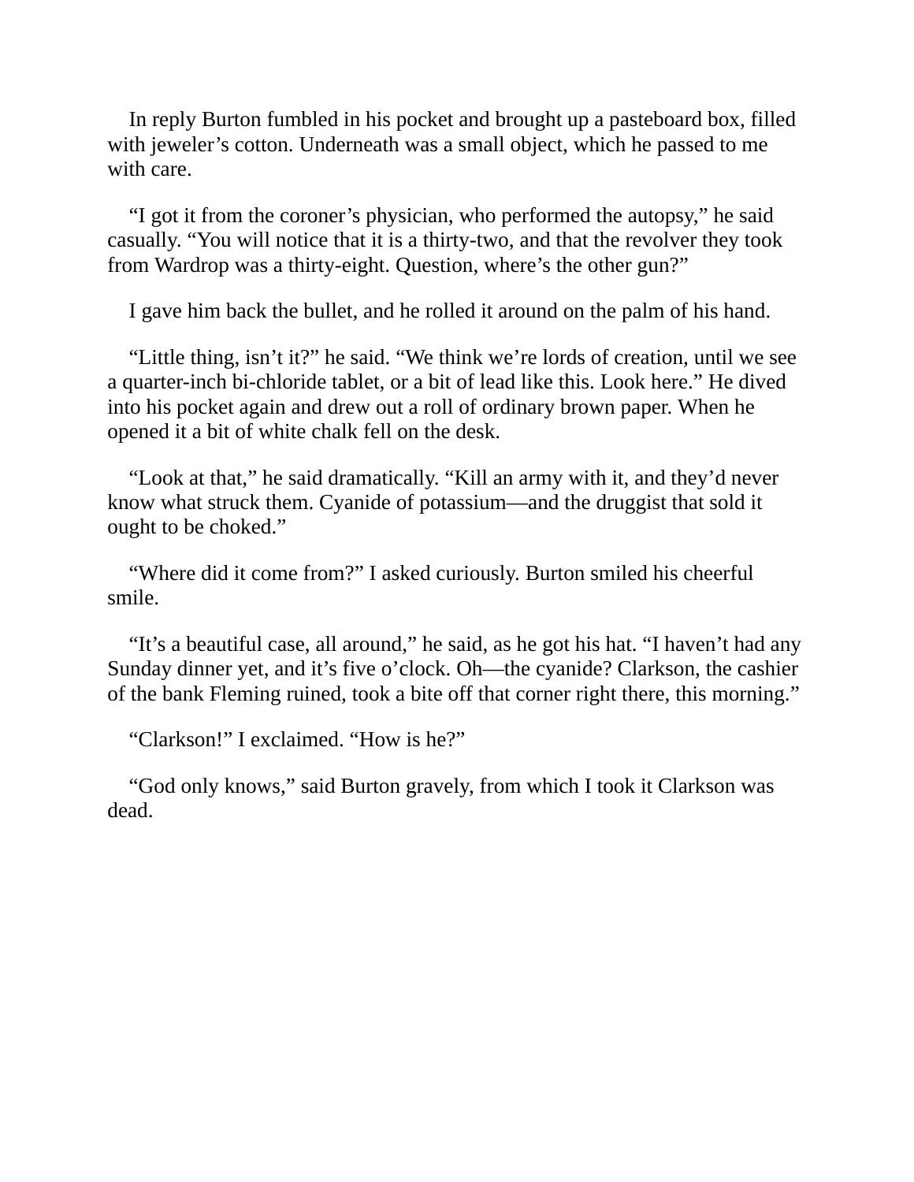In reply Burton fumbled in his pocket and brought up a pasteboard box, filled with jeweler's cotton. Underneath was a small object, which he passed to me with care.

"I got it from the coroner's physician, who performed the autopsy," he said casually. "You will notice that it is a thirty-two, and that the revolver they took from Wardrop was a thirty-eight. Question, where's the other gun?"

I gave him back the bullet, and he rolled it around on the palm of his hand.

"Little thing, isn't it?" he said. "We think we're lords of creation, until we see a quarter-inch bi-chloride tablet, or a bit of lead like this. Look here." He dived into his pocket again and drew out a roll of ordinary brown paper. When he opened it a bit of white chalk fell on the desk.

"Look at that," he said dramatically. "Kill an army with it, and they'd never know what struck them. Cyanide of potassium—and the druggist that sold it ought to be choked."

"Where did it come from?" I asked curiously. Burton smiled his cheerful smile.

"It's a beautiful case, all around," he said, as he got his hat. "I haven't had any Sunday dinner yet, and it's five o'clock. Oh—the cyanide? Clarkson, the cashier of the bank Fleming ruined, took a bite off that corner right there, this morning."

"Clarkson!" I exclaimed. "How is he?"

"God only knows," said Burton gravely, from which I took it Clarkson was dead.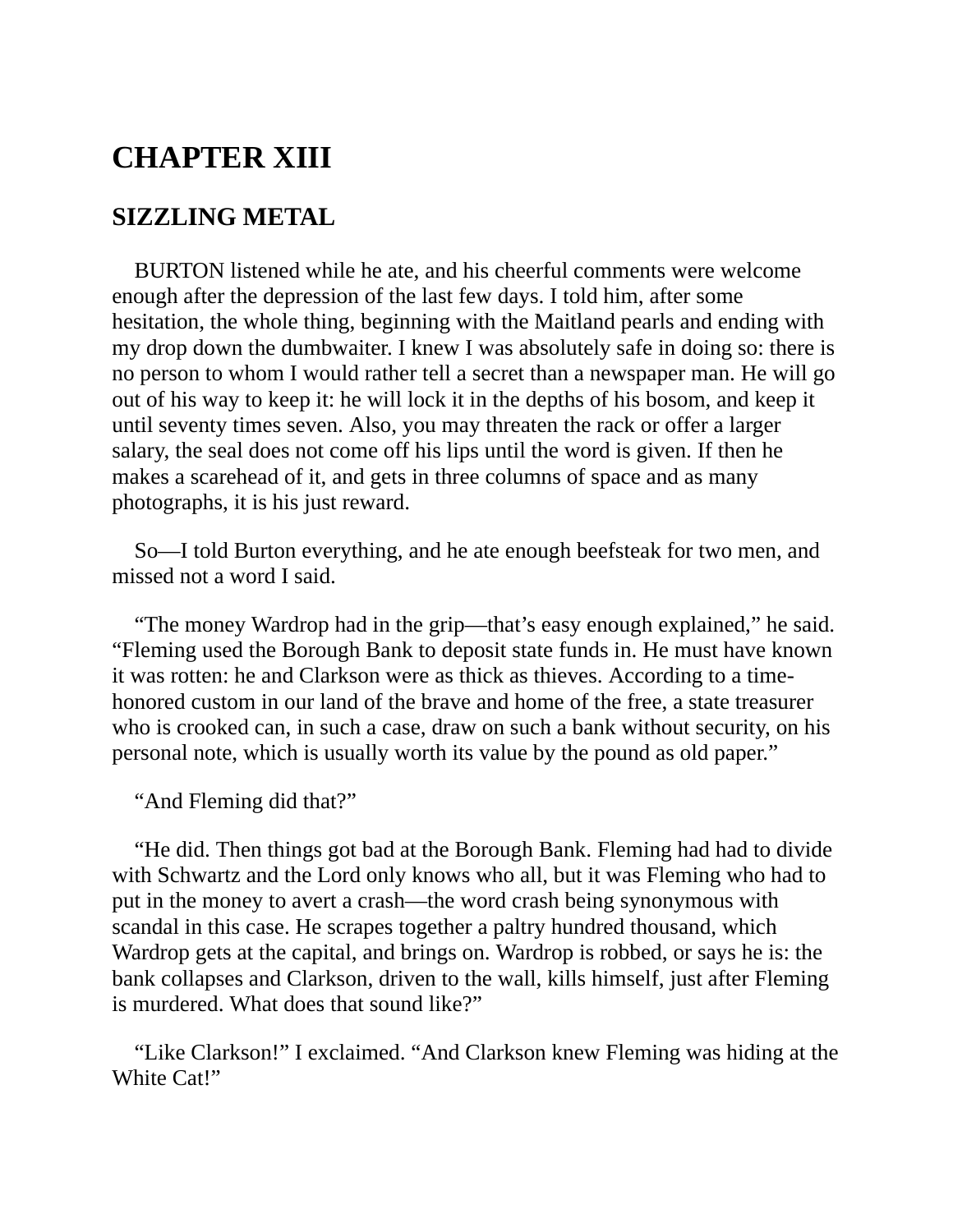# CHAPTER XIII

## SIZZLING METAL

BURTON listened while he ate, and his cheerful comments were welcome enough after the depression of the last few days. I told him, after some hesitation, the whole thing, beginning with the Maitland pearls and ending with my drop down the dumbwaiter. I knew I was absolutely safe in doing so: there is no person to whom I would rather tell a secret than a newspaper man. He will go out of his way to keep it: he will lock it in the depths of his bosom, and keep it until seventy times seven. Also, you may threaten the rack or offer a larger salary, the seal does not come off his lips until the word is given. If then he makes a scarehead of it, and gets in three columns of space and as many photographs, it is his just reward.

So—I told Burton everything, and he ate enough beefsteak for two men, and missed not a word I said.

"The money Wardrop had in the grip—that's easy enough explained," he said. "Fleming used the Borough Bank to deposit state funds in. He must have known it was rotten: he and Clarkson were as thick as thieves. According to a time-honored custom in our land of the brave and home of the free, a state treasurer who is crooked can, in such a case, draw on such a bank without security, on his personal note, which is usually worth its value by the pound as old paper."

"And Fleming did that?"

"He did. Then things got bad at the Borough Bank. Fleming had had to divide with Schwartz and the Lord only knows who all, but it was Fleming who had to put in the money to avert a crash—the word crash being synonymous with scandal in this case. He scrapes together a paltry hundred thousand, which Wardrop gets at the capital, and brings on. Wardrop is robbed, or says he is: the bank collapses and Clarkson, driven to the wall, kills himself, just after Fleming is murdered. What does that sound like?"

"Like Clarkson!" I exclaimed. "And Clarkson knew Fleming was hiding at the White Cat!"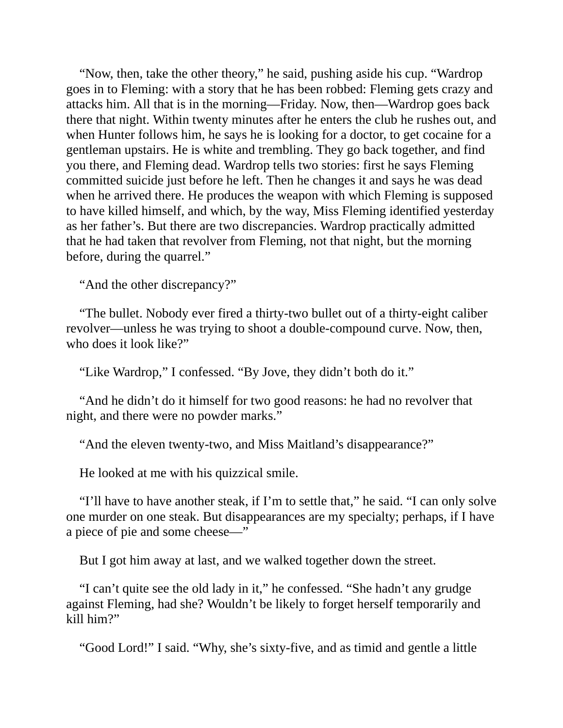“Now, then, take the other theory,” he said, pushing aside his cup. “Wardrop goes in to Fleming: with a story that he has been robbed: Fleming gets crazy and attacks him. All that is in the morning—Friday. Now, then—Wardrop goes back there that night. Within twenty minutes after he enters the club he rushes out, and when Hunter follows him, he says he is looking for a doctor, to get cocaine for a gentleman upstairs. He is white and trembling. They go back together, and find you there, and Fleming dead. Wardrop tells two stories: first he says Fleming committed suicide just before he left. Then he changes it and says he was dead when he arrived there. He produces the weapon with which Fleming is supposed to have killed himself, and which, by the way, Miss Fleming identified yesterday as her father’s. But there are two discrepancies. Wardrop practically admitted that he had taken that revolver from Fleming, not that night, but the morning before, during the quarrel.”

“And the other discrepancy?”

“The bullet. Nobody ever fired a thirty-two bullet out of a thirty-eight caliber revolver—unless he was trying to shoot a double-compound curve. Now, then, who does it look like?”

“Like Wardrop,” I confessed. “By Jove, they didn’t both do it.”

“And he didn’t do it himself for two good reasons: he had no revolver that night, and there were no powder marks.”

“And the eleven twenty-two, and Miss Maitland’s disappearance?”

He looked at me with his quizzical smile.

“I’ll have to have another steak, if I’m to settle that,” he said. “I can only solve one murder on one steak. But disappearances are my specialty; perhaps, if I have a piece of pie and some cheese—”

But I got him away at last, and we walked together down the street.

“I can’t quite see the old lady in it,” he confessed. “She hadn’t any grudge against Fleming, had she? Wouldn’t be likely to forget herself temporarily and kill him?”

“Good Lord!” I said. “Why, she’s sixty-five, and as timid and gentle a little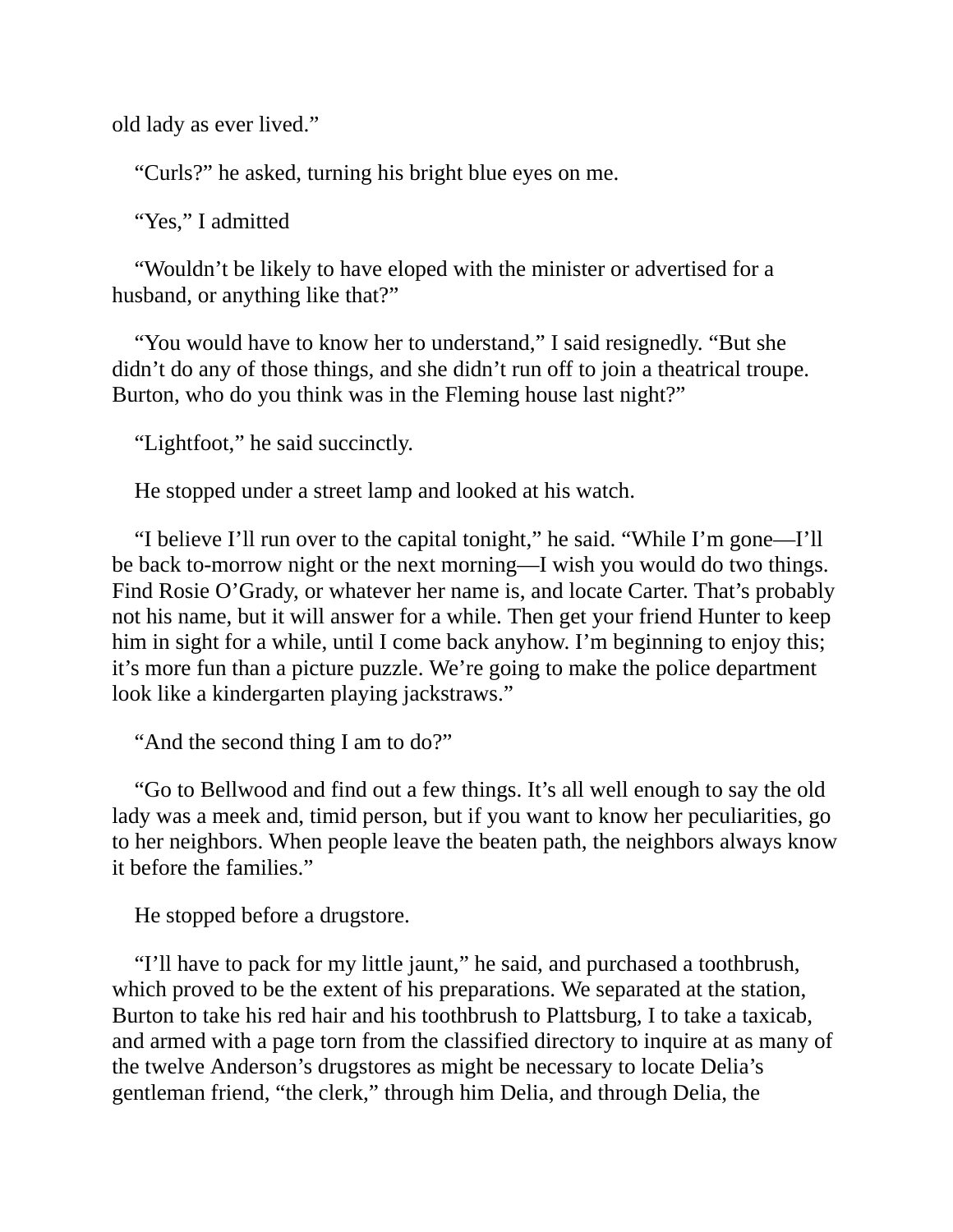old lady as ever lived."

"Curls?" he asked, turning his bright blue eyes on me.

"Yes," I admitted

"Wouldn't be likely to have eloped with the minister or advertised for a husband, or anything like that?"

"You would have to know her to understand," I said resignedly. "But she didn't do any of those things, and she didn't run off to join a theatrical troupe. Burton, who do you think was in the Fleming house last night?"

"Lightfoot," he said succinctly.

He stopped under a street lamp and looked at his watch.

"I believe I'll run over to the capital tonight," he said. "While I'm gone—I'll be back to-morrow night or the next morning—I wish you would do two things. Find Rosie O'Grady, or whatever her name is, and locate Carter. That's probably not his name, but it will answer for a while. Then get your friend Hunter to keep him in sight for a while, until I come back anyhow. I'm beginning to enjoy this; it's more fun than a picture puzzle. We're going to make the police department look like a kindergarten playing jackstraws."

"And the second thing I am to do?"

"Go to Bellwood and find out a few things. It's all well enough to say the old lady was a meek and, timid person, but if you want to know her peculiarities, go to her neighbors. When people leave the beaten path, the neighbors always know it before the families."

He stopped before a drugstore.

"I'll have to pack for my little jaunt," he said, and purchased a toothbrush, which proved to be the extent of his preparations. We separated at the station, Burton to take his red hair and his toothbrush to Plattsburg, I to take a taxicab, and armed with a page torn from the classified directory to inquire at as many of the twelve Anderson's drugstores as might be necessary to locate Delia's gentleman friend, "the clerk," through him Delia, and through Delia, the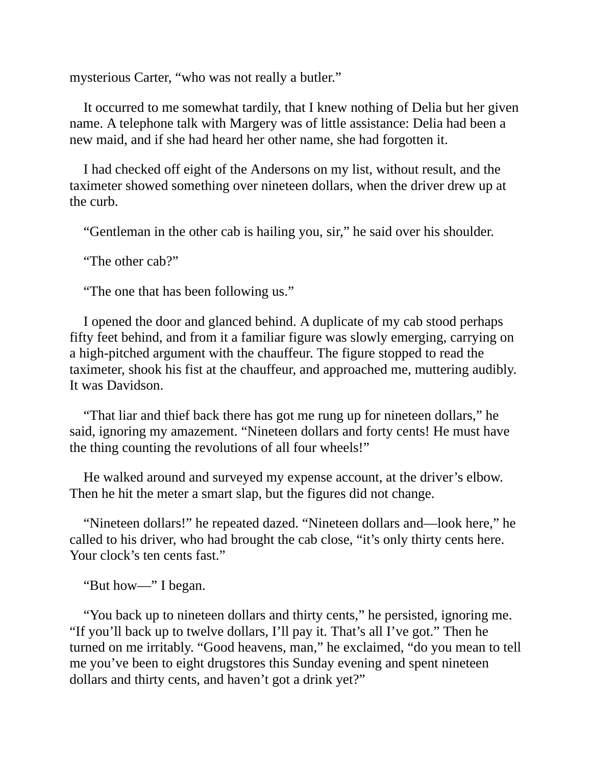mysterious Carter, “who was not really a butler.”

It occurred to me somewhat tardily, that I knew nothing of Delia but her given name. A telephone talk with Margery was of little assistance: Delia had been a new maid, and if she had heard her other name, she had forgotten it.

I had checked off eight of the Andersons on my list, without result, and the taximeter showed something over nineteen dollars, when the driver drew up at the curb.

“Gentleman in the other cab is hailing you, sir,” he said over his shoulder.

“The other cab?”

“The one that has been following us.”

I opened the door and glanced behind. A duplicate of my cab stood perhaps fifty feet behind, and from it a familiar figure was slowly emerging, carrying on a high-pitched argument with the chauffeur. The figure stopped to read the taximeter, shook his fist at the chauffeur, and approached me, muttering audibly. It was Davidson.

“That liar and thief back there has got me rung up for nineteen dollars,” he said, ignoring my amazement. “Nineteen dollars and forty cents! He must have the thing counting the revolutions of all four wheels!”

He walked around and surveyed my expense account, at the driver’s elbow. Then he hit the meter a smart slap, but the figures did not change.

“Nineteen dollars!” he repeated dazed. “Nineteen dollars and—look here,” he called to his driver, who had brought the cab close, “it’s only thirty cents here. Your clock’s ten cents fast.”

“But how—” I began.

“You back up to nineteen dollars and thirty cents,” he persisted, ignoring me. “If you’ll back up to twelve dollars, I’ll pay it. That’s all I’ve got.” Then he turned on me irritably. “Good heavens, man,” he exclaimed, “do you mean to tell me you’ve been to eight drugstores this Sunday evening and spent nineteen dollars and thirty cents, and haven’t got a drink yet?”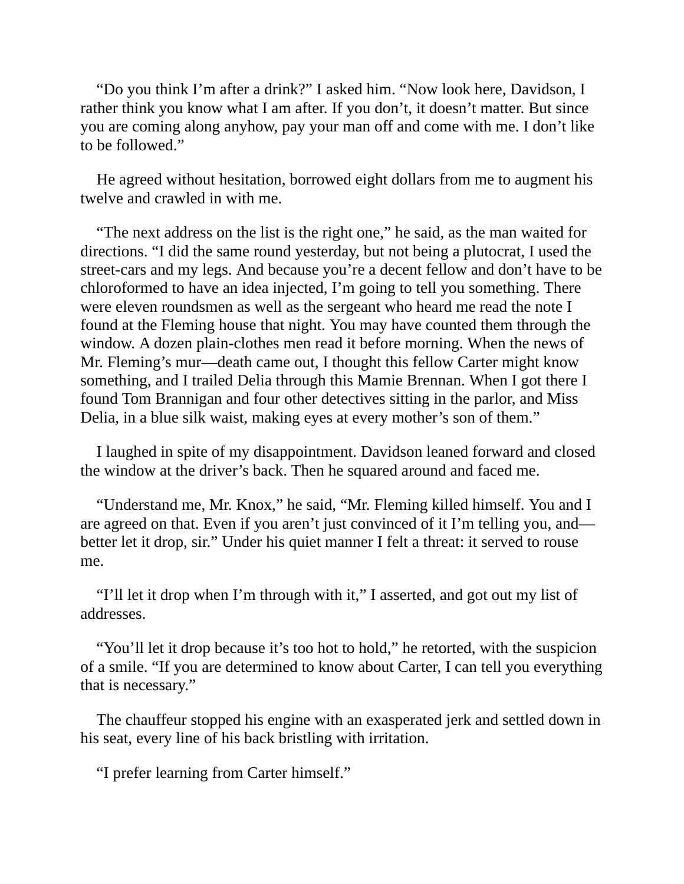“Do you think I’m after a drink?” I asked him. “Now look here, Davidson, I rather think you know what I am after. If you don’t, it doesn’t matter. But since you are coming along anyhow, pay your man off and come with me. I don’t like to be followed.”

He agreed without hesitation, borrowed eight dollars from me to augment his twelve and crawled in with me.

“The next address on the list is the right one,” he said, as the man waited for directions. “I did the same round yesterday, but not being a plutocrat, I used the street-cars and my legs. And because you’re a decent fellow and don’t have to be chloroformed to have an idea injected, I’m going to tell you something. There were eleven roundsmen as well as the sergeant who heard me read the note I found at the Fleming house that night. You may have counted them through the window. A dozen plain-clothes men read it before morning. When the news of Mr. Fleming’s mur—death came out, I thought this fellow Carter might know something, and I trailed Delia through this Mamie Brennan. When I got there I found Tom Brannigan and four other detectives sitting in the parlor, and Miss Delia, in a blue silk waist, making eyes at every mother’s son of them.”

I laughed in spite of my disappointment. Davidson leaned forward and closed the window at the driver’s back. Then he squared around and faced me.

“Understand me, Mr. Knox,” he said, “Mr. Fleming killed himself. You and I are agreed on that. Even if you aren’t just convinced of it I’m telling you, and—better let it drop, sir.” Under his quiet manner I felt a threat: it served to rouse me.

“I’ll let it drop when I’m through with it,” I asserted, and got out my list of addresses.

“You’ll let it drop because it’s too hot to hold,” he retorted, with the suspicion of a smile. “If you are determined to know about Carter, I can tell you everything that is necessary.”

The chauffeur stopped his engine with an exasperated jerk and settled down in his seat, every line of his back bristling with irritation.

“I prefer learning from Carter himself.”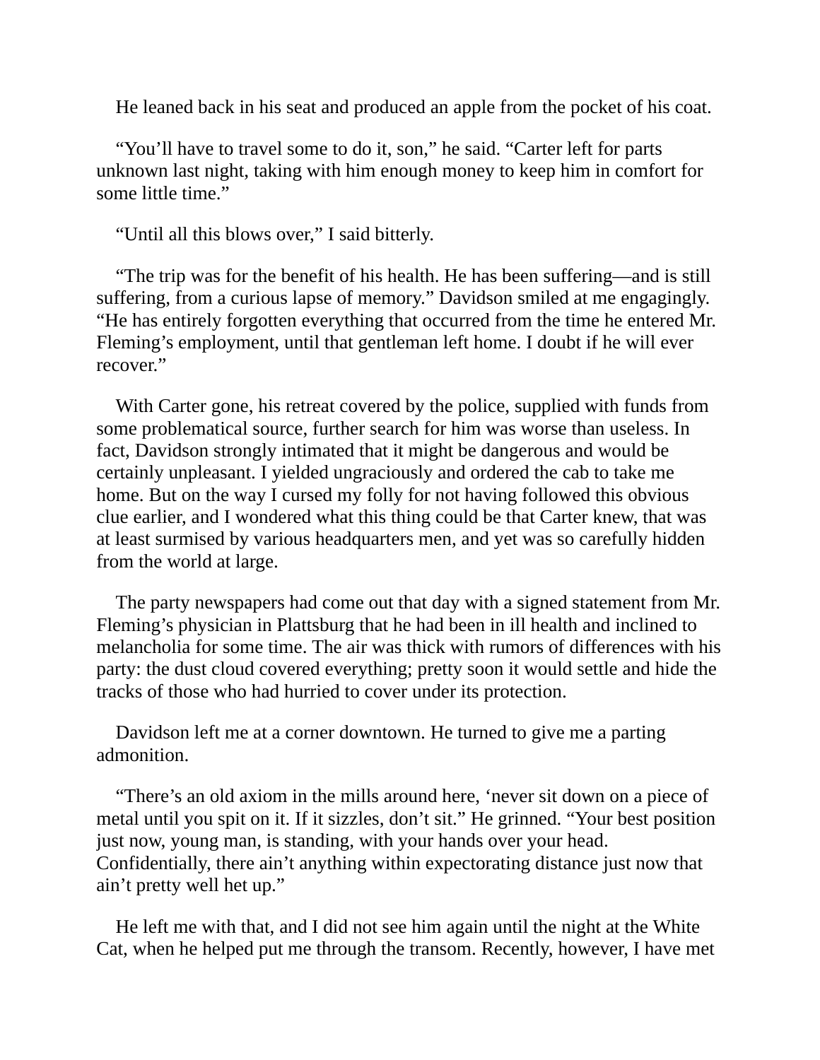He leaned back in his seat and produced an apple from the pocket of his coat.

"You'll have to travel some to do it, son," he said. "Carter left for parts unknown last night, taking with him enough money to keep him in comfort for some little time."

"Until all this blows over," I said bitterly.

"The trip was for the benefit of his health. He has been suffering—and is still suffering, from a curious lapse of memory." Davidson smiled at me engagingly. "He has entirely forgotten everything that occurred from the time he entered Mr. Fleming's employment, until that gentleman left home. I doubt if he will ever recover."

With Carter gone, his retreat covered by the police, supplied with funds from some problematical source, further search for him was worse than useless. In fact, Davidson strongly intimated that it might be dangerous and would be certainly unpleasant. I yielded ungraciously and ordered the cab to take me home. But on the way I cursed my folly for not having followed this obvious clue earlier, and I wondered what this thing could be that Carter knew, that was at least surmised by various headquarters men, and yet was so carefully hidden from the world at large.

The party newspapers had come out that day with a signed statement from Mr. Fleming's physician in Plattsburg that he had been in ill health and inclined to melancholia for some time. The air was thick with rumors of differences with his party: the dust cloud covered everything; pretty soon it would settle and hide the tracks of those who had hurried to cover under its protection.

Davidson left me at a corner downtown. He turned to give me a parting admonition.

"There's an old axiom in the mills around here, 'never sit down on a piece of metal until you spit on it. If it sizzles, don't sit." He grinned. "Your best position just now, young man, is standing, with your hands over your head. Confidentially, there ain't anything within expectorating distance just now that ain't pretty well het up."

He left me with that, and I did not see him again until the night at the White Cat, when he helped put me through the transom. Recently, however, I have met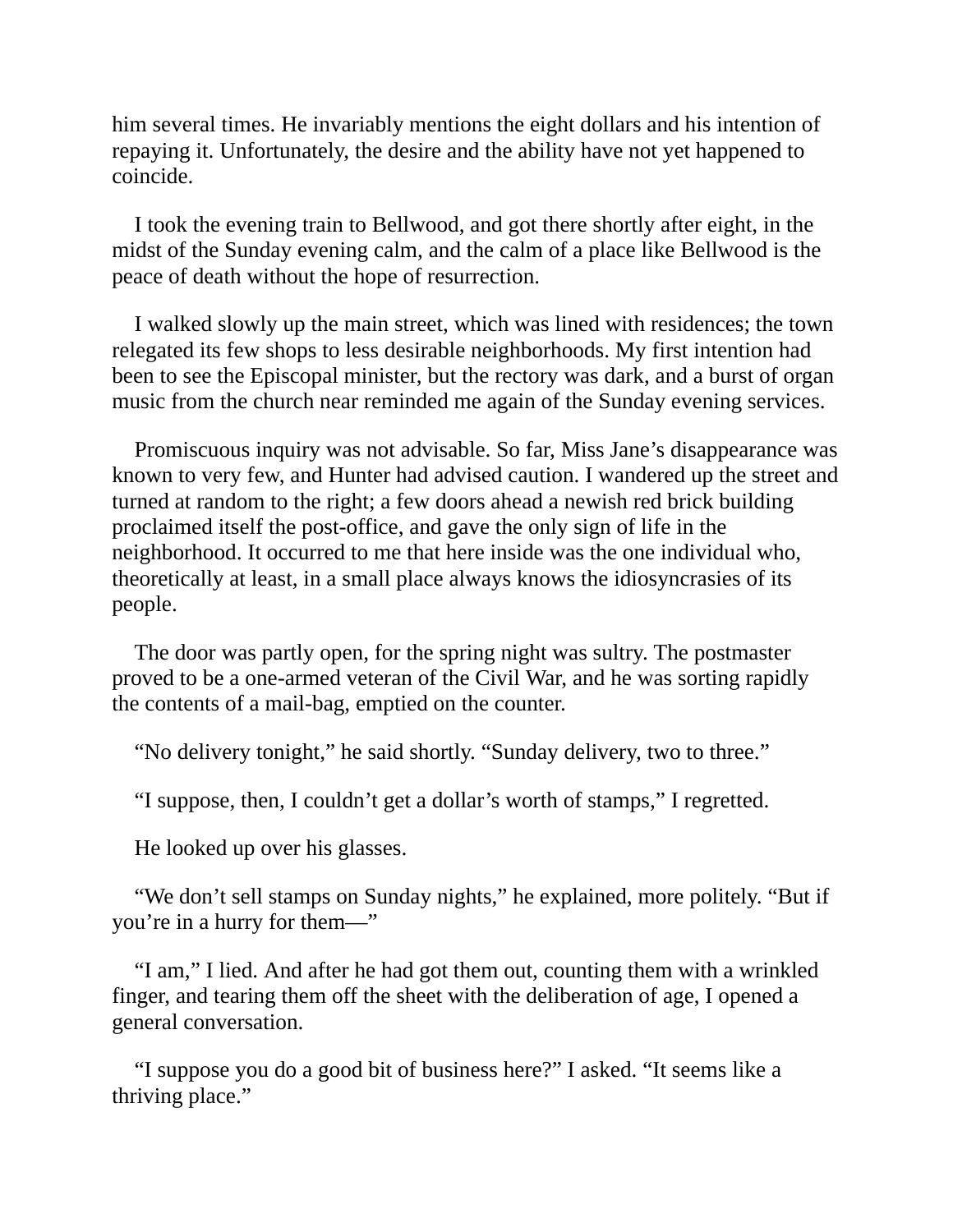him several times. He invariably mentions the eight dollars and his intention of repaying it. Unfortunately, the desire and the ability have not yet happened to coincide.

I took the evening train to Bellwood, and got there shortly after eight, in the midst of the Sunday evening calm, and the calm of a place like Bellwood is the peace of death without the hope of resurrection.

I walked slowly up the main street, which was lined with residences; the town relegated its few shops to less desirable neighborhoods. My first intention had been to see the Episcopal minister, but the rectory was dark, and a burst of organ music from the church near reminded me again of the Sunday evening services.

Promiscuous inquiry was not advisable. So far, Miss Jane's disappearance was known to very few, and Hunter had advised caution. I wandered up the street and turned at random to the right; a few doors ahead a newish red brick building proclaimed itself the post-office, and gave the only sign of life in the neighborhood. It occurred to me that here inside was the one individual who, theoretically at least, in a small place always knows the idiosyncrasies of its people.

The door was partly open, for the spring night was sultry. The postmaster proved to be a one-armed veteran of the Civil War, and he was sorting rapidly the contents of a mail-bag, emptied on the counter.

"No delivery tonight," he said shortly. "Sunday delivery, two to three."

"I suppose, then, I couldn't get a dollar's worth of stamps," I regretted.

He looked up over his glasses.

"We don't sell stamps on Sunday nights," he explained, more politely. "But if you're in a hurry for them—"

"I am," I lied. And after he had got them out, counting them with a wrinkled finger, and tearing them off the sheet with the deliberation of age, I opened a general conversation.

"I suppose you do a good bit of business here?" I asked. "It seems like a thriving place."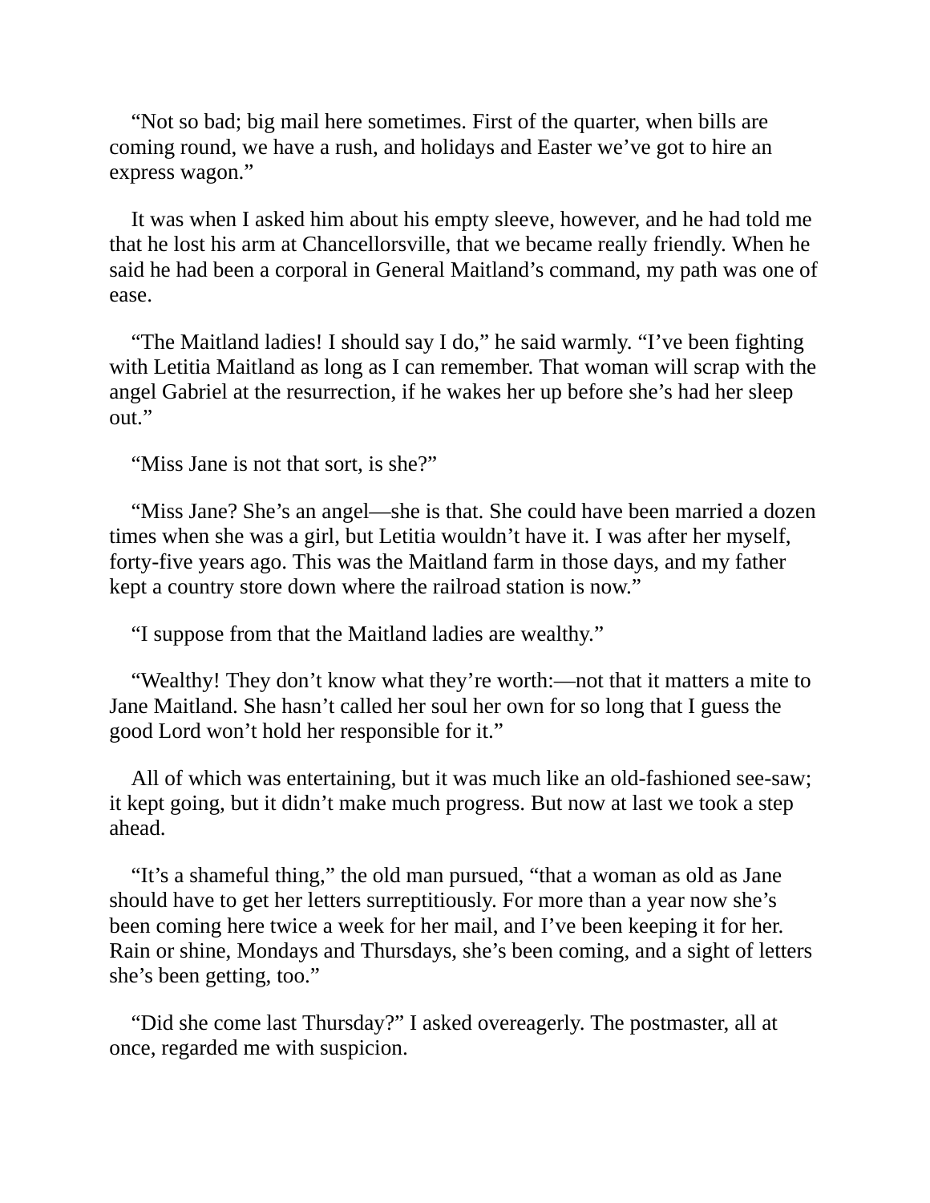“Not so bad; big mail here sometimes. First of the quarter, when bills are coming round, we have a rush, and holidays and Easter we’ve got to hire an express wagon.”

It was when I asked him about his empty sleeve, however, and he had told me that he lost his arm at Chancellorsville, that we became really friendly. When he said he had been a corporal in General Maitland’s command, my path was one of ease.

“The Maitland ladies! I should say I do,” he said warmly. “I’ve been fighting with Letitia Maitland as long as I can remember. That woman will scrap with the angel Gabriel at the resurrection, if he wakes her up before she’s had her sleep out.”

“Miss Jane is not that sort, is she?”

“Miss Jane? She’s an angel—she is that. She could have been married a dozen times when she was a girl, but Letitia wouldn’t have it. I was after her myself, forty-five years ago. This was the Maitland farm in those days, and my father kept a country store down where the railroad station is now.”

“I suppose from that the Maitland ladies are wealthy.”

“Wealthy! They don’t know what they’re worth:—not that it matters a mite to Jane Maitland. She hasn’t called her soul her own for so long that I guess the good Lord won’t hold her responsible for it.”

All of which was entertaining, but it was much like an old-fashioned see-saw; it kept going, but it didn’t make much progress. But now at last we took a step ahead.

“It’s a shameful thing,” the old man pursued, “that a woman as old as Jane should have to get her letters surreptitiously. For more than a year now she’s been coming here twice a week for her mail, and I’ve been keeping it for her. Rain or shine, Mondays and Thursdays, she’s been coming, and a sight of letters she’s been getting, too.”

“Did she come last Thursday?” I asked overeagerly. The postmaster, all at once, regarded me with suspicion.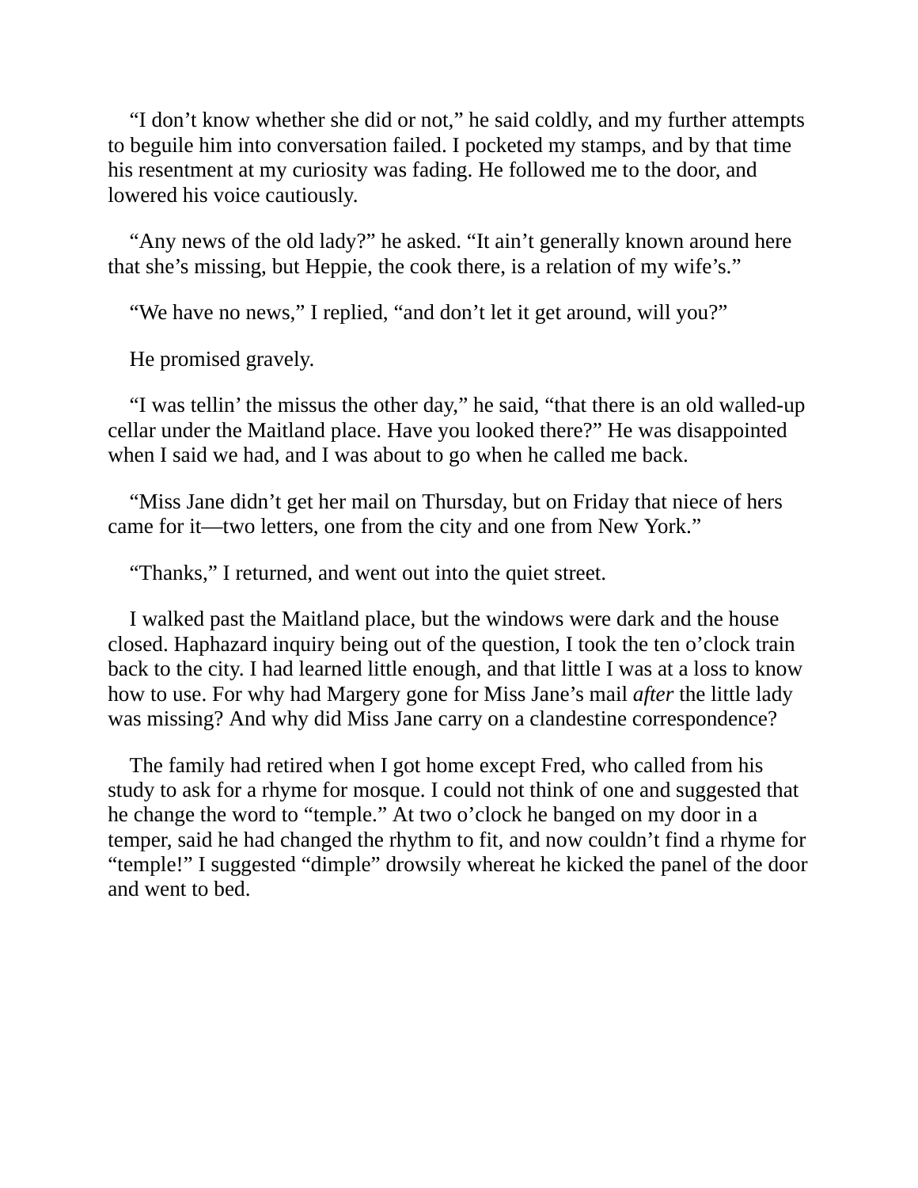"I don't know whether she did or not," he said coldly, and my further attempts to beguile him into conversation failed. I pocketed my stamps, and by that time his resentment at my curiosity was fading. He followed me to the door, and lowered his voice cautiously.

"Any news of the old lady?" he asked. "It ain't generally known around here that she's missing, but Heppie, the cook there, is a relation of my wife's."

"We have no news," I replied, "and don't let it get around, will you?"

He promised gravely.

"I was tellin' the missus the other day," he said, "that there is an old walled-up cellar under the Maitland place. Have you looked there?" He was disappointed when I said we had, and I was about to go when he called me back.

"Miss Jane didn't get her mail on Thursday, but on Friday that niece of hers came for it—two letters, one from the city and one from New York."

"Thanks," I returned, and went out into the quiet street.

I walked past the Maitland place, but the windows were dark and the house closed. Haphazard inquiry being out of the question, I took the ten o'clock train back to the city. I had learned little enough, and that little I was at a loss to know how to use. For why had Margery gone for Miss Jane's mail *after* the little lady was missing? And why did Miss Jane carry on a clandestine correspondence?

The family had retired when I got home except Fred, who called from his study to ask for a rhyme for mosque. I could not think of one and suggested that he change the word to "temple." At two o'clock he banged on my door in a temper, said he had changed the rhythm to fit, and now couldn't find a rhyme for "temple!" I suggested "dimple" drowsily whereat he kicked the panel of the door and went to bed.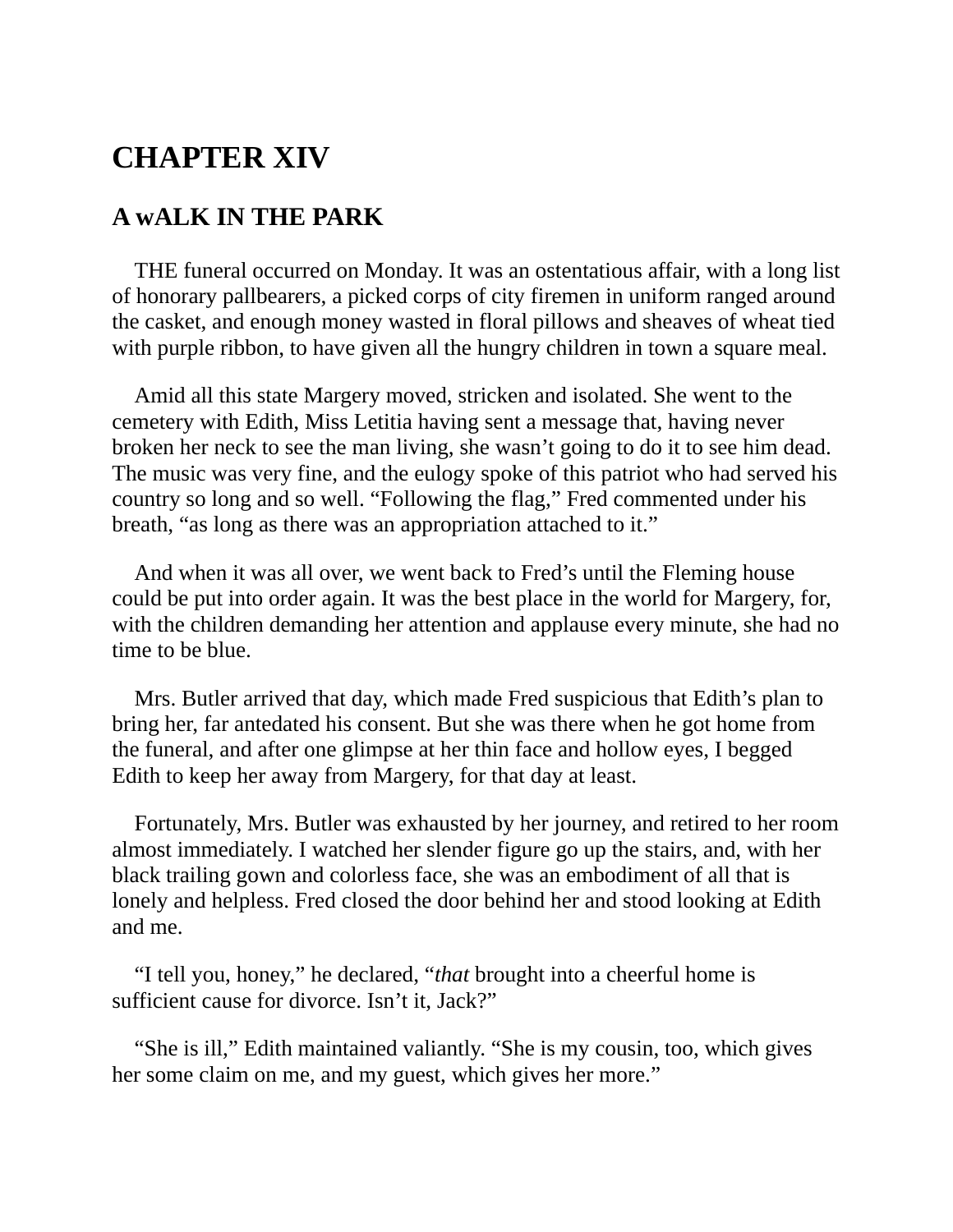# CHAPTER XIV

## A wALK IN THE PARK

THE funeral occurred on Monday. It was an ostentatious affair, with a long list of honorary pallbearers, a picked corps of city firemen in uniform ranged around the casket, and enough money wasted in floral pillows and sheaves of wheat tied with purple ribbon, to have given all the hungry children in town a square meal.

Amid all this state Margery moved, stricken and isolated. She went to the cemetery with Edith, Miss Letitia having sent a message that, having never broken her neck to see the man living, she wasn't going to do it to see him dead. The music was very fine, and the eulogy spoke of this patriot who had served his country so long and so well. "Following the flag," Fred commented under his breath, "as long as there was an appropriation attached to it."

And when it was all over, we went back to Fred's until the Fleming house could be put into order again. It was the best place in the world for Margery, for, with the children demanding her attention and applause every minute, she had no time to be blue.

Mrs. Butler arrived that day, which made Fred suspicious that Edith's plan to bring her, far antedated his consent. But she was there when he got home from the funeral, and after one glimpse at her thin face and hollow eyes, I begged Edith to keep her away from Margery, for that day at least.

Fortunately, Mrs. Butler was exhausted by her journey, and retired to her room almost immediately. I watched her slender figure go up the stairs, and, with her black trailing gown and colorless face, she was an embodiment of all that is lonely and helpless. Fred closed the door behind her and stood looking at Edith and me.

"I tell you, honey," he declared, "*that* brought into a cheerful home is sufficient cause for divorce. Isn't it, Jack?"

"She is ill," Edith maintained valiantly. "She is my cousin, too, which gives her some claim on me, and my guest, which gives her more."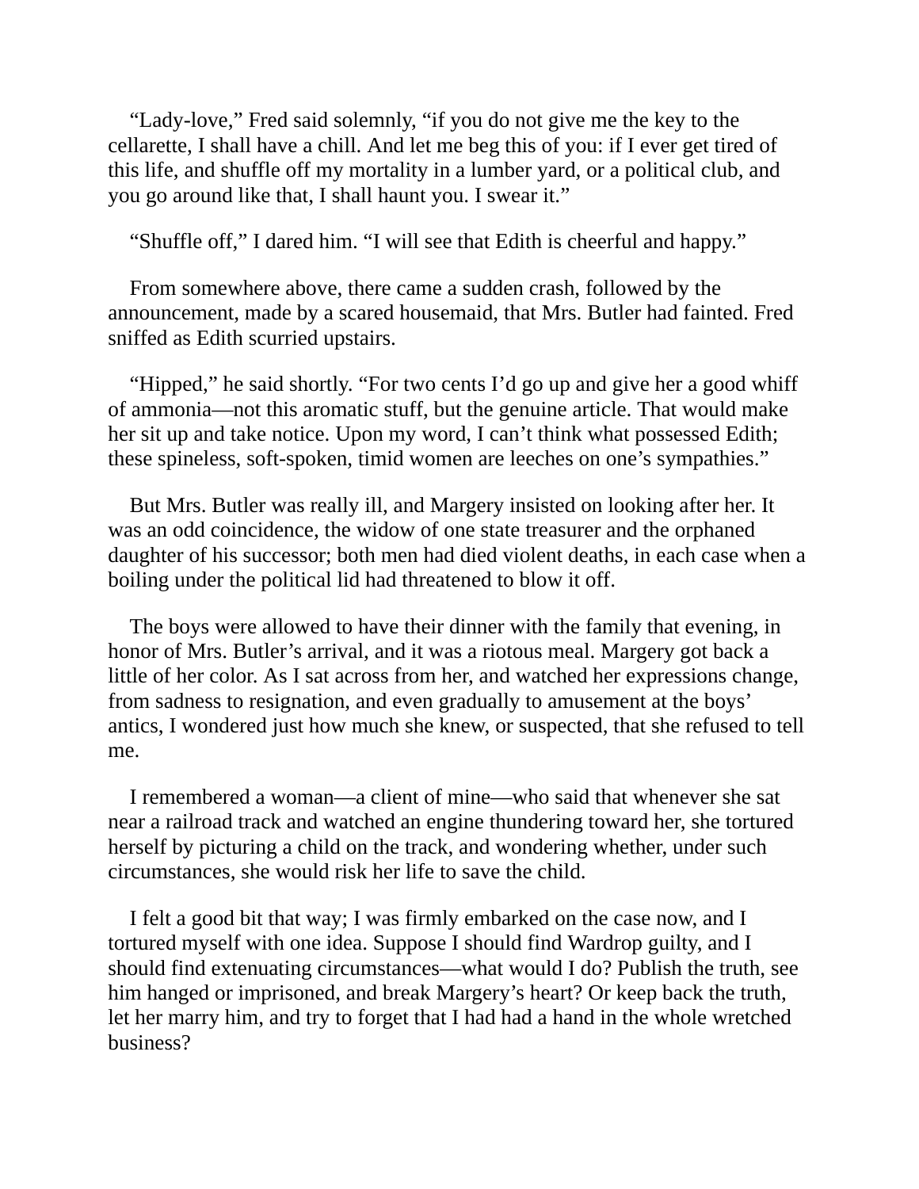"Lady-love," Fred said solemnly, "if you do not give me the key to the cellarette, I shall have a chill. And let me beg this of you: if I ever get tired of this life, and shuffle off my mortality in a lumber yard, or a political club, and you go around like that, I shall haunt you. I swear it."

"Shuffle off," I dared him. "I will see that Edith is cheerful and happy."

From somewhere above, there came a sudden crash, followed by the announcement, made by a scared housemaid, that Mrs. Butler had fainted. Fred sniffed as Edith scurried upstairs.

"Hipped," he said shortly. "For two cents I'd go up and give her a good whiff of ammonia—not this aromatic stuff, but the genuine article. That would make her sit up and take notice. Upon my word, I can't think what possessed Edith; these spineless, soft-spoken, timid women are leeches on one's sympathies."

But Mrs. Butler was really ill, and Margery insisted on looking after her. It was an odd coincidence, the widow of one state treasurer and the orphaned daughter of his successor; both men had died violent deaths, in each case when a boiling under the political lid had threatened to blow it off.

The boys were allowed to have their dinner with the family that evening, in honor of Mrs. Butler's arrival, and it was a riotous meal. Margery got back a little of her color. As I sat across from her, and watched her expressions change, from sadness to resignation, and even gradually to amusement at the boys' antics, I wondered just how much she knew, or suspected, that she refused to tell me.

I remembered a woman—a client of mine—who said that whenever she sat near a railroad track and watched an engine thundering toward her, she tortured herself by picturing a child on the track, and wondering whether, under such circumstances, she would risk her life to save the child.

I felt a good bit that way; I was firmly embarked on the case now, and I tortured myself with one idea. Suppose I should find Wardrop guilty, and I should find extenuating circumstances—what would I do? Publish the truth, see him hanged or imprisoned, and break Margery's heart? Or keep back the truth, let her marry him, and try to forget that I had had a hand in the whole wretched business?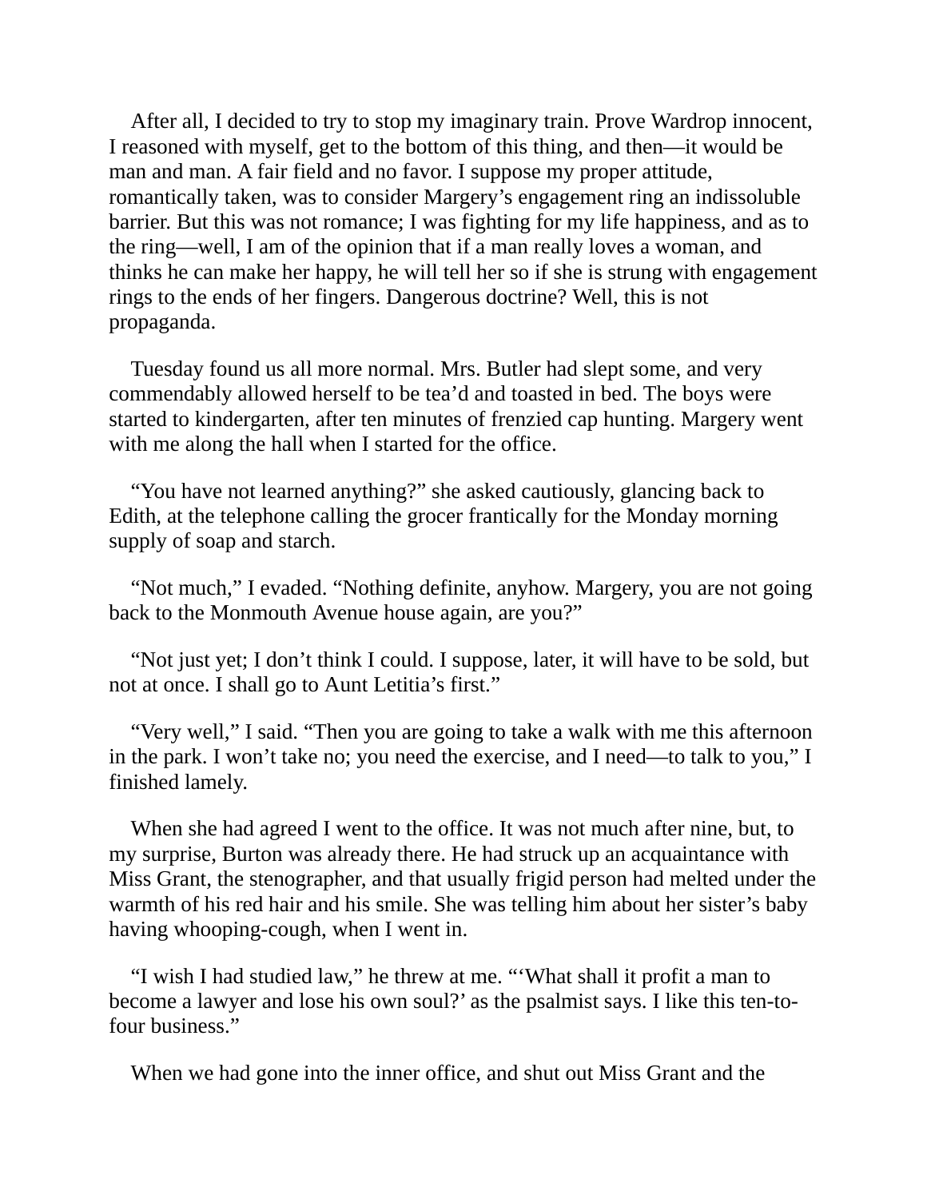After all, I decided to try to stop my imaginary train. Prove Wardrop innocent, I reasoned with myself, get to the bottom of this thing, and then—it would be man and man. A fair field and no favor. I suppose my proper attitude, romantically taken, was to consider Margery's engagement ring an indissoluble barrier. But this was not romance; I was fighting for my life happiness, and as to the ring—well, I am of the opinion that if a man really loves a woman, and thinks he can make her happy, he will tell her so if she is strung with engagement rings to the ends of her fingers. Dangerous doctrine? Well, this is not propaganda.

Tuesday found us all more normal. Mrs. Butler had slept some, and very commendably allowed herself to be tea'd and toasted in bed. The boys were started to kindergarten, after ten minutes of frenzied cap hunting. Margery went with me along the hall when I started for the office.

"You have not learned anything?" she asked cautiously, glancing back to Edith, at the telephone calling the grocer frantically for the Monday morning supply of soap and starch.

"Not much," I evaded. "Nothing definite, anyhow. Margery, you are not going back to the Monmouth Avenue house again, are you?"

"Not just yet; I don't think I could. I suppose, later, it will have to be sold, but not at once. I shall go to Aunt Letitia's first."

"Very well," I said. "Then you are going to take a walk with me this afternoon in the park. I won't take no; you need the exercise, and I need—to talk to you," I finished lamely.

When she had agreed I went to the office. It was not much after nine, but, to my surprise, Burton was already there. He had struck up an acquaintance with Miss Grant, the stenographer, and that usually frigid person had melted under the warmth of his red hair and his smile. She was telling him about her sister's baby having whooping-cough, when I went in.

"I wish I had studied law," he threw at me. "'What shall it profit a man to become a lawyer and lose his own soul?' as the psalmist says. I like this ten-to-four business."

When we had gone into the inner office, and shut out Miss Grant and the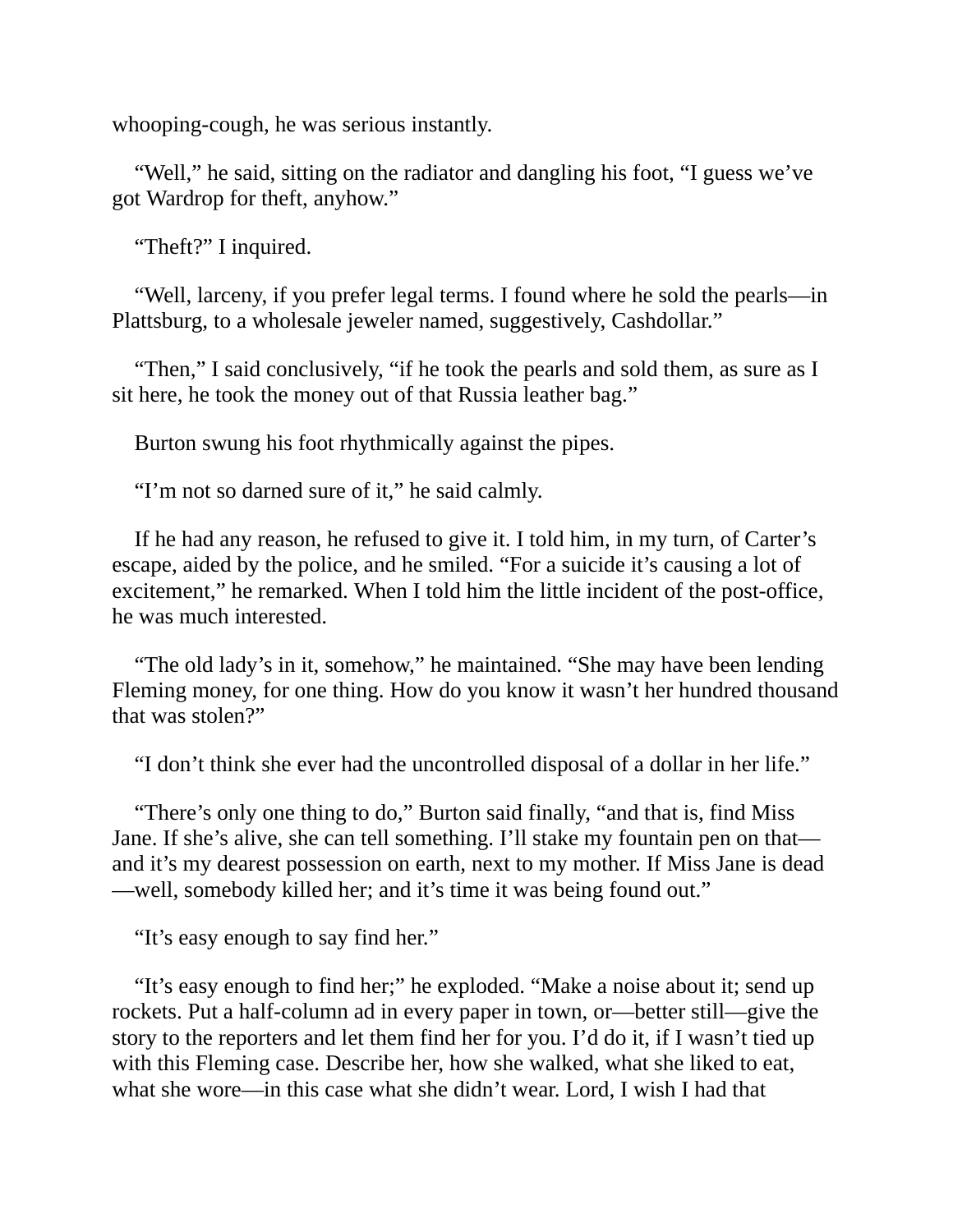whooping-cough, he was serious instantly.

"Well," he said, sitting on the radiator and dangling his foot, "I guess we've got Wardrop for theft, anyhow."

"Theft?" I inquired.

"Well, larceny, if you prefer legal terms. I found where he sold the pearls—in Plattsburg, to a wholesale jeweler named, suggestively, Cashdollar."

"Then," I said conclusively, "if he took the pearls and sold them, as sure as I sit here, he took the money out of that Russia leather bag."

Burton swung his foot rhythmically against the pipes.

"I'm not so darned sure of it," he said calmly.

If he had any reason, he refused to give it. I told him, in my turn, of Carter's escape, aided by the police, and he smiled. "For a suicide it's causing a lot of excitement," he remarked. When I told him the little incident of the post-office, he was much interested.

"The old lady's in it, somehow," he maintained. "She may have been lending Fleming money, for one thing. How do you know it wasn't her hundred thousand that was stolen?"

"I don't think she ever had the uncontrolled disposal of a dollar in her life."

"There's only one thing to do," Burton said finally, "and that is, find Miss Jane. If she's alive, she can tell something. I'll stake my fountain pen on that—and it's my dearest possession on earth, next to my mother. If Miss Jane is dead—well, somebody killed her; and it's time it was being found out."

"It's easy enough to say find her."

"It's easy enough to find her;" he exploded. "Make a noise about it; send up rockets. Put a half-column ad in every paper in town, or—better still—give the story to the reporters and let them find her for you. I'd do it, if I wasn't tied up with this Fleming case. Describe her, how she walked, what she liked to eat, what she wore—in this case what she didn't wear. Lord, I wish I had that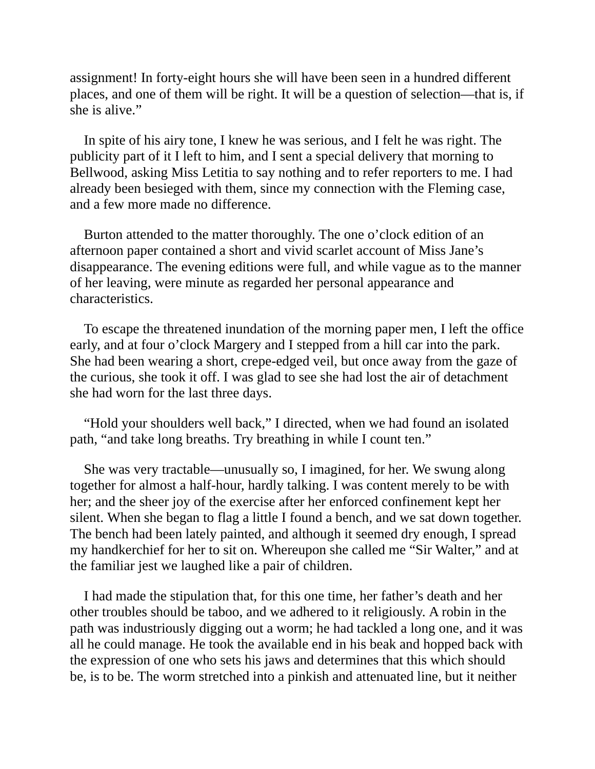assignment! In forty-eight hours she will have been seen in a hundred different places, and one of them will be right. It will be a question of selection—that is, if she is alive."

In spite of his airy tone, I knew he was serious, and I felt he was right. The publicity part of it I left to him, and I sent a special delivery that morning to Bellwood, asking Miss Letitia to say nothing and to refer reporters to me. I had already been besieged with them, since my connection with the Fleming case, and a few more made no difference.

Burton attended to the matter thoroughly. The one o'clock edition of an afternoon paper contained a short and vivid scarlet account of Miss Jane's disappearance. The evening editions were full, and while vague as to the manner of her leaving, were minute as regarded her personal appearance and characteristics.

To escape the threatened inundation of the morning paper men, I left the office early, and at four o'clock Margery and I stepped from a hill car into the park. She had been wearing a short, crepe-edged veil, but once away from the gaze of the curious, she took it off. I was glad to see she had lost the air of detachment she had worn for the last three days.

"Hold your shoulders well back," I directed, when we had found an isolated path, "and take long breaths. Try breathing in while I count ten."

She was very tractable—unusually so, I imagined, for her. We swung along together for almost a half-hour, hardly talking. I was content merely to be with her; and the sheer joy of the exercise after her enforced confinement kept her silent. When she began to flag a little I found a bench, and we sat down together. The bench had been lately painted, and although it seemed dry enough, I spread my handkerchief for her to sit on. Whereupon she called me "Sir Walter," and at the familiar jest we laughed like a pair of children.

I had made the stipulation that, for this one time, her father's death and her other troubles should be taboo, and we adhered to it religiously. A robin in the path was industriously digging out a worm; he had tackled a long one, and it was all he could manage. He took the available end in his beak and hopped back with the expression of one who sets his jaws and determines that this which should be, is to be. The worm stretched into a pinkish and attenuated line, but it neither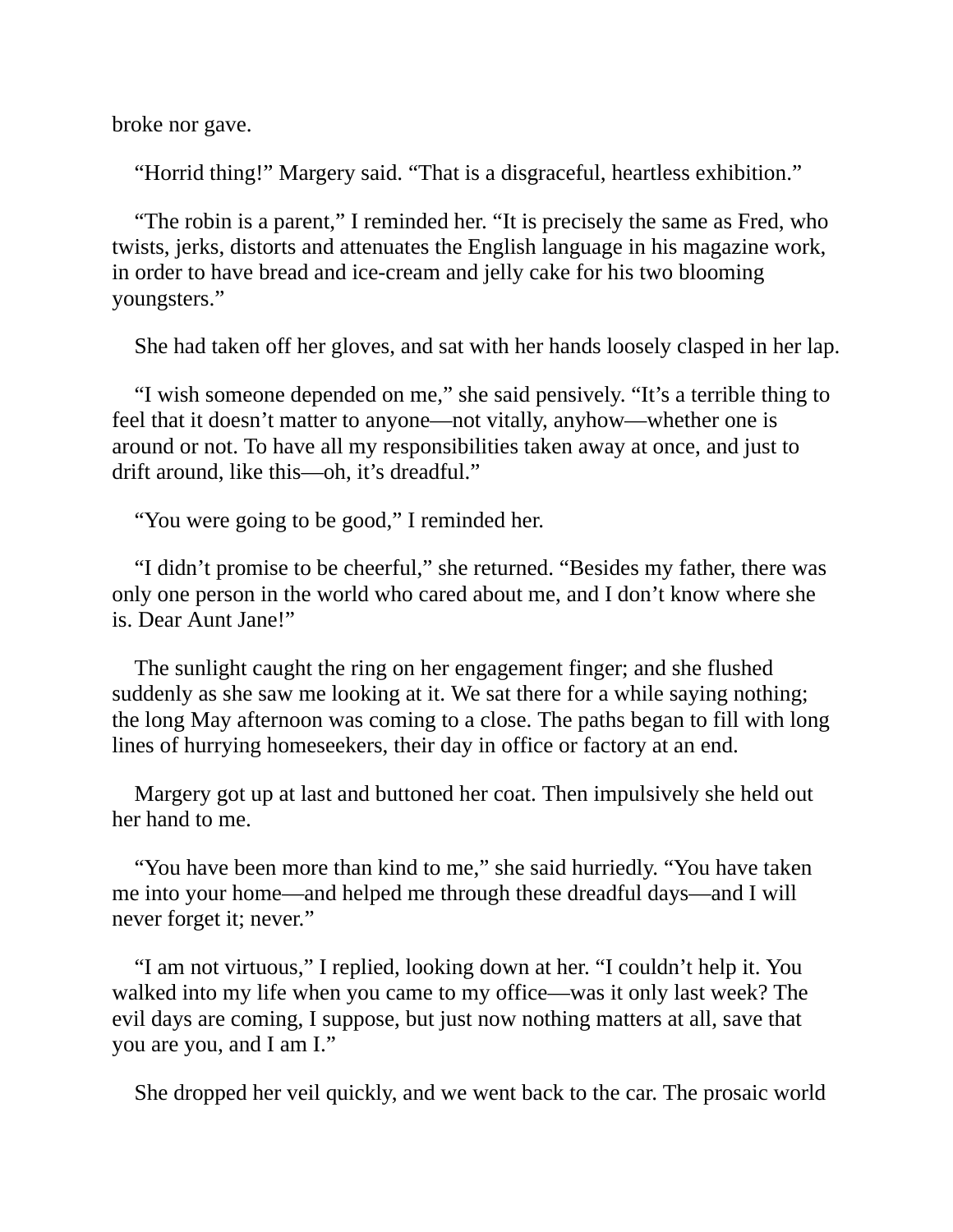broke nor gave.

“Horrid thing!” Margery said. “That is a disgraceful, heartless exhibition.”

“The robin is a parent,” I reminded her. “It is precisely the same as Fred, who twists, jerks, distorts and attenuates the English language in his magazine work, in order to have bread and ice-cream and jelly cake for his two blooming youngsters.”

She had taken off her gloves, and sat with her hands loosely clasped in her lap.

“I wish someone depended on me,” she said pensively. “It’s a terrible thing to feel that it doesn’t matter to anyone—not vitally, anyhow—whether one is around or not. To have all my responsibilities taken away at once, and just to drift around, like this—oh, it’s dreadful.”

“You were going to be good,” I reminded her.

“I didn’t promise to be cheerful,” she returned. “Besides my father, there was only one person in the world who cared about me, and I don’t know where she is. Dear Aunt Jane!”

The sunlight caught the ring on her engagement finger; and she flushed suddenly as she saw me looking at it. We sat there for a while saying nothing; the long May afternoon was coming to a close. The paths began to fill with long lines of hurrying homeseekers, their day in office or factory at an end.

Margery got up at last and buttoned her coat. Then impulsively she held out her hand to me.

“You have been more than kind to me,” she said hurriedly. “You have taken me into your home—and helped me through these dreadful days—and I will never forget it; never.”

“I am not virtuous,” I replied, looking down at her. “I couldn’t help it. You walked into my life when you came to my office—was it only last week? The evil days are coming, I suppose, but just now nothing matters at all, save that you are you, and I am I.”

She dropped her veil quickly, and we went back to the car. The prosaic world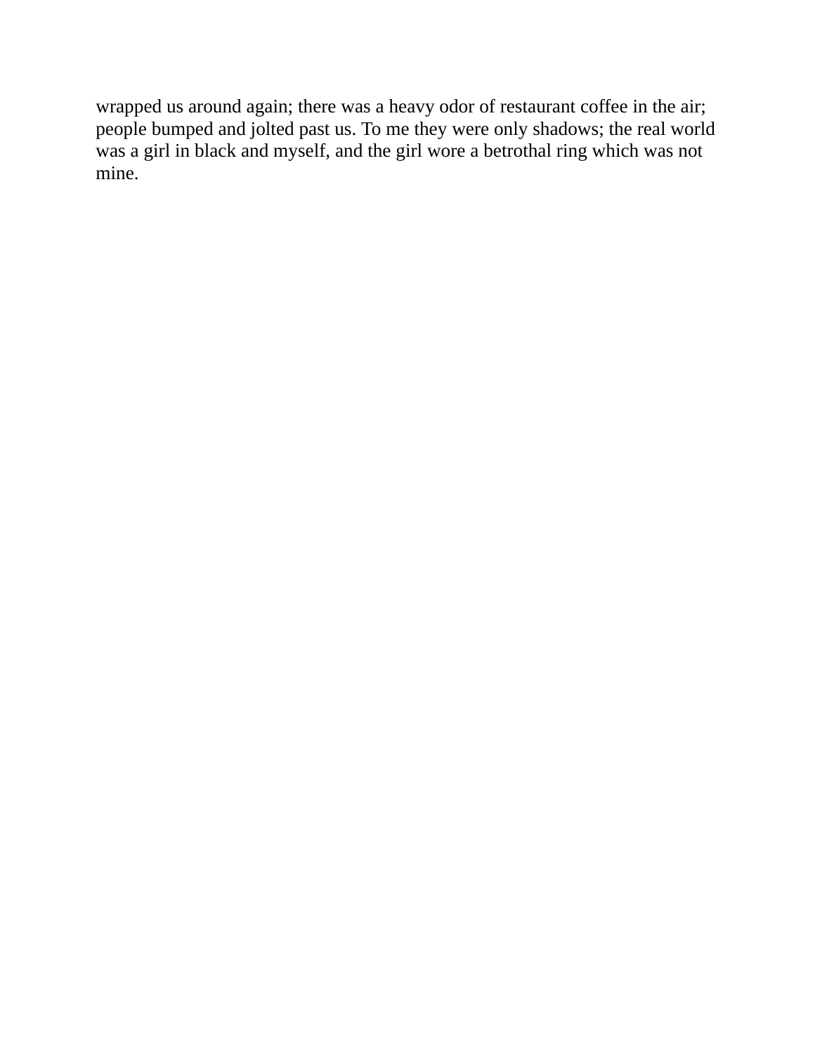wrapped us around again; there was a heavy odor of restaurant coffee in the air; people bumped and jolted past us. To me they were only shadows; the real world was a girl in black and myself, and the girl wore a betrothal ring which was not mine.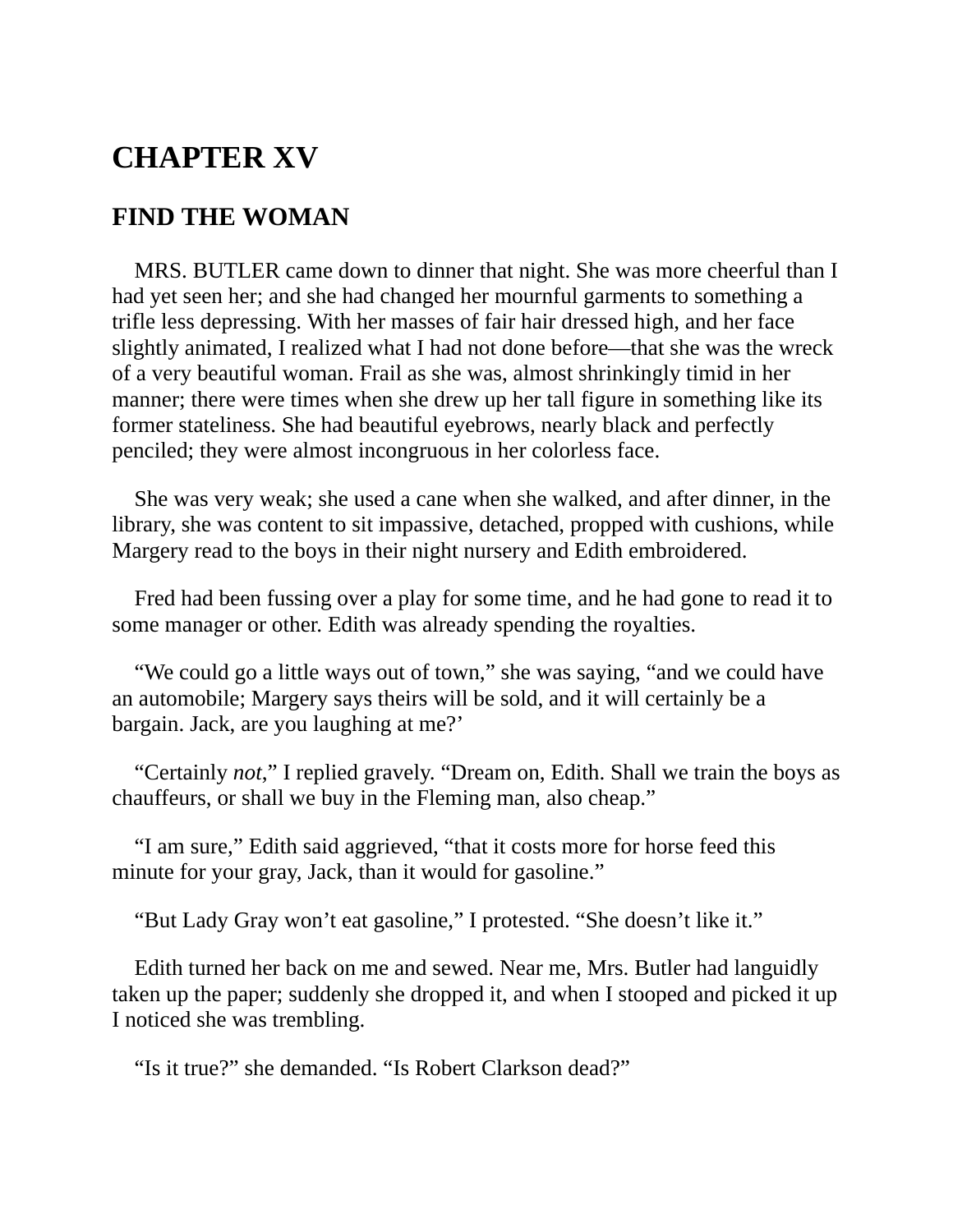# CHAPTER XV

## FIND THE WOMAN

MRS. BUTLER came down to dinner that night. She was more cheerful than I had yet seen her; and she had changed her mournful garments to something a trifle less depressing. With her masses of fair hair dressed high, and her face slightly animated, I realized what I had not done before—that she was the wreck of a very beautiful woman. Frail as she was, almost shrinkingly timid in her manner; there were times when she drew up her tall figure in something like its former stateliness. She had beautiful eyebrows, nearly black and perfectly penciled; they were almost incongruous in her colorless face.

She was very weak; she used a cane when she walked, and after dinner, in the library, she was content to sit impassive, detached, propped with cushions, while Margery read to the boys in their night nursery and Edith embroidered.

Fred had been fussing over a play for some time, and he had gone to read it to some manager or other. Edith was already spending the royalties.

"We could go a little ways out of town," she was saying, "and we could have an automobile; Margery says theirs will be sold, and it will certainly be a bargain. Jack, are you laughing at me?'

"Certainly *not*," I replied gravely. "Dream on, Edith. Shall we train the boys as chauffeurs, or shall we buy in the Fleming man, also cheap."

"I am sure," Edith said aggrieved, "that it costs more for horse feed this minute for your gray, Jack, than it would for gasoline."

"But Lady Gray won't eat gasoline," I protested. "She doesn't like it."

Edith turned her back on me and sewed. Near me, Mrs. Butler had languidly taken up the paper; suddenly she dropped it, and when I stooped and picked it up I noticed she was trembling.

"Is it true?" she demanded. "Is Robert Clarkson dead?"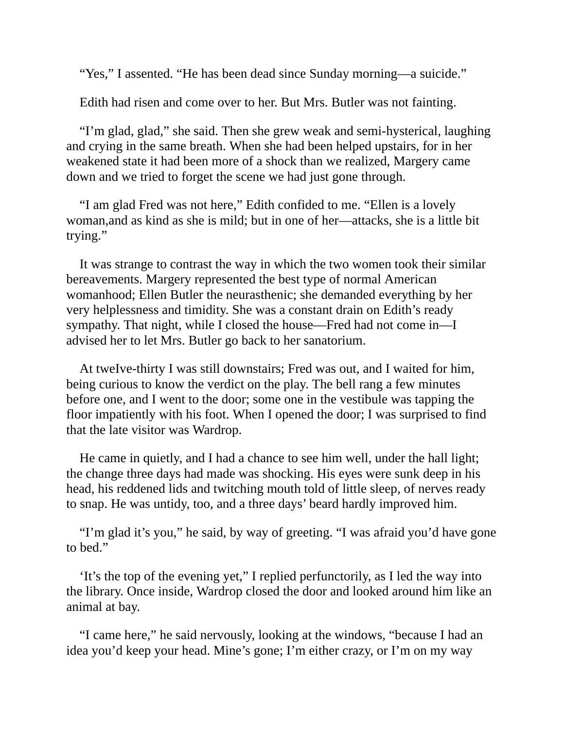"Yes," I assented. "He has been dead since Sunday morning—a suicide."

Edith had risen and come over to her. But Mrs. Butler was not fainting.

"I'm glad, glad," she said. Then she grew weak and semi-hysterical, laughing and crying in the same breath. When she had been helped upstairs, for in her weakened state it had been more of a shock than we realized, Margery came down and we tried to forget the scene we had just gone through.

"I am glad Fred was not here," Edith confided to me. "Ellen is a lovely woman,and as kind as she is mild; but in one of her—attacks, she is a little bit trying."

It was strange to contrast the way in which the two women took their similar bereavements. Margery represented the best type of normal American womanhood; Ellen Butler the neurasthenic; she demanded everything by her very helplessness and timidity. She was a constant drain on Edith's ready sympathy. That night, while I closed the house—Fred had not come in—I advised her to let Mrs. Butler go back to her sanatorium.

At tweIve-thirty I was still downstairs; Fred was out, and I waited for him, being curious to know the verdict on the play. The bell rang a few minutes before one, and I went to the door; some one in the vestibule was tapping the floor impatiently with his foot. When I opened the door; I was surprised to find that the late visitor was Wardrop.

He came in quietly, and I had a chance to see him well, under the hall light; the change three days had made was shocking. His eyes were sunk deep in his head, his reddened lids and twitching mouth told of little sleep, of nerves ready to snap. He was untidy, too, and a three days' beard hardly improved him.

"I'm glad it's you," he said, by way of greeting. "I was afraid you'd have gone to bed."

'It's the top of the evening yet," I replied perfunctorily, as I led the way into the library. Once inside, Wardrop closed the door and looked around him like an animal at bay.

"I came here," he said nervously, looking at the windows, "because I had an idea you'd keep your head. Mine's gone; I'm either crazy, or I'm on my way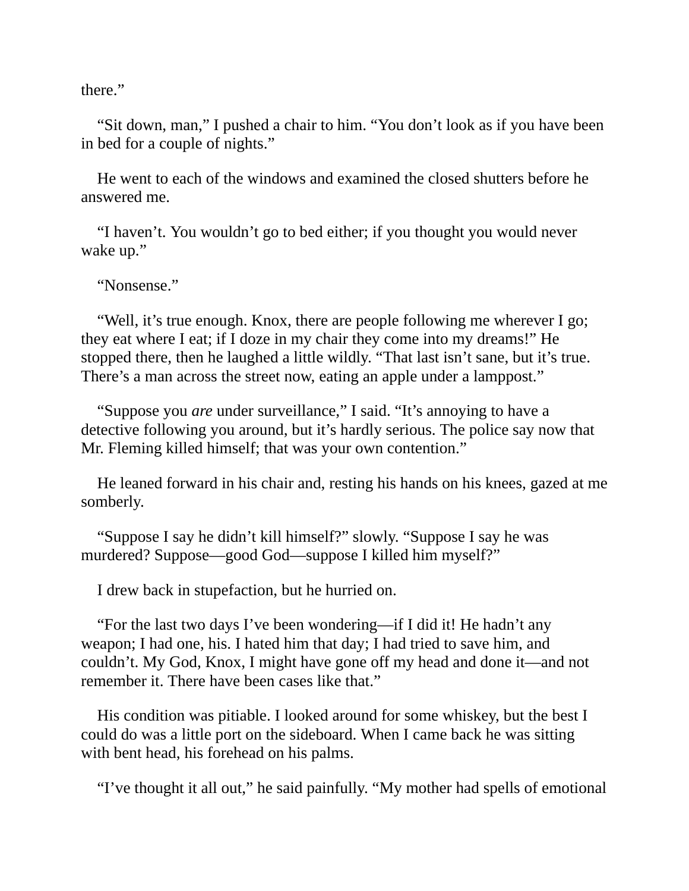there.”

“Sit down, man,” I pushed a chair to him. “You don’t look as if you have been in bed for a couple of nights.”

He went to each of the windows and examined the closed shutters before he answered me.

“I haven’t. You wouldn’t go to bed either; if you thought you would never wake up.”

“Nonsense.”

“Well, it’s true enough. Knox, there are people following me wherever I go; they eat where I eat; if I doze in my chair they come into my dreams!” He stopped there, then he laughed a little wildly. “That last isn’t sane, but it’s true. There’s a man across the street now, eating an apple under a lamppost.”

“Suppose you *are* under surveillance,” I said. “It’s annoying to have a detective following you around, but it’s hardly serious. The police say now that Mr. Fleming killed himself; that was your own contention.”

He leaned forward in his chair and, resting his hands on his knees, gazed at me somberly.

“Suppose I say he didn’t kill himself?” slowly. “Suppose I say he was murdered? Suppose—good God—suppose I killed him myself?”

I drew back in stupefaction, but he hurried on.

“For the last two days I’ve been wondering—if I did it! He hadn’t any weapon; I had one, his. I hated him that day; I had tried to save him, and couldn’t. My God, Knox, I might have gone off my head and done it—and not remember it. There have been cases like that.”

His condition was pitiable. I looked around for some whiskey, but the best I could do was a little port on the sideboard. When I came back he was sitting with bent head, his forehead on his palms.

“I’ve thought it all out,” he said painfully. “My mother had spells of emotional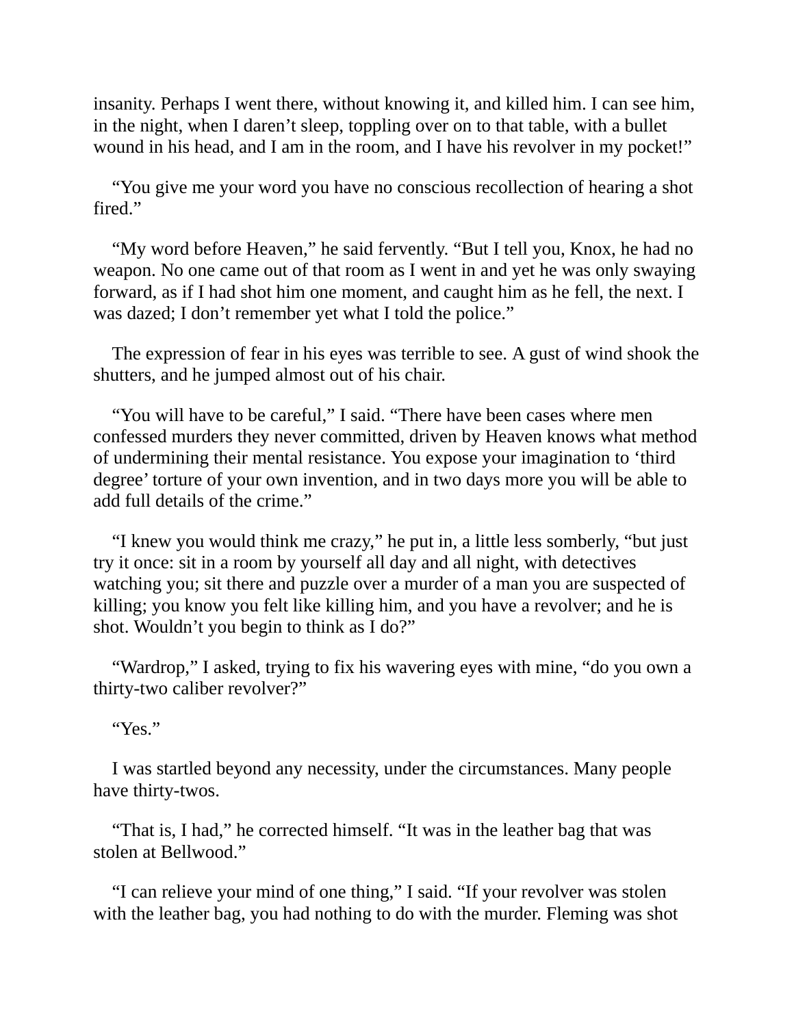insanity. Perhaps I went there, without knowing it, and killed him. I can see him, in the night, when I daren't sleep, toppling over on to that table, with a bullet wound in his head, and I am in the room, and I have his revolver in my pocket!"

"You give me your word you have no conscious recollection of hearing a shot fired."

"My word before Heaven," he said fervently. "But I tell you, Knox, he had no weapon. No one came out of that room as I went in and yet he was only swaying forward, as if I had shot him one moment, and caught him as he fell, the next. I was dazed; I don't remember yet what I told the police."

The expression of fear in his eyes was terrible to see. A gust of wind shook the shutters, and he jumped almost out of his chair.

"You will have to be careful," I said. "There have been cases where men confessed murders they never committed, driven by Heaven knows what method of undermining their mental resistance. You expose your imagination to 'third degree' torture of your own invention, and in two days more you will be able to add full details of the crime."

"I knew you would think me crazy," he put in, a little less somberly, "but just try it once: sit in a room by yourself all day and all night, with detectives watching you; sit there and puzzle over a murder of a man you are suspected of killing; you know you felt like killing him, and you have a revolver; and he is shot. Wouldn't you begin to think as I do?"

"Wardrop," I asked, trying to fix his wavering eyes with mine, "do you own a thirty-two caliber revolver?"

"Yes."

I was startled beyond any necessity, under the circumstances. Many people have thirty-twos.

"That is, I had," he corrected himself. "It was in the leather bag that was stolen at Bellwood."

"I can relieve your mind of one thing," I said. "If your revolver was stolen with the leather bag, you had nothing to do with the murder. Fleming was shot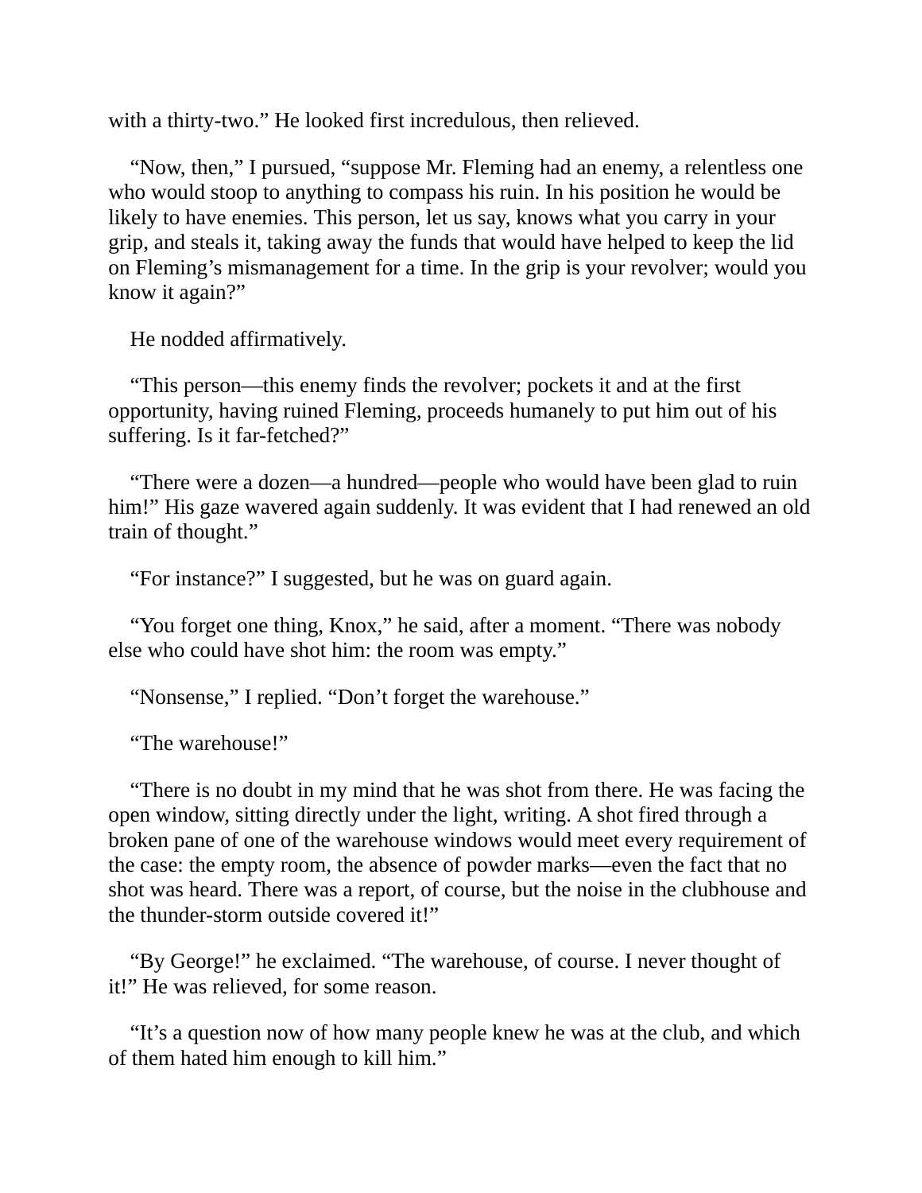with a thirty-two.” He looked first incredulous, then relieved.

“Now, then,” I pursued, “suppose Mr. Fleming had an enemy, a relentless one who would stoop to anything to compass his ruin. In his position he would be likely to have enemies. This person, let us say, knows what you carry in your grip, and steals it, taking away the funds that would have helped to keep the lid on Fleming’s mismanagement for a time. In the grip is your revolver; would you know it again?”

He nodded affirmatively.

“This person—this enemy finds the revolver; pockets it and at the first opportunity, having ruined Fleming, proceeds humanely to put him out of his suffering. Is it far-fetched?”

“There were a dozen—a hundred—people who would have been glad to ruin him!” His gaze wavered again suddenly. It was evident that I had renewed an old train of thought.”

“For instance?” I suggested, but he was on guard again.

“You forget one thing, Knox,” he said, after a moment. “There was nobody else who could have shot him: the room was empty.”

“Nonsense,” I replied. “Don’t forget the warehouse.”

“The warehouse!”

“There is no doubt in my mind that he was shot from there. He was facing the open window, sitting directly under the light, writing. A shot fired through a broken pane of one of the warehouse windows would meet every requirement of the case: the empty room, the absence of powder marks—even the fact that no shot was heard. There was a report, of course, but the noise in the clubhouse and the thunder-storm outside covered it!”

“By George!” he exclaimed. “The warehouse, of course. I never thought of it!” He was relieved, for some reason.

“It’s a question now of how many people knew he was at the club, and which of them hated him enough to kill him.”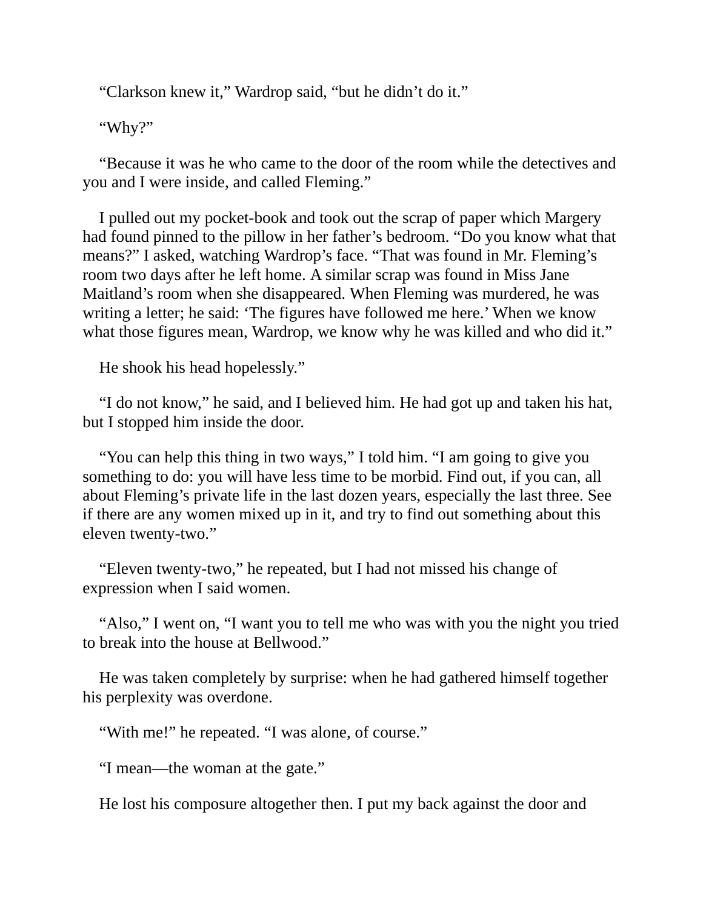"Clarkson knew it," Wardrop said, "but he didn't do it."

"Why?"

"Because it was he who came to the door of the room while the detectives and you and I were inside, and called Fleming."

I pulled out my pocket-book and took out the scrap of paper which Margery had found pinned to the pillow in her father's bedroom. "Do you know what that means?" I asked, watching Wardrop's face. "That was found in Mr. Fleming's room two days after he left home. A similar scrap was found in Miss Jane Maitland's room when she disappeared. When Fleming was murdered, he was writing a letter; he said: 'The figures have followed me here.' When we know what those figures mean, Wardrop, we know why he was killed and who did it."

He shook his head hopelessly."

"I do not know," he said, and I believed him. He had got up and taken his hat, but I stopped him inside the door.

"You can help this thing in two ways," I told him. "I am going to give you something to do: you will have less time to be morbid. Find out, if you can, all about Fleming's private life in the last dozen years, especially the last three. See if there are any women mixed up in it, and try to find out something about this eleven twenty-two."

"Eleven twenty-two," he repeated, but I had not missed his change of expression when I said women.

"Also," I went on, "I want you to tell me who was with you the night you tried to break into the house at Bellwood."

He was taken completely by surprise: when he had gathered himself together his perplexity was overdone.

"With me!" he repeated. "I was alone, of course."

"I mean—the woman at the gate."

He lost his composure altogether then. I put my back against the door and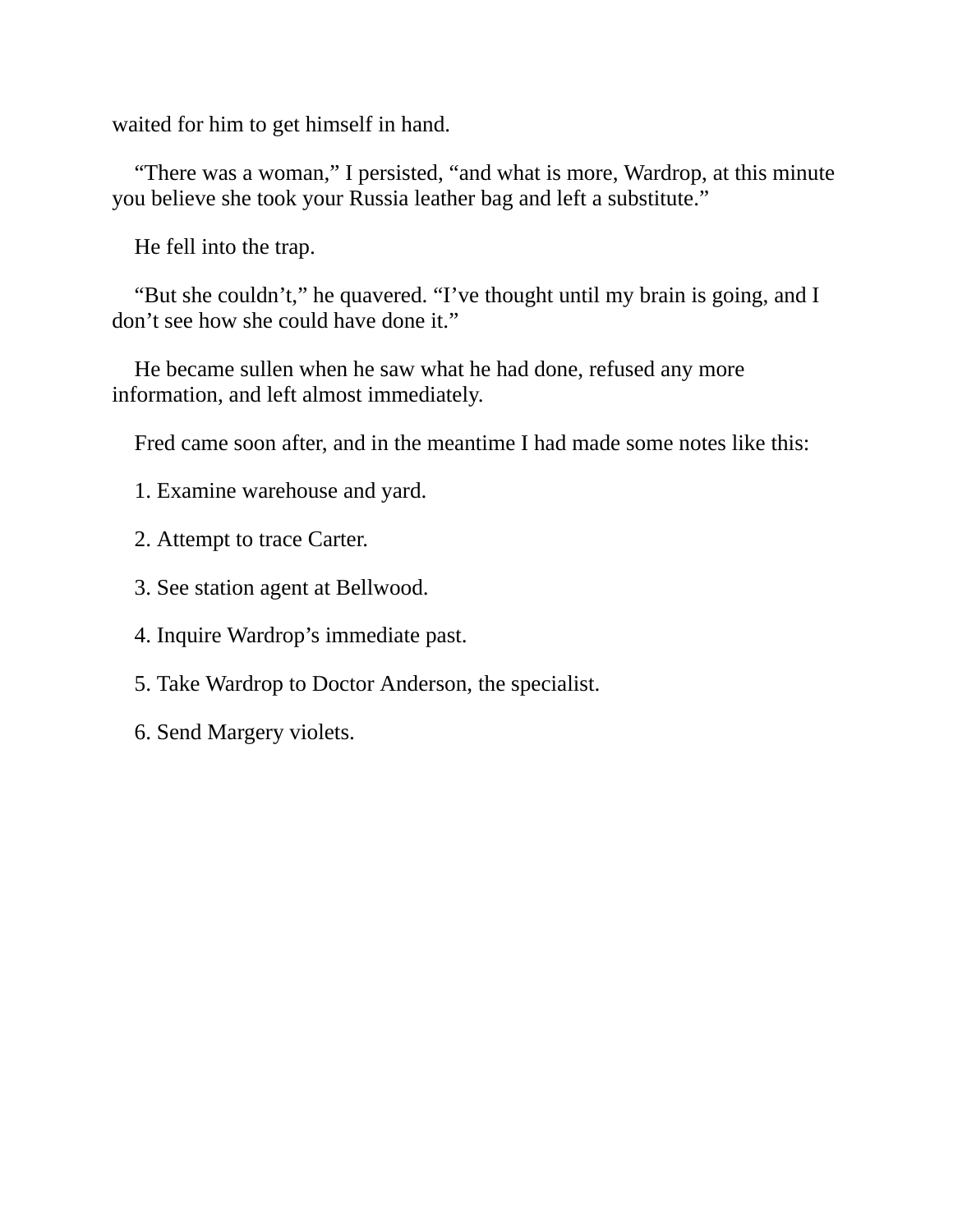waited for him to get himself in hand.

“There was a woman,” I persisted, “and what is more, Wardrop, at this minute you believe she took your Russia leather bag and left a substitute.”

He fell into the trap.

“But she couldn’t,” he quavered. “I’ve thought until my brain is going, and I don’t see how she could have done it.”

He became sullen when he saw what he had done, refused any more information, and left almost immediately.

Fred came soon after, and in the meantime I had made some notes like this:

1. Examine warehouse and yard.

2. Attempt to trace Carter.

3. See station agent at Bellwood.

4. Inquire Wardrop’s immediate past.

5. Take Wardrop to Doctor Anderson, the specialist.

6. Send Margery violets.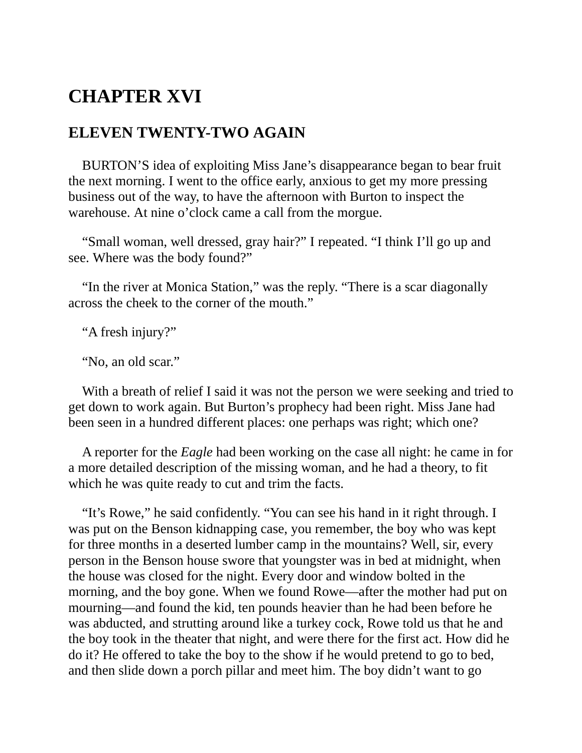# CHAPTER XVI

## ELEVEN TWENTY-TWO AGAIN

BURTON'S idea of exploiting Miss Jane's disappearance began to bear fruit the next morning. I went to the office early, anxious to get my more pressing business out of the way, to have the afternoon with Burton to inspect the warehouse. At nine o'clock came a call from the morgue.

"Small woman, well dressed, gray hair?" I repeated. "I think I'll go up and see. Where was the body found?"

"In the river at Monica Station," was the reply. "There is a scar diagonally across the cheek to the corner of the mouth."

"A fresh injury?"

"No, an old scar."

With a breath of relief I said it was not the person we were seeking and tried to get down to work again. But Burton's prophecy had been right. Miss Jane had been seen in a hundred different places: one perhaps was right; which one?

A reporter for the *Eagle* had been working on the case all night: he came in for a more detailed description of the missing woman, and he had a theory, to fit which he was quite ready to cut and trim the facts.

"It's Rowe," he said confidently. "You can see his hand in it right through. I was put on the Benson kidnapping case, you remember, the boy who was kept for three months in a deserted lumber camp in the mountains? Well, sir, every person in the Benson house swore that youngster was in bed at midnight, when the house was closed for the night. Every door and window bolted in the morning, and the boy gone. When we found Rowe—after the mother had put on mourning—and found the kid, ten pounds heavier than he had been before he was abducted, and strutting around like a turkey cock, Rowe told us that he and the boy took in the theater that night, and were there for the first act. How did he do it? He offered to take the boy to the show if he would pretend to go to bed, and then slide down a porch pillar and meet him. The boy didn't want to go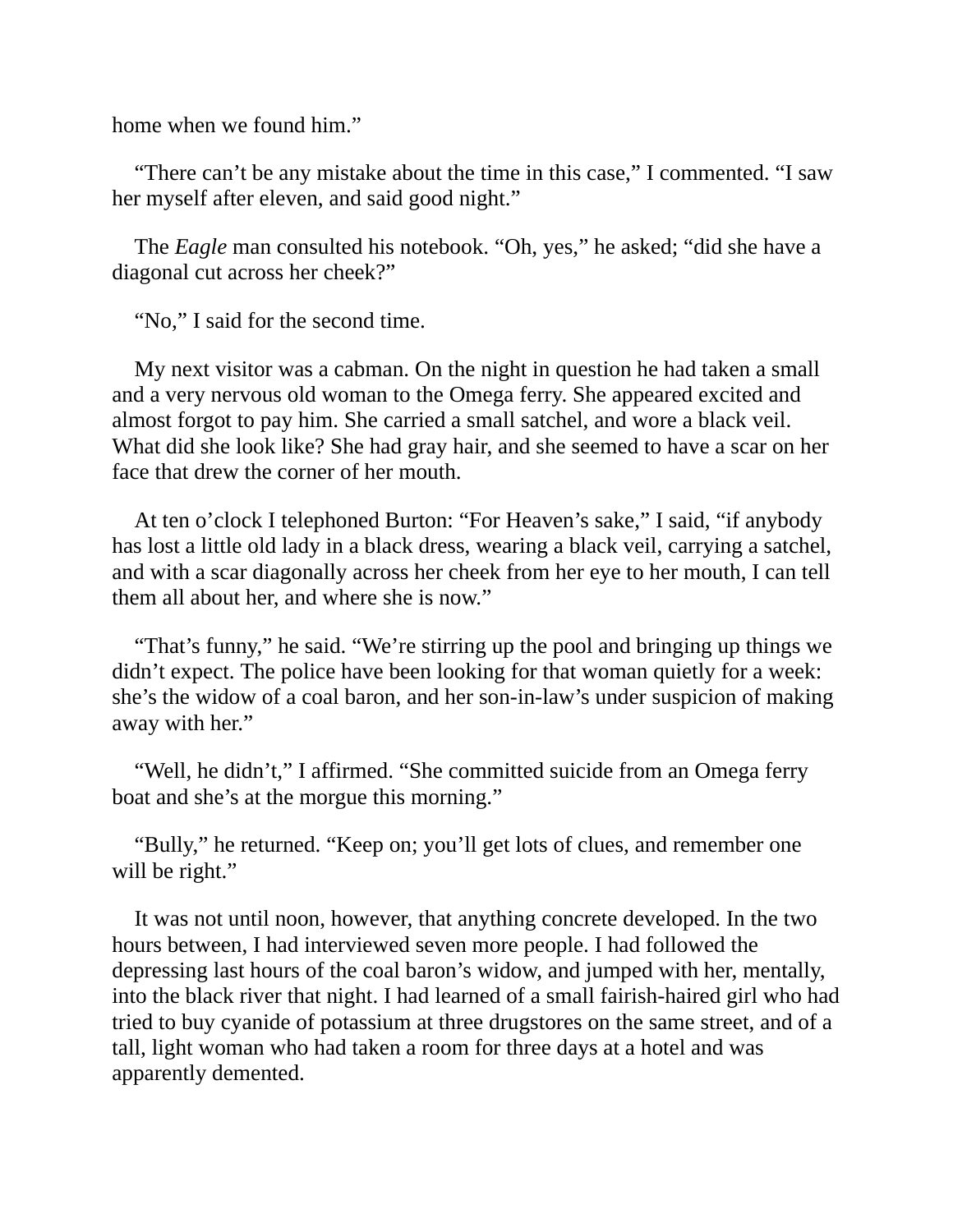home when we found him."

"There can't be any mistake about the time in this case," I commented. "I saw her myself after eleven, and said good night."

The *Eagle* man consulted his notebook. "Oh, yes," he asked; "did she have a diagonal cut across her cheek?"

"No," I said for the second time.

My next visitor was a cabman. On the night in question he had taken a small and a very nervous old woman to the Omega ferry. She appeared excited and almost forgot to pay him. She carried a small satchel, and wore a black veil. What did she look like? She had gray hair, and she seemed to have a scar on her face that drew the corner of her mouth.

At ten o'clock I telephoned Burton: "For Heaven's sake," I said, "if anybody has lost a little old lady in a black dress, wearing a black veil, carrying a satchel, and with a scar diagonally across her cheek from her eye to her mouth, I can tell them all about her, and where she is now."

"That's funny," he said. "We're stirring up the pool and bringing up things we didn't expect. The police have been looking for that woman quietly for a week: she's the widow of a coal baron, and her son-in-law's under suspicion of making away with her."

"Well, he didn't," I affirmed. "She committed suicide from an Omega ferry boat and she's at the morgue this morning."

"Bully," he returned. "Keep on; you'll get lots of clues, and remember one will be right."

It was not until noon, however, that anything concrete developed. In the two hours between, I had interviewed seven more people. I had followed the depressing last hours of the coal baron's widow, and jumped with her, mentally, into the black river that night. I had learned of a small fairish-haired girl who had tried to buy cyanide of potassium at three drugstores on the same street, and of a tall, light woman who had taken a room for three days at a hotel and was apparently demented.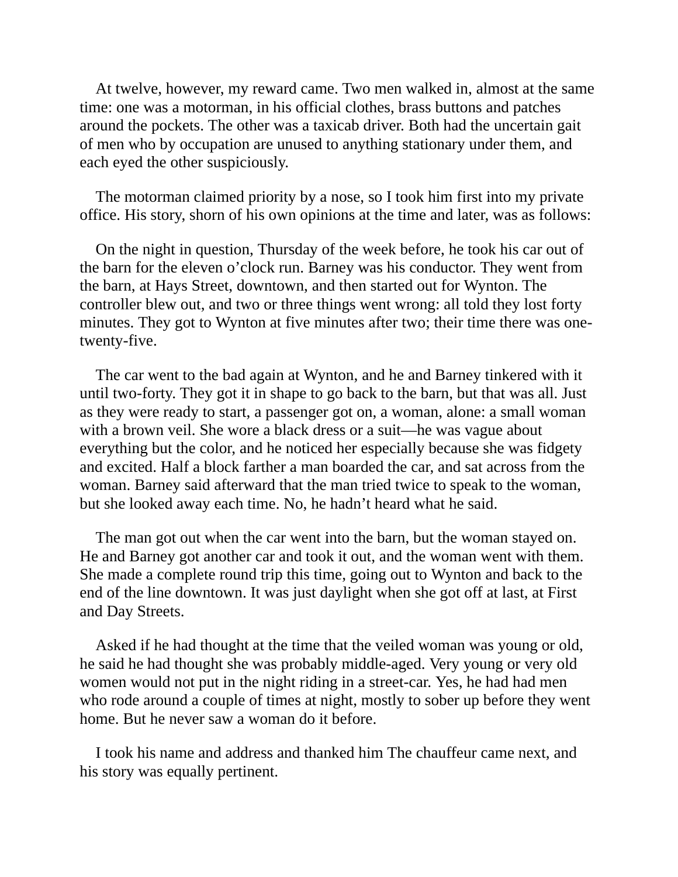At twelve, however, my reward came. Two men walked in, almost at the same time: one was a motorman, in his official clothes, brass buttons and patches around the pockets. The other was a taxicab driver. Both had the uncertain gait of men who by occupation are unused to anything stationary under them, and each eyed the other suspiciously.

The motorman claimed priority by a nose, so I took him first into my private office. His story, shorn of his own opinions at the time and later, was as follows:

On the night in question, Thursday of the week before, he took his car out of the barn for the eleven o'clock run. Barney was his conductor. They went from the barn, at Hays Street, downtown, and then started out for Wynton. The controller blew out, and two or three things went wrong: all told they lost forty minutes. They got to Wynton at five minutes after two; their time there was one-twenty-five.

The car went to the bad again at Wynton, and he and Barney tinkered with it until two-forty. They got it in shape to go back to the barn, but that was all. Just as they were ready to start, a passenger got on, a woman, alone: a small woman with a brown veil. She wore a black dress or a suit—he was vague about everything but the color, and he noticed her especially because she was fidgety and excited. Half a block farther a man boarded the car, and sat across from the woman. Barney said afterward that the man tried twice to speak to the woman, but she looked away each time. No, he hadn't heard what he said.

The man got out when the car went into the barn, but the woman stayed on. He and Barney got another car and took it out, and the woman went with them. She made a complete round trip this time, going out to Wynton and back to the end of the line downtown. It was just daylight when she got off at last, at First and Day Streets.

Asked if he had thought at the time that the veiled woman was young or old, he said he had thought she was probably middle-aged. Very young or very old women would not put in the night riding in a street-car. Yes, he had had men who rode around a couple of times at night, mostly to sober up before they went home. But he never saw a woman do it before.

I took his name and address and thanked him The chauffeur came next, and his story was equally pertinent.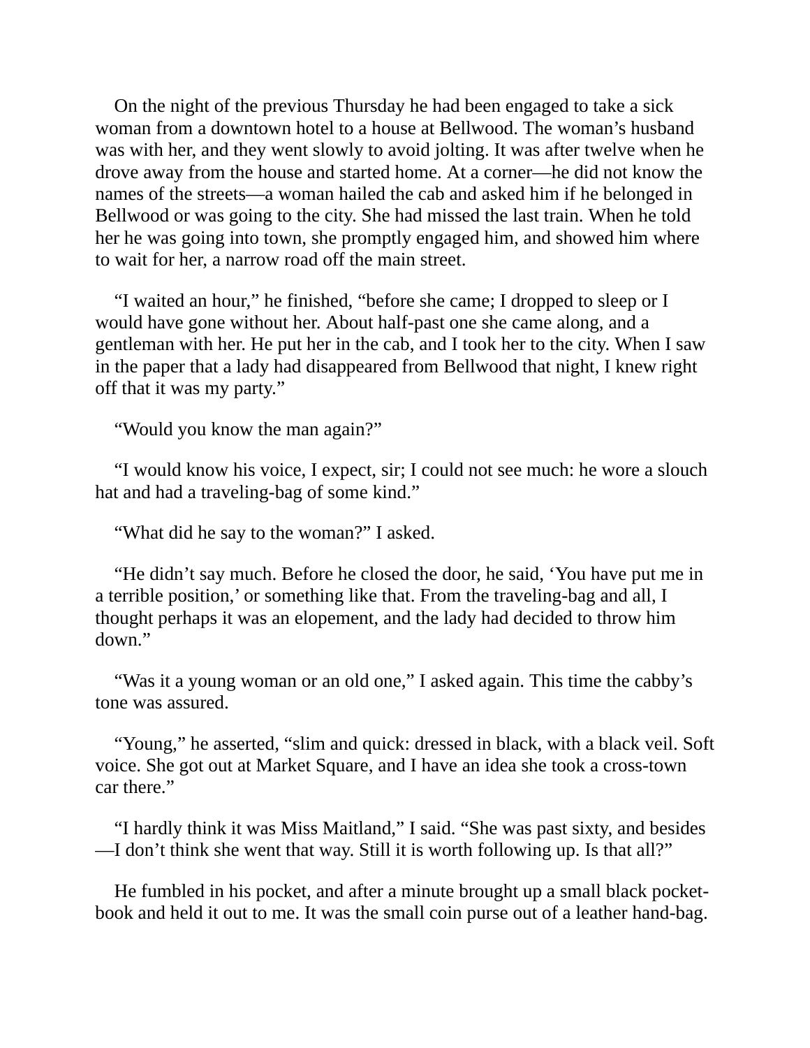On the night of the previous Thursday he had been engaged to take a sick woman from a downtown hotel to a house at Bellwood. The woman's husband was with her, and they went slowly to avoid jolting. It was after twelve when he drove away from the house and started home. At a corner—he did not know the names of the streets—a woman hailed the cab and asked him if he belonged in Bellwood or was going to the city. She had missed the last train. When he told her he was going into town, she promptly engaged him, and showed him where to wait for her, a narrow road off the main street.

"I waited an hour," he finished, "before she came; I dropped to sleep or I would have gone without her. About half-past one she came along, and a gentleman with her. He put her in the cab, and I took her to the city. When I saw in the paper that a lady had disappeared from Bellwood that night, I knew right off that it was my party."

"Would you know the man again?"

"I would know his voice, I expect, sir; I could not see much: he wore a slouch hat and had a traveling-bag of some kind."

"What did he say to the woman?" I asked.

"He didn't say much. Before he closed the door, he said, 'You have put me in a terrible position,' or something like that. From the traveling-bag and all, I thought perhaps it was an elopement, and the lady had decided to throw him down."

"Was it a young woman or an old one," I asked again. This time the cabby's tone was assured.

"Young," he asserted, "slim and quick: dressed in black, with a black veil. Soft voice. She got out at Market Square, and I have an idea she took a cross-town car there."

"I hardly think it was Miss Maitland," I said. "She was past sixty, and besides—I don't think she went that way. Still it is worth following up. Is that all?"

He fumbled in his pocket, and after a minute brought up a small black pocket-book and held it out to me. It was the small coin purse out of a leather hand-bag.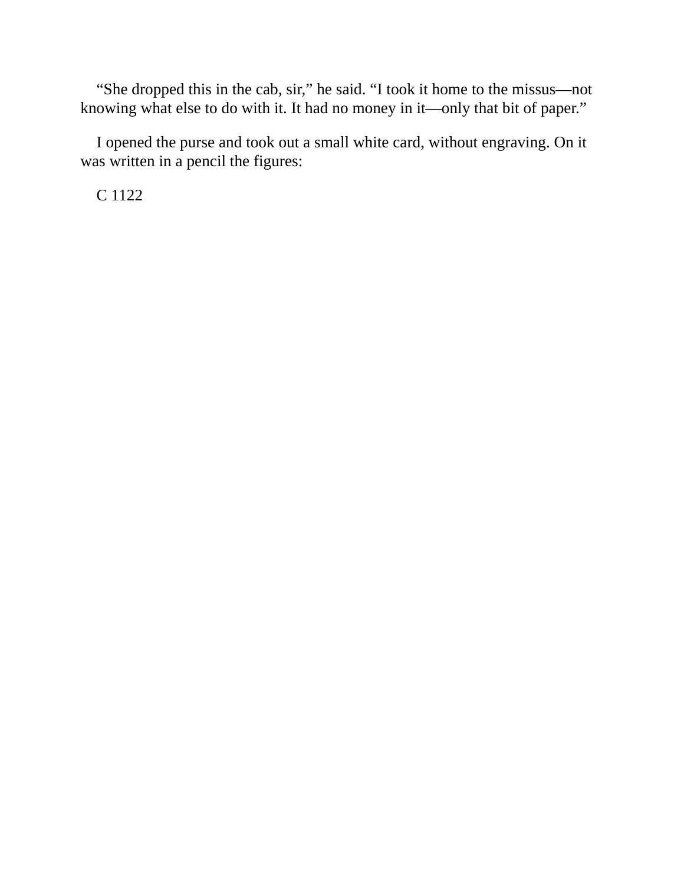"She dropped this in the cab, sir," he said. "I took it home to the missus—not knowing what else to do with it. It had no money in it—only that bit of paper."

I opened the purse and took out a small white card, without engraving. On it was written in a pencil the figures:

C 1122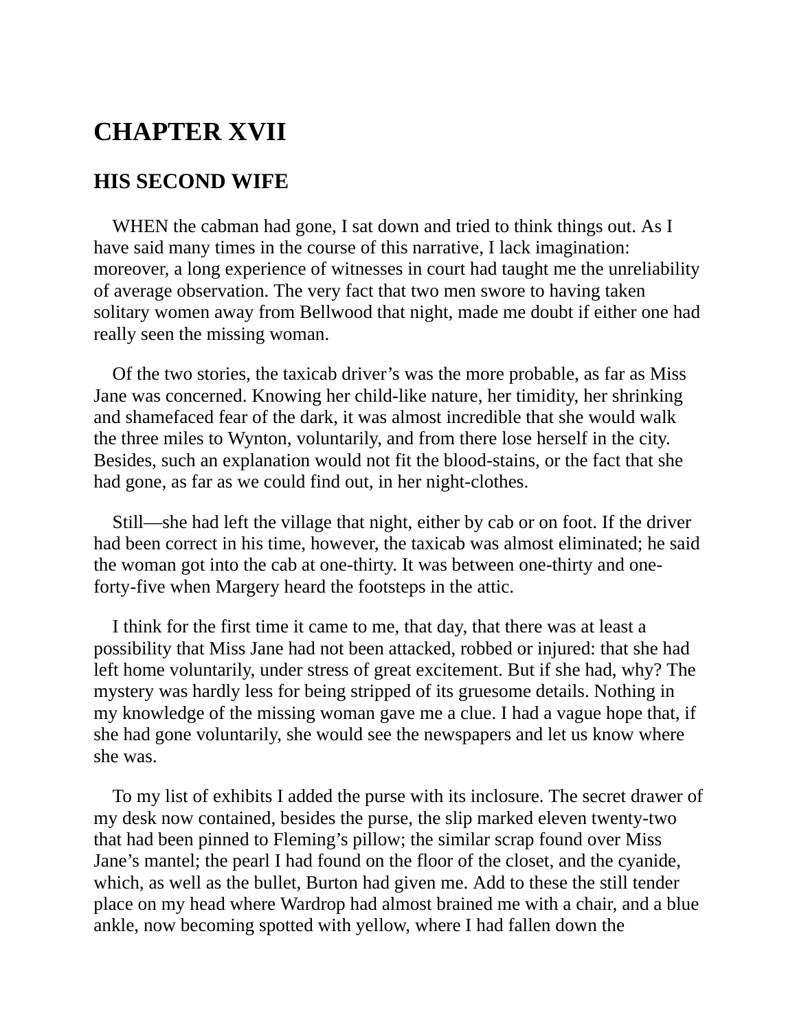# CHAPTER XVII

## HIS SECOND WIFE

WHEN the cabman had gone, I sat down and tried to think things out. As I have said many times in the course of this narrative, I lack imagination: moreover, a long experience of witnesses in court had taught me the unreliability of average observation. The very fact that two men swore to having taken solitary women away from Bellwood that night, made me doubt if either one had really seen the missing woman.

Of the two stories, the taxicab driver's was the more probable, as far as Miss Jane was concerned. Knowing her child-like nature, her timidity, her shrinking and shamefaced fear of the dark, it was almost incredible that she would walk the three miles to Wynton, voluntarily, and from there lose herself in the city. Besides, such an explanation would not fit the blood-stains, or the fact that she had gone, as far as we could find out, in her night-clothes.

Still—she had left the village that night, either by cab or on foot. If the driver had been correct in his time, however, the taxicab was almost eliminated; he said the woman got into the cab at one-thirty. It was between one-thirty and one-forty-five when Margery heard the footsteps in the attic.

I think for the first time it came to me, that day, that there was at least a possibility that Miss Jane had not been attacked, robbed or injured: that she had left home voluntarily, under stress of great excitement. But if she had, why? The mystery was hardly less for being stripped of its gruesome details. Nothing in my knowledge of the missing woman gave me a clue. I had a vague hope that, if she had gone voluntarily, she would see the newspapers and let us know where she was.

To my list of exhibits I added the purse with its inclosure. The secret drawer of my desk now contained, besides the purse, the slip marked eleven twenty-two that had been pinned to Fleming's pillow; the similar scrap found over Miss Jane's mantel; the pearl I had found on the floor of the closet, and the cyanide, which, as well as the bullet, Burton had given me. Add to these the still tender place on my head where Wardrop had almost brained me with a chair, and a blue ankle, now becoming spotted with yellow, where I had fallen down the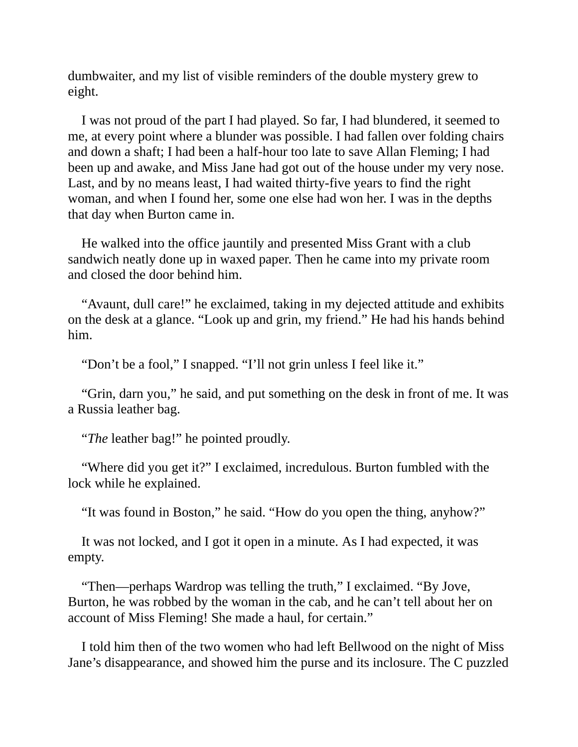dumbwaiter, and my list of visible reminders of the double mystery grew to eight.

I was not proud of the part I had played. So far, I had blundered, it seemed to me, at every point where a blunder was possible. I had fallen over folding chairs and down a shaft; I had been a half-hour too late to save Allan Fleming; I had been up and awake, and Miss Jane had got out of the house under my very nose. Last, and by no means least, I had waited thirty-five years to find the right woman, and when I found her, some one else had won her. I was in the depths that day when Burton came in.

He walked into the office jauntily and presented Miss Grant with a club sandwich neatly done up in waxed paper. Then he came into my private room and closed the door behind him.

"Avaunt, dull care!" he exclaimed, taking in my dejected attitude and exhibits on the desk at a glance. "Look up and grin, my friend." He had his hands behind him.

"Don't be a fool," I snapped. "I'll not grin unless I feel like it."

"Grin, darn you," he said, and put something on the desk in front of me. It was a Russia leather bag.

"*The* leather bag!" he pointed proudly.

"Where did you get it?" I exclaimed, incredulous. Burton fumbled with the lock while he explained.

"It was found in Boston," he said. "How do you open the thing, anyhow?"

It was not locked, and I got it open in a minute. As I had expected, it was empty.

"Then—perhaps Wardrop was telling the truth," I exclaimed. "By Jove, Burton, he was robbed by the woman in the cab, and he can't tell about her on account of Miss Fleming! She made a haul, for certain."

I told him then of the two women who had left Bellwood on the night of Miss Jane's disappearance, and showed him the purse and its inclosure. The C puzzled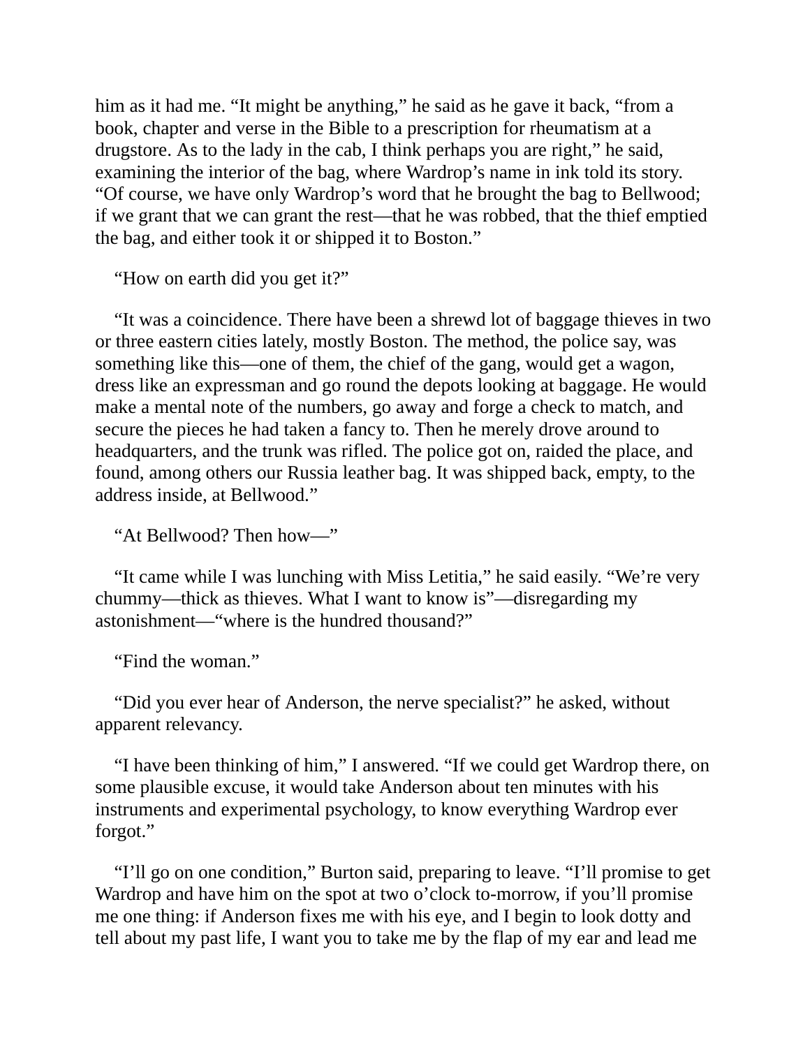him as it had me. “It might be anything,” he said as he gave it back, “from a book, chapter and verse in the Bible to a prescription for rheumatism at a drugstore. As to the lady in the cab, I think perhaps you are right,” he said, examining the interior of the bag, where Wardrop’s name in ink told its story. “Of course, we have only Wardrop’s word that he brought the bag to Bellwood; if we grant that we can grant the rest—that he was robbed, that the thief emptied the bag, and either took it or shipped it to Boston.”

“How on earth did you get it?”

“It was a coincidence. There have been a shrewd lot of baggage thieves in two or three eastern cities lately, mostly Boston. The method, the police say, was something like this—one of them, the chief of the gang, would get a wagon, dress like an expressman and go round the depots looking at baggage. He would make a mental note of the numbers, go away and forge a check to match, and secure the pieces he had taken a fancy to. Then he merely drove around to headquarters, and the trunk was rifled. The police got on, raided the place, and found, among others our Russia leather bag. It was shipped back, empty, to the address inside, at Bellwood.”

“At Bellwood? Then how—”

“It came while I was lunching with Miss Letitia,” he said easily. “We’re very chummy—thick as thieves. What I want to know is”—disregarding my astonishment—“where is the hundred thousand?”

“Find the woman.”

“Did you ever hear of Anderson, the nerve specialist?” he asked, without apparent relevancy.

“I have been thinking of him,” I answered. “If we could get Wardrop there, on some plausible excuse, it would take Anderson about ten minutes with his instruments and experimental psychology, to know everything Wardrop ever forgot.”

“I’ll go on one condition,” Burton said, preparing to leave. “I’ll promise to get Wardrop and have him on the spot at two o’clock to-morrow, if you’ll promise me one thing: if Anderson fixes me with his eye, and I begin to look dotty and tell about my past life, I want you to take me by the flap of my ear and lead me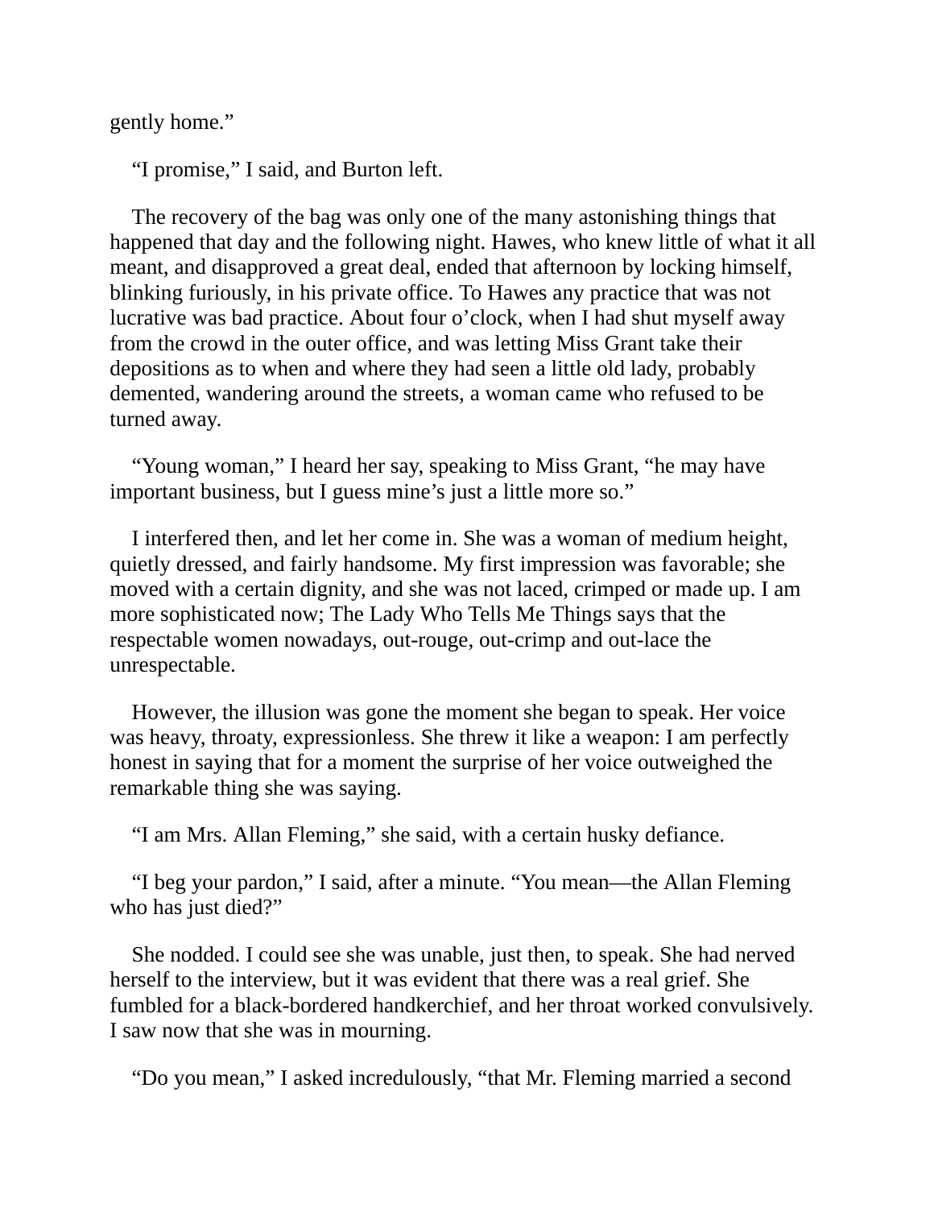gently home."

"I promise," I said, and Burton left.

The recovery of the bag was only one of the many astonishing things that happened that day and the following night. Hawes, who knew little of what it all meant, and disapproved a great deal, ended that afternoon by locking himself, blinking furiously, in his private office. To Hawes any practice that was not lucrative was bad practice. About four o'clock, when I had shut myself away from the crowd in the outer office, and was letting Miss Grant take their depositions as to when and where they had seen a little old lady, probably demented, wandering around the streets, a woman came who refused to be turned away.

"Young woman," I heard her say, speaking to Miss Grant, "he may have important business, but I guess mine's just a little more so."

I interfered then, and let her come in. She was a woman of medium height, quietly dressed, and fairly handsome. My first impression was favorable; she moved with a certain dignity, and she was not laced, crimped or made up. I am more sophisticated now; The Lady Who Tells Me Things says that the respectable women nowadays, out-rouge, out-crimp and out-lace the unrespectable.

However, the illusion was gone the moment she began to speak. Her voice was heavy, throaty, expressionless. She threw it like a weapon: I am perfectly honest in saying that for a moment the surprise of her voice outweighed the remarkable thing she was saying.

"I am Mrs. Allan Fleming," she said, with a certain husky defiance.

"I beg your pardon," I said, after a minute. "You mean—the Allan Fleming who has just died?"

She nodded. I could see she was unable, just then, to speak. She had nerved herself to the interview, but it was evident that there was a real grief. She fumbled for a black-bordered handkerchief, and her throat worked convulsively. I saw now that she was in mourning.

"Do you mean," I asked incredulously, "that Mr. Fleming married a second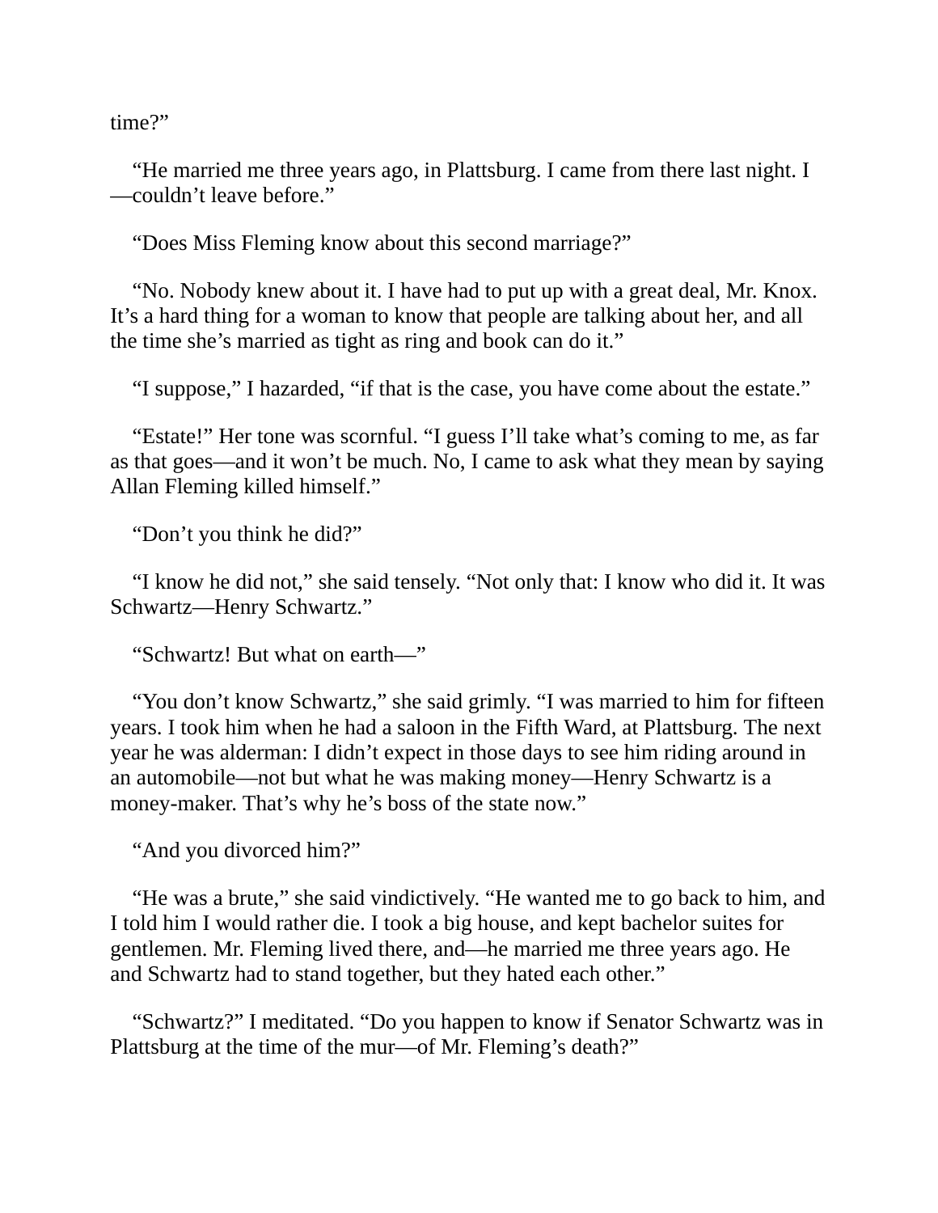time?”

“He married me three years ago, in Plattsburg. I came from there last night. I—couldn’t leave before.”

“Does Miss Fleming know about this second marriage?”

“No. Nobody knew about it. I have had to put up with a great deal, Mr. Knox. It’s a hard thing for a woman to know that people are talking about her, and all the time she’s married as tight as ring and book can do it.”

“I suppose,” I hazarded, “if that is the case, you have come about the estate.”

“Estate!” Her tone was scornful. “I guess I’ll take what’s coming to me, as far as that goes—and it won’t be much. No, I came to ask what they mean by saying Allan Fleming killed himself.”

“Don’t you think he did?”

“I know he did not,” she said tensely. “Not only that: I know who did it. It was Schwartz—Henry Schwartz.”

“Schwartz! But what on earth—”

“You don’t know Schwartz,” she said grimly. “I was married to him for fifteen years. I took him when he had a saloon in the Fifth Ward, at Plattsburg. The next year he was alderman: I didn’t expect in those days to see him riding around in an automobile—not but what he was making money—Henry Schwartz is a money-maker. That’s why he’s boss of the state now.”

“And you divorced him?”

“He was a brute,” she said vindictively. “He wanted me to go back to him, and I told him I would rather die. I took a big house, and kept bachelor suites for gentlemen. Mr. Fleming lived there, and—he married me three years ago. He and Schwartz had to stand together, but they hated each other.”

“Schwartz?” I meditated. “Do you happen to know if Senator Schwartz was in Plattsburg at the time of the mur—of Mr. Fleming’s death?”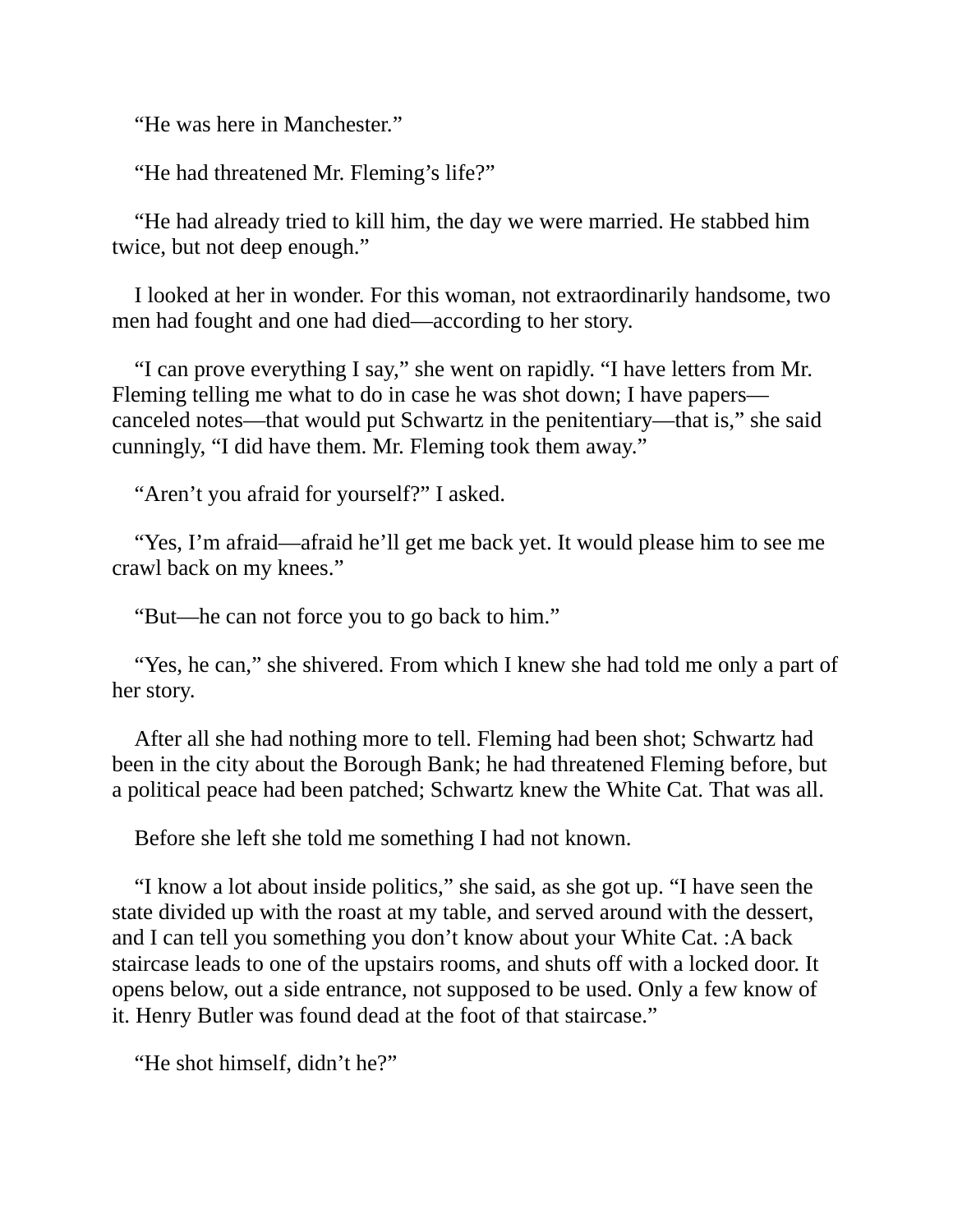“He was here in Manchester.”

“He had threatened Mr. Fleming’s life?”

“He had already tried to kill him, the day we were married. He stabbed him twice, but not deep enough.”

I looked at her in wonder. For this woman, not extraordinarily handsome, two men had fought and one had died—according to her story.

“I can prove everything I say,” she went on rapidly. “I have letters from Mr. Fleming telling me what to do in case he was shot down; I have papers—canceled notes—that would put Schwartz in the penitentiary—that is,” she said cunningly, “I did have them. Mr. Fleming took them away.”

“Aren’t you afraid for yourself?” I asked.

“Yes, I’m afraid—afraid he’ll get me back yet. It would please him to see me crawl back on my knees.”

“But—he can not force you to go back to him.”

“Yes, he can,” she shivered. From which I knew she had told me only a part of her story.

After all she had nothing more to tell. Fleming had been shot; Schwartz had been in the city about the Borough Bank; he had threatened Fleming before, but a political peace had been patched; Schwartz knew the White Cat. That was all.

Before she left she told me something I had not known.

“I know a lot about inside politics,” she said, as she got up. “I have seen the state divided up with the roast at my table, and served around with the dessert, and I can tell you something you don’t know about your White Cat. :A back staircase leads to one of the upstairs rooms, and shuts off with a locked door. It opens below, out a side entrance, not supposed to be used. Only a few know of it. Henry Butler was found dead at the foot of that staircase.”

“He shot himself, didn’t he?”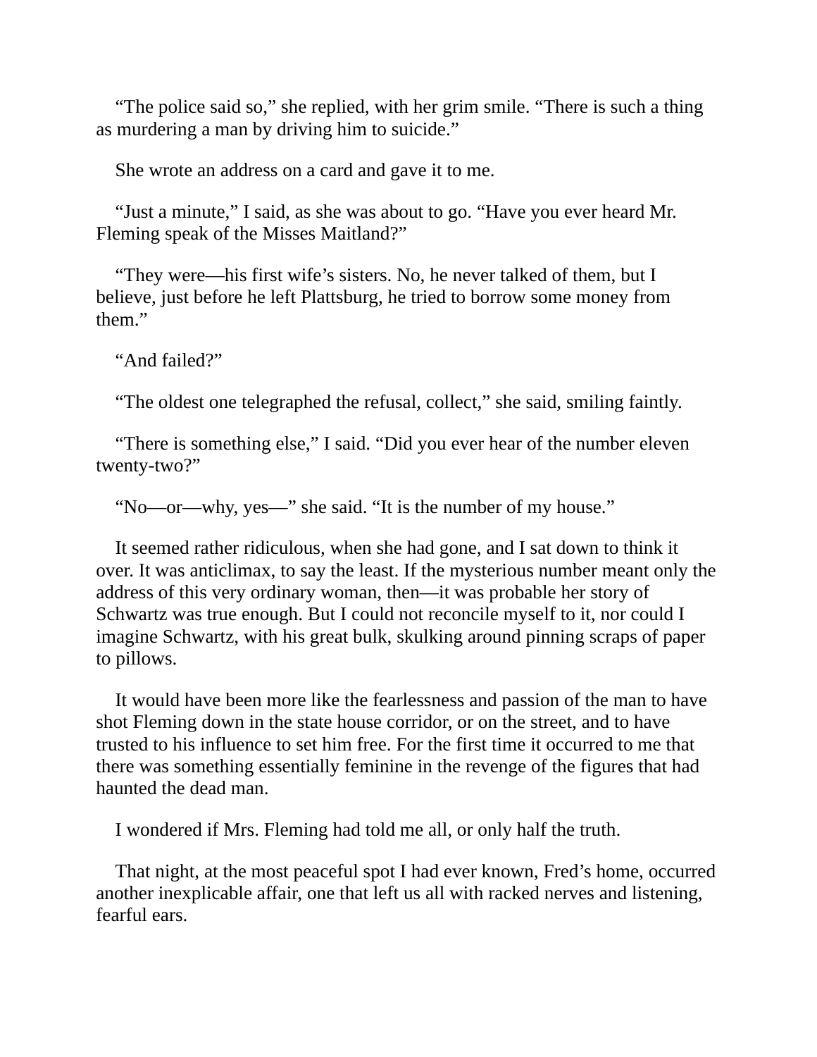"The police said so," she replied, with her grim smile. "There is such a thing as murdering a man by driving him to suicide."

She wrote an address on a card and gave it to me.

"Just a minute," I said, as she was about to go. "Have you ever heard Mr. Fleming speak of the Misses Maitland?"

"They were—his first wife's sisters. No, he never talked of them, but I believe, just before he left Plattsburg, he tried to borrow some money from them."

"And failed?"

"The oldest one telegraphed the refusal, collect," she said, smiling faintly.

"There is something else," I said. "Did you ever hear of the number eleven twenty-two?"

"No—or—why, yes—" she said. "It is the number of my house."

It seemed rather ridiculous, when she had gone, and I sat down to think it over. It was anticlimax, to say the least. If the mysterious number meant only the address of this very ordinary woman, then—it was probable her story of Schwartz was true enough. But I could not reconcile myself to it, nor could I imagine Schwartz, with his great bulk, skulking around pinning scraps of paper to pillows.

It would have been more like the fearlessness and passion of the man to have shot Fleming down in the state house corridor, or on the street, and to have trusted to his influence to set him free. For the first time it occurred to me that there was something essentially feminine in the revenge of the figures that had haunted the dead man.

I wondered if Mrs. Fleming had told me all, or only half the truth.

That night, at the most peaceful spot I had ever known, Fred's home, occurred another inexplicable affair, one that left us all with racked nerves and listening, fearful ears.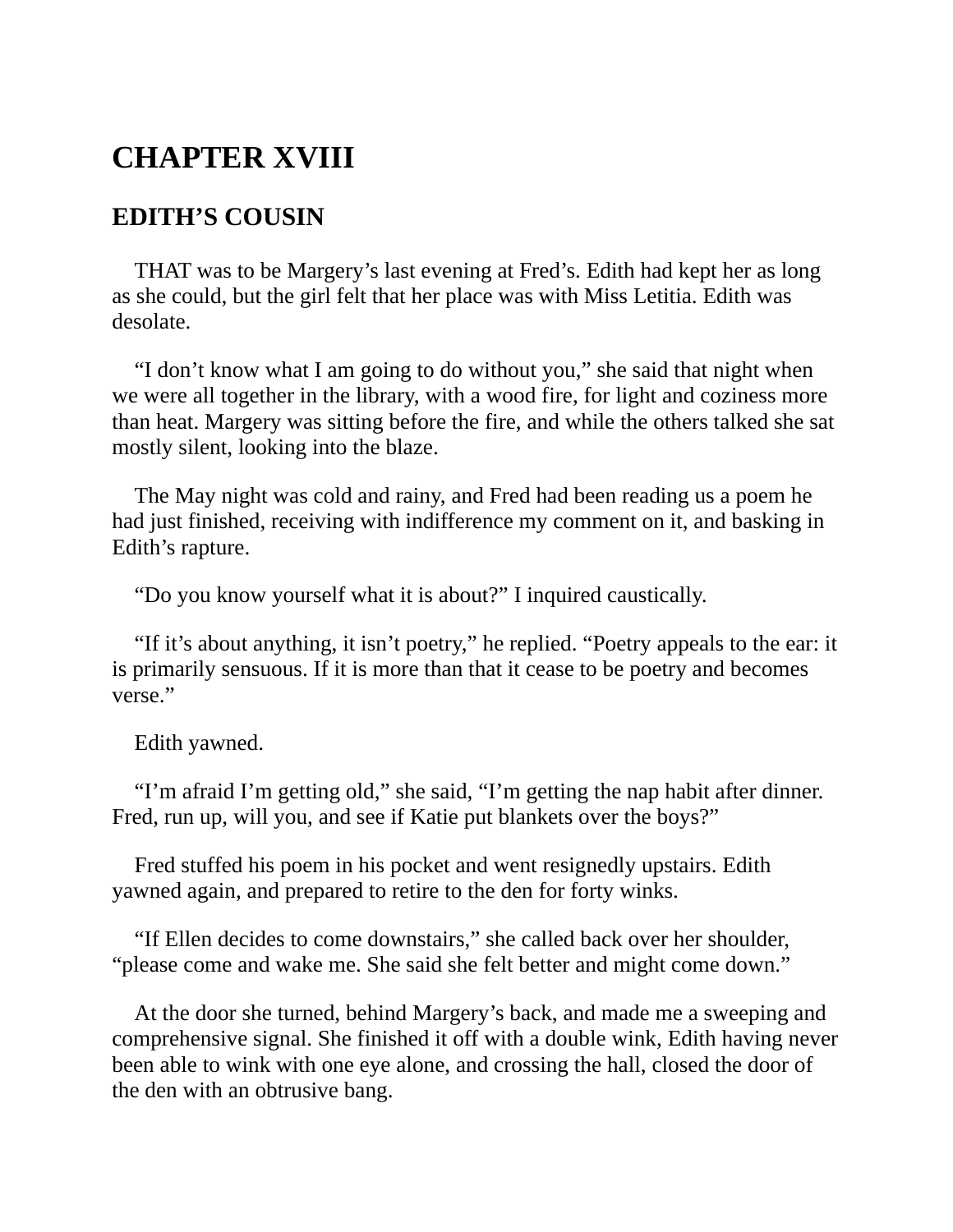# CHAPTER XVIII

## EDITH'S COUSIN

THAT was to be Margery's last evening at Fred's. Edith had kept her as long as she could, but the girl felt that her place was with Miss Letitia. Edith was desolate.

"I don't know what I am going to do without you," she said that night when we were all together in the library, with a wood fire, for light and coziness more than heat. Margery was sitting before the fire, and while the others talked she sat mostly silent, looking into the blaze.

The May night was cold and rainy, and Fred had been reading us a poem he had just finished, receiving with indifference my comment on it, and basking in Edith's rapture.

"Do you know yourself what it is about?" I inquired caustically.

"If it's about anything, it isn't poetry," he replied. "Poetry appeals to the ear: it is primarily sensuous. If it is more than that it cease to be poetry and becomes verse."

Edith yawned.

"I'm afraid I'm getting old," she said, "I'm getting the nap habit after dinner. Fred, run up, will you, and see if Katie put blankets over the boys?"

Fred stuffed his poem in his pocket and went resignedly upstairs. Edith yawned again, and prepared to retire to the den for forty winks.

"If Ellen decides to come downstairs," she called back over her shoulder, "please come and wake me. She said she felt better and might come down."

At the door she turned, behind Margery's back, and made me a sweeping and comprehensive signal. She finished it off with a double wink, Edith having never been able to wink with one eye alone, and crossing the hall, closed the door of the den with an obtrusive bang.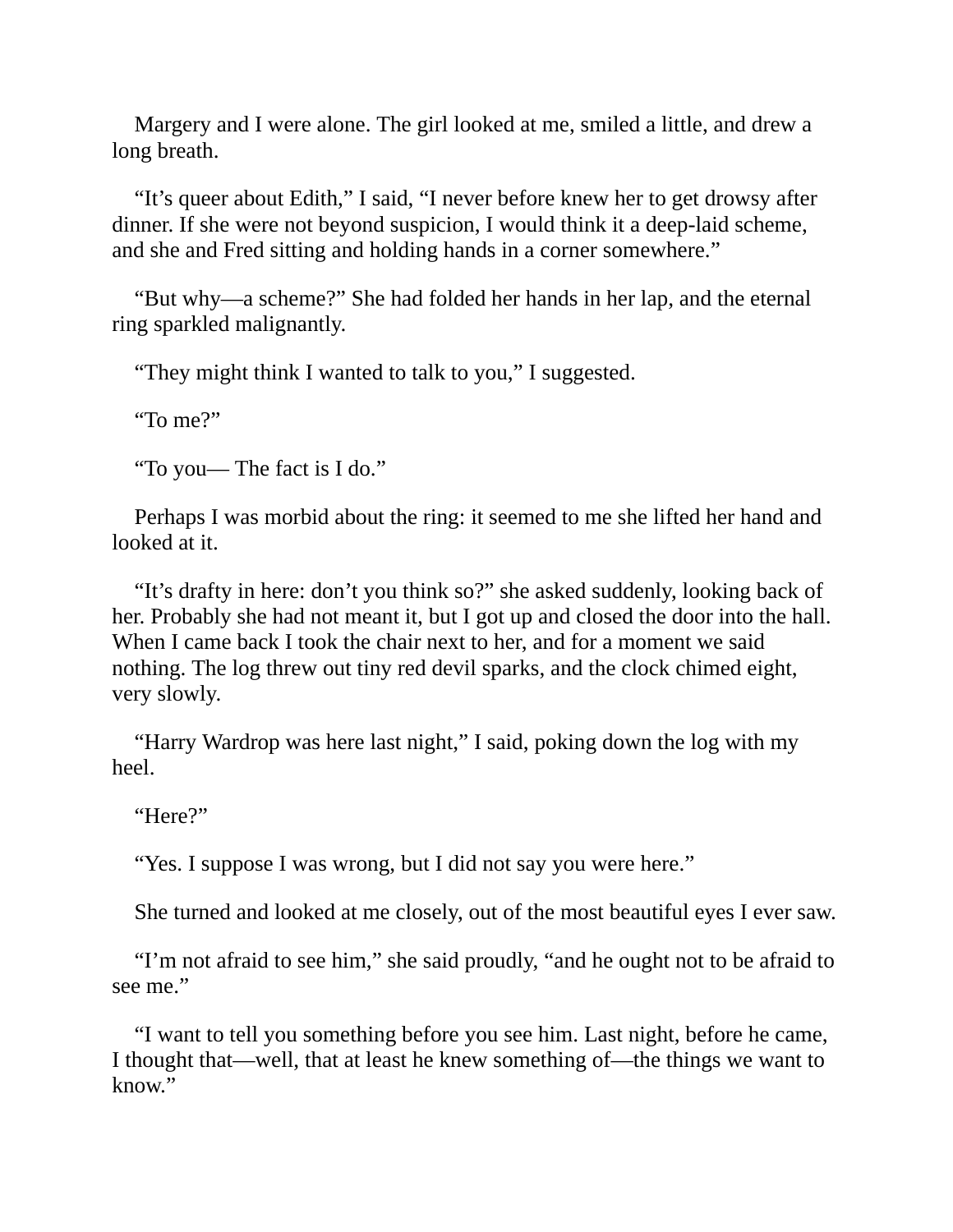Margery and I were alone. The girl looked at me, smiled a little, and drew a long breath.

"It's queer about Edith," I said, "I never before knew her to get drowsy after dinner. If she were not beyond suspicion, I would think it a deep-laid scheme, and she and Fred sitting and holding hands in a corner somewhere."

"But why—a scheme?" She had folded her hands in her lap, and the eternal ring sparkled malignantly.

"They might think I wanted to talk to you," I suggested.

"To me?"

"To you— The fact is I do."

Perhaps I was morbid about the ring: it seemed to me she lifted her hand and looked at it.

"It's drafty in here: don't you think so?" she asked suddenly, looking back of her. Probably she had not meant it, but I got up and closed the door into the hall. When I came back I took the chair next to her, and for a moment we said nothing. The log threw out tiny red devil sparks, and the clock chimed eight, very slowly.

"Harry Wardrop was here last night," I said, poking down the log with my heel.

"Here?"

"Yes. I suppose I was wrong, but I did not say you were here."

She turned and looked at me closely, out of the most beautiful eyes I ever saw.

"I'm not afraid to see him," she said proudly, "and he ought not to be afraid to see me."

"I want to tell you something before you see him. Last night, before he came, I thought that—well, that at least he knew something of—the things we want to know."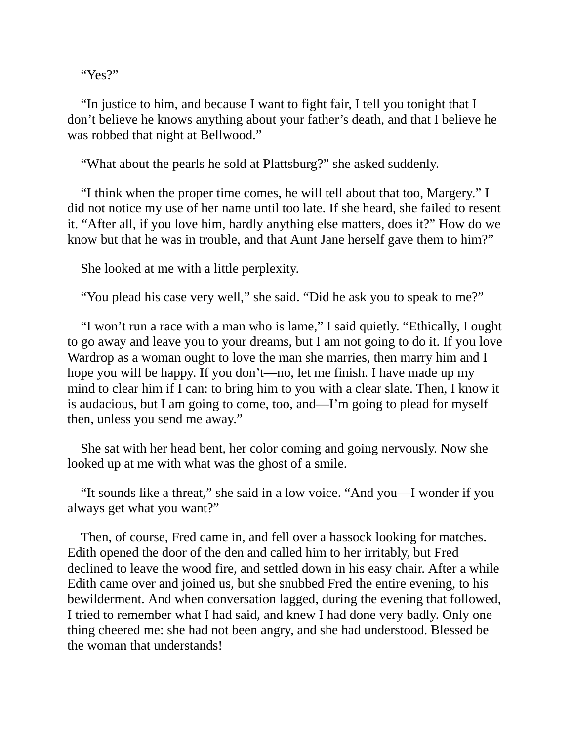“Yes?”

“In justice to him, and because I want to fight fair, I tell you tonight that I don’t believe he knows anything about your father’s death, and that I believe he was robbed that night at Bellwood.”

“What about the pearls he sold at Plattsburg?” she asked suddenly.

“I think when the proper time comes, he will tell about that too, Margery.” I did not notice my use of her name until too late. If she heard, she failed to resent it. “After all, if you love him, hardly anything else matters, does it?” How do we know but that he was in trouble, and that Aunt Jane herself gave them to him?”

She looked at me with a little perplexity.

“You plead his case very well,” she said. “Did he ask you to speak to me?”

“I won’t run a race with a man who is lame,” I said quietly. “Ethically, I ought to go away and leave you to your dreams, but I am not going to do it. If you love Wardrop as a woman ought to love the man she marries, then marry him and I hope you will be happy. If you don’t—no, let me finish. I have made up my mind to clear him if I can: to bring him to you with a clear slate. Then, I know it is audacious, but I am going to come, too, and—I’m going to plead for myself then, unless you send me away.”

She sat with her head bent, her color coming and going nervously. Now she looked up at me with what was the ghost of a smile.

“It sounds like a threat,” she said in a low voice. “And you—I wonder if you always get what you want?”

Then, of course, Fred came in, and fell over a hassock looking for matches. Edith opened the door of the den and called him to her irritably, but Fred declined to leave the wood fire, and settled down in his easy chair. After a while Edith came over and joined us, but she snubbed Fred the entire evening, to his bewilderment. And when conversation lagged, during the evening that followed, I tried to remember what I had said, and knew I had done very badly. Only one thing cheered me: she had not been angry, and she had understood. Blessed be the woman that understands!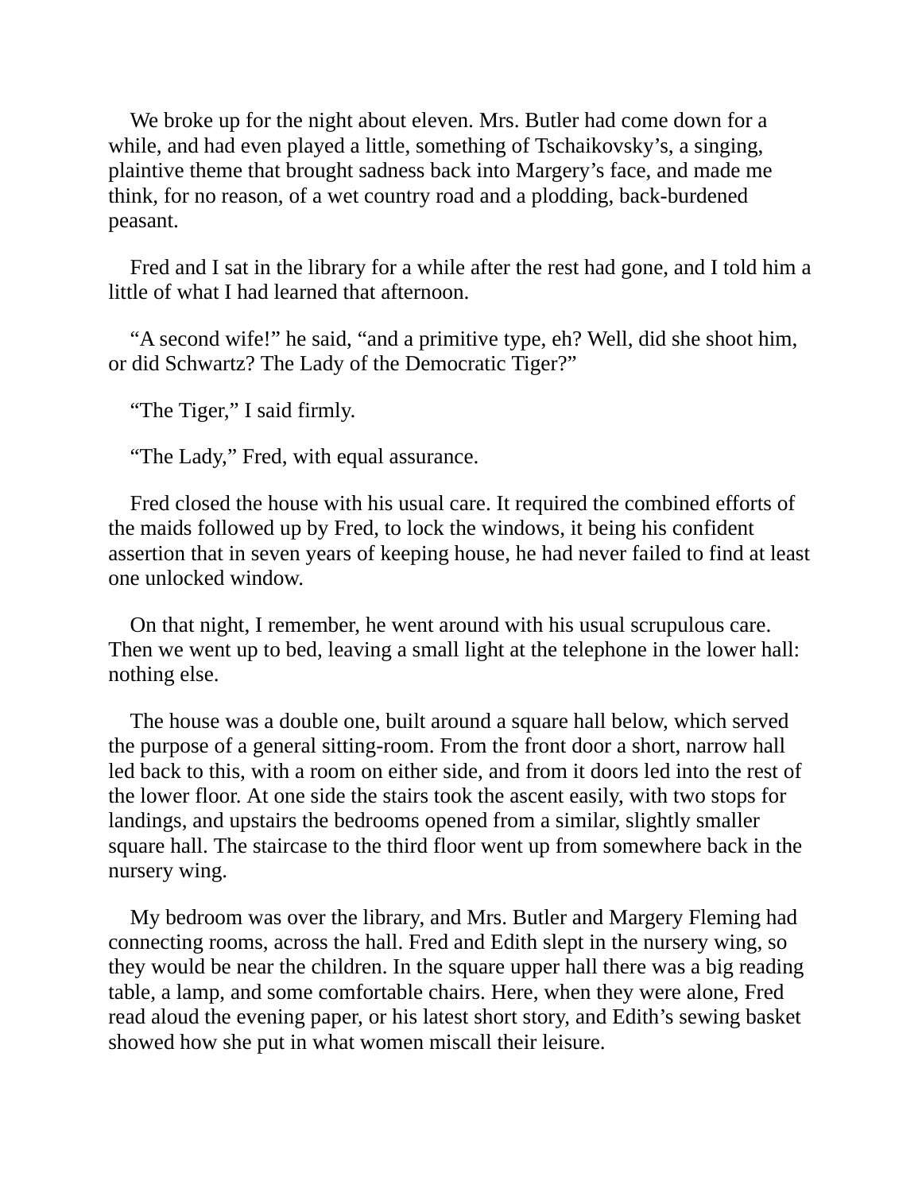We broke up for the night about eleven. Mrs. Butler had come down for a while, and had even played a little, something of Tschaikovsky's, a singing, plaintive theme that brought sadness back into Margery's face, and made me think, for no reason, of a wet country road and a plodding, back-burdened peasant.

Fred and I sat in the library for a while after the rest had gone, and I told him a little of what I had learned that afternoon.

"A second wife!" he said, "and a primitive type, eh? Well, did she shoot him, or did Schwartz? The Lady of the Democratic Tiger?"

"The Tiger," I said firmly.

"The Lady," Fred, with equal assurance.

Fred closed the house with his usual care. It required the combined efforts of the maids followed up by Fred, to lock the windows, it being his confident assertion that in seven years of keeping house, he had never failed to find at least one unlocked window.

On that night, I remember, he went around with his usual scrupulous care. Then we went up to bed, leaving a small light at the telephone in the lower hall: nothing else.

The house was a double one, built around a square hall below, which served the purpose of a general sitting-room. From the front door a short, narrow hall led back to this, with a room on either side, and from it doors led into the rest of the lower floor. At one side the stairs took the ascent easily, with two stops for landings, and upstairs the bedrooms opened from a similar, slightly smaller square hall. The staircase to the third floor went up from somewhere back in the nursery wing.

My bedroom was over the library, and Mrs. Butler and Margery Fleming had connecting rooms, across the hall. Fred and Edith slept in the nursery wing, so they would be near the children. In the square upper hall there was a big reading table, a lamp, and some comfortable chairs. Here, when they were alone, Fred read aloud the evening paper, or his latest short story, and Edith's sewing basket showed how she put in what women miscall their leisure.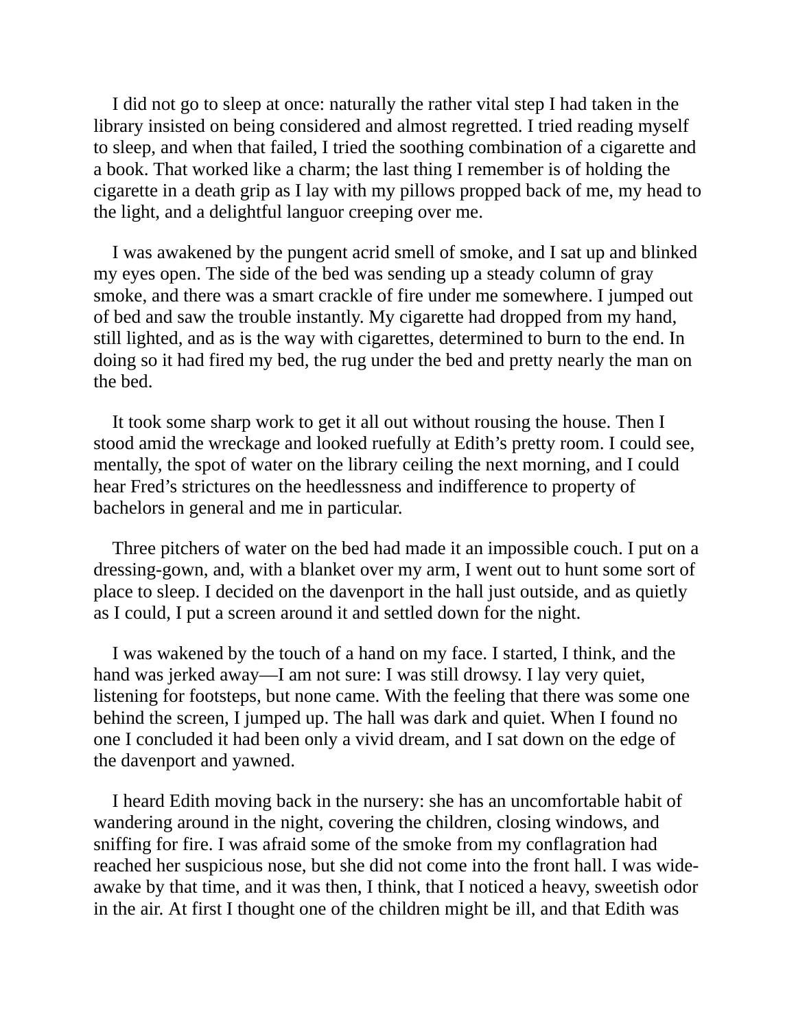I did not go to sleep at once: naturally the rather vital step I had taken in the library insisted on being considered and almost regretted. I tried reading myself to sleep, and when that failed, I tried the soothing combination of a cigarette and a book. That worked like a charm; the last thing I remember is of holding the cigarette in a death grip as I lay with my pillows propped back of me, my head to the light, and a delightful languor creeping over me.

I was awakened by the pungent acrid smell of smoke, and I sat up and blinked my eyes open. The side of the bed was sending up a steady column of gray smoke, and there was a smart crackle of fire under me somewhere. I jumped out of bed and saw the trouble instantly. My cigarette had dropped from my hand, still lighted, and as is the way with cigarettes, determined to burn to the end. In doing so it had fired my bed, the rug under the bed and pretty nearly the man on the bed.

It took some sharp work to get it all out without rousing the house. Then I stood amid the wreckage and looked ruefully at Edith's pretty room. I could see, mentally, the spot of water on the library ceiling the next morning, and I could hear Fred's strictures on the heedlessness and indifference to property of bachelors in general and me in particular.

Three pitchers of water on the bed had made it an impossible couch. I put on a dressing-gown, and, with a blanket over my arm, I went out to hunt some sort of place to sleep. I decided on the davenport in the hall just outside, and as quietly as I could, I put a screen around it and settled down for the night.

I was wakened by the touch of a hand on my face. I started, I think, and the hand was jerked away—I am not sure: I was still drowsy. I lay very quiet, listening for footsteps, but none came. With the feeling that there was some one behind the screen, I jumped up. The hall was dark and quiet. When I found no one I concluded it had been only a vivid dream, and I sat down on the edge of the davenport and yawned.

I heard Edith moving back in the nursery: she has an uncomfortable habit of wandering around in the night, covering the children, closing windows, and sniffing for fire. I was afraid some of the smoke from my conflagration had reached her suspicious nose, but she did not come into the front hall. I was wide-awake by that time, and it was then, I think, that I noticed a heavy, sweetish odor in the air. At first I thought one of the children might be ill, and that Edith was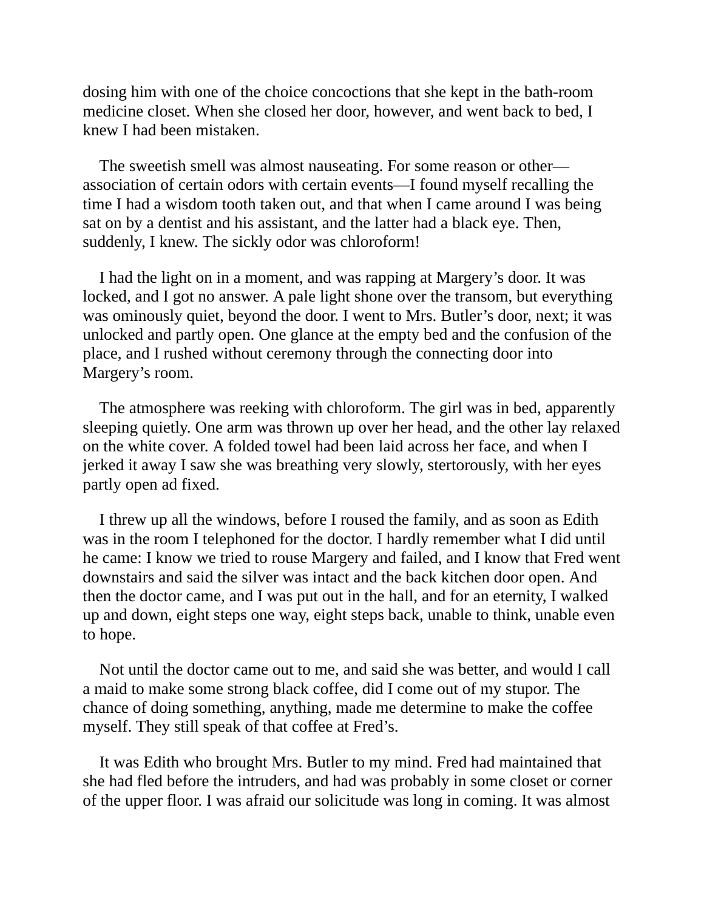dosing him with one of the choice concoctions that she kept in the bath-room medicine closet. When she closed her door, however, and went back to bed, I knew I had been mistaken.

The sweetish smell was almost nauseating. For some reason or other—association of certain odors with certain events—I found myself recalling the time I had a wisdom tooth taken out, and that when I came around I was being sat on by a dentist and his assistant, and the latter had a black eye. Then, suddenly, I knew. The sickly odor was chloroform!

I had the light on in a moment, and was rapping at Margery's door. It was locked, and I got no answer. A pale light shone over the transom, but everything was ominously quiet, beyond the door. I went to Mrs. Butler's door, next; it was unlocked and partly open. One glance at the empty bed and the confusion of the place, and I rushed without ceremony through the connecting door into Margery's room.

The atmosphere was reeking with chloroform. The girl was in bed, apparently sleeping quietly. One arm was thrown up over her head, and the other lay relaxed on the white cover. A folded towel had been laid across her face, and when I jerked it away I saw she was breathing very slowly, stertorously, with her eyes partly open ad fixed.

I threw up all the windows, before I roused the family, and as soon as Edith was in the room I telephoned for the doctor. I hardly remember what I did until he came: I know we tried to rouse Margery and failed, and I know that Fred went downstairs and said the silver was intact and the back kitchen door open. And then the doctor came, and I was put out in the hall, and for an eternity, I walked up and down, eight steps one way, eight steps back, unable to think, unable even to hope.

Not until the doctor came out to me, and said she was better, and would I call a maid to make some strong black coffee, did I come out of my stupor. The chance of doing something, anything, made me determine to make the coffee myself. They still speak of that coffee at Fred's.

It was Edith who brought Mrs. Butler to my mind. Fred had maintained that she had fled before the intruders, and had was probably in some closet or corner of the upper floor. I was afraid our solicitude was long in coming. It was almost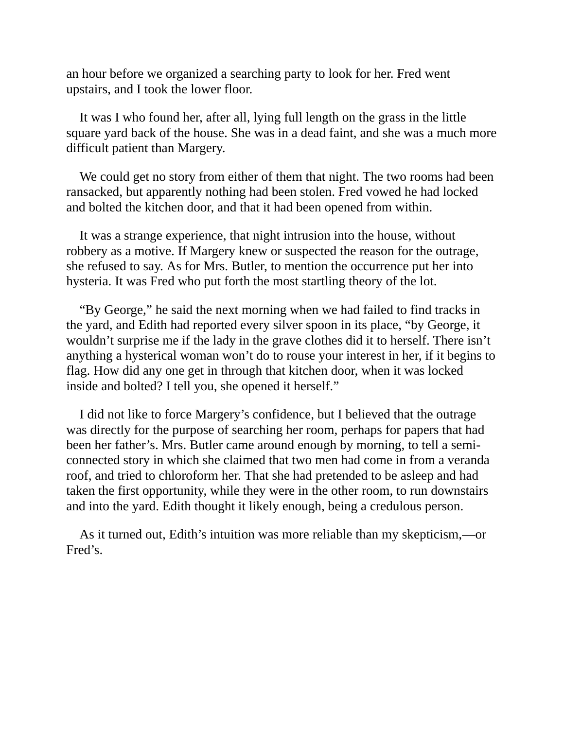an hour before we organized a searching party to look for her. Fred went upstairs, and I took the lower floor.

It was I who found her, after all, lying full length on the grass in the little square yard back of the house. She was in a dead faint, and she was a much more difficult patient than Margery.

We could get no story from either of them that night. The two rooms had been ransacked, but apparently nothing had been stolen. Fred vowed he had locked and bolted the kitchen door, and that it had been opened from within.

It was a strange experience, that night intrusion into the house, without robbery as a motive. If Margery knew or suspected the reason for the outrage, she refused to say. As for Mrs. Butler, to mention the occurrence put her into hysteria. It was Fred who put forth the most startling theory of the lot.

"By George," he said the next morning when we had failed to find tracks in the yard, and Edith had reported every silver spoon in its place, "by George, it wouldn't surprise me if the lady in the grave clothes did it to herself. There isn't anything a hysterical woman won't do to rouse your interest in her, if it begins to flag. How did any one get in through that kitchen door, when it was locked inside and bolted? I tell you, she opened it herself."

I did not like to force Margery's confidence, but I believed that the outrage was directly for the purpose of searching her room, perhaps for papers that had been her father's. Mrs. Butler came around enough by morning, to tell a semi-connected story in which she claimed that two men had come in from a veranda roof, and tried to chloroform her. That she had pretended to be asleep and had taken the first opportunity, while they were in the other room, to run downstairs and into the yard. Edith thought it likely enough, being a credulous person.

As it turned out, Edith's intuition was more reliable than my skepticism,—or Fred's.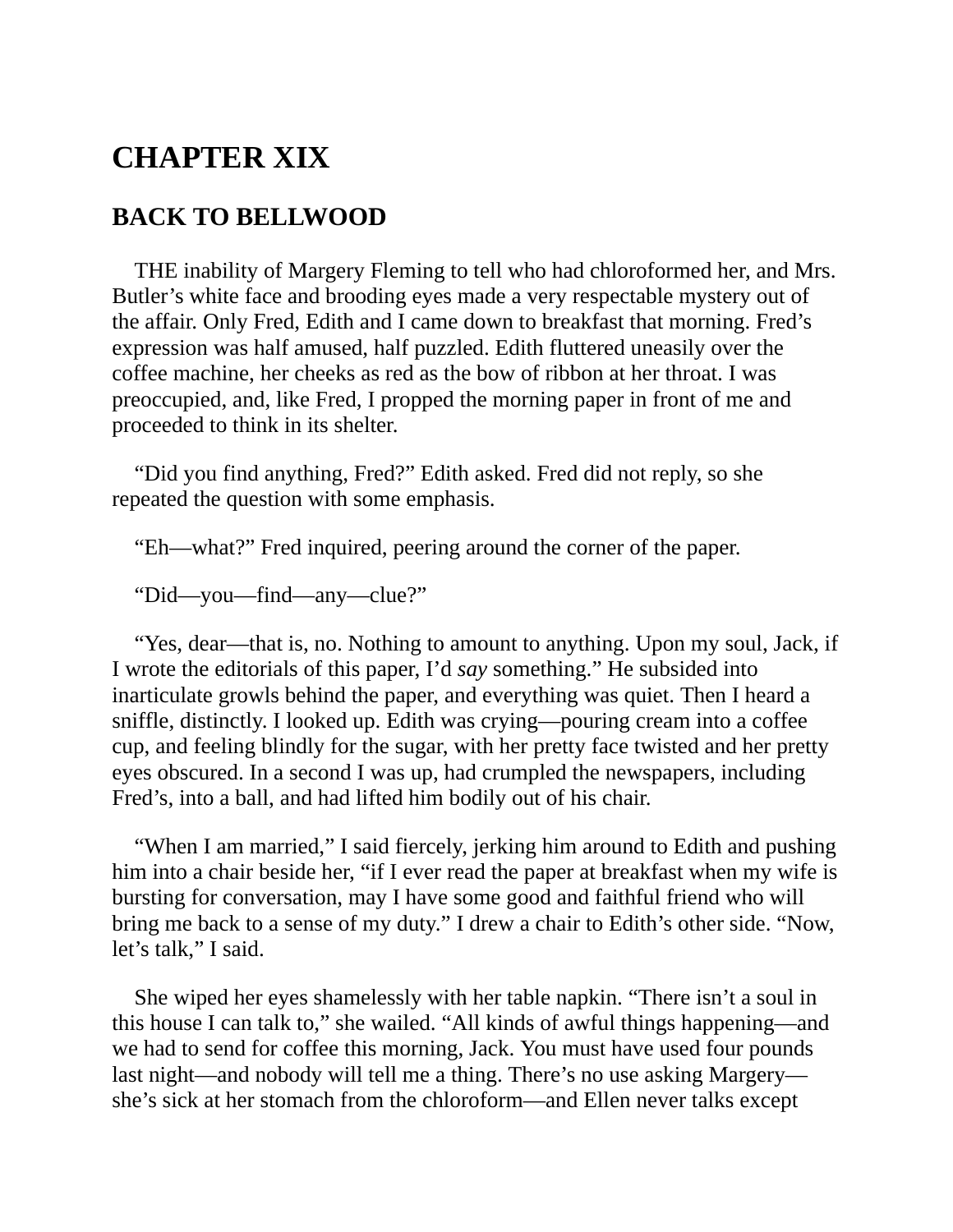# CHAPTER XIX

## BACK TO BELLWOOD

THE inability of Margery Fleming to tell who had chloroformed her, and Mrs. Butler's white face and brooding eyes made a very respectable mystery out of the affair. Only Fred, Edith and I came down to breakfast that morning. Fred's expression was half amused, half puzzled. Edith fluttered uneasily over the coffee machine, her cheeks as red as the bow of ribbon at her throat. I was preoccupied, and, like Fred, I propped the morning paper in front of me and proceeded to think in its shelter.

"Did you find anything, Fred?" Edith asked. Fred did not reply, so she repeated the question with some emphasis.

"Eh—what?" Fred inquired, peering around the corner of the paper.

"Did—you—find—any—clue?"

"Yes, dear—that is, no. Nothing to amount to anything. Upon my soul, Jack, if I wrote the editorials of this paper, I'd *say* something." He subsided into inarticulate growls behind the paper, and everything was quiet. Then I heard a sniffle, distinctly. I looked up. Edith was crying—pouring cream into a coffee cup, and feeling blindly for the sugar, with her pretty face twisted and her pretty eyes obscured. In a second I was up, had crumpled the newspapers, including Fred's, into a ball, and had lifted him bodily out of his chair.

"When I am married," I said fiercely, jerking him around to Edith and pushing him into a chair beside her, "if I ever read the paper at breakfast when my wife is bursting for conversation, may I have some good and faithful friend who will bring me back to a sense of my duty." I drew a chair to Edith's other side. "Now, let's talk," I said.

She wiped her eyes shamelessly with her table napkin. "There isn't a soul in this house I can talk to," she wailed. "All kinds of awful things happening—and we had to send for coffee this morning, Jack. You must have used four pounds last night—and nobody will tell me a thing. There's no use asking Margery—she's sick at her stomach from the chloroform—and Ellen never talks except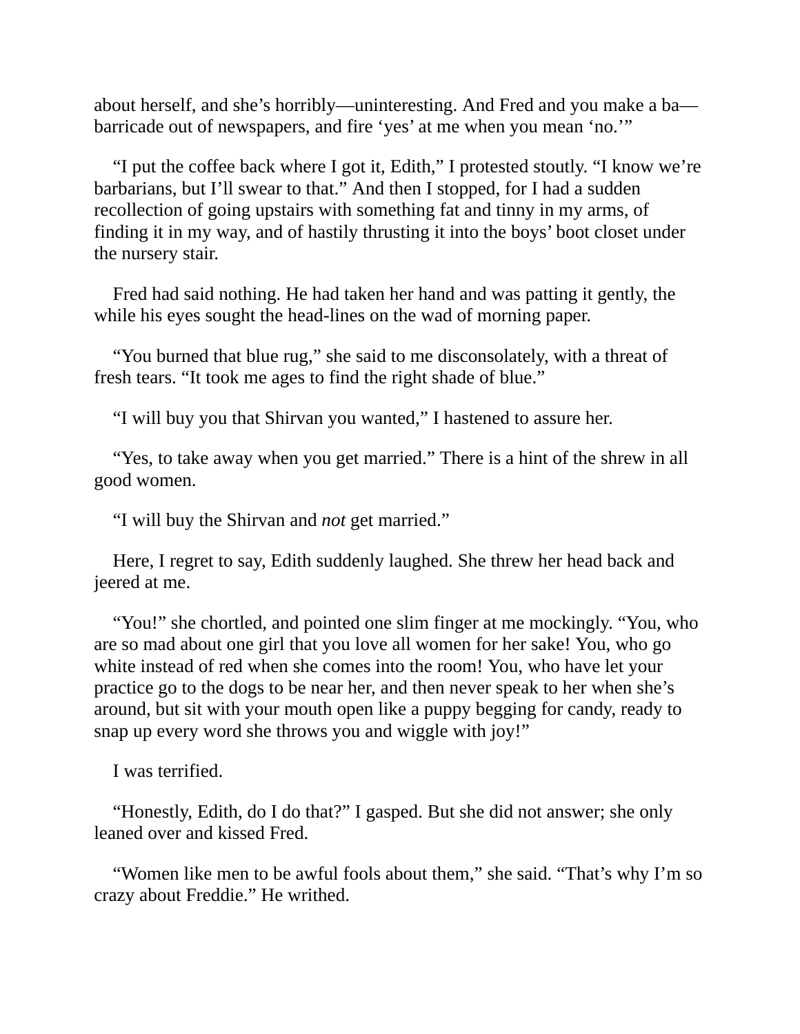about herself, and she’s horribly—uninteresting. And Fred and you make a ba—barricade out of newspapers, and fire ‘yes’ at me when you mean ‘no.’”

“I put the coffee back where I got it, Edith,” I protested stoutly. “I know we’re barbarians, but I’ll swear to that.” And then I stopped, for I had a sudden recollection of going upstairs with something fat and tinny in my arms, of finding it in my way, and of hastily thrusting it into the boys’ boot closet under the nursery stair.

Fred had said nothing. He had taken her hand and was patting it gently, the while his eyes sought the head-lines on the wad of morning paper.

“You burned that blue rug,” she said to me disconsolately, with a threat of fresh tears. “It took me ages to find the right shade of blue.”

“I will buy you that Shirvan you wanted,” I hastened to assure her.

“Yes, to take away when you get married.” There is a hint of the shrew in all good women.

“I will buy the Shirvan and *not* get married.”

Here, I regret to say, Edith suddenly laughed. She threw her head back and jeered at me.

“You!” she chortled, and pointed one slim finger at me mockingly. “You, who are so mad about one girl that you love all women for her sake! You, who go white instead of red when she comes into the room! You, who have let your practice go to the dogs to be near her, and then never speak to her when she’s around, but sit with your mouth open like a puppy begging for candy, ready to snap up every word she throws you and wiggle with joy!”

I was terrified.

“Honestly, Edith, do I do that?” I gasped. But she did not answer; she only leaned over and kissed Fred.

“Women like men to be awful fools about them,” she said. “That’s why I’m so crazy about Freddie.” He writhed.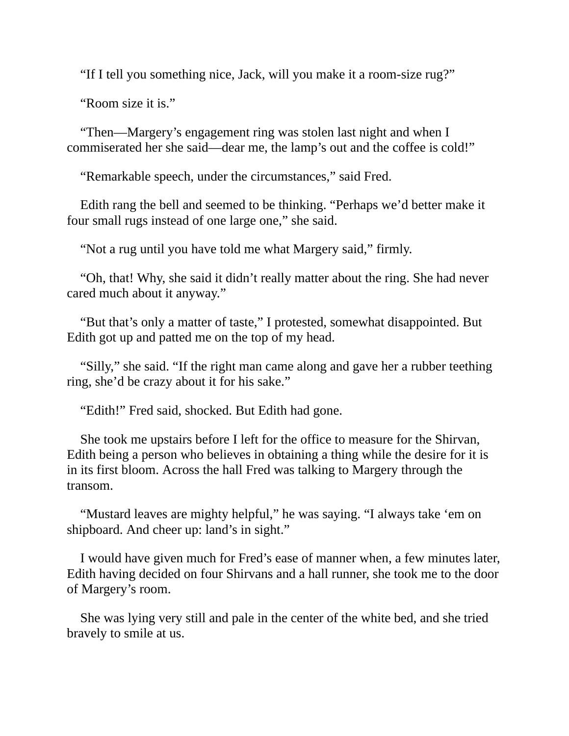"If I tell you something nice, Jack, will you make it a room-size rug?"

"Room size it is."

"Then—Margery's engagement ring was stolen last night and when I commiserated her she said—dear me, the lamp's out and the coffee is cold!"

"Remarkable speech, under the circumstances," said Fred.

Edith rang the bell and seemed to be thinking. "Perhaps we'd better make it four small rugs instead of one large one," she said.

"Not a rug until you have told me what Margery said," firmly.

"Oh, that! Why, she said it didn't really matter about the ring. She had never cared much about it anyway."

"But that's only a matter of taste," I protested, somewhat disappointed. But Edith got up and patted me on the top of my head.

"Silly," she said. "If the right man came along and gave her a rubber teething ring, she'd be crazy about it for his sake."

"Edith!" Fred said, shocked. But Edith had gone.

She took me upstairs before I left for the office to measure for the Shirvan, Edith being a person who believes in obtaining a thing while the desire for it is in its first bloom. Across the hall Fred was talking to Margery through the transom.

"Mustard leaves are mighty helpful," he was saying. "I always take 'em on shipboard. And cheer up: land's in sight."

I would have given much for Fred's ease of manner when, a few minutes later, Edith having decided on four Shirvans and a hall runner, she took me to the door of Margery's room.

She was lying very still and pale in the center of the white bed, and she tried bravely to smile at us.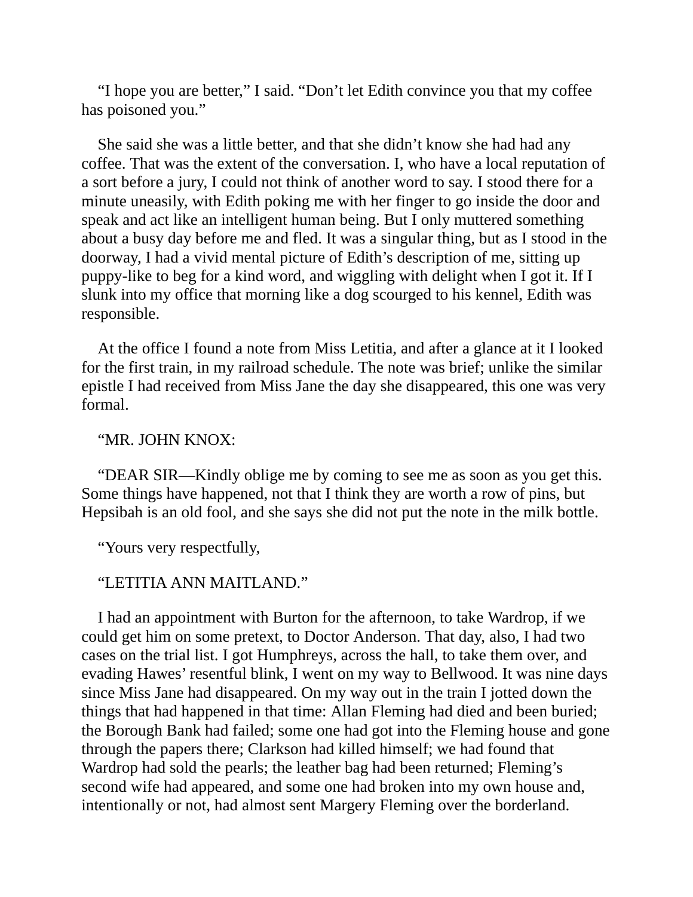“I hope you are better,” I said. “Don’t let Edith convince you that my coffee has poisoned you.”

She said she was a little better, and that she didn’t know she had had any coffee. That was the extent of the conversation. I, who have a local reputation of a sort before a jury, I could not think of another word to say. I stood there for a minute uneasily, with Edith poking me with her finger to go inside the door and speak and act like an intelligent human being. But I only muttered something about a busy day before me and fled. It was a singular thing, but as I stood in the doorway, I had a vivid mental picture of Edith’s description of me, sitting up puppy-like to beg for a kind word, and wiggling with delight when I got it. If I slunk into my office that morning like a dog scourged to his kennel, Edith was responsible.

At the office I found a note from Miss Letitia, and after a glance at it I looked for the first train, in my railroad schedule. The note was brief; unlike the similar epistle I had received from Miss Jane the day she disappeared, this one was very formal.

“MR. JOHN KNOX:

“DEAR SIR—Kindly oblige me by coming to see me as soon as you get this. Some things have happened, not that I think they are worth a row of pins, but Hepsibah is an old fool, and she says she did not put the note in the milk bottle.

“Yours very respectfully,

“LETITIA ANN MAITLAND.”

I had an appointment with Burton for the afternoon, to take Wardrop, if we could get him on some pretext, to Doctor Anderson. That day, also, I had two cases on the trial list. I got Humphreys, across the hall, to take them over, and evading Hawes’ resentful blink, I went on my way to Bellwood. It was nine days since Miss Jane had disappeared. On my way out in the train I jotted down the things that had happened in that time: Allan Fleming had died and been buried; the Borough Bank had failed; some one had got into the Fleming house and gone through the papers there; Clarkson had killed himself; we had found that Wardrop had sold the pearls; the leather bag had been returned; Fleming’s second wife had appeared, and some one had broken into my own house and, intentionally or not, had almost sent Margery Fleming over the borderland.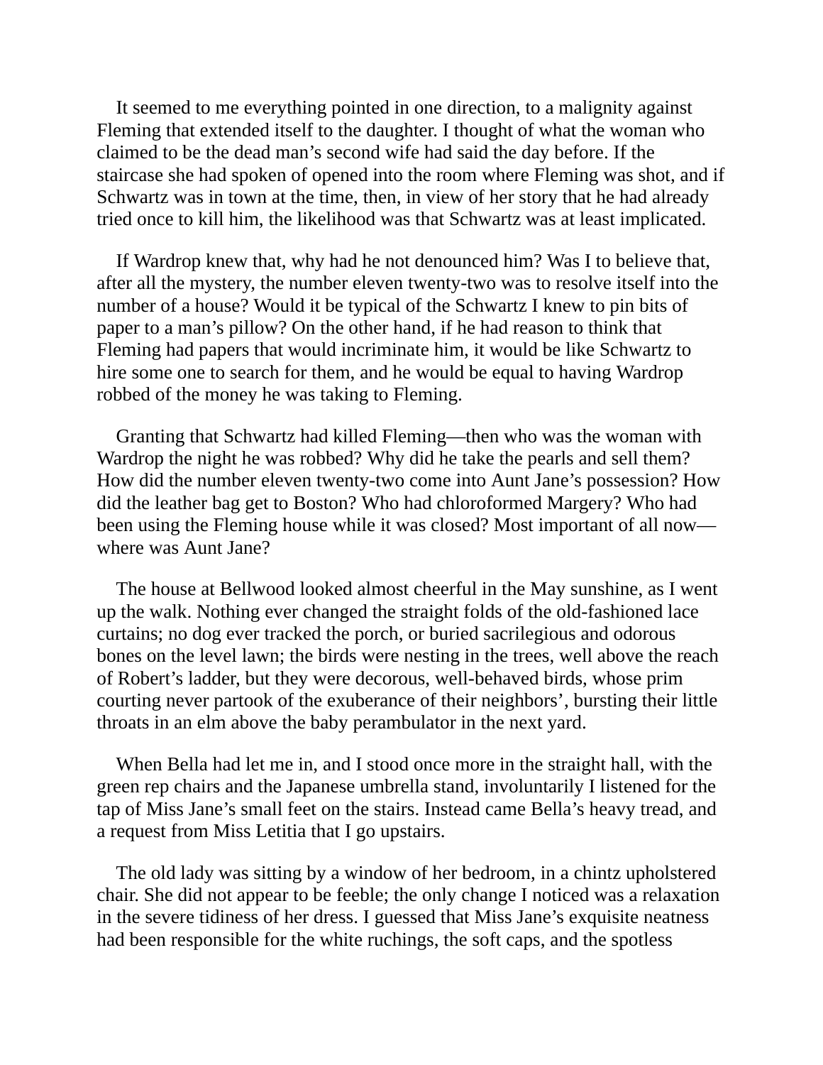It seemed to me everything pointed in one direction, to a malignity against Fleming that extended itself to the daughter. I thought of what the woman who claimed to be the dead man's second wife had said the day before. If the staircase she had spoken of opened into the room where Fleming was shot, and if Schwartz was in town at the time, then, in view of her story that he had already tried once to kill him, the likelihood was that Schwartz was at least implicated.

If Wardrop knew that, why had he not denounced him? Was I to believe that, after all the mystery, the number eleven twenty-two was to resolve itself into the number of a house? Would it be typical of the Schwartz I knew to pin bits of paper to a man's pillow? On the other hand, if he had reason to think that Fleming had papers that would incriminate him, it would be like Schwartz to hire some one to search for them, and he would be equal to having Wardrop robbed of the money he was taking to Fleming.

Granting that Schwartz had killed Fleming—then who was the woman with Wardrop the night he was robbed? Why did he take the pearls and sell them? How did the number eleven twenty-two come into Aunt Jane's possession? How did the leather bag get to Boston? Who had chloroformed Margery? Who had been using the Fleming house while it was closed? Most important of all now—where was Aunt Jane?

The house at Bellwood looked almost cheerful in the May sunshine, as I went up the walk. Nothing ever changed the straight folds of the old-fashioned lace curtains; no dog ever tracked the porch, or buried sacrilegious and odorous bones on the level lawn; the birds were nesting in the trees, well above the reach of Robert's ladder, but they were decorous, well-behaved birds, whose prim courting never partook of the exuberance of their neighbors', bursting their little throats in an elm above the baby perambulator in the next yard.

When Bella had let me in, and I stood once more in the straight hall, with the green rep chairs and the Japanese umbrella stand, involuntarily I listened for the tap of Miss Jane's small feet on the stairs. Instead came Bella's heavy tread, and a request from Miss Letitia that I go upstairs.

The old lady was sitting by a window of her bedroom, in a chintz upholstered chair. She did not appear to be feeble; the only change I noticed was a relaxation in the severe tidiness of her dress. I guessed that Miss Jane's exquisite neatness had been responsible for the white ruchings, the soft caps, and the spotless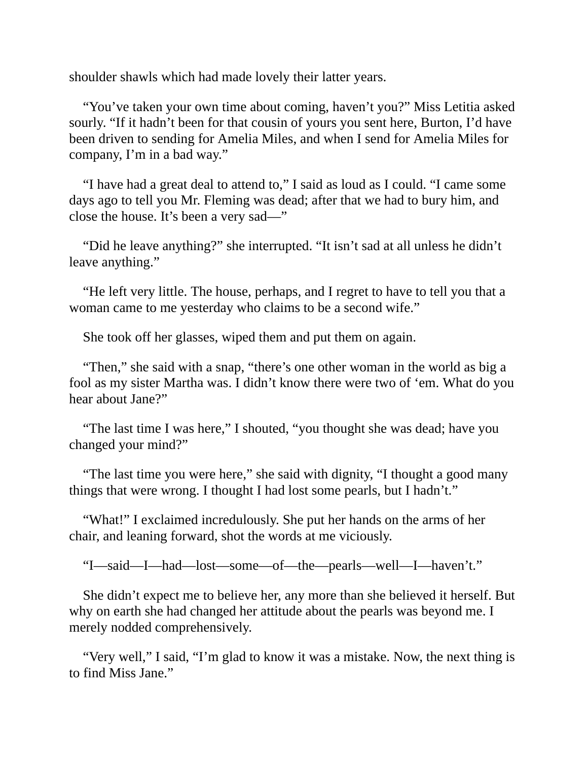shoulder shawls which had made lovely their latter years.

"You've taken your own time about coming, haven't you?" Miss Letitia asked sourly. "If it hadn't been for that cousin of yours you sent here, Burton, I'd have been driven to sending for Amelia Miles, and when I send for Amelia Miles for company, I'm in a bad way."

"I have had a great deal to attend to," I said as loud as I could. "I came some days ago to tell you Mr. Fleming was dead; after that we had to bury him, and close the house. It's been a very sad—"

"Did he leave anything?" she interrupted. "It isn't sad at all unless he didn't leave anything."

"He left very little. The house, perhaps, and I regret to have to tell you that a woman came to me yesterday who claims to be a second wife."

She took off her glasses, wiped them and put them on again.

"Then," she said with a snap, "there's one other woman in the world as big a fool as my sister Martha was. I didn't know there were two of 'em. What do you hear about Jane?"

"The last time I was here," I shouted, "you thought she was dead; have you changed your mind?"

"The last time you were here," she said with dignity, "I thought a good many things that were wrong. I thought I had lost some pearls, but I hadn't."

"What!" I exclaimed incredulously. She put her hands on the arms of her chair, and leaning forward, shot the words at me viciously.

"I—said—I—had—lost—some—of—the—pearls—well—I—haven't."

She didn't expect me to believe her, any more than she believed it herself. But why on earth she had changed her attitude about the pearls was beyond me. I merely nodded comprehensively.

"Very well," I said, "I'm glad to know it was a mistake. Now, the next thing is to find Miss Jane."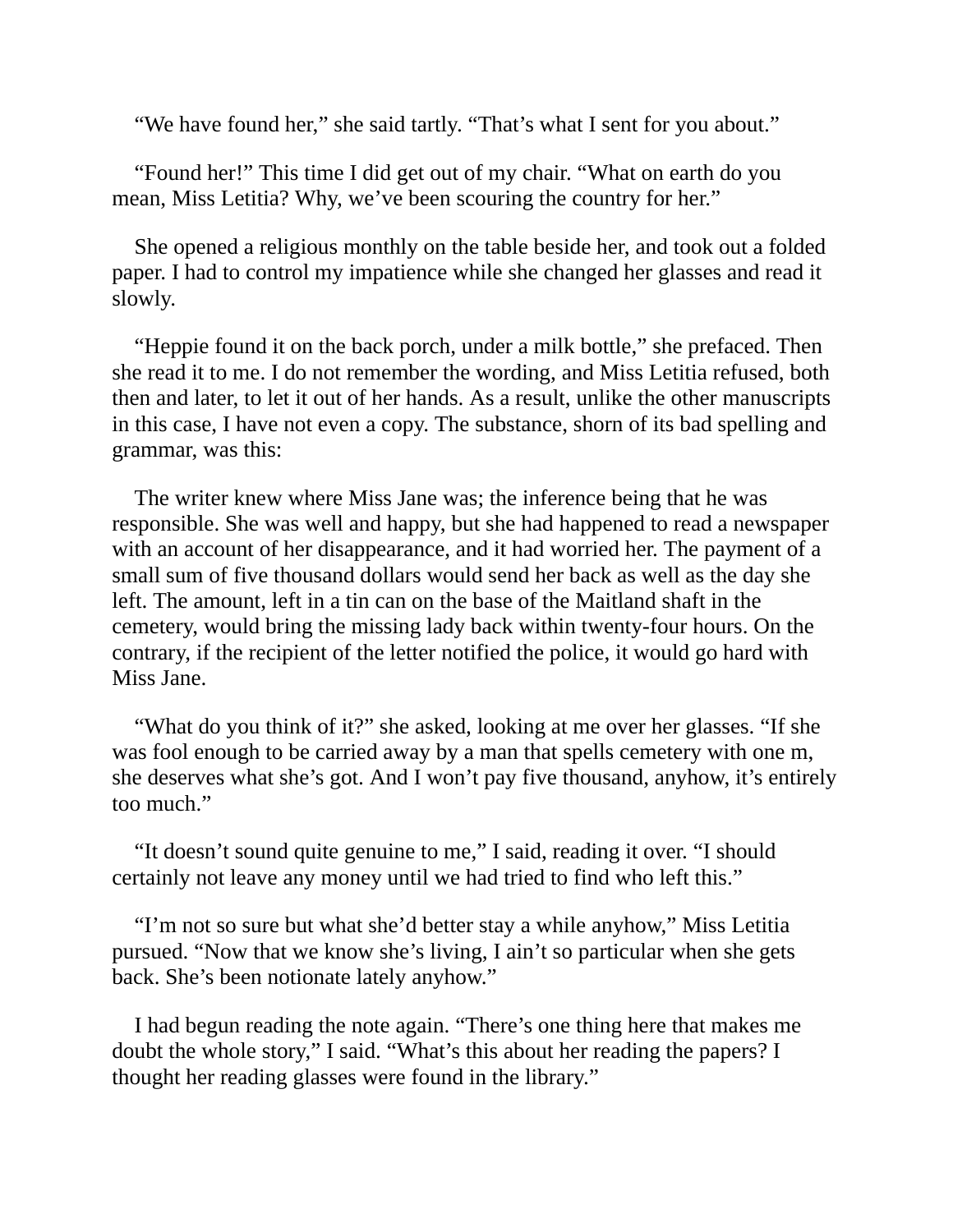"We have found her," she said tartly. "That's what I sent for you about."

"Found her!" This time I did get out of my chair. "What on earth do you mean, Miss Letitia? Why, we've been scouring the country for her."

She opened a religious monthly on the table beside her, and took out a folded paper. I had to control my impatience while she changed her glasses and read it slowly.

"Heppie found it on the back porch, under a milk bottle," she prefaced. Then she read it to me. I do not remember the wording, and Miss Letitia refused, both then and later, to let it out of her hands. As a result, unlike the other manuscripts in this case, I have not even a copy. The substance, shorn of its bad spelling and grammar, was this:

The writer knew where Miss Jane was; the inference being that he was responsible. She was well and happy, but she had happened to read a newspaper with an account of her disappearance, and it had worried her. The payment of a small sum of five thousand dollars would send her back as well as the day she left. The amount, left in a tin can on the base of the Maitland shaft in the cemetery, would bring the missing lady back within twenty-four hours. On the contrary, if the recipient of the letter notified the police, it would go hard with Miss Jane.

"What do you think of it?" she asked, looking at me over her glasses. "If she was fool enough to be carried away by a man that spells cemetery with one m, she deserves what she's got. And I won't pay five thousand, anyhow, it's entirely too much."

"It doesn't sound quite genuine to me," I said, reading it over. "I should certainly not leave any money until we had tried to find who left this."

"I'm not so sure but what she'd better stay a while anyhow," Miss Letitia pursued. "Now that we know she's living, I ain't so particular when she gets back. She's been notionate lately anyhow."

I had begun reading the note again. "There's one thing here that makes me doubt the whole story," I said. "What's this about her reading the papers? I thought her reading glasses were found in the library."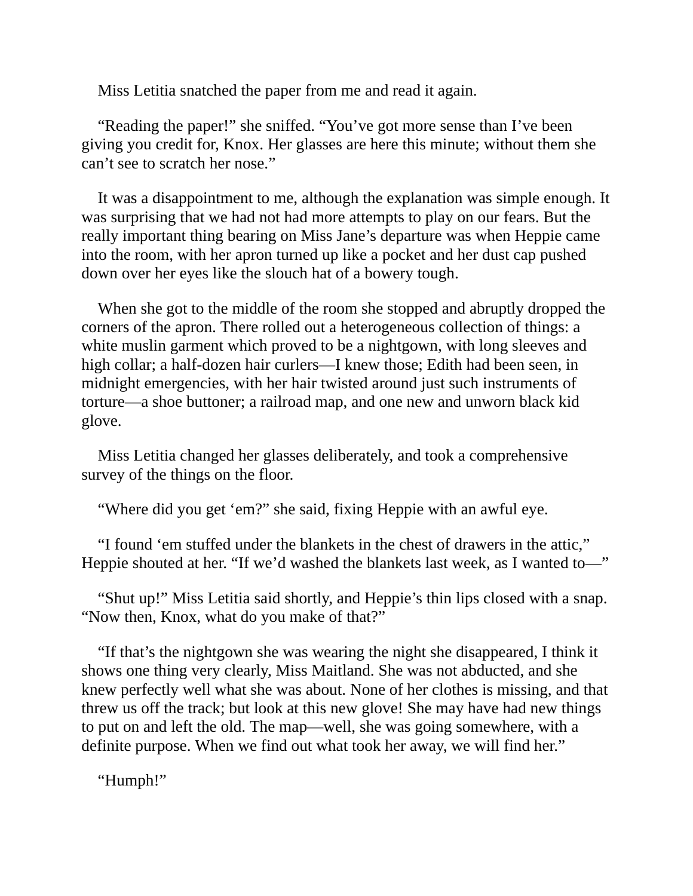Miss Letitia snatched the paper from me and read it again.

“Reading the paper!” she sniffed. “You’ve got more sense than I’ve been giving you credit for, Knox. Her glasses are here this minute; without them she can’t see to scratch her nose.”

It was a disappointment to me, although the explanation was simple enough. It was surprising that we had not had more attempts to play on our fears. But the really important thing bearing on Miss Jane’s departure was when Heppie came into the room, with her apron turned up like a pocket and her dust cap pushed down over her eyes like the slouch hat of a bowery tough.

When she got to the middle of the room she stopped and abruptly dropped the corners of the apron. There rolled out a heterogeneous collection of things: a white muslin garment which proved to be a nightgown, with long sleeves and high collar; a half-dozen hair curlers—I knew those; Edith had been seen, in midnight emergencies, with her hair twisted around just such instruments of torture—a shoe buttoner; a railroad map, and one new and unworn black kid glove.

Miss Letitia changed her glasses deliberately, and took a comprehensive survey of the things on the floor.

“Where did you get ‘em?” she said, fixing Heppie with an awful eye.

“I found ‘em stuffed under the blankets in the chest of drawers in the attic,” Heppie shouted at her. “If we’d washed the blankets last week, as I wanted to—”

“Shut up!” Miss Letitia said shortly, and Heppie’s thin lips closed with a snap. “Now then, Knox, what do you make of that?”

“If that’s the nightgown she was wearing the night she disappeared, I think it shows one thing very clearly, Miss Maitland. She was not abducted, and she knew perfectly well what she was about. None of her clothes is missing, and that threw us off the track; but look at this new glove! She may have had new things to put on and left the old. The map—well, she was going somewhere, with a definite purpose. When we find out what took her away, we will find her.”

“Humph!”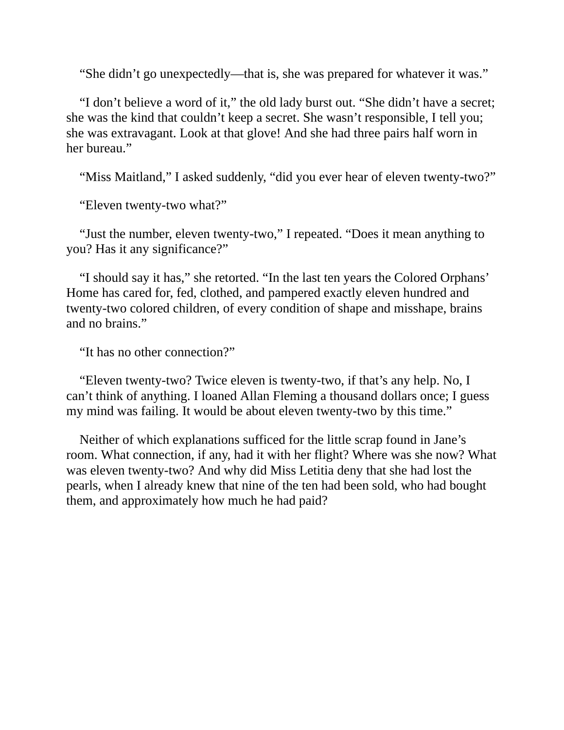“She didn’t go unexpectedly—that is, she was prepared for whatever it was.”

“I don’t believe a word of it,” the old lady burst out. “She didn’t have a secret; she was the kind that couldn’t keep a secret. She wasn’t responsible, I tell you; she was extravagant. Look at that glove! And she had three pairs half worn in her bureau.”

“Miss Maitland,” I asked suddenly, “did you ever hear of eleven twenty-two?”

“Eleven twenty-two what?”

“Just the number, eleven twenty-two,” I repeated. “Does it mean anything to you? Has it any significance?”

“I should say it has,” she retorted. “In the last ten years the Colored Orphans’ Home has cared for, fed, clothed, and pampered exactly eleven hundred and twenty-two colored children, of every condition of shape and misshape, brains and no brains.”

“It has no other connection?”

“Eleven twenty-two? Twice eleven is twenty-two, if that’s any help. No, I can’t think of anything. I loaned Allan Fleming a thousand dollars once; I guess my mind was failing. It would be about eleven twenty-two by this time.”

Neither of which explanations sufficed for the little scrap found in Jane’s room. What connection, if any, had it with her flight? Where was she now? What was eleven twenty-two? And why did Miss Letitia deny that she had lost the pearls, when I already knew that nine of the ten had been sold, who had bought them, and approximately how much he had paid?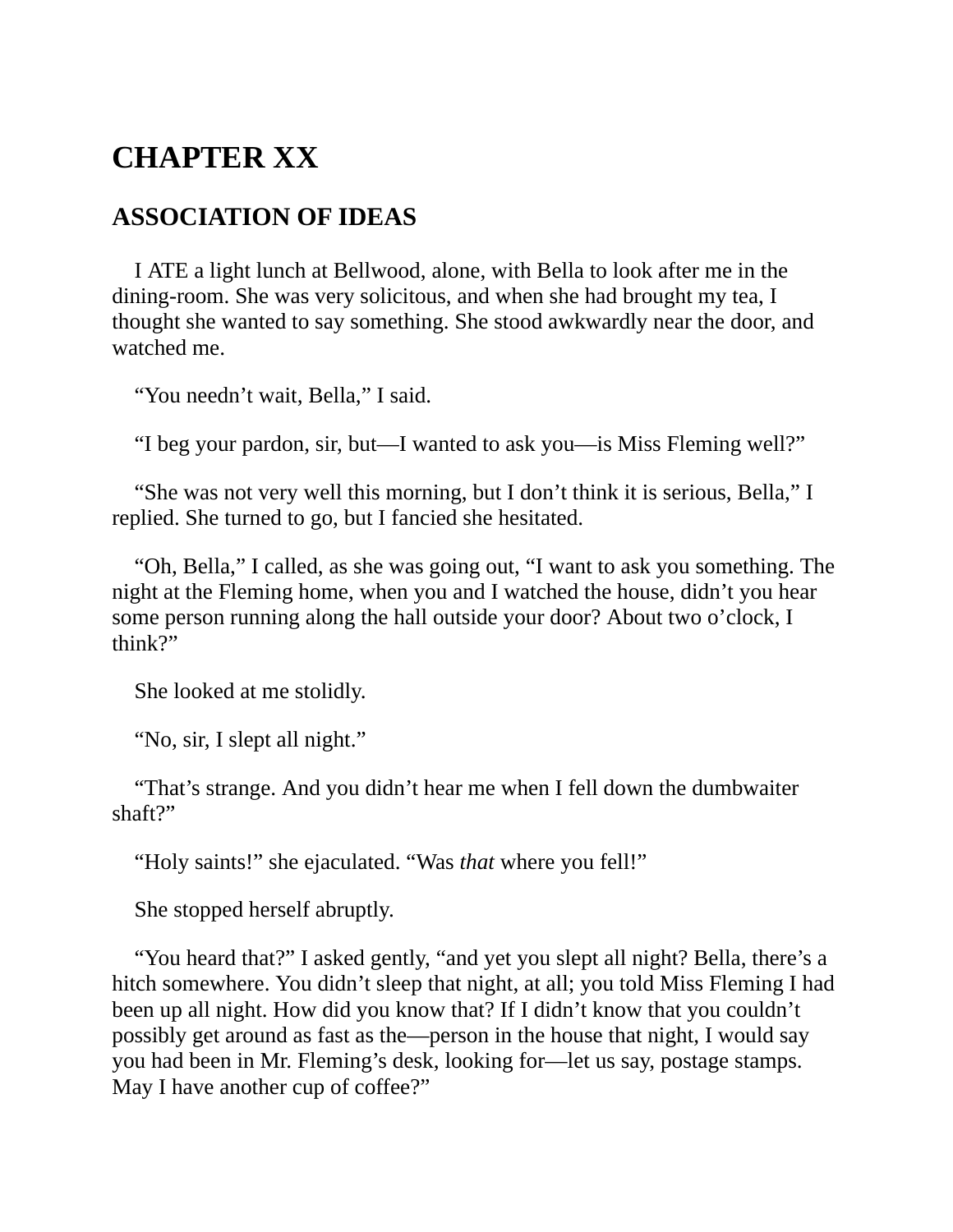# CHAPTER XX

## ASSOCIATION OF IDEAS

I ATE a light lunch at Bellwood, alone, with Bella to look after me in the dining-room. She was very solicitous, and when she had brought my tea, I thought she wanted to say something. She stood awkwardly near the door, and watched me.

“You needn’t wait, Bella,” I said.

“I beg your pardon, sir, but—I wanted to ask you—is Miss Fleming well?”

“She was not very well this morning, but I don’t think it is serious, Bella,” I replied. She turned to go, but I fancied she hesitated.

“Oh, Bella,” I called, as she was going out, “I want to ask you something. The night at the Fleming home, when you and I watched the house, didn’t you hear some person running along the hall outside your door? About two o’clock, I think?”

She looked at me stolidly.

“No, sir, I slept all night.”

“That’s strange. And you didn’t hear me when I fell down the dumbwaiter shaft?”

“Holy saints!” she ejaculated. “Was *that* where you fell!”

She stopped herself abruptly.

“You heard that?” I asked gently, “and yet you slept all night? Bella, there’s a hitch somewhere. You didn’t sleep that night, at all; you told Miss Fleming I had been up all night. How did you know that? If I didn’t know that you couldn’t possibly get around as fast as the—person in the house that night, I would say you had been in Mr. Fleming’s desk, looking for—let us say, postage stamps. May I have another cup of coffee?”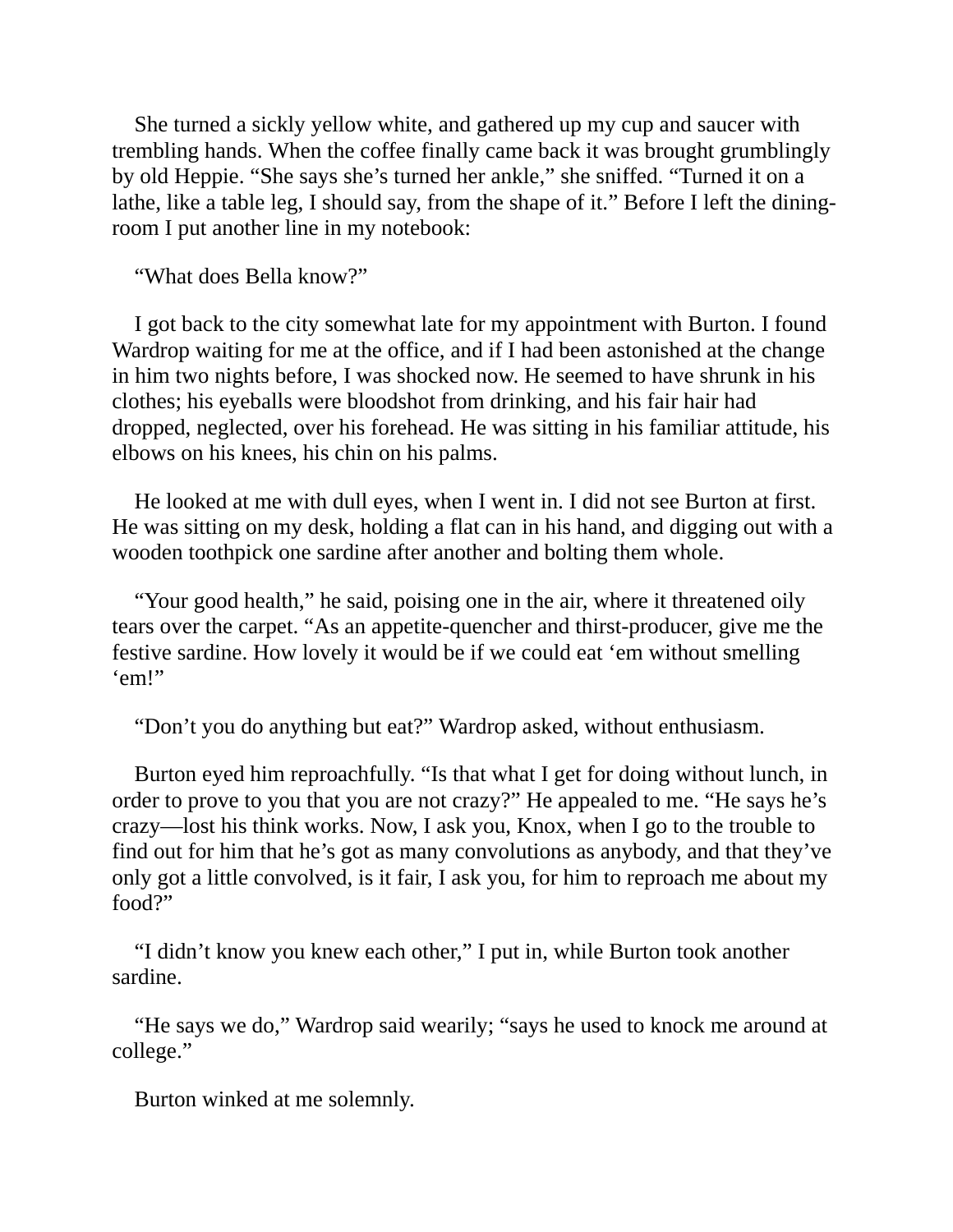She turned a sickly yellow white, and gathered up my cup and saucer with trembling hands. When the coffee finally came back it was brought grumblingly by old Heppie. “She says she’s turned her ankle,” she sniffed. “Turned it on a lathe, like a table leg, I should say, from the shape of it.” Before I left the dining-room I put another line in my notebook:

“What does Bella know?”

I got back to the city somewhat late for my appointment with Burton. I found Wardrop waiting for me at the office, and if I had been astonished at the change in him two nights before, I was shocked now. He seemed to have shrunk in his clothes; his eyeballs were bloodshot from drinking, and his fair hair had dropped, neglected, over his forehead. He was sitting in his familiar attitude, his elbows on his knees, his chin on his palms.

He looked at me with dull eyes, when I went in. I did not see Burton at first. He was sitting on my desk, holding a flat can in his hand, and digging out with a wooden toothpick one sardine after another and bolting them whole.

“Your good health,” he said, poising one in the air, where it threatened oily tears over the carpet. “As an appetite-quencher and thirst-producer, give me the festive sardine. How lovely it would be if we could eat ‘em without smelling ‘em!”

“Don’t you do anything but eat?” Wardrop asked, without enthusiasm.

Burton eyed him reproachfully. “Is that what I get for doing without lunch, in order to prove to you that you are not crazy?” He appealed to me. “He says he’s crazy—lost his think works. Now, I ask you, Knox, when I go to the trouble to find out for him that he’s got as many convolutions as anybody, and that they’ve only got a little convolved, is it fair, I ask you, for him to reproach me about my food?”

“I didn’t know you knew each other,” I put in, while Burton took another sardine.

“He says we do,” Wardrop said wearily; “says he used to knock me around at college.”

Burton winked at me solemnly.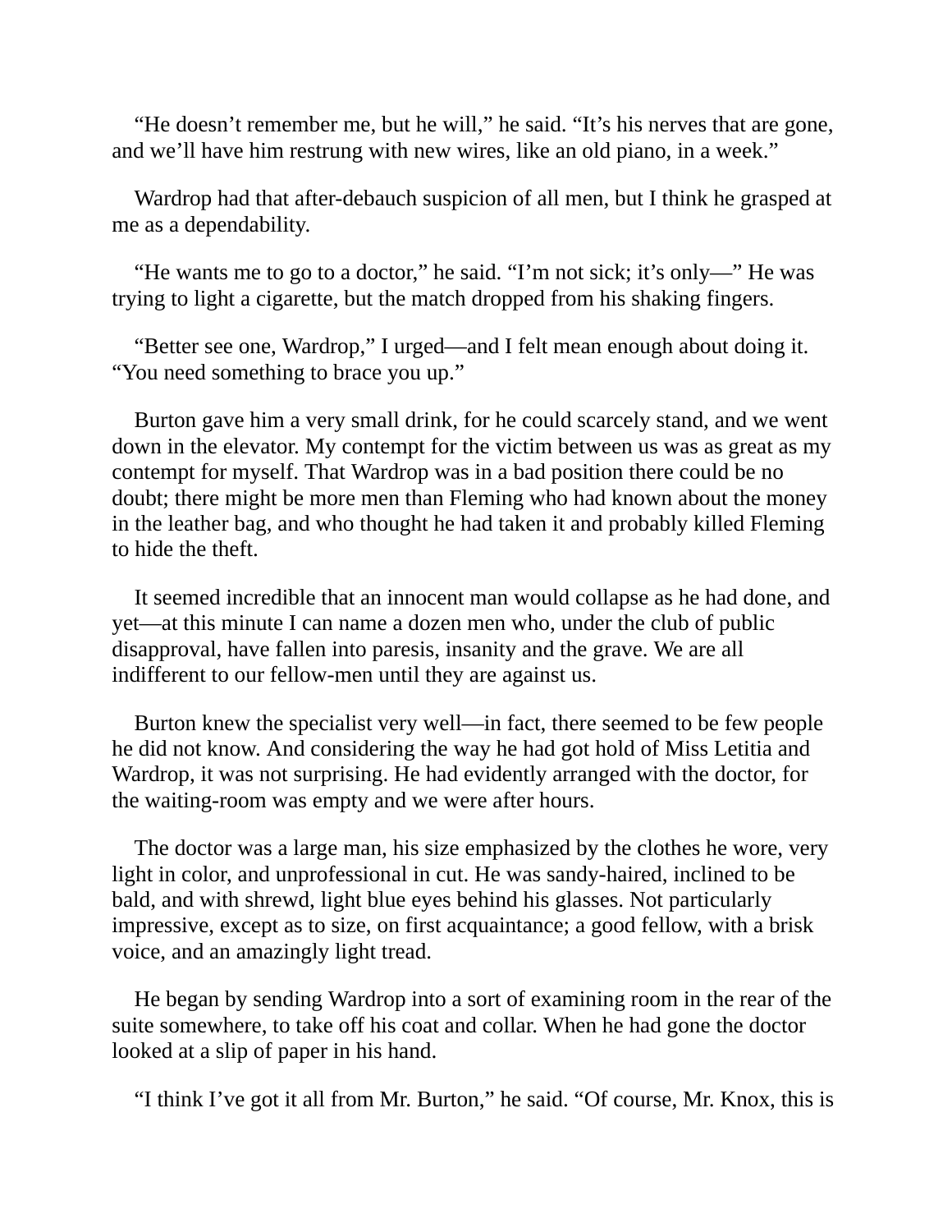“He doesn’t remember me, but he will,” he said. “It’s his nerves that are gone, and we’ll have him restrung with new wires, like an old piano, in a week.”

Wardrop had that after-debauch suspicion of all men, but I think he grasped at me as a dependability.

“He wants me to go to a doctor,” he said. “I’m not sick; it’s only—” He was trying to light a cigarette, but the match dropped from his shaking fingers.

“Better see one, Wardrop,” I urged—and I felt mean enough about doing it. “You need something to brace you up.”

Burton gave him a very small drink, for he could scarcely stand, and we went down in the elevator. My contempt for the victim between us was as great as my contempt for myself. That Wardrop was in a bad position there could be no doubt; there might be more men than Fleming who had known about the money in the leather bag, and who thought he had taken it and probably killed Fleming to hide the theft.

It seemed incredible that an innocent man would collapse as he had done, and yet—at this minute I can name a dozen men who, under the club of public disapproval, have fallen into paresis, insanity and the grave. We are all indifferent to our fellow-men until they are against us.

Burton knew the specialist very well—in fact, there seemed to be few people he did not know. And considering the way he had got hold of Miss Letitia and Wardrop, it was not surprising. He had evidently arranged with the doctor, for the waiting-room was empty and we were after hours.

The doctor was a large man, his size emphasized by the clothes he wore, very light in color, and unprofessional in cut. He was sandy-haired, inclined to be bald, and with shrewd, light blue eyes behind his glasses. Not particularly impressive, except as to size, on first acquaintance; a good fellow, with a brisk voice, and an amazingly light tread.

He began by sending Wardrop into a sort of examining room in the rear of the suite somewhere, to take off his coat and collar. When he had gone the doctor looked at a slip of paper in his hand.

“I think I’ve got it all from Mr. Burton,” he said. “Of course, Mr. Knox, this is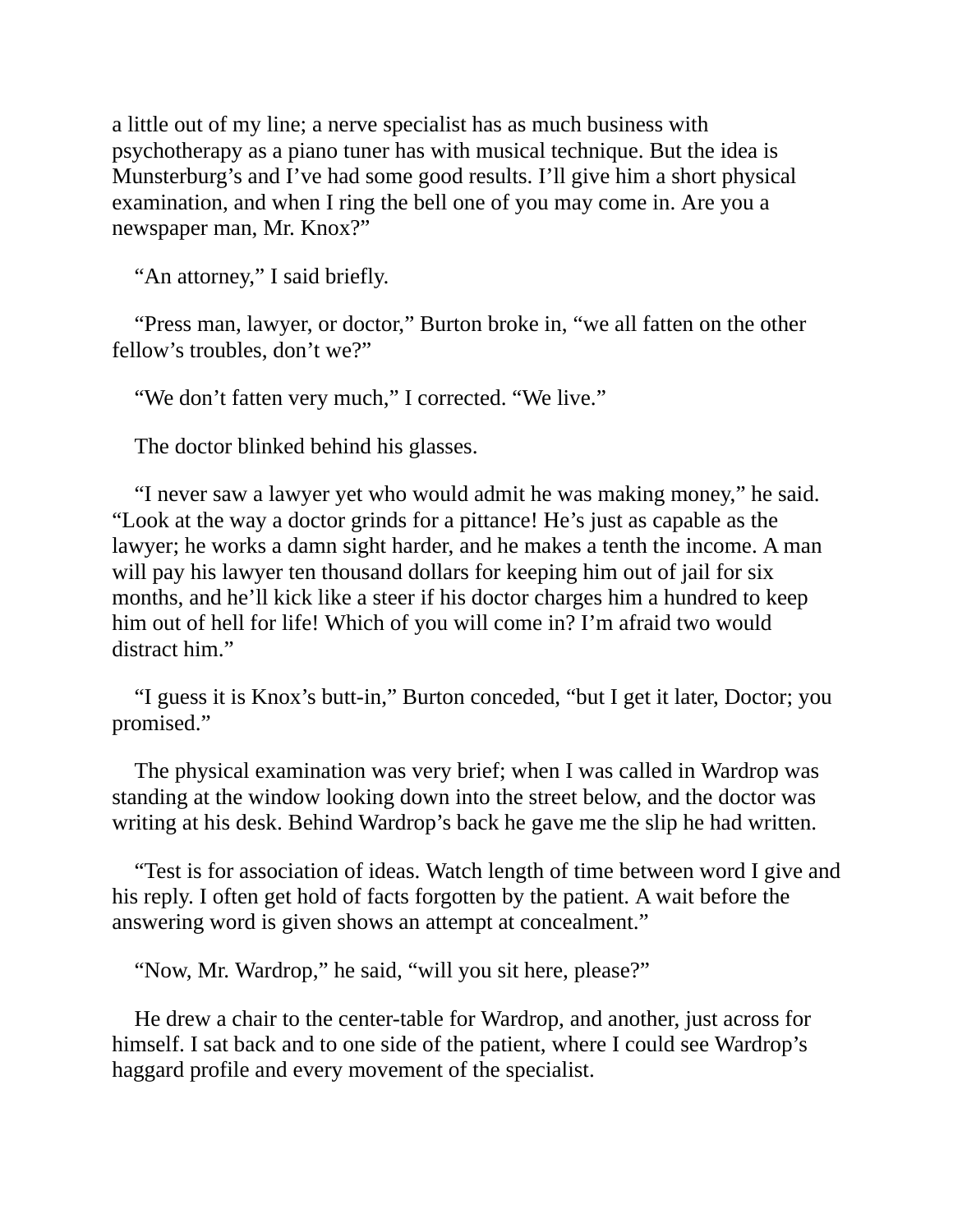a little out of my line; a nerve specialist has as much business with psychotherapy as a piano tuner has with musical technique. But the idea is Munsterburg's and I've had some good results. I'll give him a short physical examination, and when I ring the bell one of you may come in. Are you a newspaper man, Mr. Knox?"

"An attorney," I said briefly.

"Press man, lawyer, or doctor," Burton broke in, "we all fatten on the other fellow's troubles, don't we?"

"We don't fatten very much," I corrected. "We live."

The doctor blinked behind his glasses.

"I never saw a lawyer yet who would admit he was making money," he said. "Look at the way a doctor grinds for a pittance! He's just as capable as the lawyer; he works a damn sight harder, and he makes a tenth the income. A man will pay his lawyer ten thousand dollars for keeping him out of jail for six months, and he'll kick like a steer if his doctor charges him a hundred to keep him out of hell for life! Which of you will come in? I'm afraid two would distract him."

"I guess it is Knox's butt-in," Burton conceded, "but I get it later, Doctor; you promised."

The physical examination was very brief; when I was called in Wardrop was standing at the window looking down into the street below, and the doctor was writing at his desk. Behind Wardrop's back he gave me the slip he had written.

"Test is for association of ideas. Watch length of time between word I give and his reply. I often get hold of facts forgotten by the patient. A wait before the answering word is given shows an attempt at concealment."

"Now, Mr. Wardrop," he said, "will you sit here, please?"

He drew a chair to the center-table for Wardrop, and another, just across for himself. I sat back and to one side of the patient, where I could see Wardrop's haggard profile and every movement of the specialist.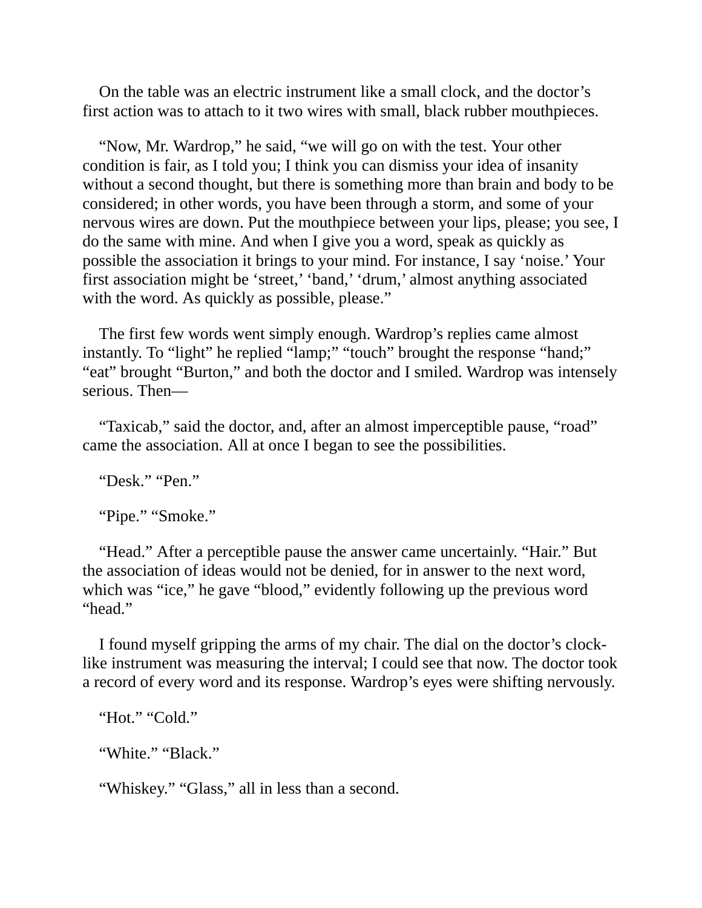On the table was an electric instrument like a small clock, and the doctor's first action was to attach to it two wires with small, black rubber mouthpieces.

"Now, Mr. Wardrop," he said, "we will go on with the test. Your other condition is fair, as I told you; I think you can dismiss your idea of insanity without a second thought, but there is something more than brain and body to be considered; in other words, you have been through a storm, and some of your nervous wires are down. Put the mouthpiece between your lips, please; you see, I do the same with mine. And when I give you a word, speak as quickly as possible the association it brings to your mind. For instance, I say 'noise.' Your first association might be 'street,' 'band,' 'drum,' almost anything associated with the word. As quickly as possible, please."

The first few words went simply enough. Wardrop's replies came almost instantly. To "light" he replied "lamp;" "touch" brought the response "hand;" "eat" brought "Burton," and both the doctor and I smiled. Wardrop was intensely serious. Then—

"Taxicab," said the doctor, and, after an almost imperceptible pause, "road" came the association. All at once I began to see the possibilities.

"Desk." "Pen."

"Pipe." "Smoke."

"Head." After a perceptible pause the answer came uncertainly. "Hair." But the association of ideas would not be denied, for in answer to the next word, which was "ice," he gave "blood," evidently following up the previous word "head."

I found myself gripping the arms of my chair. The dial on the doctor's clock-like instrument was measuring the interval; I could see that now. The doctor took a record of every word and its response. Wardrop's eyes were shifting nervously.

"Hot." "Cold."

"White." "Black."

"Whiskey." "Glass," all in less than a second.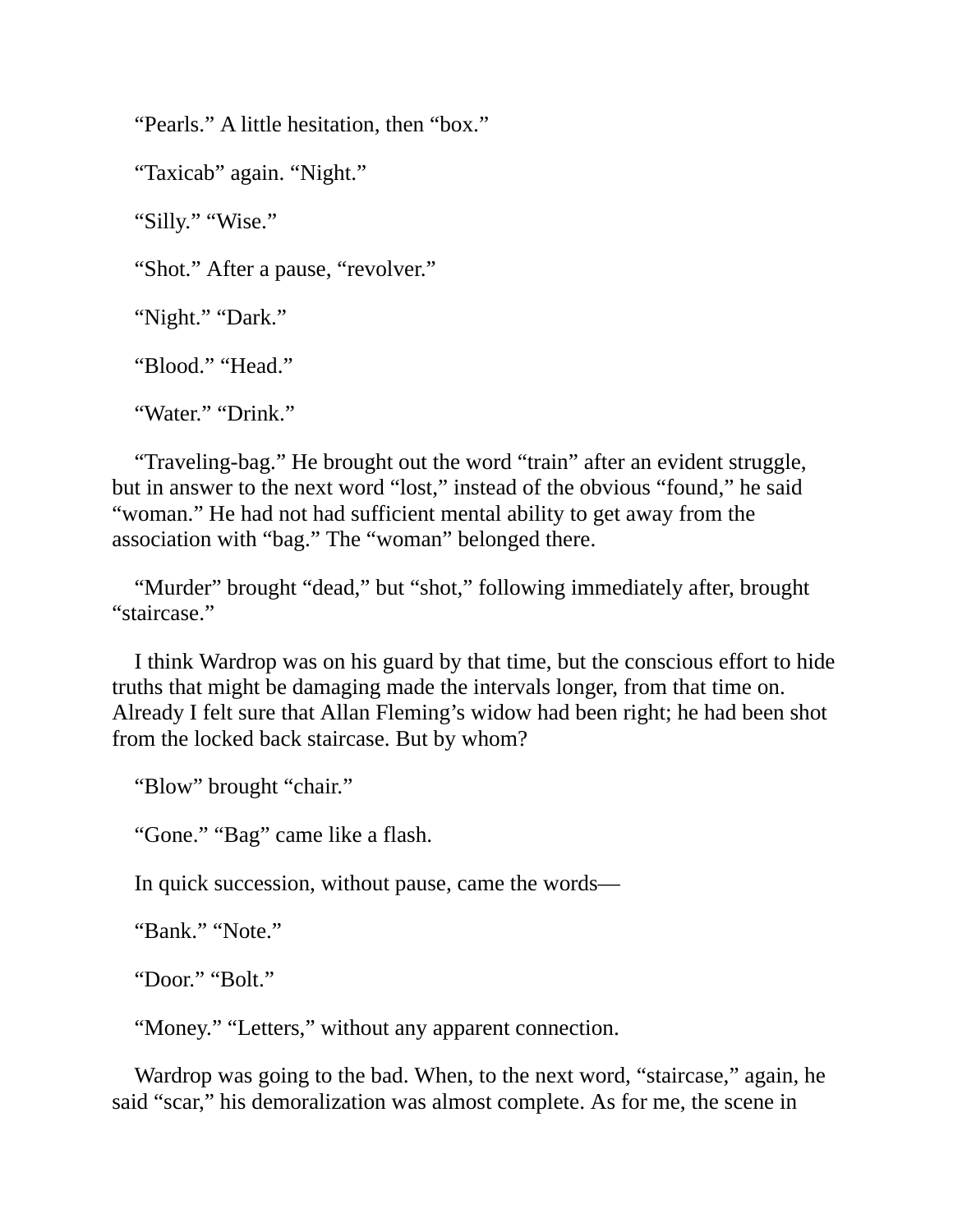"Pearls." A little hesitation, then "box."

"Taxicab" again. "Night."

"Silly." "Wise."

"Shot." After a pause, "revolver."

"Night." "Dark."

"Blood." "Head."

"Water." "Drink."

"Traveling-bag." He brought out the word "train" after an evident struggle, but in answer to the next word "lost," instead of the obvious "found," he said "woman." He had not had sufficient mental ability to get away from the association with "bag." The "woman" belonged there.

"Murder" brought "dead," but "shot," following immediately after, brought "staircase."

I think Wardrop was on his guard by that time, but the conscious effort to hide truths that might be damaging made the intervals longer, from that time on. Already I felt sure that Allan Fleming's widow had been right; he had been shot from the locked back staircase. But by whom?

"Blow" brought "chair."

"Gone." "Bag" came like a flash.

In quick succession, without pause, came the words—

"Bank." "Note."

"Door." "Bolt."

"Money." "Letters," without any apparent connection.

Wardrop was going to the bad. When, to the next word, "staircase," again, he said "scar," his demoralization was almost complete. As for me, the scene in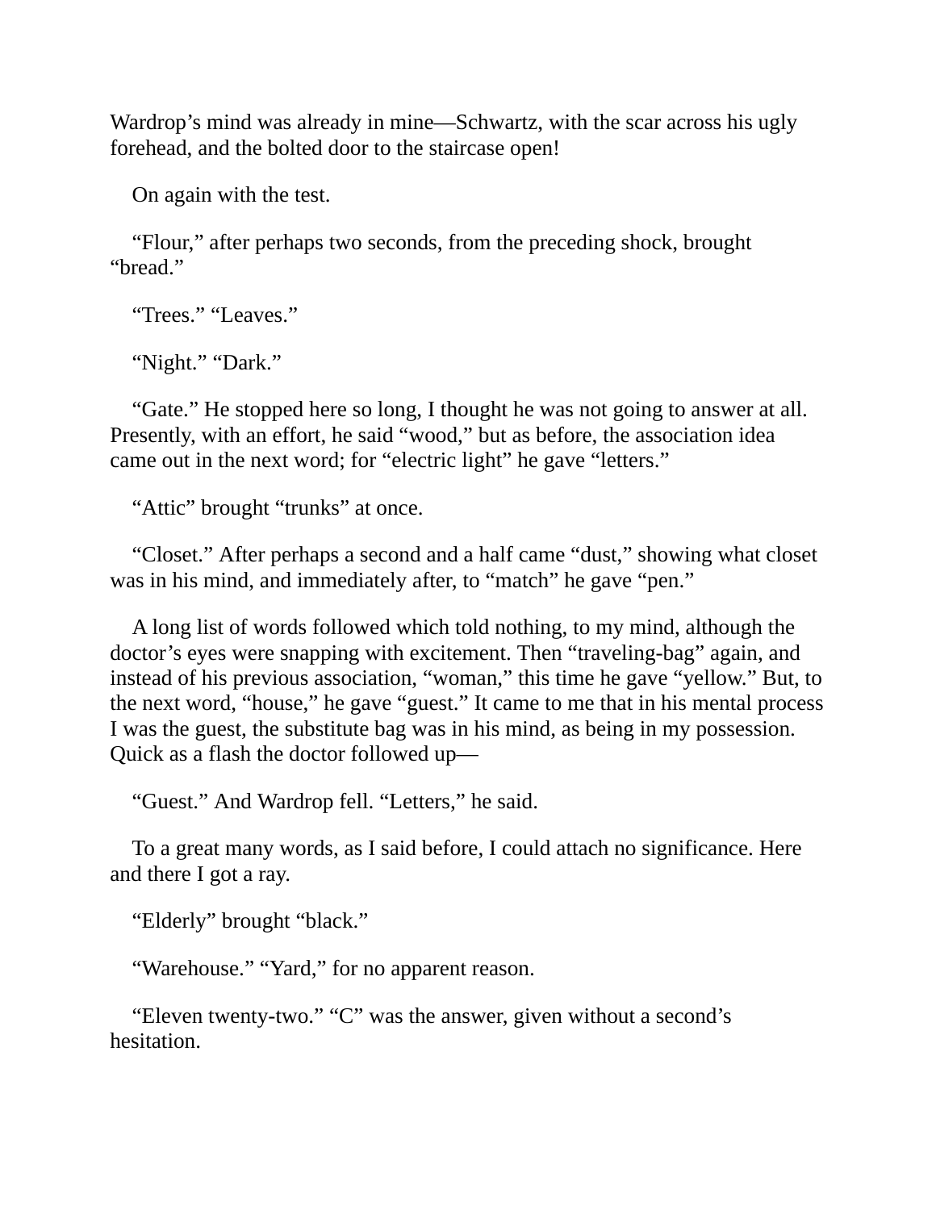Wardrop's mind was already in mine—Schwartz, with the scar across his ugly forehead, and the bolted door to the staircase open!

On again with the test.

"Flour," after perhaps two seconds, from the preceding shock, brought "bread."

"Trees." "Leaves."

"Night." "Dark."

"Gate." He stopped here so long, I thought he was not going to answer at all. Presently, with an effort, he said "wood," but as before, the association idea came out in the next word; for "electric light" he gave "letters."

"Attic" brought "trunks" at once.

"Closet." After perhaps a second and a half came "dust," showing what closet was in his mind, and immediately after, to "match" he gave "pen."

A long list of words followed which told nothing, to my mind, although the doctor's eyes were snapping with excitement. Then "traveling-bag" again, and instead of his previous association, "woman," this time he gave "yellow." But, to the next word, "house," he gave "guest." It came to me that in his mental process I was the guest, the substitute bag was in his mind, as being in my possession. Quick as a flash the doctor followed up—

"Guest." And Wardrop fell. "Letters," he said.

To a great many words, as I said before, I could attach no significance. Here and there I got a ray.

"Elderly" brought "black."

"Warehouse." "Yard," for no apparent reason.

"Eleven twenty-two." "C" was the answer, given without a second's hesitation.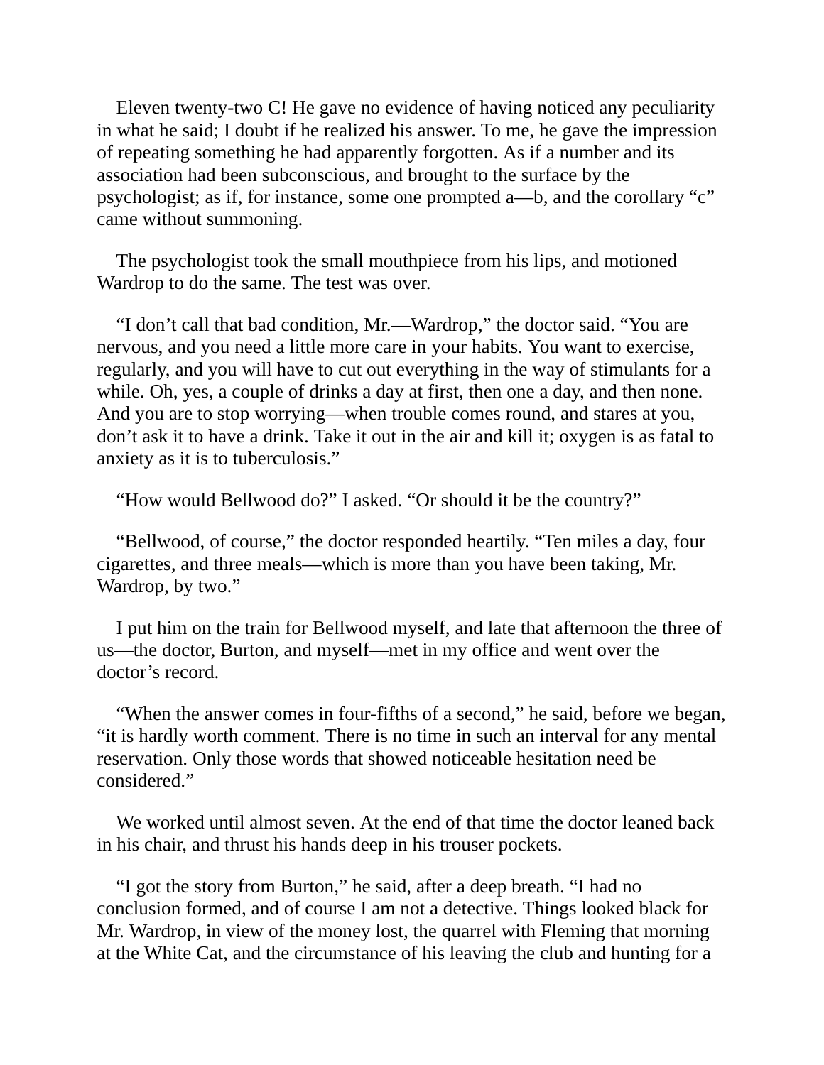Eleven twenty-two C! He gave no evidence of having noticed any peculiarity in what he said; I doubt if he realized his answer. To me, he gave the impression of repeating something he had apparently forgotten. As if a number and its association had been subconscious, and brought to the surface by the psychologist; as if, for instance, some one prompted a—b, and the corollary "c" came without summoning.

The psychologist took the small mouthpiece from his lips, and motioned Wardrop to do the same. The test was over.

"I don't call that bad condition, Mr.—Wardrop," the doctor said. "You are nervous, and you need a little more care in your habits. You want to exercise, regularly, and you will have to cut out everything in the way of stimulants for a while. Oh, yes, a couple of drinks a day at first, then one a day, and then none. And you are to stop worrying—when trouble comes round, and stares at you, don't ask it to have a drink. Take it out in the air and kill it; oxygen is as fatal to anxiety as it is to tuberculosis."

"How would Bellwood do?" I asked. "Or should it be the country?"

"Bellwood, of course," the doctor responded heartily. "Ten miles a day, four cigarettes, and three meals—which is more than you have been taking, Mr. Wardrop, by two."

I put him on the train for Bellwood myself, and late that afternoon the three of us—the doctor, Burton, and myself—met in my office and went over the doctor's record.

"When the answer comes in four-fifths of a second," he said, before we began, "it is hardly worth comment. There is no time in such an interval for any mental reservation. Only those words that showed noticeable hesitation need be considered."

We worked until almost seven. At the end of that time the doctor leaned back in his chair, and thrust his hands deep in his trouser pockets.

"I got the story from Burton," he said, after a deep breath. "I had no conclusion formed, and of course I am not a detective. Things looked black for Mr. Wardrop, in view of the money lost, the quarrel with Fleming that morning at the White Cat, and the circumstance of his leaving the club and hunting for a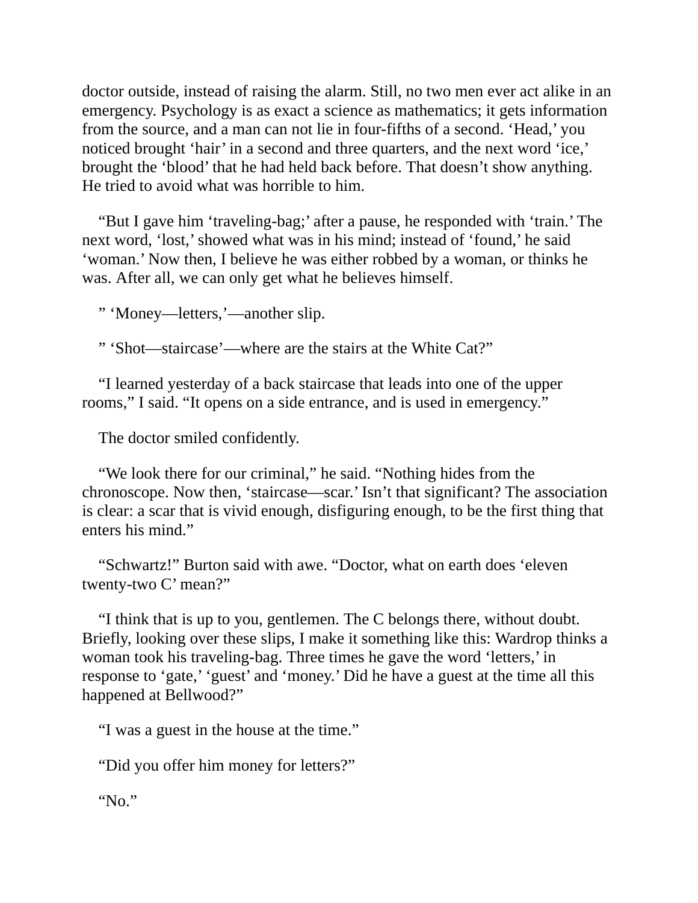doctor outside, instead of raising the alarm. Still, no two men ever act alike in an emergency. Psychology is as exact a science as mathematics; it gets information from the source, and a man can not lie in four-fifths of a second. ‘Head,’ you noticed brought ‘hair’ in a second and three quarters, and the next word ‘ice,’ brought the ‘blood’ that he had held back before. That doesn’t show anything. He tried to avoid what was horrible to him.

“But I gave him ‘traveling-bag;’ after a pause, he responded with ‘train.’ The next word, ‘lost,’ showed what was in his mind; instead of ‘found,’ he said ‘woman.’ Now then, I believe he was either robbed by a woman, or thinks he was. After all, we can only get what he believes himself.

” ‘Money—letters,’—another slip.

” ‘Shot—staircase’—where are the stairs at the White Cat?”

“I learned yesterday of a back staircase that leads into one of the upper rooms,” I said. “It opens on a side entrance, and is used in emergency.”

The doctor smiled confidently.

“We look there for our criminal,” he said. “Nothing hides from the chronoscope. Now then, ‘staircase—scar.’ Isn’t that significant? The association is clear: a scar that is vivid enough, disfiguring enough, to be the first thing that enters his mind.”

“Schwartz!” Burton said with awe. “Doctor, what on earth does ‘eleven twenty-two C’ mean?”

“I think that is up to you, gentlemen. The C belongs there, without doubt. Briefly, looking over these slips, I make it something like this: Wardrop thinks a woman took his traveling-bag. Three times he gave the word ‘letters,’ in response to ‘gate,’ ‘guest’ and ‘money.’ Did he have a guest at the time all this happened at Bellwood?”

“I was a guest in the house at the time.”

“Did you offer him money for letters?”

“No.”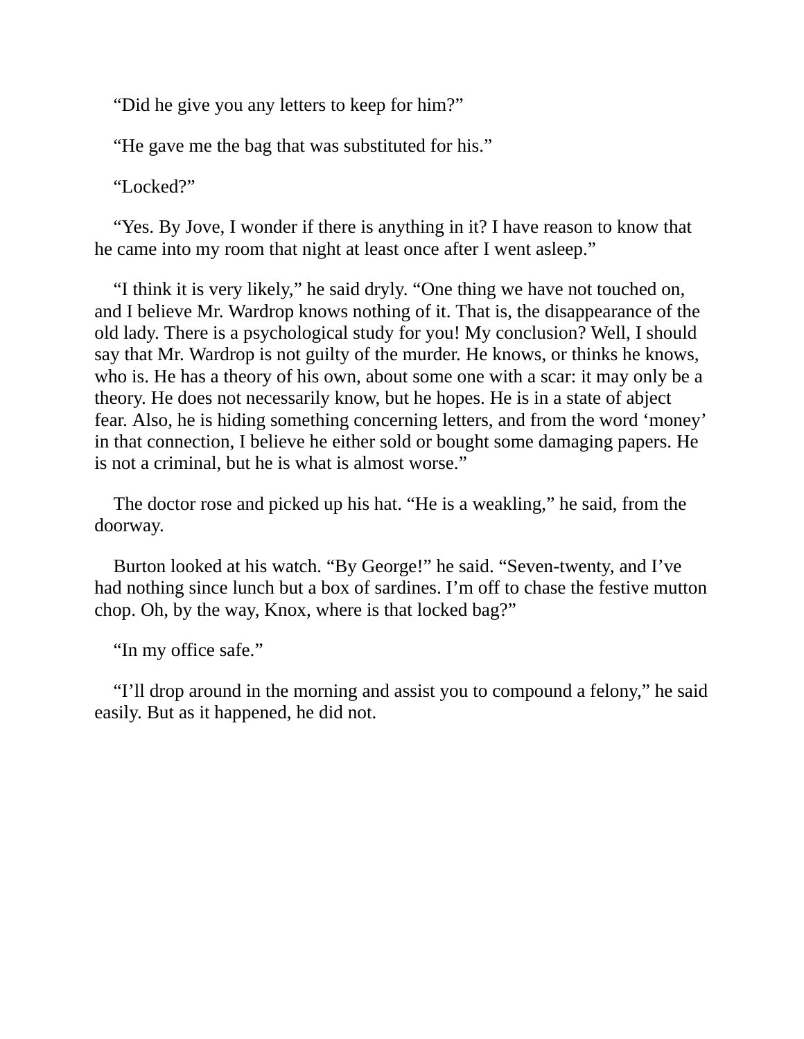“Did he give you any letters to keep for him?”

“He gave me the bag that was substituted for his.”

“Locked?”

“Yes. By Jove, I wonder if there is anything in it? I have reason to know that he came into my room that night at least once after I went asleep.”

“I think it is very likely,” he said dryly. “One thing we have not touched on, and I believe Mr. Wardrop knows nothing of it. That is, the disappearance of the old lady. There is a psychological study for you! My conclusion? Well, I should say that Mr. Wardrop is not guilty of the murder. He knows, or thinks he knows, who is. He has a theory of his own, about some one with a scar: it may only be a theory. He does not necessarily know, but he hopes. He is in a state of abject fear. Also, he is hiding something concerning letters, and from the word ‘money’ in that connection, I believe he either sold or bought some damaging papers. He is not a criminal, but he is what is almost worse.”

The doctor rose and picked up his hat. “He is a weakling,” he said, from the doorway.

Burton looked at his watch. “By George!” he said. “Seven-twenty, and I’ve had nothing since lunch but a box of sardines. I’m off to chase the festive mutton chop. Oh, by the way, Knox, where is that locked bag?”

“In my office safe.”

“I’ll drop around in the morning and assist you to compound a felony,” he said easily. But as it happened, he did not.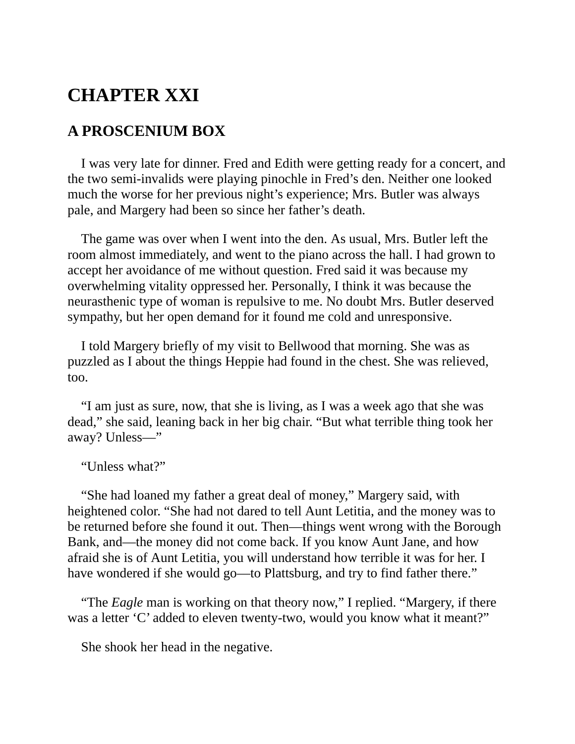# CHAPTER XXI

## A PROSCENIUM BOX

I was very late for dinner. Fred and Edith were getting ready for a concert, and the two semi-invalids were playing pinochle in Fred's den. Neither one looked much the worse for her previous night's experience; Mrs. Butler was always pale, and Margery had been so since her father's death.

The game was over when I went into the den. As usual, Mrs. Butler left the room almost immediately, and went to the piano across the hall. I had grown to accept her avoidance of me without question. Fred said it was because my overwhelming vitality oppressed her. Personally, I think it was because the neurasthenic type of woman is repulsive to me. No doubt Mrs. Butler deserved sympathy, but her open demand for it found me cold and unresponsive.

I told Margery briefly of my visit to Bellwood that morning. She was as puzzled as I about the things Heppie had found in the chest. She was relieved, too.

"I am just as sure, now, that she is living, as I was a week ago that she was dead," she said, leaning back in her big chair. "But what terrible thing took her away? Unless—"

"Unless what?"

"She had loaned my father a great deal of money," Margery said, with heightened color. "She had not dared to tell Aunt Letitia, and the money was to be returned before she found it out. Then—things went wrong with the Borough Bank, and—the money did not come back. If you know Aunt Jane, and how afraid she is of Aunt Letitia, you will understand how terrible it was for her. I have wondered if she would go—to Plattsburg, and try to find father there."

"The *Eagle* man is working on that theory now," I replied. "Margery, if there was a letter 'C' added to eleven twenty-two, would you know what it meant?"

She shook her head in the negative.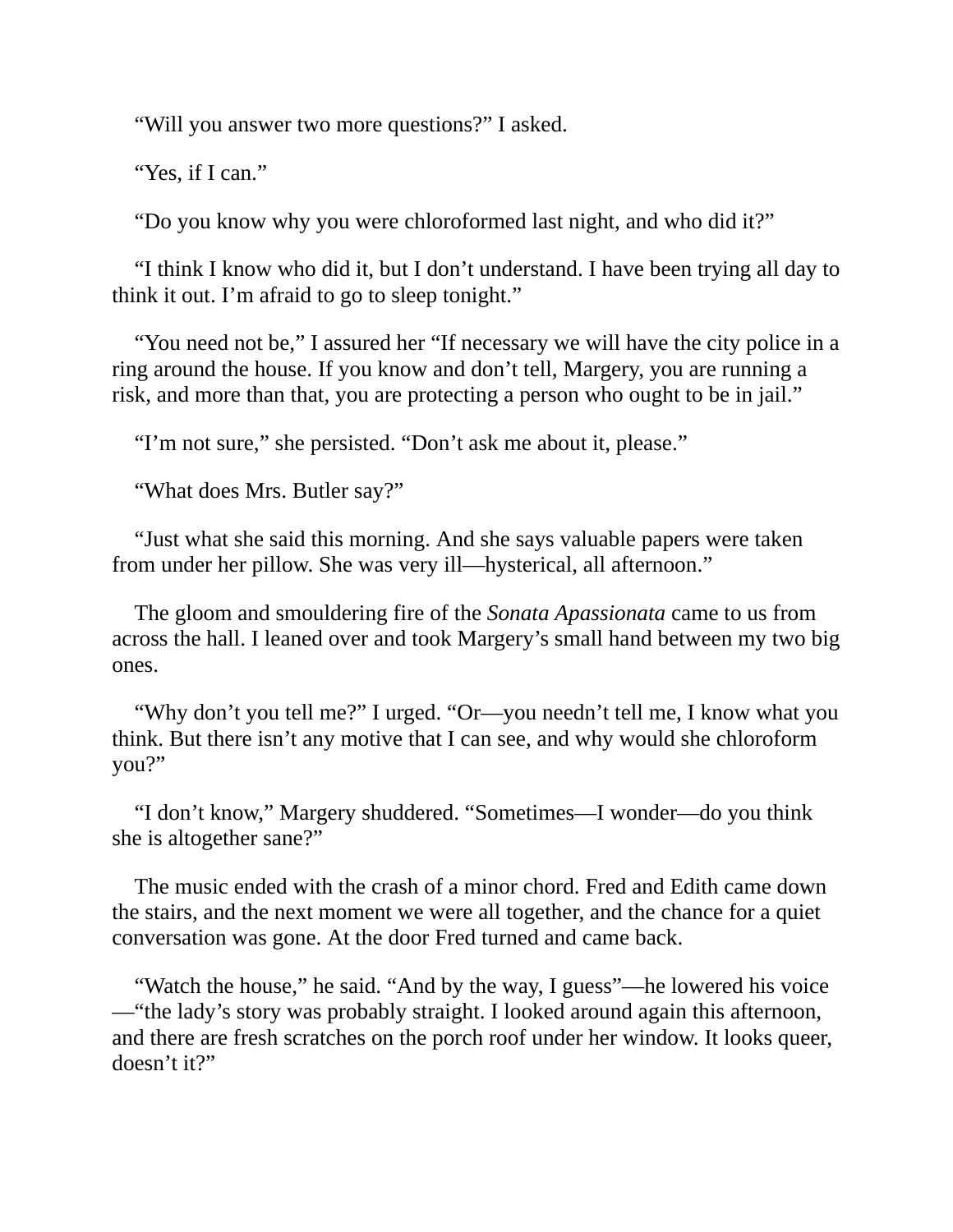"Will you answer two more questions?" I asked.

"Yes, if I can."

"Do you know why you were chloroformed last night, and who did it?"

"I think I know who did it, but I don't understand. I have been trying all day to think it out. I'm afraid to go to sleep tonight."

"You need not be," I assured her "If necessary we will have the city police in a ring around the house. If you know and don't tell, Margery, you are running a risk, and more than that, you are protecting a person who ought to be in jail."

"I'm not sure," she persisted. "Don't ask me about it, please."

"What does Mrs. Butler say?"

"Just what she said this morning. And she says valuable papers were taken from under her pillow. She was very ill—hysterical, all afternoon."

The gloom and smouldering fire of the *Sonata Apassionata* came to us from across the hall. I leaned over and took Margery's small hand between my two big ones.

"Why don't you tell me?" I urged. "Or—you needn't tell me, I know what you think. But there isn't any motive that I can see, and why would she chloroform you?"

"I don't know," Margery shuddered. "Sometimes—I wonder—do you think she is altogether sane?"

The music ended with the crash of a minor chord. Fred and Edith came down the stairs, and the next moment we were all together, and the chance for a quiet conversation was gone. At the door Fred turned and came back.

"Watch the house," he said. "And by the way, I guess"—he lowered his voice—"the lady's story was probably straight. I looked around again this afternoon, and there are fresh scratches on the porch roof under her window. It looks queer, doesn't it?"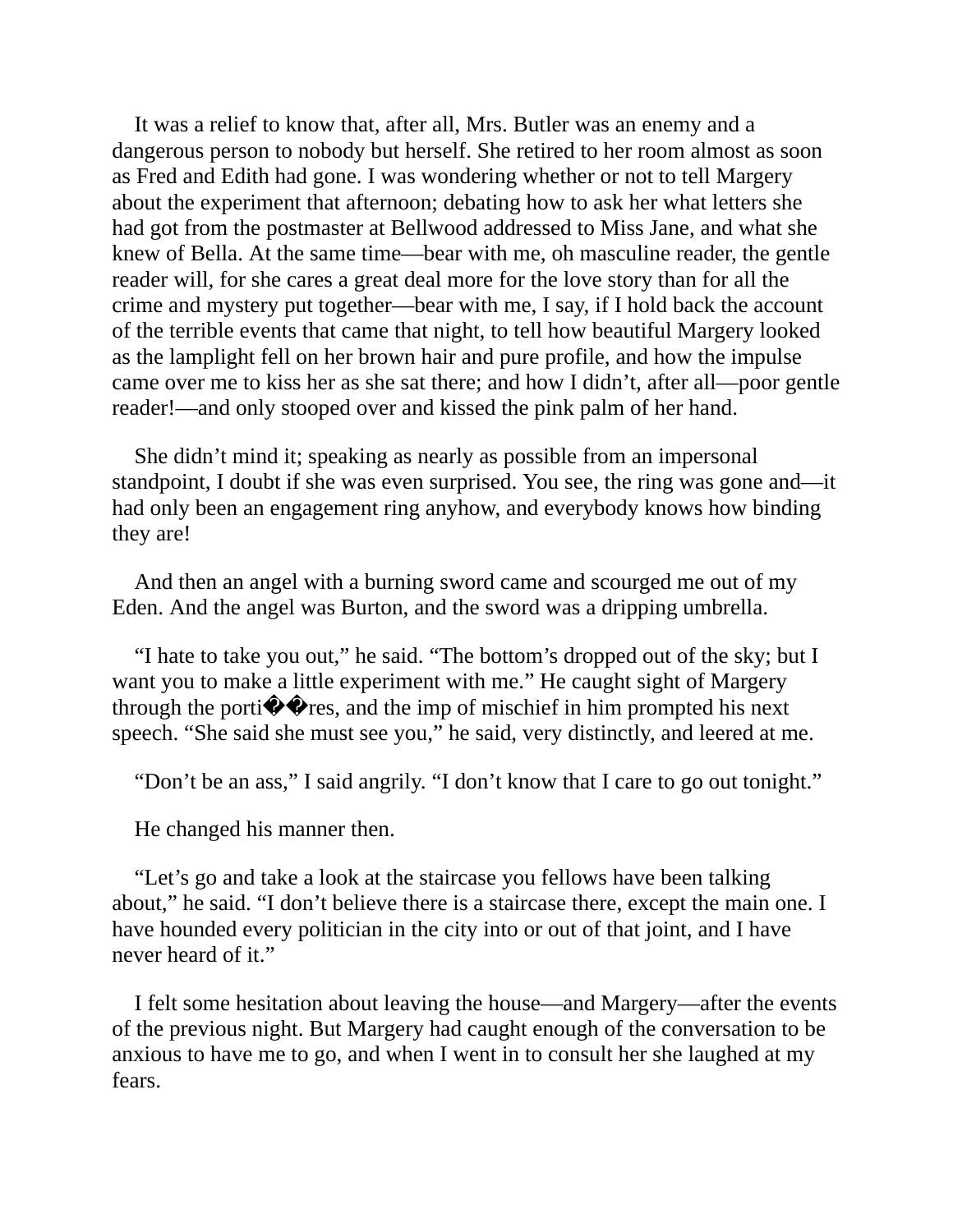It was a relief to know that, after all, Mrs. Butler was an enemy and a dangerous person to nobody but herself. She retired to her room almost as soon as Fred and Edith had gone. I was wondering whether or not to tell Margery about the experiment that afternoon; debating how to ask her what letters she had got from the postmaster at Bellwood addressed to Miss Jane, and what she knew of Bella. At the same time—bear with me, oh masculine reader, the gentle reader will, for she cares a great deal more for the love story than for all the crime and mystery put together—bear with me, I say, if I hold back the account of the terrible events that came that night, to tell how beautiful Margery looked as the lamplight fell on her brown hair and pure profile, and how the impulse came over me to kiss her as she sat there; and how I didn't, after all—poor gentle reader!—and only stooped over and kissed the pink palm of her hand.

She didn't mind it; speaking as nearly as possible from an impersonal standpoint, I doubt if she was even surprised. You see, the ring was gone and—it had only been an engagement ring anyhow, and everybody knows how binding they are!

And then an angel with a burning sword came and scourged me out of my Eden. And the angel was Burton, and the sword was a dripping umbrella.

"I hate to take you out," he said. "The bottom's dropped out of the sky; but I want you to make a little experiment with me." He caught sight of Margery through the porti��res, and the imp of mischief in him prompted his next speech. "She said she must see you," he said, very distinctly, and leered at me.

"Don't be an ass," I said angrily. "I don't know that I care to go out tonight."

He changed his manner then.

"Let's go and take a look at the staircase you fellows have been talking about," he said. "I don't believe there is a staircase there, except the main one. I have hounded every politician in the city into or out of that joint, and I have never heard of it."

I felt some hesitation about leaving the house—and Margery—after the events of the previous night. But Margery had caught enough of the conversation to be anxious to have me to go, and when I went in to consult her she laughed at my fears.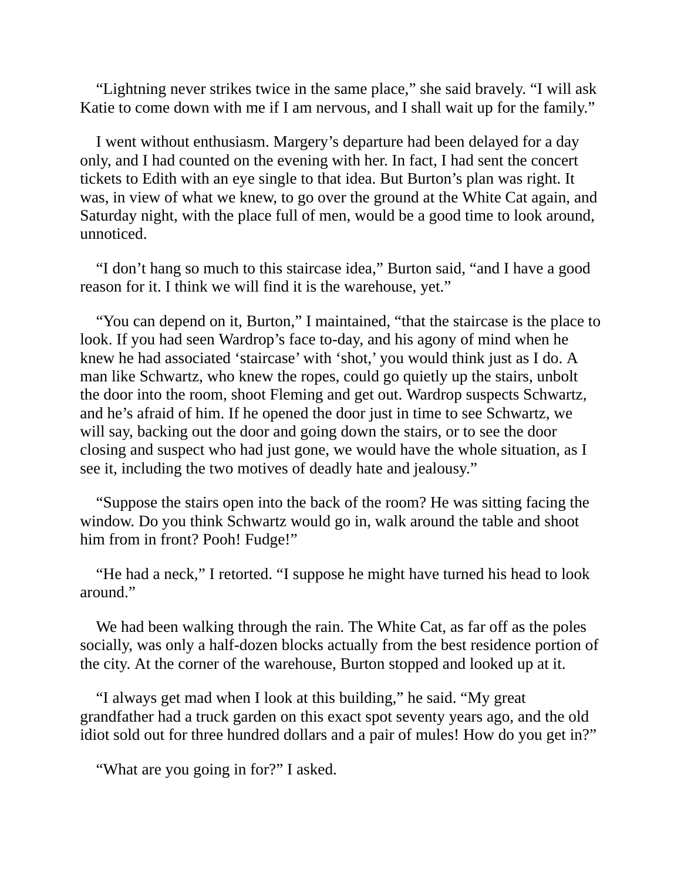"Lightning never strikes twice in the same place," she said bravely. "I will ask Katie to come down with me if I am nervous, and I shall wait up for the family."

I went without enthusiasm. Margery's departure had been delayed for a day only, and I had counted on the evening with her. In fact, I had sent the concert tickets to Edith with an eye single to that idea. But Burton's plan was right. It was, in view of what we knew, to go over the ground at the White Cat again, and Saturday night, with the place full of men, would be a good time to look around, unnoticed.

"I don't hang so much to this staircase idea," Burton said, "and I have a good reason for it. I think we will find it is the warehouse, yet."

"You can depend on it, Burton," I maintained, "that the staircase is the place to look. If you had seen Wardrop's face to-day, and his agony of mind when he knew he had associated 'staircase' with 'shot,' you would think just as I do. A man like Schwartz, who knew the ropes, could go quietly up the stairs, unbolt the door into the room, shoot Fleming and get out. Wardrop suspects Schwartz, and he's afraid of him. If he opened the door just in time to see Schwartz, we will say, backing out the door and going down the stairs, or to see the door closing and suspect who had just gone, we would have the whole situation, as I see it, including the two motives of deadly hate and jealousy."

"Suppose the stairs open into the back of the room? He was sitting facing the window. Do you think Schwartz would go in, walk around the table and shoot him from in front? Pooh! Fudge!"

"He had a neck," I retorted. "I suppose he might have turned his head to look around."

We had been walking through the rain. The White Cat, as far off as the poles socially, was only a half-dozen blocks actually from the best residence portion of the city. At the corner of the warehouse, Burton stopped and looked up at it.

"I always get mad when I look at this building," he said. "My great grandfather had a truck garden on this exact spot seventy years ago, and the old idiot sold out for three hundred dollars and a pair of mules! How do you get in?"

"What are you going in for?" I asked.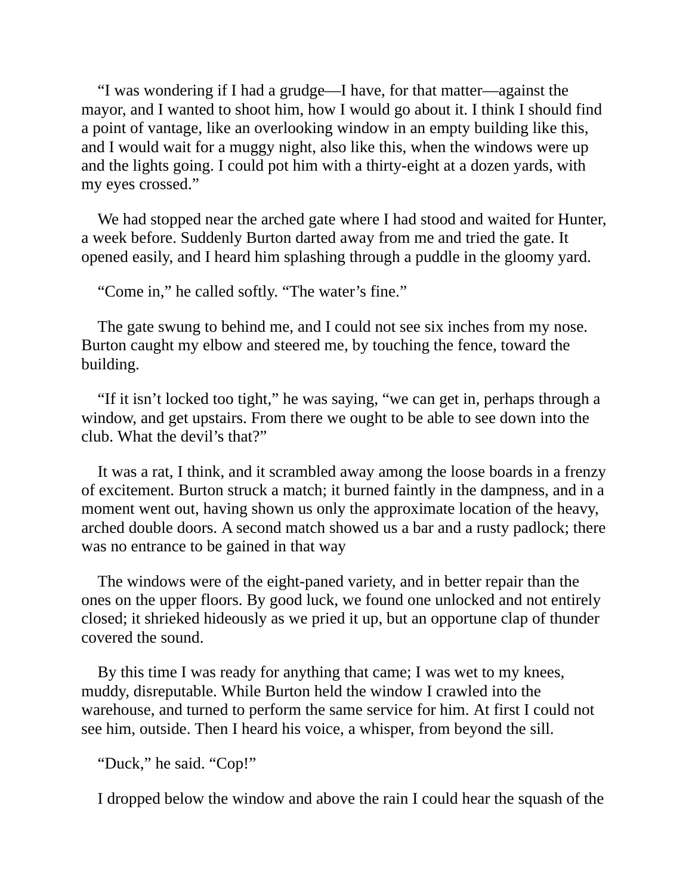"I was wondering if I had a grudge—I have, for that matter—against the mayor, and I wanted to shoot him, how I would go about it. I think I should find a point of vantage, like an overlooking window in an empty building like this, and I would wait for a muggy night, also like this, when the windows were up and the lights going. I could pot him with a thirty-eight at a dozen yards, with my eyes crossed."

We had stopped near the arched gate where I had stood and waited for Hunter, a week before. Suddenly Burton darted away from me and tried the gate. It opened easily, and I heard him splashing through a puddle in the gloomy yard.

"Come in," he called softly. "The water's fine."

The gate swung to behind me, and I could not see six inches from my nose. Burton caught my elbow and steered me, by touching the fence, toward the building.

"If it isn't locked too tight," he was saying, "we can get in, perhaps through a window, and get upstairs. From there we ought to be able to see down into the club. What the devil's that?"

It was a rat, I think, and it scrambled away among the loose boards in a frenzy of excitement. Burton struck a match; it burned faintly in the dampness, and in a moment went out, having shown us only the approximate location of the heavy, arched double doors. A second match showed us a bar and a rusty padlock; there was no entrance to be gained in that way

The windows were of the eight-paned variety, and in better repair than the ones on the upper floors. By good luck, we found one unlocked and not entirely closed; it shrieked hideously as we pried it up, but an opportune clap of thunder covered the sound.

By this time I was ready for anything that came; I was wet to my knees, muddy, disreputable. While Burton held the window I crawled into the warehouse, and turned to perform the same service for him. At first I could not see him, outside. Then I heard his voice, a whisper, from beyond the sill.

"Duck," he said. "Cop!"

I dropped below the window and above the rain I could hear the squash of the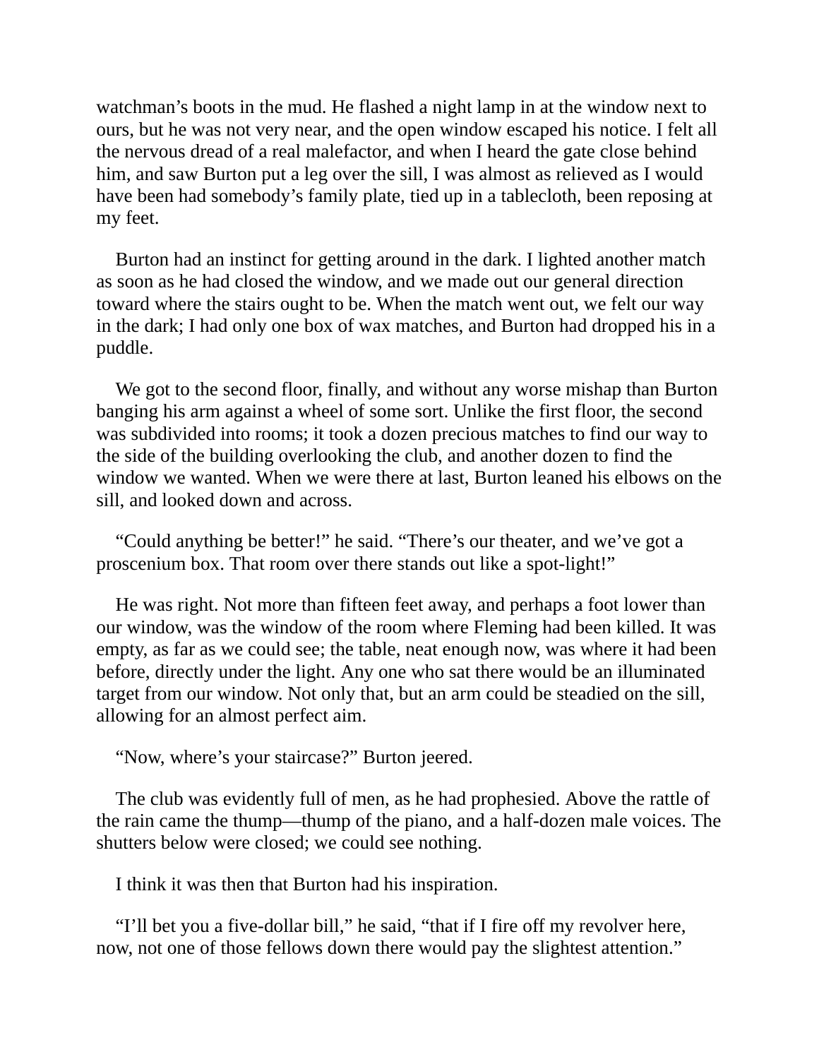watchman's boots in the mud. He flashed a night lamp in at the window next to ours, but he was not very near, and the open window escaped his notice. I felt all the nervous dread of a real malefactor, and when I heard the gate close behind him, and saw Burton put a leg over the sill, I was almost as relieved as I would have been had somebody's family plate, tied up in a tablecloth, been reposing at my feet.

Burton had an instinct for getting around in the dark. I lighted another match as soon as he had closed the window, and we made out our general direction toward where the stairs ought to be. When the match went out, we felt our way in the dark; I had only one box of wax matches, and Burton had dropped his in a puddle.

We got to the second floor, finally, and without any worse mishap than Burton banging his arm against a wheel of some sort. Unlike the first floor, the second was subdivided into rooms; it took a dozen precious matches to find our way to the side of the building overlooking the club, and another dozen to find the window we wanted. When we were there at last, Burton leaned his elbows on the sill, and looked down and across.

"Could anything be better!" he said. "There's our theater, and we've got a proscenium box. That room over there stands out like a spot-light!"

He was right. Not more than fifteen feet away, and perhaps a foot lower than our window, was the window of the room where Fleming had been killed. It was empty, as far as we could see; the table, neat enough now, was where it had been before, directly under the light. Any one who sat there would be an illuminated target from our window. Not only that, but an arm could be steadied on the sill, allowing for an almost perfect aim.

"Now, where's your staircase?" Burton jeered.

The club was evidently full of men, as he had prophesied. Above the rattle of the rain came the thump—thump of the piano, and a half-dozen male voices. The shutters below were closed; we could see nothing.

I think it was then that Burton had his inspiration.

"I'll bet you a five-dollar bill," he said, "that if I fire off my revolver here, now, not one of those fellows down there would pay the slightest attention."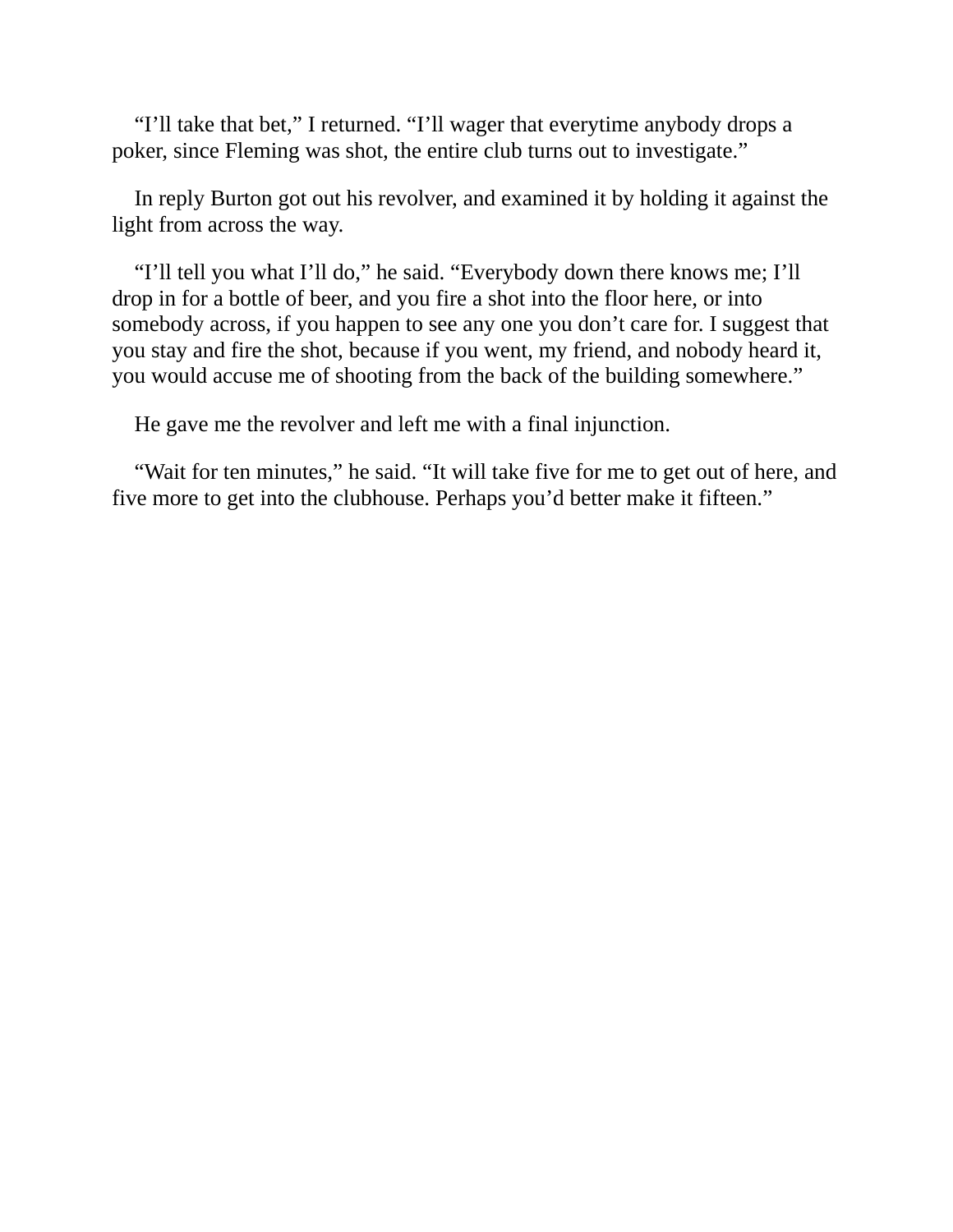"I'll take that bet," I returned. "I'll wager that everytime anybody drops a poker, since Fleming was shot, the entire club turns out to investigate."

In reply Burton got out his revolver, and examined it by holding it against the light from across the way.

"I'll tell you what I'll do," he said. "Everybody down there knows me; I'll drop in for a bottle of beer, and you fire a shot into the floor here, or into somebody across, if you happen to see any one you don't care for. I suggest that you stay and fire the shot, because if you went, my friend, and nobody heard it, you would accuse me of shooting from the back of the building somewhere."

He gave me the revolver and left me with a final injunction.

"Wait for ten minutes," he said. "It will take five for me to get out of here, and five more to get into the clubhouse. Perhaps you'd better make it fifteen."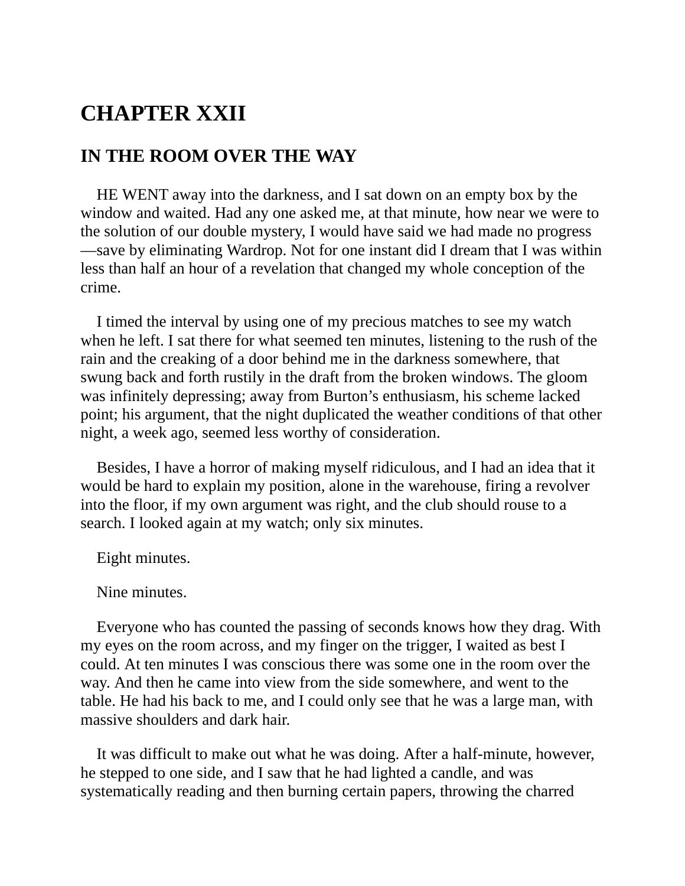# CHAPTER XXII

## IN THE ROOM OVER THE WAY

HE WENT away into the darkness, and I sat down on an empty box by the window and waited. Had any one asked me, at that minute, how near we were to the solution of our double mystery, I would have said we had made no progress—save by eliminating Wardrop. Not for one instant did I dream that I was within less than half an hour of a revelation that changed my whole conception of the crime.

I timed the interval by using one of my precious matches to see my watch when he left. I sat there for what seemed ten minutes, listening to the rush of the rain and the creaking of a door behind me in the darkness somewhere, that swung back and forth rustily in the draft from the broken windows. The gloom was infinitely depressing; away from Burton's enthusiasm, his scheme lacked point; his argument, that the night duplicated the weather conditions of that other night, a week ago, seemed less worthy of consideration.

Besides, I have a horror of making myself ridiculous, and I had an idea that it would be hard to explain my position, alone in the warehouse, firing a revolver into the floor, if my own argument was right, and the club should rouse to a search. I looked again at my watch; only six minutes.

Eight minutes.

Nine minutes.

Everyone who has counted the passing of seconds knows how they drag. With my eyes on the room across, and my finger on the trigger, I waited as best I could. At ten minutes I was conscious there was some one in the room over the way. And then he came into view from the side somewhere, and went to the table. He had his back to me, and I could only see that he was a large man, with massive shoulders and dark hair.

It was difficult to make out what he was doing. After a half-minute, however, he stepped to one side, and I saw that he had lighted a candle, and was systematically reading and then burning certain papers, throwing the charred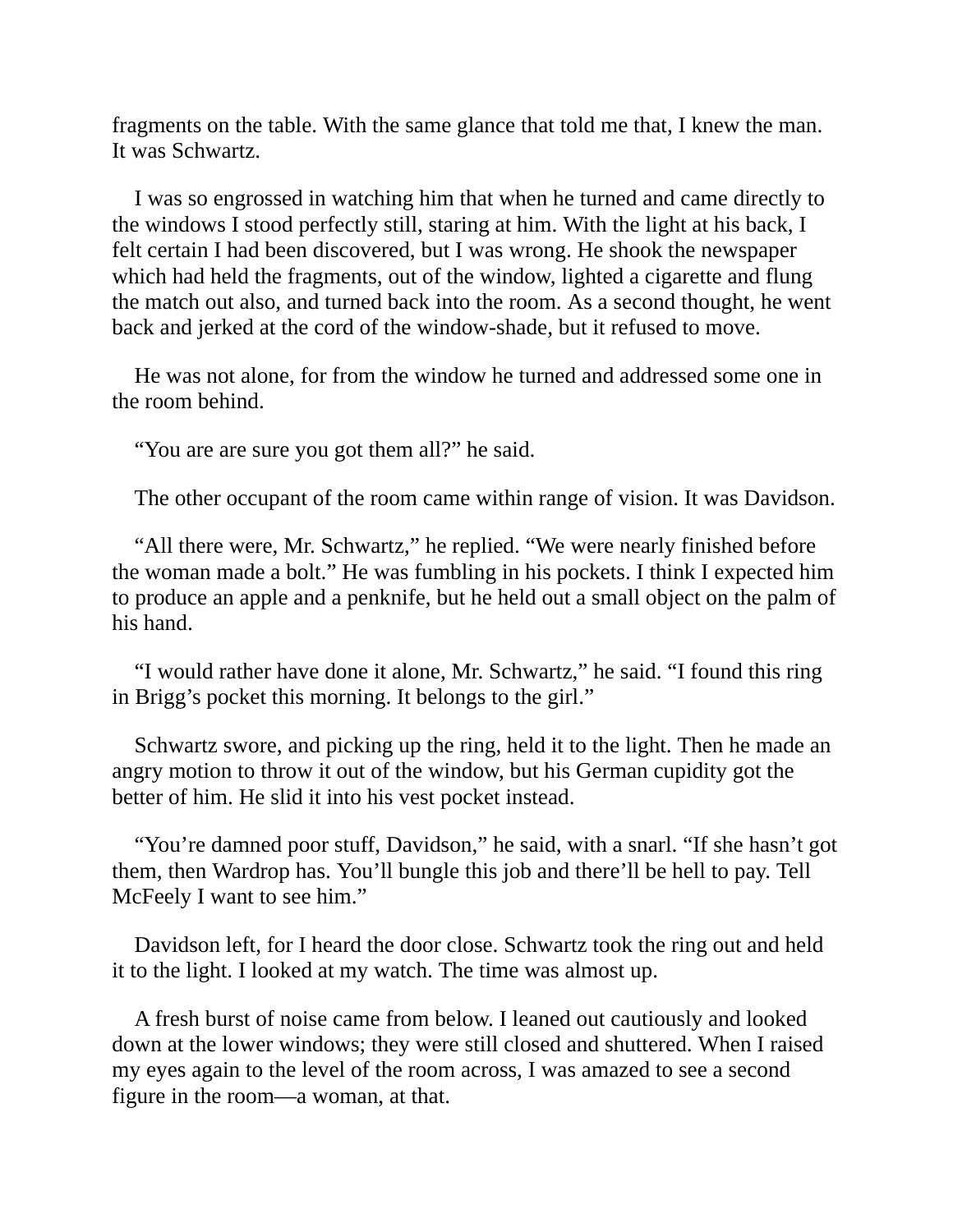fragments on the table. With the same glance that told me that, I knew the man. It was Schwartz.

I was so engrossed in watching him that when he turned and came directly to the windows I stood perfectly still, staring at him. With the light at his back, I felt certain I had been discovered, but I was wrong. He shook the newspaper which had held the fragments, out of the window, lighted a cigarette and flung the match out also, and turned back into the room. As a second thought, he went back and jerked at the cord of the window-shade, but it refused to move.

He was not alone, for from the window he turned and addressed some one in the room behind.

“You are are sure you got them all?” he said.

The other occupant of the room came within range of vision. It was Davidson.

“All there were, Mr. Schwartz,” he replied. “We were nearly finished before the woman made a bolt.” He was fumbling in his pockets. I think I expected him to produce an apple and a penknife, but he held out a small object on the palm of his hand.

“I would rather have done it alone, Mr. Schwartz,” he said. “I found this ring in Brigg’s pocket this morning. It belongs to the girl.”

Schwartz swore, and picking up the ring, held it to the light. Then he made an angry motion to throw it out of the window, but his German cupidity got the better of him. He slid it into his vest pocket instead.

“You’re damned poor stuff, Davidson,” he said, with a snarl. “If she hasn’t got them, then Wardrop has. You’ll bungle this job and there’ll be hell to pay. Tell McFeely I want to see him.”

Davidson left, for I heard the door close. Schwartz took the ring out and held it to the light. I looked at my watch. The time was almost up.

A fresh burst of noise came from below. I leaned out cautiously and looked down at the lower windows; they were still closed and shuttered. When I raised my eyes again to the level of the room across, I was amazed to see a second figure in the room—a woman, at that.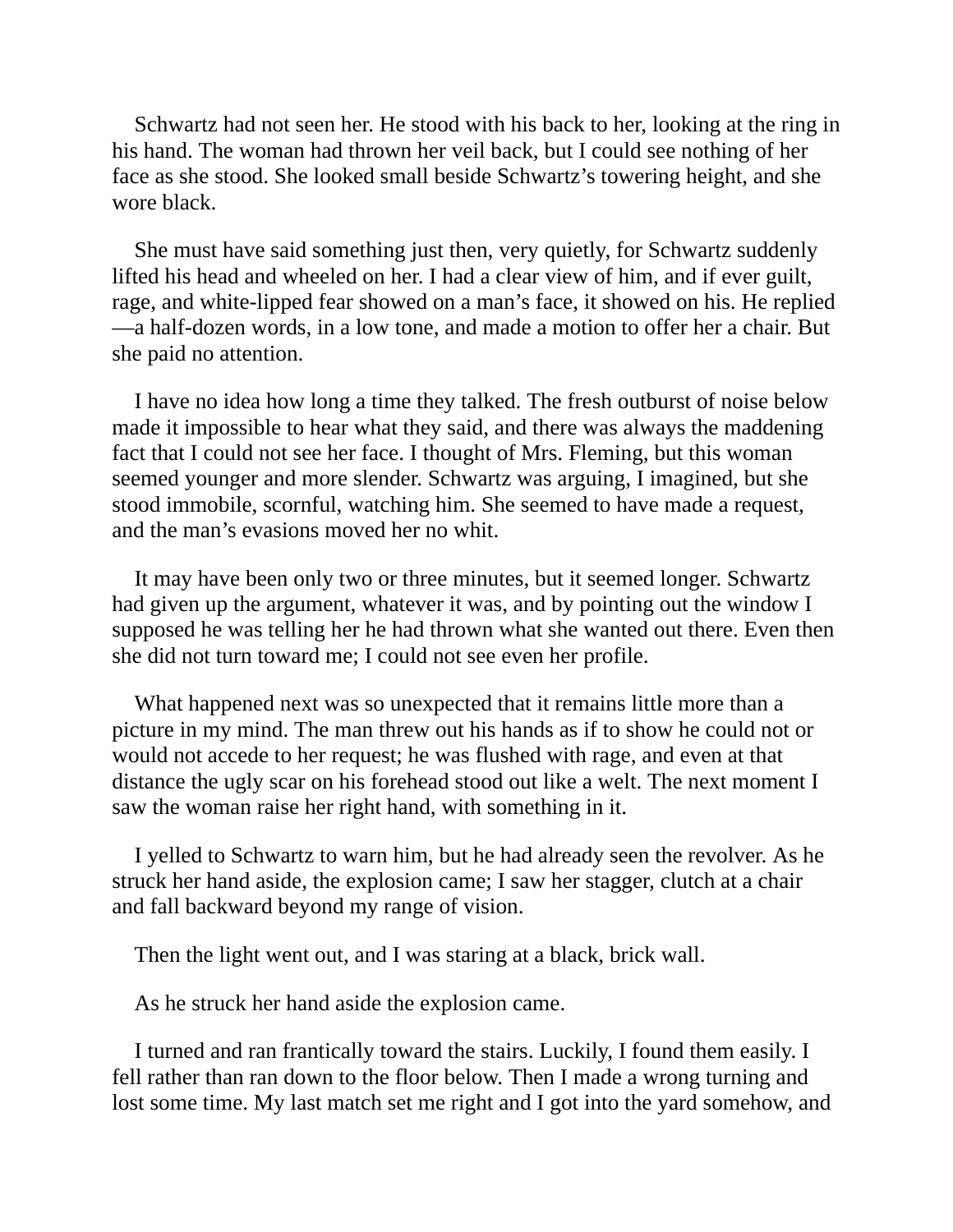Schwartz had not seen her. He stood with his back to her, looking at the ring in his hand. The woman had thrown her veil back, but I could see nothing of her face as she stood. She looked small beside Schwartz's towering height, and she wore black.

She must have said something just then, very quietly, for Schwartz suddenly lifted his head and wheeled on her. I had a clear view of him, and if ever guilt, rage, and white-lipped fear showed on a man's face, it showed on his. He replied—a half-dozen words, in a low tone, and made a motion to offer her a chair. But she paid no attention.

I have no idea how long a time they talked. The fresh outburst of noise below made it impossible to hear what they said, and there was always the maddening fact that I could not see her face. I thought of Mrs. Fleming, but this woman seemed younger and more slender. Schwartz was arguing, I imagined, but she stood immobile, scornful, watching him. She seemed to have made a request, and the man's evasions moved her no whit.

It may have been only two or three minutes, but it seemed longer. Schwartz had given up the argument, whatever it was, and by pointing out the window I supposed he was telling her he had thrown what she wanted out there. Even then she did not turn toward me; I could not see even her profile.

What happened next was so unexpected that it remains little more than a picture in my mind. The man threw out his hands as if to show he could not or would not accede to her request; he was flushed with rage, and even at that distance the ugly scar on his forehead stood out like a welt. The next moment I saw the woman raise her right hand, with something in it.

I yelled to Schwartz to warn him, but he had already seen the revolver. As he struck her hand aside, the explosion came; I saw her stagger, clutch at a chair and fall backward beyond my range of vision.

Then the light went out, and I was staring at a black, brick wall.

As he struck her hand aside the explosion came.

I turned and ran frantically toward the stairs. Luckily, I found them easily. I fell rather than ran down to the floor below. Then I made a wrong turning and lost some time. My last match set me right and I got into the yard somehow, and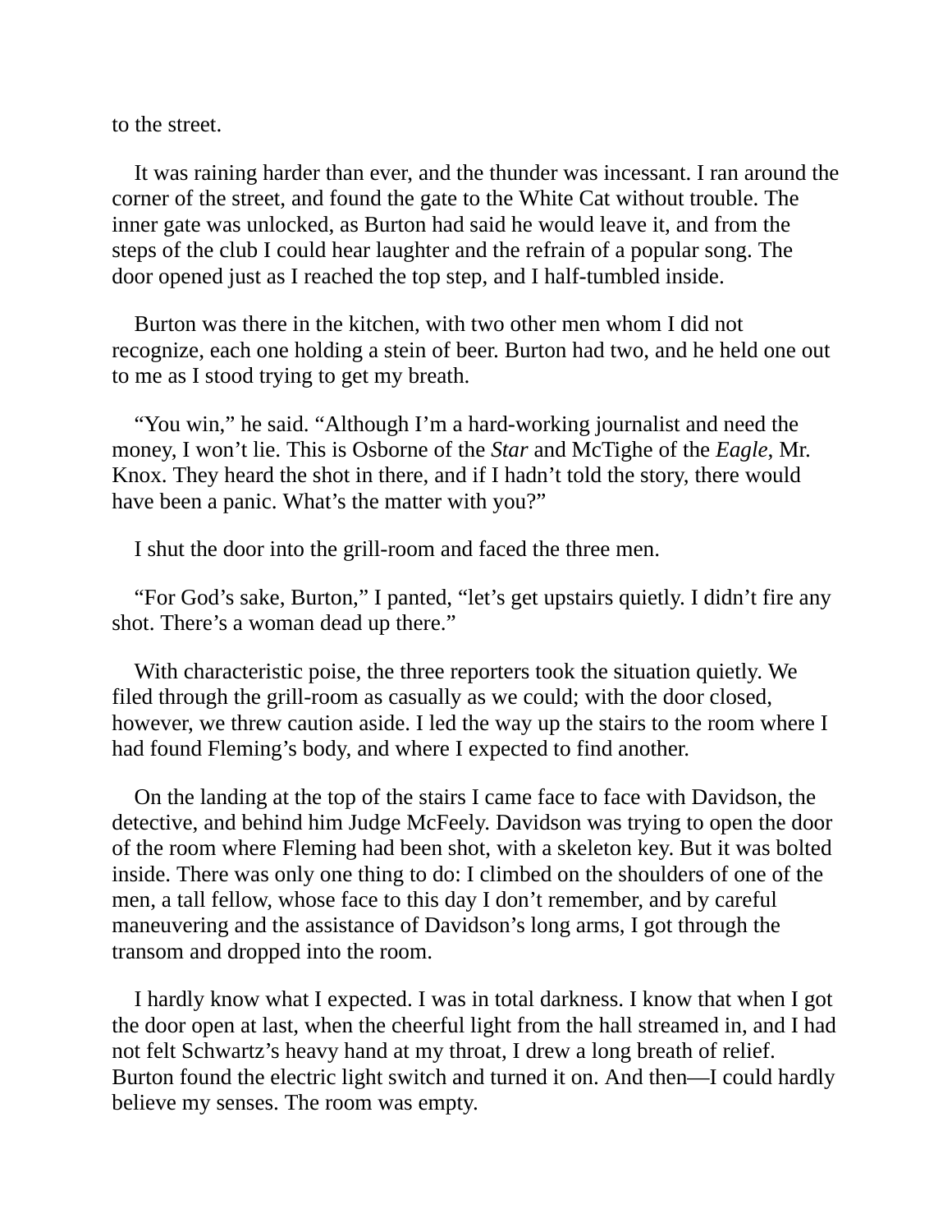to the street.

It was raining harder than ever, and the thunder was incessant. I ran around the corner of the street, and found the gate to the White Cat without trouble. The inner gate was unlocked, as Burton had said he would leave it, and from the steps of the club I could hear laughter and the refrain of a popular song. The door opened just as I reached the top step, and I half-tumbled inside.

Burton was there in the kitchen, with two other men whom I did not recognize, each one holding a stein of beer. Burton had two, and he held one out to me as I stood trying to get my breath.

“You win,” he said. “Although I’m a hard-working journalist and need the money, I won’t lie. This is Osborne of the *Star* and McTighe of the *Eagle*, Mr. Knox. They heard the shot in there, and if I hadn’t told the story, there would have been a panic. What’s the matter with you?”

I shut the door into the grill-room and faced the three men.

“For God’s sake, Burton,” I panted, “let’s get upstairs quietly. I didn’t fire any shot. There’s a woman dead up there.”

With characteristic poise, the three reporters took the situation quietly. We filed through the grill-room as casually as we could; with the door closed, however, we threw caution aside. I led the way up the stairs to the room where I had found Fleming’s body, and where I expected to find another.

On the landing at the top of the stairs I came face to face with Davidson, the detective, and behind him Judge McFeely. Davidson was trying to open the door of the room where Fleming had been shot, with a skeleton key. But it was bolted inside. There was only one thing to do: I climbed on the shoulders of one of the men, a tall fellow, whose face to this day I don’t remember, and by careful maneuvering and the assistance of Davidson’s long arms, I got through the transom and dropped into the room.

I hardly know what I expected. I was in total darkness. I know that when I got the door open at last, when the cheerful light from the hall streamed in, and I had not felt Schwartz’s heavy hand at my throat, I drew a long breath of relief. Burton found the electric light switch and turned it on. And then—I could hardly believe my senses. The room was empty.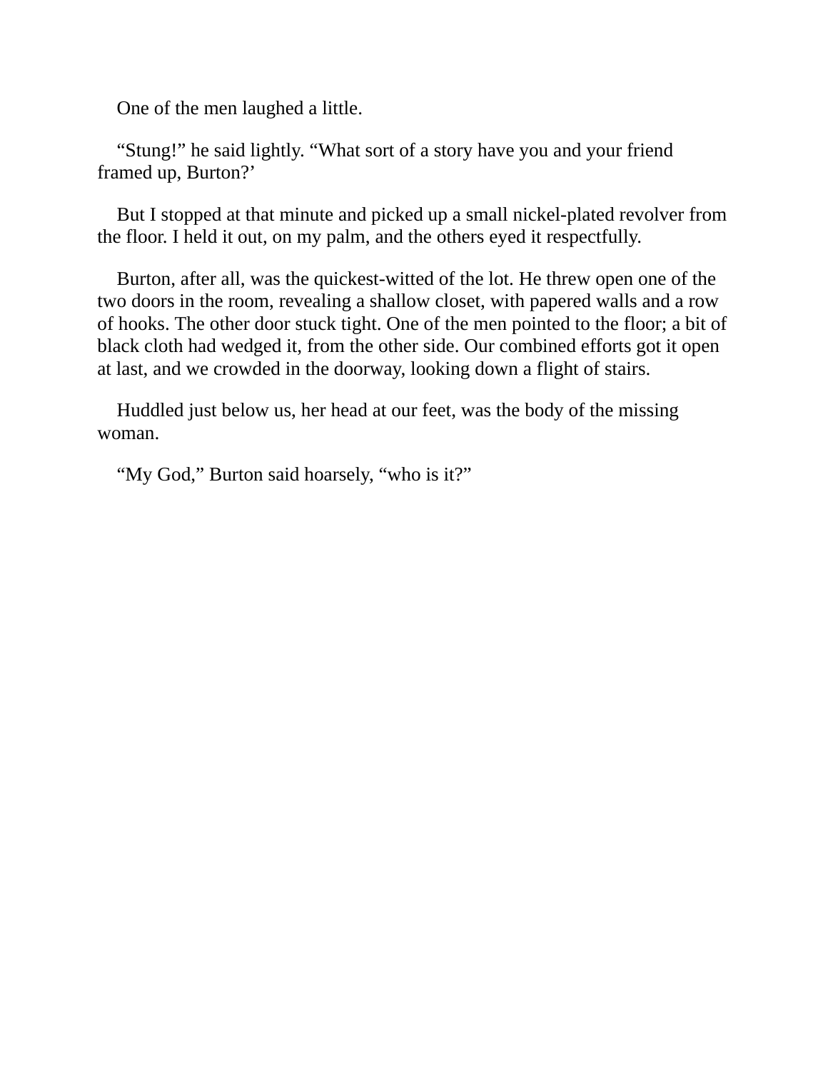One of the men laughed a little.

“Stung!” he said lightly. “What sort of a story have you and your friend framed up, Burton?’

But I stopped at that minute and picked up a small nickel-plated revolver from the floor. I held it out, on my palm, and the others eyed it respectfully.

Burton, after all, was the quickest-witted of the lot. He threw open one of the two doors in the room, revealing a shallow closet, with papered walls and a row of hooks. The other door stuck tight. One of the men pointed to the floor; a bit of black cloth had wedged it, from the other side. Our combined efforts got it open at last, and we crowded in the doorway, looking down a flight of stairs.

Huddled just below us, her head at our feet, was the body of the missing woman.

“My God,” Burton said hoarsely, “who is it?”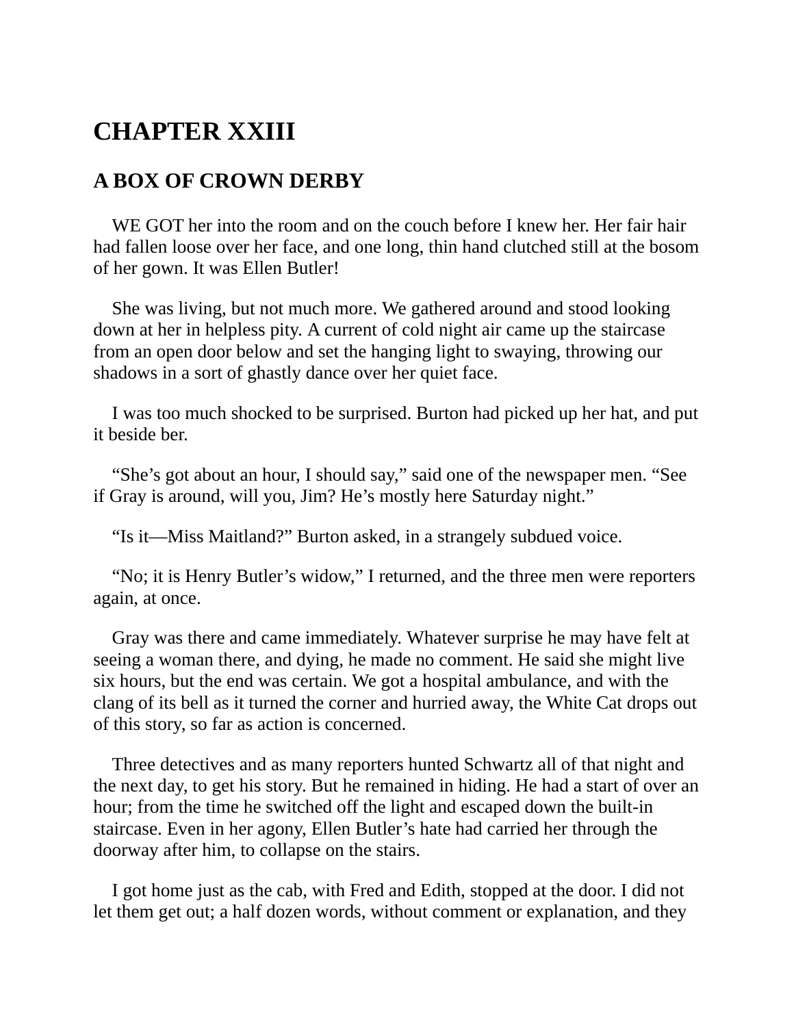# CHAPTER XXIII

## A BOX OF CROWN DERBY

WE GOT her into the room and on the couch before I knew her. Her fair hair had fallen loose over her face, and one long, thin hand clutched still at the bosom of her gown. It was Ellen Butler!

She was living, but not much more. We gathered around and stood looking down at her in helpless pity. A current of cold night air came up the staircase from an open door below and set the hanging light to swaying, throwing our shadows in a sort of ghastly dance over her quiet face.

I was too much shocked to be surprised. Burton had picked up her hat, and put it beside ber.

"She's got about an hour, I should say," said one of the newspaper men. "See if Gray is around, will you, Jim? He's mostly here Saturday night."

"Is it—Miss Maitland?" Burton asked, in a strangely subdued voice.

"No; it is Henry Butler's widow," I returned, and the three men were reporters again, at once.

Gray was there and came immediately. Whatever surprise he may have felt at seeing a woman there, and dying, he made no comment. He said she might live six hours, but the end was certain. We got a hospital ambulance, and with the clang of its bell as it turned the corner and hurried away, the White Cat drops out of this story, so far as action is concerned.

Three detectives and as many reporters hunted Schwartz all of that night and the next day, to get his story. But he remained in hiding. He had a start of over an hour; from the time he switched off the light and escaped down the built-in staircase. Even in her agony, Ellen Butler's hate had carried her through the doorway after him, to collapse on the stairs.

I got home just as the cab, with Fred and Edith, stopped at the door. I did not let them get out; a half dozen words, without comment or explanation, and they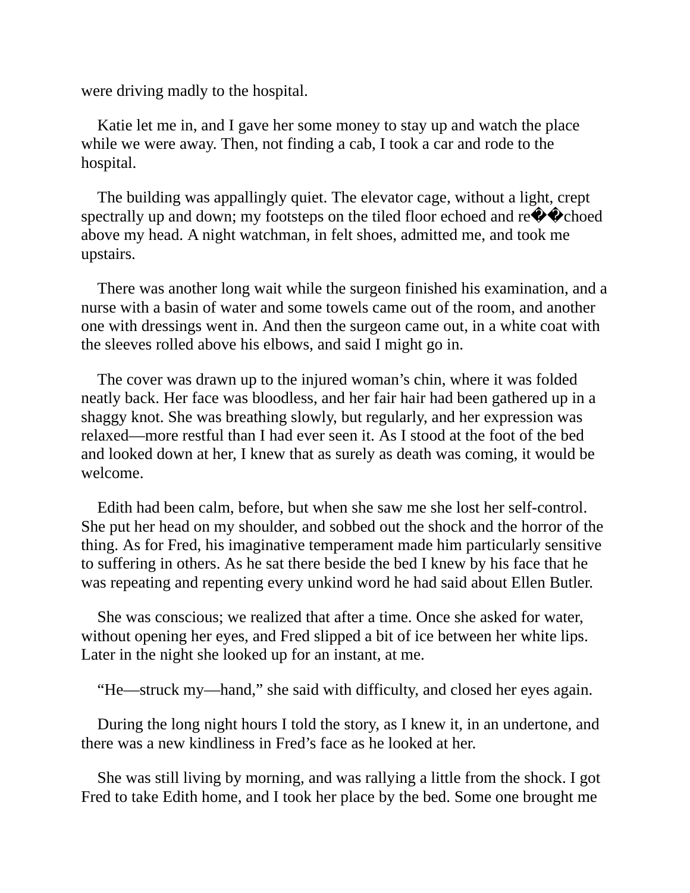were driving madly to the hospital.

Katie let me in, and I gave her some money to stay up and watch the place while we were away. Then, not finding a cab, I took a car and rode to the hospital.

The building was appallingly quiet. The elevator cage, without a light, crept spectrally up and down; my footsteps on the tiled floor echoed and re��choed above my head. A night watchman, in felt shoes, admitted me, and took me upstairs.

There was another long wait while the surgeon finished his examination, and a nurse with a basin of water and some towels came out of the room, and another one with dressings went in. And then the surgeon came out, in a white coat with the sleeves rolled above his elbows, and said I might go in.

The cover was drawn up to the injured woman's chin, where it was folded neatly back. Her face was bloodless, and her fair hair had been gathered up in a shaggy knot. She was breathing slowly, but regularly, and her expression was relaxed—more restful than I had ever seen it. As I stood at the foot of the bed and looked down at her, I knew that as surely as death was coming, it would be welcome.

Edith had been calm, before, but when she saw me she lost her self-control. She put her head on my shoulder, and sobbed out the shock and the horror of the thing. As for Fred, his imaginative temperament made him particularly sensitive to suffering in others. As he sat there beside the bed I knew by his face that he was repeating and repenting every unkind word he had said about Ellen Butler.

She was conscious; we realized that after a time. Once she asked for water, without opening her eyes, and Fred slipped a bit of ice between her white lips. Later in the night she looked up for an instant, at me.

"He—struck my—hand," she said with difficulty, and closed her eyes again.

During the long night hours I told the story, as I knew it, in an undertone, and there was a new kindliness in Fred's face as he looked at her.

She was still living by morning, and was rallying a little from the shock. I got Fred to take Edith home, and I took her place by the bed. Some one brought me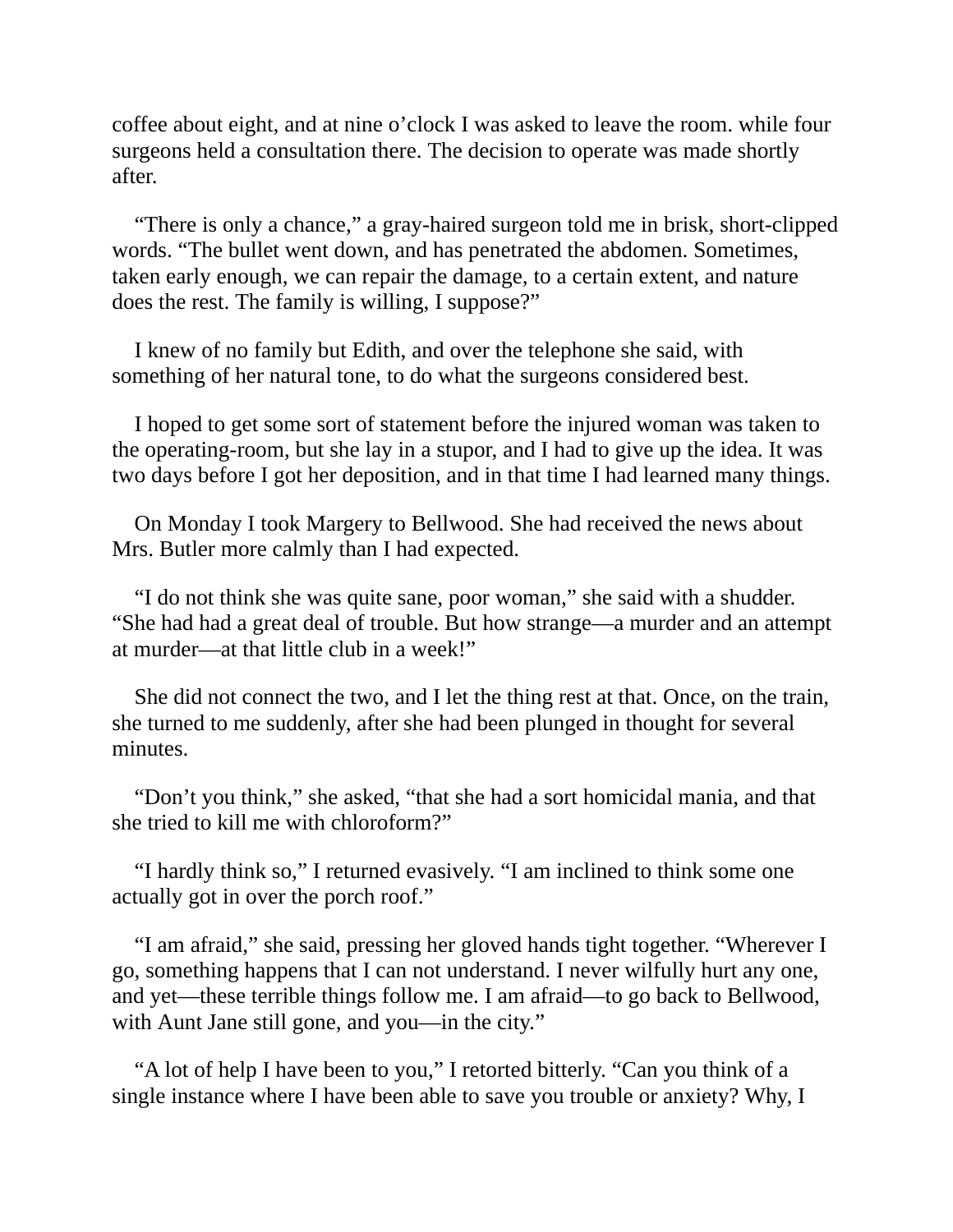coffee about eight, and at nine o'clock I was asked to leave the room. while four surgeons held a consultation there. The decision to operate was made shortly after.

"There is only a chance," a gray-haired surgeon told me in brisk, short-clipped words. "The bullet went down, and has penetrated the abdomen. Sometimes, taken early enough, we can repair the damage, to a certain extent, and nature does the rest. The family is willing, I suppose?"

I knew of no family but Edith, and over the telephone she said, with something of her natural tone, to do what the surgeons considered best.

I hoped to get some sort of statement before the injured woman was taken to the operating-room, but she lay in a stupor, and I had to give up the idea. It was two days before I got her deposition, and in that time I had learned many things.

On Monday I took Margery to Bellwood. She had received the news about Mrs. Butler more calmly than I had expected.

"I do not think she was quite sane, poor woman," she said with a shudder. "She had had a great deal of trouble. But how strange—a murder and an attempt at murder—at that little club in a week!"

She did not connect the two, and I let the thing rest at that. Once, on the train, she turned to me suddenly, after she had been plunged in thought for several minutes.

"Don't you think," she asked, "that she had a sort homicidal mania, and that she tried to kill me with chloroform?"

"I hardly think so," I returned evasively. "I am inclined to think some one actually got in over the porch roof."

"I am afraid," she said, pressing her gloved hands tight together. "Wherever I go, something happens that I can not understand. I never wilfully hurt any one, and yet—these terrible things follow me. I am afraid—to go back to Bellwood, with Aunt Jane still gone, and you—in the city."

"A lot of help I have been to you," I retorted bitterly. "Can you think of a single instance where I have been able to save you trouble or anxiety? Why, I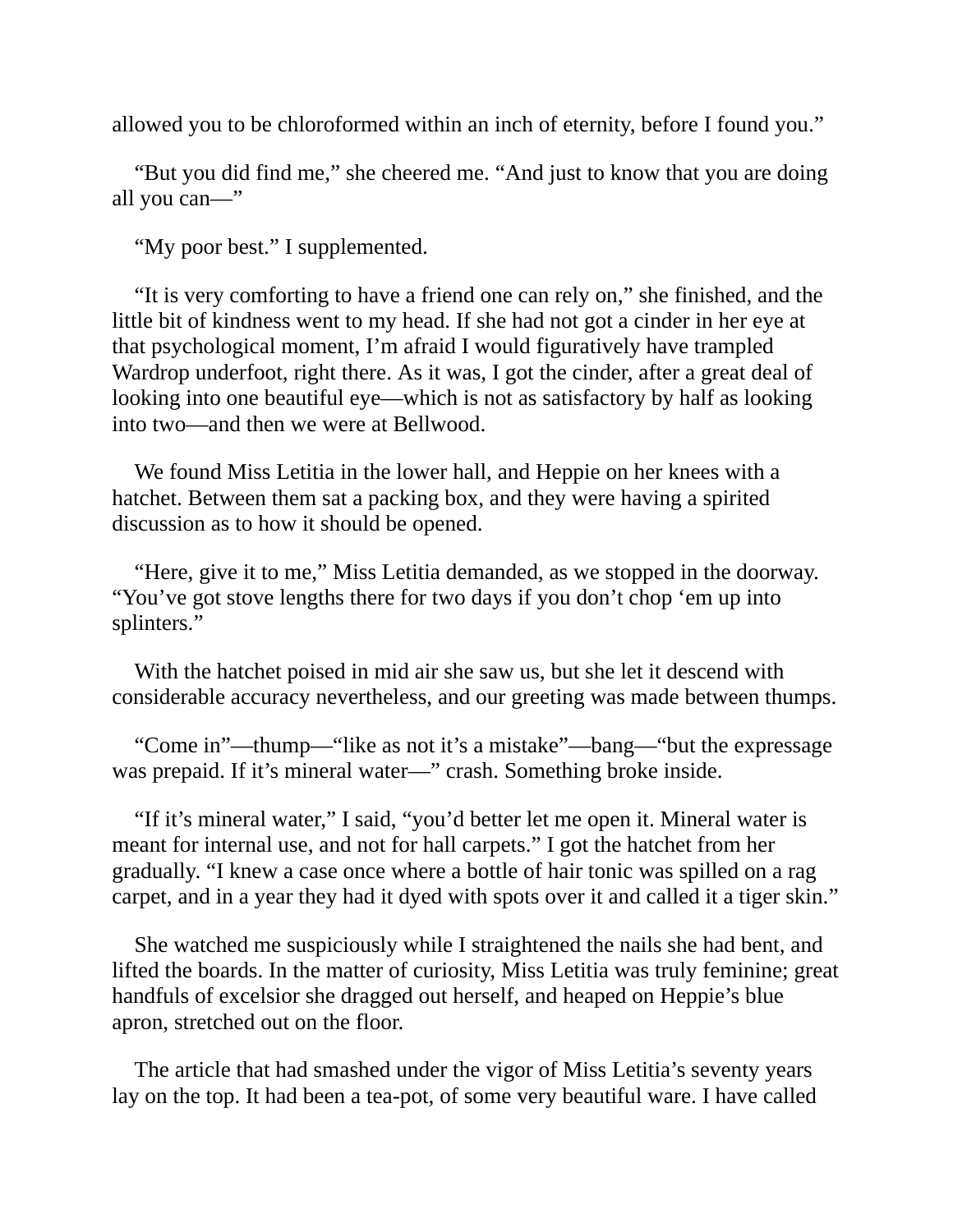allowed you to be chloroformed within an inch of eternity, before I found you."

"But you did find me," she cheered me. "And just to know that you are doing all you can—"

"My poor best." I supplemented.

"It is very comforting to have a friend one can rely on," she finished, and the little bit of kindness went to my head. If she had not got a cinder in her eye at that psychological moment, I'm afraid I would figuratively have trampled Wardrop underfoot, right there. As it was, I got the cinder, after a great deal of looking into one beautiful eye—which is not as satisfactory by half as looking into two—and then we were at Bellwood.

We found Miss Letitia in the lower hall, and Heppie on her knees with a hatchet. Between them sat a packing box, and they were having a spirited discussion as to how it should be opened.

"Here, give it to me," Miss Letitia demanded, as we stopped in the doorway. "You've got stove lengths there for two days if you don't chop 'em up into splinters."

With the hatchet poised in mid air she saw us, but she let it descend with considerable accuracy nevertheless, and our greeting was made between thumps.

"Come in"—thump—"like as not it's a mistake"—bang—"but the expressage was prepaid. If it's mineral water—" crash. Something broke inside.

"If it's mineral water," I said, "you'd better let me open it. Mineral water is meant for internal use, and not for hall carpets." I got the hatchet from her gradually. "I knew a case once where a bottle of hair tonic was spilled on a rag carpet, and in a year they had it dyed with spots over it and called it a tiger skin."

She watched me suspiciously while I straightened the nails she had bent, and lifted the boards. In the matter of curiosity, Miss Letitia was truly feminine; great handfuls of excelsior she dragged out herself, and heaped on Heppie's blue apron, stretched out on the floor.

The article that had smashed under the vigor of Miss Letitia's seventy years lay on the top. It had been a tea-pot, of some very beautiful ware. I have called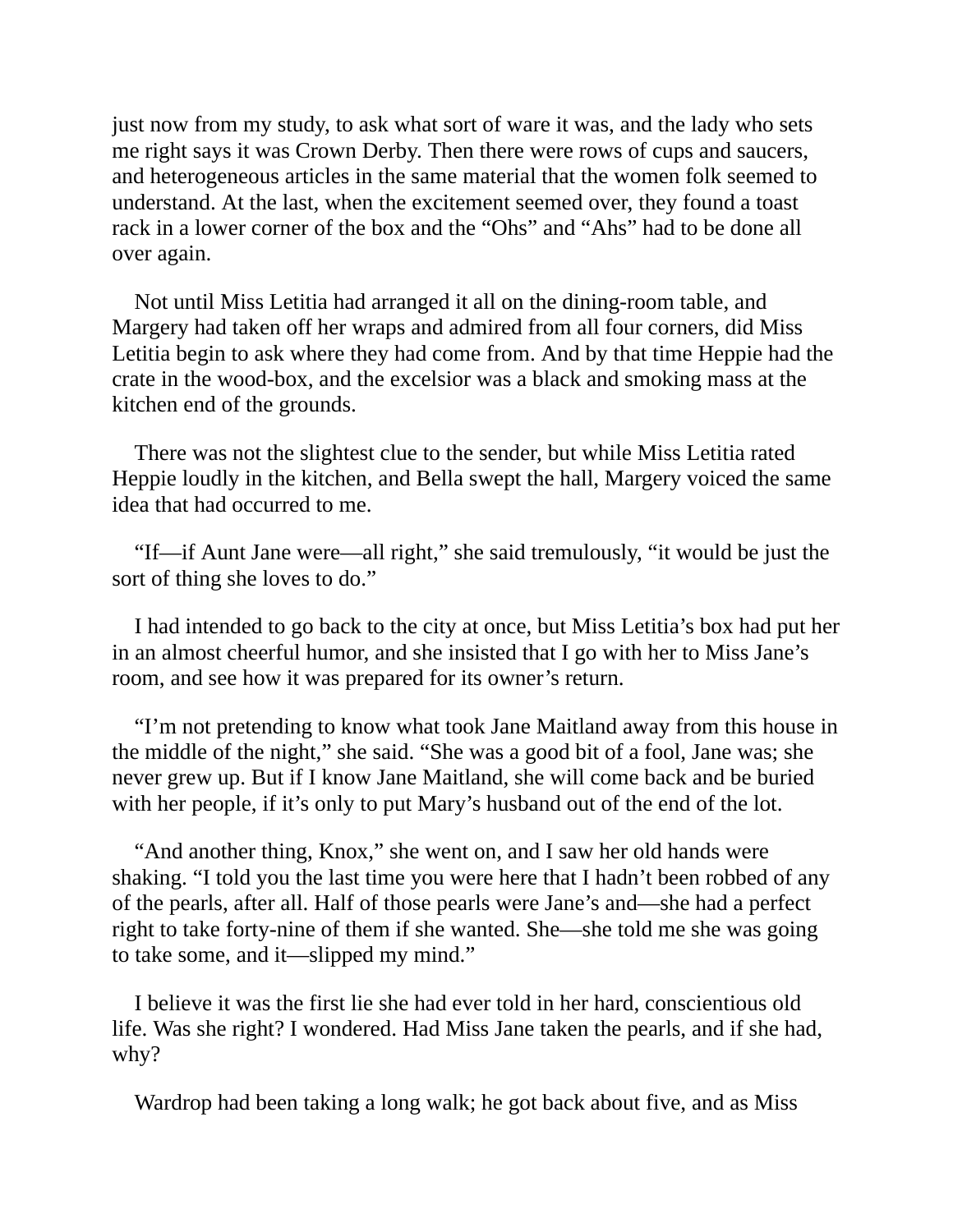just now from my study, to ask what sort of ware it was, and the lady who sets me right says it was Crown Derby. Then there were rows of cups and saucers, and heterogeneous articles in the same material that the women folk seemed to understand. At the last, when the excitement seemed over, they found a toast rack in a lower corner of the box and the "Ohs" and "Ahs" had to be done all over again.

Not until Miss Letitia had arranged it all on the dining-room table, and Margery had taken off her wraps and admired from all four corners, did Miss Letitia begin to ask where they had come from. And by that time Heppie had the crate in the wood-box, and the excelsior was a black and smoking mass at the kitchen end of the grounds.

There was not the slightest clue to the sender, but while Miss Letitia rated Heppie loudly in the kitchen, and Bella swept the hall, Margery voiced the same idea that had occurred to me.

"If—if Aunt Jane were—all right," she said tremulously, "it would be just the sort of thing she loves to do."

I had intended to go back to the city at once, but Miss Letitia's box had put her in an almost cheerful humor, and she insisted that I go with her to Miss Jane's room, and see how it was prepared for its owner's return.

"I'm not pretending to know what took Jane Maitland away from this house in the middle of the night," she said. "She was a good bit of a fool, Jane was; she never grew up. But if I know Jane Maitland, she will come back and be buried with her people, if it's only to put Mary's husband out of the end of the lot.

"And another thing, Knox," she went on, and I saw her old hands were shaking. "I told you the last time you were here that I hadn't been robbed of any of the pearls, after all. Half of those pearls were Jane's and—she had a perfect right to take forty-nine of them if she wanted. She—she told me she was going to take some, and it—slipped my mind."

I believe it was the first lie she had ever told in her hard, conscientious old life. Was she right? I wondered. Had Miss Jane taken the pearls, and if she had, why?

Wardrop had been taking a long walk; he got back about five, and as Miss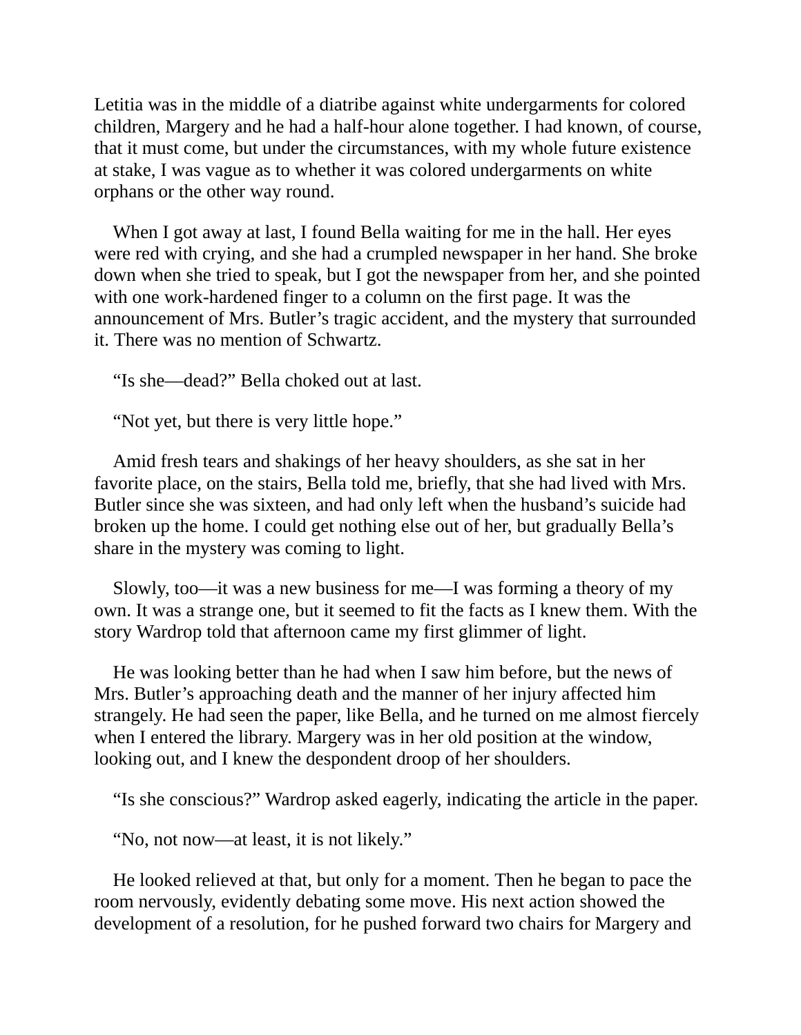Letitia was in the middle of a diatribe against white undergarments for colored children, Margery and he had a half-hour alone together. I had known, of course, that it must come, but under the circumstances, with my whole future existence at stake, I was vague as to whether it was colored undergarments on white orphans or the other way round.

When I got away at last, I found Bella waiting for me in the hall. Her eyes were red with crying, and she had a crumpled newspaper in her hand. She broke down when she tried to speak, but I got the newspaper from her, and she pointed with one work-hardened finger to a column on the first page. It was the announcement of Mrs. Butler's tragic accident, and the mystery that surrounded it. There was no mention of Schwartz.

"Is she—dead?" Bella choked out at last.

"Not yet, but there is very little hope."

Amid fresh tears and shakings of her heavy shoulders, as she sat in her favorite place, on the stairs, Bella told me, briefly, that she had lived with Mrs. Butler since she was sixteen, and had only left when the husband's suicide had broken up the home. I could get nothing else out of her, but gradually Bella's share in the mystery was coming to light.

Slowly, too—it was a new business for me—I was forming a theory of my own. It was a strange one, but it seemed to fit the facts as I knew them. With the story Wardrop told that afternoon came my first glimmer of light.

He was looking better than he had when I saw him before, but the news of Mrs. Butler's approaching death and the manner of her injury affected him strangely. He had seen the paper, like Bella, and he turned on me almost fiercely when I entered the library. Margery was in her old position at the window, looking out, and I knew the despondent droop of her shoulders.

"Is she conscious?" Wardrop asked eagerly, indicating the article in the paper.

"No, not now—at least, it is not likely."

He looked relieved at that, but only for a moment. Then he began to pace the room nervously, evidently debating some move. His next action showed the development of a resolution, for he pushed forward two chairs for Margery and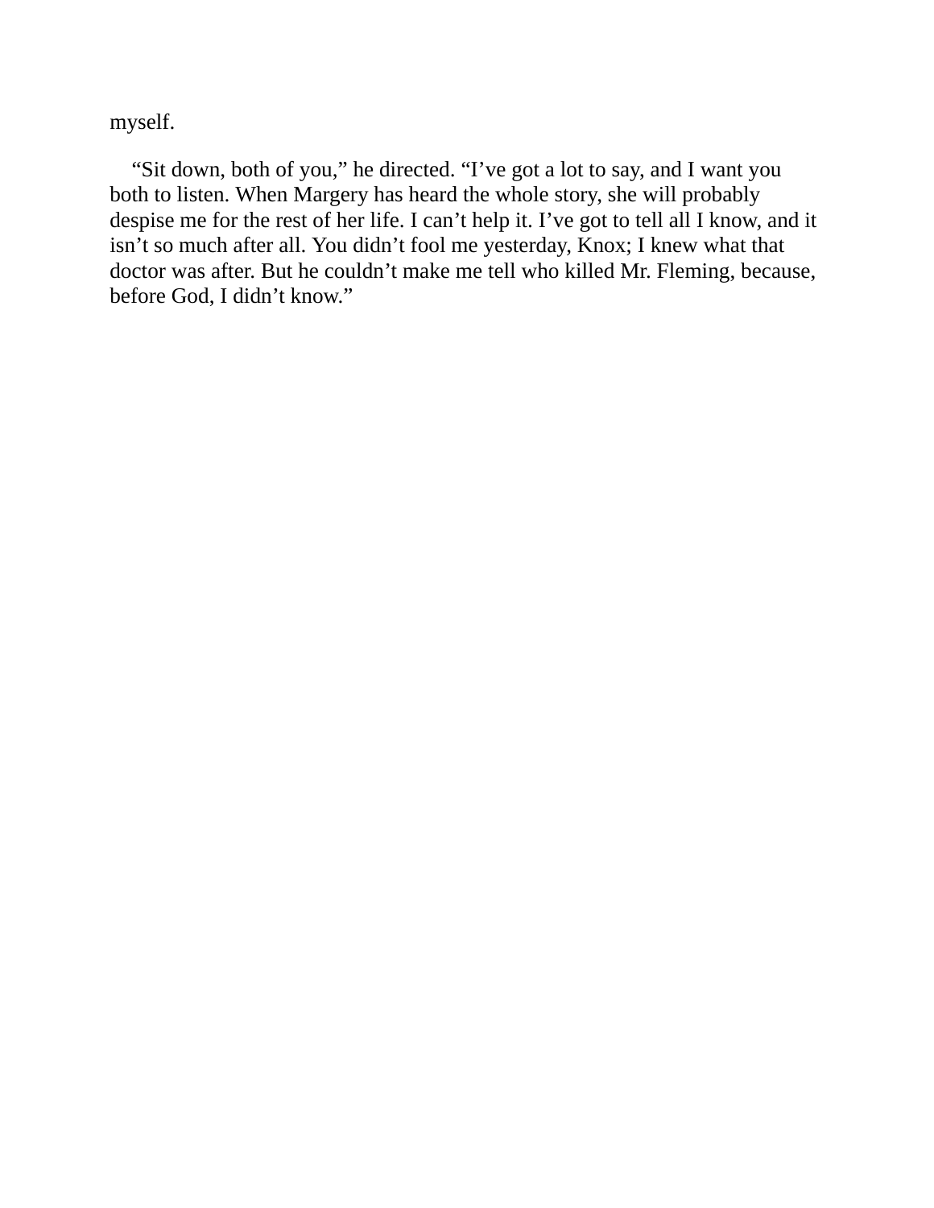myself.

“Sit down, both of you,” he directed. “I’ve got a lot to say, and I want you both to listen. When Margery has heard the whole story, she will probably despise me for the rest of her life. I can’t help it. I’ve got to tell all I know, and it isn’t so much after all. You didn’t fool me yesterday, Knox; I knew what that doctor was after. But he couldn’t make me tell who killed Mr. Fleming, because, before God, I didn’t know.”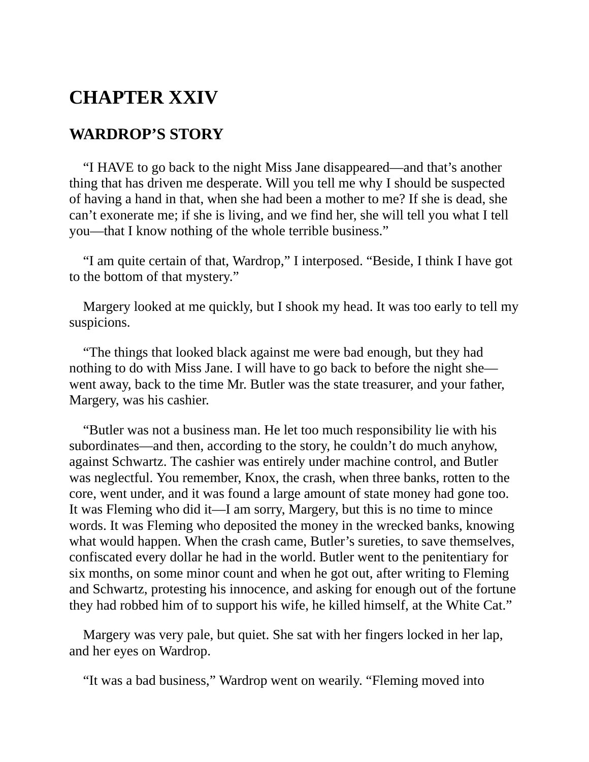# CHAPTER XXIV

## WARDROP'S STORY

"I HAVE to go back to the night Miss Jane disappeared—and that's another thing that has driven me desperate. Will you tell me why I should be suspected of having a hand in that, when she had been a mother to me? If she is dead, she can't exonerate me; if she is living, and we find her, she will tell you what I tell you—that I know nothing of the whole terrible business."

"I am quite certain of that, Wardrop," I interposed. "Beside, I think I have got to the bottom of that mystery."

Margery looked at me quickly, but I shook my head. It was too early to tell my suspicions.

"The things that looked black against me were bad enough, but they had nothing to do with Miss Jane. I will have to go back to before the night she—went away, back to the time Mr. Butler was the state treasurer, and your father, Margery, was his cashier.

"Butler was not a business man. He let too much responsibility lie with his subordinates—and then, according to the story, he couldn't do much anyhow, against Schwartz. The cashier was entirely under machine control, and Butler was neglectful. You remember, Knox, the crash, when three banks, rotten to the core, went under, and it was found a large amount of state money had gone too. It was Fleming who did it—I am sorry, Margery, but this is no time to mince words. It was Fleming who deposited the money in the wrecked banks, knowing what would happen. When the crash came, Butler's sureties, to save themselves, confiscated every dollar he had in the world. Butler went to the penitentiary for six months, on some minor count and when he got out, after writing to Fleming and Schwartz, protesting his innocence, and asking for enough out of the fortune they had robbed him of to support his wife, he killed himself, at the White Cat."

Margery was very pale, but quiet. She sat with her fingers locked in her lap, and her eyes on Wardrop.

"It was a bad business," Wardrop went on wearily. "Fleming moved into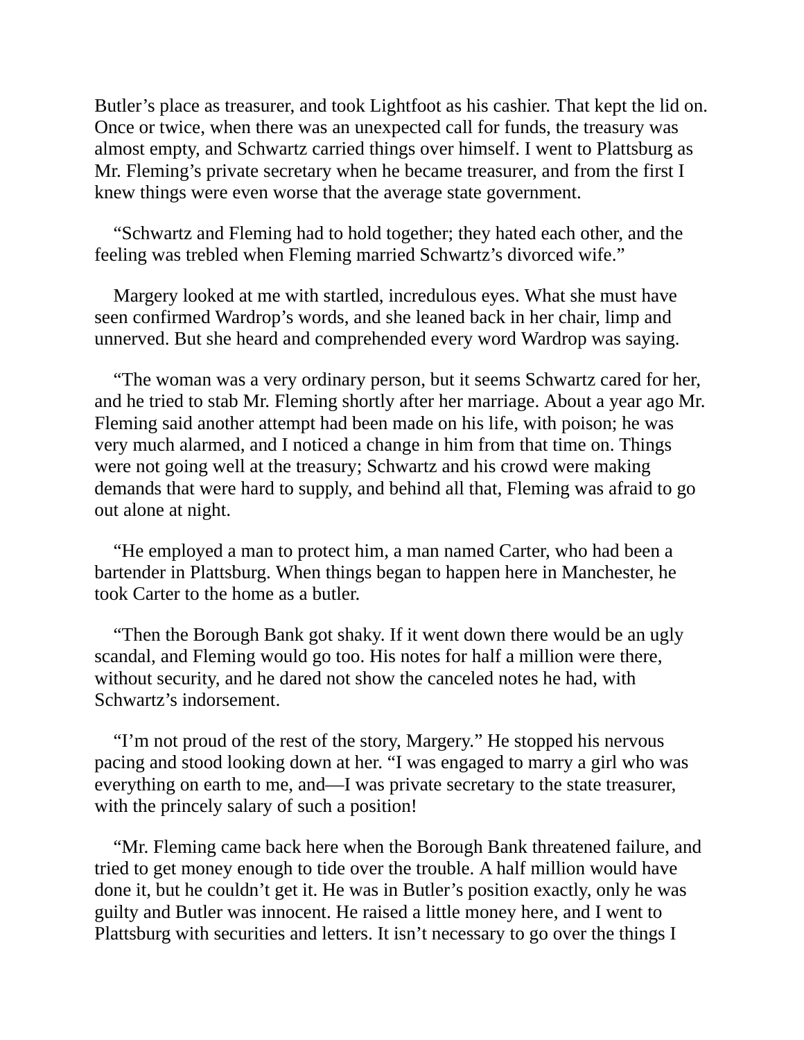Butler's place as treasurer, and took Lightfoot as his cashier. That kept the lid on. Once or twice, when there was an unexpected call for funds, the treasury was almost empty, and Schwartz carried things over himself. I went to Plattsburg as Mr. Fleming's private secretary when he became treasurer, and from the first I knew things were even worse that the average state government.

"Schwartz and Fleming had to hold together; they hated each other, and the feeling was trebled when Fleming married Schwartz's divorced wife."

Margery looked at me with startled, incredulous eyes. What she must have seen confirmed Wardrop's words, and she leaned back in her chair, limp and unnerved. But she heard and comprehended every word Wardrop was saying.

"The woman was a very ordinary person, but it seems Schwartz cared for her, and he tried to stab Mr. Fleming shortly after her marriage. About a year ago Mr. Fleming said another attempt had been made on his life, with poison; he was very much alarmed, and I noticed a change in him from that time on. Things were not going well at the treasury; Schwartz and his crowd were making demands that were hard to supply, and behind all that, Fleming was afraid to go out alone at night.

"He employed a man to protect him, a man named Carter, who had been a bartender in Plattsburg. When things began to happen here in Manchester, he took Carter to the home as a butler.

"Then the Borough Bank got shaky. If it went down there would be an ugly scandal, and Fleming would go too. His notes for half a million were there, without security, and he dared not show the canceled notes he had, with Schwartz's indorsement.

"I'm not proud of the rest of the story, Margery." He stopped his nervous pacing and stood looking down at her. "I was engaged to marry a girl who was everything on earth to me, and—I was private secretary to the state treasurer, with the princely salary of such a position!

"Mr. Fleming came back here when the Borough Bank threatened failure, and tried to get money enough to tide over the trouble. A half million would have done it, but he couldn't get it. He was in Butler's position exactly, only he was guilty and Butler was innocent. He raised a little money here, and I went to Plattsburg with securities and letters. It isn't necessary to go over the things I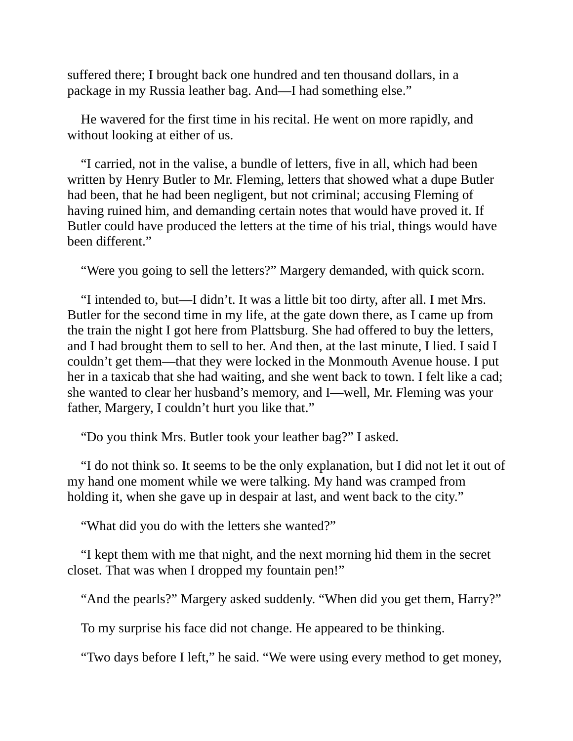suffered there; I brought back one hundred and ten thousand dollars, in a package in my Russia leather bag. And—I had something else.”

He wavered for the first time in his recital. He went on more rapidly, and without looking at either of us.

“I carried, not in the valise, a bundle of letters, five in all, which had been written by Henry Butler to Mr. Fleming, letters that showed what a dupe Butler had been, that he had been negligent, but not criminal; accusing Fleming of having ruined him, and demanding certain notes that would have proved it. If Butler could have produced the letters at the time of his trial, things would have been different.”

“Were you going to sell the letters?” Margery demanded, with quick scorn.

“I intended to, but—I didn’t. It was a little bit too dirty, after all. I met Mrs. Butler for the second time in my life, at the gate down there, as I came up from the train the night I got here from Plattsburg. She had offered to buy the letters, and I had brought them to sell to her. And then, at the last minute, I lied. I said I couldn’t get them—that they were locked in the Monmouth Avenue house. I put her in a taxicab that she had waiting, and she went back to town. I felt like a cad; she wanted to clear her husband’s memory, and I—well, Mr. Fleming was your father, Margery, I couldn’t hurt you like that.”

“Do you think Mrs. Butler took your leather bag?” I asked.

“I do not think so. It seems to be the only explanation, but I did not let it out of my hand one moment while we were talking. My hand was cramped from holding it, when she gave up in despair at last, and went back to the city.”

“What did you do with the letters she wanted?”

“I kept them with me that night, and the next morning hid them in the secret closet. That was when I dropped my fountain pen!”

“And the pearls?” Margery asked suddenly. “When did you get them, Harry?”

To my surprise his face did not change. He appeared to be thinking.

“Two days before I left,” he said. “We were using every method to get money,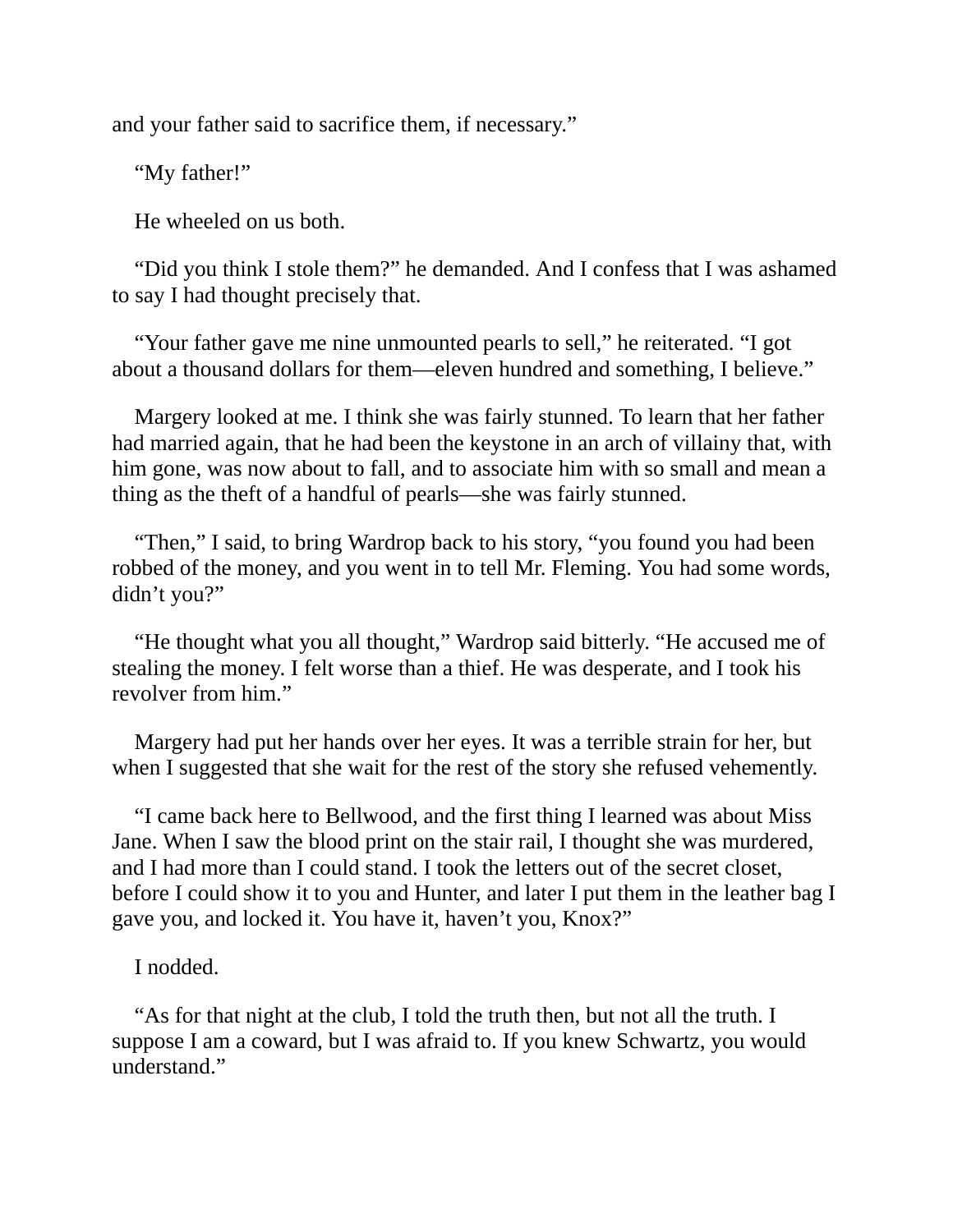and your father said to sacrifice them, if necessary.”

“My father!”

He wheeled on us both.

“Did you think I stole them?” he demanded. And I confess that I was ashamed to say I had thought precisely that.

“Your father gave me nine unmounted pearls to sell,” he reiterated. “I got about a thousand dollars for them—eleven hundred and something, I believe.”

Margery looked at me. I think she was fairly stunned. To learn that her father had married again, that he had been the keystone in an arch of villainy that, with him gone, was now about to fall, and to associate him with so small and mean a thing as the theft of a handful of pearls—she was fairly stunned.

“Then,” I said, to bring Wardrop back to his story, “you found you had been robbed of the money, and you went in to tell Mr. Fleming. You had some words, didn’t you?”

“He thought what you all thought,” Wardrop said bitterly. “He accused me of stealing the money. I felt worse than a thief. He was desperate, and I took his revolver from him.”

Margery had put her hands over her eyes. It was a terrible strain for her, but when I suggested that she wait for the rest of the story she refused vehemently.

“I came back here to Bellwood, and the first thing I learned was about Miss Jane. When I saw the blood print on the stair rail, I thought she was murdered, and I had more than I could stand. I took the letters out of the secret closet, before I could show it to you and Hunter, and later I put them in the leather bag I gave you, and locked it. You have it, haven’t you, Knox?”

I nodded.

“As for that night at the club, I told the truth then, but not all the truth. I suppose I am a coward, but I was afraid to. If you knew Schwartz, you would understand.”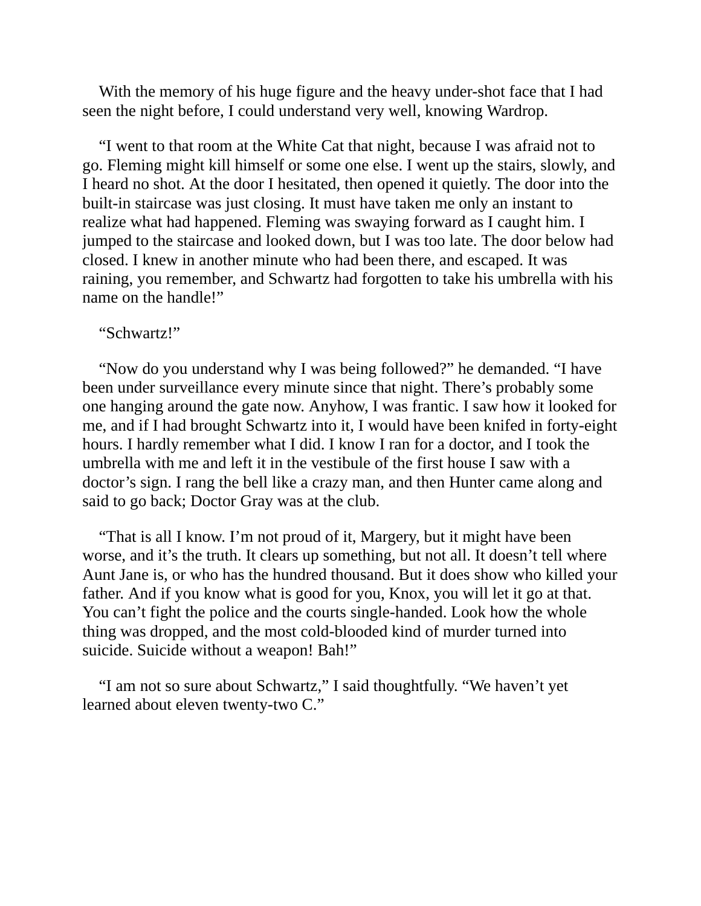With the memory of his huge figure and the heavy under-shot face that I had seen the night before, I could understand very well, knowing Wardrop.

“I went to that room at the White Cat that night, because I was afraid not to go. Fleming might kill himself or some one else. I went up the stairs, slowly, and I heard no shot. At the door I hesitated, then opened it quietly. The door into the built-in staircase was just closing. It must have taken me only an instant to realize what had happened. Fleming was swaying forward as I caught him. I jumped to the staircase and looked down, but I was too late. The door below had closed. I knew in another minute who had been there, and escaped. It was raining, you remember, and Schwartz had forgotten to take his umbrella with his name on the handle!”

“Schwartz!”

“Now do you understand why I was being followed?” he demanded. “I have been under surveillance every minute since that night. There’s probably some one hanging around the gate now. Anyhow, I was frantic. I saw how it looked for me, and if I had brought Schwartz into it, I would have been knifed in forty-eight hours. I hardly remember what I did. I know I ran for a doctor, and I took the umbrella with me and left it in the vestibule of the first house I saw with a doctor’s sign. I rang the bell like a crazy man, and then Hunter came along and said to go back; Doctor Gray was at the club.

“That is all I know. I’m not proud of it, Margery, but it might have been worse, and it’s the truth. It clears up something, but not all. It doesn’t tell where Aunt Jane is, or who has the hundred thousand. But it does show who killed your father. And if you know what is good for you, Knox, you will let it go at that. You can’t fight the police and the courts single-handed. Look how the whole thing was dropped, and the most cold-blooded kind of murder turned into suicide. Suicide without a weapon! Bah!”

“I am not so sure about Schwartz,” I said thoughtfully. “We haven’t yet learned about eleven twenty-two C.”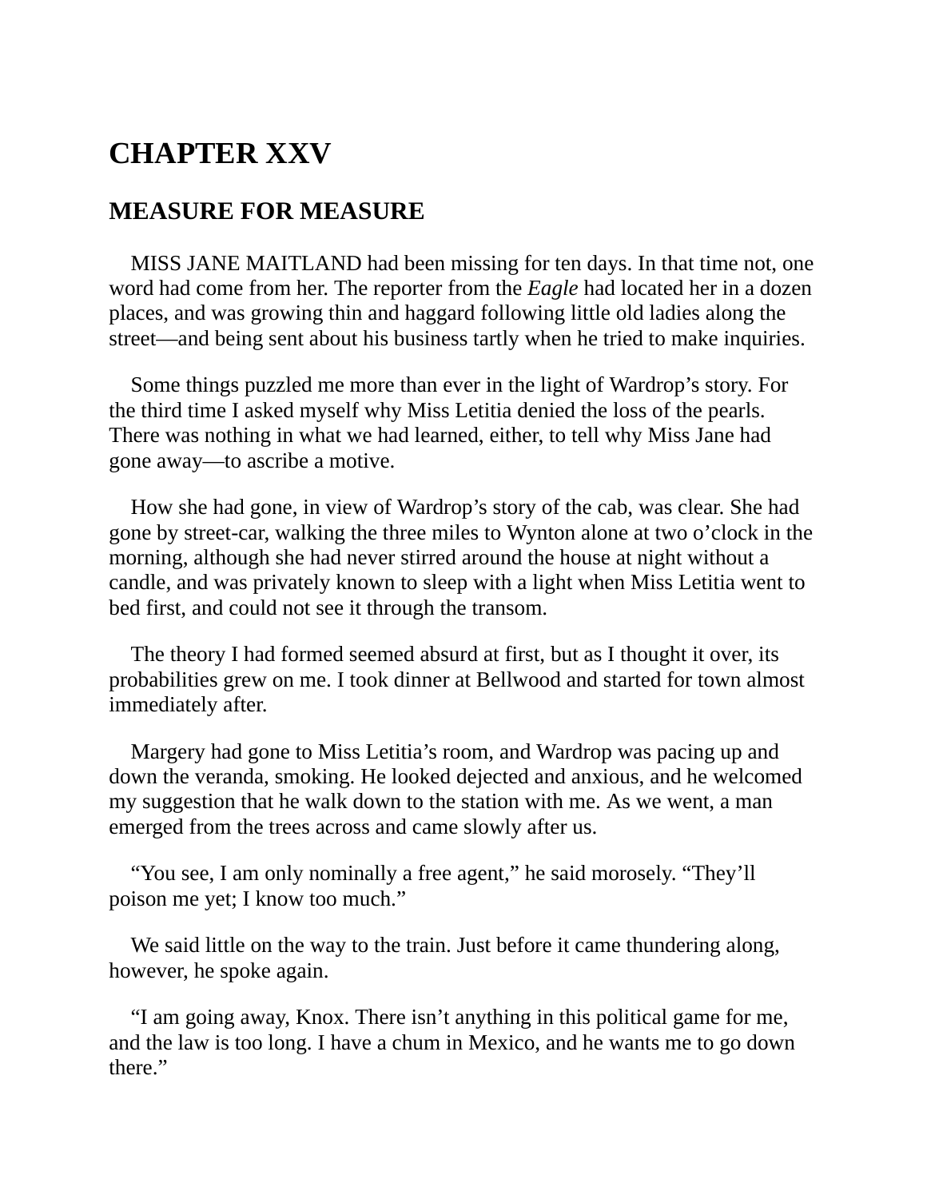# CHAPTER XXV

## MEASURE FOR MEASURE

MISS JANE MAITLAND had been missing for ten days. In that time not, one word had come from her. The reporter from the *Eagle* had located her in a dozen places, and was growing thin and haggard following little old ladies along the street—and being sent about his business tartly when he tried to make inquiries.

Some things puzzled me more than ever in the light of Wardrop's story. For the third time I asked myself why Miss Letitia denied the loss of the pearls. There was nothing in what we had learned, either, to tell why Miss Jane had gone away—to ascribe a motive.

How she had gone, in view of Wardrop's story of the cab, was clear. She had gone by street-car, walking the three miles to Wynton alone at two o'clock in the morning, although she had never stirred around the house at night without a candle, and was privately known to sleep with a light when Miss Letitia went to bed first, and could not see it through the transom.

The theory I had formed seemed absurd at first, but as I thought it over, its probabilities grew on me. I took dinner at Bellwood and started for town almost immediately after.

Margery had gone to Miss Letitia's room, and Wardrop was pacing up and down the veranda, smoking. He looked dejected and anxious, and he welcomed my suggestion that he walk down to the station with me. As we went, a man emerged from the trees across and came slowly after us.

"You see, I am only nominally a free agent," he said morosely. "They'll poison me yet; I know too much."

We said little on the way to the train. Just before it came thundering along, however, he spoke again.

"I am going away, Knox. There isn't anything in this political game for me, and the law is too long. I have a chum in Mexico, and he wants me to go down there."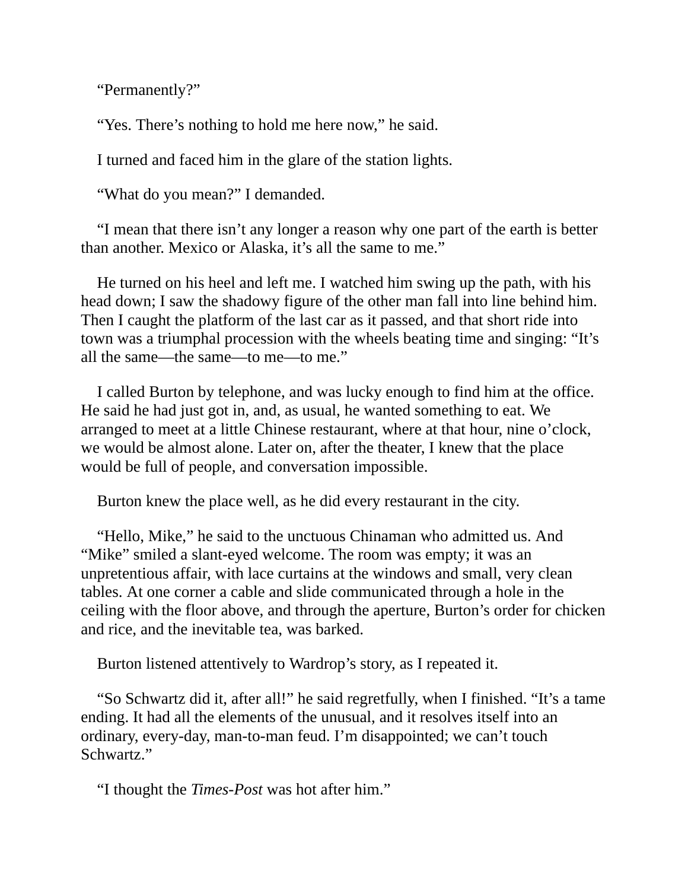"Permanently?"

"Yes. There's nothing to hold me here now," he said.

I turned and faced him in the glare of the station lights.

"What do you mean?" I demanded.

"I mean that there isn't any longer a reason why one part of the earth is better than another. Mexico or Alaska, it's all the same to me."

He turned on his heel and left me. I watched him swing up the path, with his head down; I saw the shadowy figure of the other man fall into line behind him. Then I caught the platform of the last car as it passed, and that short ride into town was a triumphal procession with the wheels beating time and singing: "It's all the same—the same—to me—to me."

I called Burton by telephone, and was lucky enough to find him at the office. He said he had just got in, and, as usual, he wanted something to eat. We arranged to meet at a little Chinese restaurant, where at that hour, nine o'clock, we would be almost alone. Later on, after the theater, I knew that the place would be full of people, and conversation impossible.

Burton knew the place well, as he did every restaurant in the city.

"Hello, Mike," he said to the unctuous Chinaman who admitted us. And "Mike" smiled a slant-eyed welcome. The room was empty; it was an unpretentious affair, with lace curtains at the windows and small, very clean tables. At one corner a cable and slide communicated through a hole in the ceiling with the floor above, and through the aperture, Burton's order for chicken and rice, and the inevitable tea, was barked.

Burton listened attentively to Wardrop's story, as I repeated it.

"So Schwartz did it, after all!" he said regretfully, when I finished. "It's a tame ending. It had all the elements of the unusual, and it resolves itself into an ordinary, every-day, man-to-man feud. I'm disappointed; we can't touch Schwartz."

"I thought the *Times-Post* was hot after him."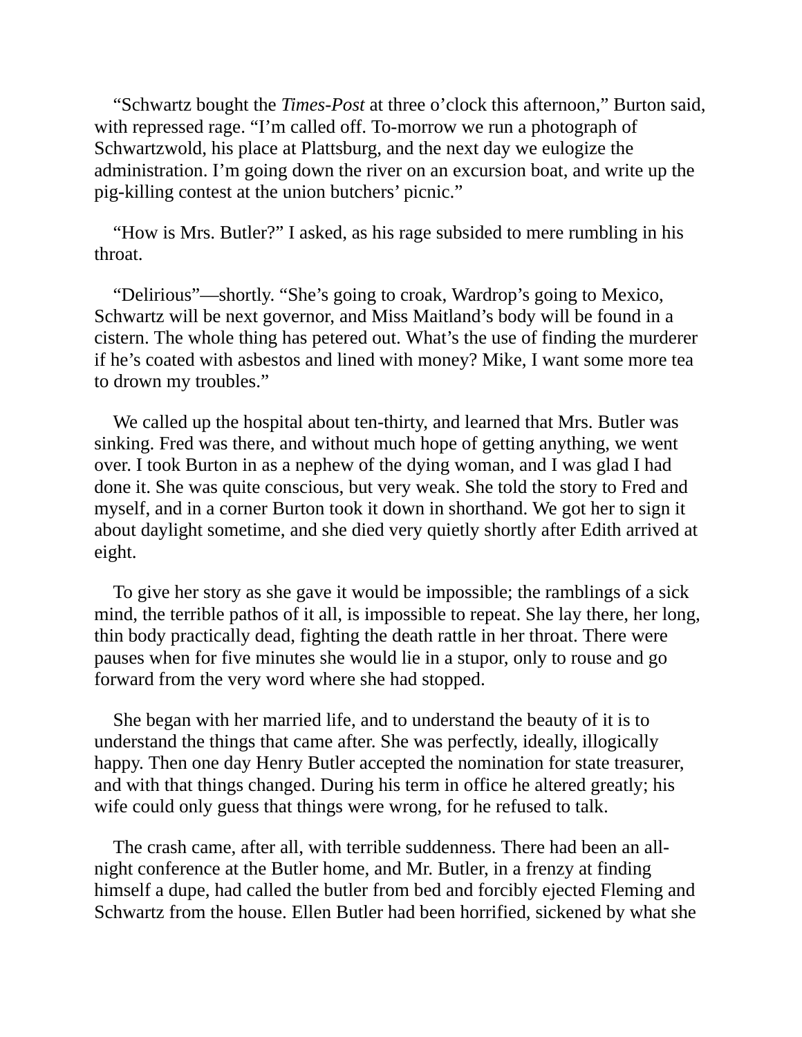“Schwartz bought the *Times-Post* at three o’clock this afternoon,” Burton said, with repressed rage. “I’m called off. To-morrow we run a photograph of Schwartzwold, his place at Plattsburg, and the next day we eulogize the administration. I’m going down the river on an excursion boat, and write up the pig-killing contest at the union butchers’ picnic.”

“How is Mrs. Butler?” I asked, as his rage subsided to mere rumbling in his throat.

“Delirious”—shortly. “She’s going to croak, Wardrop’s going to Mexico, Schwartz will be next governor, and Miss Maitland’s body will be found in a cistern. The whole thing has petered out. What’s the use of finding the murderer if he’s coated with asbestos and lined with money? Mike, I want some more tea to drown my troubles.”

We called up the hospital about ten-thirty, and learned that Mrs. Butler was sinking. Fred was there, and without much hope of getting anything, we went over. I took Burton in as a nephew of the dying woman, and I was glad I had done it. She was quite conscious, but very weak. She told the story to Fred and myself, and in a corner Burton took it down in shorthand. We got her to sign it about daylight sometime, and she died very quietly shortly after Edith arrived at eight.

To give her story as she gave it would be impossible; the ramblings of a sick mind, the terrible pathos of it all, is impossible to repeat. She lay there, her long, thin body practically dead, fighting the death rattle in her throat. There were pauses when for five minutes she would lie in a stupor, only to rouse and go forward from the very word where she had stopped.

She began with her married life, and to understand the beauty of it is to understand the things that came after. She was perfectly, ideally, illogically happy. Then one day Henry Butler accepted the nomination for state treasurer, and with that things changed. During his term in office he altered greatly; his wife could only guess that things were wrong, for he refused to talk.

The crash came, after all, with terrible suddenness. There had been an all-night conference at the Butler home, and Mr. Butler, in a frenzy at finding himself a dupe, had called the butler from bed and forcibly ejected Fleming and Schwartz from the house. Ellen Butler had been horrified, sickened by what she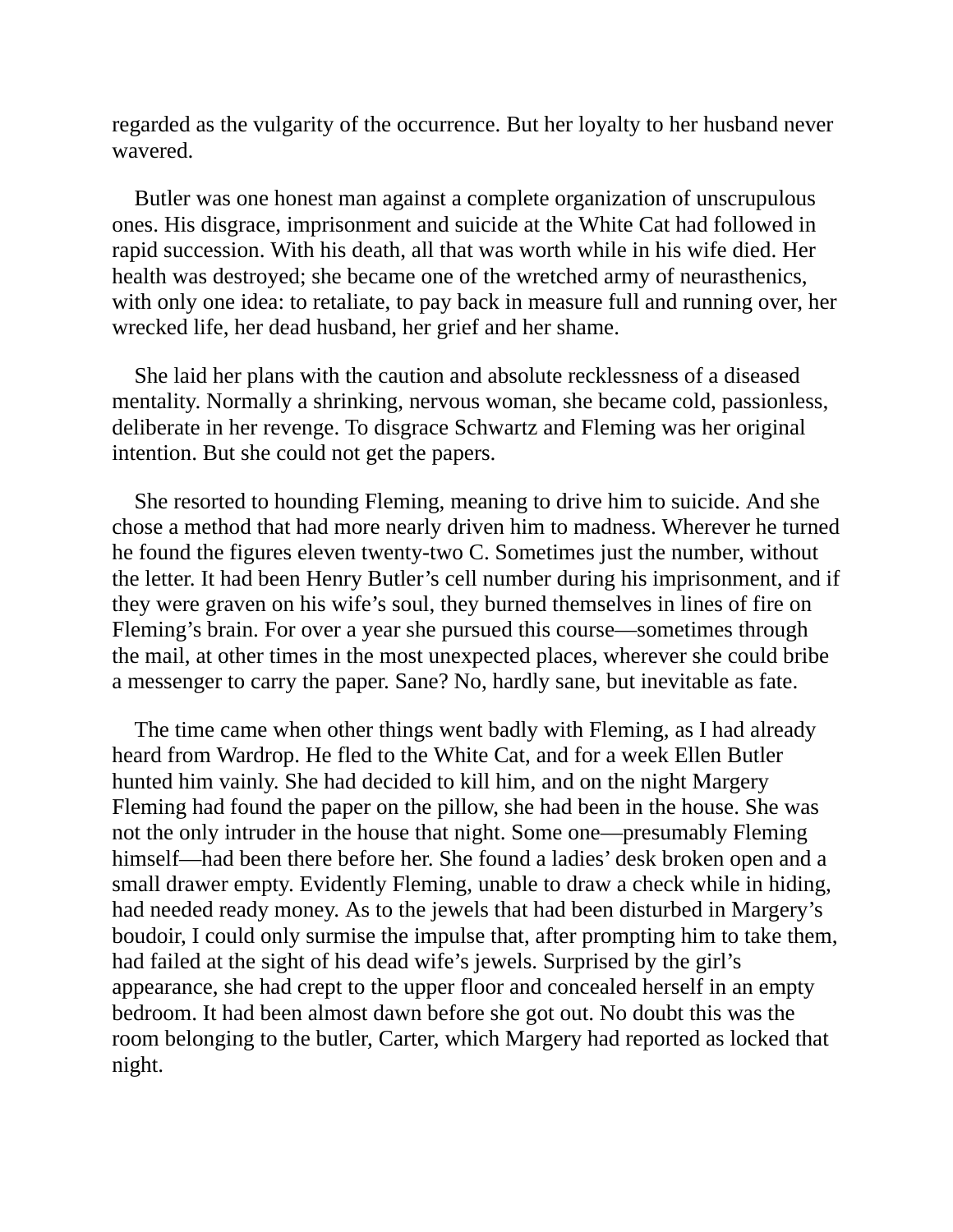regarded as the vulgarity of the occurrence. But her loyalty to her husband never wavered.

Butler was one honest man against a complete organization of unscrupulous ones. His disgrace, imprisonment and suicide at the White Cat had followed in rapid succession. With his death, all that was worth while in his wife died. Her health was destroyed; she became one of the wretched army of neurasthenics, with only one idea: to retaliate, to pay back in measure full and running over, her wrecked life, her dead husband, her grief and her shame.

She laid her plans with the caution and absolute recklessness of a diseased mentality. Normally a shrinking, nervous woman, she became cold, passionless, deliberate in her revenge. To disgrace Schwartz and Fleming was her original intention. But she could not get the papers.

She resorted to hounding Fleming, meaning to drive him to suicide. And she chose a method that had more nearly driven him to madness. Wherever he turned he found the figures eleven twenty-two C. Sometimes just the number, without the letter. It had been Henry Butler's cell number during his imprisonment, and if they were graven on his wife's soul, they burned themselves in lines of fire on Fleming's brain. For over a year she pursued this course—sometimes through the mail, at other times in the most unexpected places, wherever she could bribe a messenger to carry the paper. Sane? No, hardly sane, but inevitable as fate.

The time came when other things went badly with Fleming, as I had already heard from Wardrop. He fled to the White Cat, and for a week Ellen Butler hunted him vainly. She had decided to kill him, and on the night Margery Fleming had found the paper on the pillow, she had been in the house. She was not the only intruder in the house that night. Some one—presumably Fleming himself—had been there before her. She found a ladies' desk broken open and a small drawer empty. Evidently Fleming, unable to draw a check while in hiding, had needed ready money. As to the jewels that had been disturbed in Margery's boudoir, I could only surmise the impulse that, after prompting him to take them, had failed at the sight of his dead wife's jewels. Surprised by the girl's appearance, she had crept to the upper floor and concealed herself in an empty bedroom. It had been almost dawn before she got out. No doubt this was the room belonging to the butler, Carter, which Margery had reported as locked that night.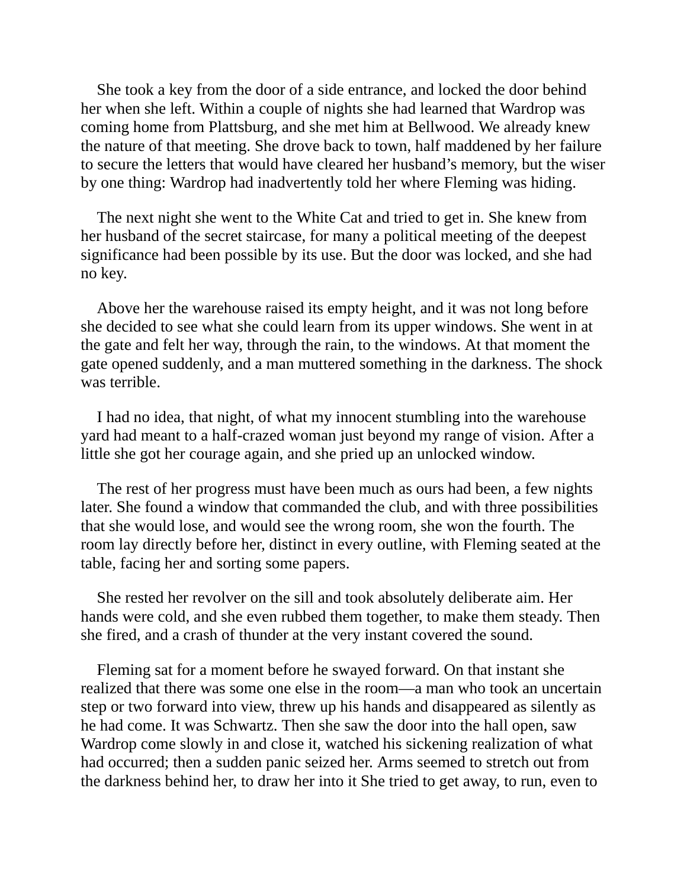She took a key from the door of a side entrance, and locked the door behind her when she left. Within a couple of nights she had learned that Wardrop was coming home from Plattsburg, and she met him at Bellwood. We already knew the nature of that meeting. She drove back to town, half maddened by her failure to secure the letters that would have cleared her husband's memory, but the wiser by one thing: Wardrop had inadvertently told her where Fleming was hiding.

The next night she went to the White Cat and tried to get in. She knew from her husband of the secret staircase, for many a political meeting of the deepest significance had been possible by its use. But the door was locked, and she had no key.

Above her the warehouse raised its empty height, and it was not long before she decided to see what she could learn from its upper windows. She went in at the gate and felt her way, through the rain, to the windows. At that moment the gate opened suddenly, and a man muttered something in the darkness. The shock was terrible.

I had no idea, that night, of what my innocent stumbling into the warehouse yard had meant to a half-crazed woman just beyond my range of vision. After a little she got her courage again, and she pried up an unlocked window.

The rest of her progress must have been much as ours had been, a few nights later. She found a window that commanded the club, and with three possibilities that she would lose, and would see the wrong room, she won the fourth. The room lay directly before her, distinct in every outline, with Fleming seated at the table, facing her and sorting some papers.

She rested her revolver on the sill and took absolutely deliberate aim. Her hands were cold, and she even rubbed them together, to make them steady. Then she fired, and a crash of thunder at the very instant covered the sound.

Fleming sat for a moment before he swayed forward. On that instant she realized that there was some one else in the room—a man who took an uncertain step or two forward into view, threw up his hands and disappeared as silently as he had come. It was Schwartz. Then she saw the door into the hall open, saw Wardrop come slowly in and close it, watched his sickening realization of what had occurred; then a sudden panic seized her. Arms seemed to stretch out from the darkness behind her, to draw her into it She tried to get away, to run, even to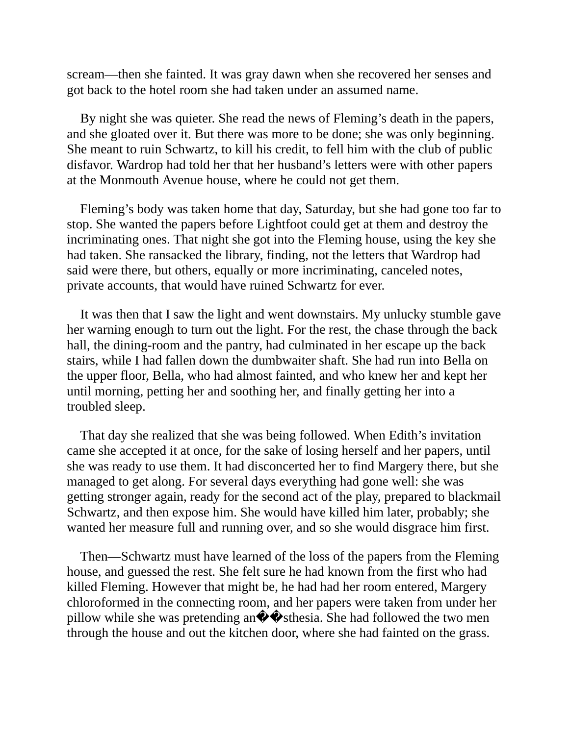scream—then she fainted. It was gray dawn when she recovered her senses and got back to the hotel room she had taken under an assumed name.

By night she was quieter. She read the news of Fleming's death in the papers, and she gloated over it. But there was more to be done; she was only beginning. She meant to ruin Schwartz, to kill his credit, to fell him with the club of public disfavor. Wardrop had told her that her husband's letters were with other papers at the Monmouth Avenue house, where he could not get them.

Fleming's body was taken home that day, Saturday, but she had gone too far to stop. She wanted the papers before Lightfoot could get at them and destroy the incriminating ones. That night she got into the Fleming house, using the key she had taken. She ransacked the library, finding, not the letters that Wardrop had said were there, but others, equally or more incriminating, canceled notes, private accounts, that would have ruined Schwartz for ever.

It was then that I saw the light and went downstairs. My unlucky stumble gave her warning enough to turn out the light. For the rest, the chase through the back hall, the dining-room and the pantry, had culminated in her escape up the back stairs, while I had fallen down the dumbwaiter shaft. She had run into Bella on the upper floor, Bella, who had almost fainted, and who knew her and kept her until morning, petting her and soothing her, and finally getting her into a troubled sleep.

That day she realized that she was being followed. When Edith's invitation came she accepted it at once, for the sake of losing herself and her papers, until she was ready to use them. It had disconcerted her to find Margery there, but she managed to get along. For several days everything had gone well: she was getting stronger again, ready for the second act of the play, prepared to blackmail Schwartz, and then expose him. She would have killed him later, probably; she wanted her measure full and running over, and so she would disgrace him first.

Then—Schwartz must have learned of the loss of the papers from the Fleming house, and guessed the rest. She felt sure he had known from the first who had killed Fleming. However that might be, he had had her room entered, Margery chloroformed in the connecting room, and her papers were taken from under her pillow while she was pretending an��sthesia. She had followed the two men through the house and out the kitchen door, where she had fainted on the grass.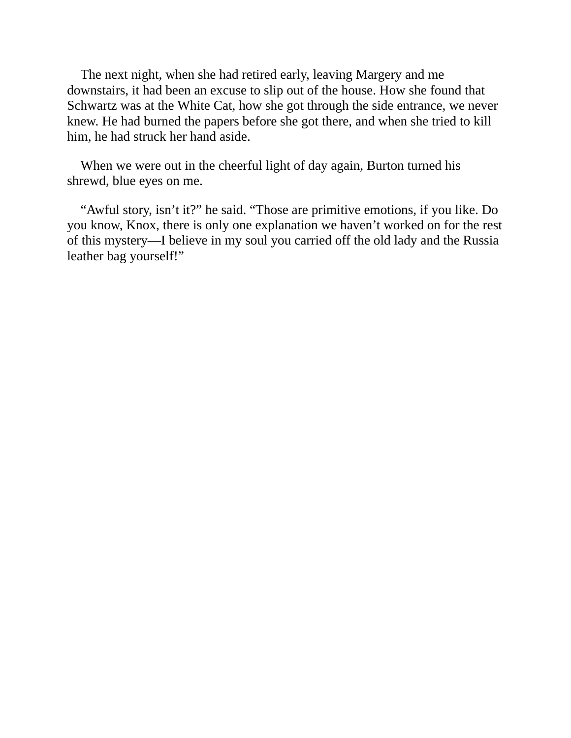The next night, when she had retired early, leaving Margery and me downstairs, it had been an excuse to slip out of the house. How she found that Schwartz was at the White Cat, how she got through the side entrance, we never knew. He had burned the papers before she got there, and when she tried to kill him, he had struck her hand aside.

When we were out in the cheerful light of day again, Burton turned his shrewd, blue eyes on me.

"Awful story, isn't it?" he said. "Those are primitive emotions, if you like. Do you know, Knox, there is only one explanation we haven't worked on for the rest of this mystery—I believe in my soul you carried off the old lady and the Russia leather bag yourself!"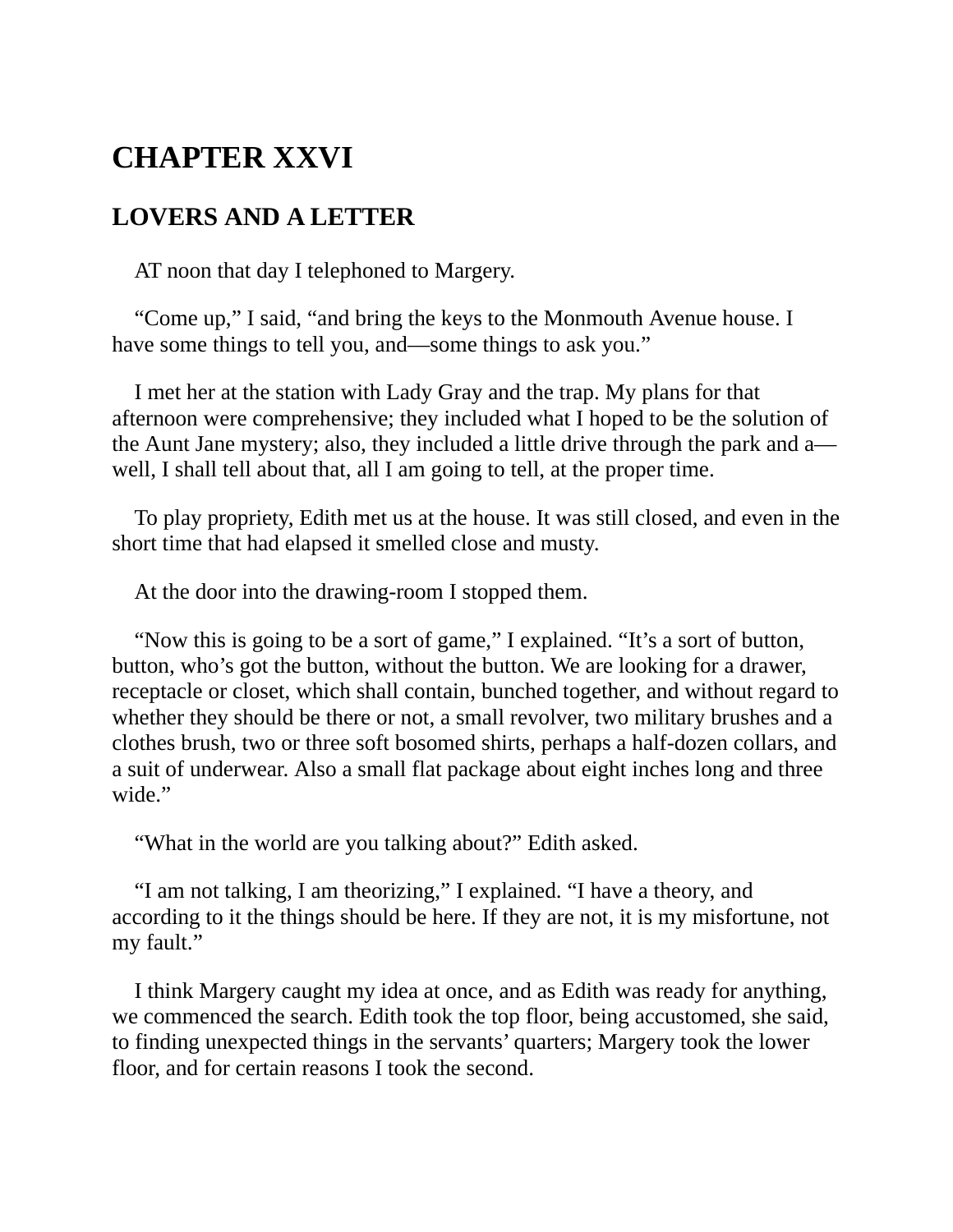# CHAPTER XXVI

## LOVERS AND A LETTER

AT noon that day I telephoned to Margery.

"Come up," I said, "and bring the keys to the Monmouth Avenue house. I have some things to tell you, and—some things to ask you."

I met her at the station with Lady Gray and the trap. My plans for that afternoon were comprehensive; they included what I hoped to be the solution of the Aunt Jane mystery; also, they included a little drive through the park and a—well, I shall tell about that, all I am going to tell, at the proper time.

To play propriety, Edith met us at the house. It was still closed, and even in the short time that had elapsed it smelled close and musty.

At the door into the drawing-room I stopped them.

"Now this is going to be a sort of game," I explained. "It's a sort of button, button, who's got the button, without the button. We are looking for a drawer, receptacle or closet, which shall contain, bunched together, and without regard to whether they should be there or not, a small revolver, two military brushes and a clothes brush, two or three soft bosomed shirts, perhaps a half-dozen collars, and a suit of underwear. Also a small flat package about eight inches long and three wide."

"What in the world are you talking about?" Edith asked.

"I am not talking, I am theorizing," I explained. "I have a theory, and according to it the things should be here. If they are not, it is my misfortune, not my fault."

I think Margery caught my idea at once, and as Edith was ready for anything, we commenced the search. Edith took the top floor, being accustomed, she said, to finding unexpected things in the servants' quarters; Margery took the lower floor, and for certain reasons I took the second.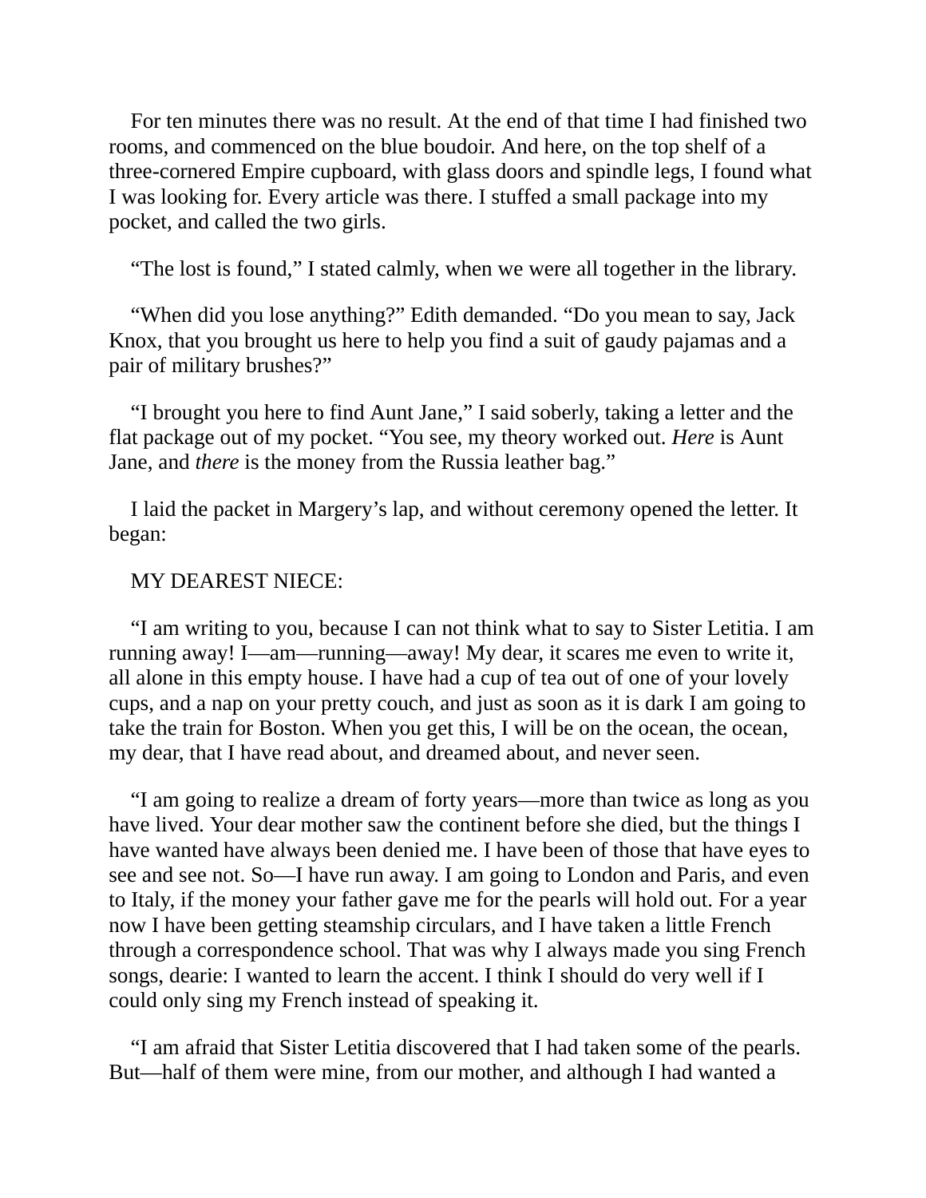For ten minutes there was no result. At the end of that time I had finished two rooms, and commenced on the blue boudoir. And here, on the top shelf of a three-cornered Empire cupboard, with glass doors and spindle legs, I found what I was looking for. Every article was there. I stuffed a small package into my pocket, and called the two girls.

“The lost is found,” I stated calmly, when we were all together in the library.

“When did you lose anything?” Edith demanded. “Do you mean to say, Jack Knox, that you brought us here to help you find a suit of gaudy pajamas and a pair of military brushes?”

“I brought you here to find Aunt Jane,” I said soberly, taking a letter and the flat package out of my pocket. “You see, my theory worked out. *Here* is Aunt Jane, and *there* is the money from the Russia leather bag.”

I laid the packet in Margery’s lap, and without ceremony opened the letter. It began:

MY DEAREST NIECE:

“I am writing to you, because I can not think what to say to Sister Letitia. I am running away! I—am—running—away! My dear, it scares me even to write it, all alone in this empty house. I have had a cup of tea out of one of your lovely cups, and a nap on your pretty couch, and just as soon as it is dark I am going to take the train for Boston. When you get this, I will be on the ocean, the ocean, my dear, that I have read about, and dreamed about, and never seen.

“I am going to realize a dream of forty years—more than twice as long as you have lived. Your dear mother saw the continent before she died, but the things I have wanted have always been denied me. I have been of those that have eyes to see and see not. So—I have run away. I am going to London and Paris, and even to Italy, if the money your father gave me for the pearls will hold out. For a year now I have been getting steamship circulars, and I have taken a little French through a correspondence school. That was why I always made you sing French songs, dearie: I wanted to learn the accent. I think I should do very well if I could only sing my French instead of speaking it.

“I am afraid that Sister Letitia discovered that I had taken some of the pearls. But—half of them were mine, from our mother, and although I had wanted a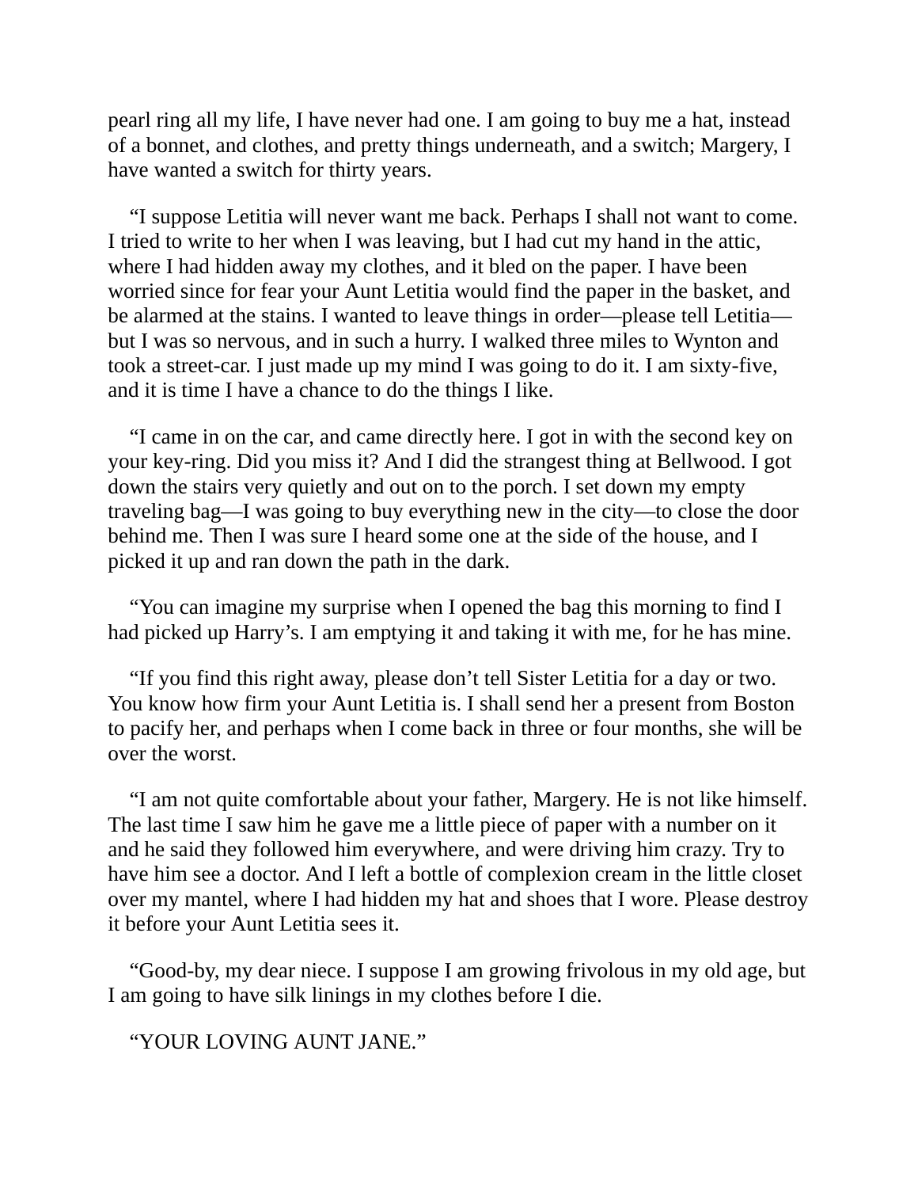pearl ring all my life, I have never had one. I am going to buy me a hat, instead of a bonnet, and clothes, and pretty things underneath, and a switch; Margery, I have wanted a switch for thirty years.

"I suppose Letitia will never want me back. Perhaps I shall not want to come. I tried to write to her when I was leaving, but I had cut my hand in the attic, where I had hidden away my clothes, and it bled on the paper. I have been worried since for fear your Aunt Letitia would find the paper in the basket, and be alarmed at the stains. I wanted to leave things in order—please tell Letitia—but I was so nervous, and in such a hurry. I walked three miles to Wynton and took a street-car. I just made up my mind I was going to do it. I am sixty-five, and it is time I have a chance to do the things I like.

"I came in on the car, and came directly here. I got in with the second key on your key-ring. Did you miss it? And I did the strangest thing at Bellwood. I got down the stairs very quietly and out on to the porch. I set down my empty traveling bag—I was going to buy everything new in the city—to close the door behind me. Then I was sure I heard some one at the side of the house, and I picked it up and ran down the path in the dark.

"You can imagine my surprise when I opened the bag this morning to find I had picked up Harry's. I am emptying it and taking it with me, for he has mine.

"If you find this right away, please don't tell Sister Letitia for a day or two. You know how firm your Aunt Letitia is. I shall send her a present from Boston to pacify her, and perhaps when I come back in three or four months, she will be over the worst.

"I am not quite comfortable about your father, Margery. He is not like himself. The last time I saw him he gave me a little piece of paper with a number on it and he said they followed him everywhere, and were driving him crazy. Try to have him see a doctor. And I left a bottle of complexion cream in the little closet over my mantel, where I had hidden my hat and shoes that I wore. Please destroy it before your Aunt Letitia sees it.

"Good-by, my dear niece. I suppose I am growing frivolous in my old age, but I am going to have silk linings in my clothes before I die.

"YOUR LOVING AUNT JANE."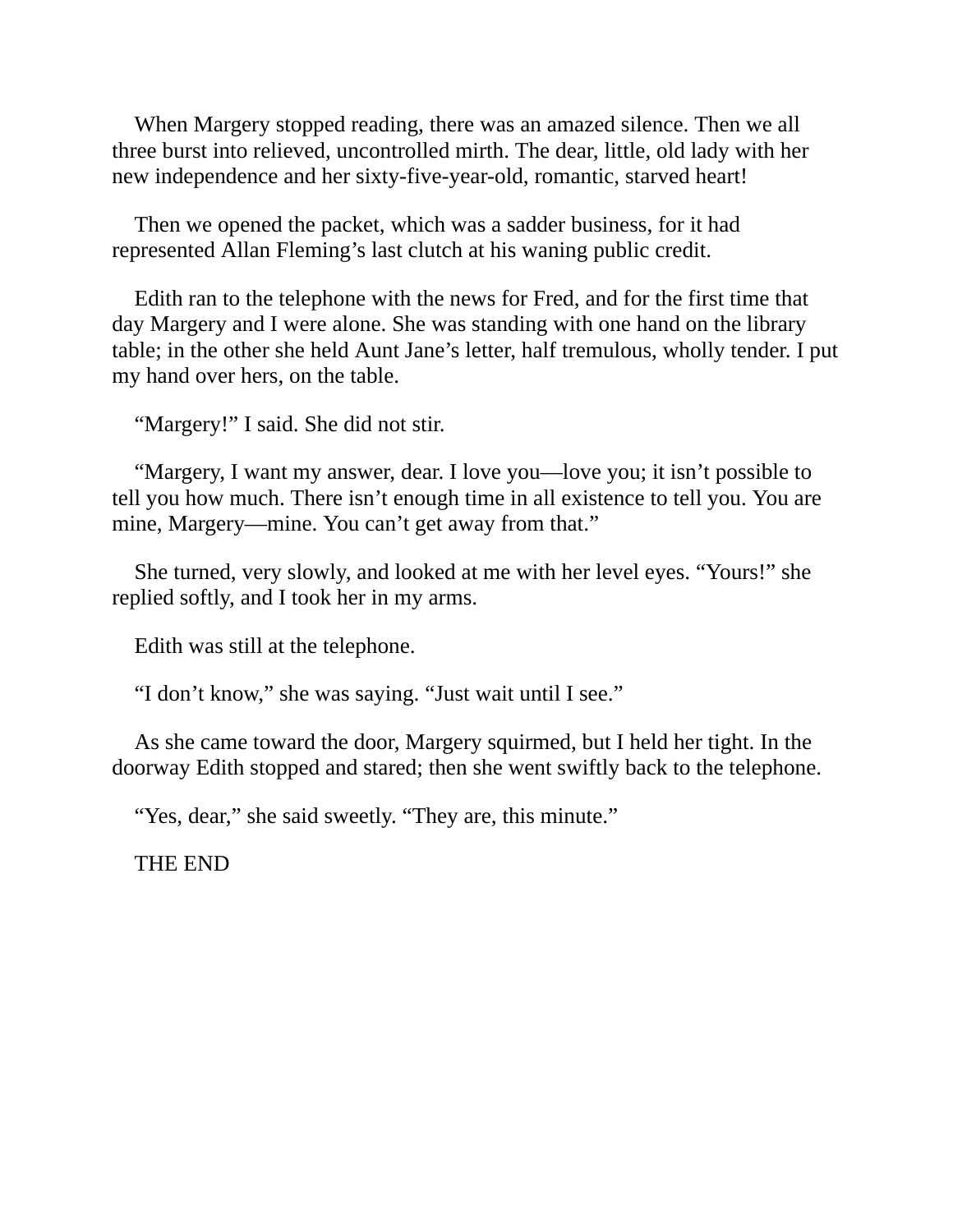When Margery stopped reading, there was an amazed silence. Then we all three burst into relieved, uncontrolled mirth. The dear, little, old lady with her new independence and her sixty-five-year-old, romantic, starved heart!

Then we opened the packet, which was a sadder business, for it had represented Allan Fleming's last clutch at his waning public credit.

Edith ran to the telephone with the news for Fred, and for the first time that day Margery and I were alone. She was standing with one hand on the library table; in the other she held Aunt Jane's letter, half tremulous, wholly tender. I put my hand over hers, on the table.

"Margery!" I said. She did not stir.

"Margery, I want my answer, dear. I love you—love you; it isn't possible to tell you how much. There isn't enough time in all existence to tell you. You are mine, Margery—mine. You can't get away from that."

She turned, very slowly, and looked at me with her level eyes. "Yours!" she replied softly, and I took her in my arms.

Edith was still at the telephone.

"I don't know," she was saying. "Just wait until I see."

As she came toward the door, Margery squirmed, but I held her tight. In the doorway Edith stopped and stared; then she went swiftly back to the telephone.

"Yes, dear," she said sweetly. "They are, this minute."

THE END